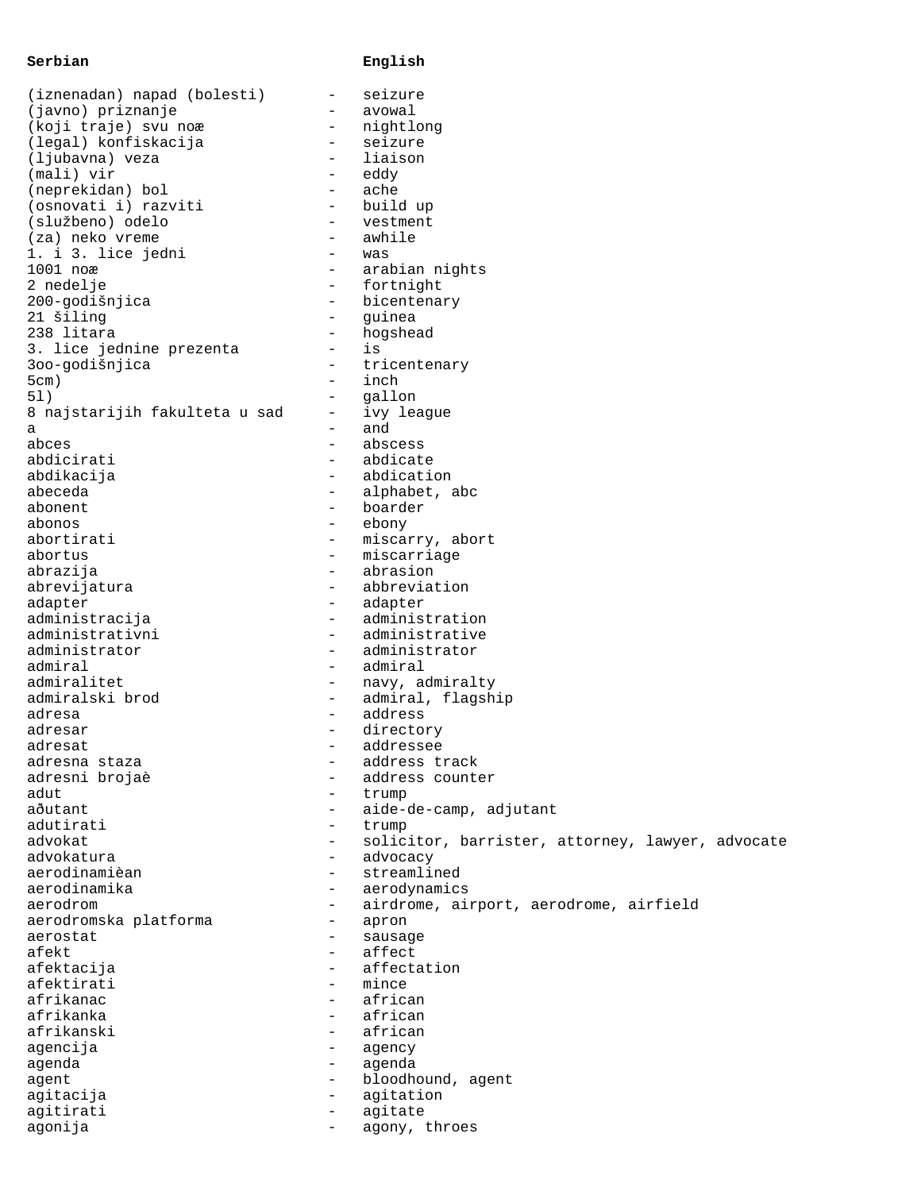| **Serbian** | | **English** |
|---|---|---|
| (iznenadan) napad (bolesti) | - | seizure |
| (javno) priznanje | - | avowal |
| (koji traje) svu noæ | - | nightlong |
| (legal) konfiskacija | - | seizure |
| (ljubavna) veza | - | liaison |
| (mali) vir | - | eddy |
| (neprekidan) bol | - | ache |
| (osnovati i) razviti | - | build up |
| (službeno) odelo | - | vestment |
| (za) neko vreme | - | awhile |
| 1. i 3. lice jedni | - | was |
| 1001 noæ | - | arabian nights |
| 2 nedelje | - | fortnight |
| 200-godišnjica | - | bicentenary |
| 21 šiling | - | guinea |
| 238 litara | - | hogshead |
| 3. lice jednine prezenta | - | is |
| 3oo-godišnjica | - | tricentenary |
| 5cm) | - | inch |
| 5l) | - | gallon |
| 8 najstarijih fakulteta u sad | - | ivy league |
| a | - | and |
| abces | - | abscess |
| abdicirati | - | abdicate |
| abdikacija | - | abdication |
| abeceda | - | alphabet, abc |
| abonent | - | boarder |
| abonos | - | ebony |
| abortirati | - | miscarry, abort |
| abortus | - | miscarriage |
| abrazija | - | abrasion |
| abrevijatura | - | abbreviation |
| adapter | - | adapter |
| administracija | - | administration |
| administrativni | - | administrative |
| administrator | - | administrator |
| admiral | - | admiral |
| admiralitet | - | navy, admiralty |
| admiralski brod | - | admiral, flagship |
| adresa | - | address |
| adresar | - | directory |
| adresat | - | addressee |
| adresna staza | - | address track |
| adresni brojaè | - | address counter |
| adut | - | trump |
| ađutant | - | aide-de-camp, adjutant |
| adutirati | - | trump |
| advokat | - | solicitor, barrister, attorney, lawyer, advocate |
| advokatura | - | advocacy |
| aerodinamièan | - | streamlined |
| aerodinamika | - | aerodynamics |
| aerodrom | - | airdrome, airport, aerodrome, airfield |
| aerodromska platforma | - | apron |
| aerostat | - | sausage |
| afekt | - | affect |
| afektacija | - | affectation |
| afektirati | - | mince |
| afrikanac | - | african |
| afrikanka | - | african |
| afrikanski | - | african |
| agencija | - | agency |
| agenda | - | agenda |
| agent | - | bloodhound, agent |
| agitacija | - | agitation |
| agitirati | - | agitate |
| agonija | - | agony, throes |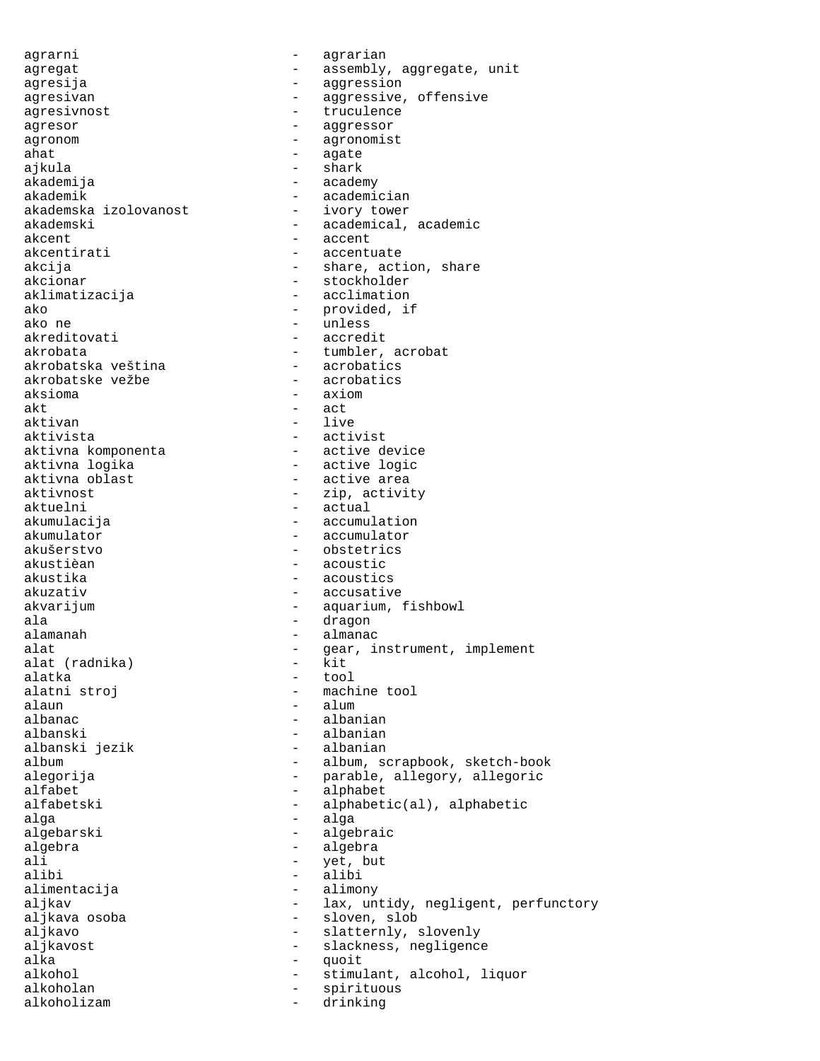agrarni - agrarian
agregat - assembly, aggregate, unit
agresija - aggression
agresivan - aggressive, offensive
agresivnost - truculence
agresor - aggressor
agronom - agronomist
ahat - agate
ajkula - shark
akademija - academy
akademik - academician
akademska izolovanost - ivory tower
akademski - academical, academic
akcent - accent
akcentirati - accentuate
akcija - share, action, share
akcionar - stockholder
aklimatizacija - acclimation
ako - provided, if
ako ne - unless
akreditovati - accredit
akrobata - tumbler, acrobat
akrobatska veština - acrobatics
akrobatske vežbe - acrobatics
aksioma - axiom
akt - act
aktivan - live
aktivista - activist
aktivna komponenta - active device
aktivna logika - active logic
aktivna oblast - active area
aktivnost - zip, activity
aktuelni - actual
akumulacija - accumulation
akumulator - accumulator
akušerstvo - obstetrics
akustièan - acoustic
akustika - acoustics
akuzativ - accusative
akvarijum - aquarium, fishbowl
ala - dragon
alamanah - almanac
alat - gear, instrument, implement
alat (radnika) - kit
alatka - tool
alatni stroj - machine tool
alaun - alum
albanac - albanian
albanski - albanian
albanski jezik - albanian
album - album, scrapbook, sketch-book
alegorija - parable, allegory, allegoric
alfabet - alphabet
alfabetski - alphabetic(al), alphabetic
alga - alga
algebarski - algebraic
algebra - algebra
ali - yet, but
alibi - alibi
alimentacija - alimony
aljkav - lax, untidy, negligent, perfunctory
aljkava osoba - sloven, slob
aljkavo - slatternly, slovenly
aljkavost - slackness, negligence
alka - quoit
alkohol - stimulant, alcohol, liquor
alkoholan - spirituous
alkoholizam - drinking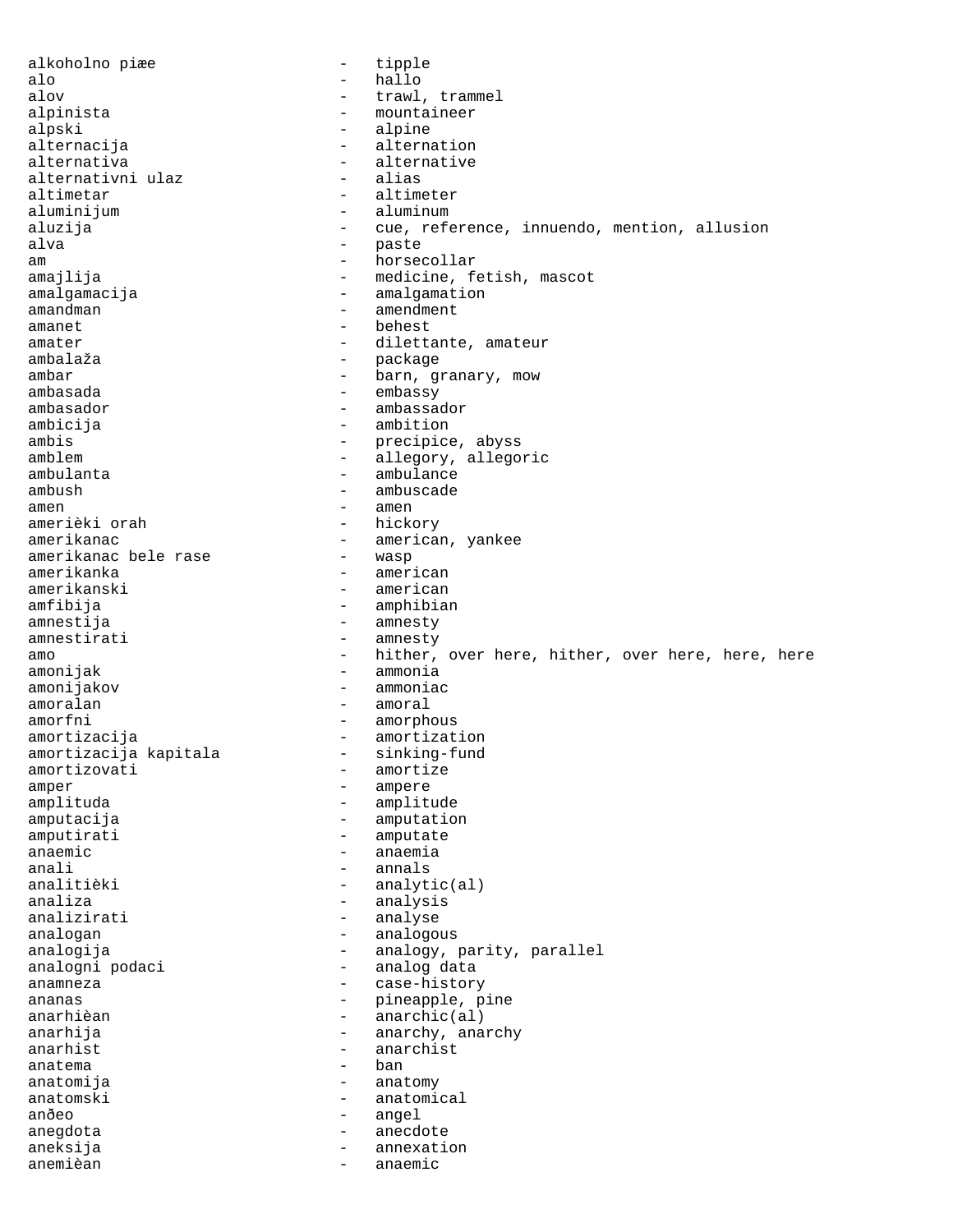```
alkoholno piæe               -   tipple
alo                          -   hallo
alov                         -   trawl, trammel
alpinista                    -   mountaineer
alpski                       -   alpine
alternacija                  -   alternation
alternativa                  -   alternative
alternativni ulaz            -   alias
altimetar                    -   altimeter
aluminijum                   -   aluminum
aluzija                      -   cue, reference, innuendo, mention, allusion
alva                         -   paste
am                           -   horsecollar
amajlija                     -   medicine, fetish, mascot
amalgamacija                 -   amalgamation
amandman                     -   amendment
amanet                       -   behest
amater                       -   dilettante, amateur
ambalaža                     -   package
ambar                        -   barn, granary, mow
ambasada                     -   embassy
ambasador                    -   ambassador
ambicija                     -   ambition
ambis                        -   precipice, abyss
amblem                       -   allegory, allegoric
ambulanta                    -   ambulance
ambush                       -   ambuscade
amen                         -   amen
amerièki orah                -   hickory
amerikanac                   -   american, yankee
amerikanac bele rase         -   wasp
amerikanka                   -   american
amerikanski                  -   american
amfibija                     -   amphibian
amnestija                    -   amnesty
amnestirati                  -   amnesty
amo                          -   hither, over here, hither, over here, here, here
amonijak                     -   ammonia
amonijakov                   -   ammoniac
amoralan                     -   amoral
amorfni                      -   amorphous
amortizacija                 -   amortization
amortizacija kapitala        -   sinking-fund
amortizovati                 -   amortize
amper                        -   ampere
amplituda                    -   amplitude
amputacija                   -   amputation
amputirati                   -   amputate
anaemic                      -   anaemia
anali                        -   annals
analitièki                   -   analytic(al)
analiza                      -   analysis
analizirati                  -   analyse
analogan                     -   analogous
analogija                    -   analogy, parity, parallel
analogni podaci              -   analog data
anamneza                     -   case-history
ananas                       -   pineapple, pine
anarhièan                    -   anarchic(al)
anarhija                     -   anarchy, anarchy
anarhist                     -   anarchist
anatema                      -   ban
anatomija                    -   anatomy
anatomski                    -   anatomical
anðeo                        -   angel
anegdota                     -   anecdote
aneksija                     -   annexation
anemièan                     -   anaemic
```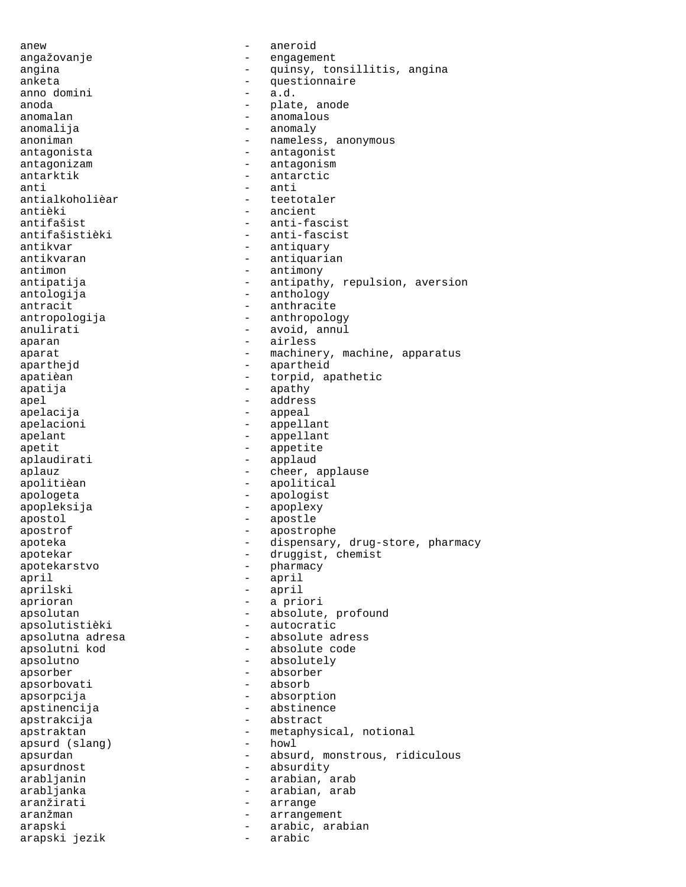anew - aneroid
angažovanje - engagement
angina - quinsy, tonsillitis, angina
anketa - questionnaire
anno domini - a.d.
anoda - plate, anode
anomalan - anomalous
anomalija - anomaly
anoniman - nameless, anonymous
antagonista - antagonist
antagonizam - antagonism
antarktik - antarctic
anti - anti
antialkoholièar - teetotaler
antièki - ancient
antifašist - anti-fascist
antifašistièki - anti-fascist
antikvar - antiquary
antikvaran - antiquarian
antimon - antimony
antipatija - antipathy, repulsion, aversion
antologija - anthology
antracit - anthracite
antropologija - anthropology
anulirati - avoid, annul
aparan - airless
aparat - machinery, machine, apparatus
aparthejd - apartheid
apatièan - torpid, apathetic
apatija - apathy
apel - address
apelacija - appeal
apelacioni - appellant
apelant - appellant
apetit - appetite
aplaudirati - applaud
aplauz - cheer, applause
apolitièan - apolitical
apologeta - apologist
apopleksija - apoplexy
apostol - apostle
apostrof - apostrophe
apoteka - dispensary, drug-store, pharmacy
apotekar - druggist, chemist
apotekarstvo - pharmacy
april - april
aprilski - april
aprioran - a priori
apsolutan - absolute, profound
apsolutistièki - autocratic
apsolutna adresa - absolute adress
apsolutni kod - absolute code
apsolutno - absolutely
apsorber - absorber
apsorbovati - absorb
apsorpcija - absorption
apstinencija - abstinence
apstrakcija - abstract
apstraktan - metaphysical, notional
apsurd (slang) - howl
apsurdan - absurd, monstrous, ridiculous
apsurdnost - absurdity
arabljanin - arabian, arab
arabljanka - arabian, arab
aranžirati - arrange
aranžman - arrangement
arapski - arabic, arabian
arapski jezik - arabic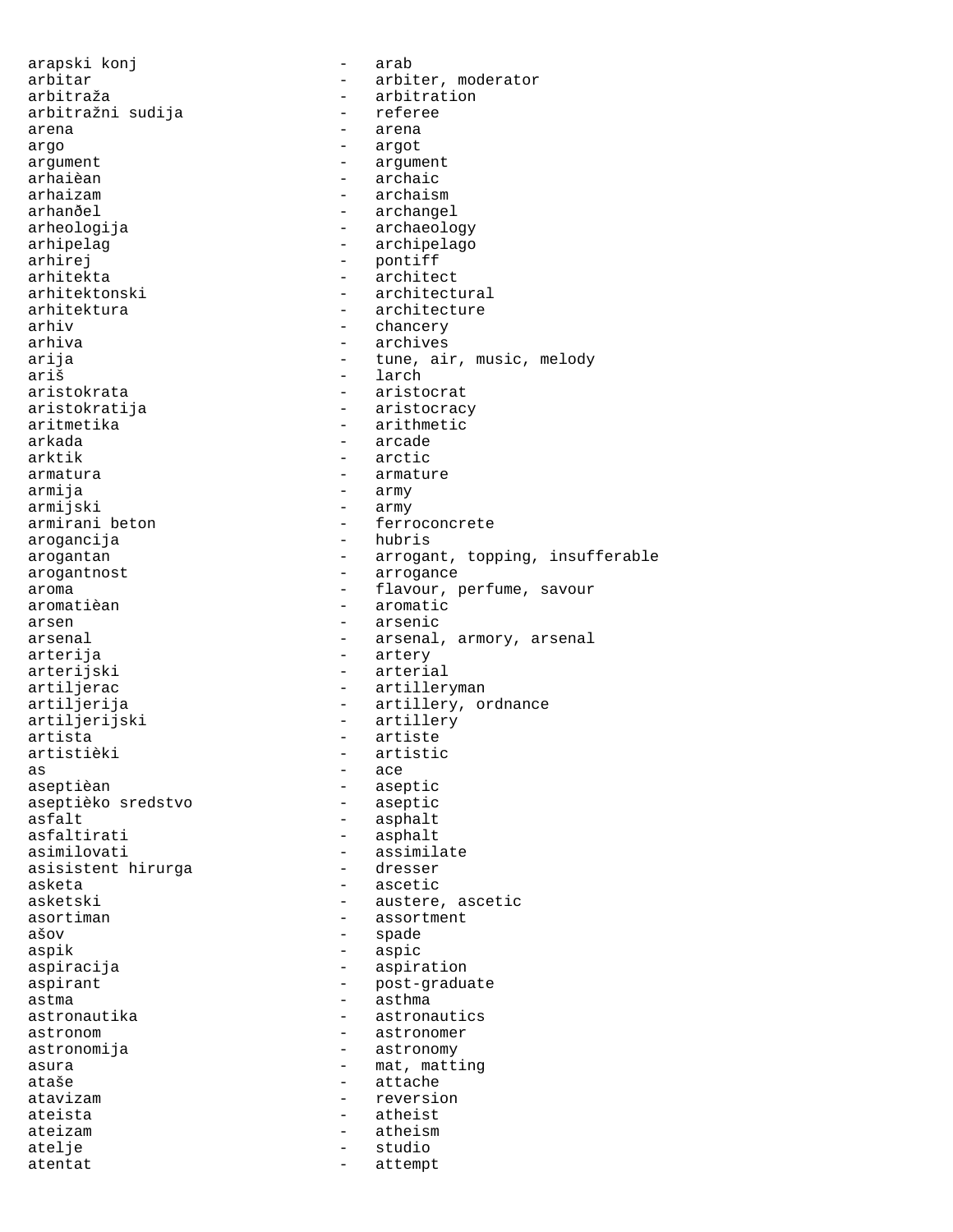arapski konj - arab
arbitar - arbiter, moderator
arbitraža - arbitration
arbitražni sudija - referee
arena - arena
argo - argot
argument - argument
arhaièan - archaic
arhaizam - archaism
arhanðel - archangel
arheologija - archaeology
arhipelag - archipelago
arhirej - pontiff
arhitekta - architect
arhitektonski - architectural
arhitektura - architecture
arhiv - chancery
arhiva - archives
arija - tune, air, music, melody
ariš - larch
aristokrata - aristocrat
aristokratija - aristocracy
aritmetika - arithmetic
arkada - arcade
arktik - arctic
armatura - armature
armija - army
armijski - army
armirani beton - ferroconcrete
arogancija - hubris
arogantan - arrogant, topping, insufferable
arogantnost - arrogance
aroma - flavour, perfume, savour
aromatièan - aromatic
arsen - arsenic
arsenal - arsenal, armory, arsenal
arterija - artery
arterijski - arterial
artiljerac - artilleryman
artiljerija - artillery, ordnance
artiljerijski - artillery
artista - artiste
artistièki - artistic
as - ace
aseptièan - aseptic
aseptièko sredstvo - aseptic
asfalt - asphalt
asfaltirati - asphalt
asimilovati - assimilate
asisistent hirurga - dresser
asketa - ascetic
asketski - austere, ascetic
asortiman - assortment
ašov - spade
aspik - aspic
aspiracija - aspiration
aspirant - post-graduate
astma - asthma
astronautika - astronautics
astronom - astronomer
astronomija - astronomy
asura - mat, matting
ataše - attache
atavizam - reversion
ateista - atheist
ateizam - atheism
atelje - studio
atentat - attempt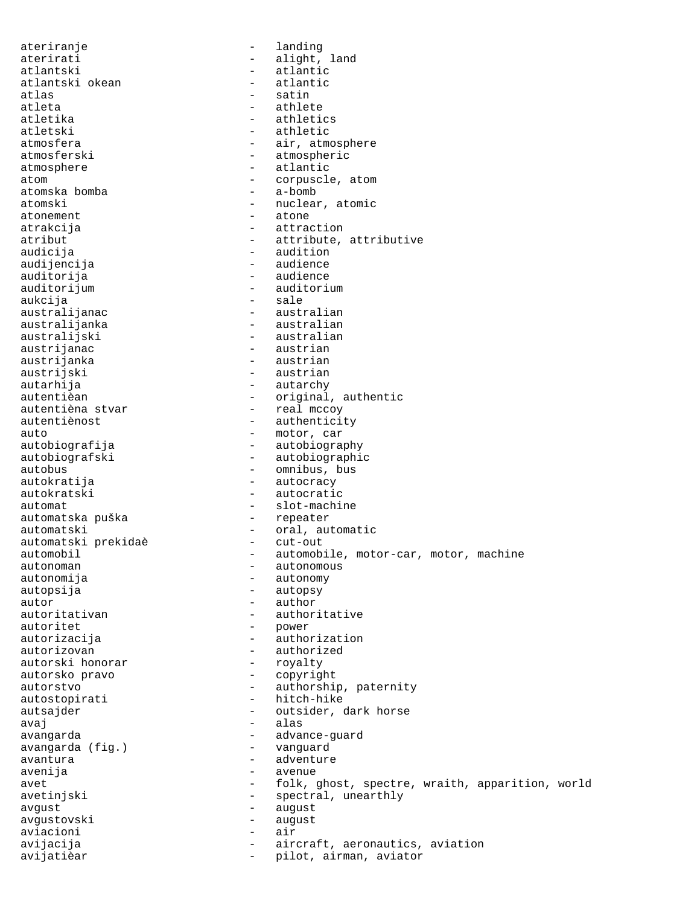aterirati - alight, land
atlantski - atlantic
atlantski okean - atlantic
atlas - satin
atleta - athlete
atletika - athletics
atletski - athletic
atmosfera - air, atmosphere
atmosferski - atmospheric
atmosphere - atlantic
atom - corpuscle, atom
atomska bomba - a-bomb
atomski - nuclear, atomic
atonement - atone
atrakcija - attraction
atribut - attribute, attributive
audicija - audition
audijencija - audience
auditorija - audience
auditorijum - auditorium
aukcija - sale
australijanac - australian
australijanka - australian
australijski - australian
austrijanac - austrian
austrijanka - austrian
austrijski - austrian
autarhija - autarchy
autentièan - original, authentic
autentièna stvar - real mccoy
autentiènost - authenticity
auto - motor, car
autobiografija - autobiography
autobiografski - autobiographic
autobus - omnibus, bus
autokratija - autocracy
autokratski - autocratic
automat - slot-machine
automatska puška - repeater
automatski - oral, automatic
automatski prekidaè - cut-out
automobil - automobile, motor-car, motor, machine
autonoman - autonomous
autonomija - autonomy
autopsija - autopsy
autor - author
autoritativan - authoritative
autoritet - power
autorizacija - authorization
autorizovan - authorized
autorski honorar - royalty
autorsko pravo - copyright
autorstvo - authorship, paternity
autostopirati - hitch-hike
autsajder - outsider, dark horse
avaj - alas
avangarda - advance-guard
avangarda (fig.) - vanguard
avantura - adventure
avenija - avenue
avet - folk, ghost, spectre, wraith, apparition, world
avetinjski - spectral, unearthly
avgust - august
avgustovski - august
aviacioni - air
avijacija - aircraft, aeronautics, aviation
avijatièar - pilot, airman, aviator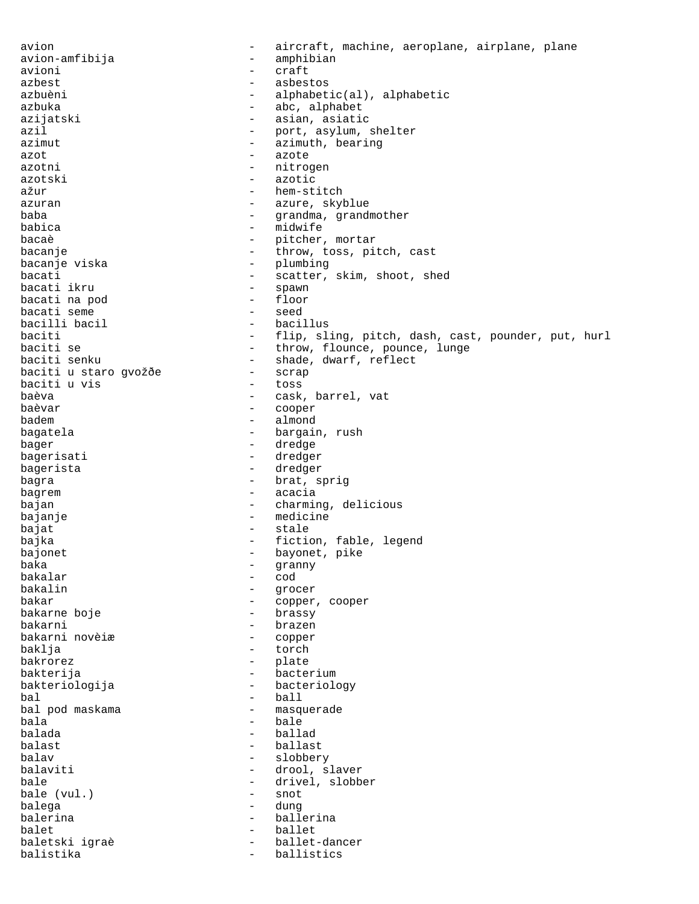avion - aircraft, machine, aeroplane, airplane, plane
avion-amfibija - amphibian
avioni - craft
azbest - asbestos
azbuèni - alphabetic(al), alphabetic
azbuka - abc, alphabet
azijatski - asian, asiatic
azil - port, asylum, shelter
azimut - azimuth, bearing
azot - azote
azotni - nitrogen
azotski - azotic
ažur - hem-stitch
azuran - azure, skyblue
baba - grandma, grandmother
babica - midwife
bacaè - pitcher, mortar
bacanje - throw, toss, pitch, cast
bacanje viska - plumbing
bacati - scatter, skim, shoot, shed
bacati ikru - spawn
bacati na pod - floor
bacati seme - seed
bacilli bacil - bacillus
baciti - flip, sling, pitch, dash, cast, pounder, put, hurl
baciti se - throw, flounce, pounce, lunge
baciti senku - shade, dwarf, reflect
baciti u staro gvožðe - scrap
baciti u vis - toss
baèva - cask, barrel, vat
baèvar - cooper
badem - almond
bagatela - bargain, rush
bager - dredge
bagerisati - dredger
bagerista - dredger
bagra - brat, sprig
bagrem - acacia
bajan - charming, delicious
bajanje - medicine
bajat - stale
bajka - fiction, fable, legend
bajonet - bayonet, pike
baka - granny
bakalar - cod
bakalin - grocer
bakar - copper, cooper
bakarne boje - brassy
bakarni - brazen
bakarni novèiæ - copper
baklja - torch
bakrorez - plate
bakterija - bacterium
bakteriologija - bacteriology
bal - ball
bal pod maskama - masquerade
bala - bale
balada - ballad
balast - ballast
balav - slobbery
balaviti - drool, slaver
bale - drivel, slobber
bale (vul.) - snot
balega - dung
balerina - ballerina
balet - ballet
baletski igraè - ballet-dancer
balistika - ballistics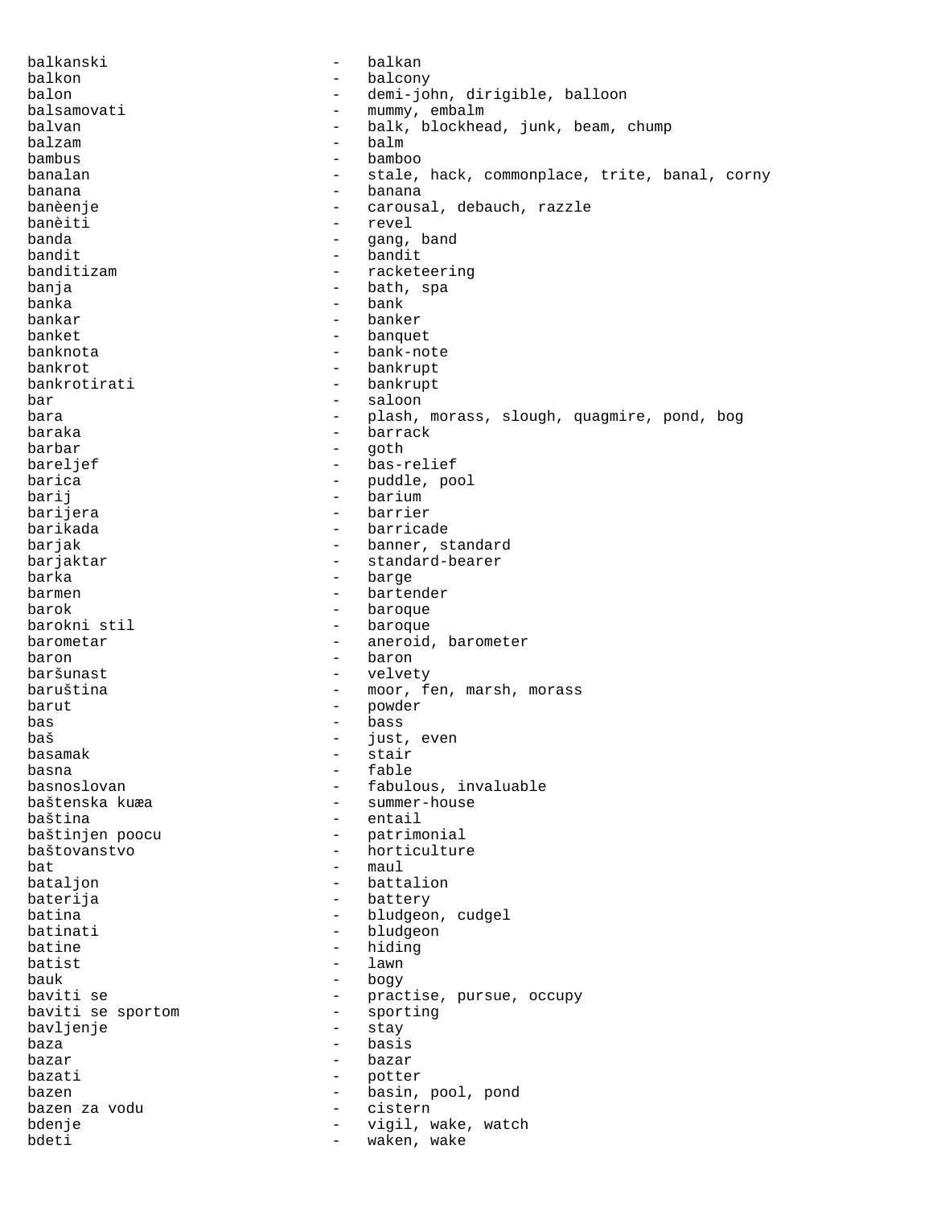balkanski - balkan
balkon - balcony
balon - demi-john, dirigible, balloon
balsamovati - mummy, embalm
balvan - balk, blockhead, junk, beam, chump
balzam - balm
bambus - bamboo
banalan - stale, hack, commonplace, trite, banal, corny
banana - banana
banèenje - carousal, debauch, razzle
banèiti - revel
banda - gang, band
bandit - bandit
banditizam - racketeering
banja - bath, spa
banka - bank
bankar - banker
banket - banquet
banknota - bank-note
bankrot - bankrupt
bankrotirati - bankrupt
bar - saloon
bara - plash, morass, slough, quagmire, pond, bog
baraka - barrack
barbar - goth
bareljef - bas-relief
barica - puddle, pool
barij - barium
barijera - barrier
barikada - barricade
barjak - banner, standard
barjaktar - standard-bearer
barka - barge
barmen - bartender
barok - baroque
barokni stil - baroque
barometar - aneroid, barometer
baron - baron
baršunast - velvety
baruština - moor, fen, marsh, morass
barut - powder
bas - bass
baš - just, even
basamak - stair
basna - fable
basnoslovan - fabulous, invaluable
baštenska kuæa - summer-house
baština - entail
baštinjen poocu - patrimonial
baštovanstvo - horticulture
bat - maul
bataljon - battalion
baterija - battery
batina - bludgeon, cudgel
batinati - bludgeon
batine - hiding
batist - lawn
bauk - bogy
baviti se - practise, pursue, occupy
baviti se sportom - sporting
bavljenje - stay
baza - basis
bazar - bazar
bazati - potter
bazen - basin, pool, pond
bazen za vodu - cistern
bdenje - vigil, wake, watch
bdeti - waken, wake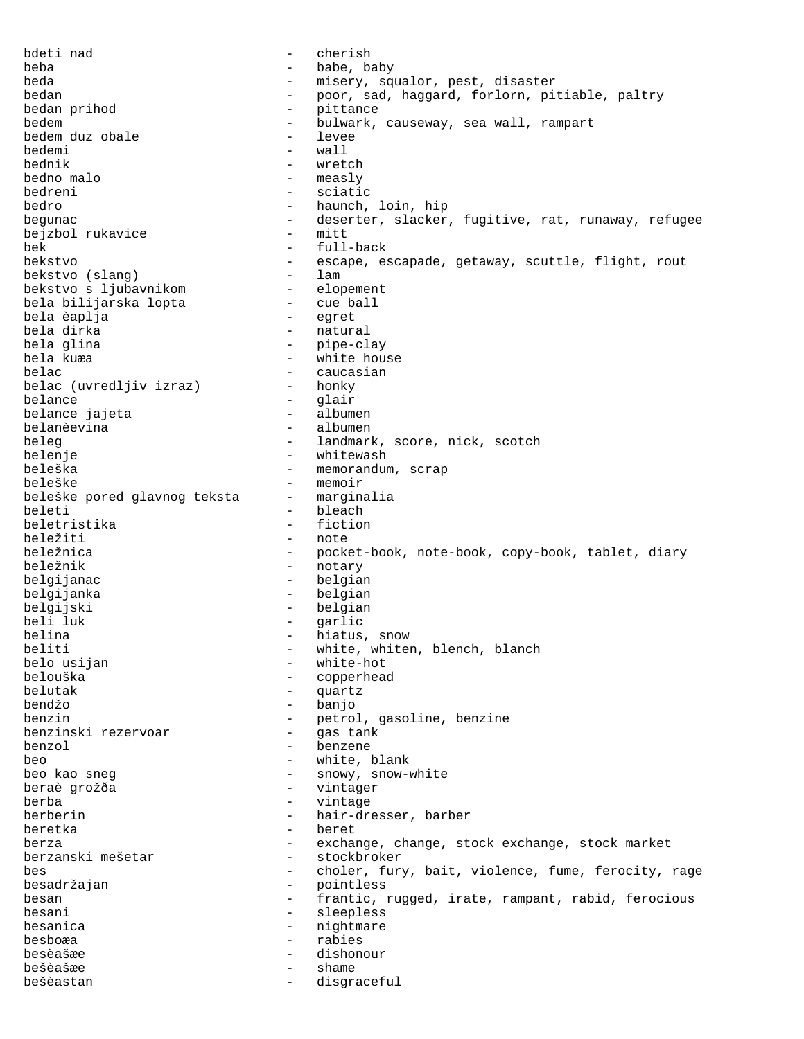bdeti nad - cherish
beba - babe, baby
beda - misery, squalor, pest, disaster
bedan - poor, sad, haggard, forlorn, pitiable, paltry
bedan prihod - pittance
bedem - bulwark, causeway, sea wall, rampart
bedem duz obale - levee
bedemi - wall
bednik - wretch
bedno malo - measly
bedreni - sciatic
bedro - haunch, loin, hip
begunac - deserter, slacker, fugitive, rat, runaway, refugee
bejzbol rukavice - mitt
bek - full-back
bekstvo - escape, escapade, getaway, scuttle, flight, rout
bekstvo (slang) - lam
bekstvo s ljubavnikom - elopement
bela bilijarska lopta - cue ball
bela èaplja - egret
bela dirka - natural
bela glina - pipe-clay
bela kuæa - white house
belac - caucasian
belac (uvredljiv izraz) - honky
belance - glair
belance jajeta - albumen
belanèevina - albumen
beleg - landmark, score, nick, scotch
belenje - whitewash
beleška - memorandum, scrap
beleške - memoir
beleške pored glavnog teksta - marginalia
beleti - bleach
beletristika - fiction
beležiti - note
beležnica - pocket-book, note-book, copy-book, tablet, diary
beležnik - notary
belgijanac - belgian
belgijanka - belgian
belgijski - belgian
beli luk - garlic
belina - hiatus, snow
beliti - white, whiten, blench, blanch
belo usijan - white-hot
belouška - copperhead
belutak - quartz
bendžo - banjo
benzin - petrol, gasoline, benzine
benzinski rezervoar - gas tank
benzol - benzene
beo - white, blank
beo kao sneg - snowy, snow-white
beraè grožða - vintager
berba - vintage
berberin - hair-dresser, barber
beretka - beret
berza - exchange, change, stock exchange, stock market
berzanski mešetar - stockbroker
bes - choler, fury, bait, violence, fume, ferocity, rage
besadržajan - pointless
besan - frantic, rugged, irate, rampant, rabid, ferocious
besani - sleepless
besanica - nightmare
besboæa - rabies
besèašæe - dishonour
bešèašæe - shame
bešèastan - disgraceful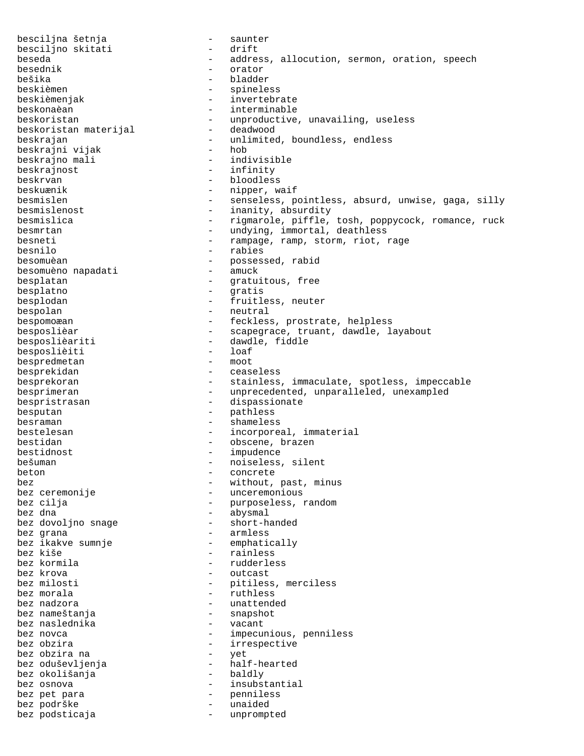besciljna šetnja - saunter
besciljno skitati - drift
beseda - address, allocution, sermon, oration, speech
besednik - orator
bešika - bladder
beskièmen - spineless
beskièmenjak - invertebrate
beskonaèan - interminable
beskoristan - unproductive, unavailing, useless
beskoristan materijal - deadwood
beskrajan - unlimited, boundless, endless
beskrajni vijak - hob
beskrajno mali - indivisible
beskrajnost - infinity
beskrvan - bloodless
beskuænik - nipper, waif
besmislen - senseless, pointless, absurd, unwise, gaga, silly
besmislenost - inanity, absurdity
besmislica - rigmarole, piffle, tosh, poppycock, romance, ruck
besmrtan - undying, immortal, deathless
besneti - rampage, ramp, storm, riot, rage
besnilo - rabies
besomuèan - possessed, rabid
besomuèno napadati - amuck
besplatan - gratuitous, free
besplatno - gratis
besplodan - fruitless, neuter
bespolan - neutral
bespomoæan - feckless, prostrate, helpless
besposlièar - scapegrace, truant, dawdle, layabout
besposlièariti - dawdle, fiddle
besposlièiti - loaf
bespredmetan - moot
besprekidan - ceaseless
besprekoran - stainless, immaculate, spotless, impeccable
besprimeran - unprecedented, unparalleled, unexampled
bespristrasan - dispassionate
besputan - pathless
besraman - shameless
bestelesan - incorporeal, immaterial
bestidan - obscene, brazen
bestidnost - impudence
bešuman - noiseless, silent
beton - concrete
bez - without, past, minus
bez ceremonije - unceremonious
bez cilja - purposeless, random
bez dna - abysmal
bez dovoljno snage - short-handed
bez grana - armless
bez ikakve sumnje - emphatically
bez kiše - rainless
bez kormila - rudderless
bez krova - outcast
bez milosti - pitiless, merciless
bez morala - ruthless
bez nadzora - unattended
bez nameštanja - snapshot
bez naslednika - vacant
bez novca - impecunious, penniless
bez obzira - irrespective
bez obzira na - yet
bez oduševljenja - half-hearted
bez okolišanja - baldly
bez osnova - insubstantial
bez pet para - penniless
bez podrške - unaided
bez podsticaja - unprompted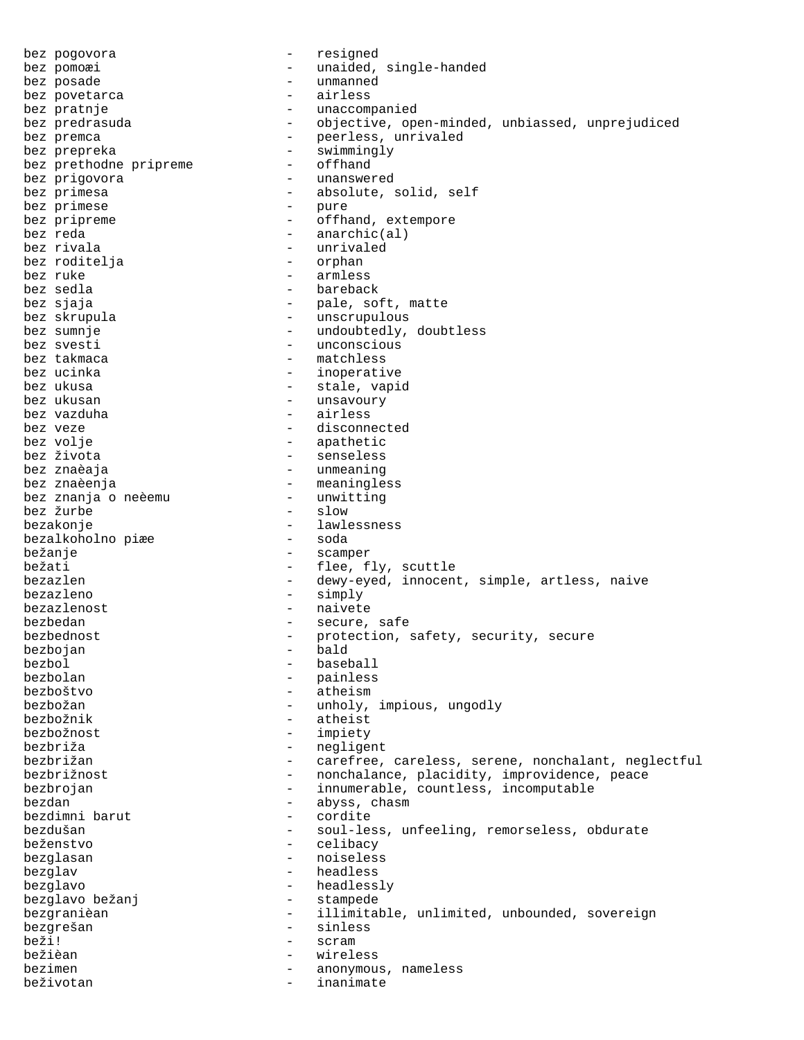bez pogovora - resigned
bez pomoæi - unaided, single-handed
bez posade - unmanned
bez povetarca - airless
bez pratnje - unaccompanied
bez predrasuda - objective, open-minded, unbiassed, unprejudiced
bez premca - peerless, unrivaled
bez prepreka - swimmingly
bez prethodne pripreme - offhand
bez prigovora - unanswered
bez primesa - absolute, solid, self
bez primese - pure
bez pripreme - offhand, extempore
bez reda - anarchic(al)
bez rivala - unrivaled
bez roditelja - orphan
bez ruke - armless
bez sedla - bareback
bez sjaja - pale, soft, matte
bez skrupula - unscrupulous
bez sumnje - undoubtedly, doubtless
bez svesti - unconscious
bez takmaca - matchless
bez ucinka - inoperative
bez ukusa - stale, vapid
bez ukusan - unsavoury
bez vazduha - airless
bez veze - disconnected
bez volje - apathetic
bez života - senseless
bez znaèaja - unmeaning
bez znaèenja - meaningless
bez znanja o neèemu - unwitting
bez žurbe - slow
bezakonje - lawlessness
bezalkoholno piæe - soda
bežanje - scamper
bežati - flee, fly, scuttle
bezazlen - dewy-eyed, innocent, simple, artless, naive
bezazleno - simply
bezazlenost - naivete
bezbedan - secure, safe
bezbednost - protection, safety, security, secure
bezbojan - bald
bezbol - baseball
bezbolan - painless
bezboštvo - atheism
bezbožan - unholy, impious, ungodly
bezbožnik - atheist
bezbožnost - impiety
bezbriža - negligent
bezbrižan - carefree, careless, serene, nonchalant, neglectful
bezbrižnost - nonchalance, placidity, improvidence, peace
bezbrojan - innumerable, countless, incomputable
bezdan - abyss, chasm
bezdimni barut - cordite
bezdušan - soul-less, unfeeling, remorseless, obdurate
beženstvo - celibacy
bezglasan - noiseless
bezglav - headless
bezglavo - headlessly
bezglavo bežanj - stampede
bezgranièan - illimitable, unlimited, unbounded, sovereign
bezgrešan - sinless
beži! - scram
bežièan - wireless
bezimen - anonymous, nameless
beživotan - inanimate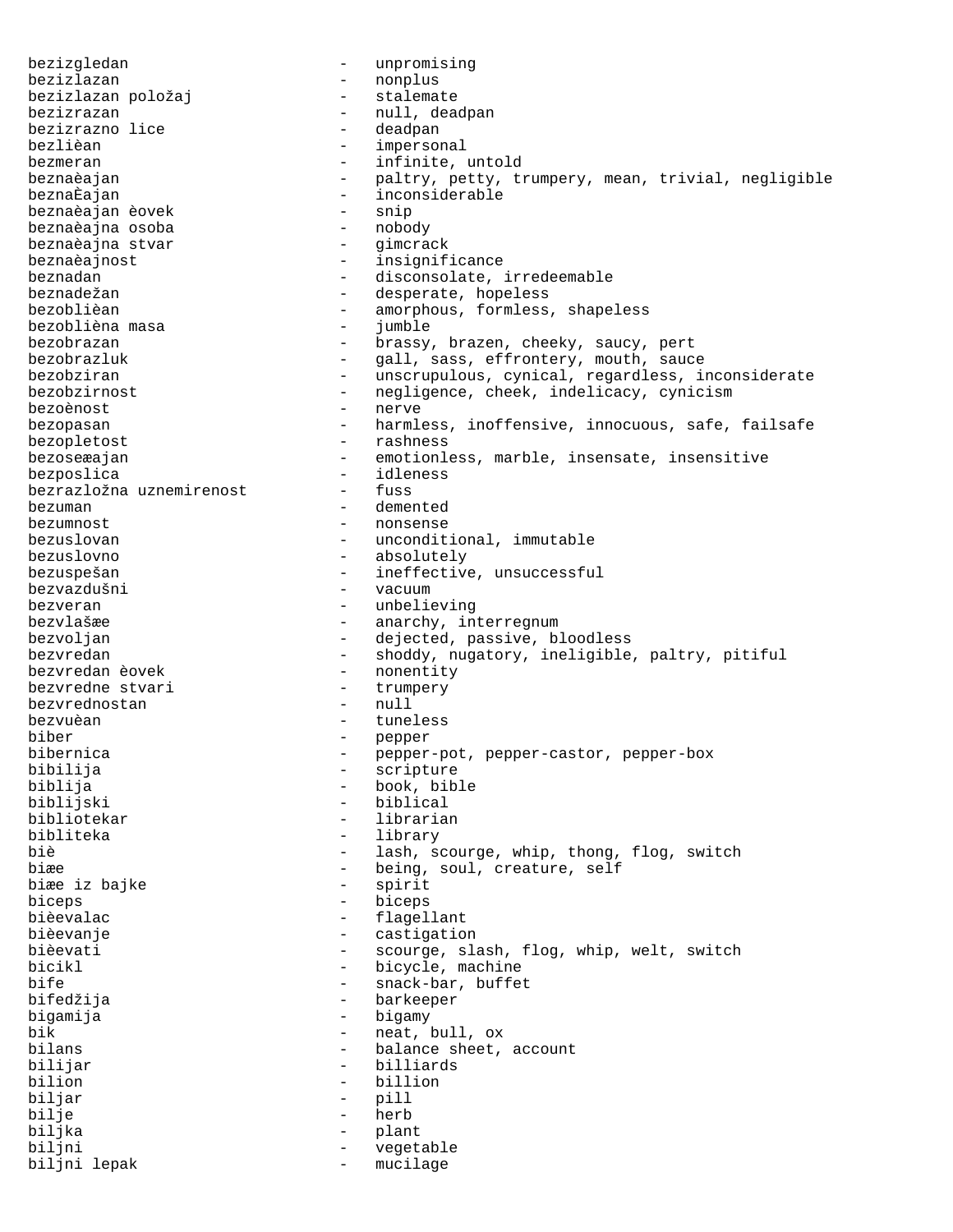bezizgledan - unpromising
bezizlazan - nonplus
bezizlazan položaj - stalemate
bezizrazan - null, deadpan
bezizrazno lice - deadpan
bezlièan - impersonal
bezmeran - infinite, untold
beznaèajan - paltry, petty, trumpery, mean, trivial, negligible
beznaÈajan - inconsiderable
beznaèajan èovek - snip
beznaèajna osoba - nobody
beznaèajna stvar - gimcrack
beznaèajnost - insignificance
beznadan - disconsolate, irredeemable
beznadežan - desperate, hopeless
bezoblièan - amorphous, formless, shapeless
bezoblièna masa - jumble
bezobrazan - brassy, brazen, cheeky, saucy, pert
bezobrazluk - gall, sass, effrontery, mouth, sauce
bezobziran - unscrupulous, cynical, regardless, inconsiderate
bezobzirnost - negligence, cheek, indelicacy, cynicism
bezoènost - nerve
bezopasan - harmless, inoffensive, innocuous, safe, failsafe
bezopletost - rashness
bezoseæajan - emotionless, marble, insensate, insensitive
bezposlica - idleness
bezrazložna uznemirenost - fuss
bezuman - demented
bezumnost - nonsense
bezuslovan - unconditional, immutable
bezuslovno - absolutely
bezuspešan - ineffective, unsuccessful
bezvazdušni - vacuum
bezveran - unbelieving
bezvlašæe - anarchy, interregnum
bezvoljan - dejected, passive, bloodless
bezvredan - shoddy, nugatory, ineligible, paltry, pitiful
bezvredan èovek - nonentity
bezvredne stvari - trumpery
bezvrednostan - null
bezvuèan - tuneless
biber - pepper
bibernica - pepper-pot, pepper-castor, pepper-box
bibilija - scripture
biblija - book, bible
biblijski - biblical
bibliotekar - librarian
bibliteka - library
biè - lash, scourge, whip, thong, flog, switch
biæe - being, soul, creature, self
biæe iz bajke - spirit
biceps - biceps
bièevalac - flagellant
bièevanje - castigation
bièevati - scourge, slash, flog, whip, welt, switch
bicikl - bicycle, machine
bife - snack-bar, buffet
bifedžija - barkeeper
bigamija - bigamy
bik - neat, bull, ox
bilans - balance sheet, account
bilijar - billiards
bilion - billion
biljar - pill
bilje - herb
biljka - plant
biljni - vegetable
biljni lepak - mucilage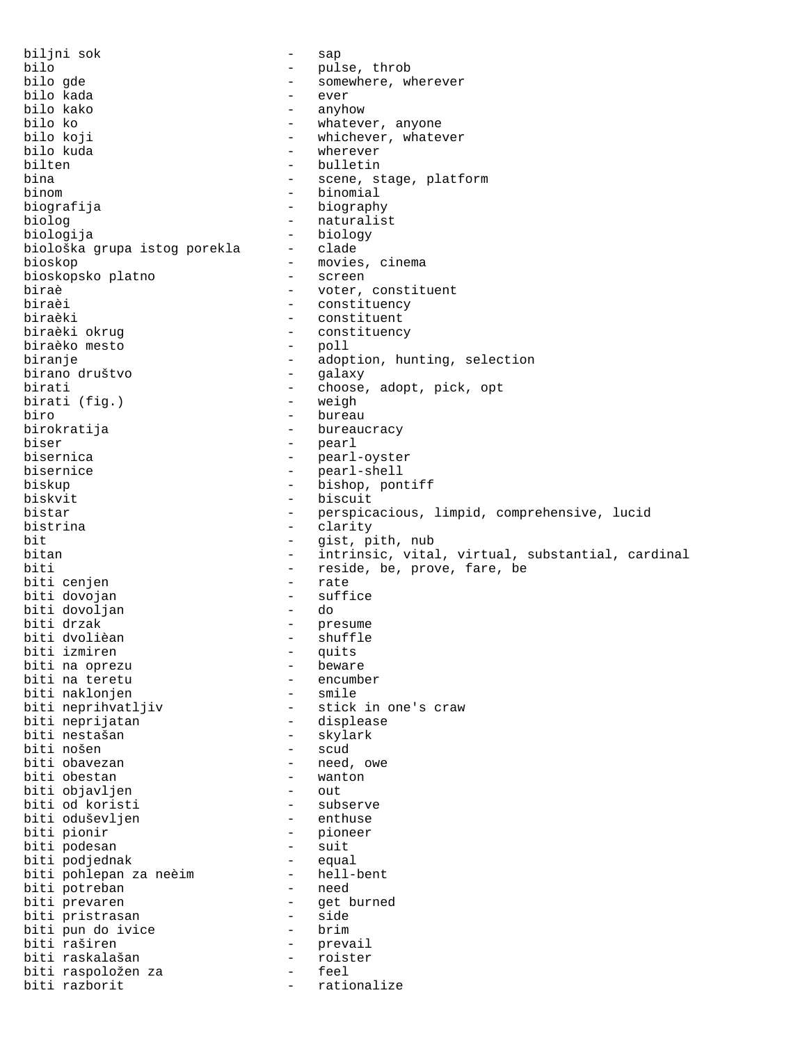biljni sok - sap
bilo - pulse, throb
bilo gde - somewhere, wherever
bilo kada - ever
bilo kako - anyhow
bilo ko - whatever, anyone
bilo koji - whichever, whatever
bilo kuda - wherever
bilten - bulletin
bina - scene, stage, platform
binom - binomial
biografija - biography
biolog - naturalist
biologija - biology
biološka grupa istog porekla - clade
bioskop - movies, cinema
bioskopsko platno - screen
biraè - voter, constituent
biraèi - constituency
biraèki - constituent
biraèki okrug - constituency
biraèko mesto - poll
biranje - adoption, hunting, selection
birano društvo - galaxy
birati - choose, adopt, pick, opt
birati (fig.) - weigh
biro - bureau
birokratija - bureaucracy
biser - pearl
bisernica - pearl-oyster
bisernice - pearl-shell
biskup - bishop, pontiff
biskvit - biscuit
bistar - perspicacious, limpid, comprehensive, lucid
bistrina - clarity
bit - gist, pith, nub
bitan - intrinsic, vital, virtual, substantial, cardinal
biti - reside, be, prove, fare, be
biti cenjen - rate
biti dovojan - suffice
biti dovoljan - do
biti drzak - presume
biti dvolièan - shuffle
biti izmiren - quits
biti na oprezu - beware
biti na teretu - encumber
biti naklonjen - smile
biti neprihvatljiv - stick in one's craw
biti neprijatan - displease
biti nestašan - skylark
biti nošen - scud
biti obavezan - need, owe
biti obestan - wanton
biti objavljen - out
biti od koristi - subserve
biti oduševljen - enthuse
biti pionir - pioneer
biti podesan - suit
biti podjednak - equal
biti pohlepan za neèim - hell-bent
biti potreban - need
biti prevaren - get burned
biti pristrasan - side
biti pun do ivice - brim
biti raširen - prevail
biti raskalašan - roister
biti raspoložen za - feel
biti razborit - rationalize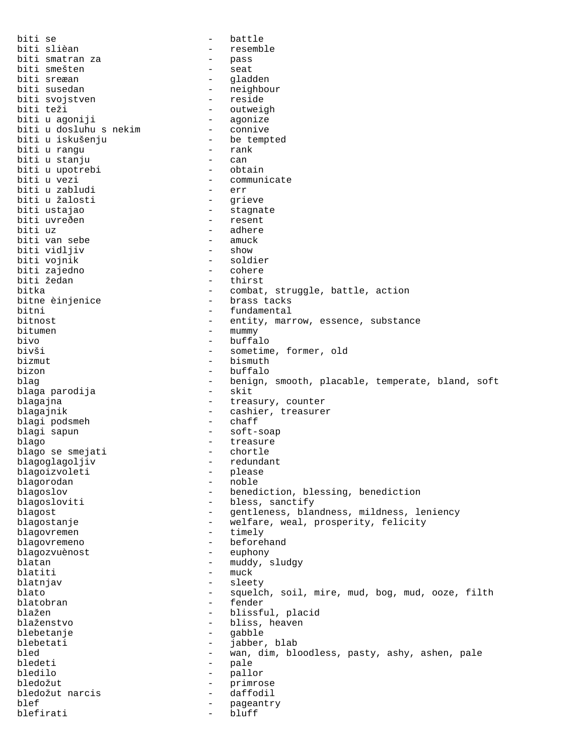biti se - battle
biti slièan - resemble
biti smatran za - pass
biti smešten - seat
biti sreæan - gladden
biti susedan - neighbour
biti svojstven - reside
biti teži - outweigh
biti u agoniji - agonize
biti u dosluhu s nekim - connive
biti u iskušenju - be tempted
biti u rangu - rank
biti u stanju - can
biti u upotrebi - obtain
biti u vezi - communicate
biti u zabludi - err
biti u žalosti - grieve
biti ustajao - stagnate
biti uvreðen - resent
biti uz - adhere
biti van sebe - amuck
biti vidljiv - show
biti vojnik - soldier
biti zajedno - cohere
biti žedan - thirst
bitka - combat, struggle, battle, action
bitne èinjenice - brass tacks
bitni - fundamental
bitnost - entity, marrow, essence, substance
bitumen - mummy
bivo - buffalo
bivši - sometime, former, old
bizmut - bismuth
bizon - buffalo
blag - benign, smooth, placable, temperate, bland, soft
blaga parodija - skit
blagajna - treasury, counter
blagajnik - cashier, treasurer
blagi podsmeh - chaff
blagi sapun - soft-soap
blago - treasure
blago se smejati - chortle
blagoglagoljiv - redundant
blagoizvoleti - please
blagorodan - noble
blagoslov - benediction, blessing, benediction
blagosloviti - bless, sanctify
blagost - gentleness, blandness, mildness, leniency
blagostanje - welfare, weal, prosperity, felicity
blagovremen - timely
blagovremeno - beforehand
blagozvuènost - euphony
blatan - muddy, sludgy
blatiti - muck
blatnjav - sleety
blato - squelch, soil, mire, mud, bog, mud, ooze, filth
blatobran - fender
blažen - blissful, placid
blaženstvo - bliss, heaven
blebetanje - gabble
blebetati - jabber, blab
bled - wan, dim, bloodless, pasty, ashy, ashen, pale
bledeti - pale
bledilo - pallor
bledožut - primrose
bledožut narcis - daffodil
blef - pageantry
blefirati - bluff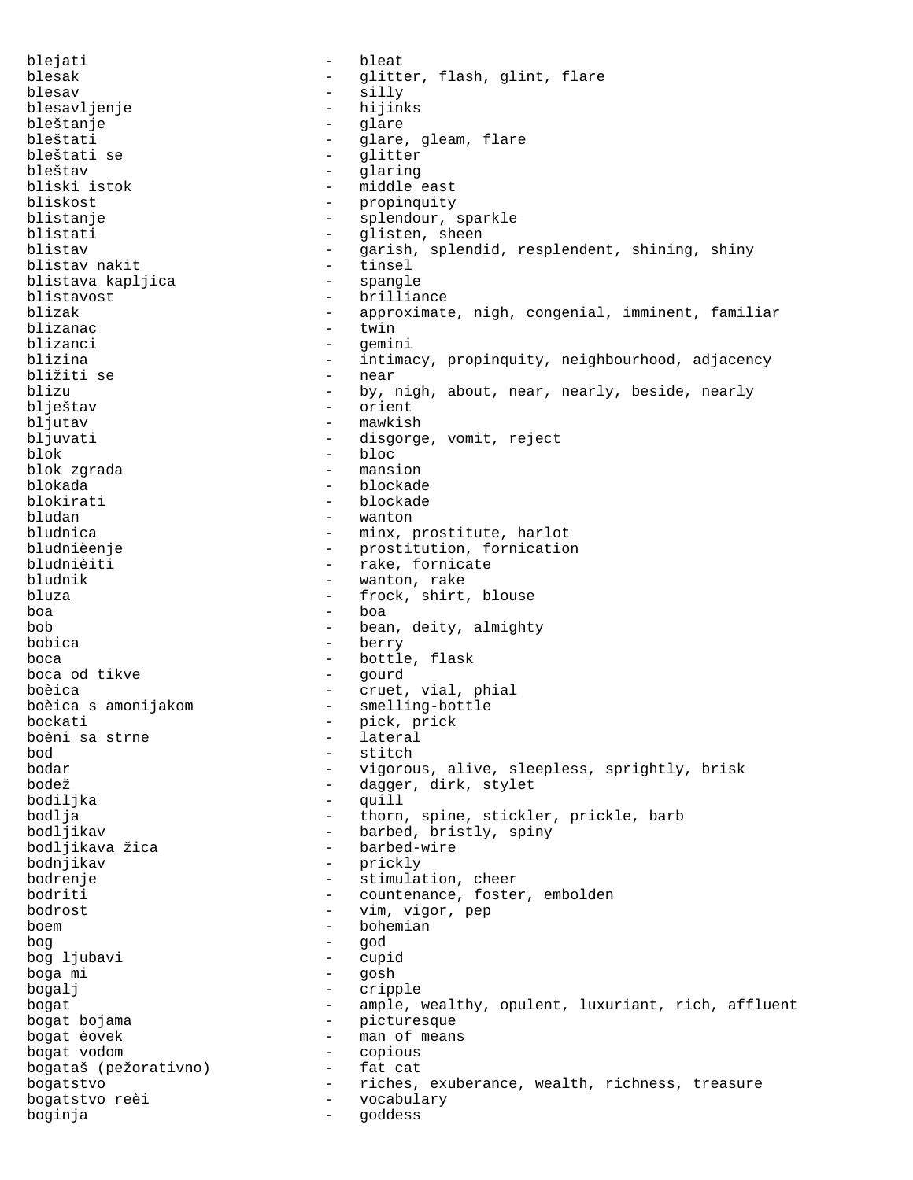blejati - bleat
blesak - glitter, flash, glint, flare
blesav - silly
blesavljenje - hijinks
bleštanje - glare
bleštati - glare, gleam, flare
bleštati se - glitter
bleštav - glaring
bliski istok - middle east
bliskost - propinquity
blistanje - splendour, sparkle
blistati - glisten, sheen
blistav - garish, splendid, resplendent, shining, shiny
blistav nakit - tinsel
blistava kapljica - spangle
blistavost - brilliance
blizak - approximate, nigh, congenial, imminent, familiar
blizanac - twin
blizanci - gemini
blizina - intimacy, propinquity, neighbourhood, adjacency
bližiti se - near
blizu - by, nigh, about, near, nearly, beside, nearly
blještav - orient
bljutav - mawkish
bljuvati - disgorge, vomit, reject
blok - bloc
blok zgrada - mansion
blokada - blockade
blokirati - blockade
bludan - wanton
bludnica - minx, prostitute, harlot
bludnièenje - prostitution, fornication
bludnièiti - rake, fornicate
bludnik - wanton, rake
bluza - frock, shirt, blouse
boa - boa
bob - bean, deity, almighty
bobica - berry
boca - bottle, flask
boca od tikve - gourd
boèica - cruet, vial, phial
boèica s amonijakom - smelling-bottle
bockati - pick, prick
boèni sa strne - lateral
bod - stitch
bodar - vigorous, alive, sleepless, sprightly, brisk
bodež - dagger, dirk, stylet
bodiljka - quill
bodlja - thorn, spine, stickler, prickle, barb
bodljikav - barbed, bristly, spiny
bodljikava žica - barbed-wire
bodnjikav - prickly
bodrenje - stimulation, cheer
bodriti - countenance, foster, embolden
bodrost - vim, vigor, pep
boem - bohemian
bog - god
bog ljubavi - cupid
boga mi - gosh
bogalj - cripple
bogat - ample, wealthy, opulent, luxuriant, rich, affluent
bogat bojama - picturesque
bogat èovek - man of means
bogat vodom - copious
bogataš (pežorativno) - fat cat
bogatstvo - riches, exuberance, wealth, richness, treasure
bogatstvo reèi - vocabulary
boginja - goddess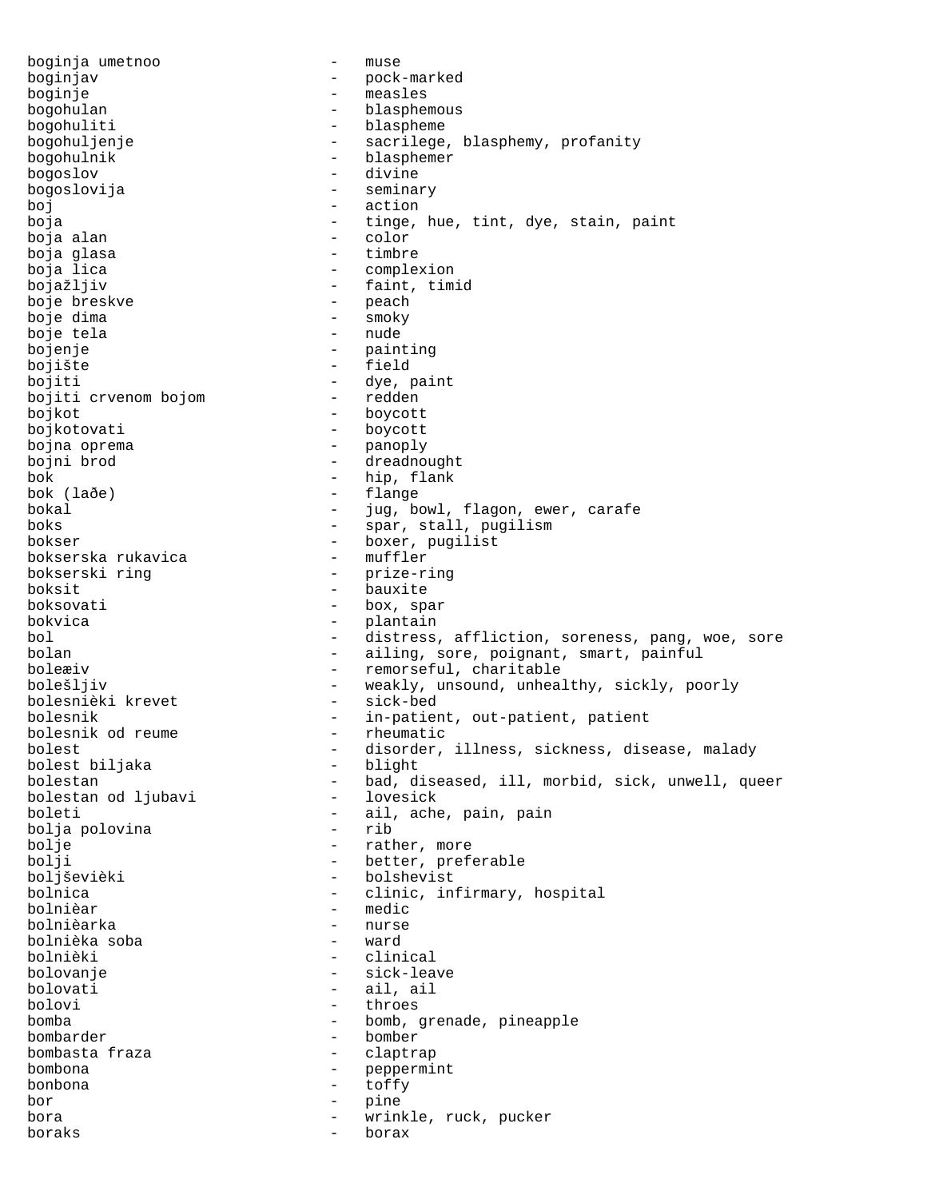boginja umetnoo - muse
boginjav - pock-marked
boginje - measles
bogohulan - blasphemous
bogohuliti - blaspheme
bogohuljenje - sacrilege, blasphemy, profanity
bogohulnik - blasphemer
bogoslov - divine
bogoslovija - seminary
boj - action
boja - tinge, hue, tint, dye, stain, paint
boja alan - color
boja glasa - timbre
boja lica - complexion
bojažljiv - faint, timid
boje breskve - peach
boje dima - smoky
boje tela - nude
bojenje - painting
bojište - field
bojiti - dye, paint
bojiti crvenom bojom - redden
bojkot - boycott
bojkotovati - boycott
bojna oprema - panoply
bojni brod - dreadnought
bok - hip, flank
bok (lađe) - flange
bokal - jug, bowl, flagon, ewer, carafe
boks - spar, stall, pugilism
bokser - boxer, pugilist
bokserska rukavica - muffler
bokserski ring - prize-ring
boksit - bauxite
boksovati - box, spar
bokvica - plantain
bol - distress, affliction, soreness, pang, woe, sore
bolan - ailing, sore, poignant, smart, painful
boleæiv - remorseful, charitable
bolešljiv - weakly, unsound, unhealthy, sickly, poorly
bolesnièki krevet - sick-bed
bolesnik - in-patient, out-patient, patient
bolesnik od reume - rheumatic
bolest - disorder, illness, sickness, disease, malady
bolest biljaka - blight
bolestan - bad, diseased, ill, morbid, sick, unwell, queer
bolestan od ljubavi - lovesick
boleti - ail, ache, pain, pain
bolja polovina - rib
bolje - rather, more
bolji - better, preferable
boljševièki - bolshevist
bolnica - clinic, infirmary, hospital
bolnièar - medic
bolnièarka - nurse
bolnièka soba - ward
bolnièki - clinical
bolovanje - sick-leave
bolovati - ail, ail
bolovi - throes
bomba - bomb, grenade, pineapple
bombarder - bomber
bombasta fraza - claptrap
bombona - peppermint
bonbona - toffy
bor - pine
bora - wrinkle, ruck, pucker
boraks - borax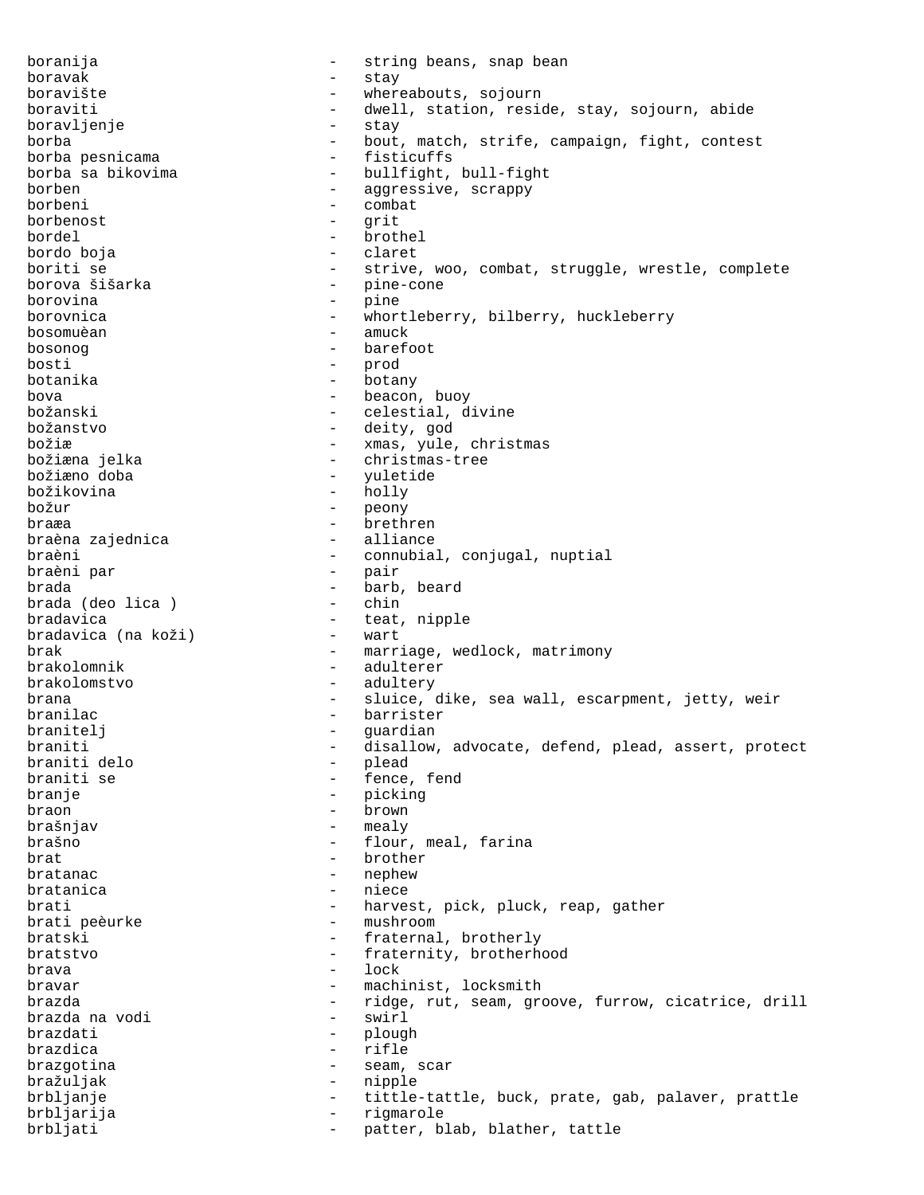boranija - string beans, snap bean
boravak - stay
boravište - whereabouts, sojourn
boraviti - dwell, station, reside, stay, sojourn, abide
boravljenje - stay
borba - bout, match, strife, campaign, fight, contest
borba pesnicama - fisticuffs
borba sa bikovima - bullfight, bull-fight
borben - aggressive, scrappy
borbeni - combat
borbenost - grit
bordel - brothel
bordo boja - claret
boriti se - strive, woo, combat, struggle, wrestle, complete
borova šišarka - pine-cone
borovina - pine
borovnica - whortleberry, bilberry, huckleberry
bosomuèan - amuck
bosonog - barefoot
bosti - prod
botanika - botany
bova - beacon, buoy
božanski - celestial, divine
božanstvo - deity, god
božiæ - xmas, yule, christmas
božiæna jelka - christmas-tree
božiæno doba - yuletide
božikovina - holly
božur - peony
braæa - brethren
braèna zajednica - alliance
braèni - connubial, conjugal, nuptial
braèni par - pair
brada - barb, beard
brada (deo lica ) - chin
bradavica - teat, nipple
bradavica (na koži) - wart
brak - marriage, wedlock, matrimony
brakolomnik - adulterer
brakolomstvo - adultery
brana - sluice, dike, sea wall, escarpment, jetty, weir
branilac - barrister
branitelj - guardian
braniti - disallow, advocate, defend, plead, assert, protect
braniti delo - plead
braniti se - fence, fend
branje - picking
braon - brown
brašnjav - mealy
brašno - flour, meal, farina
brat - brother
bratanac - nephew
bratanica - niece
brati - harvest, pick, pluck, reap, gather
brati peèurke - mushroom
bratski - fraternal, brotherly
bratstvo - fraternity, brotherhood
brava - lock
bravar - machinist, locksmith
brazda - ridge, rut, seam, groove, furrow, cicatrice, drill
brazda na vodi - swirl
brazdati - plough
brazdica - rifle
brazgotina - seam, scar
bražuljak - nipple
brbljanje - tittle-tattle, buck, prate, gab, palaver, prattle
brbljarija - rigmarole
brbljati - patter, blab, blather, tattle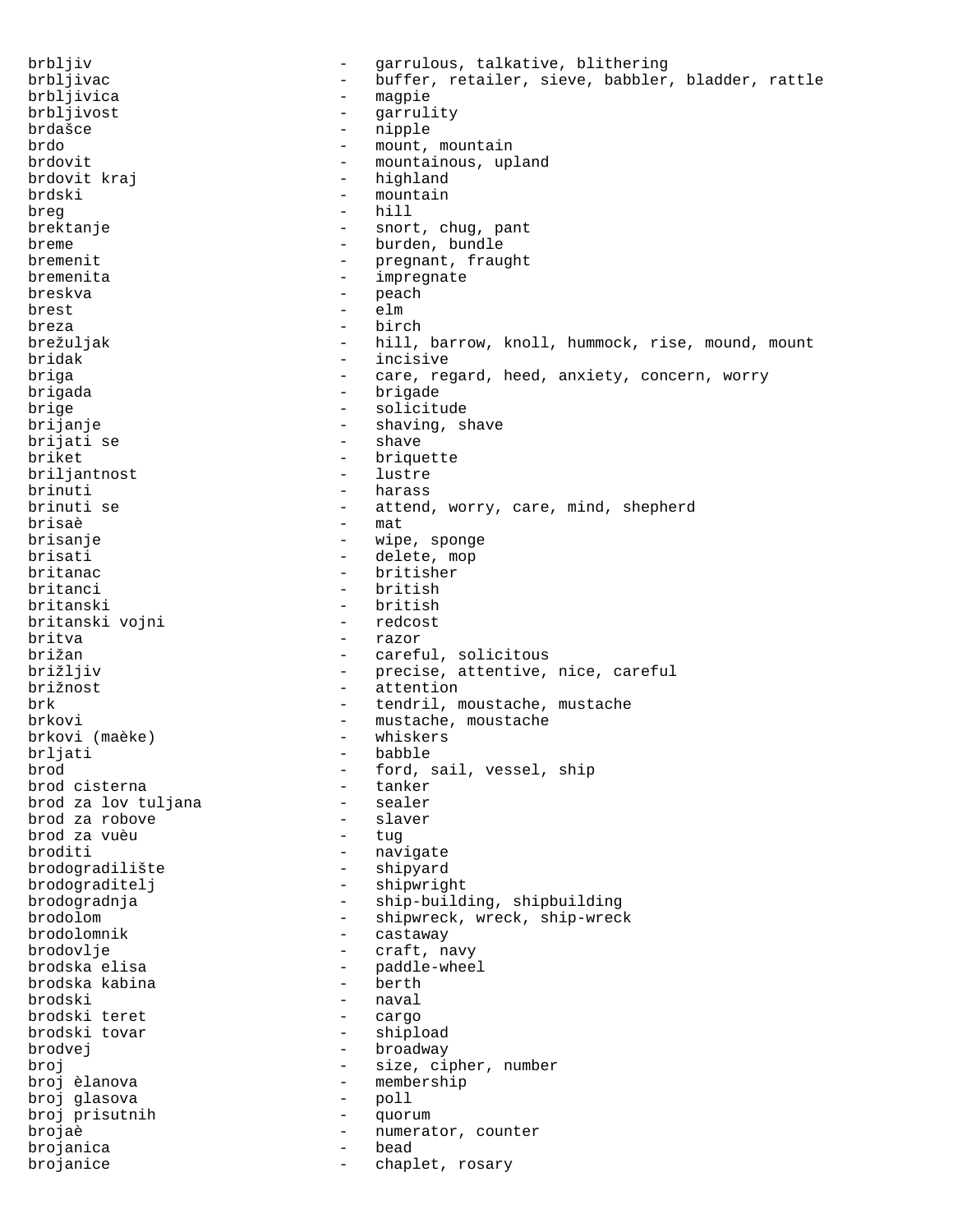brbljiv - garrulous, talkative, blithering
brbljivac - buffer, retailer, sieve, babbler, bladder, rattle
brbljivica - magpie
brbljivost - garrulity
brdašce - nipple
brdo - mount, mountain
brdovit - mountainous, upland
brdovit kraj - highland
brdski - mountain
breg - hill
brektanje - snort, chug, pant
breme - burden, bundle
bremenit - pregnant, fraught
bremenita - impregnate
breskva - peach
brest - elm
breza - birch
brežuljak - hill, barrow, knoll, hummock, rise, mound, mount
bridak - incisive
briga - care, regard, heed, anxiety, concern, worry
brigada - brigade
brige - solicitude
brijanje - shaving, shave
brijati se - shave
briket - briquette
briljantnost - lustre
brinuti - harass
brinuti se - attend, worry, care, mind, shepherd
brisaè - mat
brisanje - wipe, sponge
brisati - delete, mop
britanac - britisher
britanci - british
britanski - british
britanski vojni - redcost
britva - razor
brižan - careful, solicitous
brižljiv - precise, attentive, nice, careful
brižnost - attention
brk - tendril, moustache, mustache
brkovi - mustache, moustache
brkovi (maèke) - whiskers
brljati - babble
brod - ford, sail, vessel, ship
brod cisterna - tanker
brod za lov tuljana - sealer
brod za robove - slaver
brod za vuèu - tug
broditi - navigate
brodogradilište - shipyard
brodograditelj - shipwright
brodogradnja - ship-building, shipbuilding
brodolom - shipwreck, wreck, ship-wreck
brodolomnik - castaway
brodovlje - craft, navy
brodska elisa - paddle-wheel
brodska kabina - berth
brodski - naval
brodski teret - cargo
brodski tovar - shipload
brodvej - broadway
broj - size, cipher, number
broj èlanova - membership
broj glasova - poll
broj prisutnih - quorum
brojaè - numerator, counter
brojanica - bead
brojanice - chaplet, rosary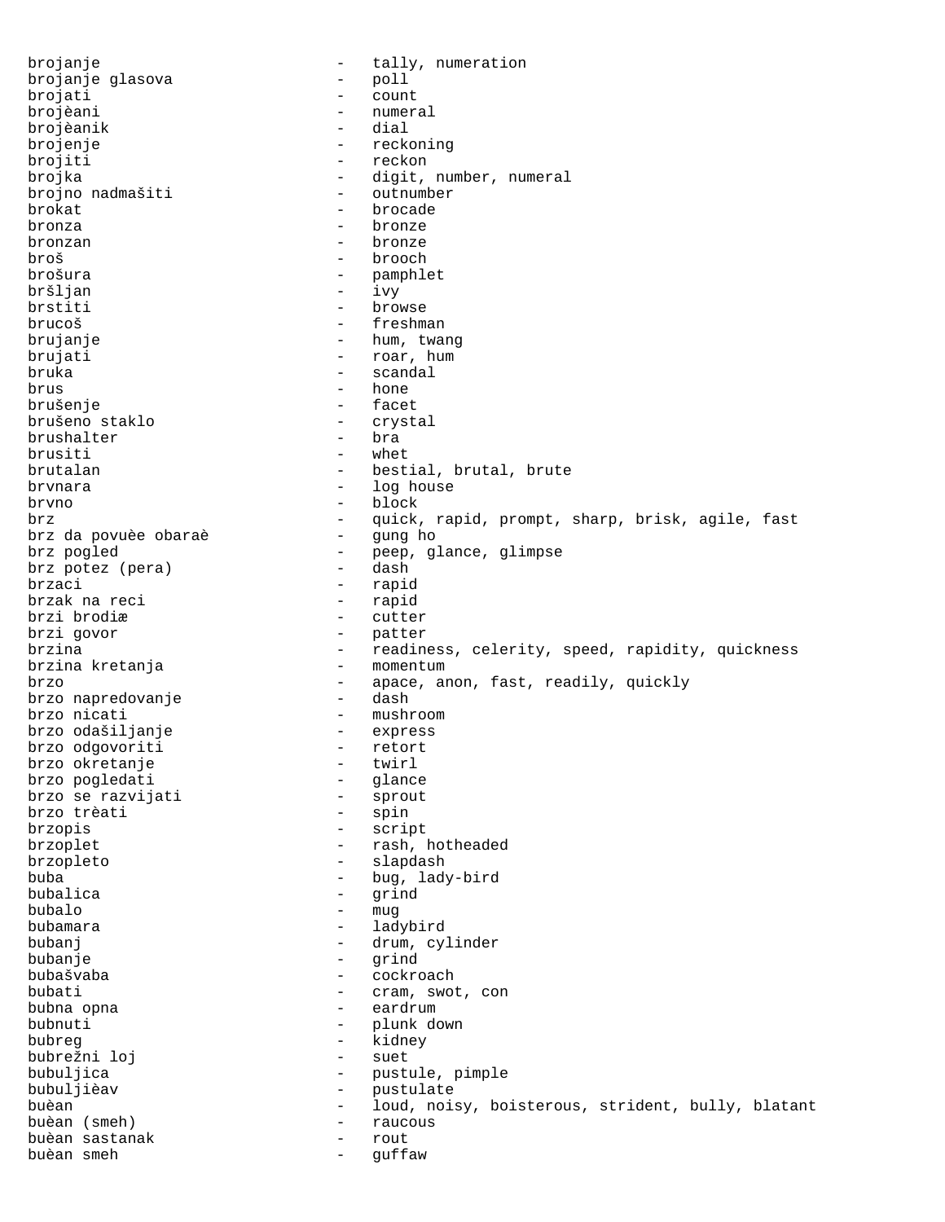brojanje - tally, numeration
brojanje glasova - poll
brojati - count
brojèani - numeral
brojèanik - dial
brojenje - reckoning
brojiti - reckon
brojka - digit, number, numeral
brojno nadmašiti - outnumber
brokat - brocade
bronza - bronze
bronzan - bronze
broš - brooch
brošura - pamphlet
bršljan - ivy
brstiti - browse
brucoš - freshman
brujanje - hum, twang
brujati - roar, hum
bruka - scandal
brus - hone
brušenje - facet
brušeno staklo - crystal
brushalter - bra
brusiti - whet
brutalan - bestial, brutal, brute
brvnara - log house
brvno - block
brz - quick, rapid, prompt, sharp, brisk, agile, fast
brz da povuèe obaraè - gung ho
brz pogled - peep, glance, glimpse
brz potez (pera) - dash
brzaci - rapid
brzak na reci - rapid
brzi brodiæ - cutter
brzi govor - patter
brzina - readiness, celerity, speed, rapidity, quickness
brzina kretanja - momentum
brzo - apace, anon, fast, readily, quickly
brzo napredovanje - dash
brzo nicati - mushroom
brzo odašiljanje - express
brzo odgovoriti - retort
brzo okretanje - twirl
brzo pogledati - glance
brzo se razvijati - sprout
brzo trèati - spin
brzopis - script
brzoplet - rash, hotheaded
brzopleto - slapdash
buba - bug, lady-bird
bubalica - grind
bubalo - mug
bubamara - ladybird
bubanj - drum, cylinder
bubanje - grind
bubašvaba - cockroach
bubati - cram, swot, con
bubna opna - eardrum
bubnuti - plunk down
bubreg - kidney
bubrežni loj - suet
bubuljica - pustule, pimple
bubuljièav - pustulate
buèan - loud, noisy, boisterous, strident, bully, blatant
buèan (smeh) - raucous
buèan sastanak - rout
buèan smeh - guffaw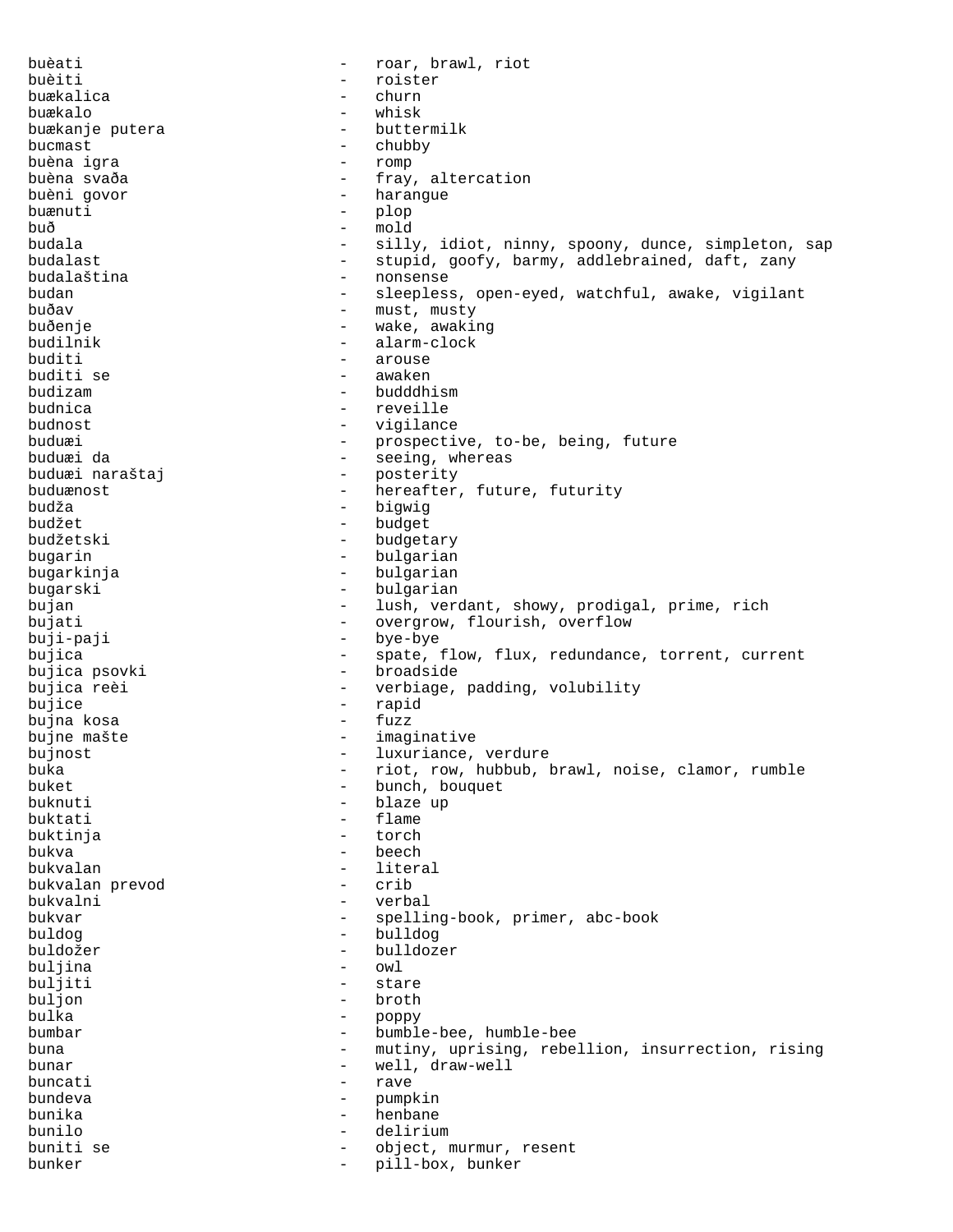buèati - roar, brawl, riot
buèiti - roister
buækalica - churn
buækalo - whisk
buækanje putera - buttermilk
bucmast - chubby
buèna igra - romp
buèna svaða - fray, altercation
buèni govor - harangue
buænuti - plop
buð - mold
budala - silly, idiot, ninny, spoony, dunce, simpleton, sap
budalast - stupid, goofy, barmy, addlebrained, daft, zany
budalaština - nonsense
budan - sleepless, open-eyed, watchful, awake, vigilant
buðav - must, musty
buðenje - wake, awaking
budilnik - alarm-clock
buditi - arouse
buditi se - awaken
budizam - budddhism
budnica - reveille
budnost - vigilance
buduæi - prospective, to-be, being, future
buduæi da - seeing, whereas
buduæi naraštaj - posterity
buduænost - hereafter, future, futurity
budža - bigwig
budžet - budget
budžetski - budgetary
bugarin - bulgarian
bugarkinja - bulgarian
bugarski - bulgarian
bujan - lush, verdant, showy, prodigal, prime, rich
bujati - overgrow, flourish, overflow
buji-paji - bye-bye
bujica - spate, flow, flux, redundance, torrent, current
bujica psovki - broadside
bujica reèi - verbiage, padding, volubility
bujice - rapid
bujna kosa - fuzz
bujne mašte - imaginative
bujnost - luxuriance, verdure
buka - riot, row, hubbub, brawl, noise, clamor, rumble
buket - bunch, bouquet
buknuti - blaze up
buktati - flame
buktinja - torch
bukva - beech
bukvalan - literal
bukvalan prevod - crib
bukvalni - verbal
bukvar - spelling-book, primer, abc-book
buldog - bulldog
buldožer - bulldozer
buljina - owl
buljiti - stare
buljon - broth
bulka - poppy
bumbar - bumble-bee, humble-bee
buna - mutiny, uprising, rebellion, insurrection, rising
bunar - well, draw-well
buncati - rave
bundeva - pumpkin
bunika - henbane
bunilo - delirium
buniti se - object, murmur, resent
bunker - pill-box, bunker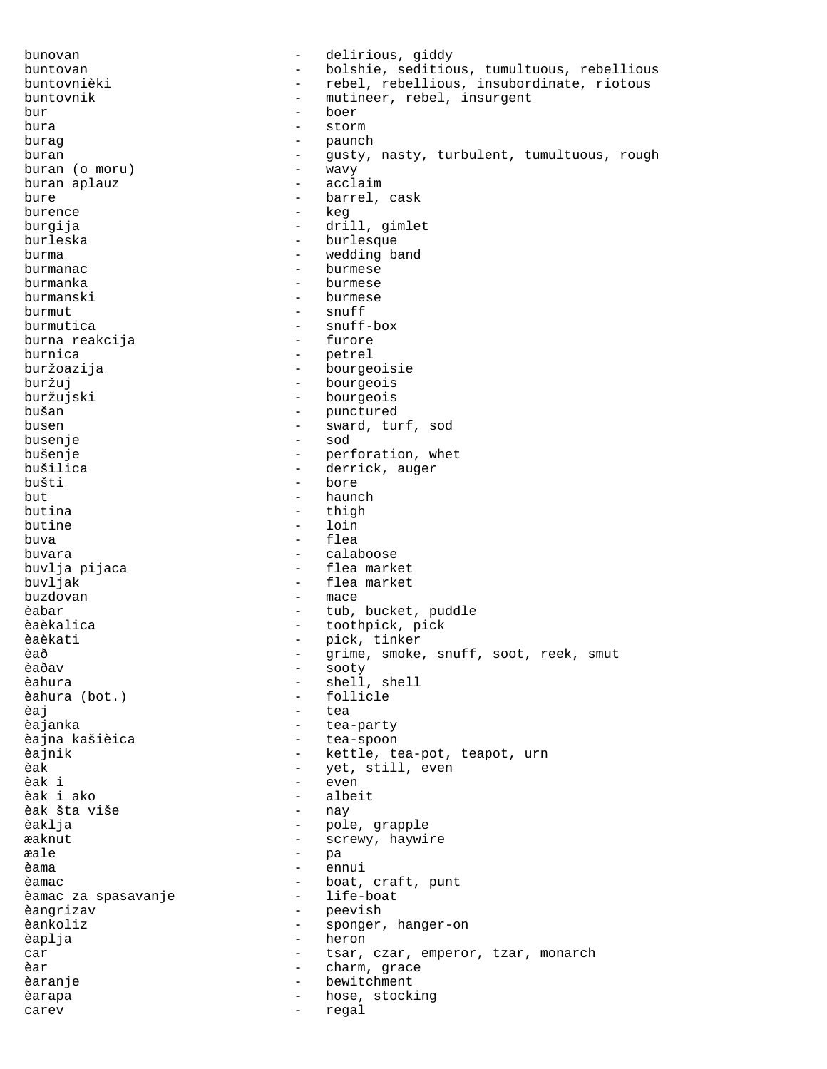bunovan - delirious, giddy
buntovan - bolshie, seditious, tumultuous, rebellious
buntovnièki - rebel, rebellious, insubordinate, riotous
buntovnik - mutineer, rebel, insurgent
bur - boer
bura - storm
burag - paunch
buran - gusty, nasty, turbulent, tumultuous, rough
buran (o moru) - wavy
buran aplauz - acclaim
bure - barrel, cask
burence - keg
burgija - drill, gimlet
burleska - burlesque
burma - wedding band
burmanac - burmese
burmanka - burmese
burmanski - burmese
burmut - snuff
burmutica - snuff-box
burna reakcija - furore
burnica - petrel
buržoazija - bourgeoisie
buržuj - bourgeois
buržujski - bourgeois
bušan - punctured
busen - sward, turf, sod
busenje - sod
bušenje - perforation, whet
bušilica - derrick, auger
bušti - bore
but - haunch
butina - thigh
butine - loin
buva - flea
buvara - calaboose
buvlja pijaca - flea market
buvljak - flea market
buzdovan - mace
èabar - tub, bucket, puddle
èaèkalica - toothpick, pick
èaèkati - pick, tinker
èað - grime, smoke, snuff, soot, reek, smut
èaðav - sooty
èahura - shell, shell
èahura (bot.) - follicle
èaj - tea
èajanka - tea-party
èajna kašièica - tea-spoon
èajnik - kettle, tea-pot, teapot, urn
èak - yet, still, even
èak i - even
èak i ako - albeit
èak šta više - nay
èaklja - pole, grapple
æaknut - screwy, haywire
æale - pa
èama - ennui
èamac - boat, craft, punt
èamac za spasavanje - life-boat
èangrizav - peevish
èankoliz - sponger, hanger-on
èaplja - heron
car - tsar, czar, emperor, tzar, monarch
èar - charm, grace
èaranje - bewitchment
èarapa - hose, stocking
carev - regal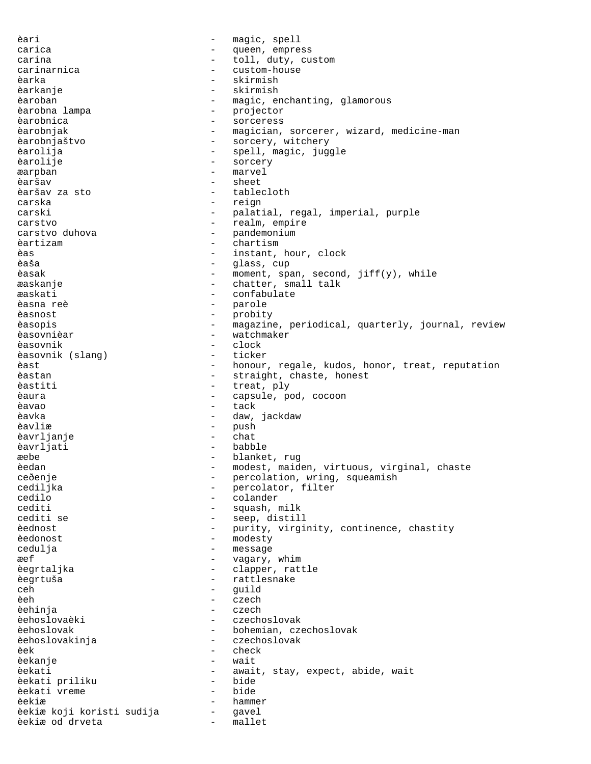èari - magic, spell
carica - queen, empress
carina - toll, duty, custom
carinarnica - custom-house
èarka - skirmish
èarkanje - skirmish
èaroban - magic, enchanting, glamorous
èarobna lampa - projector
èarobnica - sorceress
èarobnjak - magician, sorcerer, wizard, medicine-man
èarobnjaštvo - sorcery, witchery
èarolija - spell, magic, juggle
èarolije - sorcery
æarpban - marvel
èaršav - sheet
èaršav za sto - tablecloth
carska - reign
carski - palatial, regal, imperial, purple
carstvo - realm, empire
carstvo duhova - pandemonium
èartizam - chartism
èas - instant, hour, clock
èaša - glass, cup
èasak - moment, span, second, jiff(y), while
æaskanje - chatter, small talk
æaskati - confabulate
èasna reè - parole
èasnost - probity
èasopis - magazine, periodical, quarterly, journal, review
èasovnièar - watchmaker
èasovnik - clock
èasovnik (slang) - ticker
èast - honour, regale, kudos, honor, treat, reputation
èastan - straight, chaste, honest
èastiti - treat, ply
èaura - capsule, pod, cocoon
èavao - tack
èavka - daw, jackdaw
èavliæ - push
èavrljanje - chat
èavrljati - babble
æebe - blanket, rug
èedan - modest, maiden, virtuous, virginal, chaste
ceđenje - percolation, wring, squeamish
cediljka - percolator, filter
cedilo - colander
cediti - squash, milk
cediti se - seep, distill
èednost - purity, virginity, continence, chastity
èedonost - modesty
cedulja - message
æef - vagary, whim
èegrtaljka - clapper, rattle
èegrtuša - rattlesnake
ceh - guild
èeh - czech
èehinja - czech
èehoslovaèki - czechoslovak
èehoslovak - bohemian, czechoslovak
èehoslovakinja - czechoslovak
èek - check
èekanje - wait
èekati - await, stay, expect, abide, wait
èekati priliku - bide
èekati vreme - bide
èekiæ - hammer
èekiæ koji koristi sudija - gavel
èekiæ od drveta - mallet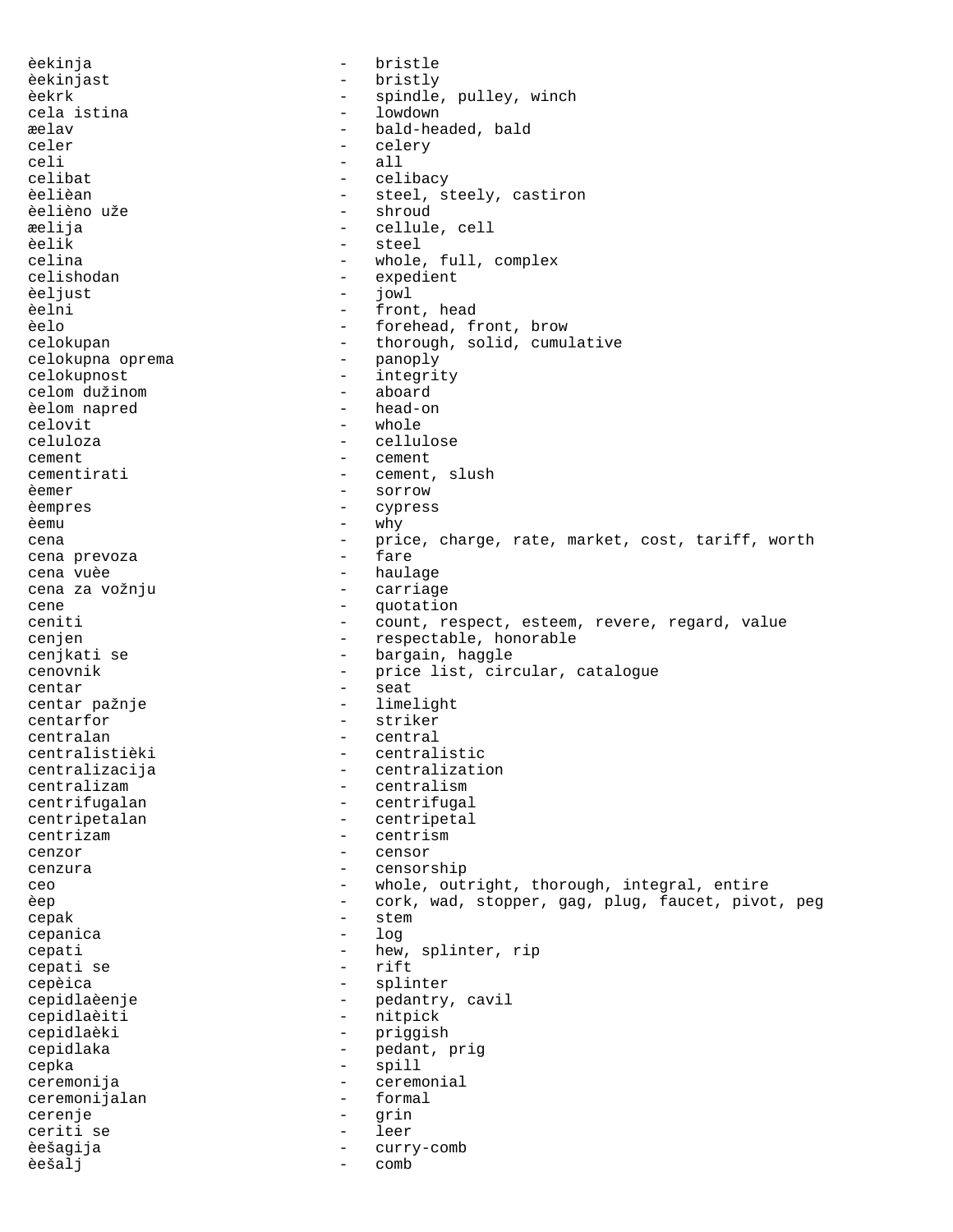èekinja - bristle
èekinjast - bristly
èekrk - spindle, pulley, winch
cela istina - lowdown
æelav - bald-headed, bald
celer - celery
celi - all
celibat - celibacy
èelièan - steel, steely, castiron
èelièno uže - shroud
æelija - cellule, cell
èelik - steel
celina - whole, full, complex
celishodan - expedient
èeljust - jowl
èelni - front, head
èelo - forehead, front, brow
celokupan - thorough, solid, cumulative
celokupna oprema - panoply
celokupnost - integrity
celom dužinom - aboard
èelom napred - head-on
celovit - whole
celuloza - cellulose
cement - cement
cementirati - cement, slush
èemer - sorrow
èempres - cypress
èemu - why
cena - price, charge, rate, market, cost, tariff, worth
cena prevoza - fare
cena vuèe - haulage
cena za vožnju - carriage
cene - quotation
ceniti - count, respect, esteem, revere, regard, value
cenjen - respectable, honorable
cenjkati se - bargain, haggle
cenovnik - price list, circular, catalogue
centar - seat
centar pažnje - limelight
centarfor - striker
centralan - central
centralistièki - centralistic
centralizacija - centralization
centralizam - centralism
centrifugalan - centrifugal
centripetalan - centripetal
centrizam - centrism
cenzor - censor
cenzura - censorship
ceo - whole, outright, thorough, integral, entire
èep - cork, wad, stopper, gag, plug, faucet, pivot, peg
cepak - stem
cepanica - log
cepati - hew, splinter, rip
cepati se - rift
cepèica - splinter
cepidlaèenje - pedantry, cavil
cepidlaèiti - nitpick
cepidlaèki - priggish
cepidlaka - pedant, prig
cepka - spill
ceremonija - ceremonial
ceremonijalan - formal
cerenje - grin
ceriti se - leer
èešagija - curry-comb
èešalj - comb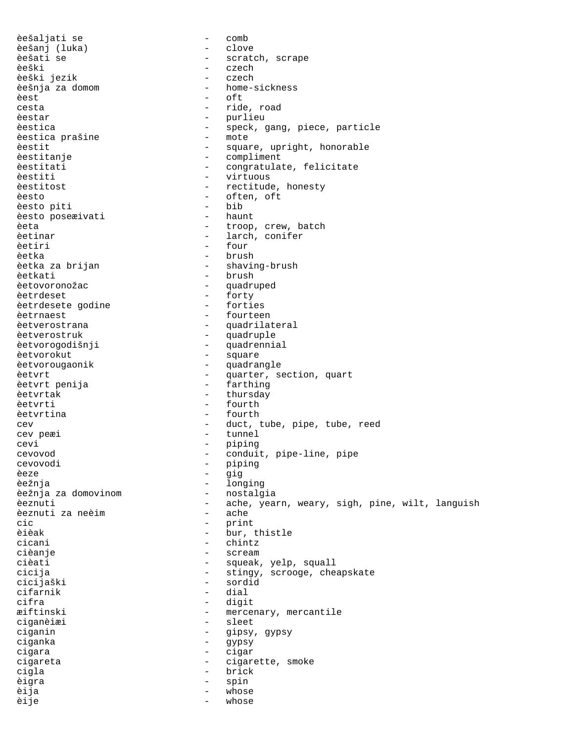èešaljati se - comb
èešanj (luka) - clove
èešati se - scratch, scrape
èeški - czech
èeški jezik - czech
èešnja za domom - home-sickness
èest - oft
cesta - ride, road
èestar - purlieu
èestica - speck, gang, piece, particle
èestica prašine - mote
èestit - square, upright, honorable
èestitanje - compliment
èestitati - congratulate, felicitate
èestiti - virtuous
èestitost - rectitude, honesty
èesto - often, oft
èesto piti - bib
èesto poseæivati - haunt
èeta - troop, crew, batch
èetinar - larch, conifer
èetiri - four
èetka - brush
èetka za brijan - shaving-brush
èetkati - brush
èetovoronožac - quadruped
èetrdeset - forty
èetrdesete godine - forties
èetrnaest - fourteen
èetverostrana - quadrilateral
èetverostruk - quadruple
èetvorogodišnji - quadrennial
èetvorokut - square
èetvorougaonik - quadrangle
èetvrt - quarter, section, quart
èetvrt penija - farthing
èetvrtak - thursday
èetvrti - fourth
èetvrtina - fourth
cev - duct, tube, pipe, tube, reed
cev peæi - tunnel
cevi - piping
cevovod - conduit, pipe-line, pipe
cevovodi - piping
èeze - gig
èežnja - longing
èežnja za domovinom - nostalgia
èeznuti - ache, yearn, weary, sigh, pine, wilt, languish
èeznuti za neèim - ache
cic - print
èièak - bur, thistle
cicani - chintz
cièanje - scream
cièati - squeak, yelp, squall
cicija - stingy, scrooge, cheapskate
cicijaški - sordid
cifarnik - dial
cifra - digit
æiftinski - mercenary, mercantile
ciganèiæi - sleet
ciganin - gipsy, gypsy
ciganka - gypsy
cigara - cigar
cigareta - cigarette, smoke
cigla - brick
èigra - spin
èija - whose
èije - whose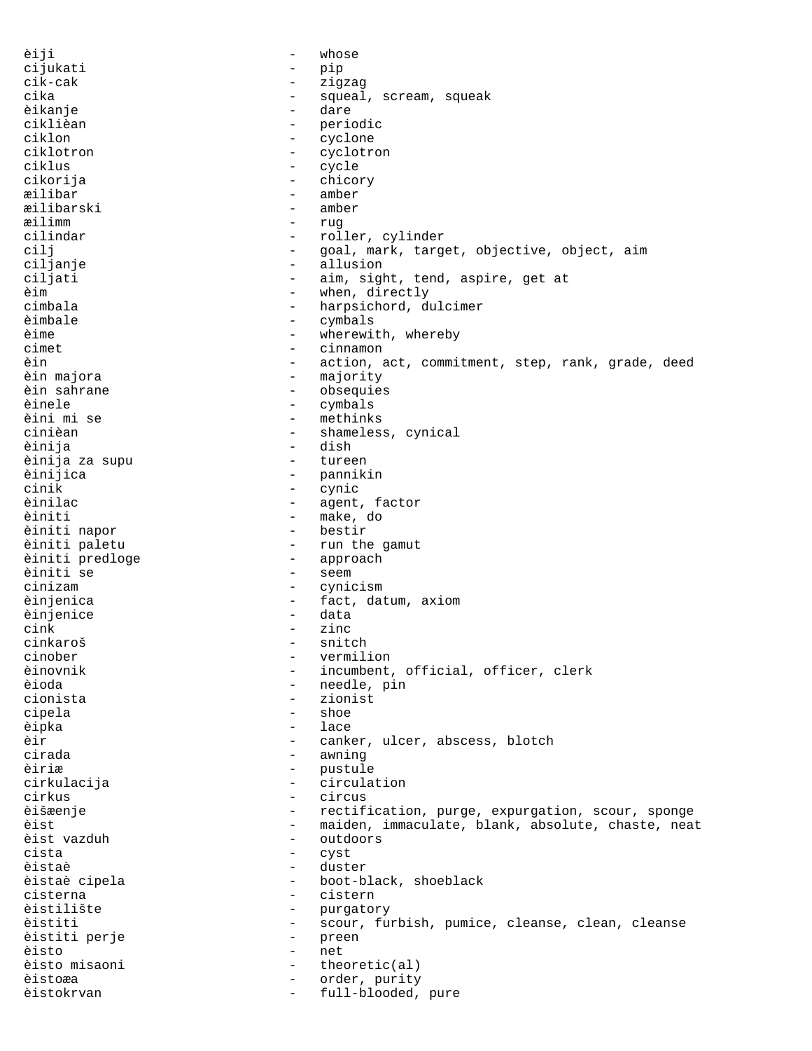èiji - whose
cijukati - pip
cik-cak - zigzag
cika - squeal, scream, squeak
èikanje - dare
ciklièan - periodic
ciklon - cyclone
ciklotron - cyclotron
ciklus - cycle
cikorija - chicory
æilibar - amber
æilibarski - amber
æilimm - rug
cilindar - roller, cylinder
cilj - goal, mark, target, objective, object, aim
ciljanje - allusion
ciljati - aim, sight, tend, aspire, get at
èim - when, directly
cimbala - harpsichord, dulcimer
èimbale - cymbals
èime - wherewith, whereby
cimet - cinnamon
èin - action, act, commitment, step, rank, grade, deed
èin majora - majority
èin sahrane - obsequies
èinele - cymbals
èini mi se - methinks
cinièan - shameless, cynical
èinija - dish
èinija za supu - tureen
èinijica - pannikin
cinik - cynic
èinilac - agent, factor
èiniti - make, do
èiniti napor - bestir
èiniti paletu - run the gamut
èiniti predloge - approach
èiniti se - seem
cinizam - cynicism
èinjenica - fact, datum, axiom
èinjenice - data
cink - zinc
cinkaroš - snitch
cinober - vermilion
èinovnik - incumbent, official, officer, clerk
èioda - needle, pin
cionista - zionist
cipela - shoe
èipka - lace
èir - canker, ulcer, abscess, blotch
cirada - awning
èiriæ - pustule
cirkulacija - circulation
cirkus - circus
èišæenje - rectification, purge, expurgation, scour, sponge
èist - maiden, immaculate, blank, absolute, chaste, neat
èist vazduh - outdoors
cista - cyst
èistaè - duster
èistaè cipela - boot-black, shoeblack
cisterna - cistern
èistilište - purgatory
èistiti - scour, furbish, pumice, cleanse, clean, cleanse
èistiti perje - preen
èisto - net
èisto misaoni - theoretic(al)
èistoæa - order, purity
èistokrvan - full-blooded, pure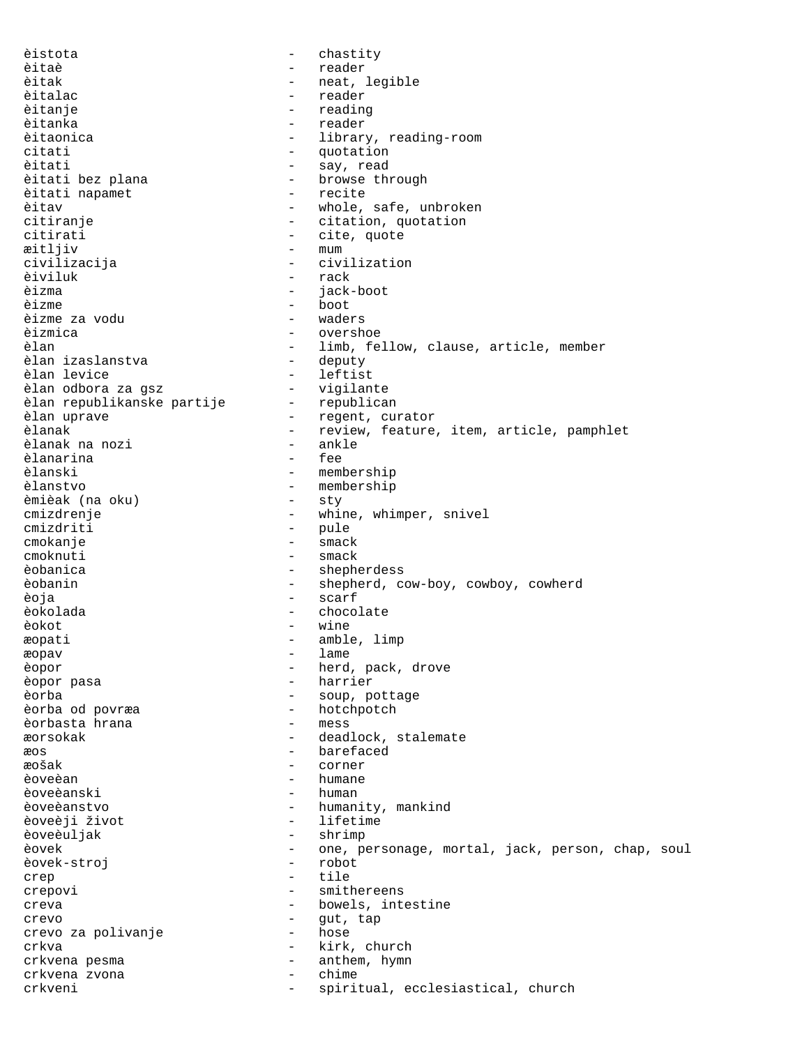èistota - chastity
èitaè - reader
èitak - neat, legible
èitalac - reader
èitanje - reading
èitanka - reader
èitaonica - library, reading-room
citati - quotation
èitati - say, read
èitati bez plana - browse through
èitati napamet - recite
èitav - whole, safe, unbroken
citiranje - citation, quotation
citirati - cite, quote
æitljiv - mum
civilizacija - civilization
èiviluk - rack
èizma - jack-boot
èizme - boot
èizme za vodu - waders
èizmica - overshoe
èlan - limb, fellow, clause, article, member
èlan izaslanstva - deputy
èlan levice - leftist
èlan odbora za gsz - vigilante
èlan republikanske partije - republican
èlan uprave - regent, curator
èlanak - review, feature, item, article, pamphlet
èlanak na nozi - ankle
èlanarina - fee
èlanski - membership
èlanstvo - membership
èmièak (na oku) - sty
cmizdrenje - whine, whimper, snivel
cmizdriti - pule
cmokanje - smack
cmoknuti - smack
èobanica - shepherdess
èobanin - shepherd, cow-boy, cowboy, cowherd
èoja - scarf
èokolada - chocolate
èokot - wine
æopati - amble, limp
æopav - lame
èopor - herd, pack, drove
èopor pasa - harrier
èorba - soup, pottage
èorba od povræa - hotchpotch
èorbasta hrana - mess
æorsokak - deadlock, stalemate
æos - barefaced
æošak - corner
èoveèan - humane
èoveèanski - human
èoveèanstvo - humanity, mankind
èoveèji život - lifetime
èoveèuljak - shrimp
èovek - one, personage, mortal, jack, person, chap, soul
èovek-stroj - robot
crep - tile
crepovi - smithereens
creva - bowels, intestine
crevo - gut, tap
crevo za polivanje - hose
crkva - kirk, church
crkvena pesma - anthem, hymn
crkvena zvona - chime
crkveni - spiritual, ecclesiastical, church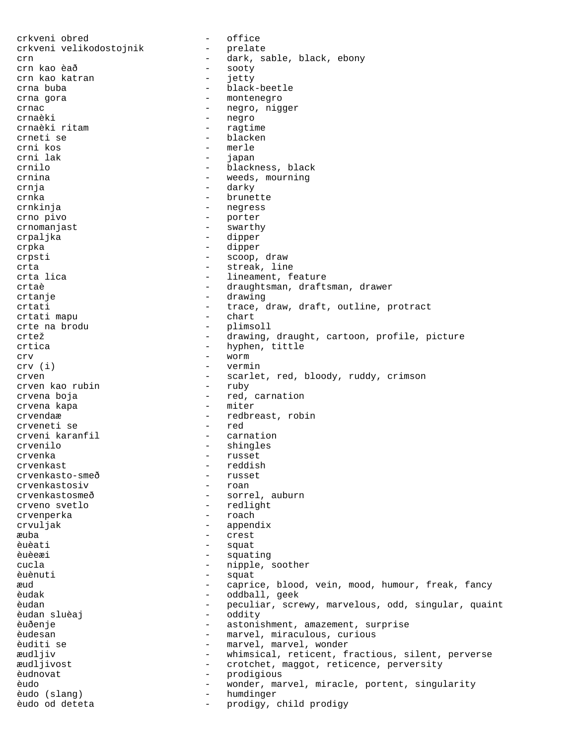crkveni obred - office
crkveni velikodostojnik - prelate
crn - dark, sable, black, ebony
crn kao èað - sooty
crn kao katran - jetty
crna buba - black-beetle
crna gora - montenegro
crnac - negro, nigger
crnaèki - negro
crnaèki ritam - ragtime
crneti se - blacken
crni kos - merle
crni lak - japan
crnilo - blackness, black
crnina - weeds, mourning
crnja - darky
crnka - brunette
crnkinja - negress
crno pivo - porter
crnomanjast - swarthy
crpaljka - dipper
crpka - dipper
crpsti - scoop, draw
crta - streak, line
crta lica - lineament, feature
crtaè - draughtsman, draftsman, drawer
crtanje - drawing
crtati - trace, draw, draft, outline, protract
crtati mapu - chart
crte na brodu - plimsoll
crtež - drawing, draught, cartoon, profile, picture
crtica - hyphen, tittle
crv - worm
crv (i) - vermin
crven - scarlet, red, bloody, ruddy, crimson
crven kao rubin - ruby
crvena boja - red, carnation
crvena kapa - miter
crvendaæ - redbreast, robin
crveneti se - red
crveni karanfil - carnation
crvenilo - shingles
crvenka - russet
crvenkast - reddish
crvenkasto-smeð - russet
crvenkastosiv - roan
crvenkastosmeð - sorrel, auburn
crveno svetlo - redlight
crvenperka - roach
crvuljak - appendix
æuba - crest
èuèati - squat
èuèeæi - squating
cucla - nipple, soother
èuènuti - squat
æud - caprice, blood, vein, mood, humour, freak, fancy
èudak - oddball, geek
èudan - peculiar, screwy, marvelous, odd, singular, quaint
èudan sluèaj - oddity
èuðenje - astonishment, amazement, surprise
èudesan - marvel, miraculous, curious
èuditi se - marvel, marvel, wonder
æudljiv - whimsical, reticent, fractious, silent, perverse
æudljivost - crotchet, maggot, reticence, perversity
èudnovat - prodigious
èudo - wonder, marvel, miracle, portent, singularity
èudo (slang) - humdinger
èudo od deteta - prodigy, child prodigy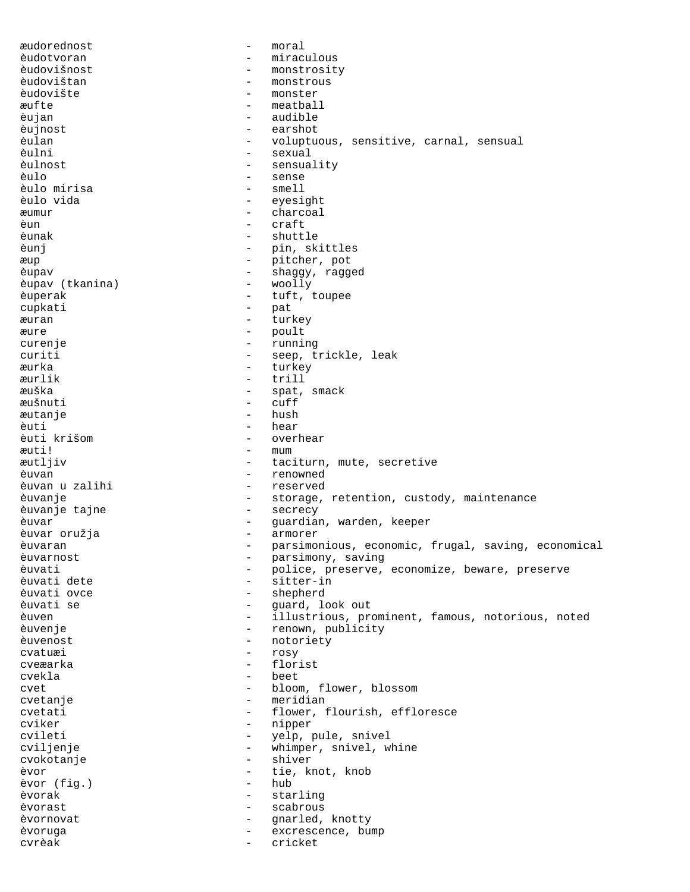æudorednost - moral
èudotvoran - miraculous
èudovišnost - monstrosity
èudovištan - monstrous
èudovište - monster
æufte - meatball
èujan - audible
èujnost - earshot
èulan - voluptuous, sensitive, carnal, sensual
èulni - sexual
èulnost - sensuality
èulo - sense
èulo mirisa - smell
èulo vida - eyesight
æumur - charcoal
èun - craft
èunak - shuttle
èunj - pin, skittles
æup - pitcher, pot
èupav - shaggy, ragged
èupav (tkanina) - woolly
èuperak - tuft, toupee
cupkati - pat
æuran - turkey
æure - poult
curenje - running
curiti - seep, trickle, leak
æurka - turkey
æurlik - trill
æuška - spat, smack
æušnuti - cuff
æutanje - hush
èuti - hear
èuti krišom - overhear
æuti! - mum
æutljiv - taciturn, mute, secretive
èuvan - renowned
èuvan u zalihi - reserved
èuvanje - storage, retention, custody, maintenance
èuvanje tajne - secrecy
èuvar - guardian, warden, keeper
èuvar oružja - armorer
èuvaran - parsimonious, economic, frugal, saving, economical
èuvarnost - parsimony, saving
èuvati - police, preserve, economize, beware, preserve
èuvati dete - sitter-in
èuvati ovce - shepherd
èuvati se - guard, look out
èuven - illustrious, prominent, famous, notorious, noted
èuvenje - renown, publicity
èuvenost - notoriety
cvatuæi - rosy
cveæarka - florist
cvekla - beet
cvet - bloom, flower, blossom
cvetanje - meridian
cvetati - flower, flourish, effloresce
cviker - nipper
cvileti - yelp, pule, snivel
cviljenje - whimper, snivel, whine
cvokotanje - shiver
èvor - tie, knot, knob
èvor (fig.) - hub
èvorak - starling
èvorast - scabrous
èvornovat - gnarled, knotty
èvoruga - excrescence, bump
cvrèak - cricket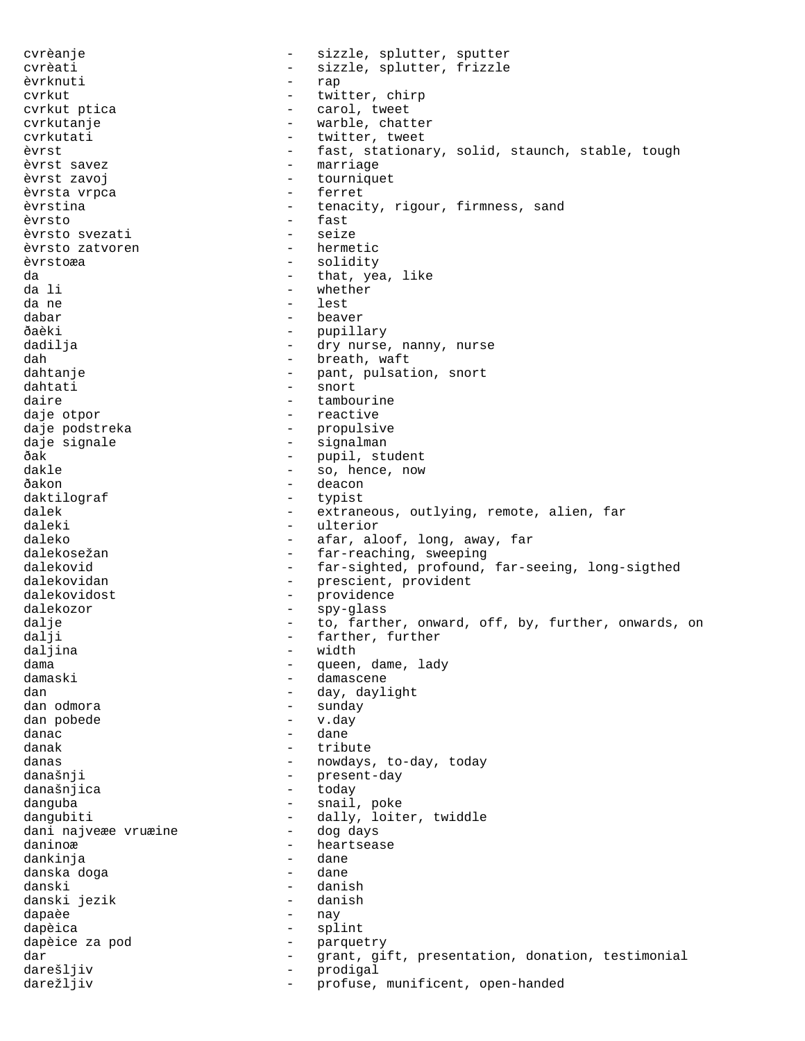cvrèanje - sizzle, splutter, sputter
cvrèati - sizzle, splutter, frizzle
èvrknuti - rap
cvrkut - twitter, chirp
cvrkut ptica - carol, tweet
cvrkutanje - warble, chatter
cvrkutati - twitter, tweet
èvrst - fast, stationary, solid, staunch, stable, tough
èvrst savez - marriage
èvrst zavoj - tourniquet
èvrsta vrpca - ferret
èvrstina - tenacity, rigour, firmness, sand
èvrsto - fast
èvrsto svezati - seize
èvrsto zatvoren - hermetic
èvrstoæa - solidity
da - that, yea, like
da li - whether
da ne - lest
dabar - beaver
ðaèki - pupillary
dadilja - dry nurse, nanny, nurse
dah - breath, waft
dahtanje - pant, pulsation, snort
dahtati - snort
daire - tambourine
daje otpor - reactive
daje podstreka - propulsive
daje signale - signalman
ðak - pupil, student
dakle - so, hence, now
ðakon - deacon
daktilograf - typist
dalek - extraneous, outlying, remote, alien, far
daleki - ulterior
daleko - afar, aloof, long, away, far
dalekosežan - far-reaching, sweeping
dalekovid - far-sighted, profound, far-seeing, long-sigthed
dalekovidan - prescient, provident
dalekovidost - providence
dalekozor - spy-glass
dalje - to, farther, onward, off, by, further, onwards, on
dalji - farther, further
daljina - width
dama - queen, dame, lady
damaski - damascene
dan - day, daylight
dan odmora - sunday
dan pobede - v.day
danac - dane
danak - tribute
danas - nowdays, to-day, today
današnji - present-day
današnjica - today
danguba - snail, poke
dangubiti - dally, loiter, twiddle
dani najveæe vruæine - dog days
daninoæ - heartsease
dankinja - dane
danska doga - dane
danski - danish
danski jezik - danish
dapaèe - nay
dapèica - splint
dapèice za pod - parquetry
dar - grant, gift, presentation, donation, testimonial
darešljiv - prodigal
darežljiv - profuse, munificent, open-handed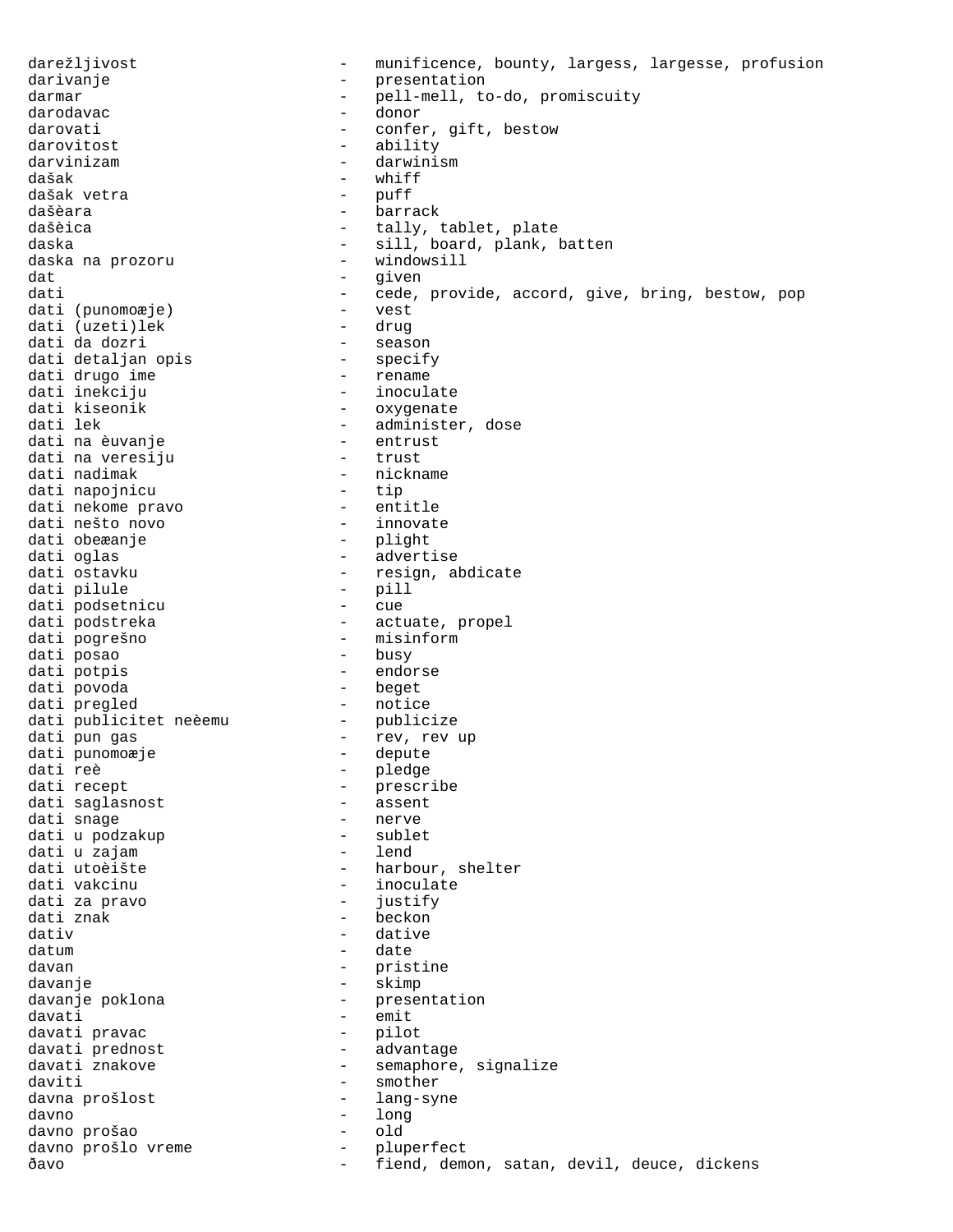darežljivost - munificence, bounty, largess, largesse, profusion
darivanje - presentation
darmar - pell-mell, to-do, promiscuity
darodavac - donor
darovati - confer, gift, bestow
darovitost - ability
darvinizam - darwinism
dašak - whiff
dašak vetra - puff
dašèara - barrack
dašèica - tally, tablet, plate
daska - sill, board, plank, batten
daska na prozoru - windowsill
dat - given
dati - cede, provide, accord, give, bring, bestow, pop
dati (punomoæje) - vest
dati (uzeti)lek - drug
dati da dozri - season
dati detaljan opis - specify
dati drugo ime - rename
dati inekciju - inoculate
dati kiseonik - oxygenate
dati lek - administer, dose
dati na èuvanje - entrust
dati na veresiju - trust
dati nadimak - nickname
dati napojnicu - tip
dati nekome pravo - entitle
dati nešto novo - innovate
dati obeæanje - plight
dati oglas - advertise
dati ostavku - resign, abdicate
dati pilule - pill
dati podsetnicu - cue
dati podstreka - actuate, propel
dati pogrešno - misinform
dati posao - busy
dati potpis - endorse
dati povoda - beget
dati pregled - notice
dati publicitet neèemu - publicize
dati pun gas - rev, rev up
dati punomoæje - depute
dati reè - pledge
dati recept - prescribe
dati saglasnost - assent
dati snage - nerve
dati u podzakup - sublet
dati u zajam - lend
dati utoèište - harbour, shelter
dati vakcinu - inoculate
dati za pravo - justify
dati znak - beckon
dativ - dative
datum - date
davan - pristine
davanje - skimp
davanje poklona - presentation
davati - emit
davati pravac - pilot
davati prednost - advantage
davati znakove - semaphore, signalize
daviti - smother
davna prošlost - lang-syne
davno - long
davno prošao - old
davno prošlo vreme - pluperfect
đavo - fiend, demon, satan, devil, deuce, dickens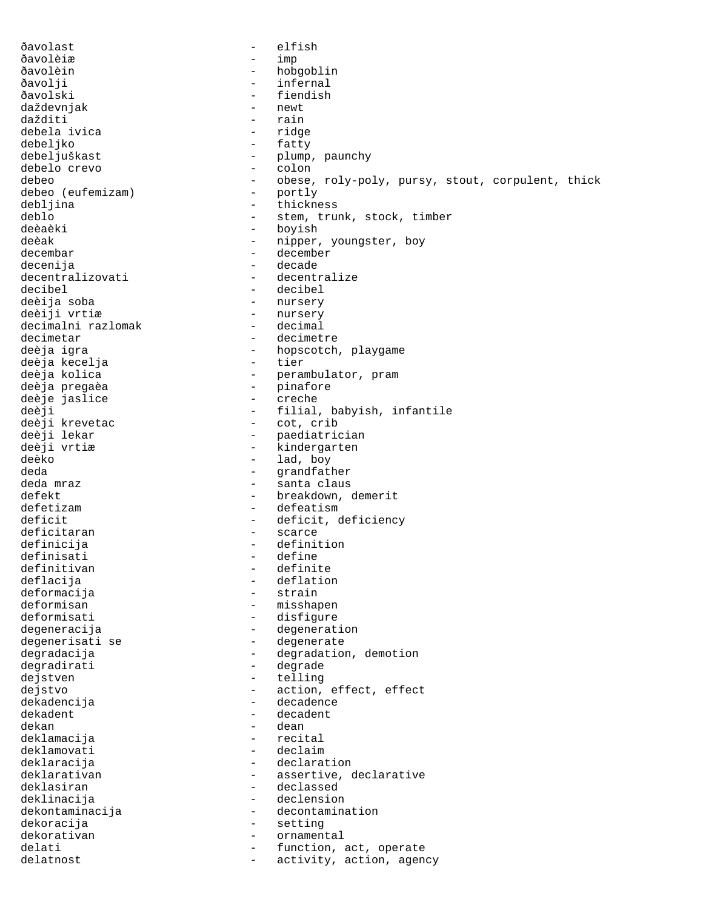đavolast - elfish
đavolèiæ - imp
đavolèin - hobgoblin
đavolji - infernal
đavolski - fiendish
daždevnjak - newt
daždi ti - rain
debela ivica - ridge
debeljko - fatty
debeljuškast - plump, paunchy
debelo crevo - colon
debeo - obese, roly-poly, pursy, stout, corpulent, thick
debeo (eufemizam) - portly
debljina - thickness
deblo - stem, trunk, stock, timber
deèaèki - boyish
deèak - nipper, youngster, boy
decembar - december
decenija - decade
decentralizovati - decentralize
decibel - decibel
deèija soba - nursery
deèiji vrtiæ - nursery
decimalni razlomak - decimal
decimetar - decimetre
deèja igra - hopscotch, playgame
deèja kecelja - tier
deèja kolica - perambulator, pram
deèja pregaèa - pinafore
deèje jaslice - creche
deèji - filial, babyish, infantile
deèji krevetac - cot, crib
deèji lekar - paediatrician
deèji vrtiæ - kindergarten
deèko - lad, boy
deda - grandfather
deda mraz - santa claus
defekt - breakdown, demerit
defetizam - defeatism
deficit - deficit, deficiency
deficitaran - scarce
definicija - definition
definisati - define
definitivan - definite
deflacija - deflation
deformacija - strain
deformisan - misshapen
deformisati - disfigure
degeneracija - degeneration
degenerisati se - degenerate
degradacija - degradation, demotion
degradirati - degrade
dejstven - telling
dejstvo - action, effect, effect
dekadencija - decadence
dekadent - decadent
dekan - dean
deklamacija - recital
deklamovati - declaim
deklaracija - declaration
deklarativan - assertive, declarative
deklasiran - declassed
deklinacija - declension
dekontaminacija - decontamination
dekoracija - setting
dekorativan - ornamental
delati - function, act, operate
delatnost - activity, action, agency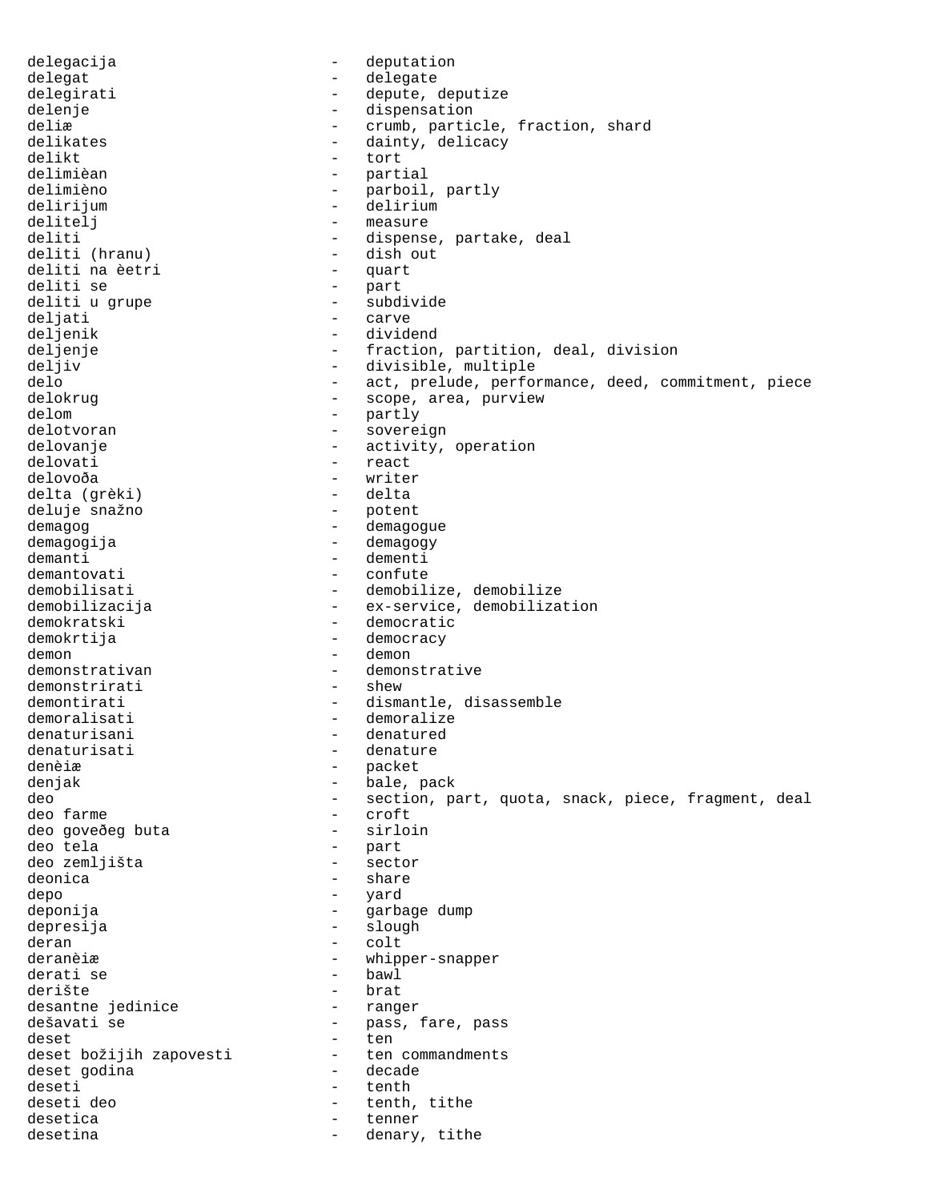delegacija - deputation
delegat - delegate
delegirati - depute, deputize
delenje - dispensation
deliæ - crumb, particle, fraction, shard
delikates - dainty, delicacy
delikt - tort
delimièan - partial
delimièno - parboil, partly
delirijum - delirium
delitelj - measure
deliti - dispense, partake, deal
deliti (hranu) - dish out
deliti na èetri - quart
deliti se - part
deliti u grupe - subdivide
deljati - carve
deljenik - dividend
deljenje - fraction, partition, deal, division
deljiv - divisible, multiple
delo - act, prelude, performance, deed, commitment, piece
delokrug - scope, area, purview
delom - partly
delotvoran - sovereign
delovanje - activity, operation
delovati - react
delovoða - writer
delta (grèki) - delta
deluje snažno - potent
demagog - demagogue
demagogija - demagogy
demanti - dementi
demantovati - confute
demobilisati - demobilize, demobilize
demobilizacija - ex-service, demobilization
demokratski - democratic
demokrtija - democracy
demon - demon
demonstrativan - demonstrative
demonstrirati - shew
demontirati - dismantle, disassemble
demoralisati - demoralize
denaturisani - denatured
denaturisati - denature
denèiæ - packet
denjak - bale, pack
deo - section, part, quota, snack, piece, fragment, deal
deo farme - croft
deo goveðeg buta - sirloin
deo tela - part
deo zemljišta - sector
deonica - share
depo - yard
deponija - garbage dump
depresija - slough
deran - colt
deranèiæ - whipper-snapper
derati se - bawl
derište - brat
desantne jedinice - ranger
dešavati se - pass, fare, pass
deset - ten
deset božijih zapovesti - ten commandments
deset godina - decade
deseti - tenth
deseti deo - tenth, tithe
desetica - tenner
desetina - denary, tithe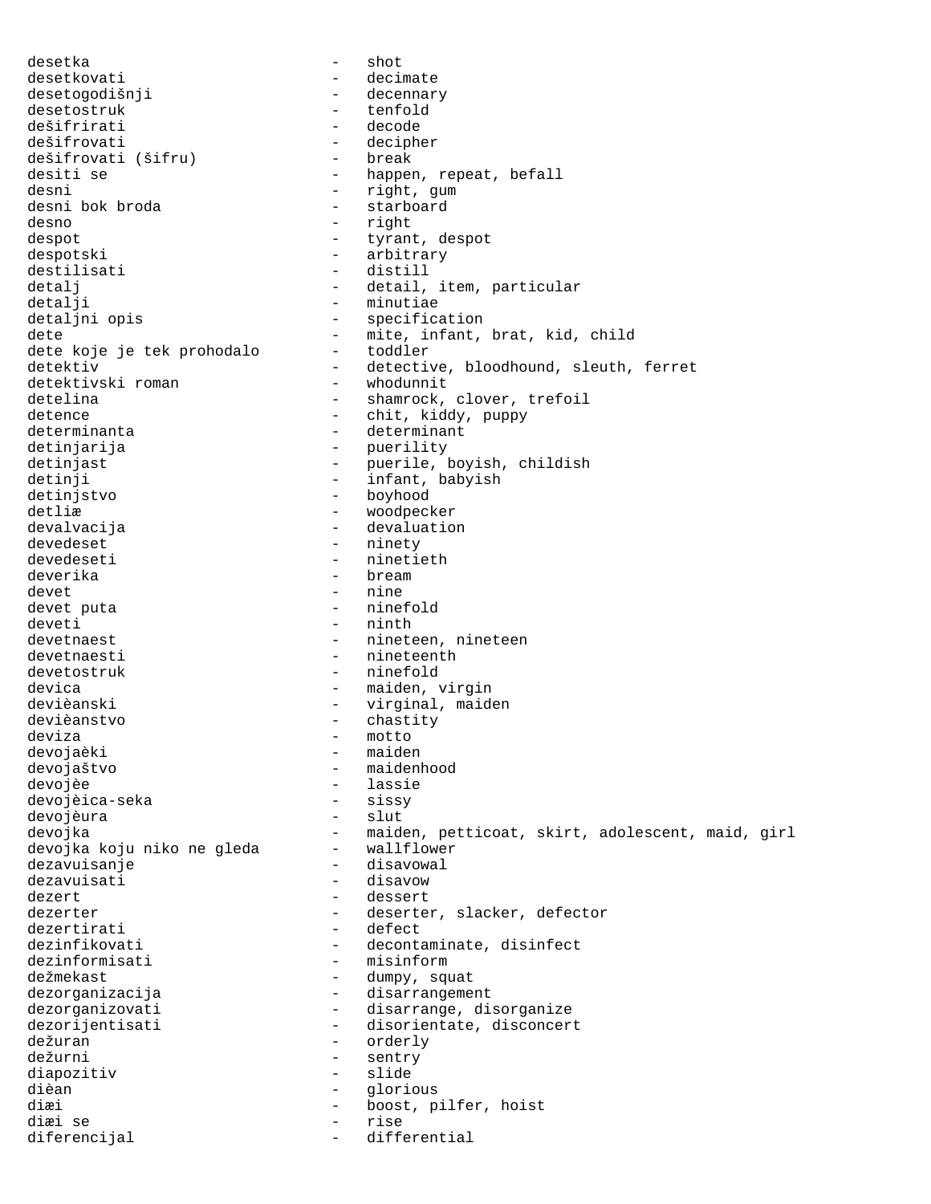desetka - shot
desetkovati - decimate
desetogodišnji - decennary
desetostruk - tenfold
dešifrirati - decode
dešifrovati - decipher
dešifrovati (šifru) - break
desiti se - happen, repeat, befall
desni - right, gum
desni bok broda - starboard
desno - right
despot - tyrant, despot
despotski - arbitrary
destilisati - distill
detalj - detail, item, particular
detalji - minutiae
detaljni opis - specification
dete - mite, infant, brat, kid, child
dete koje je tek prohodalo - toddler
detektiv - detective, bloodhound, sleuth, ferret
detektivski roman - whodunnit
detelina - shamrock, clover, trefoil
detence - chit, kiddy, puppy
determinanta - determinant
detinjarija - puerility
detinjast - puerile, boyish, childish
detinji - infant, babyish
detinjstvo - boyhood
detliæ - woodpecker
devalvacija - devaluation
devedeset - ninety
devedeseti - ninetieth
deverika - bream
devet - nine
devet puta - ninefold
deveti - ninth
devetnaest - nineteen, nineteen
devetnaesti - nineteenth
devetostruk - ninefold
devica - maiden, virgin
devièanski - virginal, maiden
devièanstvo - chastity
deviza - motto
devojaèki - maiden
devojaštvo - maidenhood
devojèe - lassie
devojèica-seka - sissy
devojèura - slut
devojka - maiden, petticoat, skirt, adolescent, maid, girl
devojka koju niko ne gleda - wallflower
dezavuisanje - disavowal
dezavuisati - disavow
dezert - dessert
dezerter - deserter, slacker, defector
dezertirati - defect
dezinfikovati - decontaminate, disinfect
dezinformisati - misinform
dežmekast - dumpy, squat
dezorganizacija - disarrangement
dezorganizovati - disarrange, disorganize
dezorijentisati - disorientate, disconcert
dežuran - orderly
dežurni - sentry
diapozitiv - slide
dièan - glorious
diæi - boost, pilfer, hoist
diæi se - rise
diferencijal - differential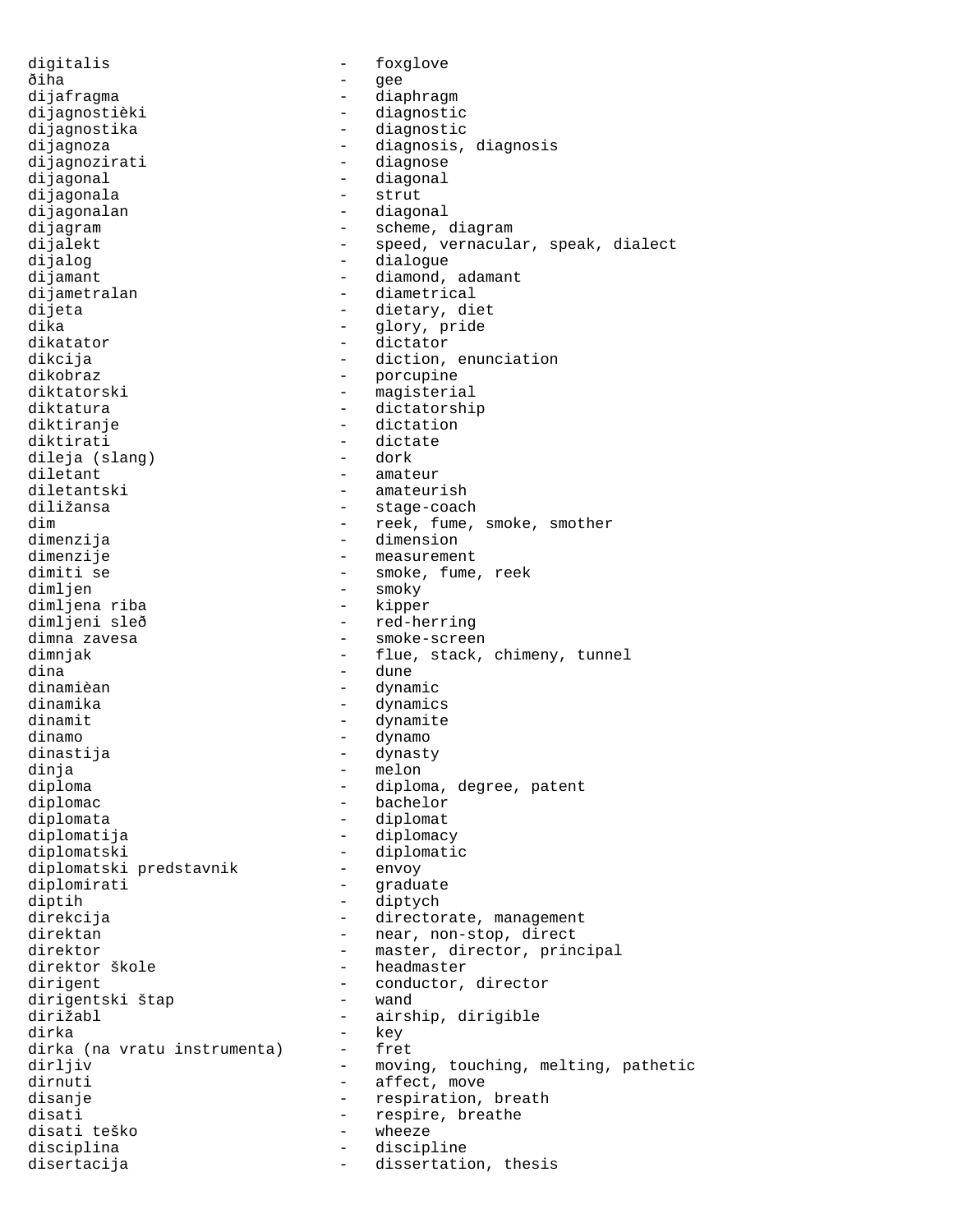digitalis - foxglove
ðiha - gee
dijafragma - diaphragm
dijagnostièki - diagnostic
dijagnostika - diagnostic
dijagnoza - diagnosis, diagnosis
dijagnozirati - diagnose
dijagonal - diagonal
dijagonala - strut
dijagonalan - diagonal
dijagram - scheme, diagram
dijalekt - speed, vernacular, speak, dialect
dijalog - dialogue
dijamant - diamond, adamant
dijametralan - diametrical
dijeta - dietary, diet
dika - glory, pride
dikatator - dictator
dikcija - diction, enunciation
dikobraz - porcupine
diktatorski - magisterial
diktatura - dictatorship
diktiranje - dictation
diktirati - dictate
dileja (slang) - dork
diletant - amateur
diletantski - amateurish
diližansa - stage-coach
dim - reek, fume, smoke, smother
dimenzija - dimension
dimenzije - measurement
dimiti se - smoke, fume, reek
dimljen - smoky
dimljena riba - kipper
dimljeni sleð - red-herring
dimna zavesa - smoke-screen
dimnjak - flue, stack, chimeny, tunnel
dina - dune
dinamièan - dynamic
dinamika - dynamics
dinamit - dynamite
dinamo - dynamo
dinastija - dynasty
dinja - melon
diploma - diploma, degree, patent
diplomac - bachelor
diplomata - diplomat
diplomatija - diplomacy
diplomatski - diplomatic
diplomatski predstavnik - envoy
diplomirati - graduate
diptih - diptych
direkcija - directorate, management
direktan - near, non-stop, direct
direktor - master, director, principal
direktor škole - headmaster
dirigent - conductor, director
dirigentski štap - wand
dirižabl - airship, dirigible
dirka - key
dirka (na vratu instrumenta) - fret
dirljiv - moving, touching, melting, pathetic
dirnuti - affect, move
disanje - respiration, breath
disati - respire, breathe
disati teško - wheeze
disciplina - discipline
disertacija - dissertation, thesis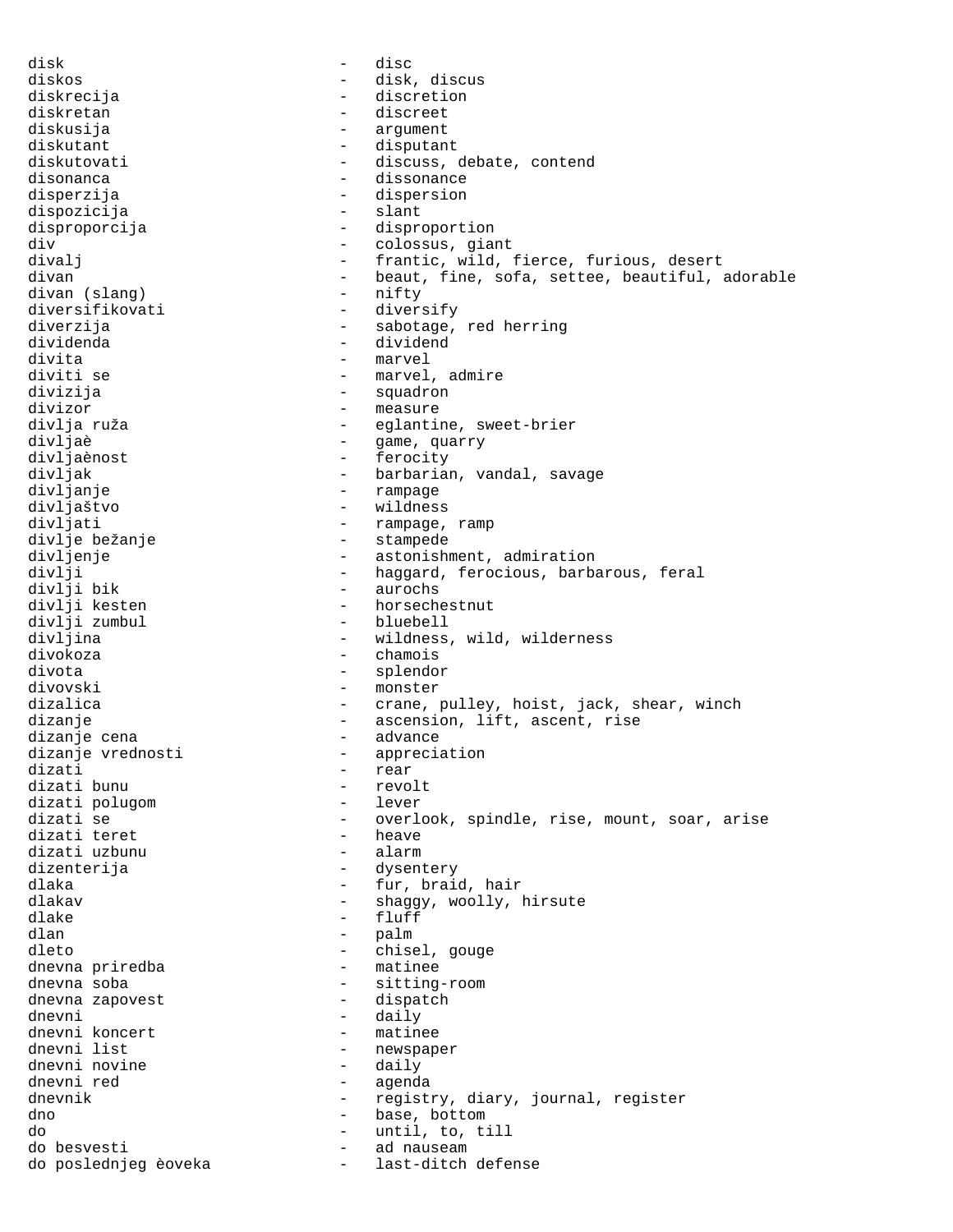disk - disc
diskos - disk, discus
diskrecija - discretion
diskretan - discreet
diskusija - argument
diskutant - disputant
diskutovati - discuss, debate, contend
disonanca - dissonance
disperzija - dispersion
dispozicija - slant
disproporcija - disproportion
div - colossus, giant
divalj - frantic, wild, fierce, furious, desert
divan - beaut, fine, sofa, settee, beautiful, adorable
divan (slang) - nifty
diversifikovati - diversify
diverzija - sabotage, red herring
dividenda - dividend
divita - marvel
diviti se - marvel, admire
divizija - squadron
divizor - measure
divlja ruža - eglantine, sweet-brier
divljaè - game, quarry
divljaènost - ferocity
divljak - barbarian, vandal, savage
divljanje - rampage
divljaštvo - wildness
divljati - rampage, ramp
divlje bežanje - stampede
divljenje - astonishment, admiration
divlji - haggard, ferocious, barbarous, feral
divlji bik - aurochs
divlji kesten - horsechestnut
divlji zumbul - bluebell
divljina - wildness, wild, wilderness
divokoza - chamois
divota - splendor
divovski - monster
dizalica - crane, pulley, hoist, jack, shear, winch
dizanje - ascension, lift, ascent, rise
dizanje cena - advance
dizanje vrednosti - appreciation
dizati - rear
dizati bunu - revolt
dizati polugom - lever
dizati se - overlook, spindle, rise, mount, soar, arise
dizati teret - heave
dizati uzbunu - alarm
dizenterija - dysentery
dlaka - fur, braid, hair
dlakav - shaggy, woolly, hirsute
dlake - fluff
dlan - palm
dleto - chisel, gouge
dnevna priredba - matinee
dnevna soba - sitting-room
dnevna zapovest - dispatch
dnevni - daily
dnevni koncert - matinee
dnevni list - newspaper
dnevni novine - daily
dnevni red - agenda
dnevnik - registry, diary, journal, register
dno - base, bottom
do - until, to, till
do besvesti - ad nauseam
do poslednjeg èoveka - last-ditch defense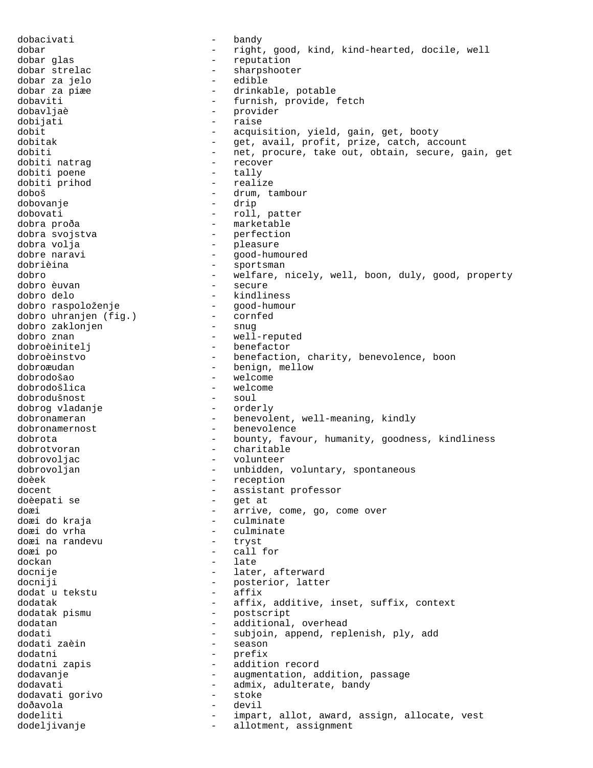dobacivati - bandy
dobar - right, good, kind, kind-hearted, docile, well
dobar glas - reputation
dobar strelac - sharpshooter
dobar za jelo - edible
dobar za piæe - drinkable, potable
dobaviti - furnish, provide, fetch
dobavljaè - provider
dobijati - raise
dobit - acquisition, yield, gain, get, booty
dobitak - get, avail, profit, prize, catch, account
dobiti - net, procure, take out, obtain, secure, gain, get
dobiti natrag - recover
dobiti poene - tally
dobiti prihod - realize
doboš - drum, tambour
dobovanje - drip
dobovati - roll, patter
dobra proða - marketable
dobra svojstva - perfection
dobra volja - pleasure
dobre naravi - good-humoured
dobrièina - sportsman
dobro - welfare, nicely, well, boon, duly, good, property
dobro èuvan - secure
dobro delo - kindliness
dobro raspoloženje - good-humour
dobro uhranjen (fig.) - cornfed
dobro zaklonjen - snug
dobro znan - well-reputed
dobroèinitelj - benefactor
dobroèinstvo - benefaction, charity, benevolence, boon
dobroæudan - benign, mellow
dobrodošao - welcome
dobrodošlica - welcome
dobrodušnost - soul
dobrog vladanje - orderly
dobronameran - benevolent, well-meaning, kindly
dobronamernost - benevolence
dobrota - bounty, favour, humanity, goodness, kindliness
dobrotvoran - charitable
dobrovoljac - volunteer
dobrovoljan - unbidden, voluntary, spontaneous
doèek - reception
docent - assistant professor
doèepati se - get at
doæi - arrive, come, go, come over
doæi do kraja - culminate
doæi do vrha - culminate
doæi na randevu - tryst
doæi po - call for
dockan - late
docnije - later, afterward
docniji - posterior, latter
dodat u tekstu - affix
dodatak - affix, additive, inset, suffix, context
dodatak pismu - postscript
dodatan - additional, overhead
dodati - subjoin, append, replenish, ply, add
dodati zaèin - season
dodatni - prefix
dodatni zapis - addition record
dodavanje - augmentation, addition, passage
dodavati - admix, adulterate, bandy
dodavati gorivo - stoke
doðavola - devil
dodeliti - impart, allot, award, assign, allocate, vest
dodeljivanje - allotment, assignment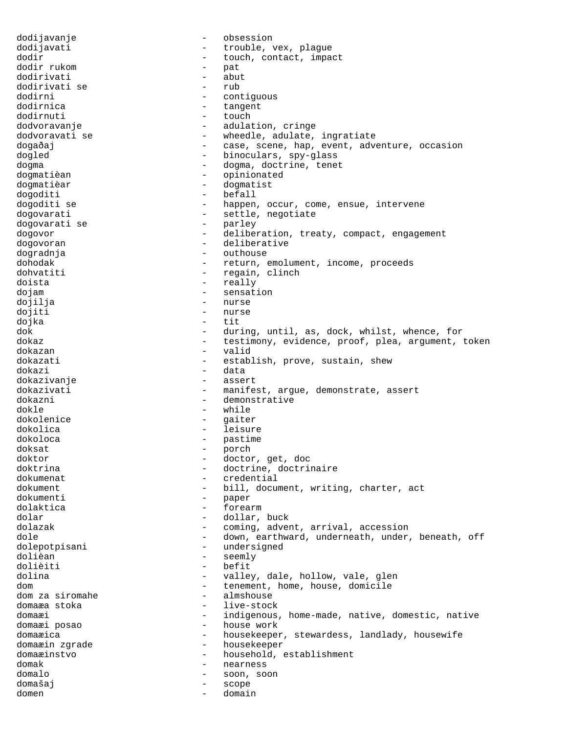dodijavanje - obsession
dodijavati - trouble, vex, plague
dodir - touch, contact, impact
dodir rukom - pat
dodirivati - abut
dodirivati se - rub
dodirni - contiguous
dodirnica - tangent
dodirnuti - touch
dodvoravanje - adulation, cringe
dodvoravati se - wheedle, adulate, ingratiate
dogaðaj - case, scene, hap, event, adventure, occasion
dogled - binoculars, spy-glass
dogma - dogma, doctrine, tenet
dogmatièan - opinionated
dogmatièar - dogmatist
dogoditi - befall
dogoditi se - happen, occur, come, ensue, intervene
dogovarati - settle, negotiate
dogovarati se - parley
dogovor - deliberation, treaty, compact, engagement
dogovoran - deliberative
dogradnja - outhouse
dohodak - return, emolument, income, proceeds
dohvatiti - regain, clinch
doista - really
dojam - sensation
dojilja - nurse
dojiti - nurse
dojka - tit
dok - during, until, as, dock, whilst, whence, for
dokaz - testimony, evidence, proof, plea, argument, token
dokazan - valid
dokazati - establish, prove, sustain, shew
dokazi - data
dokazivanje - assert
dokazivati - manifest, argue, demonstrate, assert
dokazni - demonstrative
dokle - while
dokolenice - gaiter
dokolica - leisure
dokoloca - pastime
doksat - porch
doktor - doctor, get, doc
doktrina - doctrine, doctrinaire
dokumenat - credential
dokument - bill, document, writing, charter, act
dokumenti - paper
dolaktica - forearm
dolar - dollar, buck
dolazak - coming, advent, arrival, accession
dole - down, earthward, underneath, under, beneath, off
dolepotpisani - undersigned
dolièan - seemly
dolièiti - befit
dolina - valley, dale, hollow, vale, glen
dom - tenement, home, house, domicile
dom za siromahe - almshouse
domaæa stoka - live-stock
domaæi - indigenous, home-made, native, domestic, native
domaæi posao - house work
domaæica - housekeeper, stewardess, landlady, housewife
domaæin zgrade - housekeeper
domaæinstvo - household, establishment
domak - nearness
domalo - soon, soon
domašaj - scope
domen - domain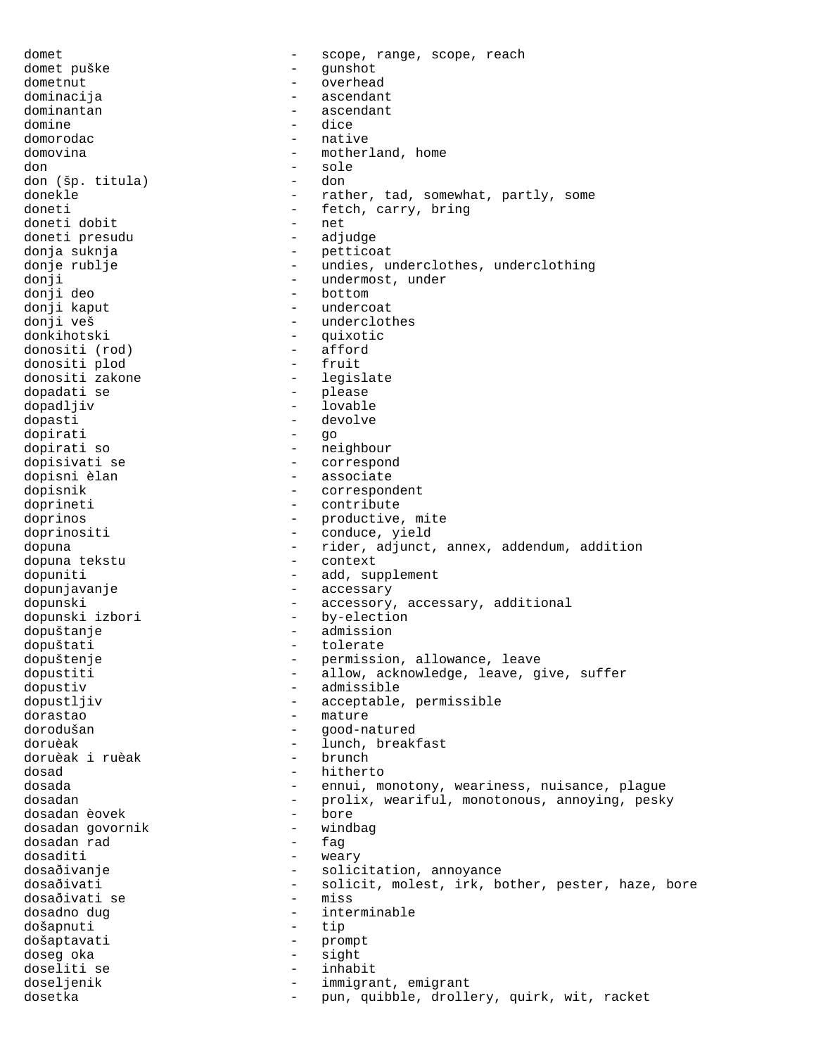domet - scope, range, scope, reach
domet puške - gunshot
dometnut - overhead
dominacija - ascendant
dominantan - ascendant
domine - dice
domorodac - native
domovina - motherland, home
don - sole
don (šp. titula) - don
donekle - rather, tad, somewhat, partly, some
doneti - fetch, carry, bring
doneti dobit - net
doneti presudu - adjudge
donja suknja - petticoat
donje rublje - undies, underclothes, underclothing
donji - undermost, under
donji deo - bottom
donji kaput - undercoat
donji veš - underclothes
donkihotski - quixotic
donositi (rod) - afford
donositi plod - fruit
donositi zakone - legislate
dopadati se - please
dopadljiv - lovable
dopasti - devolve
dopirati - go
dopirati so - neighbour
dopisivati se - correspond
dopisni èlan - associate
dopisnik - correspondent
doprineti - contribute
doprinos - productive, mite
doprinositi - conduce, yield
dopuna - rider, adjunct, annex, addendum, addition
dopuna tekstu - context
dopuniti - add, supplement
dopunjavanje - accessary
dopunski - accessory, accessary, additional
dopunski izbori - by-election
dopuštanje - admission
dopuštati - tolerate
dopuštenje - permission, allowance, leave
dopustiti - allow, acknowledge, leave, give, suffer
dopustiv - admissible
dopustljiv - acceptable, permissible
dorastao - mature
dorodušan - good-natured
doruèak - lunch, breakfast
doruèak i ruèak - brunch
dosad - hitherto
dosada - ennui, monotony, weariness, nuisance, plague
dosadan - prolix, weariful, monotonous, annoying, pesky
dosadan èovek - bore
dosadan govornik - windbag
dosadan rad - fag
dosaditi - weary
dosađivanje - solicitation, annoyance
dosađivati - solicit, molest, irk, bother, pester, haze, bore
dosađivati se - miss
dosadno dug - interminable
došapnuti - tip
došaptavati - prompt
doseg oka - sight
doseliti se - inhabit
doseljenik - immigrant, emigrant
dosetka - pun, quibble, drollery, quirk, wit, racket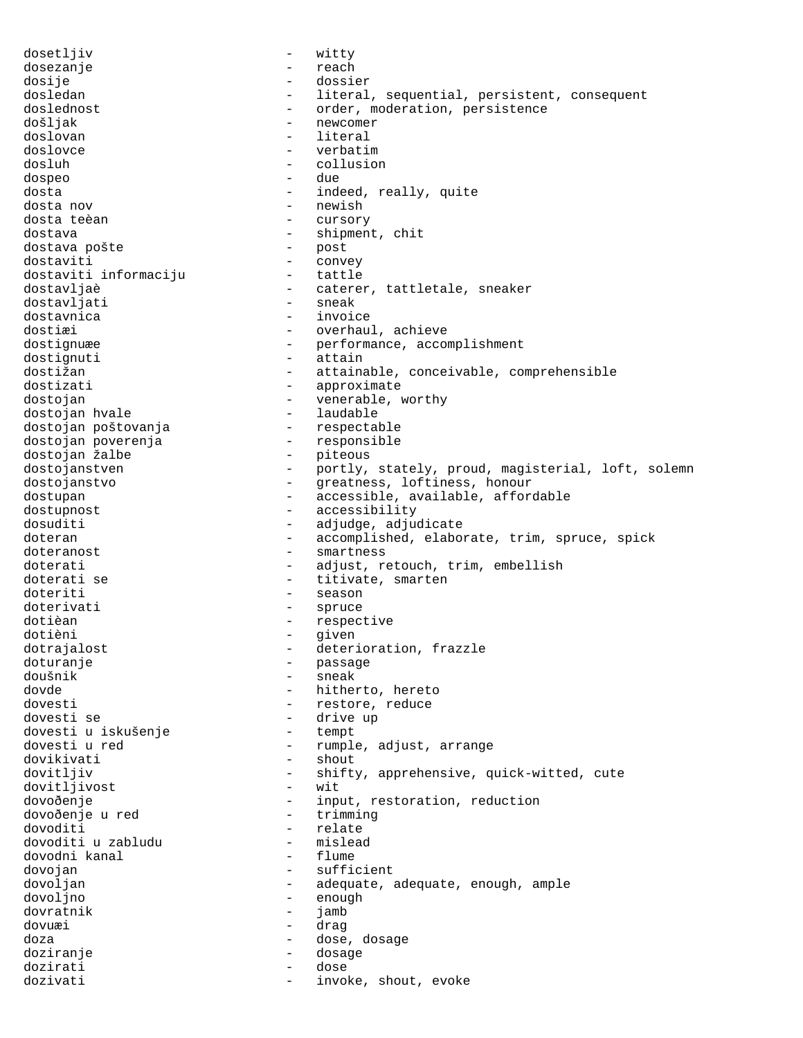dosetljiv - witty
dosezanje - reach
dosije - dossier
dosledan - literal, sequential, persistent, consequent
doslednost - order, moderation, persistence
došljak - newcomer
doslovan - literal
doslovce - verbatim
dosluh - collusion
dospeo - due
dosta - indeed, really, quite
dosta nov - newish
dosta teèan - cursory
dostava - shipment, chit
dostava pošte - post
dostaviti - convey
dostaviti informaciju - tattle
dostavljaè - caterer, tattletale, sneaker
dostavljati - sneak
dostavnica - invoice
dostiæi - overhaul, achieve
dostignuæe - performance, accomplishment
dostignuti - attain
dostižan - attainable, conceivable, comprehensible
dostizati - approximate
dostojan - venerable, worthy
dostojan hvale - laudable
dostojan poštovanja - respectable
dostojan poverenja - responsible
dostojan žalbe - piteous
dostojanstven - portly, stately, proud, magisterial, loft, solemn
dostojanstvo - greatness, loftiness, honour
dostupan - accessible, available, affordable
dostupnost - accessibility
dosuditi - adjudge, adjudicate
doteran - accomplished, elaborate, trim, spruce, spick
doteranost - smartness
doterati - adjust, retouch, trim, embellish
doterati se - titivate, smarten
doteriti - season
doterivati - spruce
dotièan - respective
dotièni - given
dotrajalost - deterioration, frazzle
doturanje - passage
doušnik - sneak
dovde - hitherto, hereto
dovesti - restore, reduce
dovesti se - drive up
dovesti u iskušenje - tempt
dovesti u red - rumple, adjust, arrange
dovikivati - shout
dovitljiv - shifty, apprehensive, quick-witted, cute
dovitljivost - wit
dovoðenje - input, restoration, reduction
dovoðenje u red - trimming
dovoditi - relate
dovoditi u zabludu - mislead
dovodni kanal - flume
dovojan - sufficient
dovoljan - adequate, adequate, enough, ample
dovoljno - enough
dovratnik - jamb
dovuæi - drag
doza - dose, dosage
doziranje - dosage
dozirati - dose
dozivati - invoke, shout, evoke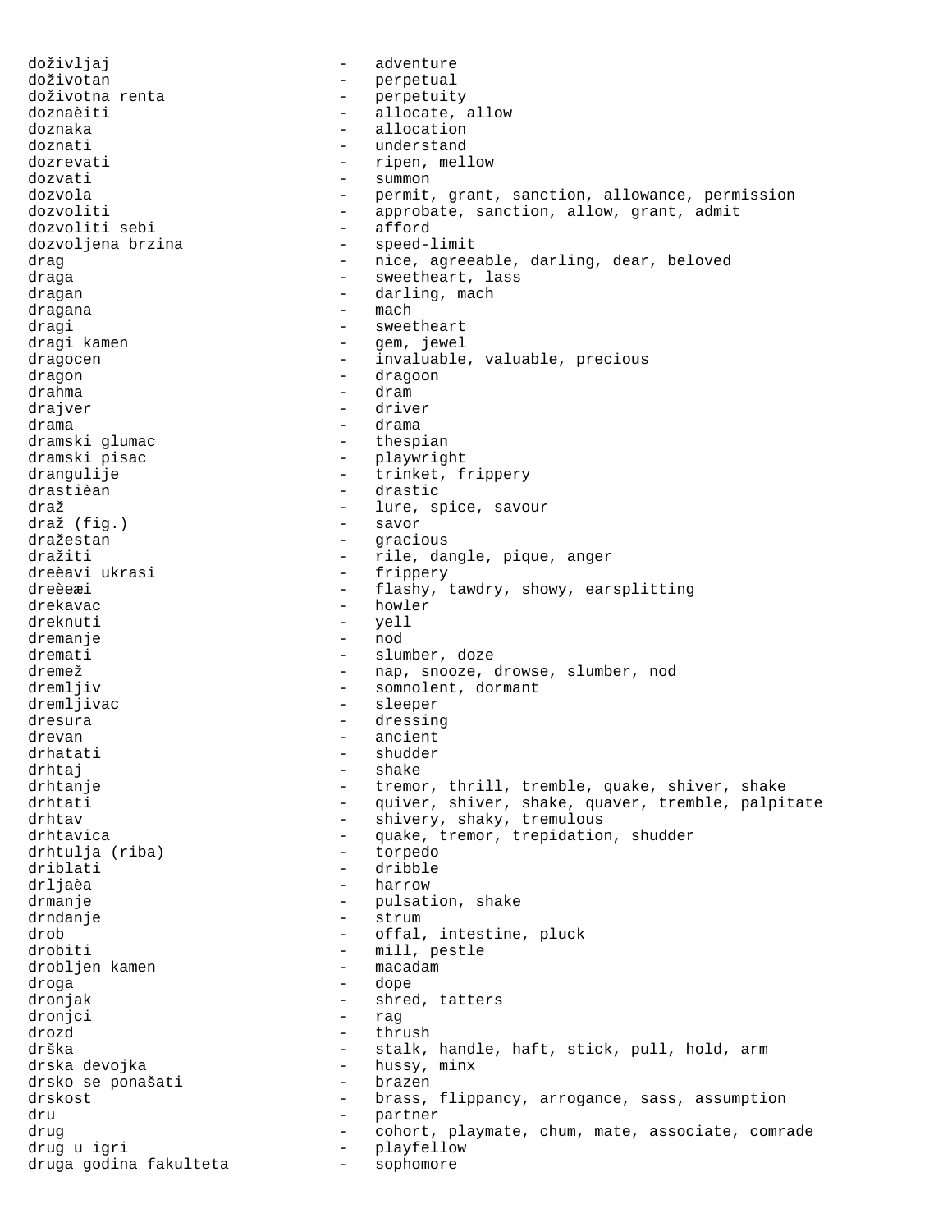doživljaj - adventure
doživotan - perpetual
doživotna renta - perpetuity
doznaèiti - allocate, allow
doznaka - allocation
doznati - understand
dozrevati - ripen, mellow
dozvati - summon
dozvola - permit, grant, sanction, allowance, permission
dozvoliti - approbate, sanction, allow, grant, admit
dozvoliti sebi - afford
dozvoljena brzina - speed-limit
drag - nice, agreeable, darling, dear, beloved
draga - sweetheart, lass
dragan - darling, mach
dragana - mach
dragi - sweetheart
dragi kamen - gem, jewel
dragocen - invaluable, valuable, precious
dragon - dragoon
drahma - dram
drajver - driver
drama - drama
dramski glumac - thespian
dramski pisac - playwright
drangulije - trinket, frippery
drastièan - drastic
draž - lure, spice, savour
draž (fig.) - savor
dražestan - gracious
dražiti - rile, dangle, pique, anger
dreèavi ukrasi - frippery
dreèeæi - flashy, tawdry, showy, earsplitting
drekavac - howler
dreknuti - yell
dremanje - nod
dremati - slumber, doze
dremež - nap, snooze, drowse, slumber, nod
dremljiv - somnolent, dormant
dremljivac - sleeper
dresura - dressing
drevan - ancient
drhatati - shudder
drhtaj - shake
drhtanje - tremor, thrill, tremble, quake, shiver, shake
drhtati - quiver, shiver, shake, quaver, tremble, palpitate
drhtav - shivery, shaky, tremulous
drhtavica - quake, tremor, trepidation, shudder
drhtulja (riba) - torpedo
driblati - dribble
drljaèa - harrow
drmanje - pulsation, shake
drndanje - strum
drob - offal, intestine, pluck
drobiti - mill, pestle
drobljen kamen - macadam
droga - dope
dronjak - shred, tatters
dronjci - rag
drozd - thrush
drška - stalk, handle, haft, stick, pull, hold, arm
drska devojka - hussy, minx
drsko se ponašati - brazen
drskost - brass, flippancy, arrogance, sass, assumption
dru - partner
drug - cohort, playmate, chum, mate, associate, comrade
drug u igri - playfellow
druga godina fakulteta - sophomore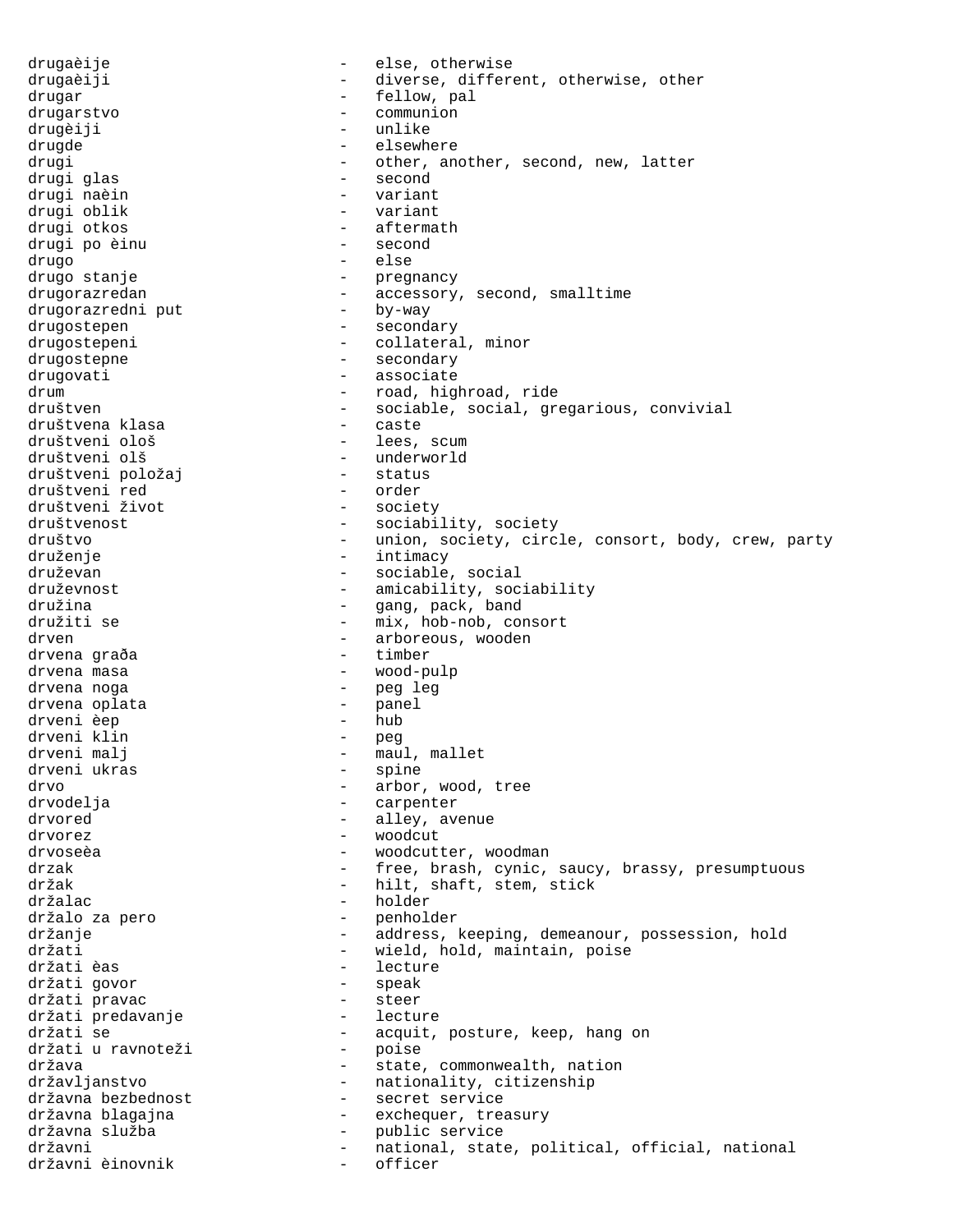drugaèije - else, otherwise
drugaèiji - diverse, different, otherwise, other
drugar - fellow, pal
drugarstvo - communion
drugèiji - unlike
drugde - elsewhere
drugi - other, another, second, new, latter
drugi glas - second
drugi naèin - variant
drugi oblik - variant
drugi otkos - aftermath
drugi po èinu - second
drugo - else
drugo stanje - pregnancy
drugorazredan - accessory, second, smalltime
drugorazredni put - by-way
drugostepen - secondary
drugostepeni - collateral, minor
drugostepne - secondary
drugovati - associate
drum - road, highroad, ride
društven - sociable, social, gregarious, convivial
društvena klasa - caste
društveni ološ - lees, scum
društveni olš - underworld
društveni položaj - status
društveni red - order
društveni život - society
društvenost - sociability, society
društvo - union, society, circle, consort, body, crew, party
druženje - intimacy
druževan - sociable, social
druževnost - amicability, sociability
družina - gang, pack, band
družiti se - mix, hob-nob, consort
drven - arboreous, wooden
drvena graða - timber
drvena masa - wood-pulp
drvena noga - peg leg
drvena oplata - panel
drveni èep - hub
drveni klin - peg
drveni malj - maul, mallet
drveni ukras - spine
drvo - arbor, wood, tree
drvodelja - carpenter
drvored - alley, avenue
drvorez - woodcut
drvoseèa - woodcutter, woodman
drzak - free, brash, cynic, saucy, brassy, presumptuous
držak - hilt, shaft, stem, stick
držalac - holder
držalo za pero - penholder
držanje - address, keeping, demeanour, possession, hold
držati - wield, hold, maintain, poise
držati èas - lecture
držati govor - speak
držati pravac - steer
držati predavanje - lecture
držati se - acquit, posture, keep, hang on
držati u ravnoteži - poise
država - state, commonwealth, nation
državljanstvo - nationality, citizenship
državna bezbednost - secret service
državna blagajna - exchequer, treasury
državna služba - public service
državni - national, state, political, official, national
državni èinovnik - officer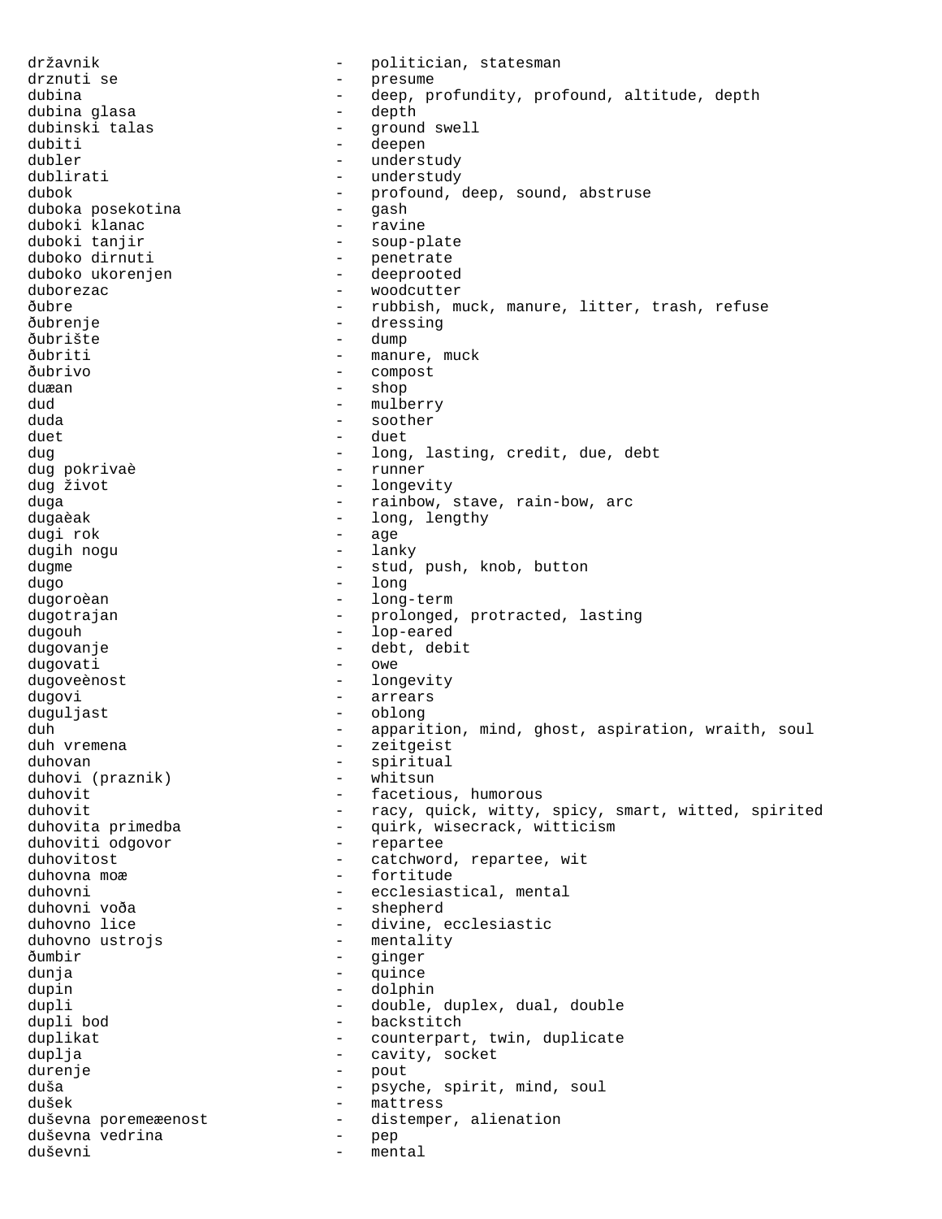državnik - politician, statesman
drznuti se - presume
dubina - deep, profundity, profound, altitude, depth
dubina glasa - depth
dubinski talas - ground swell
dubiti - deepen
dubler - understudy
dublirati - understudy
dubok - profound, deep, sound, abstruse
duboka posekotina - gash
duboki klanac - ravine
duboki tanjir - soup-plate
duboko dirnuti - penetrate
duboko ukorenjen - deeprooted
duborezac - woodcutter
ðubre - rubbish, muck, manure, litter, trash, refuse
ðubrenje - dressing
ðubrište - dump
ðubriti - manure, muck
ðubrivo - compost
duæan - shop
dud - mulberry
duda - soother
duet - duet
dug - long, lasting, credit, due, debt
dug pokrivaè - runner
dug život - longevity
duga - rainbow, stave, rain-bow, arc
dugaèak - long, lengthy
dugi rok - age
dugih nogu - lanky
dugme - stud, push, knob, button
dugo - long
dugoroèan - long-term
dugotrajan - prolonged, protracted, lasting
dugouh - lop-eared
dugovanje - debt, debit
dugovati - owe
dugoveènost - longevity
dugovi - arrears
duguljast - oblong
duh - apparition, mind, ghost, aspiration, wraith, soul
duh vremena - zeitgeist
duhovan - spiritual
duhovi (praznik) - whitsun
duhovit - facetious, humorous
duhovit - racy, quick, witty, spicy, smart, witted, spirited
duhovita primedba - quirk, wisecrack, witticism
duhoviti odgovor - repartee
duhovitost - catchword, repartee, wit
duhovna moæ - fortitude
duhovni - ecclesiastical, mental
duhovni voða - shepherd
duhovno lice - divine, ecclesiastic
duhovno ustrojs - mentality
ðumbir - ginger
dunja - quince
dupin - dolphin
dupli - double, duplex, dual, double
dupli bod - backstitch
duplikat - counterpart, twin, duplicate
duplja - cavity, socket
durenje - pout
duša - psyche, spirit, mind, soul
dušek - mattress
duševna poremeæenost - distemper, alienation
duševna vedrina - pep
duševni - mental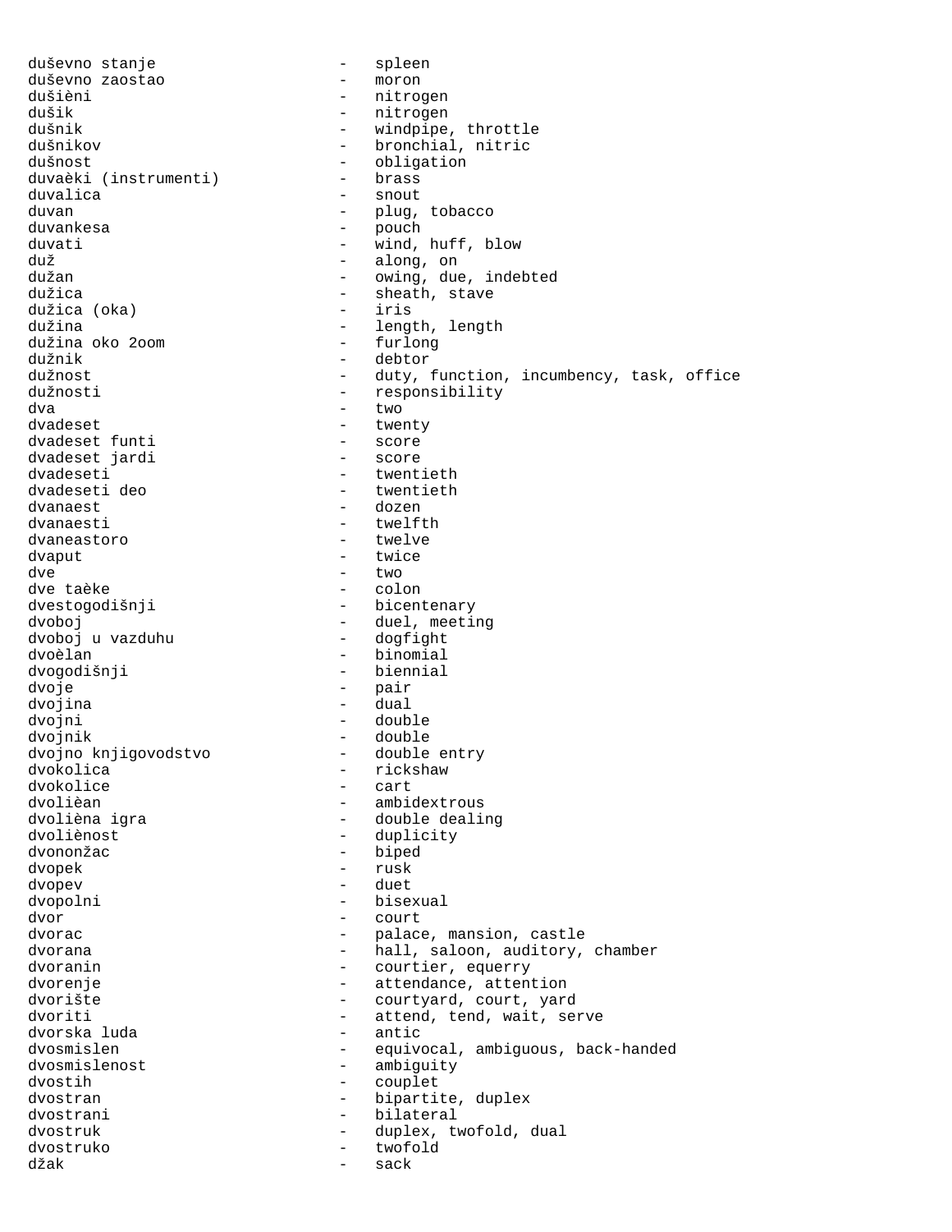```
duševno stanje              -   spleen
duševno zaostao             -   moron
dušièni                     -   nitrogen
dušik                       -   nitrogen
dušnik                      -   windpipe, throttle
dušnikov                    -   bronchial, nitric
dušnost                     -   obligation
duvaèki (instrumenti)       -   brass
duvalica                    -   snout
duvan                       -   plug, tobacco
duvankesa                   -   pouch
duvati                      -   wind, huff, blow
duž                         -   along, on
dužan                       -   owing, due, indebted
dužica                      -   sheath, stave
dužica (oka)                -   iris
dužina                      -   length, length
dužina oko 2oom             -   furlong
dužnik                      -   debtor
dužnost                     -   duty, function, incumbency, task, office
dužnosti                    -   responsibility
dva                         -   two
dvadeset                    -   twenty
dvadeset funti              -   score
dvadeset jardi              -   score
dvadeseti                   -   twentieth
dvadeseti deo               -   twentieth
dvanaest                    -   dozen
dvanaesti                   -   twelfth
dvaneastoro                 -   twelve
dvaput                      -   twice
dve                         -   two
dve taèke                   -   colon
dvestogodišnji              -   bicentenary
dvoboj                      -   duel, meeting
dvoboj u vazduhu            -   dogfight
dvoèlan                     -   binomial
dvogodišnji                 -   biennial
dvoje                       -   pair
dvojina                     -   dual
dvojni                      -   double
dvojnik                     -   double
dvojno knjigovodstvo        -   double entry
dvokolica                   -   rickshaw
dvokolice                   -   cart
dvolièan                    -   ambidextrous
dvolièna igra               -   double dealing
dvoliènost                  -   duplicity
dvononžac                   -   biped
dvopek                      -   rusk
dvopev                      -   duet
dvopolni                    -   bisexual
dvor                        -   court
dvorac                      -   palace, mansion, castle
dvorana                     -   hall, saloon, auditory, chamber
dvoranin                    -   courtier, equerry
dvorenje                    -   attendance, attention
dvorište                    -   courtyard, court, yard
dvoriti                     -   attend, tend, wait, serve
dvorska luda                -   antic
dvosmislen                  -   equivocal, ambiguous, back-handed
dvosmislenost               -   ambiguity
dvostih                     -   couplet
dvostran                    -   bipartite, duplex
dvostrani                   -   bilateral
dvostruk                    -   duplex, twofold, dual
dvostruko                   -   twofold
džak                        -   sack
```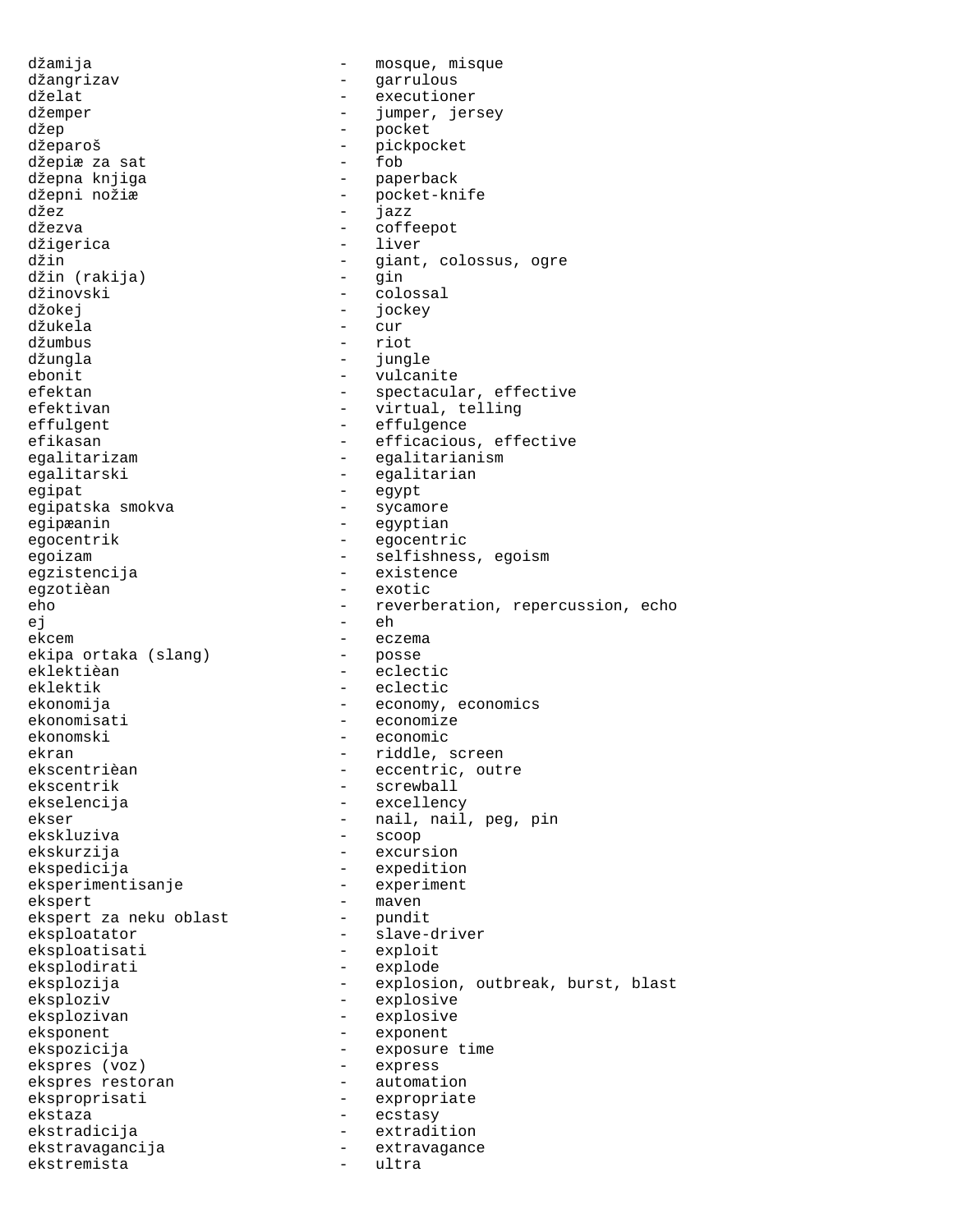```
džamija                      -   mosque, misque
džangrizav                   -   garrulous
dželat                       -   executioner
džemper                      -   jumper, jersey
džep                         -   pocket
džeparoš                     -   pickpocket
džepiæ za sat                -   fob
džepna knjiga                -   paperback
džepni nožiæ                 -   pocket-knife
džez                         -   jazz
džezva                       -   coffeepot
džigerica                    -   liver
džin                         -   giant, colossus, ogre
džin (rakija)                -   gin
džinovski                    -   colossal
džokej                       -   jockey
džukela                      -   cur
džumbus                      -   riot
džungla                      -   jungle
ebonit                       -   vulcanite
efektan                      -   spectacular, effective
efektivan                    -   virtual, telling
effulgent                    -   effulgence
efikasan                     -   efficacious, effective
egalitarizam                 -   egalitarianism
egalitarski                  -   egalitarian
egipat                       -   egypt
egipatska smokva             -   sycamore
egipæanin                    -   egyptian
egocentrik                   -   egocentric
egoizam                      -   selfishness, egoism
egzistencija                 -   existence
egzotièan                    -   exotic
eho                          -   reverberation, repercussion, echo
ej                           -   eh
ekcem                        -   eczema
ekipa ortaka (slang)         -   posse
eklektièan                   -   eclectic
eklektik                     -   eclectic
ekonomija                    -   economy, economics
ekonomisati                  -   economize
ekonomski                    -   economic
ekran                        -   riddle, screen
ekscentrièan                 -   eccentric, outre
ekscentrik                   -   screwball
ekselencija                  -   excellency
ekser                        -   nail, nail, peg, pin
ekskluziva                   -   scoop
ekskurzija                   -   excursion
ekspedicija                  -   expedition
eksperimentisanje            -   experiment
ekspert                      -   maven
ekspert za neku oblast       -   pundit
eksploatator                 -   slave-driver
eksploatisati                -   exploit
eksplodirati                 -   explode
eksplozija                   -   explosion, outbreak, burst, blast
eksploziv                    -   explosive
eksplozivan                  -   explosive
eksponent                    -   exponent
ekspozicija                  -   exposure time
ekspres (voz)                -   express
ekspres restoran             -   automation
eksproprisati                -   expropriate
ekstaza                      -   ecstasy
ekstradicija                 -   extradition
ekstravagancija              -   extravagance
ekstremista                  -   ultra
```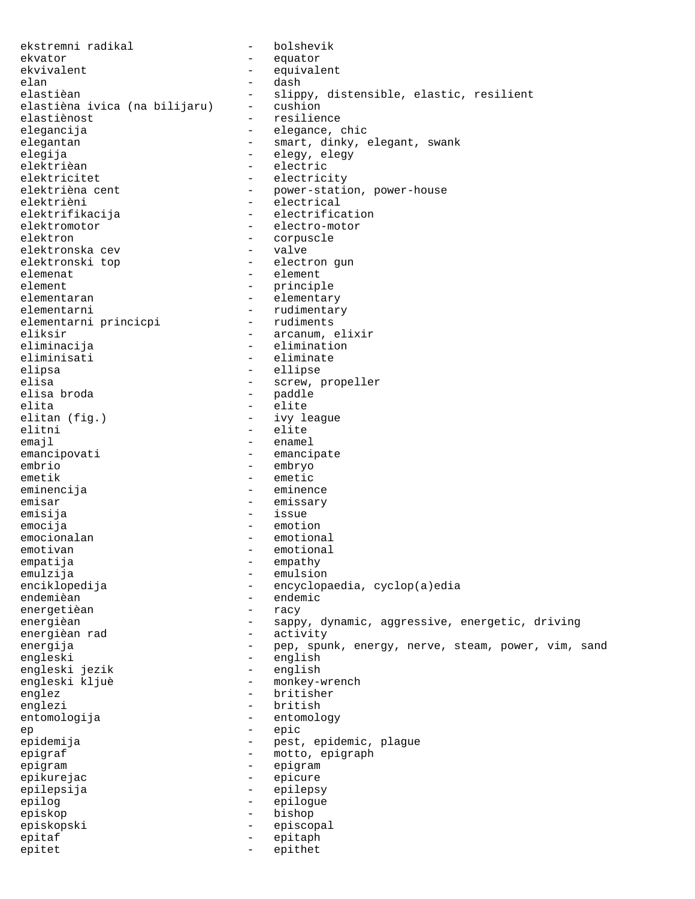ekstremni radikal - bolshevik
ekvator - equator
ekvivalent - equivalent
elan - dash
elastièan - slippy, distensible, elastic, resilient
elastièna ivica (na bilijaru) - cushion
elastiènost - resilience
elegancija - elegance, chic
elegantan - smart, dinky, elegant, swank
elegija - elegy, elegy
elektrièan - electric
elektricitet - electricity
elektrièna cent - power-station, power-house
elektrièni - electrical
elektrifikacija - electrification
elektromotor - electro-motor
elektron - corpuscle
elektronska cev - valve
elektronski top - electron gun
elemenat - element
element - principle
elementaran - elementary
elementarni - rudimentary
elementarni princicpi - rudiments
eliksir - arcanum, elixir
eliminacija - elimination
eliminisati - eliminate
elipsa - ellipse
elisa - screw, propeller
elisa broda - paddle
elita - elite
elitan (fig.) - ivy league
elitni - elite
emajl - enamel
emancipovati - emancipate
embrio - embryo
emetik - emetic
eminencija - eminence
emisar - emissary
emisija - issue
emocija - emotion
emocionalan - emotional
emotivan - emotional
empatija - empathy
emulzija - emulsion
enciklopedija - encyclopaedia, cyclop(a)edia
endemièan - endemic
energetièan - racy
energièan - sappy, dynamic, aggressive, energetic, driving
energièan rad - activity
energija - pep, spunk, energy, nerve, steam, power, vim, sand
engleski - english
engleski jezik - english
engleski kljuè - monkey-wrench
englez - britisher
englezi - british
entomologija - entomology
ep - epic
epidemija - pest, epidemic, plague
epigraf - motto, epigraph
epigram - epigram
epikurejac - epicure
epilepsija - epilepsy
epilog - epilogue
episkop - bishop
episkopski - episcopal
epitaf - epitaph
epitet - epithet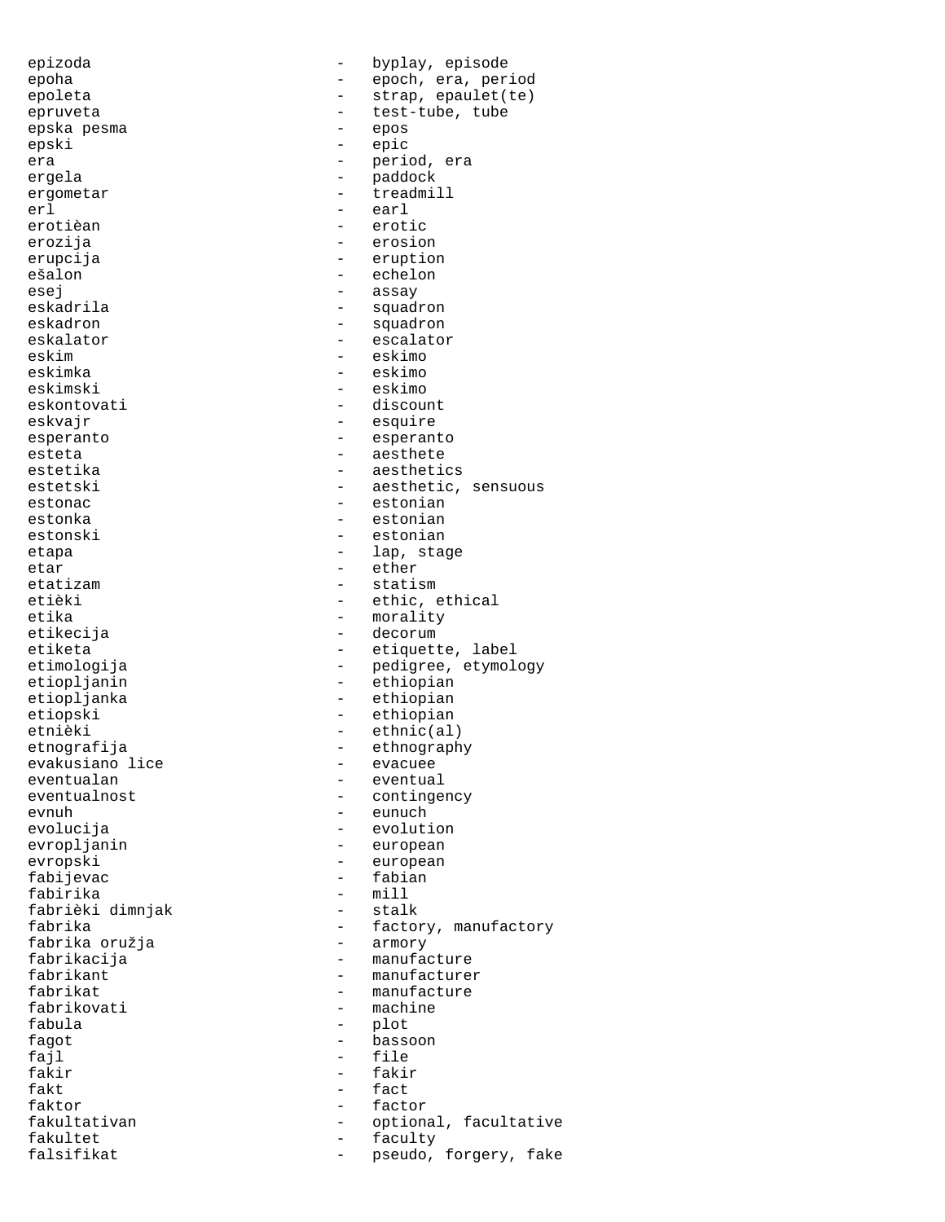epizoda - byplay, episode
epoha - epoch, era, period
epoleta - strap, epaulet(te)
epruveta - test-tube, tube
epska pesma - epos
epski - epic
era - period, era
ergela - paddock
ergometar - treadmill
erl - earl
erotièan - erotic
erozija - erosion
erupcija - eruption
ešalon - echelon
esej - assay
eskadrila - squadron
eskadron - squadron
eskalator - escalator
eskim - eskimo
eskimka - eskimo
eskimski - eskimo
eskontovati - discount
eskvajr - esquire
esperanto - esperanto
esteta - aesthete
estetika - aesthetics
estetski - aesthetic, sensuous
estonac - estonian
estonka - estonian
estonski - estonian
etapa - lap, stage
etar - ether
etatizam - statism
etièki - ethic, ethical
etika - morality
etikecija - decorum
etiketa - etiquette, label
etimologija - pedigree, etymology
etiopljanin - ethiopian
etiopljanka - ethiopian
etiopski - ethiopian
etnièki - ethnic(al)
etnografija - ethnography
evakusiano lice - evacuee
eventualan - eventual
eventualnost - contingency
evnuh - eunuch
evolucija - evolution
evropljanin - european
evropski - european
fabijevac - fabian
fabirika - mill
fabrièki dimnjak - stalk
fabrika - factory, manufactory
fabrika oružja - armory
fabrikacija - manufacture
fabrikant - manufacturer
fabrikat - manufacture
fabrikovati - machine
fabula - plot
fagot - bassoon
fajl - file
fakir - fakir
fakt - fact
faktor - factor
fakultativan - optional, facultative
fakultet - faculty
falsifikat - pseudo, forgery, fake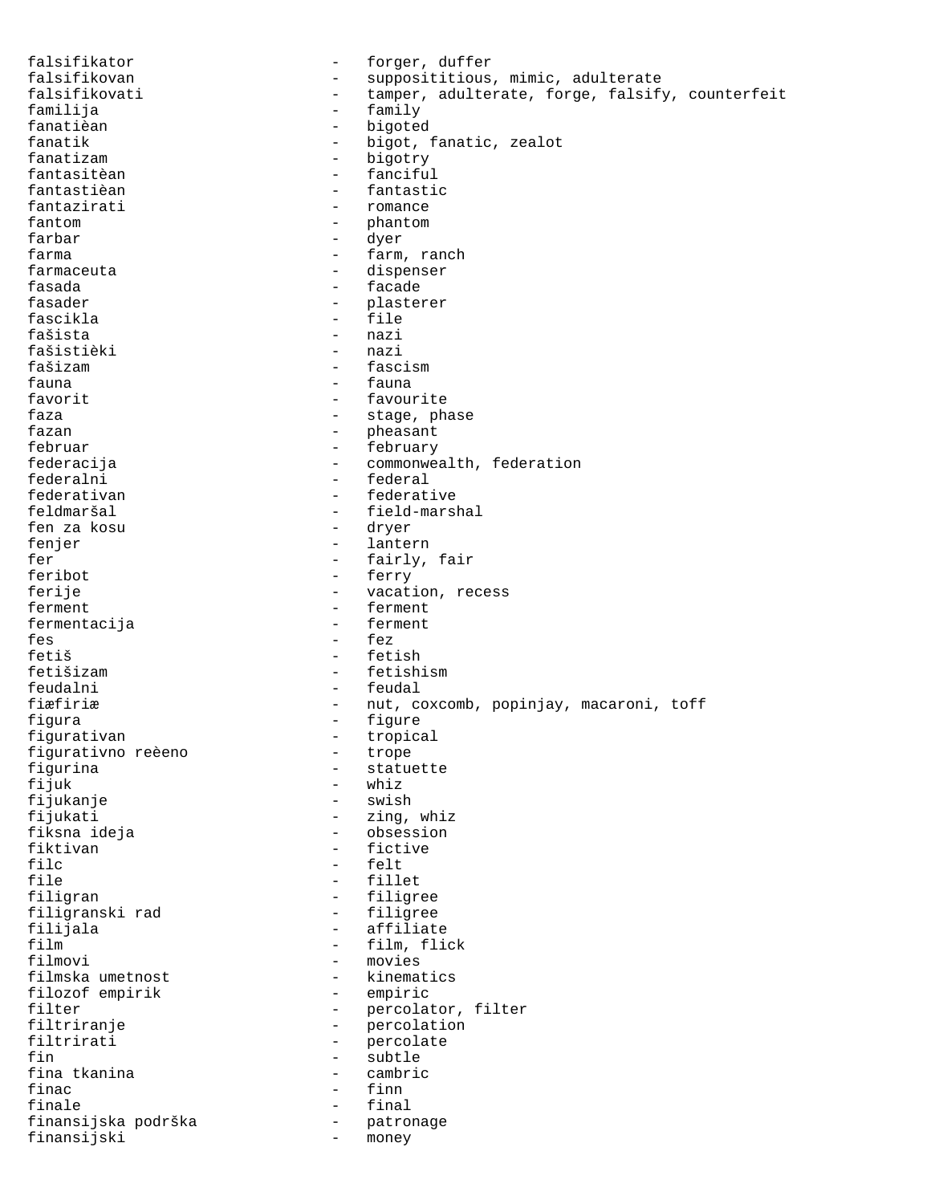falsifikator - forger, duffer
falsifikovan - supposititious, mimic, adulterate
falsifikovati - tamper, adulterate, forge, falsify, counterfeit
familija - family
fanatièan - bigoted
fanatik - bigot, fanatic, zealot
fanatizam - bigotry
fantasitèan - fanciful
fantastièan - fantastic
fantazirati - romance
fantom - phantom
farbar - dyer
farma - farm, ranch
farmaceuta - dispenser
fasada - facade
fasader - plasterer
fascikla - file
fašista - nazi
fašistièki - nazi
fašizam - fascism
fauna - fauna
favorit - favourite
faza - stage, phase
fazan - pheasant
februar - february
federacija - commonwealth, federation
federalni - federal
federativan - federative
feldmaršal - field-marshal
fen za kosu - dryer
fenjer - lantern
fer - fairly, fair
feribot - ferry
ferije - vacation, recess
ferment - ferment
fermentacija - ferment
fes - fez
fetiš - fetish
fetišizam - fetishism
feudalni - feudal
fiæfiriæ - nut, coxcomb, popinjay, macaroni, toff
figura - figure
figurativan - tropical
figurativno reèeno - trope
figurina - statuette
fijuk - whiz
fijukanje - swish
fijukati - zing, whiz
fiksna ideja - obsession
fiktivan - fictive
filc - felt
file - fillet
filigran - filigree
filigranski rad - filigree
filijala - affiliate
film - film, flick
filmovi - movies
filmska umetnost - kinematics
filozof empirik - empiric
filter - percolator, filter
filtriranje - percolation
filtrirati - percolate
fin - subtle
fina tkanina - cambric
finac - finn
finale - final
finansijska podrška - patronage
finansijski - money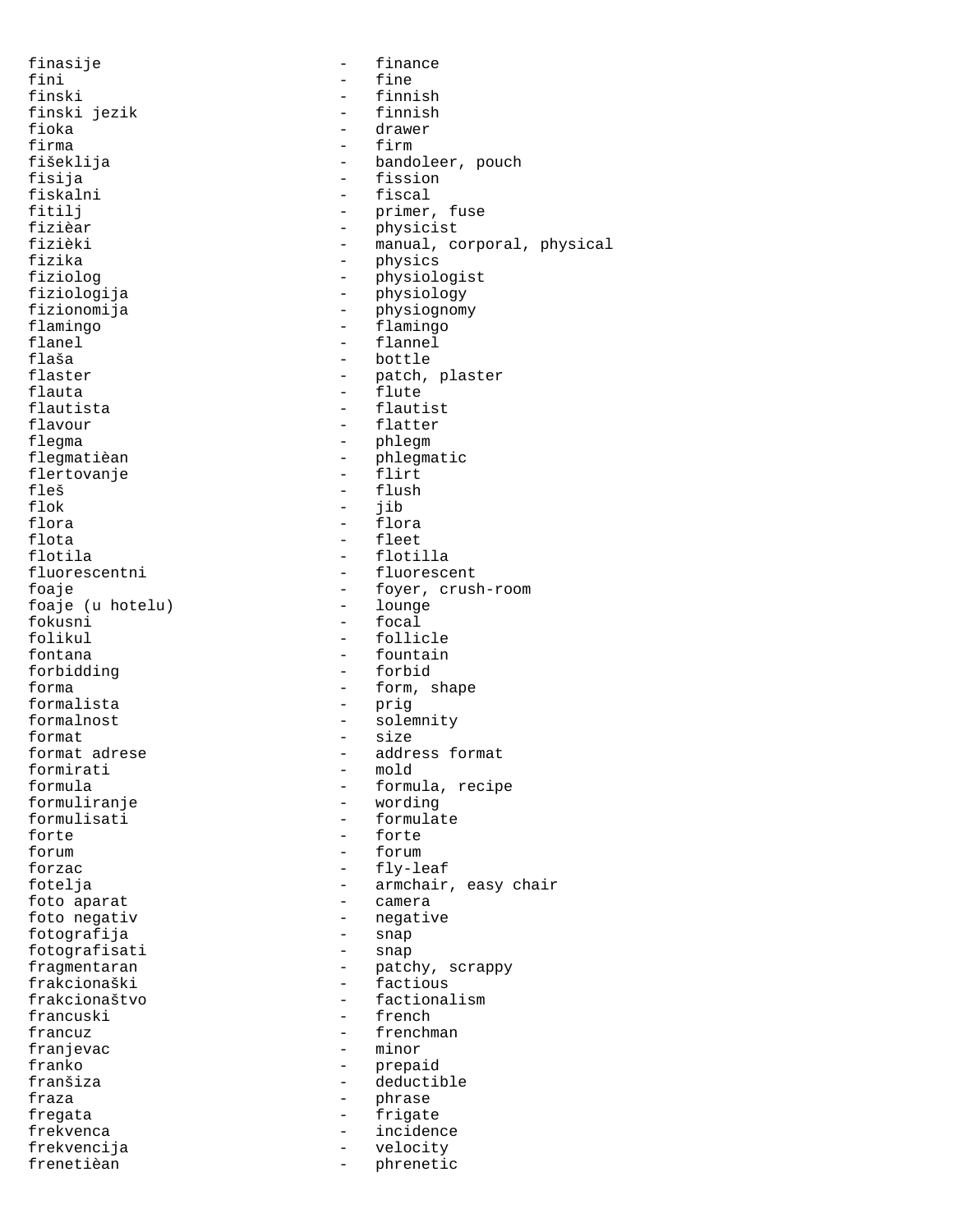finasije - finance
fini - fine
finski - finnish
finski jezik - finnish
fioka - drawer
firma - firm
fišeklija - bandoleer, pouch
fisija - fission
fiskalni - fiscal
fitilj - primer, fuse
fizièar - physicist
fizièki - manual, corporal, physical
fizika - physics
fiziolog - physiologist
fiziologija - physiology
fizionomija - physiognomy
flamingo - flamingo
flanel - flannel
flaša - bottle
flaster - patch, plaster
flauta - flute
flautista - flautist
flavour - flatter
flegma - phlegm
flegmatièan - phlegmatic
flertovanje - flirt
fleš - flush
flok - jib
flora - flora
flota - fleet
flotila - flotilla
fluorescentni - fluorescent
foaje - foyer, crush-room
foaje (u hotelu) - lounge
fokusni - focal
folikul - follicle
fontana - fountain
forbidding - forbid
forma - form, shape
formalista - prig
formalnost - solemnity
format - size
format adrese - address format
formirati - mold
formula - formula, recipe
formuliranje - wording
formulisati - formulate
forte - forte
forum - forum
forzac - fly-leaf
fotelja - armchair, easy chair
foto aparat - camera
foto negativ - negative
fotografija - snap
fotografisati - snap
fragmentaran - patchy, scrappy
frakcionaški - factious
frakcionaštvo - factionalism
francuski - french
francuz - frenchman
franjevac - minor
franko - prepaid
franšiza - deductible
fraza - phrase
fregata - frigate
frekvenca - incidence
frekvencija - velocity
frenetièan - phrenetic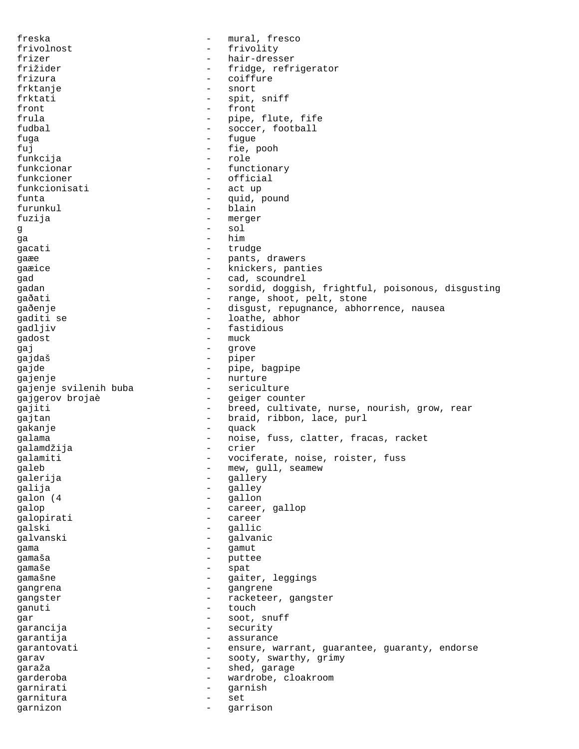freska - mural, fresco
frivolnost - frivolity
frizer - hair-dresser
frižider - fridge, refrigerator
frizura - coiffure
frktanje - snort
frktati - spit, sniff
front - front
frula - pipe, flute, fife
fudbal - soccer, football
fuga - fugue
fuj - fie, pooh
funkcija - role
funkcionar - functionary
funkcioner - official
funkcionisati - act up
funta - quid, pound
furunkul - blain
fuzija - merger
g - sol
ga - him
gacati - trudge
gaæe - pants, drawers
gaæice - knickers, panties
gad - cad, scoundrel
gadan - sordid, doggish, frightful, poisonous, disgusting
gaðati - range, shoot, pelt, stone
gaðenje - disgust, repugnance, abhorrence, nausea
gaditi se - loathe, abhor
gadljiv - fastidious
gadost - muck
gaj - grove
gajdaš - piper
gajde - pipe, bagpipe
gajenje - nurture
gajenje svilenih buba - sericulture
gajgerov brojaè - geiger counter
gajiti - breed, cultivate, nurse, nourish, grow, rear
gajtan - braid, ribbon, lace, purl
gakanje - quack
galama - noise, fuss, clatter, fracas, racket
galamdžija - crier
galamiti - vociferate, noise, roister, fuss
galeb - mew, gull, seamew
galerija - gallery
galija - galley
galon (4 - gallon
galop - career, gallop
galopirati - career
galski - gallic
galvanski - galvanic
gama - gamut
gamaša - puttee
gamaše - spat
gamašne - gaiter, leggings
gangrena - gangrene
gangster - racketeer, gangster
ganuti - touch
gar - soot, snuff
garancija - security
garantija - assurance
garantovati - ensure, warrant, guarantee, guaranty, endorse
garav - sooty, swarthy, grimy
garaža - shed, garage
garderoba - wardrobe, cloakroom
garnirati - garnish
garnitura - set
garnizon - garrison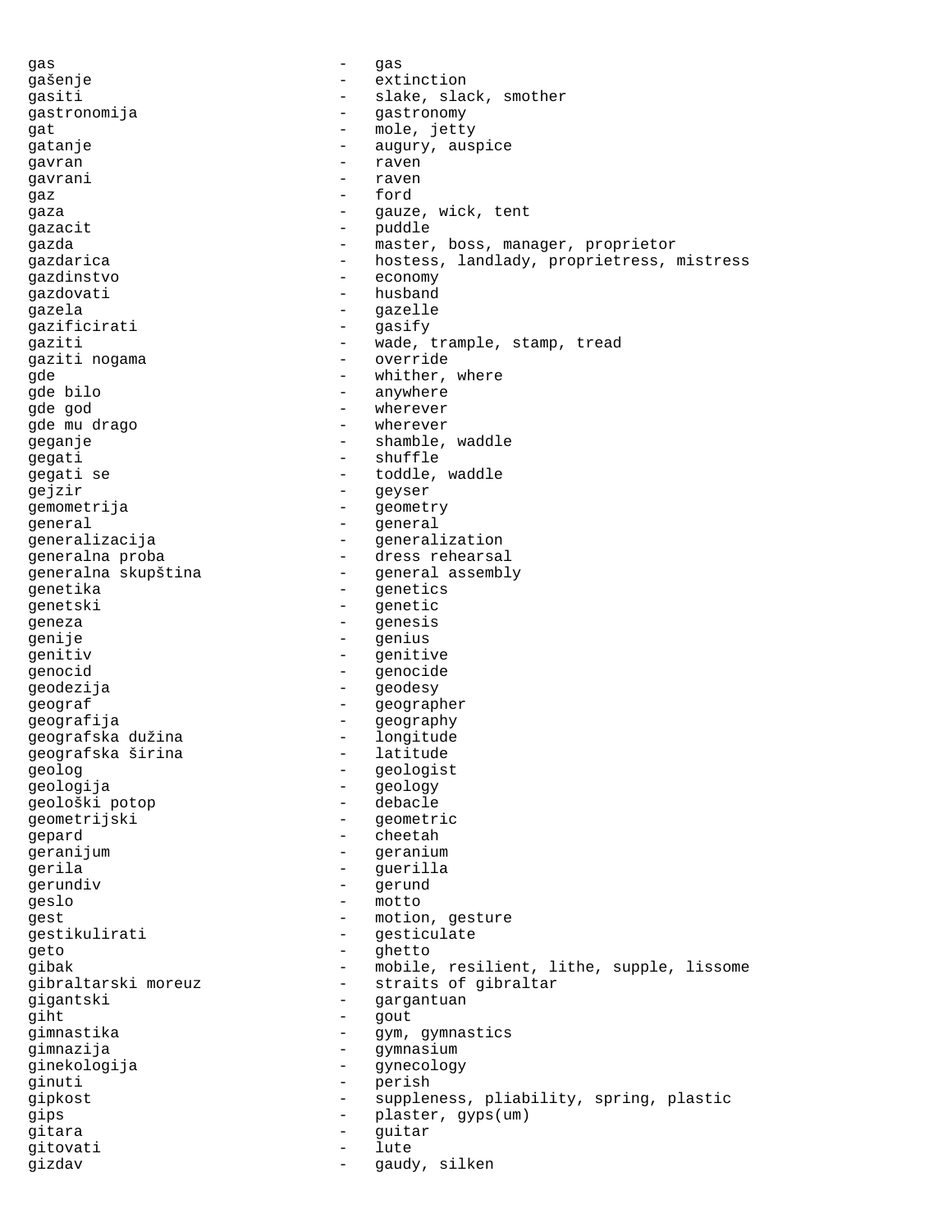gas - gas
gašenje - extinction
gasiti - slake, slack, smother
gastronomija - gastronomy
gat - mole, jetty
gatanje - augury, auspice
gavran - raven
gavrani - raven
gaz - ford
gaza - gauze, wick, tent
gazacit - puddle
gazda - master, boss, manager, proprietor
gazdarica - hostess, landlady, proprietress, mistress
gazdinstvo - economy
gazdovati - husband
gazela - gazelle
gazificirati - gasify
gaziti - wade, trample, stamp, tread
gaziti nogama - override
gde - whither, where
gde bilo - anywhere
gde god - wherever
gde mu drago - wherever
geganje - shamble, waddle
gegati - shuffle
gegati se - toddle, waddle
gejzir - geyser
gemometrija - geometry
general - general
generalizacija - generalization
generalna proba - dress rehearsal
generalna skupština - general assembly
genetika - genetics
genetski - genetic
geneza - genesis
genije - genius
genitiv - genitive
genocid - genocide
geodezija - geodesy
geograf - geographer
geografija - geography
geografska dužina - longitude
geografska širina - latitude
geolog - geologist
geologija - geology
geološki potop - debacle
geometrijski - geometric
gepard - cheetah
geranijum - geranium
gerila - guerilla
gerundiv - gerund
geslo - motto
gest - motion, gesture
gestikulirati - gesticulate
geto - ghetto
gibak - mobile, resilient, lithe, supple, lissome
gibraltarski moreuz - straits of gibraltar
gigantski - gargantuan
giht - gout
gimnastika - gym, gymnastics
gimnazija - gymnasium
ginekologija - gynecology
ginuti - perish
gipkost - suppleness, pliability, spring, plastic
gips - plaster, gyps(um)
gitara - guitar
gitovati - lute
gizdav - gaudy, silken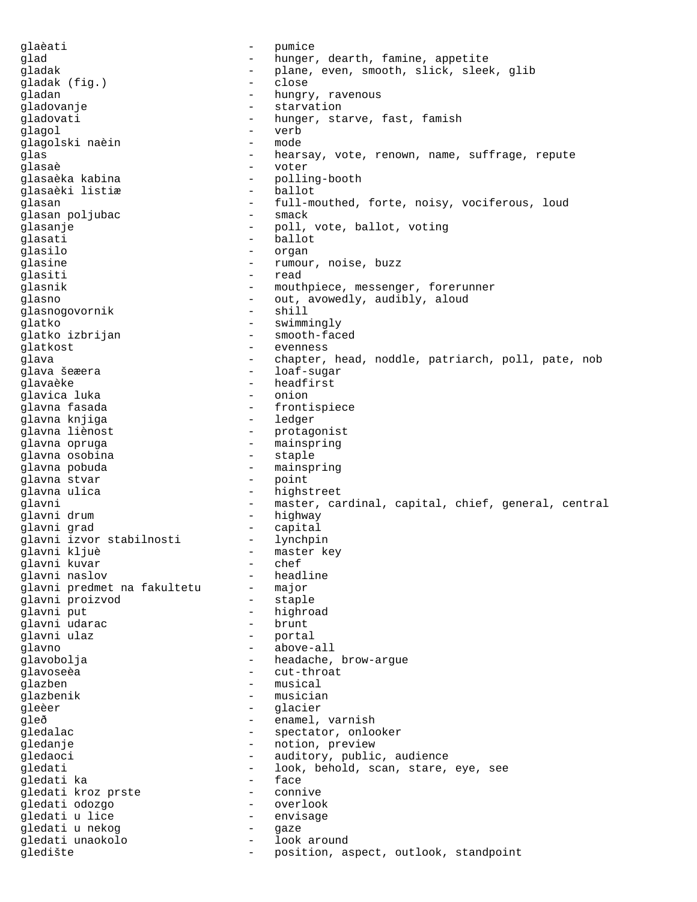glaèati - pumice
glad - hunger, dearth, famine, appetite
gladak - plane, even, smooth, slick, sleek, glib
gladak (fig.) - close
gladan - hungry, ravenous
gladovanje - starvation
gladovati - hunger, starve, fast, famish
glagol - verb
glagolski naèin - mode
glas - hearsay, vote, renown, name, suffrage, repute
glasaè - voter
glasaèka kabina - polling-booth
glasaèki listiæ - ballot
glasan - full-mouthed, forte, noisy, vociferous, loud
glasan poljubac - smack
glasanje - poll, vote, ballot, voting
glasati - ballot
glasilo - organ
glasine - rumour, noise, buzz
glasiti - read
glasnik - mouthpiece, messenger, forerunner
glasno - out, avowedly, audibly, aloud
glasnogovornik - shill
glatko - swimmingly
glatko izbrijan - smooth-faced
glatkost - evenness
glava - chapter, head, noddle, patriarch, poll, pate, nob
glava šeæera - loaf-sugar
glavaèke - headfirst
glavica luka - onion
glavna fasada - frontispiece
glavna knjiga - ledger
glavna liènost - protagonist
glavna opruga - mainspring
glavna osobina - staple
glavna pobuda - mainspring
glavna stvar - point
glavna ulica - highstreet
glavni - master, cardinal, capital, chief, general, central
glavni drum - highway
glavni grad - capital
glavni izvor stabilnosti - lynchpin
glavni kljuè - master key
glavni kuvar - chef
glavni naslov - headline
glavni predmet na fakultetu - major
glavni proizvod - staple
glavni put - highroad
glavni udarac - brunt
glavni ulaz - portal
glavno - above-all
glavobolja - headache, brow-argue
glavoseèa - cut-throat
glazben - musical
glazbenik - musician
gleèer - glacier
gleð - enamel, varnish
gledalac - spectator, onlooker
gledanje - notion, preview
gledaoci - auditory, public, audience
gledati - look, behold, scan, stare, eye, see
gledati ka - face
gledati kroz prste - connive
gledati odozgo - overlook
gledati u lice - envisage
gledati u nekog - gaze
gledati unaokolo - look around
gledište - position, aspect, outlook, standpoint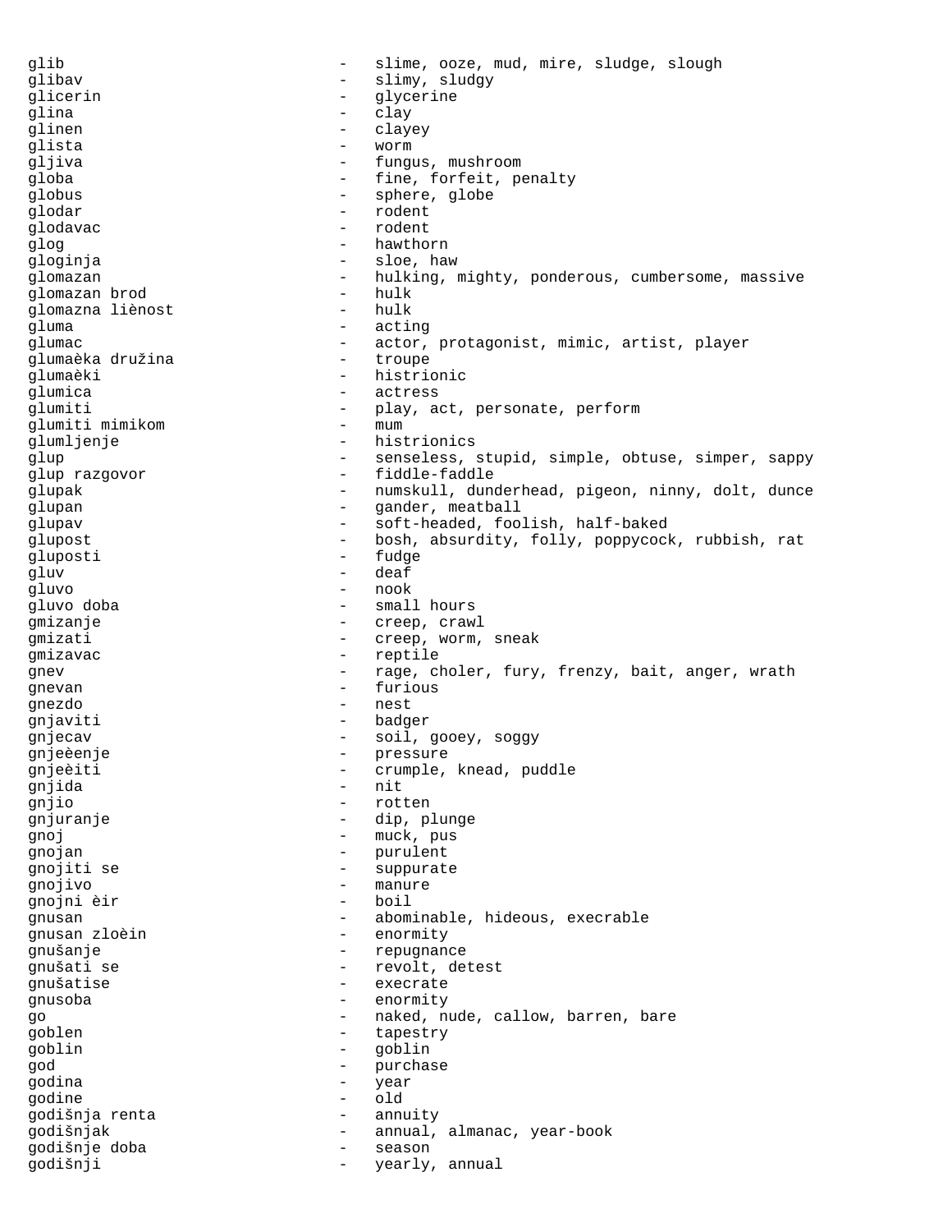glib - slime, ooze, mud, mire, sludge, slough
glibav - slimy, sludgy
glicerin - glycerine
glina - clay
glinen - clayey
glista - worm
gljiva - fungus, mushroom
globa - fine, forfeit, penalty
globus - sphere, globe
glodar - rodent
glodavac - rodent
glog - hawthorn
gloginja - sloe, haw
glomazan - hulking, mighty, ponderous, cumbersome, massive
glomazan brod - hulk
glomazna liènost - hulk
gluma - acting
glumac - actor, protagonist, mimic, artist, player
glumaèka družina - troupe
glumaèki - histrionic
glumica - actress
glumiti - play, act, personate, perform
glumiti mimikom - mum
glumljenje - histrionics
glup - senseless, stupid, simple, obtuse, simper, sappy
glup razgovor - fiddle-faddle
glupak - numskull, dunderhead, pigeon, ninny, dolt, dunce
glupan - gander, meatball
glupav - soft-headed, foolish, half-baked
glupost - bosh, absurdity, folly, poppycock, rubbish, rat
gluposti - fudge
gluv - deaf
gluvo - nook
gluvo doba - small hours
gmizanje - creep, crawl
gmizati - creep, worm, sneak
gmizavac - reptile
gnev - rage, choler, fury, frenzy, bait, anger, wrath
gnevan - furious
gnezdo - nest
gnjaviti - badger
gnjecav - soil, gooey, soggy
gnjeèenje - pressure
gnjeèiti - crumple, knead, puddle
gnjida - nit
gnjio - rotten
gnjuranje - dip, plunge
gnoj - muck, pus
gnojan - purulent
gnojiti se - suppurate
gnojivo - manure
gnojni èir - boil
gnusan - abominable, hideous, execrable
gnusan zloèin - enormity
gnušanje - repugnance
gnušati se - revolt, detest
gnušatise - execrate
gnusoba - enormity
go - naked, nude, callow, barren, bare
goblen - tapestry
goblin - goblin
god - purchase
godina - year
godine - old
godišnja renta - annuity
godišnjak - annual, almanac, year-book
godišnje doba - season
godišnji - yearly, annual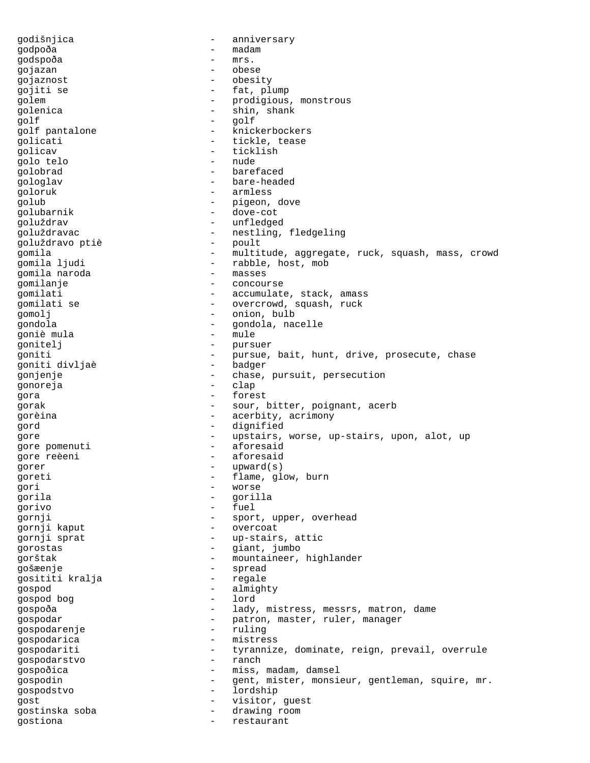godišnjica - anniversary
godpoða - madam
godspoða - mrs.
gojazan - obese
gojaznost - obesity
gojiti se - fat, plump
golem - prodigious, monstrous
golenica - shin, shank
golf - golf
golf pantalone - knickerbockers
golicati - tickle, tease
golicav - ticklish
golo telo - nude
golobrad - barefaced
gologlav - bare-headed
goloruk - armless
golub - pigeon, dove
golubarnik - dove-cot
goluždrav - unfledged
goluždravac - nestling, fledgeling
goluždravo ptiè - poult
gomila - multitude, aggregate, ruck, squash, mass, crowd
gomila ljudi - rabble, host, mob
gomila naroda - masses
gomilanje - concourse
gomilati - accumulate, stack, amass
gomilati se - overcrowd, squash, ruck
gomolj - onion, bulb
gondola - gondola, nacelle
goniè mula - mule
gonitelj - pursuer
goniti - pursue, bait, hunt, drive, prosecute, chase
goniti divljaè - badger
gonjenje - chase, pursuit, persecution
gonoreja - clap
gora - forest
gorak - sour, bitter, poignant, acerb
gorèina - acerbity, acrimony
gord - dignified
gore - upstairs, worse, up-stairs, upon, alot, up
gore pomenuti - aforesaid
gore reèeni - aforesaid
gorer - upward(s)
goreti - flame, glow, burn
gori - worse
gorila - gorilla
gorivo - fuel
gornji - sport, upper, overhead
gornji kaput - overcoat
gornji sprat - up-stairs, attic
gorostas - giant, jumbo
gorštak - mountaineer, highlander
gošæenje - spread
gosititi kralja - regale
gospod - almighty
gospod bog - lord
gospoða - lady, mistress, messrs, matron, dame
gospodar - patron, master, ruler, manager
gospodarenje - ruling
gospodarica - mistress
gospodariti - tyrannize, dominate, reign, prevail, overrule
gospodarstvo - ranch
gospoðica - miss, madam, damsel
gospodin - gent, mister, monsieur, gentleman, squire, mr.
gospodstvo - lordship
gost - visitor, guest
gostinska soba - drawing room
gostiona - restaurant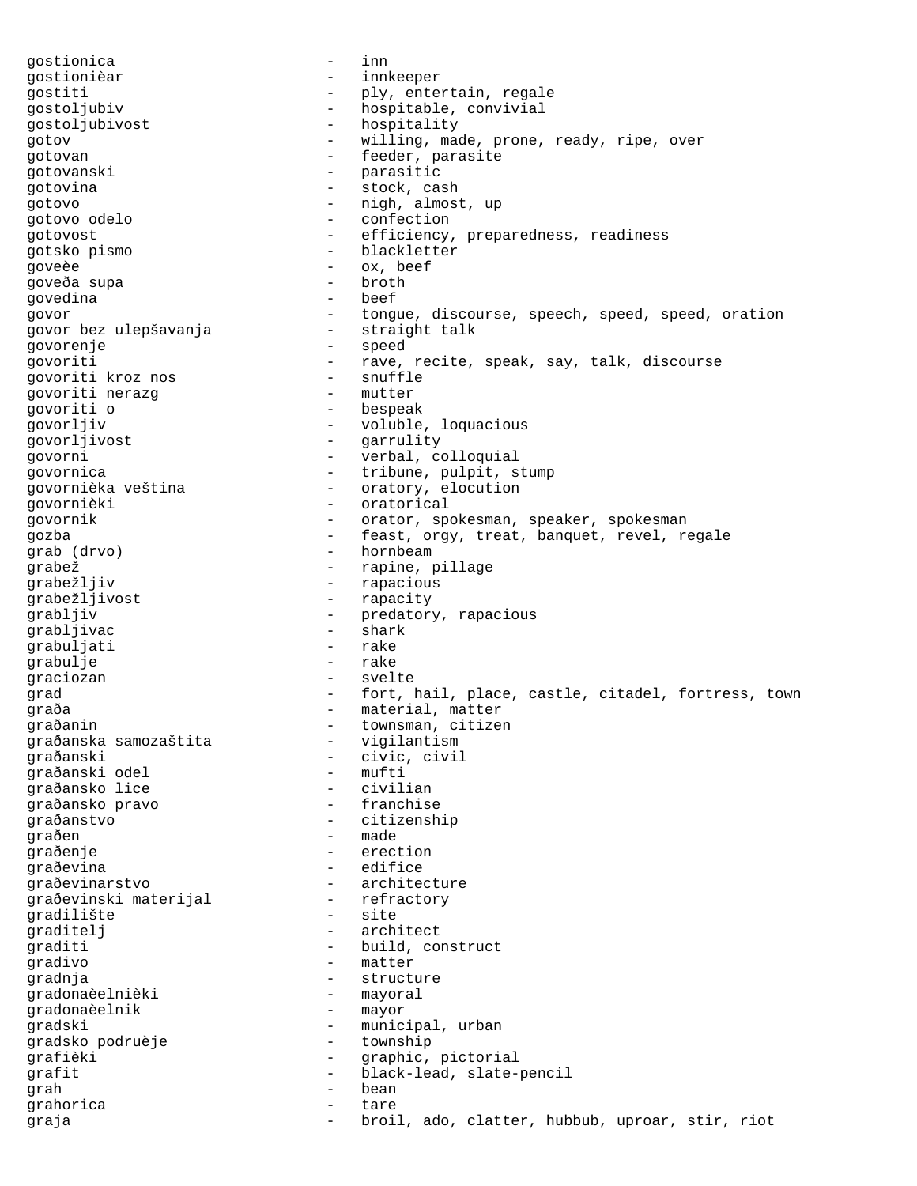gostionica - inn
gostionièar - innkeeper
gostiti - ply, entertain, regale
gostoljubiv - hospitable, convivial
gostoljubivost - hospitality
gotov - willing, made, prone, ready, ripe, over
gotovan - feeder, parasite
gotovanski - parasitic
gotovina - stock, cash
gotovo - nigh, almost, up
gotovo odelo - confection
gotovost - efficiency, preparedness, readiness
gotsko pismo - blackletter
goveèe - ox, beef
goveđa supa - broth
govedina - beef
govor - tongue, discourse, speech, speed, speed, oration
govor bez ulepšavanja - straight talk
govorenje - speed
govoriti - rave, recite, speak, say, talk, discourse
govoriti kroz nos - snuffle
govoriti nerazg - mutter
govoriti o - bespeak
govorljiv - voluble, loquacious
govorljivost - garrulity
govorni - verbal, colloquial
govornica - tribune, pulpit, stump
govornièka veština - oratory, elocution
govornièki - oratorical
govornik - orator, spokesman, speaker, spokesman
gozba - feast, orgy, treat, banquet, revel, regale
grab (drvo) - hornbeam
grabež - rapine, pillage
grabežljiv - rapacious
grabežljivost - rapacity
grabljiv - predatory, rapacious
grabljivac - shark
grabuljati - rake
grabulje - rake
graciozan - svelte
grad - fort, hail, place, castle, citadel, fortress, town
građa - material, matter
građanin - townsman, citizen
građanska samozaštita - vigilantism
građanski - civic, civil
građanski odel - mufti
građansko lice - civilian
građansko pravo - franchise
građanstvo - citizenship
građen - made
građenje - erection
građevina - edifice
građevinarstvo - architecture
građevinski materijal - refractory
gradilište - site
graditelj - architect
graditi - build, construct
gradivo - matter
gradnja - structure
gradonaèelnièki - mayoral
gradonaèelnik - mayor
gradski - municipal, urban
gradsko podruèje - township
grafièki - graphic, pictorial
grafit - black-lead, slate-pencil
grah - bean
grahorica - tare
graja - broil, ado, clatter, hubbub, uproar, stir, riot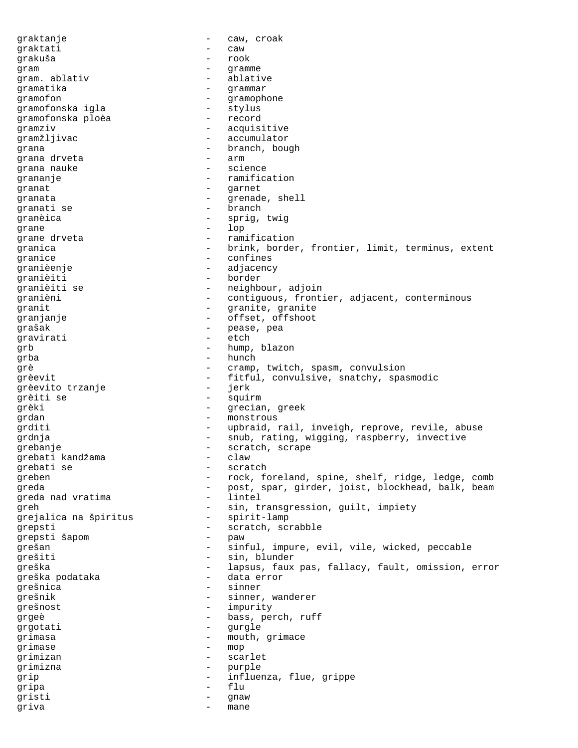graktanje - caw, croak
graktati - caw
grakuša - rook
gram - gramme
gram. ablativ - ablative
gramatika - grammar
gramofon - gramophone
gramofonska igla - stylus
gramofonska ploèa - record
gramziv - acquisitive
gramžljivac - accumulator
grana - branch, bough
grana drveta - arm
grana nauke - science
grananje - ramification
granat - garnet
granata - grenade, shell
granati se - branch
granèica - sprig, twig
grane - lop
grane drveta - ramification
granica - brink, border, frontier, limit, terminus, extent
granice - confines
graničenje - adjacency
graničiti - border
graničiti se - neighbour, adjoin
granični - contiguous, frontier, adjacent, conterminous
granit - granite, granite
granjanje - offset, offshoot
grašak - pease, pea
gravirati - etch
grb - hump, blazon
grba - hunch
grè - cramp, twitch, spasm, convulsion
grèevit - fitful, convulsive, snatchy, spasmodic
grèevito trzanje - jerk
grèiti se - squirm
grèki - grecian, greek
grdan - monstrous
grditi - upbraid, rail, inveigh, reprove, revile, abuse
grdnja - snub, rating, wigging, raspberry, invective
grebanje - scratch, scrape
grebati kandžama - claw
grebati se - scratch
greben - rock, foreland, spine, shelf, ridge, ledge, comb
greda - post, spar, girder, joist, blockhead, balk, beam
greda nad vratima - lintel
greh - sin, transgression, guilt, impiety
grejalica na špiritus - spirit-lamp
grepsti - scratch, scrabble
grepsti šapom - paw
grešan - sinful, impure, evil, vile, wicked, peccable
grešiti - sin, blunder
greška - lapsus, faux pas, fallacy, fault, omission, error
greška podataka - data error
grešnica - sinner
grešnik - sinner, wanderer
grešnost - impurity
grgeè - bass, perch, ruff
grgotati - gurgle
grimasa - mouth, grimace
grimase - mop
grimizan - scarlet
grimizna - purple
grip - influenza, flue, grippe
gripa - flu
gristi - gnaw
griva - mane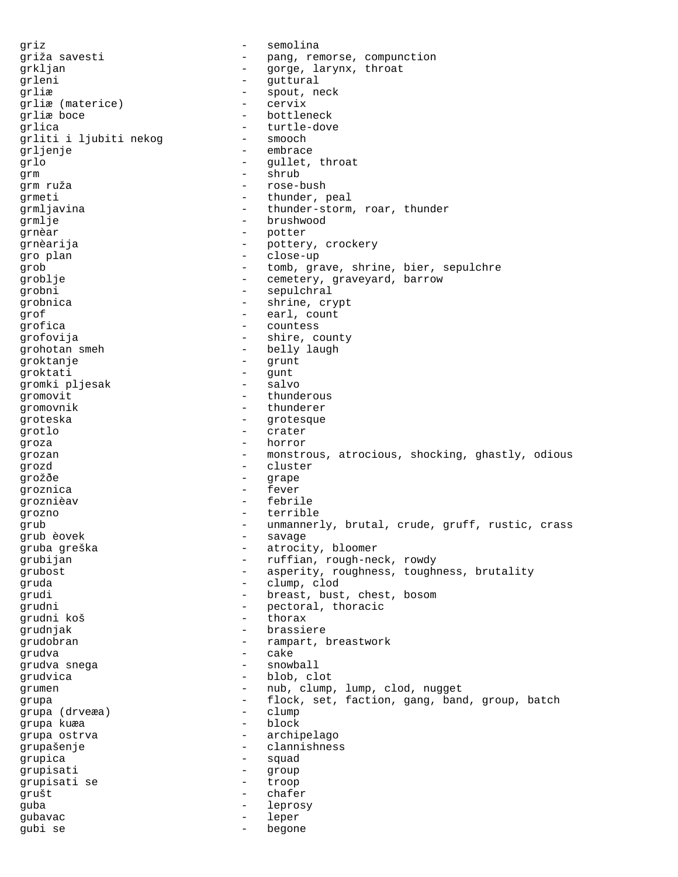griz - semolina
griža savesti - pang, remorse, compunction
grkljan - gorge, larynx, throat
grleni - guttural
grliæ - spout, neck
grliæ (materice) - cervix
grliæ boce - bottleneck
grlica - turtle-dove
grliti i ljubiti nekog - smooch
grljenje - embrace
grlo - gullet, throat
grm - shrub
grm ruža - rose-bush
grmeti - thunder, peal
grmljavina - thunder-storm, roar, thunder
grmlje - brushwood
grnèar - potter
grnèarija - pottery, crockery
gro plan - close-up
grob - tomb, grave, shrine, bier, sepulchre
groblje - cemetery, graveyard, barrow
grobni - sepulchral
grobnica - shrine, crypt
grof - earl, count
grofica - countess
grofovija - shire, county
grohotan smeh - belly laugh
groktanje - grunt
groktati - gunt
gromki pljesak - salvo
gromovit - thunderous
gromovnik - thunderer
groteska - grotesque
grotlo - crater
groza - horror
grozan - monstrous, atrocious, shocking, ghastly, odious
grozd - cluster
grožðe - grape
groznica - fever
groznièav - febrile
grozno - terrible
grub - unmannerly, brutal, crude, gruff, rustic, crass
grub èovek - savage
gruba greška - atrocity, bloomer
grubijan - ruffian, rough-neck, rowdy
grubost - asperity, roughness, toughness, brutality
gruda - clump, clod
grudi - breast, bust, chest, bosom
grudni - pectoral, thoracic
grudni koš - thorax
grudnjak - brassiere
grudobran - rampart, breastwork
grudva - cake
grudva snega - snowball
grudvica - blob, clot
grumen - nub, clump, lump, clod, nugget
grupa - flock, set, faction, gang, band, group, batch
grupa (drveæa) - clump
grupa kuæa - block
grupa ostrva - archipelago
grupašenje - clannishness
grupica - squad
grupisati - group
grupisati se - troop
grušt - chafer
guba - leprosy
gubavac - leper
gubi se - begone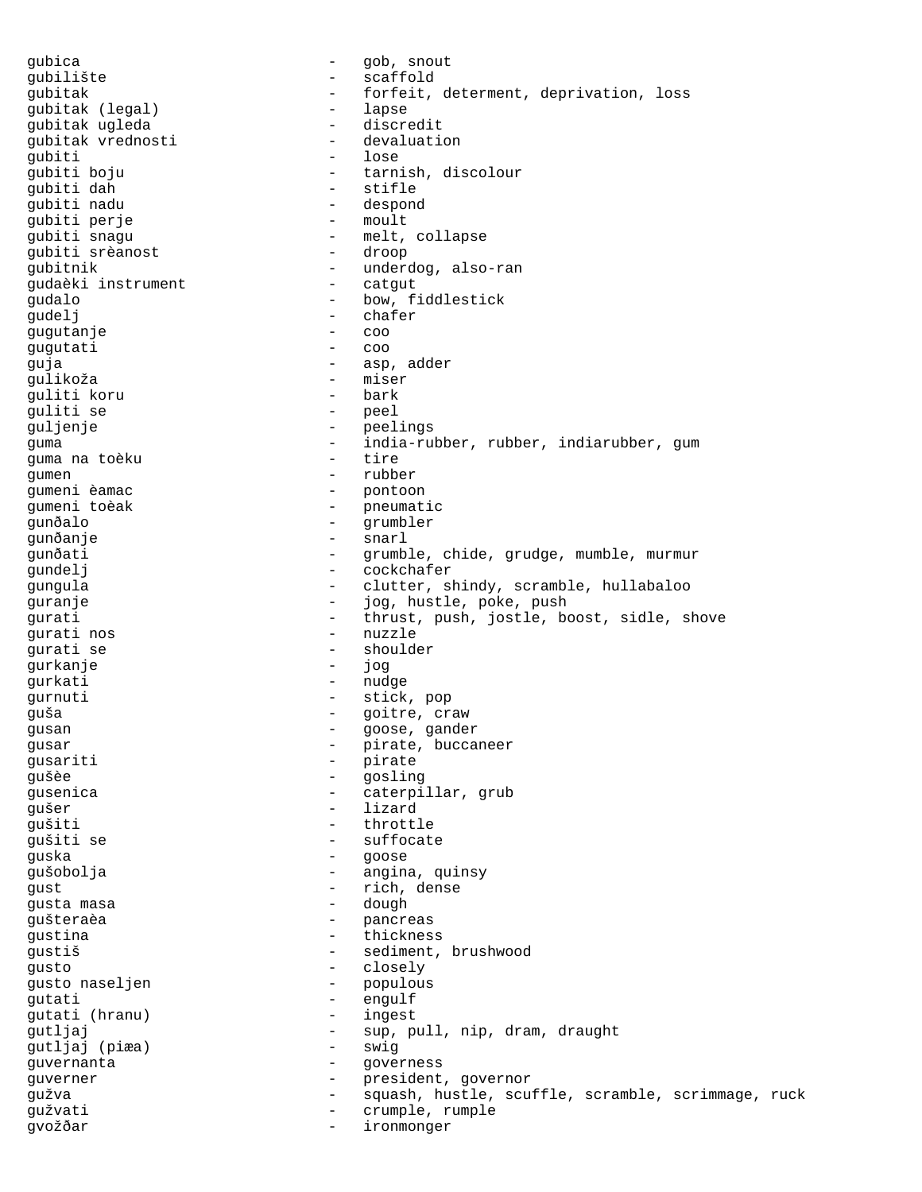gubica - gob, snout
gubilište - scaffold
gubitak - forfeit, determent, deprivation, loss
gubitak (legal) - lapse
gubitak ugleda - discredit
gubitak vrednosti - devaluation
gubiti - lose
gubiti boju - tarnish, discolour
gubiti dah - stifle
gubiti nadu - despond
gubiti perje - moult
gubiti snagu - melt, collapse
gubiti srèanost - droop
gubitnik - underdog, also-ran
gudaèki instrument - catgut
gudalo - bow, fiddlestick
gudelj - chafer
gugutanje - coo
gugutati - coo
guja - asp, adder
gulikoža - miser
guliti koru - bark
guliti se - peel
guljenje - peelings
guma - india-rubber, rubber, indiarubber, gum
guma na toèku - tire
gumen - rubber
gumeni èamac - pontoon
gumeni toèak - pneumatic
gunðalo - grumbler
gunðanje - snarl
gunðati - grumble, chide, grudge, mumble, murmur
gundelj - cockchafer
gungula - clutter, shindy, scramble, hullabaloo
guranje - jog, hustle, poke, push
gurati - thrust, push, jostle, boost, sidle, shove
gurati nos - nuzzle
gurati se - shoulder
gurkanje - jog
gurkati - nudge
gurnuti - stick, pop
guša - goitre, craw
gusan - goose, gander
gusar - pirate, buccaneer
gusariti - pirate
gušèe - gosling
gusenica - caterpillar, grub
gušer - lizard
gušiti - throttle
gušiti se - suffocate
guska - goose
gušobolja - angina, quinsy
gust - rich, dense
gusta masa - dough
gušteraèa - pancreas
gustina - thickness
gustiš - sediment, brushwood
gusto - closely
gusto naseljen - populous
gutati - engulf
gutati (hranu) - ingest
gutljaj - sup, pull, nip, dram, draught
gutljaj (piæa) - swig
guvernanta - governess
guverner - president, governor
gužva - squash, hustle, scuffle, scramble, scrimmage, ruck
gužvati - crumple, rumple
gvožðar - ironmonger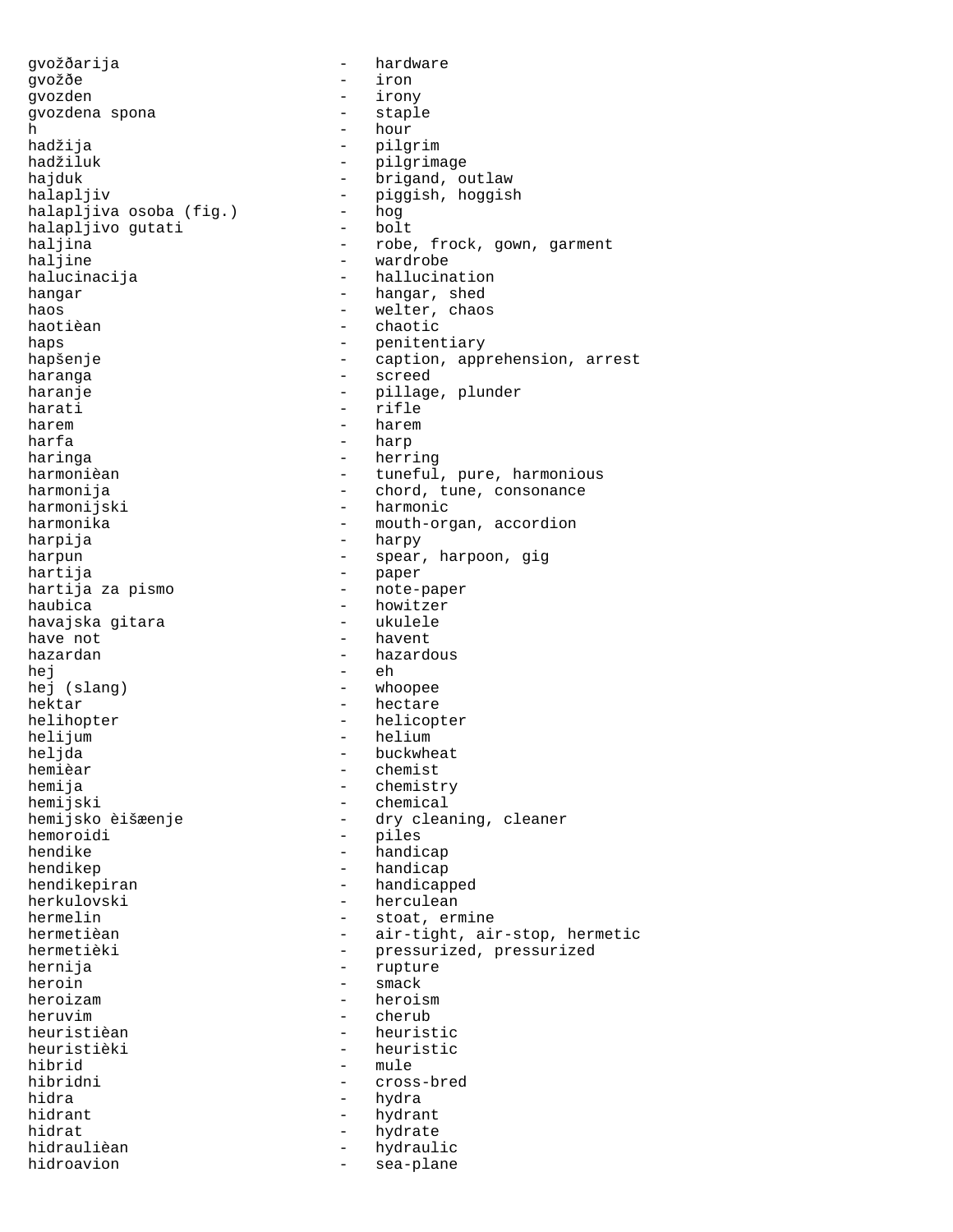gvožðarija - hardware
gvožðe - iron
gvozden - irony
gvozdena spona - staple
h - hour
hadžija - pilgrim
hadžiluk - pilgrimage
hajduk - brigand, outlaw
halapljiv - piggish, hoggish
halapljiva osoba (fig.) - hog
halapljivo gutati - bolt
haljina - robe, frock, gown, garment
haljine - wardrobe
halucinacija - hallucination
hangar - hangar, shed
haos - welter, chaos
haotièan - chaotic
haps - penitentiary
hapšenje - caption, apprehension, arrest
haranga - screed
haranje - pillage, plunder
harati - rifle
harem - harem
harfa - harp
haringa - herring
harmonièan - tuneful, pure, harmonious
harmonija - chord, tune, consonance
harmonijski - harmonic
harmonika - mouth-organ, accordion
harpija - harpy
harpun - spear, harpoon, gig
hartija - paper
hartija za pismo - note-paper
haubica - howitzer
havajska gitara - ukulele
have not - havent
hazardan - hazardous
hej - eh
hej (slang) - whoopee
hektar - hectare
helihopter - helicopter
helijum - helium
heljda - buckwheat
hemièar - chemist
hemija - chemistry
hemijski - chemical
hemijsko èišæenje - dry cleaning, cleaner
hemoroidi - piles
hendike - handicap
hendikep - handicap
hendikepiran - handicapped
herkulovski - herculean
hermelin - stoat, ermine
hermetièan - air-tight, air-stop, hermetic
hermetièki - pressurized, pressurized
hernija - rupture
heroin - smack
heroizam - heroism
heruvim - cherub
heuristièan - heuristic
heuristièki - heuristic
hibrid - mule
hibridni - cross-bred
hidra - hydra
hidrant - hydrant
hidrat - hydrate
hidraulièan - hydraulic
hidroavion - sea-plane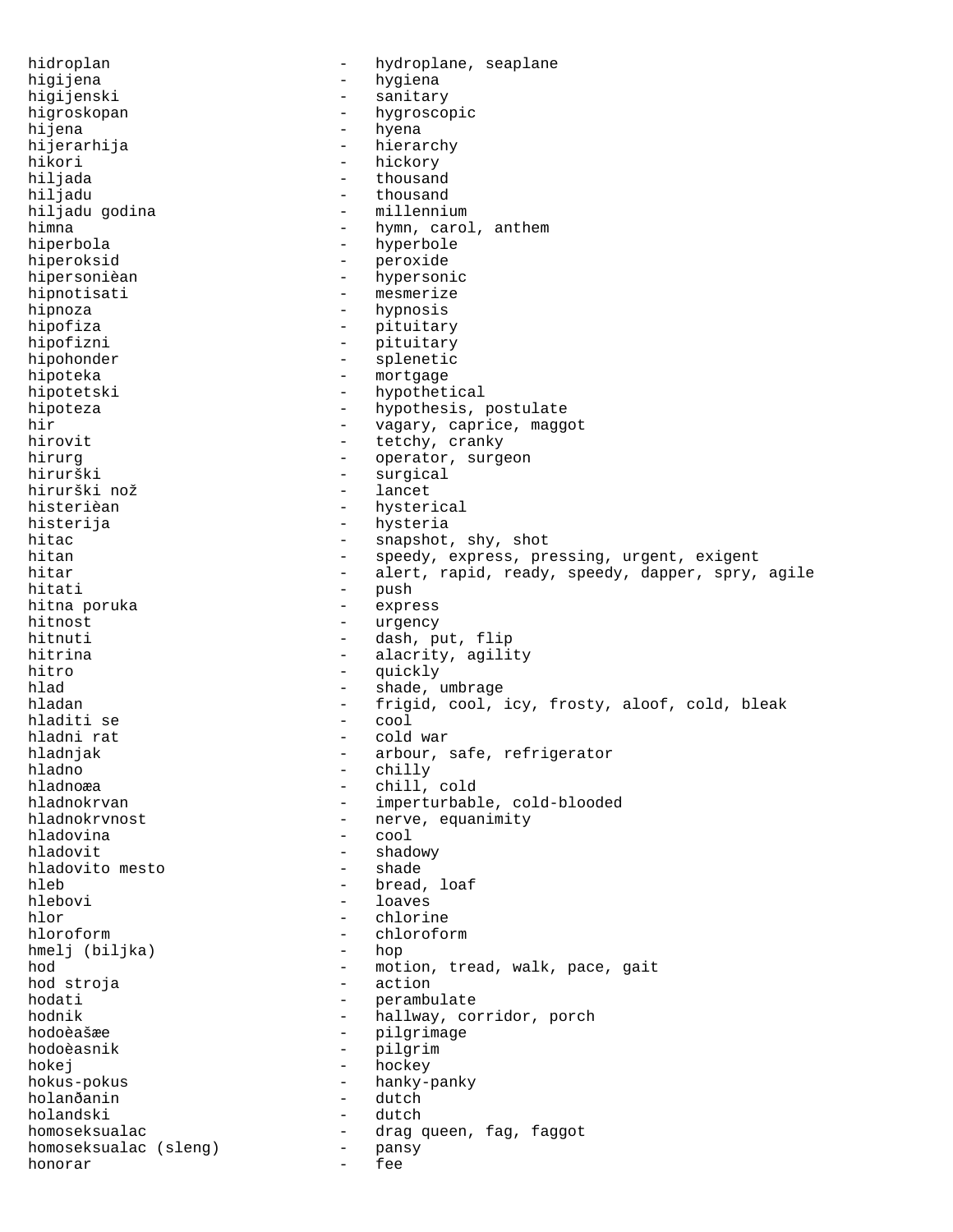hidroplan - hydroplane, seaplane
higijena - hygiena
higijenski - sanitary
higroskopan - hygroscopic
hijena - hyena
hijerarhija - hierarchy
hikori - hickory
hiljada - thousand
hiljadu - thousand
hiljadu godina - millennium
himna - hymn, carol, anthem
hiperbola - hyperbole
hiperoksid - peroxide
hipersonièan - hypersonic
hipnotisati - mesmerize
hipnoza - hypnosis
hipofiza - pituitary
hipofizni - pituitary
hipohonder - splenetic
hipoteka - mortgage
hipotetski - hypothetical
hipoteza - hypothesis, postulate
hir - vagary, caprice, maggot
hirovit - tetchy, cranky
hirurg - operator, surgeon
hirurški - surgical
hirurški nož - lancet
histerièan - hysterical
histerija - hysteria
hitac - snapshot, shy, shot
hitan - speedy, express, pressing, urgent, exigent
hitar - alert, rapid, ready, speedy, dapper, spry, agile
hitati - push
hitna poruka - express
hitnost - urgency
hitnuti - dash, put, flip
hitrina - alacrity, agility
hitro - quickly
hlad - shade, umbrage
hladan - frigid, cool, icy, frosty, aloof, cold, bleak
hladiti se - cool
hladni rat - cold war
hladnjak - arbour, safe, refrigerator
hladno - chilly
hladnoæa - chill, cold
hladnokrvan - imperturbable, cold-blooded
hladnokrvnost - nerve, equanimity
hladovina - cool
hladovit - shadowy
hladovito mesto - shade
hleb - bread, loaf
hlebovi - loaves
hlor - chlorine
hloroform - chloroform
hmelj (biljka) - hop
hod - motion, tread, walk, pace, gait
hod stroja - action
hodati - perambulate
hodnik - hallway, corridor, porch
hodoèašæe - pilgrimage
hodoèasnik - pilgrim
hokej - hockey
hokus-pokus - hanky-panky
holanðanin - dutch
holandski - dutch
homoseksualac - drag queen, fag, faggot
homoseksualac (sleng) - pansy
honorar - fee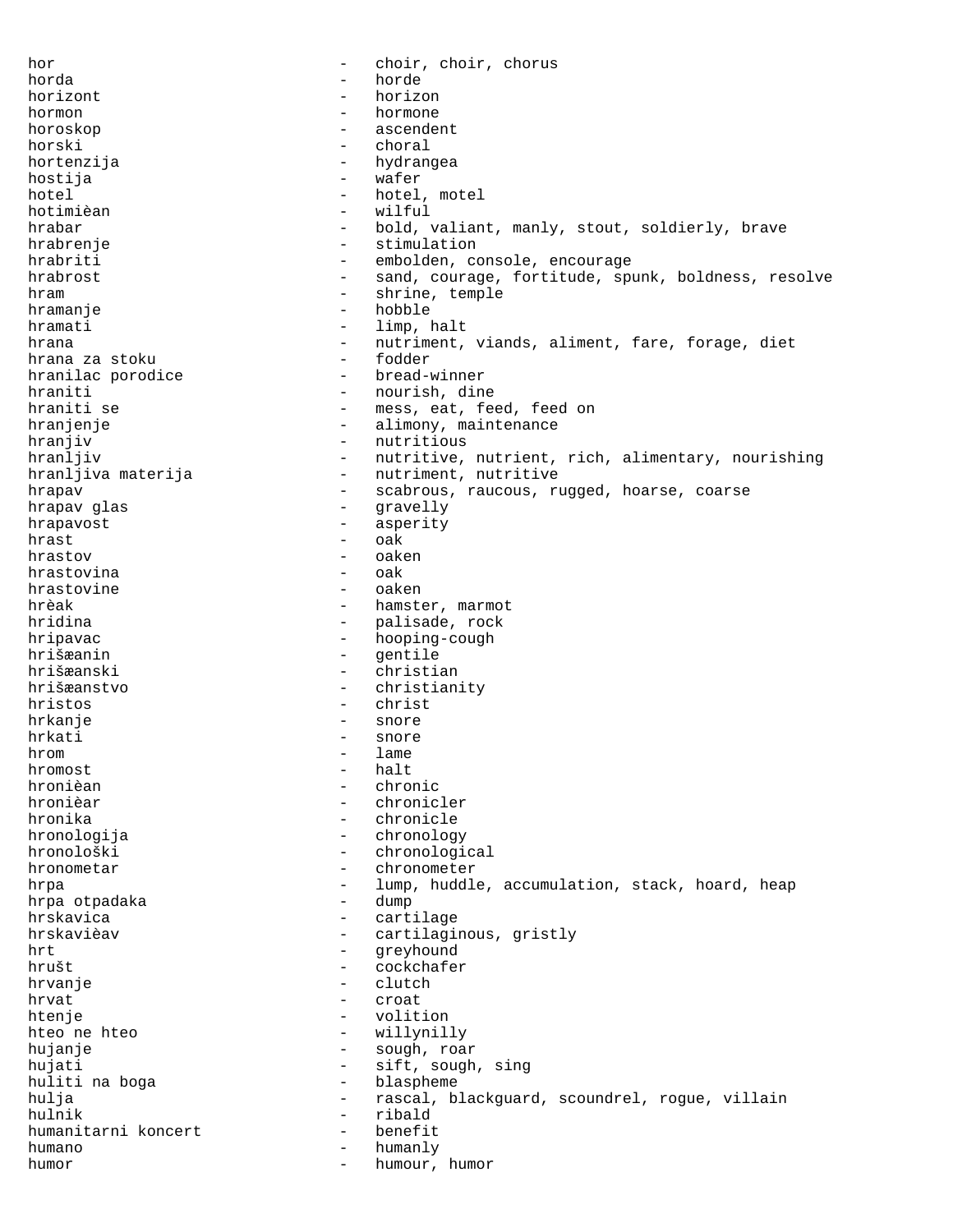hor - choir, choir, chorus
horda - horde
horizont - horizon
hormon - hormone
horoskop - ascendent
horski - choral
hortenzija - hydrangea
hostija - wafer
hotel - hotel, motel
hotimièan - wilful
hrabar - bold, valiant, manly, stout, soldierly, brave
hrabrenje - stimulation
hrabriti - embolden, console, encourage
hrabrost - sand, courage, fortitude, spunk, boldness, resolve
hram - shrine, temple
hramanje - hobble
hramati - limp, halt
hrana - nutriment, viands, aliment, fare, forage, diet
hrana za stoku - fodder
hranilac porodice - bread-winner
hraniti - nourish, dine
hraniti se - mess, eat, feed, feed on
hranjenje - alimony, maintenance
hranjiv - nutritious
hranljiv - nutritive, nutrient, rich, alimentary, nourishing
hranljiva materija - nutriment, nutritive
hrapav - scabrous, raucous, rugged, hoarse, coarse
hrapav glas - gravelly
hrapavost - asperity
hrast - oak
hrastov - oaken
hrastovina - oak
hrastovine - oaken
hrèak - hamster, marmot
hridina - palisade, rock
hripavac - hooping-cough
hrišæanin - gentile
hrišæanski - christian
hrišæanstvo - christianity
hristos - christ
hrkanje - snore
hrkati - snore
hrom - lame
hromost - halt
hronièan - chronic
hronièar - chronicler
hronika - chronicle
hronologija - chronology
hronološki - chronological
hronometar - chronometer
hrpa - lump, huddle, accumulation, stack, hoard, heap
hrpa otpadaka - dump
hrskavica - cartilage
hrskavièav - cartilaginous, gristly
hrt - greyhound
hrušt - cockchafer
hrvanje - clutch
hrvat - croat
htenje - volition
hteo ne hteo - willynilly
hujanje - sough, roar
hujati - sift, sough, sing
huliti na boga - blaspheme
hulja - rascal, blackguard, scoundrel, rogue, villain
hulnik - ribald
humanitarni koncert - benefit
humano - humanly
humor - humour, humor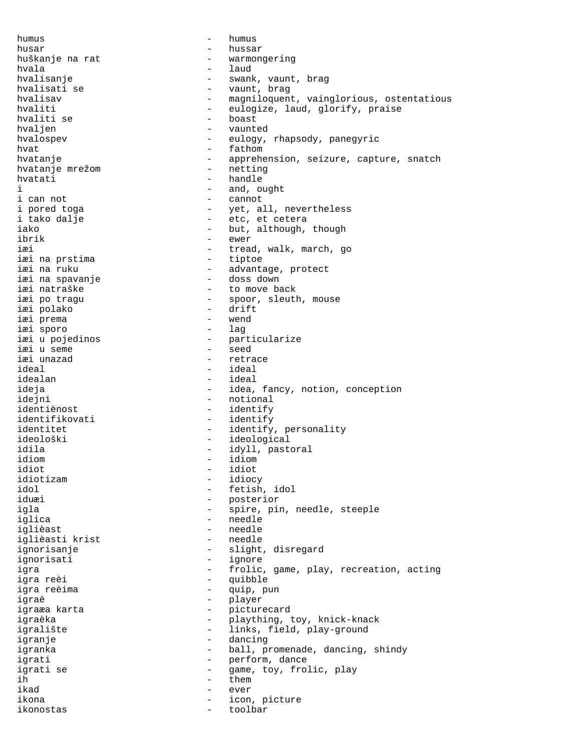humus - humus
husar - hussar
huškanje na rat - warmongering
hvala - laud
hvalisanje - swank, vaunt, brag
hvalisati se - vaunt, brag
hvalisav - magniloquent, vainglorious, ostentatious
hvaliti - eulogize, laud, glorify, praise
hvaliti se - boast
hvaljen - vaunted
hvalospev - eulogy, rhapsody, panegyric
hvat - fathom
hvatanje - apprehension, seizure, capture, snatch
hvatanje mrežom - netting
hvatati - handle
i - and, ought
i can not - cannot
i pored toga - yet, all, nevertheless
i tako dalje - etc, et cetera
iako - but, although, though
ibrik - ewer
iæi - tread, walk, march, go
iæi na prstima - tiptoe
iæi na ruku - advantage, protect
iæi na spavanje - doss down
iæi natraške - to move back
iæi po tragu - spoor, sleuth, mouse
iæi polako - drift
iæi prema - wend
iæi sporo - lag
iæi u pojedinos - particularize
iæi u seme - seed
iæi unazad - retrace
ideal - ideal
idealan - ideal
ideja - idea, fancy, notion, conception
idejni - notional
identiènost - identify
identifikovati - identify
identitet - identify, personality
ideološki - ideological
idila - idyll, pastoral
idiom - idiom
idiot - idiot
idiotizam - idiocy
idol - fetish, idol
iduæi - posterior
igla - spire, pin, needle, steeple
iglica - needle
iglièast - needle
iglièasti krist - needle
ignorisanje - slight, disregard
ignorisati - ignore
igra - frolic, game, play, recreation, acting
igra reèi - quibble
igra reèima - quip, pun
igraè - player
igraæa karta - picturecard
igraèka - plaything, toy, knick-knack
igralište - links, field, play-ground
igranje - dancing
igranka - ball, promenade, dancing, shindy
igrati - perform, dance
igrati se - game, toy, frolic, play
ih - them
ikad - ever
ikona - icon, picture
ikonostas - toolbar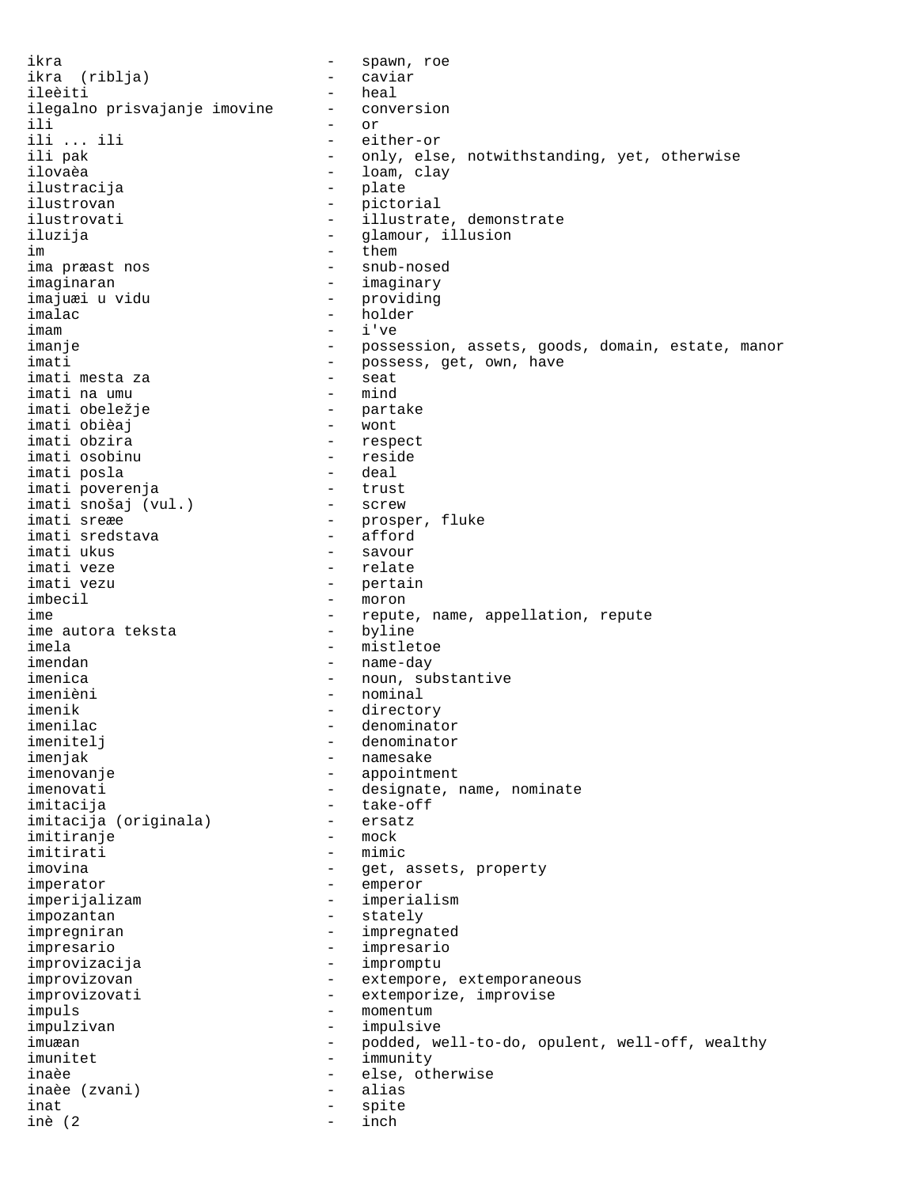ikra - spawn, roe
ikra (riblja) - caviar
ileèiti - heal
ilegalno prisvajanje imovine - conversion
ili - or
ili ... ili - either-or
ili pak - only, else, notwithstanding, yet, otherwise
ilovaèa - loam, clay
ilustracija - plate
ilustrovan - pictorial
ilustrovati - illustrate, demonstrate
iluzija - glamour, illusion
im - them
ima præast nos - snub-nosed
imaginaran - imaginary
imajuæi u vidu - providing
imalac - holder
imam - i've
imanje - possession, assets, goods, domain, estate, manor
imati - possess, get, own, have
imati mesta za - seat
imati na umu - mind
imati obeležje - partake
imati obièaj - wont
imati obzira - respect
imati osobinu - reside
imati posla - deal
imati poverenja - trust
imati snošaj (vul.) - screw
imati sreæe - prosper, fluke
imati sredstava - afford
imati ukus - savour
imati veze - relate
imati vezu - pertain
imbecil - moron
ime - repute, name, appellation, repute
ime autora teksta - byline
imela - mistletoe
imendan - name-day
imenica - noun, substantive
imenièni - nominal
imenik - directory
imenilac - denominator
imenitelj - denominator
imenjak - namesake
imenovanje - appointment
imenovati - designate, name, nominate
imitacija - take-off
imitacija (originala) - ersatz
imitiranje - mock
imitirati - mimic
imovina - get, assets, property
imperator - emperor
imperijalizam - imperialism
impozantan - stately
impregniran - impregnated
impresario - impresario
improvizacija - impromptu
improvizovan - extempore, extemporaneous
improvizovati - extemporize, improvise
impuls - momentum
impulzivan - impulsive
imuæan - podded, well-to-do, opulent, well-off, wealthy
imunitet - immunity
inaèe - else, otherwise
inaèe (zvani) - alias
inat - spite
inè (2 - inch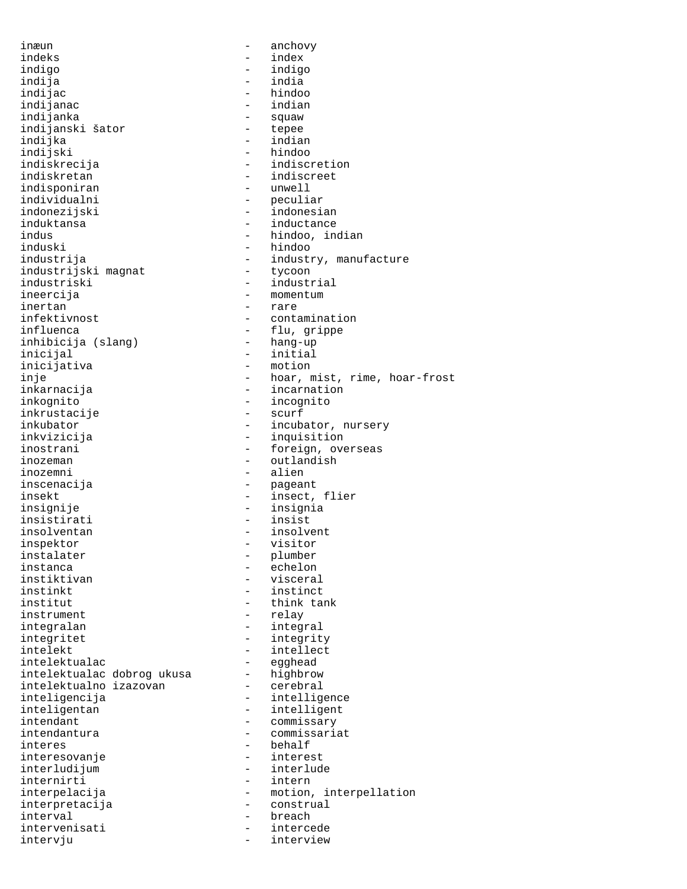inæun - anchovy
indeks - index
indigo - indigo
indija - india
indijac - hindoo
indijanac - indian
indijanka - squaw
indijanski šator - tepee
indijka - indian
indijski - hindoo
indiskrecija - indiscretion
indiskretan - indiscreet
indisponiran - unwell
individualni - peculiar
indonezijski - indonesian
induktansa - inductance
indus - hindoo, indian
induski - hindoo
industrija - industry, manufacture
industrijski magnat - tycoon
industriski - industrial
ineercija - momentum
inertan - rare
infektivnost - contamination
influenca - flu, grippe
inhibicija (slang) - hang-up
inicijal - initial
inicijativa - motion
inje - hoar, mist, rime, hoar-frost
inkarnacija - incarnation
inkognito - incognito
inkrustacije - scurf
inkubator - incubator, nursery
inkvizicija - inquisition
inostrani - foreign, overseas
inozeman - outlandish
inozemni - alien
inscenacija - pageant
insekt - insect, flier
insignije - insignia
insistirati - insist
insolventan - insolvent
inspektor - visitor
instalater - plumber
instanca - echelon
instiktivan - visceral
instinkt - instinct
institut - think tank
instrument - relay
integralan - integral
integritet - integrity
intelekt - intellect
intelektualac - egghead
intelektualac dobrog ukusa - highbrow
intelektualno izazovan - cerebral
inteligencija - intelligence
inteligentan - intelligent
intendant - commissary
intendantura - commissariat
interes - behalf
interesovanje - interest
interludijum - interlude
internirti - intern
interpelacija - motion, interpellation
interpretacija - construal
interval - breach
intervenisati - intercede
intervju - interview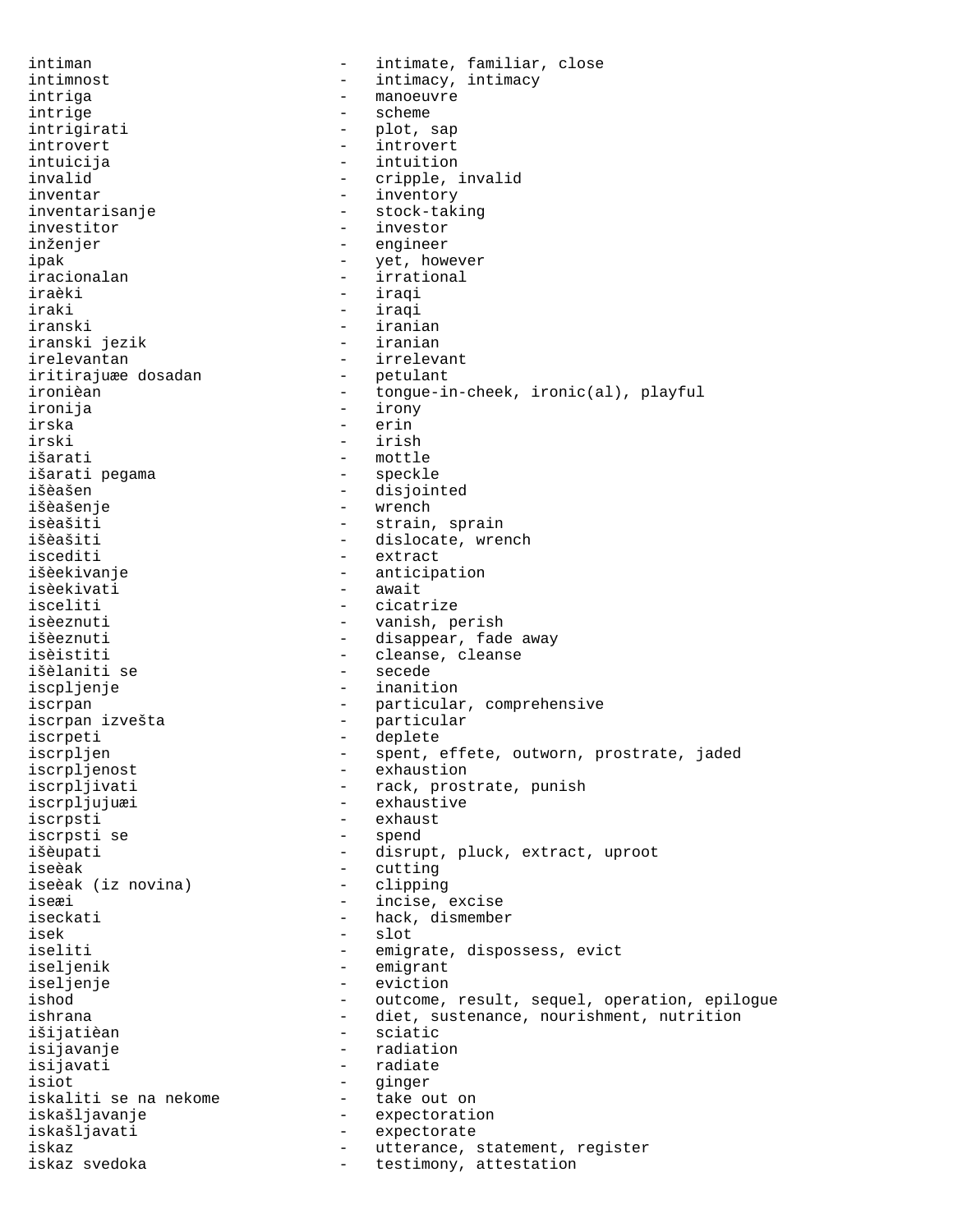intiman - intimate, familiar, close
intimnost - intimacy, intimacy
intriga - manoeuvre
intrige - scheme
intrigirati - plot, sap
introvert - introvert
intuicija - intuition
invalid - cripple, invalid
inventar - inventory
inventarisanje - stock-taking
investitor - investor
inženjer - engineer
ipak - yet, however
iracionalan - irrational
iraèki - iraqi
iraki - iraqi
iranski - iranian
iranski jezik - iranian
irelevantan - irrelevant
iritirajuæe dosadan - petulant
ironièan - tongue-in-cheek, ironic(al), playful
ironija - irony
irska - erin
irski - irish
išarati - mottle
išarati pegama - speckle
išèašen - disjointed
išèašenje - wrench
isèašiti - strain, sprain
išèašiti - dislocate, wrench
iscediti - extract
išèekivanje - anticipation
isèekivati - await
isceliti - cicatrize
isèeznuti - vanish, perish
išèeznuti - disappear, fade away
isèistiti - cleanse, cleanse
išèlaniti se - secede
iscpljenje - inanition
iscrpan - particular, comprehensive
iscrpan izvešta - particular
iscrpeti - deplete
iscrpljen - spent, effete, outworn, prostrate, jaded
iscrpljenost - exhaustion
iscrpljivati - rack, prostrate, punish
iscrpljujuæi - exhaustive
iscrpsti - exhaust
iscrpsti se - spend
išèupati - disrupt, pluck, extract, uproot
iseèak - cutting
iseèak (iz novina) - clipping
iseæi - incise, excise
iseckati - hack, dismember
isek - slot
iseliti - emigrate, dispossess, evict
iseljenik - emigrant
iseljenje - eviction
ishod - outcome, result, sequel, operation, epilogue
ishrana - diet, sustenance, nourishment, nutrition
išijatièan - sciatic
isijavanje - radiation
isijavati - radiate
isiot - ginger
iskaliti se na nekome - take out on
iskašljavanje - expectoration
iskašljavati - expectorate
iskaz - utterance, statement, register
iskaz svedoka - testimony, attestation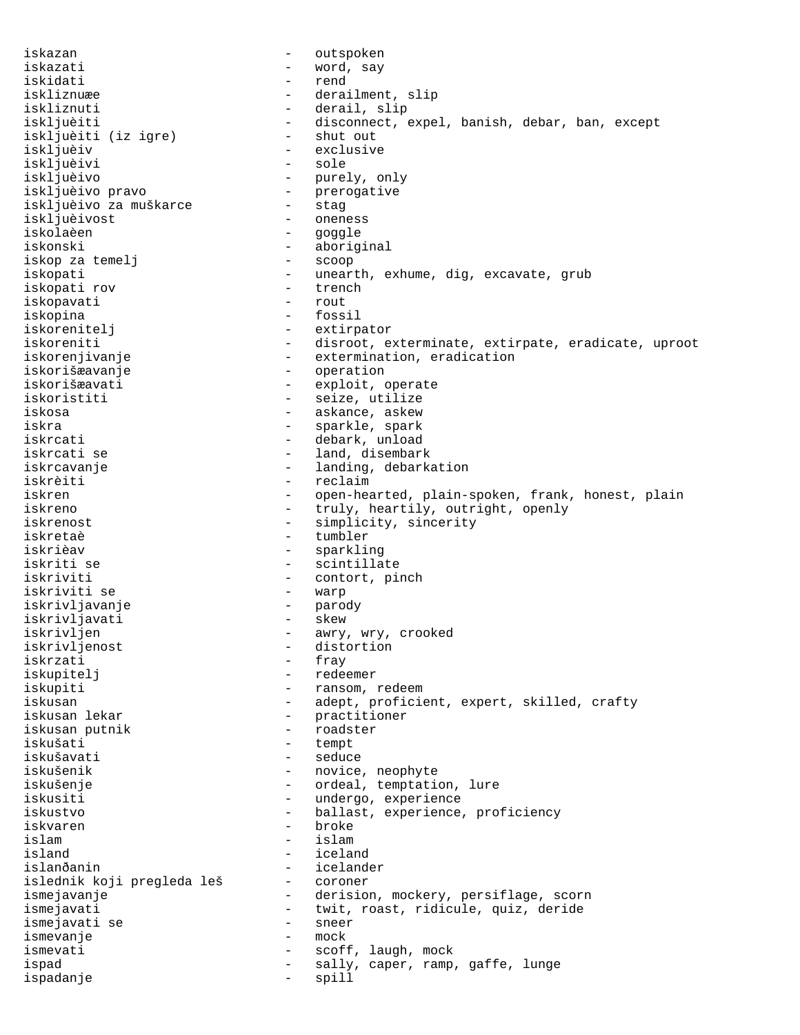iskazan - outspoken
iskazati - word, say
iskidati - rend
iskliznuæe - derailment, slip
iskliznuti - derail, slip
iskljuèiti - disconnect, expel, banish, debar, ban, except
iskljuèiti (iz igre) - shut out
iskljuèiv - exclusive
iskljuèivi - sole
iskljuèivo - purely, only
iskljuèivo pravo - prerogative
iskljuèivo za muškarce - stag
iskljuèivost - oneness
iskolaèen - goggle
iskonski - aboriginal
iskop za temelj - scoop
iskopati - unearth, exhume, dig, excavate, grub
iskopati rov - trench
iskopavati - rout
iskopina - fossil
iskorenitelj - extirpator
iskoreniti - disroot, exterminate, extirpate, eradicate, uproot
iskorenjivanje - extermination, eradication
iskorišæavanje - operation
iskorišæavati - exploit, operate
iskoristiti - seize, utilize
iskosa - askance, askew
iskra - sparkle, spark
iskrcati - debark, unload
iskrcati se - land, disembark
iskrcavanje - landing, debarkation
iskrèiti - reclaim
iskren - open-hearted, plain-spoken, frank, honest, plain
iskreno - truly, heartily, outright, openly
iskrenost - simplicity, sincerity
iskretaè - tumbler
iskrièav - sparkling
iskriti se - scintillate
iskriviti - contort, pinch
iskriviti se - warp
iskrivljavanje - parody
iskrivljavati - skew
iskrivljen - awry, wry, crooked
iskrivljenost - distortion
iskrzati - fray
iskupitelj - redeemer
iskupiti - ransom, redeem
iskusan - adept, proficient, expert, skilled, crafty
iskusan lekar - practitioner
iskusan putnik - roadster
iskušati - tempt
iskušavati - seduce
iskušenik - novice, neophyte
iskušenje - ordeal, temptation, lure
iskusiti - undergo, experience
iskustvo - ballast, experience, proficiency
iskvaren - broke
islam - islam
island - iceland
islanðanin - icelander
islednik koji pregleda leš - coroner
ismejavanje - derision, mockery, persiflage, scorn
ismejavati - twit, roast, ridicule, quiz, deride
ismejavati se - sneer
ismevanje - mock
ismevati - scoff, laugh, mock
ispad - sally, caper, ramp, gaffe, lunge
ispadanje - spill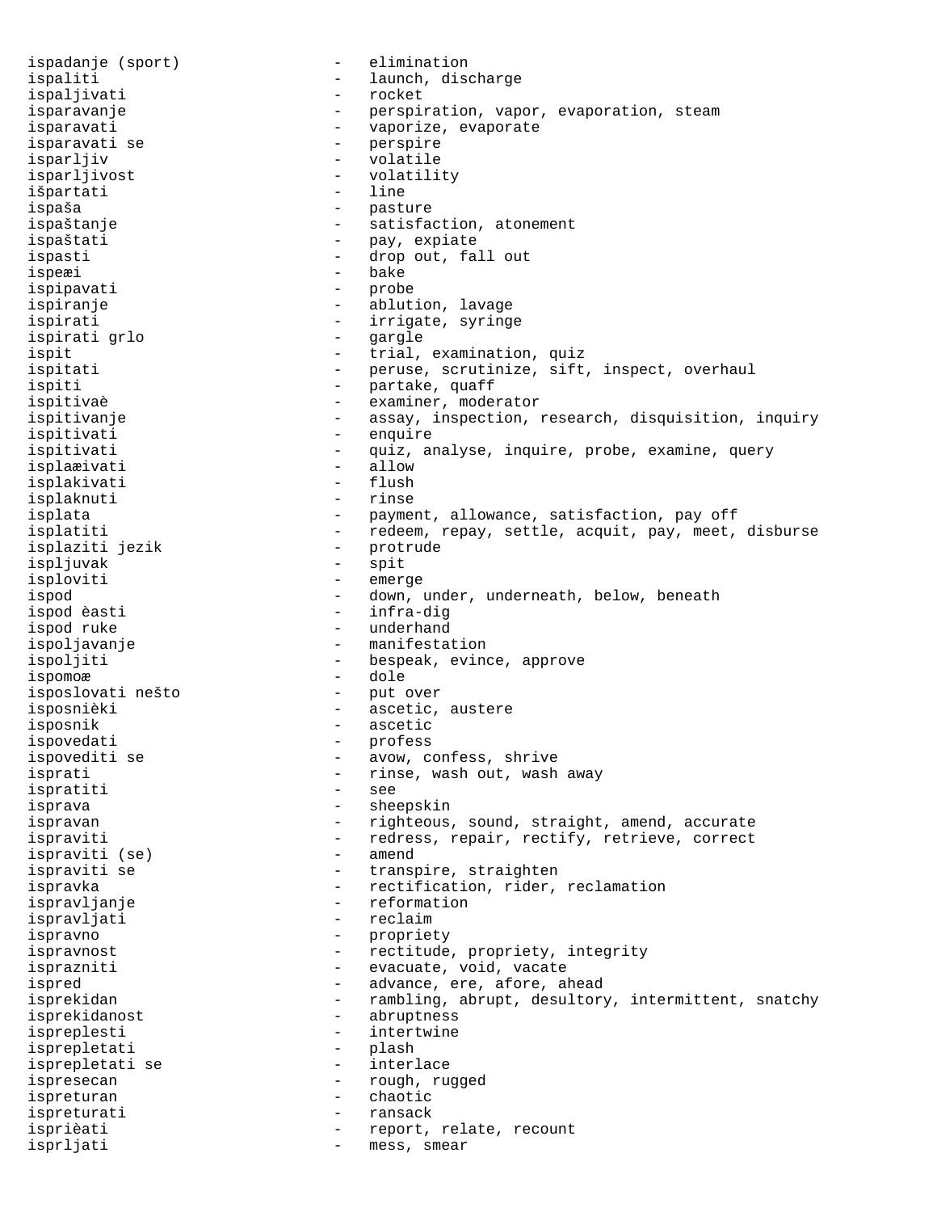ispadanje (sport) - elimination
ispaliti - launch, discharge
ispaljivati - rocket
isparavanje - perspiration, vapor, evaporation, steam
isparavati - vaporize, evaporate
isparavati se - perspire
isparljiv - volatile
isparljivost - volatility
išpartati - line
ispaša - pasture
ispaštanje - satisfaction, atonement
ispaštati - pay, expiate
ispasti - drop out, fall out
ispeæi - bake
ispipavati - probe
ispiranje - ablution, lavage
ispirati - irrigate, syringe
ispirati grlo - gargle
ispit - trial, examination, quiz
ispitati - peruse, scrutinize, sift, inspect, overhaul
ispiti - partake, quaff
ispitivaè - examiner, moderator
ispitivanje - assay, inspection, research, disquisition, inquiry
ispitivati - enquire
ispitivati - quiz, analyse, inquire, probe, examine, query
isplaæivati - allow
isplakivati - flush
isplaknuti - rinse
isplata - payment, allowance, satisfaction, pay off
isplatiti - redeem, repay, settle, acquit, pay, meet, disburse
isplaziti jezik - protrude
ispljuvak - spit
isploviti - emerge
ispod - down, under, underneath, below, beneath
ispod èasti - infra-dig
ispod ruke - underhand
ispoljavanje - manifestation
ispoljiti - bespeak, evince, approve
ispomoæ - dole
isposlovati nešto - put over
isposnièki - ascetic, austere
isposnik - ascetic
ispovedati - profess
ispovediti se - avow, confess, shrive
isprati - rinse, wash out, wash away
ispratiti - see
isprava - sheepskin
ispravan - righteous, sound, straight, amend, accurate
ispraviti - redress, repair, rectify, retrieve, correct
ispraviti (se) - amend
ispraviti se - transpire, straighten
ispravka - rectification, rider, reclamation
ispravljanje - reformation
ispravljati - reclaim
ispravno - propriety
ispravnost - rectitude, propriety, integrity
isprazniti - evacuate, void, vacate
ispred - advance, ere, afore, ahead
isprekidan - rambling, abrupt, desultory, intermittent, snatchy
isprekidanost - abruptness
ispreplesti - intertwine
isprepletati - plash
isprepletati se - interlace
ispresecan - rough, rugged
ispreturan - chaotic
ispreturati - ransack
isprièati - report, relate, recount
isprljati - mess, smear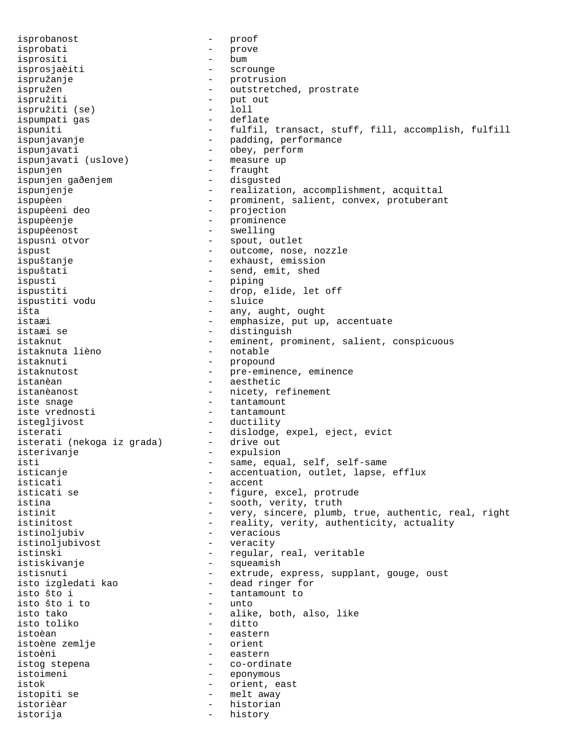isprobanost - proof
isprobati - prove
isprositi - bum
isprosjaèiti - scrounge
ispružanje - protrusion
ispružen - outstretched, prostrate
ispružiti - put out
ispružiti (se) - loll
ispumpati gas - deflate
ispuniti - fulfil, transact, stuff, fill, accomplish, fulfill
ispunjavanje - padding, performance
ispunjavati - obey, perform
ispunjavati (uslove) - measure up
ispunjen - fraught
ispunjen gaðenjem - disgusted
ispunjenje - realization, accomplishment, acquittal
ispupèen - prominent, salient, convex, protuberant
ispupèeni deo - projection
ispupèenje - prominence
ispupèenost - swelling
ispusni otvor - spout, outlet
ispust - outcome, nose, nozzle
ispuštanje - exhaust, emission
ispuštati - send, emit, shed
ispusti - piping
ispustiti - drop, elide, let off
ispustiti vodu - sluice
išta - any, aught, ought
istaæi - emphasize, put up, accentuate
istaæi se - distinguish
istaknut - eminent, prominent, salient, conspicuous
istaknuta lièno - notable
istaknuti - propound
istaknutost - pre-eminence, eminence
istanèan - aesthetic
istanèanost - nicety, refinement
iste snage - tantamount
iste vrednosti - tantamount
istegljivost - ductility
isterati - dislodge, expel, eject, evict
isterati (nekoga iz grada) - drive out
isterivanje - expulsion
isti - same, equal, self, self-same
isticanje - accentuation, outlet, lapse, efflux
isticati - accent
isticati se - figure, excel, protrude
istina - sooth, verity, truth
istinit - very, sincere, plumb, true, authentic, real, right
istinitost - reality, verity, authenticity, actuality
istinoljubiv - veracious
istinoljubivost - veracity
istinski - regular, real, veritable
istiskivanje - squeamish
istisnuti - extrude, express, supplant, gouge, oust
isto izgledati kao - dead ringer for
isto što i - tantamount to
isto što i to - unto
isto tako - alike, both, also, like
isto toliko - ditto
istoèan - eastern
istoène zemlje - orient
istoèni - eastern
istog stepena - co-ordinate
istoimeni - eponymous
istok - orient, east
istopiti se - melt away
istorièar - historian
istorija - history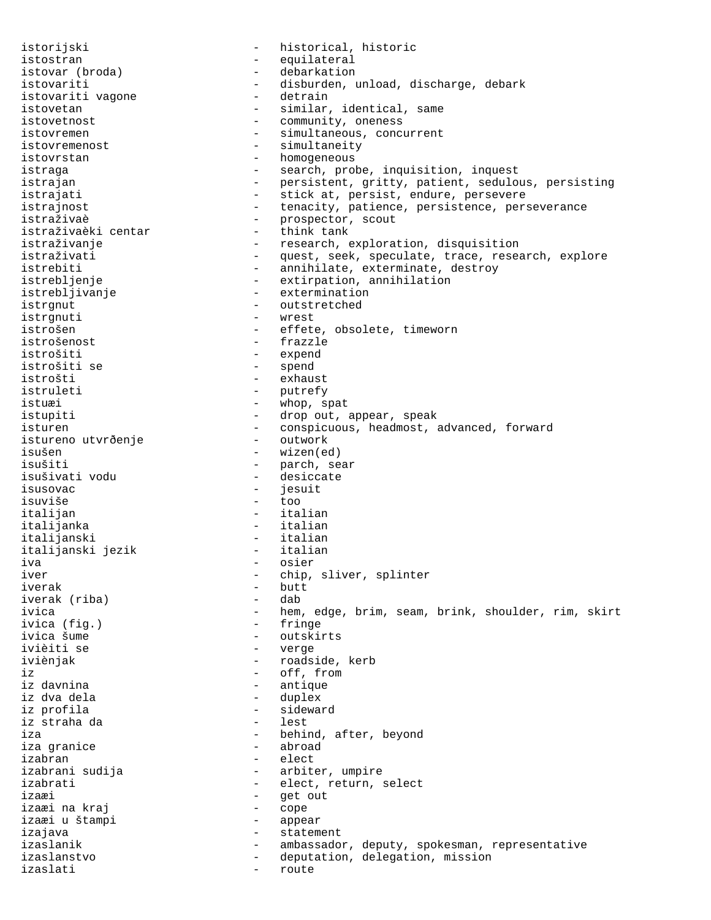istorijski - historical, historic
istostran - equilateral
istovar (broda) - debarkation
istovariti - disburden, unload, discharge, debark
istovariti vagone - detrain
istovetan - similar, identical, same
istovetnost - community, oneness
istovremen - simultaneous, concurrent
istovremenost - simultaneity
istovrstan - homogeneous
istraga - search, probe, inquisition, inquest
istrajan - persistent, gritty, patient, sedulous, persisting
istrajati - stick at, persist, endure, persevere
istrajnost - tenacity, patience, persistence, perseverance
istraživaè - prospector, scout
istraživaèki centar - think tank
istraživanje - research, exploration, disquisition
istraživati - quest, seek, speculate, trace, research, explore
istrebiti - annihilate, exterminate, destroy
istrebljenje - extirpation, annihilation
istrebljivanje - extermination
istrgnut - outstretched
istrgnuti - wrest
istrošen - effete, obsolete, timeworn
istrošenost - frazzle
istrošiti - expend
istrošiti se - spend
istrošti - exhaust
istruleti - putrefy
istuæi - whop, spat
istupiti - drop out, appear, speak
isturen - conspicuous, headmost, advanced, forward
istureno utvrðenje - outwork
isušen - wizen(ed)
isušiti - parch, sear
isušivati vodu - desiccate
isusovac - jesuit
isuviše - too
italijan - italian
italijanka - italian
italijanski - italian
italijanski jezik - italian
iva - osier
iver - chip, sliver, splinter
iverak - butt
iverak (riba) - dab
ivica - hem, edge, brim, seam, brink, shoulder, rim, skirt
ivica (fig.) - fringe
ivica šume - outskirts
ivièiti se - verge
iviènjak - roadside, kerb
iz - off, from
iz davnina - antique
iz dva dela - duplex
iz profila - sideward
iz straha da - lest
iza - behind, after, beyond
iza granice - abroad
izabran - elect
izabrani sudija - arbiter, umpire
izabrati - elect, return, select
izaæi - get out
izaæi na kraj - cope
izaæi u štampi - appear
izajava - statement
izaslanik - ambassador, deputy, spokesman, representative
izaslanstvo - deputation, delegation, mission
izaslati - route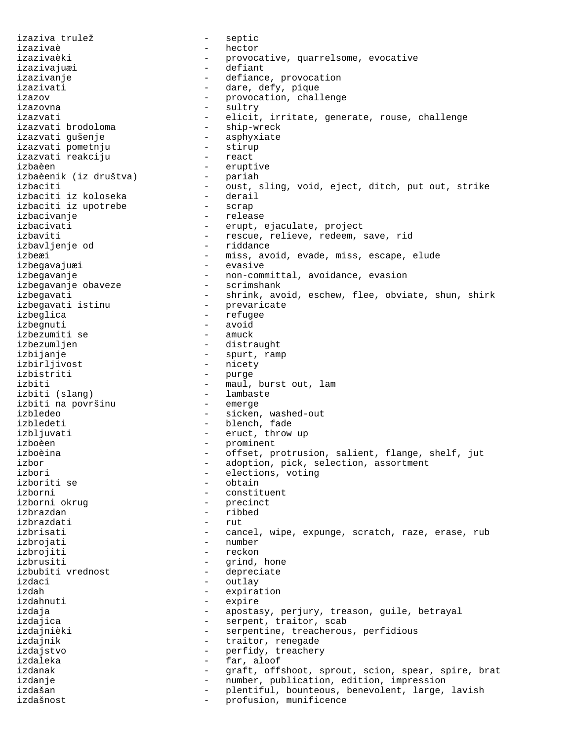izaziva trulež - septic
izazivaè - hector
izazivaèki - provocative, quarrelsome, evocative
izazivajuæi - defiant
izazivanje - defiance, provocation
izazivati - dare, defy, pique
izazov - provocation, challenge
izazovna - sultry
izazvati - elicit, irritate, generate, rouse, challenge
izazvati brodoloma - ship-wreck
izazvati gušenje - asphyxiate
izazvati pometnju - stirup
izazvati reakciju - react
izbaèen - eruptive
izbaèenik (iz društva) - pariah
izbaciti - oust, sling, void, eject, ditch, put out, strike
izbaciti iz koloseka - derail
izbaciti iz upotrebe - scrap
izbacivanje - release
izbacivati - erupt, ejaculate, project
izbaviti - rescue, relieve, redeem, save, rid
izbavljenje od - riddance
izbeæi - miss, avoid, evade, miss, escape, elude
izbegavajuæi - evasive
izbegavanje - non-committal, avoidance, evasion
izbegavanje obaveze - scrimshank
izbegavati - shrink, avoid, eschew, flee, obviate, shun, shirk
izbegavati istinu - prevaricate
izbeglica - refugee
izbegnuti - avoid
izbezumiti se - amuck
izbezumljen - distraught
izbijanje - spurt, ramp
izbirljivost - nicety
izbistriti - purge
izbiti - maul, burst out, lam
izbiti (slang) - lambaste
izbiti na površinu - emerge
izbledeo - sicken, washed-out
izbledeti - blench, fade
izbljuvati - eruct, throw up
izboèen - prominent
izboèina - offset, protrusion, salient, flange, shelf, jut
izbor - adoption, pick, selection, assortment
izbori - elections, voting
izboriti se - obtain
izborni - constituent
izborni okrug - precinct
izbrazdan - ribbed
izbrazdati - rut
izbrisati - cancel, wipe, expunge, scratch, raze, erase, rub
izbrojati - number
izbrojiti - reckon
izbrusiti - grind, hone
izbubiti vrednost - depreciate
izdaci - outlay
izdah - expiration
izdahnuti - expire
izdaja - apostasy, perjury, treason, guile, betrayal
izdajica - serpent, traitor, scab
izdajnièki - serpentine, treacherous, perfidious
izdajnik - traitor, renegade
izdajstvo - perfidy, treachery
izdaleka - far, aloof
izdanak - graft, offshoot, sprout, scion, spear, spire, brat
izdanje - number, publication, edition, impression
izdašan - plentiful, bounteous, benevolent, large, lavish
izdašnost - profusion, munificence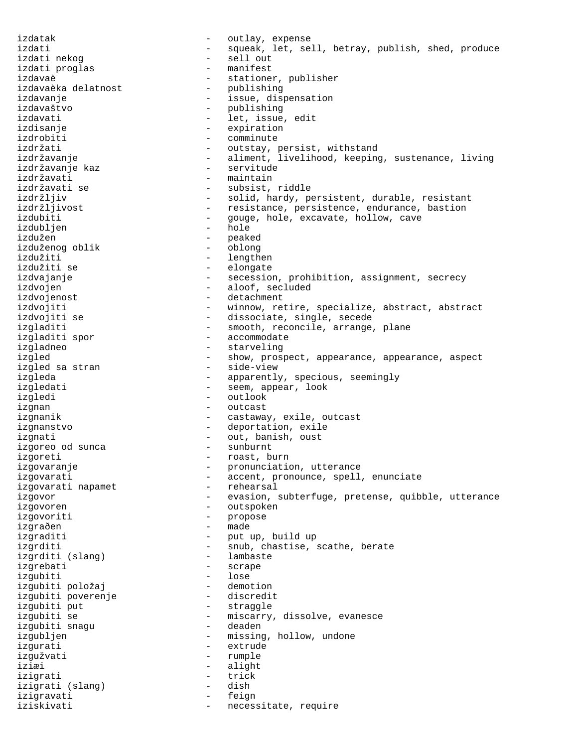izdatak - outlay, expense
izdati - squeak, let, sell, betray, publish, shed, produce
izdati nekog - sell out
izdati proglas - manifest
izdavaè - stationer, publisher
izdavaèka delatnost - publishing
izdavanje - issue, dispensation
izdavaštvo - publishing
izdavati - let, issue, edit
izdisanje - expiration
izdrobiti - comminute
izdržati - outstay, persist, withstand
izdržavanje - aliment, livelihood, keeping, sustenance, living
izdržavanje kaz - servitude
izdržavati - maintain
izdržavati se - subsist, riddle
izdržljiv - solid, hardy, persistent, durable, resistant
izdržljivost - resistance, persistence, endurance, bastion
izdubiti - gouge, hole, excavate, hollow, cave
izdubljen - hole
izdužen - peaked
izduženog oblik - oblong
izdužiti - lengthen
izdužiti se - elongate
izdvajanje - secession, prohibition, assignment, secrecy
izdvojen - aloof, secluded
izdvojenost - detachment
izdvojiti - winnow, retire, specialize, abstract, abstract
izdvojiti se - dissociate, single, secede
izgladiti - smooth, reconcile, arrange, plane
izgladiti spor - accommodate
izgladneo - starveling
izgled - show, prospect, appearance, appearance, aspect
izgled sa stran - side-view
izgleda - apparently, specious, seemingly
izgledati - seem, appear, look
izgledi - outlook
izgnan - outcast
izgnanik - castaway, exile, outcast
izgnanstvo - deportation, exile
izgnati - out, banish, oust
izgoreo od sunca - sunburnt
izgoreti - roast, burn
izgovaranje - pronunciation, utterance
izgovarati - accent, pronounce, spell, enunciate
izgovarati napamet - rehearsal
izgovor - evasion, subterfuge, pretense, quibble, utterance
izgovoren - outspoken
izgovoriti - propose
izgrađen - made
izgraditi - put up, build up
izgrditi - snub, chastise, scathe, berate
izgrditi (slang) - lambaste
izgrebati - scrape
izgubiti - lose
izgubiti položaj - demotion
izgubiti poverenje - discredit
izgubiti put - straggle
izgubiti se - miscarry, dissolve, evanesce
izgubiti snagu - deaden
izgubljen - missing, hollow, undone
izgurati - extrude
izgužvati - rumple
iziæi - alight
izigrati - trick
izigrati (slang) - dish
izigravati - feign
iziskivati - necessitate, require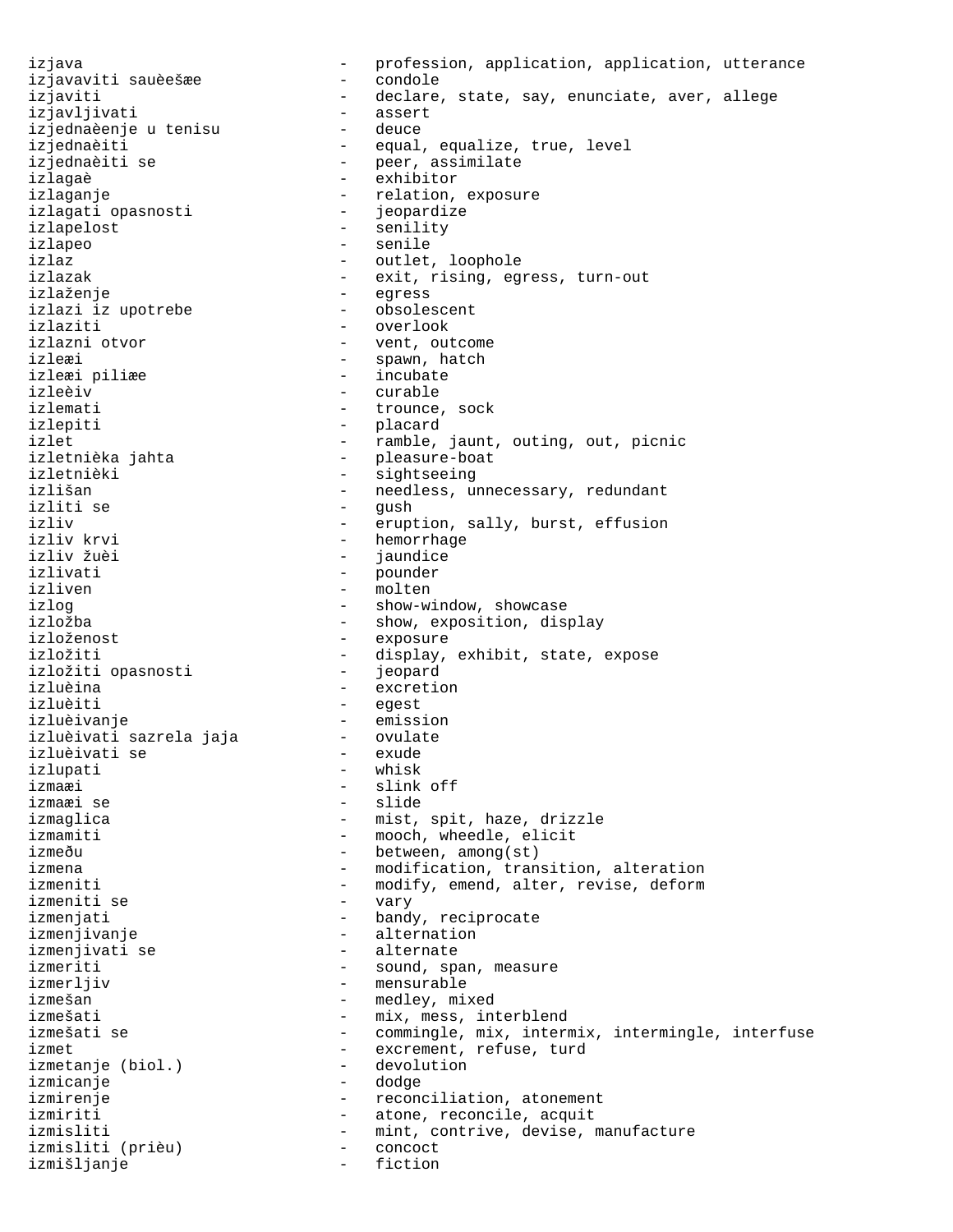izjava - profession, application, application, utterance
izjavaviti sauèešæe - condole
izjaviti - declare, state, say, enunciate, aver, allege
izjavljivati - assert
izjednaèenje u tenisu - deuce
izjednaèiti - equal, equalize, true, level
izjednaèiti se - peer, assimilate
izlagaè - exhibitor
izlaganje - relation, exposure
izlagati opasnosti - jeopardize
izlapelost - senility
izlapeo - senile
izlaz - outlet, loophole
izlazak - exit, rising, egress, turn-out
izlaženje - egress
izlazi iz upotrebe - obsolescent
izlaziti - overlook
izlazni otvor - vent, outcome
izleæi - spawn, hatch
izleæi piliæe - incubate
izleèiv - curable
izlemati - trounce, sock
izlepiti - placard
izlet - ramble, jaunt, outing, out, picnic
izletnièka jahta - pleasure-boat
izletnièki - sightseeing
izlišan - needless, unnecessary, redundant
izliti se - gush
izliv - eruption, sally, burst, effusion
izliv krvi - hemorrhage
izliv žuèi - jaundice
izlivati - pounder
izliven - molten
izlog - show-window, showcase
izložba - show, exposition, display
izloženost - exposure
izložiti - display, exhibit, state, expose
izložiti opasnosti - jeopard
izluèina - excretion
izluèiti - egest
izluèivanje - emission
izluèivati sazrela jaja - ovulate
izluèivati se - exude
izlupati - whisk
izmaæi - slink off
izmaæi se - slide
izmaglica - mist, spit, haze, drizzle
izmamiti - mooch, wheedle, elicit
između - between, among(st)
izmena - modification, transition, alteration
izmeniti - modify, emend, alter, revise, deform
izmeniti se - vary
izmenjati - bandy, reciprocate
izmenjivanje - alternation
izmenjivati se - alternate
izmeriti - sound, span, measure
izmerljiv - mensurable
izmešan - medley, mixed
izmešati - mix, mess, interblend
izmešati se - commingle, mix, intermix, intermingle, interfuse
izmet - excrement, refuse, turd
izmetanje (biol.) - devolution
izmicanje - dodge
izmirenje - reconciliation, atonement
izmiriti - atone, reconcile, acquit
izmisliti - mint, contrive, devise, manufacture
izmisliti (prièu) - concoct
izmišljanje - fiction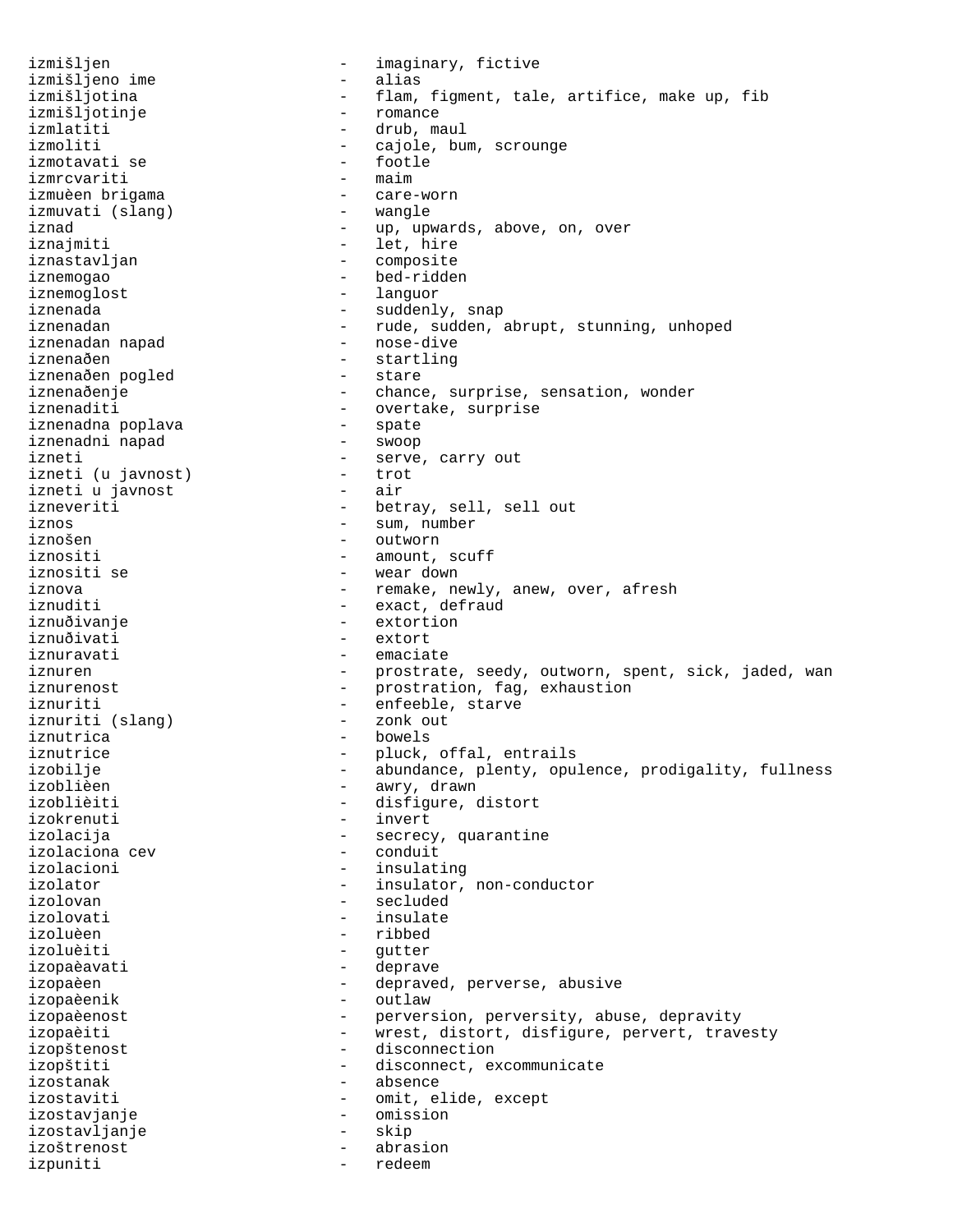izmišljen - imaginary, fictive
izmišljeno ime - alias
izmišljotina - flam, figment, tale, artifice, make up, fib
izmišljotinje - romance
izmlatiti - drub, maul
izmoliti - cajole, bum, scrounge
izmotavati se - footle
izmrcvariti - maim
izmuèen brigama - care-worn
izmuvati (slang) - wangle
iznad - up, upwards, above, on, over
iznajmiti - let, hire
iznastavljan - composite
iznemogao - bed-ridden
iznemoglost - languor
iznenada - suddenly, snap
iznenadan - rude, sudden, abrupt, stunning, unhoped
iznenadan napad - nose-dive
iznenaðen - startling
iznenaðen pogled - stare
iznenaðenje - chance, surprise, sensation, wonder
iznenaditi - overtake, surprise
iznenadna poplava - spate
iznenadni napad - swoop
izneti - serve, carry out
izneti (u javnost) - trot
izneti u javnost - air
izneveriti - betray, sell, sell out
iznos - sum, number
iznošen - outworn
iznositi - amount, scuff
iznositi se - wear down
iznova - remake, newly, anew, over, afresh
iznuditi - exact, defraud
iznuðivanje - extortion
iznuðivati - extort
iznuravati - emaciate
iznuren - prostrate, seedy, outworn, spent, sick, jaded, wan
iznurenost - prostration, fag, exhaustion
iznuriti - enfeeble, starve
iznuriti (slang) - zonk out
iznutrica - bowels
iznutrice - pluck, offal, entrails
izobilje - abundance, plenty, opulence, prodigality, fullness
izoblièen - awry, drawn
izoblièiti - disfigure, distort
izokrenuti - invert
izolacija - secrecy, quarantine
izolaciona cev - conduit
izolacioni - insulating
izolator - insulator, non-conductor
izolovan - secluded
izolovati - insulate
izoluèen - ribbed
izoluèiti - gutter
izopaèavati - deprave
izopaèen - depraved, perverse, abusive
izopaèenik - outlaw
izopaèenost - perversion, perversity, abuse, depravity
izopaèiti - wrest, distort, disfigure, pervert, travesty
izopštenost - disconnection
izopštiti - disconnect, excommunicate
izostanak - absence
izostaviti - omit, elide, except
izostavjanje - omission
izostavljanje - skip
izoštrenost - abrasion
izpuniti - redeem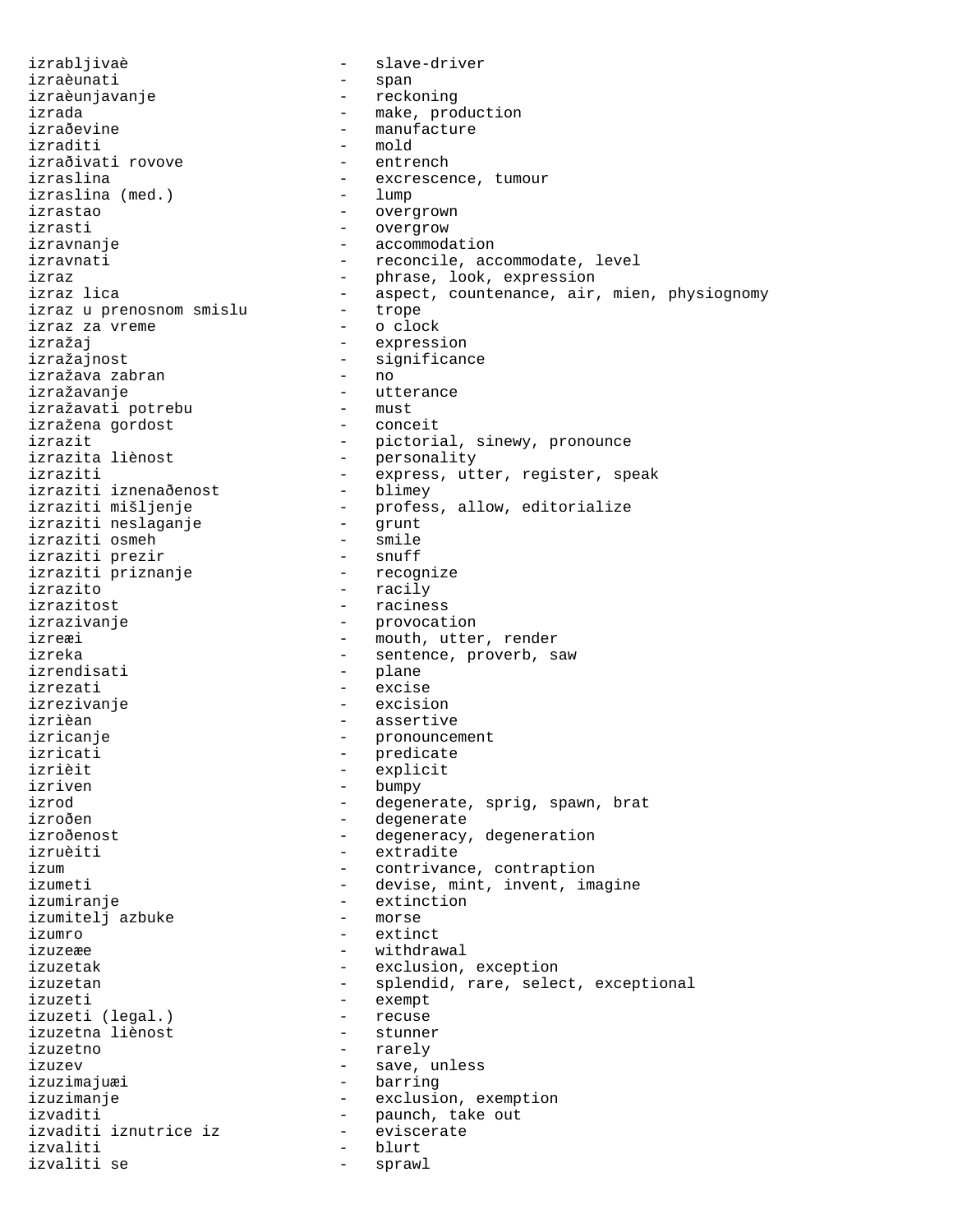izrabljivaè - slave-driver
izraèunati - span
izraèunjavanje - reckoning
izrada - make, production
izraðevine - manufacture
izraditi - mold
izraðivati rovove - entrench
izraslina - excrescence, tumour
izraslina (med.) - lump
izrastao - overgrown
izrasti - overgrow
izravnanje - accommodation
izravnati - reconcile, accommodate, level
izraz - phrase, look, expression
izraz lica - aspect, countenance, air, mien, physiognomy
izraz u prenosnom smislu - trope
izraz za vreme - o clock
izražaj - expression
izražajnost - significance
izražava zabran - no
izražavanje - utterance
izražavati potrebu - must
izražena gordost - conceit
izrazit - pictorial, sinewy, pronounce
izrazita liènost - personality
izraziti - express, utter, register, speak
izraziti iznenaðenost - blimey
izraziti mišljenje - profess, allow, editorialize
izraziti neslaganje - grunt
izraziti osmeh - smile
izraziti prezir - snuff
izraziti priznanje - recognize
izrazito - racily
izrazitost - raciness
izrazivanje - provocation
izreæi - mouth, utter, render
izreka - sentence, proverb, saw
izrendisati - plane
izrezati - excise
izrezivanje - excision
izrièan - assertive
izricanje - pronouncement
izricati - predicate
izrièit - explicit
izriven - bumpy
izrod - degenerate, sprig, spawn, brat
izroðen - degenerate
izroðenost - degeneracy, degeneration
izruèiti - extradite
izum - contrivance, contraption
izumeti - devise, mint, invent, imagine
izumiranje - extinction
izumitelj azbuke - morse
izumro - extinct
izuzeæe - withdrawal
izuzetak - exclusion, exception
izuzetan - splendid, rare, select, exceptional
izuzeti - exempt
izuzeti (legal.) - recuse
izuzetna liènost - stunner
izuzetno - rarely
izuzev - save, unless
izuzimajuæi - barring
izuzimanje - exclusion, exemption
izvaditi - paunch, take out
izvaditi iznutrice iz - eviscerate
izvaliti - blurt
izvaliti se - sprawl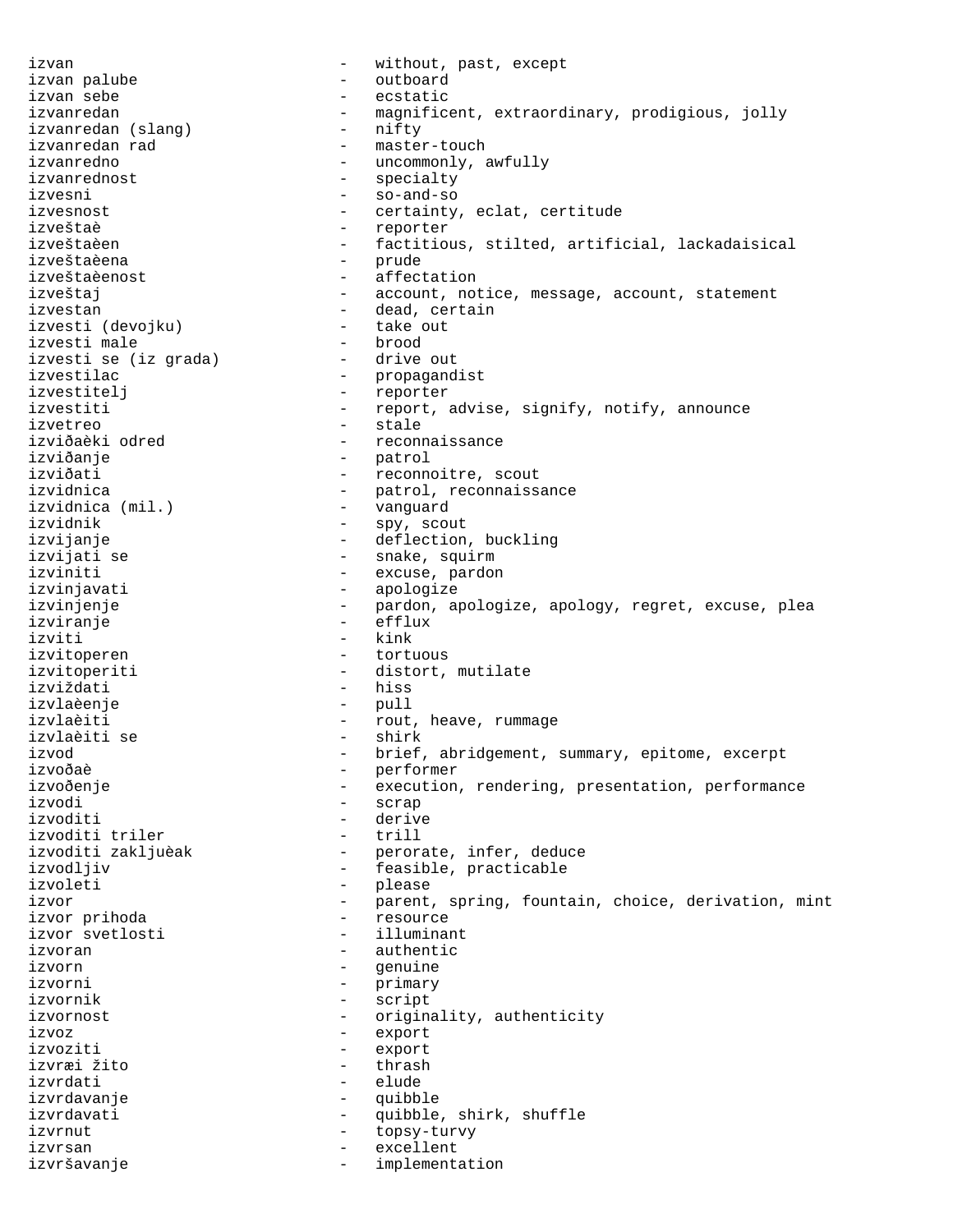```
izvan                         -   without, past, except
izvan palube                  -   outboard
izvan sebe                    -   ecstatic
izvanredan                    -   magnificent, extraordinary, prodigious, jolly
izvanredan (slang)            -   nifty
izvanredan rad                -   master-touch
izvanredno                    -   uncommonly, awfully
izvanrednost                  -   specialty
izvesni                       -   so-and-so
izvesnost                     -   certainty, eclat, certitude
izveštaè                      -   reporter
izveštaèen                    -   factitious, stilted, artificial, lackadaisical
izveštaèena                   -   prude
izveštaèenost                 -   affectation
izveštaj                      -   account, notice, message, account, statement
izvestan                      -   dead, certain
izvesti (devojku)             -   take out
izvesti male                  -   brood
izvesti se (iz grada)         -   drive out
izvestilac                    -   propagandist
izvestitelj                   -   reporter
izvestiti                     -   report, advise, signify, notify, announce
izvetreo                      -   stale
izviðaèki odred               -   reconnaissance
izviðanje                     -   patrol
izviðati                      -   reconnoitre, scout
izvidnica                     -   patrol, reconnaissance
izvidnica (mil.)              -   vanguard
izvidnik                      -   spy, scout
izvijanje                     -   deflection, buckling
izvijati se                   -   snake, squirm
izviniti                      -   excuse, pardon
izvinjavati                   -   apologize
izvinjenje                    -   pardon, apologize, apology, regret, excuse, plea
izviranje                     -   efflux
izviti                        -   kink
izvitoperen                   -   tortuous
izvitoperiti                  -   distort, mutilate
izviždati                     -   hiss
izvlaèenje                    -   pull
izvlaèiti                     -   rout, heave, rummage
izvlaèiti se                  -   shirk
izvod                         -   brief, abridgement, summary, epitome, excerpt
izvoðaè                       -   performer
izvoðenje                     -   execution, rendering, presentation, performance
izvodi                        -   scrap
izvoditi                      -   derive
izvoditi triler               -   trill
izvoditi zakljuèak            -   perorate, infer, deduce
izvodljiv                     -   feasible, practicable
izvoleti                      -   please
izvor                         -   parent, spring, fountain, choice, derivation, mint
izvor prihoda                 -   resource
izvor svetlosti               -   illuminant
izvoran                       -   authentic
izvorn                        -   genuine
izvorni                       -   primary
izvornik                      -   script
izvornost                     -   originality, authenticity
izvoz                         -   export
izvoziti                      -   export
izvræi žito                   -   thrash
izvrdati                      -   elude
izvrdavanje                   -   quibble
izvrdavati                    -   quibble, shirk, shuffle
izvrnut                       -   topsy-turvy
izvrsan                       -   excellent
izvršavanje                   -   implementation
```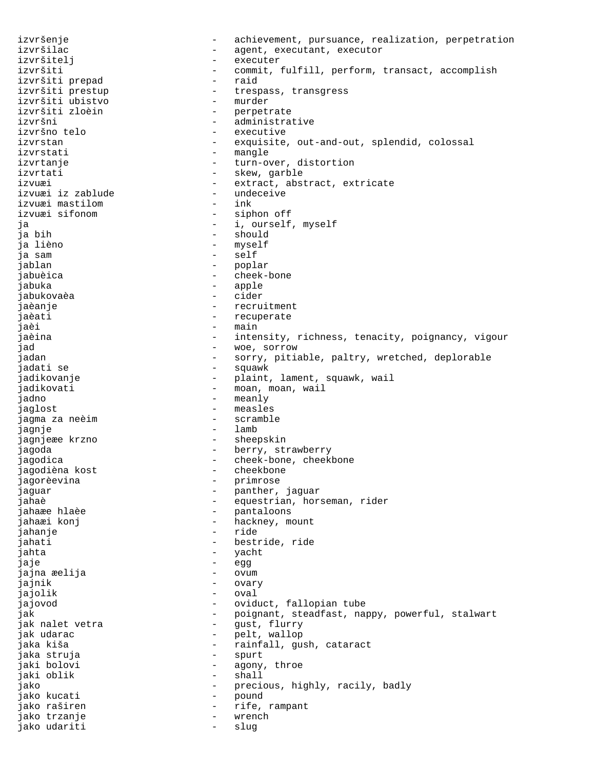izvršenje - achievement, pursuance, realization, perpetration
izvršilac - agent, executant, executor
izvršitelj - executer
izvršiti - commit, fulfill, perform, transact, accomplish
izvršiti prepad - raid
izvršiti prestup - trespass, transgress
izvršiti ubistvo - murder
izvršiti zloèin - perpetrate
izvršni - administrative
izvršno telo - executive
izvrstan - exquisite, out-and-out, splendid, colossal
izvrstati - mangle
izvrtanje - turn-over, distortion
izvrtati - skew, garble
izvuæi - extract, abstract, extricate
izvuæi iz zablude - undeceive
izvuæi mastilom - ink
izvuæi sifonom - siphon off
ja - i, ourself, myself
ja bih - should
ja lièno - myself
ja sam - self
jablan - poplar
jabuèica - cheek-bone
jabuka - apple
jabukovaèa - cider
jaèanje - recruitment
jaèati - recuperate
jaèi - main
jaèina - intensity, richness, tenacity, poignancy, vigour
jad - woe, sorrow
jadan - sorry, pitiable, paltry, wretched, deplorable
jadati se - squawk
jadikovanje - plaint, lament, squawk, wail
jadikovati - moan, moan, wail
jadno - meanly
jaglost - measles
jagma za neèim - scramble
jagnje - lamb
jagnjeæe krzno - sheepskin
jagoda - berry, strawberry
jagodica - cheek-bone, cheekbone
jagodièna kost - cheekbone
jagorèevina - primrose
jaguar - panther, jaguar
jahaè - equestrian, horseman, rider
jahaæe hlaèe - pantaloons
jahaæi konj - hackney, mount
jahanje - ride
jahati - bestride, ride
jahta - yacht
jaje - egg
jajna æelija - ovum
jajnik - ovary
jajolik - oval
jajovod - oviduct, fallopian tube
jak - poignant, steadfast, nappy, powerful, stalwart
jak nalet vetra - gust, flurry
jak udarac - pelt, wallop
jaka kiša - rainfall, gush, cataract
jaka struja - spurt
jaki bolovi - agony, throe
jaki oblik - shall
jako - precious, highly, racily, badly
jako kucati - pound
jako raširen - rife, rampant
jako trzanje - wrench
jako udariti - slug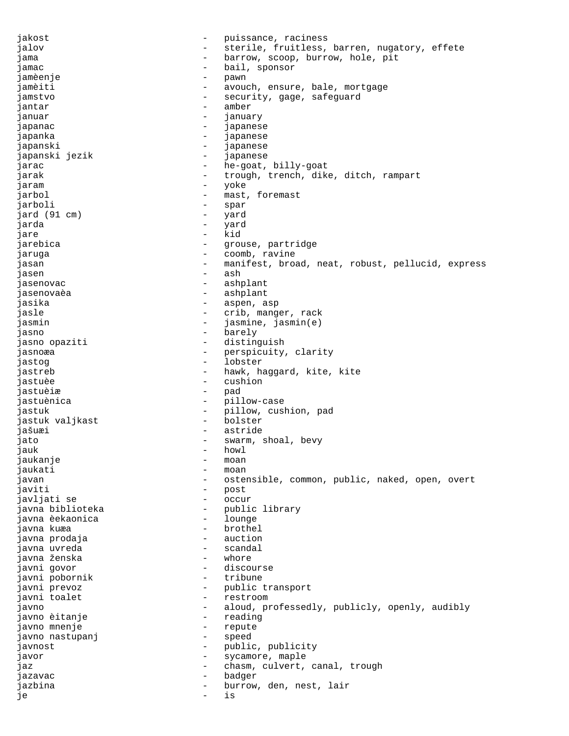jakost - puissance, raciness
jalov - sterile, fruitless, barren, nugatory, effete
jama - barrow, scoop, burrow, hole, pit
jamac - bail, sponsor
jamèenje - pawn
jamèiti - avouch, ensure, bale, mortgage
jamstvo - security, gage, safeguard
jantar - amber
januar - january
japanac - japanese
japanka - japanese
japanski - japanese
japanski jezik - japanese
jarac - he-goat, billy-goat
jarak - trough, trench, dike, ditch, rampart
jaram - yoke
jarbol - mast, foremast
jarboli - spar
jard (91 cm) - yard
jarda - yard
jare - kid
jarebica - grouse, partridge
jaruga - coomb, ravine
jasan - manifest, broad, neat, robust, pellucid, express
jasen - ash
jasenovac - ashplant
jasenovaèa - ashplant
jasika - aspen, asp
jasle - crib, manger, rack
jasmin - jasmine, jasmin(e)
jasno - barely
jasno opaziti - distinguish
jasnoæa - perspicuity, clarity
jastog - lobster
jastreb - hawk, haggard, kite, kite
jastuèe - cushion
jastuèiæ - pad
jastuènica - pillow-case
jastuk - pillow, cushion, pad
jastuk valjkast - bolster
jašuæi - astride
jato - swarm, shoal, bevy
jauk - howl
jaukanje - moan
jaukati - moan
javan - ostensible, common, public, naked, open, overt
javiti - post
javljati se - occur
javna biblioteka - public library
javna èekaonica - lounge
javna kuæa - brothel
javna prodaja - auction
javna uvreda - scandal
javna ženska - whore
javni govor - discourse
javni pobornik - tribune
javni prevoz - public transport
javni toalet - restroom
javno - aloud, professedly, publicly, openly, audibly
javno èitanje - reading
javno mnenje - repute
javno nastupanj - speed
javnost - public, publicity
javor - sycamore, maple
jaz - chasm, culvert, canal, trough
jazavac - badger
jazbina - burrow, den, nest, lair
je - is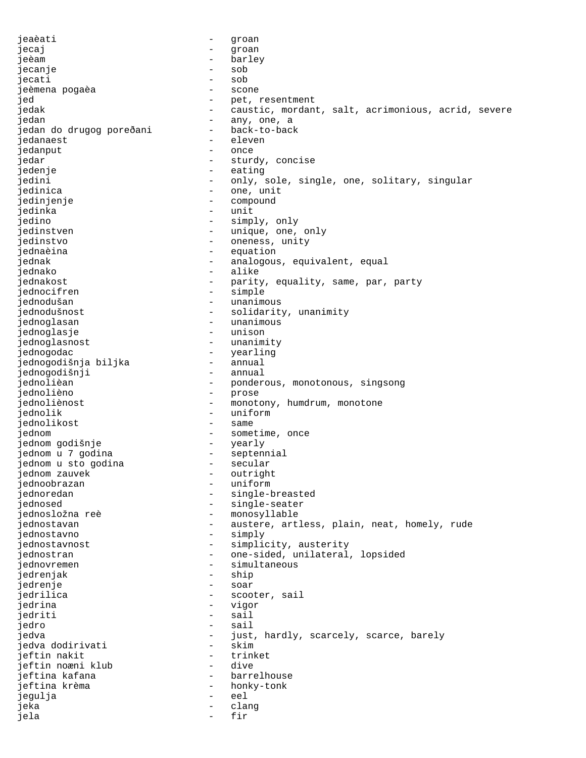jeaèati - groan
jecaj - groan
jeèam - barley
jecanje - sob
jecati - sob
jeèmena pogaèa - scone
jed - pet, resentment
jedak - caustic, mordant, salt, acrimonious, acrid, severe
jedan - any, one, a
jedan do drugog poređani - back-to-back
jedanaest - eleven
jedanput - once
jedar - sturdy, concise
jedenje - eating
jedini - only, sole, single, one, solitary, singular
jedinica - one, unit
jedinjenje - compound
jedinka - unit
jedino - simply, only
jedinstven - unique, one, only
jedinstvo - oneness, unity
jednaèina - equation
jednak - analogous, equivalent, equal
jednako - alike
jednakost - parity, equality, same, par, party
jednocifren - simple
jednodušan - unanimous
jednodušnost - solidarity, unanimity
jednoglasan - unanimous
jednoglasje - unison
jednoglasnost - unanimity
jednogodac - yearling
jednogodišnja biljka - annual
jednogodišnji - annual
jednolièan - ponderous, monotonous, singsong
jednolièno - prose
jednolliènost - monotony, humdrum, monotone
jednolik - uniform
jednolikost - same
jednom - sometime, once
jednom godišnje - yearly
jednom u 7 godina - septennial
jednom u sto godina - secular
jednom zauvek - outright
jednoobrazan - uniform
jednoredan - single-breasted
jednosed - single-seater
jednosložna reè - monosyllable
jednostavan - austere, artless, plain, neat, homely, rude
jednostavno - simply
jednostavnost - simplicity, austerity
jednostran - one-sided, unilateral, lopsided
jednovremen - simultaneous
jedrenjak - ship
jedrenje - soar
jedrilica - scooter, sail
jedrina - vigor
jedriti - sail
jedro - sail
jedva - just, hardly, scarcely, scarce, barely
jedva dodirivati - skim
jeftin nakit - trinket
jeftin noæni klub - dive
jeftina kafana - barrelhouse
jeftina krèma - honky-tonk
jegulja - eel
jeka - clang
jela - fir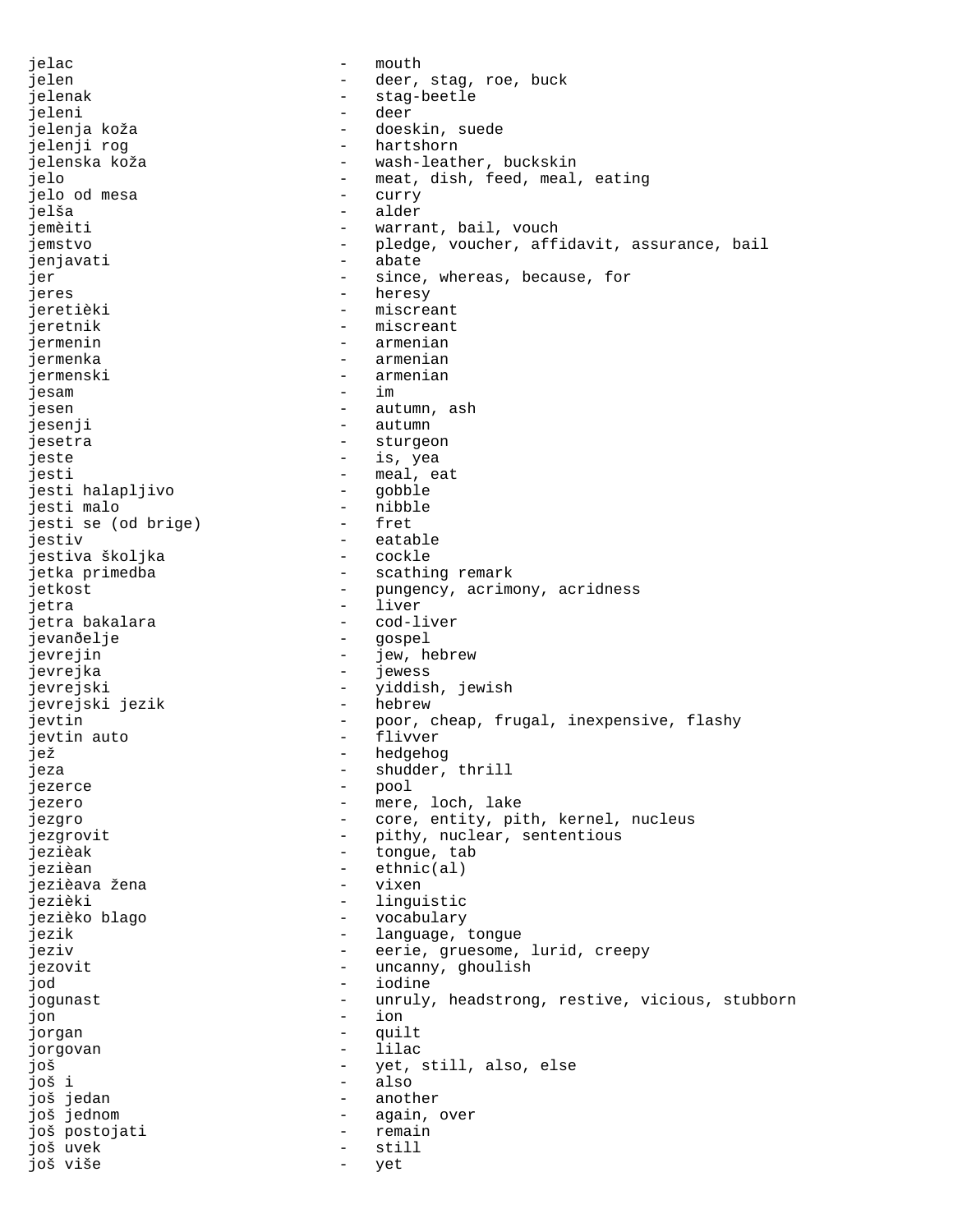jelac - mouth
jelen - deer, stag, roe, buck
jelenak - stag-beetle
jeleni - deer
jelenja koža - doeskin, suede
jelenji rog - hartshorn
jelenska koža - wash-leather, buckskin
jelo - meat, dish, feed, meal, eating
jelo od mesa - curry
jelša - alder
jemèiti - warrant, bail, vouch
jemstvo - pledge, voucher, affidavit, assurance, bail
jenjavati - abate
jer - since, whereas, because, for
jeres - heresy
jeretièki - miscreant
jeretnik - miscreant
jermenin - armenian
jermenka - armenian
jermenski - armenian
jesam - im
jesen - autumn, ash
jesenji - autumn
jesetra - sturgeon
jeste - is, yea
jesti - meal, eat
jesti halapljivo - gobble
jesti malo - nibble
jesti se (od brige) - fret
jestiv - eatable
jestiva školjka - cockle
jetka primedba - scathing remark
jetkost - pungency, acrimony, acridness
jetra - liver
jetra bakalara - cod-liver
jevanðelje - gospel
jevrejin - jew, hebrew
jevrejka - jewess
jevrejski - yiddish, jewish
jevrejski jezik - hebrew
jevtin - poor, cheap, frugal, inexpensive, flashy
jevtin auto - flivver
jež - hedgehog
jeza - shudder, thrill
jezerce - pool
jezero - mere, loch, lake
jezgro - core, entity, pith, kernel, nucleus
jezgrovit - pithy, nuclear, sententious
jezièak - tongue, tab
jezièan - ethnic(al)
jezièava žena - vixen
jezièki - linguistic
jezièko blago - vocabulary
jezik - language, tongue
jeziv - eerie, gruesome, lurid, creepy
jezovit - uncanny, ghoulish
jod - iodine
jogunast - unruly, headstrong, restive, vicious, stubborn
jon - ion
jorgan - quilt
jorgovan - lilac
još - yet, still, also, else
još i - also
još jedan - another
još jednom - again, over
još postojati - remain
još uvek - still
još više - yet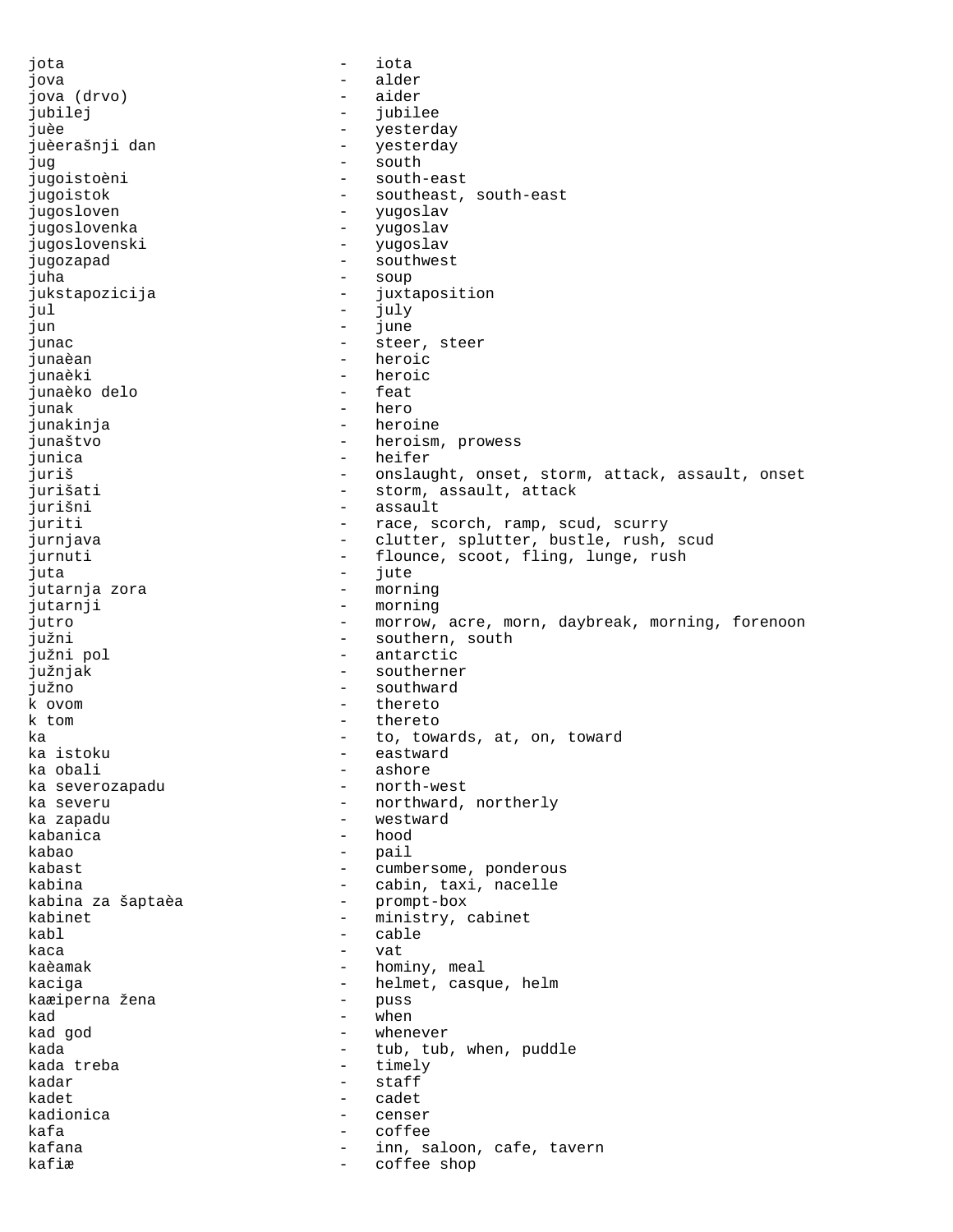jota - iota
jova - alder
jova (drvo) - aider
jubilej - jubilee
juèe - yesterday
juèerašnji dan - yesterday
jug - south
jugoistoèni - south-east
jugoistok - southeast, south-east
jugosloven - yugoslav
jugoslovenka - yugoslav
jugoslovenski - yugoslav
jugozapad - southwest
juha - soup
jukstapozicija - juxtaposition
jul - july
jun - june
junac - steer, steer
junaèan - heroic
junaèki - heroic
junaèko delo - feat
junak - hero
junakinja - heroine
junaštvo - heroism, prowess
junica - heifer
juriš - onslaught, onset, storm, attack, assault, onset
jurišati - storm, assault, attack
jurišni - assault
juriti - race, scorch, ramp, scud, scurry
jurnjava - clutter, splutter, bustle, rush, scud
jurnuti - flounce, scoot, fling, lunge, rush
juta - jute
jutarnja zora - morning
jutarnji - morning
jutro - morrow, acre, morn, daybreak, morning, forenoon
južni - southern, south
južni pol - antarctic
južnjak - southerner
južno - southward
k ovom - thereto
k tom - thereto
ka - to, towards, at, on, toward
ka istoku - eastward
ka obali - ashore
ka severozapadu - north-west
ka severu - northward, northerly
ka zapadu - westward
kabanica - hood
kabao - pail
kabast - cumbersome, ponderous
kabina - cabin, taxi, nacelle
kabina za šaptaèa - prompt-box
kabinet - ministry, cabinet
kabl - cable
kaca - vat
kaèamak - hominy, meal
kaciga - helmet, casque, helm
kaæiperna žena - puss
kad - when
kad god - whenever
kada - tub, tub, when, puddle
kada treba - timely
kadar - staff
kadet - cadet
kadionica - censer
kafa - coffee
kafana - inn, saloon, cafe, tavern
kafiæ - coffee shop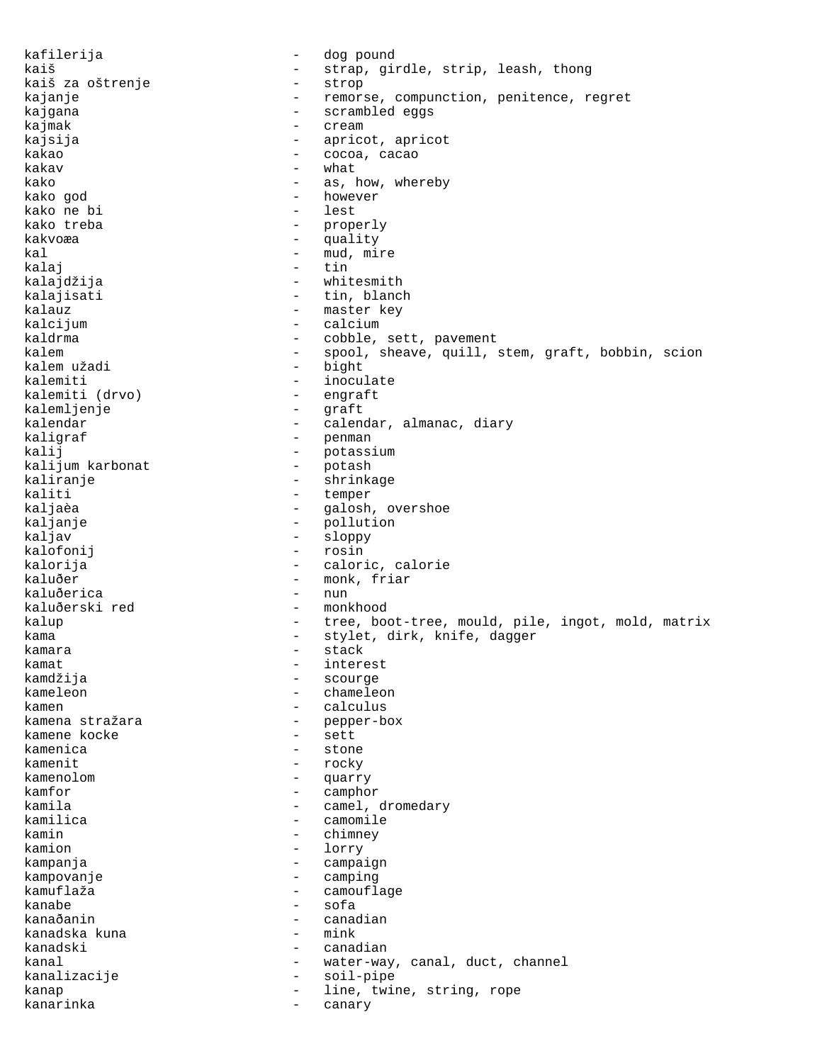kafilerija - dog pound
kaiš - strap, girdle, strip, leash, thong
kaiš za oštrenje - strop
kajanje - remorse, compunction, penitence, regret
kajgana - scrambled eggs
kajmak - cream
kajsija - apricot, apricot
kakao - cocoa, cacao
kakav - what
kako - as, how, whereby
kako god - however
kako ne bi - lest
kako treba - properly
kakvoæa - quality
kal - mud, mire
kalaj - tin
kalajdžija - whitesmith
kalajisati - tin, blanch
kalauz - master key
kalcijum - calcium
kaldrma - cobble, sett, pavement
kalem - spool, sheave, quill, stem, graft, bobbin, scion
kalem užadi - bight
kalemiti - inoculate
kalemiti (drvo) - engraft
kalemljenje - graft
kalendar - calendar, almanac, diary
kaligraf - penman
kalij - potassium
kalijum karbonat - potash
kaliranje - shrinkage
kaliti - temper
kaljaèa - galosh, overshoe
kaljanje - pollution
kaljav - sloppy
kalofonij - rosin
kalorija - caloric, calorie
kaluðer - monk, friar
kaluðerica - nun
kaluðerski red - monkhood
kalup - tree, boot-tree, mould, pile, ingot, mold, matrix
kama - stylet, dirk, knife, dagger
kamara - stack
kamat - interest
kamdžija - scourge
kameleon - chameleon
kamen - calculus
kamena stražara - pepper-box
kamene kocke - sett
kamenica - stone
kamenit - rocky
kamenolom - quarry
kamfor - camphor
kamila - camel, dromedary
kamilica - camomile
kamin - chimney
kamion - lorry
kampanja - campaign
kampovanje - camping
kamuflaža - camouflage
kanabe - sofa
kanaðanin - canadian
kanadska kuna - mink
kanadski - canadian
kanal - water-way, canal, duct, channel
kanalizacije - soil-pipe
kanap - line, twine, string, rope
kanarinka - canary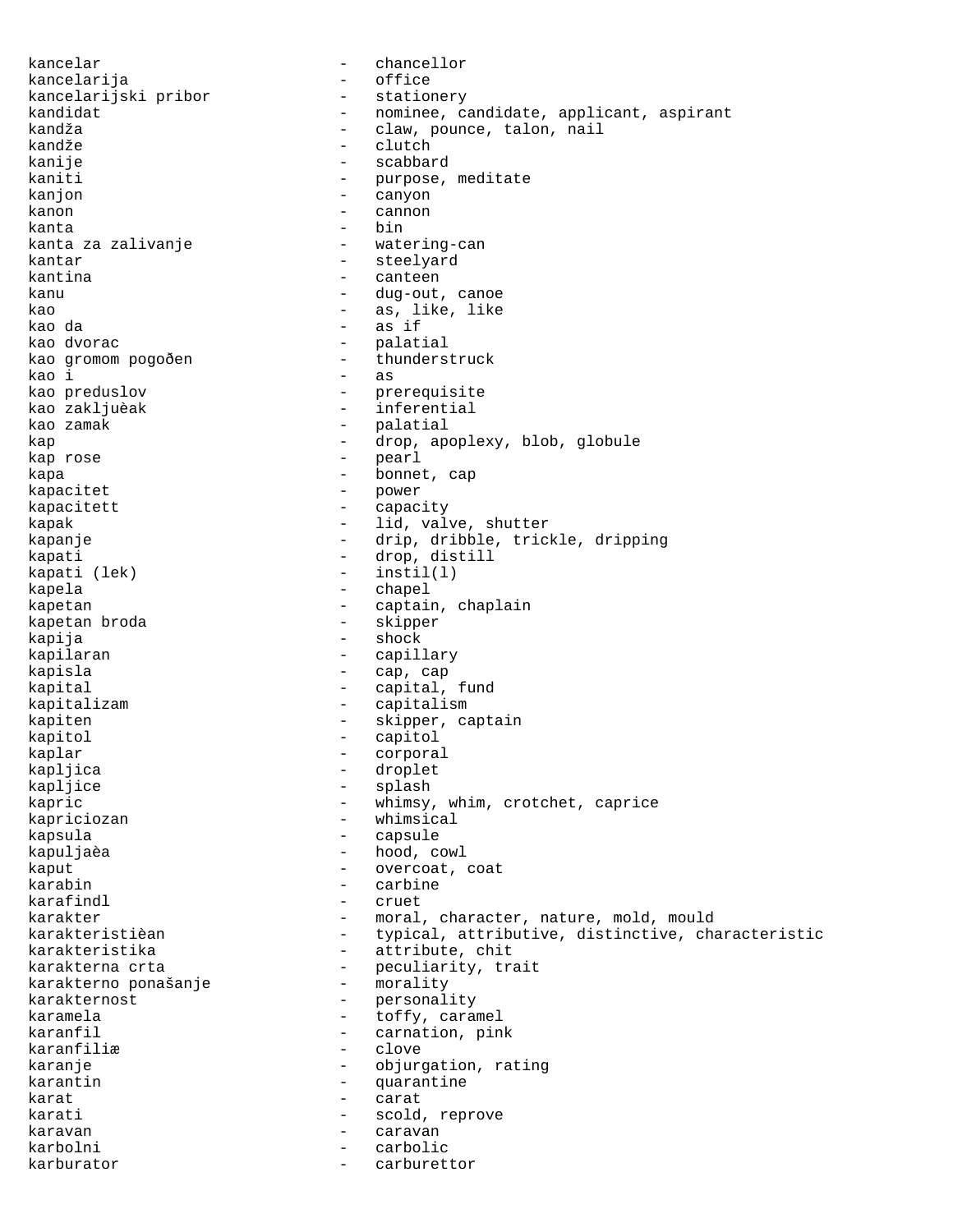kancelar - chancellor
kancelarija - office
kancelarijski pribor - stationery
kandidat - nominee, candidate, applicant, aspirant
kandža - claw, pounce, talon, nail
kandže - clutch
kanije - scabbard
kaniti - purpose, meditate
kanjon - canyon
kanon - cannon
kanta - bin
kanta za zalivanje - watering-can
kantar - steelyard
kantina - canteen
kanu - dug-out, canoe
kao - as, like, like
kao da - as if
kao dvorac - palatial
kao gromom pogođen - thunderstruck
kao i - as
kao preduslov - prerequisite
kao zakljuèak - inferential
kao zamak - palatial
kap - drop, apoplexy, blob, globule
kap rose - pearl
kapa - bonnet, cap
kapacitet - power
kapacitett - capacity
kapak - lid, valve, shutter
kapanje - drip, dribble, trickle, dripping
kapati - drop, distill
kapati (lek) - instil(l)
kapela - chapel
kapetan - captain, chaplain
kapetan broda - skipper
kapija - shock
kapilaran - capillary
kapisla - cap, cap
kapital - capital, fund
kapitalizam - capitalism
kapiten - skipper, captain
kapitol - capitol
kaplar - corporal
kapljica - droplet
kapljice - splash
kapric - whimsy, whim, crotchet, caprice
kapriciozan - whimsical
kapsula - capsule
kapuljaèa - hood, cowl
kaput - overcoat, coat
karabin - carbine
karafindl - cruet
karakter - moral, character, nature, mold, mould
karakteristièan - typical, attributive, distinctive, characteristic
karakteristika - attribute, chit
karakterna crta - peculiarity, trait
karakterno ponašanje - morality
karakternost - personality
karamela - toffy, caramel
karanfil - carnation, pink
karanfiliæ - clove
karanje - objurgation, rating
karantin - quarantine
karat - carat
karati - scold, reprove
karavan - caravan
karbolni - carbolic
karburator - carburettor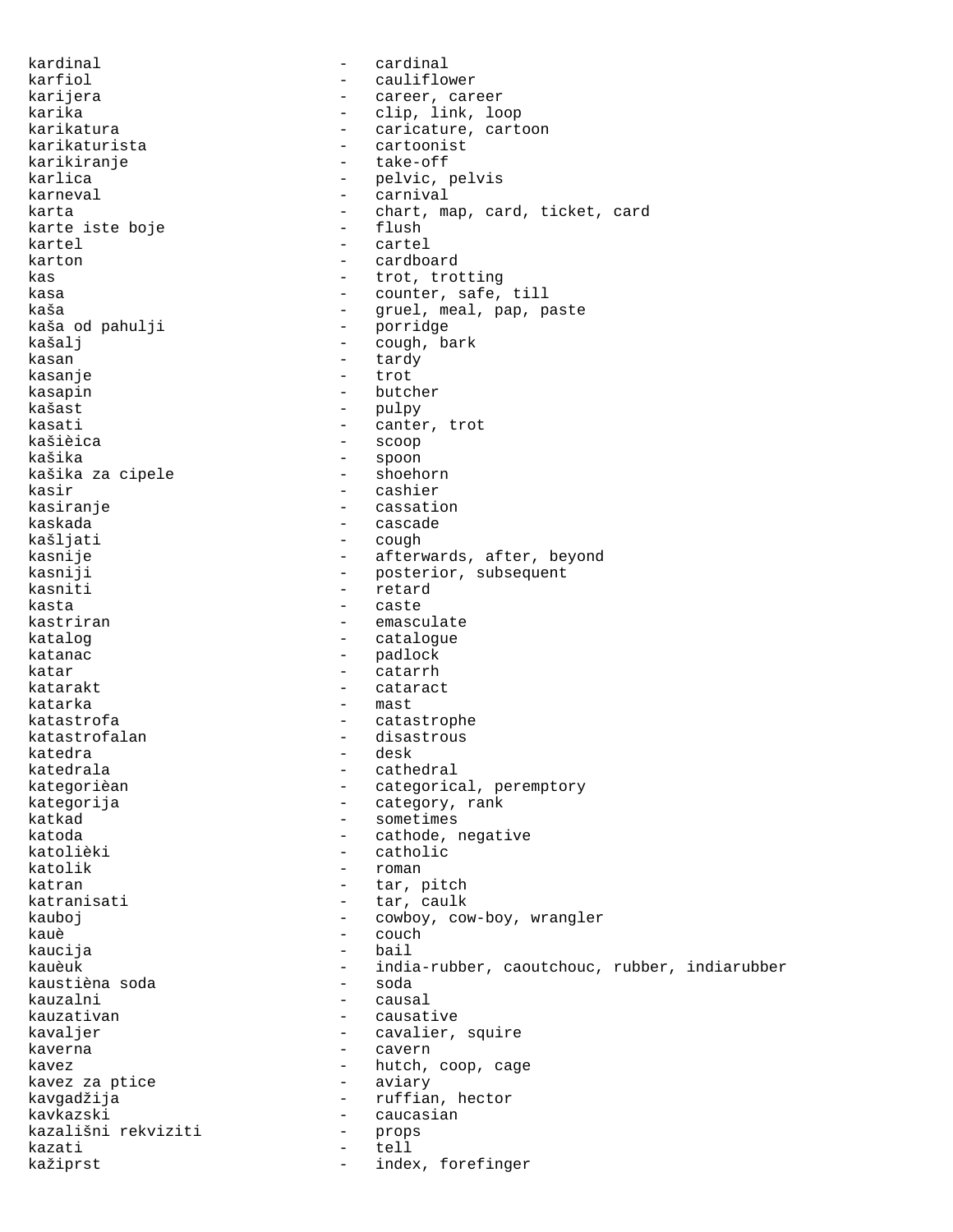kardinal - cardinal
karfiol - cauliflower
karijera - career, career
karika - clip, link, loop
karikatura - caricature, cartoon
karikaturista - cartoonist
karikiranje - take-off
karlica - pelvic, pelvis
karneval - carnival
karta - chart, map, card, ticket, card
karte iste boje - flush
kartel - cartel
karton - cardboard
kas - trot, trotting
kasa - counter, safe, till
kaša - gruel, meal, pap, paste
kaša od pahulji - porridge
kašalj - cough, bark
kasan - tardy
kasanje - trot
kasapin - butcher
kašast - pulpy
kasati - canter, trot
kašièica - scoop
kašika - spoon
kašika za cipele - shoehorn
kasir - cashier
kasiranje - cassation
kaskada - cascade
kašljati - cough
kasnije - afterwards, after, beyond
kasniji - posterior, subsequent
kasniti - retard
kasta - caste
kastriran - emasculate
katalog - catalogue
katanac - padlock
katar - catarrh
katarakt - cataract
katarka - mast
katastrofa - catastrophe
katastrofalan - disastrous
katedra - desk
katedrala - cathedral
kategorièan - categorical, peremptory
kategorija - category, rank
katkad - sometimes
katoda - cathode, negative
katolièki - catholic
katolik - roman
katran - tar, pitch
katranisati - tar, caulk
kauboj - cowboy, cow-boy, wrangler
kauè - couch
kaucija - bail
kauèuk - india-rubber, caoutchouc, rubber, indiarubber
kaustièna soda - soda
kauzalni - causal
kauzativan - causative
kavaljer - cavalier, squire
kaverna - cavern
kavez - hutch, coop, cage
kavez za ptice - aviary
kavgadžija - ruffian, hector
kavkazski - caucasian
kazališni rekviziti - props
kazati - tell
kažiprst - index, forefinger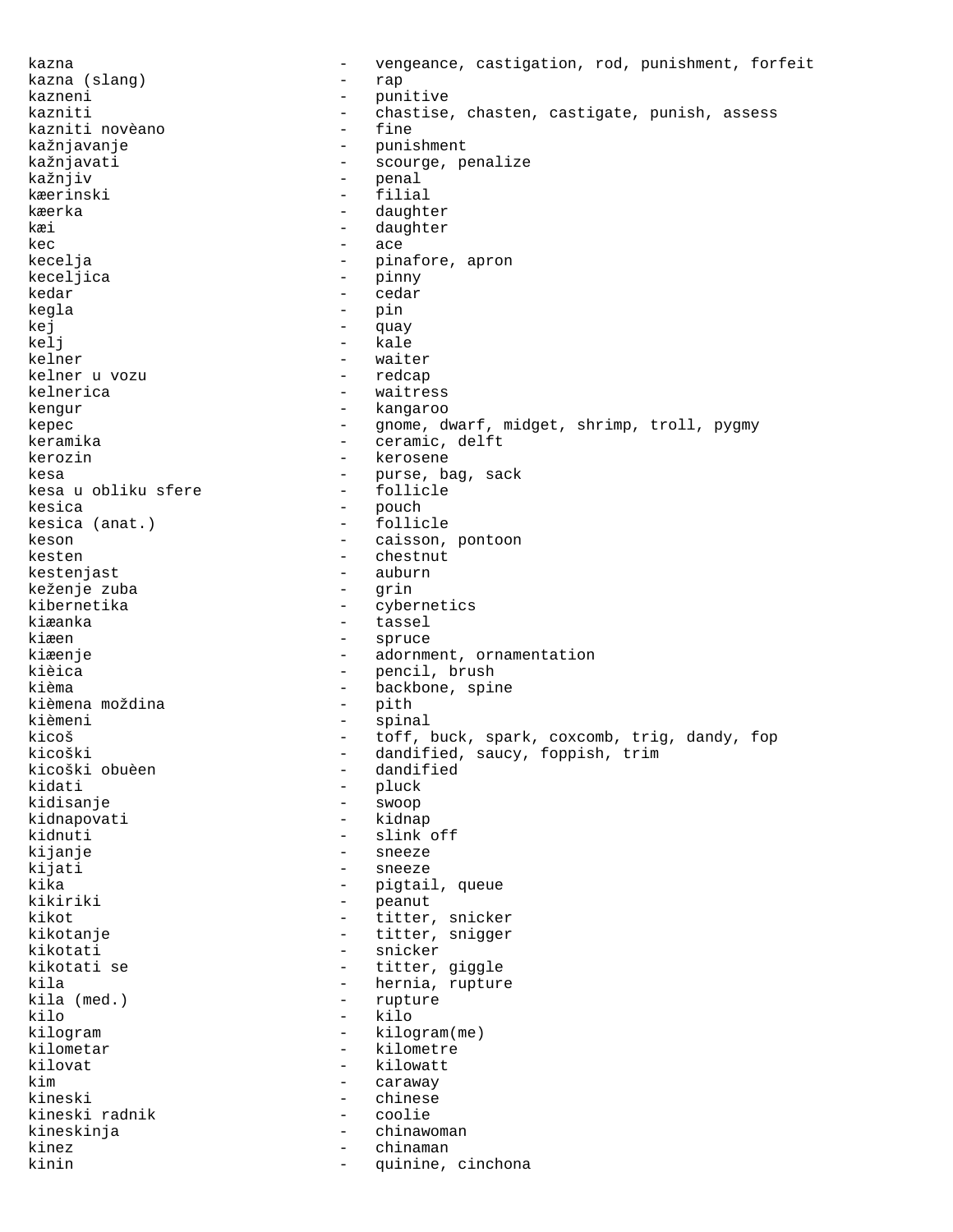kazna - vengeance, castigation, rod, punishment, forfeit
kazna (slang) - rap
kazneni - punitive
kazniti - chastise, chasten, castigate, punish, assess
kazniti novèano - fine
kažnjavanje - punishment
kažnjavati - scourge, penalize
kažnjiv - penal
kæerinski - filial
kæerka - daughter
kæi - daughter
kec - ace
kecelja - pinafore, apron
keceljica - pinny
kedar - cedar
kegla - pin
kej - quay
kelj - kale
kelner - waiter
kelner u vozu - redcap
kelnerica - waitress
kengur - kangaroo
kepec - gnome, dwarf, midget, shrimp, troll, pygmy
keramika - ceramic, delft
kerozin - kerosene
kesa - purse, bag, sack
kesa u obliku sfere - follicle
kesica - pouch
kesica (anat.) - follicle
keson - caisson, pontoon
kesten - chestnut
kestenjast - auburn
keženje zuba - grin
kibernetika - cybernetics
kiæanka - tassel
kiæen - spruce
kiæenje - adornment, ornamentation
kièica - pencil, brush
kièma - backbone, spine
kièmena moždina - pith
kièmeni - spinal
kicoš - toff, buck, spark, coxcomb, trig, dandy, fop
kicoški - dandified, saucy, foppish, trim
kicoški obuèen - dandified
kidati - pluck
kidisanje - swoop
kidnapovati - kidnap
kidnuti - slink off
kijanje - sneeze
kijati - sneeze
kika - pigtail, queue
kikiriki - peanut
kikot - titter, snicker
kikotanje - titter, snigger
kikotati - snicker
kikotati se - titter, giggle
kila - hernia, rupture
kila (med.) - rupture
kilo - kilo
kilogram - kilogram(me)
kilometar - kilometre
kilovat - kilowatt
kim - caraway
kineski - chinese
kineski radnik - coolie
kineskinja - chinawoman
kinez - chinaman
kinin - quinine, cinchona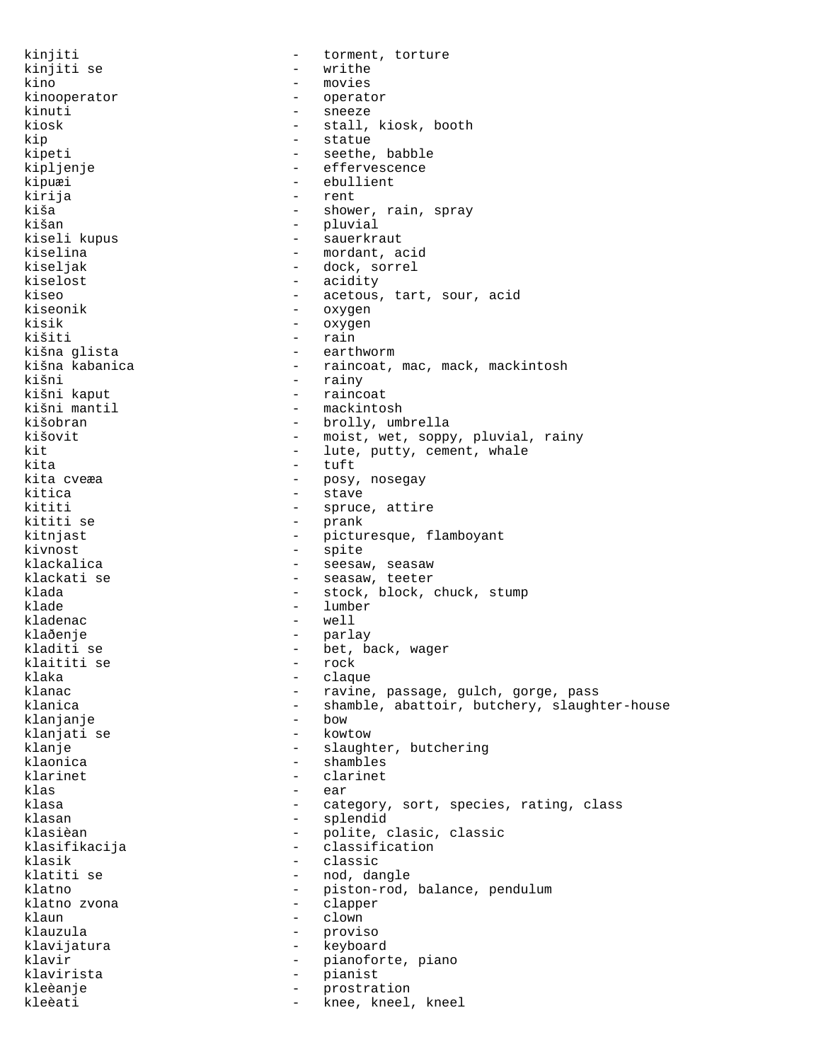kinjiti - torment, torture
kinjiti se - writhe
kino - movies
kinooperator - operator
kinuti - sneeze
kiosk - stall, kiosk, booth
kip - statue
kipeti - seethe, babble
kipljenje - effervescence
kipuæi - ebullient
kirija - rent
kiša - shower, rain, spray
kišan - pluvial
kiseli kupus - sauerkraut
kiselina - mordant, acid
kiseljak - dock, sorrel
kiselost - acidity
kiseo - acetous, tart, sour, acid
kiseonik - oxygen
kisik - oxygen
kišiti - rain
kišna glista - earthworm
kišna kabanica - raincoat, mac, mack, mackintosh
kišni - rainy
kišni kaput - raincoat
kišni mantil - mackintosh
kišobran - brolly, umbrella
kišovit - moist, wet, soppy, pluvial, rainy
kit - lute, putty, cement, whale
kita - tuft
kita cveæa - posy, nosegay
kitica - stave
kititi - spruce, attire
kititi se - prank
kitnjast - picturesque, flamboyant
kivnost - spite
klackalica - seesaw, seasaw
klackati se - seasaw, teeter
klada - stock, block, chuck, stump
klade - lumber
kladenac - well
klaðenje - parlay
kladiti se - bet, back, wager
klaititi se - rock
klaka - claque
klanac - ravine, passage, gulch, gorge, pass
klanica - shamble, abattoir, butchery, slaughter-house
klanjanje - bow
klanjati se - kowtow
klanje - slaughter, butchering
klaonica - shambles
klarinet - clarinet
klas - ear
klasa - category, sort, species, rating, class
klasan - splendid
klasièan - polite, clasic, classic
klasifikacija - classification
klasik - classic
klatiti se - nod, dangle
klatno - piston-rod, balance, pendulum
klatno zvona - clapper
klaun - clown
klauzula - proviso
klavijatura - keyboard
klavir - pianoforte, piano
klavirista - pianist
kleèanje - prostration
kleèati - knee, kneel, kneel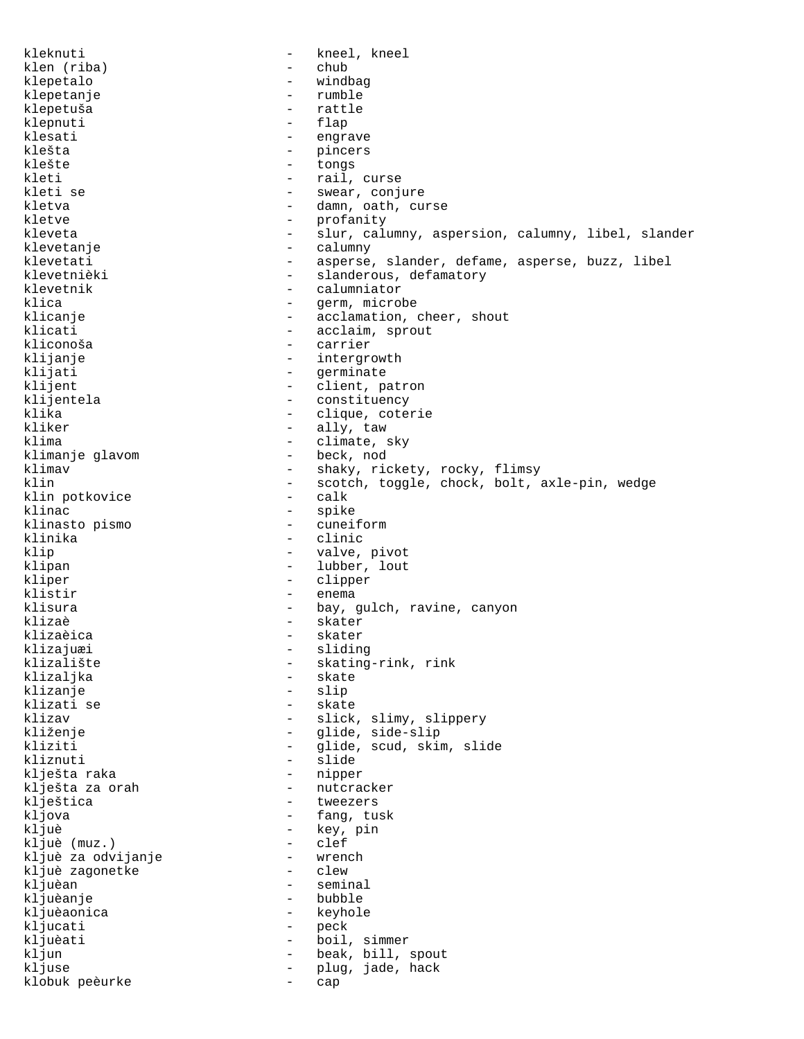kleknuti - kneel, kneel
klen (riba) - chub
klepetalo - windbag
klepetanje - rumble
klepetuša - rattle
klepnuti - flap
klesati - engrave
klešta - pincers
klešte - tongs
kleti - rail, curse
kleti se - swear, conjure
kletva - damn, oath, curse
kletve - profanity
kleveta - slur, calumny, aspersion, calumny, libel, slander
klevetanje - calumny
klevetati - asperse, slander, defame, asperse, buzz, libel
klevetnièki - slanderous, defamatory
klevetnik - calumniator
klica - germ, microbe
klicanje - acclamation, cheer, shout
klicati - acclaim, sprout
kliconoša - carrier
klijanje - intergrowth
klijati - germinate
klijent - client, patron
klijentela - constituency
klika - clique, coterie
kliker - ally, taw
klima - climate, sky
klimanje glavom - beck, nod
klimav - shaky, rickety, rocky, flimsy
klin - scotch, toggle, chock, bolt, axle-pin, wedge
klin potkovice - calk
klinac - spike
klinasto pismo - cuneiform
klinika - clinic
klip - valve, pivot
klipan - lubber, lout
kliper - clipper
klistir - enema
klisura - bay, gulch, ravine, canyon
klizaè - skater
klizaèica - skater
klizajuæi - sliding
klizalište - skating-rink, rink
klizaljka - skate
klizanje - slip
klizati se - skate
klizav - slick, slimy, slippery
kliženje - glide, side-slip
kliziti - glide, scud, skim, slide
kliznuti - slide
klješta raka - nipper
klješta za orah - nutcracker
klještica - tweezers
kljova - fang, tusk
kljuè - key, pin
kljuè (muz.) - clef
kljuè za odvijanje - wrench
kljuè zagonetke - clew
kljuèan - seminal
kljuèanje - bubble
kljuèaonica - keyhole
kljucati - peck
kljuèati - boil, simmer
kljun - beak, bill, spout
kljuse - plug, jade, hack
klobuk peèurke - cap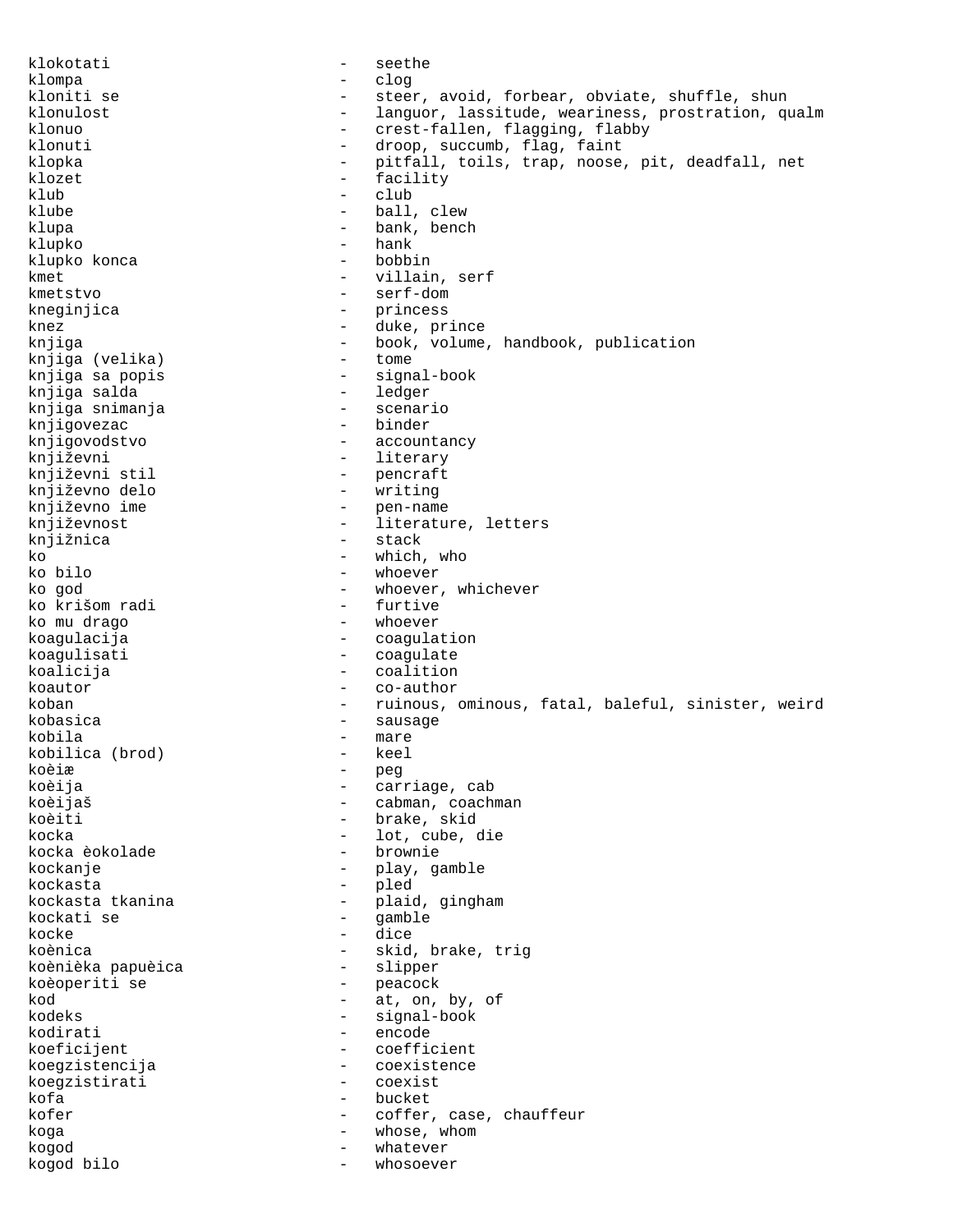klokotati - seethe
klompa - clog
kloniti se - steer, avoid, forbear, obviate, shuffle, shun
klonulost - languor, lassitude, weariness, prostration, qualm
klonuo - crest-fallen, flagging, flabby
klonuti - droop, succumb, flag, faint
klopka - pitfall, toils, trap, noose, pit, deadfall, net
klozet - facility
klub - club
klube - ball, clew
klupa - bank, bench
klupko - hank
klupko konca - bobbin
kmet - villain, serf
kmetstvo - serf-dom
kneginjica - princess
knez - duke, prince
knjiga - book, volume, handbook, publication
knjiga (velika) - tome
knjiga sa popis - signal-book
knjiga salda - ledger
knjiga snimanja - scenario
knjigovezac - binder
knjigovodstvo - accountancy
književni - literary
književni stil - pencraft
književno delo - writing
književno ime - pen-name
književnost - literature, letters
knjižnica - stack
ko - which, who
ko bilo - whoever
ko god - whoever, whichever
ko krišom radi - furtive
ko mu drago - whoever
koagulacija - coagulation
koagulisati - coagulate
koalicija - coalition
koautor - co-author
koban - ruinous, ominous, fatal, baleful, sinister, weird
kobasica - sausage
kobila - mare
kobilica (brod) - keel
koèiæ - peg
koèija - carriage, cab
koèijaš - cabman, coachman
koèiti - brake, skid
kocka - lot, cube, die
kocka èokolade - brownie
kockanje - play, gamble
kockasta - pled
kockasta tkanina - plaid, gingham
kockati se - gamble
kocke - dice
koènica - skid, brake, trig
koènièka papuèica - slipper
koèoperiti se - peacock
kod - at, on, by, of
kodeks - signal-book
kodirati - encode
koeficijent - coefficient
koegzistencija - coexistence
koegzistirati - coexist
kofa - bucket
kofer - coffer, case, chauffeur
koga - whose, whom
kogod - whatever
kogod bilo - whosoever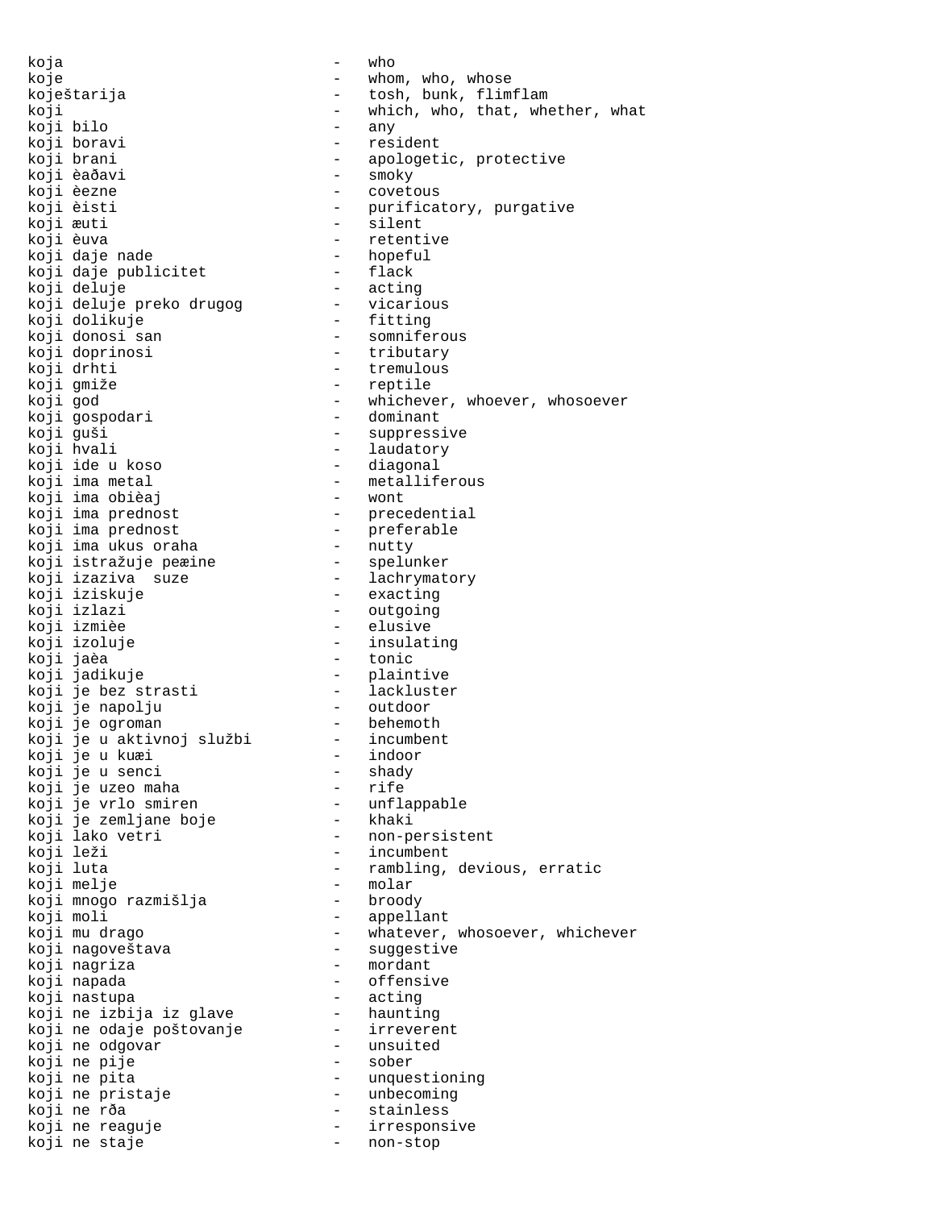koja - who
koje - whom, who, whose
koještarija - tosh, bunk, flimflam
koji - which, who, that, whether, what
koji bilo - any
koji boravi - resident
koji brani - apologetic, protective
koji èaðavi - smoky
koji èezne - covetous
koji èisti - purificatory, purgative
koji æuti - silent
koji èuva - retentive
koji daje nade - hopeful
koji daje publicitet - flack
koji deluje - acting
koji deluje preko drugog - vicarious
koji dolikuje - fitting
koji donosi san - somniferous
koji doprinosi - tributary
koji drhti - tremulous
koji gmiže - reptile
koji god - whichever, whoever, whosoever
koji gospodari - dominant
koji guši - suppressive
koji hvali - laudatory
koji ide u koso - diagonal
koji ima metal - metalliferous
koji ima obièaj - wont
koji ima prednost - precedential
koji ima prednost - preferable
koji ima ukus oraha - nutty
koji istražuje peæine - spelunker
koji izaziva  suze - lachrymatory
koji iziskuje - exacting
koji izlazi - outgoing
koji izmièe - elusive
koji izoluje - insulating
koji jaèa - tonic
koji jadikuje - plaintive
koji je bez strasti - lackluster
koji je napolju - outdoor
koji je ogroman - behemoth
koji je u aktivnoj službi - incumbent
koji je u kuæi - indoor
koji je u senci - shady
koji je uzeo maha - rife
koji je vrlo smiren - unflappable
koji je zemljane boje - khaki
koji lako vetri - non-persistent
koji leži - incumbent
koji luta - rambling, devious, erratic
koji melje - molar
koji mnogo razmišlja - broody
koji moli - appellant
koji mu drago - whatever, whosoever, whichever
koji nagoveštava - suggestive
koji nagriza - mordant
koji napada - offensive
koji nastupa - acting
koji ne izbija iz glave - haunting
koji ne odaje poštovanje - irreverent
koji ne odgovar - unsuited
koji ne pije - sober
koji ne pita - unquestioning
koji ne pristaje - unbecoming
koji ne rða - stainless
koji ne reaguje - irresponsive
koji ne staje - non-stop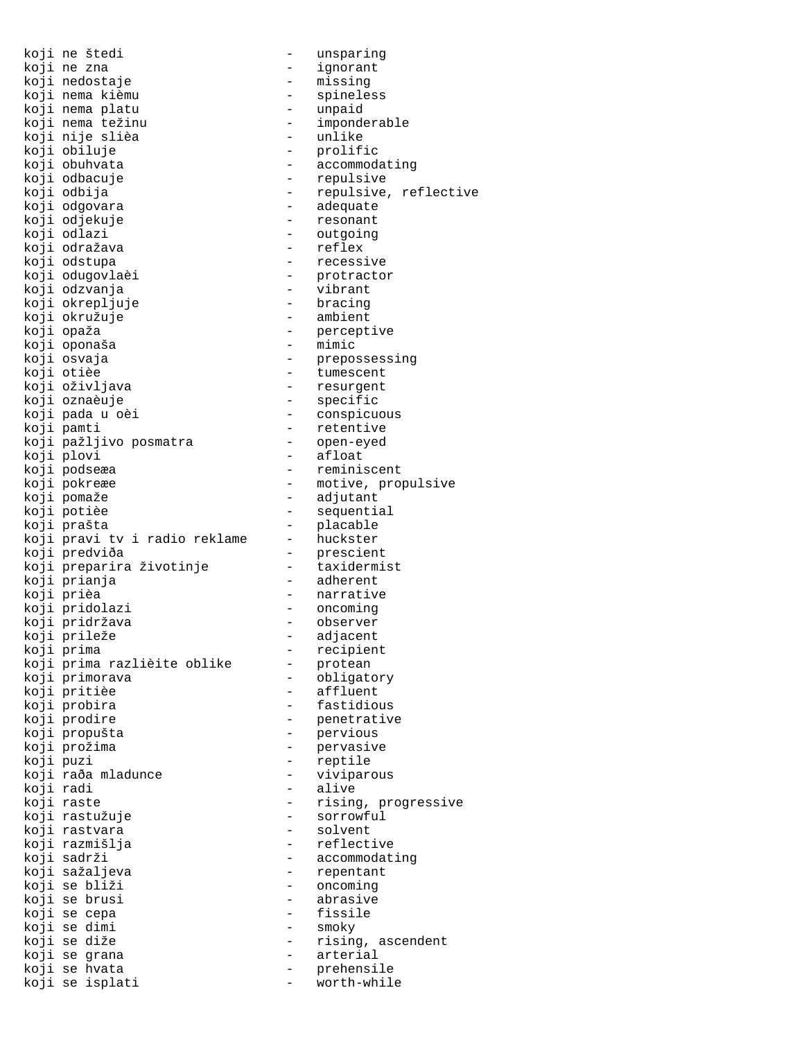koji ne štedi - unsparing
koji ne zna - ignorant
koji nedostaje - missing
koji nema kièmu - spineless
koji nema platu - unpaid
koji nema težinu - imponderable
koji nije slièa - unlike
koji obiluje - prolific
koji obuhvata - accommodating
koji odbacuje - repulsive
koji odbija - repulsive, reflective
koji odgovara - adequate
koji odjekuje - resonant
koji odlazi - outgoing
koji odražava - reflex
koji odstupa - recessive
koji odugovlaèi - protractor
koji odzvanja - vibrant
koji okrepljuje - bracing
koji okružuje - ambient
koji opaža - perceptive
koji oponaša - mimic
koji osvaja - prepossessing
koji otièe - tumescent
koji oživljava - resurgent
koji oznaèuje - specific
koji pada u oèi - conspicuous
koji pamti - retentive
koji pažljivo posmatra - open-eyed
koji plovi - afloat
koji podseæa - reminiscent
koji pokreæe - motive, propulsive
koji pomaže - adjutant
koji potièe - sequential
koji prašta - placable
koji pravi tv i radio reklame - huckster
koji predviða - prescient
koji preparira životinje - taxidermist
koji prianja - adherent
koji prièa - narrative
koji pridolazi - oncoming
koji pridržava - observer
koji prileže - adjacent
koji prima - recipient
koji prima razlièite oblike - protean
koji primorava - obligatory
koji pritièe - affluent
koji probira - fastidious
koji prodire - penetrative
koji propušta - pervious
koji prožima - pervasive
koji puzi - reptile
koji raða mladunce - viviparous
koji radi - alive
koji raste - rising, progressive
koji rastužuje - sorrowful
koji rastvara - solvent
koji razmišlja - reflective
koji sadrži - accommodating
koji sažaljeva - repentant
koji se bliži - oncoming
koji se brusi - abrasive
koji se cepa - fissile
koji se dimi - smoky
koji se diže - rising, ascendent
koji se grana - arterial
koji se hvata - prehensile
koji se isplati - worth-while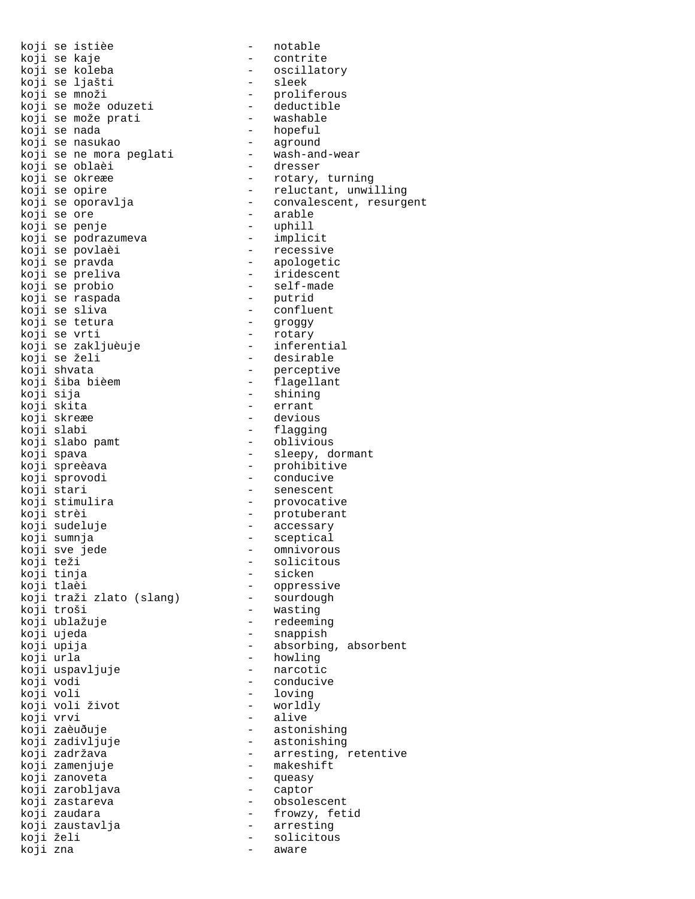koji se istièe - notable
koji se kaje - contrite
koji se koleba - oscillatory
koji se lješti - sleek
koji se množi - proliferous
koji se može oduzeti - deductible
koji se može prati - washable
koji se nada - hopeful
koji se nasukao - aground
koji se ne mora peglati - wash-and-wear
koji se oblaèi - dresser
koji se okreæe - rotary, turning
koji se opire - reluctant, unwilling
koji se oporavlja - convalescent, resurgent
koji se ore - arable
koji se penje - uphill
koji se podrazumeva - implicit
koji se povlaèi - recessive
koji se pravda - apologetic
koji se preliva - iridescent
koji se probio - self-made
koji se raspada - putrid
koji se sliva - confluent
koji se tetura - groggy
koji se vrti - rotary
koji se zakljuèuje - inferential
koji se želi - desirable
koji shvata - perceptive
koji šiba bièem - flagellant
koji sija - shining
koji skita - errant
koji skreæe - devious
koji slabi - flagging
koji slabo pamt - oblivious
koji spava - sleepy, dormant
koji spreèava - prohibitive
koji sprovodi - conducive
koji stari - senescent
koji stimulira - provocative
koji strèi - protuberant
koji sudeluje - accessary
koji sumnja - sceptical
koji sve jede - omnivorous
koji teži - solicitous
koji tinja - sicken
koji tlaèi - oppressive
koji traži zlato (slang) - sourdough
koji troši - wasting
koji ublažuje - redeeming
koji ujeda - snappish
koji upija - absorbing, absorbent
koji urla - howling
koji uspavljuje - narcotic
koji vodi - conducive
koji voli - loving
koji voli život - worldly
koji vrvi - alive
koji zaèuðuje - astonishing
koji zadivljuje - astonishing
koji zadržava - arresting, retentive
koji zamenjuje - makeshift
koji zanoveta - queasy
koji zarobljava - captor
koji zastareva - obsolescent
koji zaudara - frowzy, fetid
koji zaustavlja - arresting
koji želi - solicitous
koji zna - aware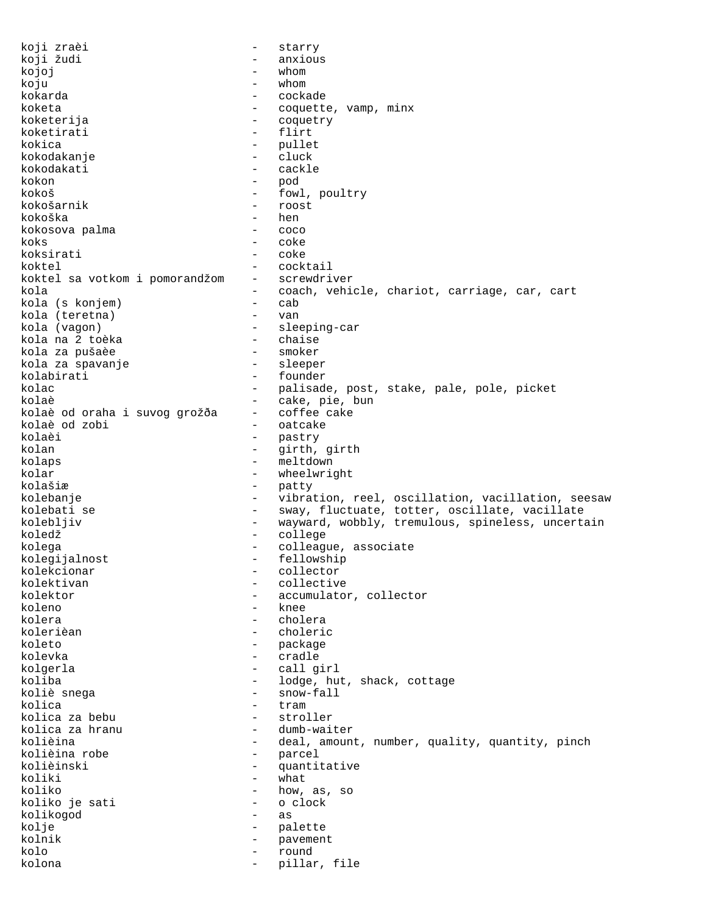koji zraèi - starry
koji žudi - anxious
kojoj - whom
koju - whom
kokarda - cockade
koketa - coquette, vamp, minx
koketerija - coquetry
koketirati - flirt
kokica - pullet
kokodakanje - cluck
kokodakati - cackle
kokon - pod
kokoš - fowl, poultry
kokošarnik - roost
kokoška - hen
kokosova palma - coco
koks - coke
koksirati - coke
koktel - cocktail
koktel sa votkom i pomorandžom - screwdriver
kola - coach, vehicle, chariot, carriage, car, cart
kola (s konjem) - cab
kola (teretna) - van
kola (vagon) - sleeping-car
kola na 2 toèka - chaise
kola za pušaèe - smoker
kola za spavanje - sleeper
kolabirati - founder
kolac - palisade, post, stake, pale, pole, picket
kolaè - cake, pie, bun
kolaè od oraha i suvog grožða - coffee cake
kolaè od zobi - oatcake
kolaèi - pastry
kolan - girth, girth
kolaps - meltdown
kolar - wheelwright
kolašiæ - patty
kolebanje - vibration, reel, oscillation, vacillation, seesaw
kolebati se - sway, fluctuate, totter, oscillate, vacillate
kolebljiv - wayward, wobbly, tremulous, spineless, uncertain
koledž - college
kolega - colleague, associate
kolegijalnost - fellowship
kolekcionar - collector
kolektivan - collective
kolektor - accumulator, collector
koleno - knee
kolera - cholera
koleriènan - choleric
koleto - package
kolevka - cradle
kolgerla - call girl
koliba - lodge, hut, shack, cottage
koliè snega - snow-fall
kolica - tram
kolica za bebu - stroller
kolica za hranu - dumb-waiter
kolièina - deal, amount, number, quality, quantity, pinch
kolièina robe - parcel
kolièinski - quantitative
koliki - what
koliko - how, as, so
koliko je sati - o clock
kolikogod - as
kolje - palette
kolnik - pavement
kolo - round
kolona - pillar, file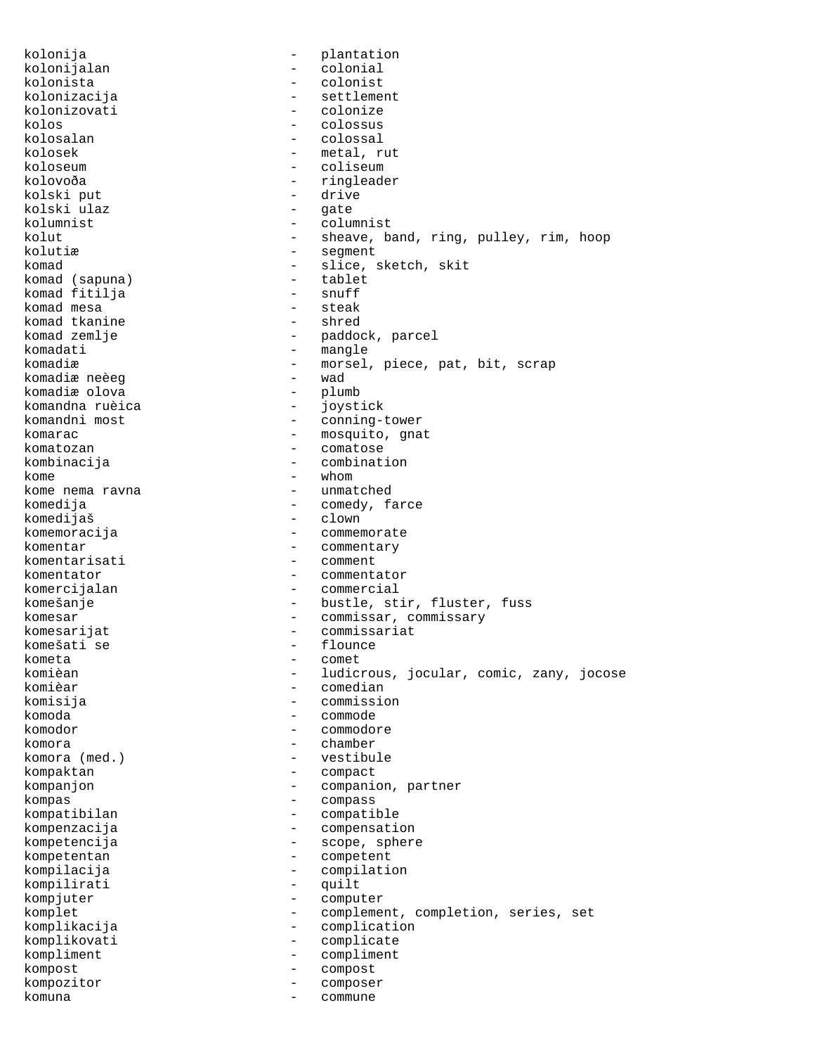kolonija - plantation
kolonijalan - colonial
kolonista - colonist
kolonizacija - settlement
kolonizovati - colonize
kolos - colossus
kolosalan - colossal
kolosek - metal, rut
koloseum - coliseum
kolovoða - ringleader
kolski put - drive
kolski ulaz - gate
kolumnist - columnist
kolut - sheave, band, ring, pulley, rim, hoop
kolutiæ - segment
komad - slice, sketch, skit
komad (sapuna) - tablet
komad fitilja - snuff
komad mesa - steak
komad tkanine - shred
komad zemlje - paddock, parcel
komadati - mangle
komadiæ - morsel, piece, pat, bit, scrap
komadiæ neèeg - wad
komadiæ olova - plumb
komandna ruèica - joystick
komandni most - conning-tower
komarac - mosquito, gnat
komatozan - comatose
kombinacija - combination
kome - whom
kome nema ravna - unmatched
komedija - comedy, farce
komedijaš - clown
komemoracija - commemorate
komentar - commentary
komentarisati - comment
komentator - commentator
komercijalan - commercial
komešanje - bustle, stir, fluster, fuss
komesar - commissar, commissary
komesarijat - commissariat
komešati se - flounce
kometa - comet
komièan - ludicrous, jocular, comic, zany, jocose
komièar - comedian
komisija - commission
komoda - commode
komodor - commodore
komora - chamber
komora (med.) - vestibule
kompaktan - compact
kompanjon - companion, partner
kompas - compass
kompatibilan - compatible
kompenzacija - compensation
kompetencija - scope, sphere
kompetentan - competent
kompilacija - compilation
kompilirati - quilt
kompjuter - computer
komplet - complement, completion, series, set
komplikacija - complication
komplikovati - complicate
kompliment - compliment
kompost - compost
kompozitor - composer
komuna - commune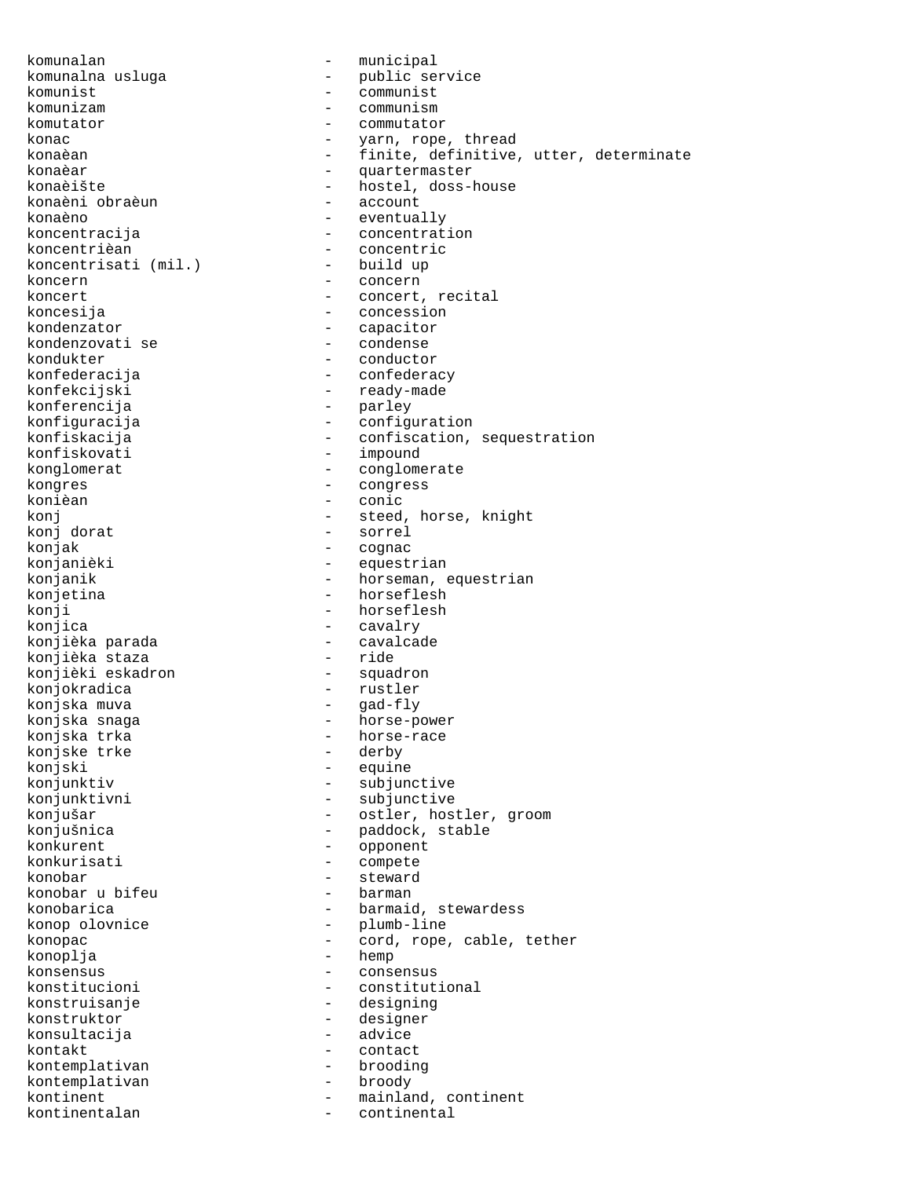komunalan - municipal
komunalna usluga - public service
komunist - communist
komunizam - communism
komutator - commutator
konac - yarn, rope, thread
konaèan - finite, definitive, utter, determinate
konaèar - quartermaster
konaèište - hostel, doss-house
konaèni obraèun - account
konaèno - eventually
koncentracija - concentration
koncentrièan - concentric
koncentrisati (mil.) - build up
koncern - concern
koncert - concert, recital
koncesija - concession
kondenzator - capacitor
kondenzovati se - condense
kondukter - conductor
konfederacija - confederacy
konfekcijski - ready-made
konferencija - parley
konfiguracija - configuration
konfiskacija - confiscation, sequestration
konfiskovati - impound
konglomerat - conglomerate
kongres - congress
konièan - conic
konj - steed, horse, knight
konj dorat - sorrel
konjak - cognac
konjanièki - equestrian
konjanik - horseman, equestrian
konjetina - horseflesh
konji - horseflesh
konjica - cavalry
konjièka parada - cavalcade
konjièka staza - ride
konjièki eskadron - squadron
konjokradica - rustler
konjska muva - gad-fly
konjska snaga - horse-power
konjska trka - horse-race
konjske trke - derby
konjski - equine
konjunktiv - subjunctive
konjunktivni - subjunctive
konjušar - ostler, hostler, groom
konjušnica - paddock, stable
konkurent - opponent
konkurisati - compete
konobar - steward
konobar u bifeu - barman
konobarica - barmaid, stewardess
konop olovnice - plumb-line
konopac - cord, rope, cable, tether
konoplja - hemp
konsensus - consensus
konstitucioni - constitutional
konstruisanje - designing
konstruktor - designer
konsultacija - advice
kontakt - contact
kontemplativan - brooding
kontemplativan - broody
kontinent - mainland, continent
kontinentalan - continental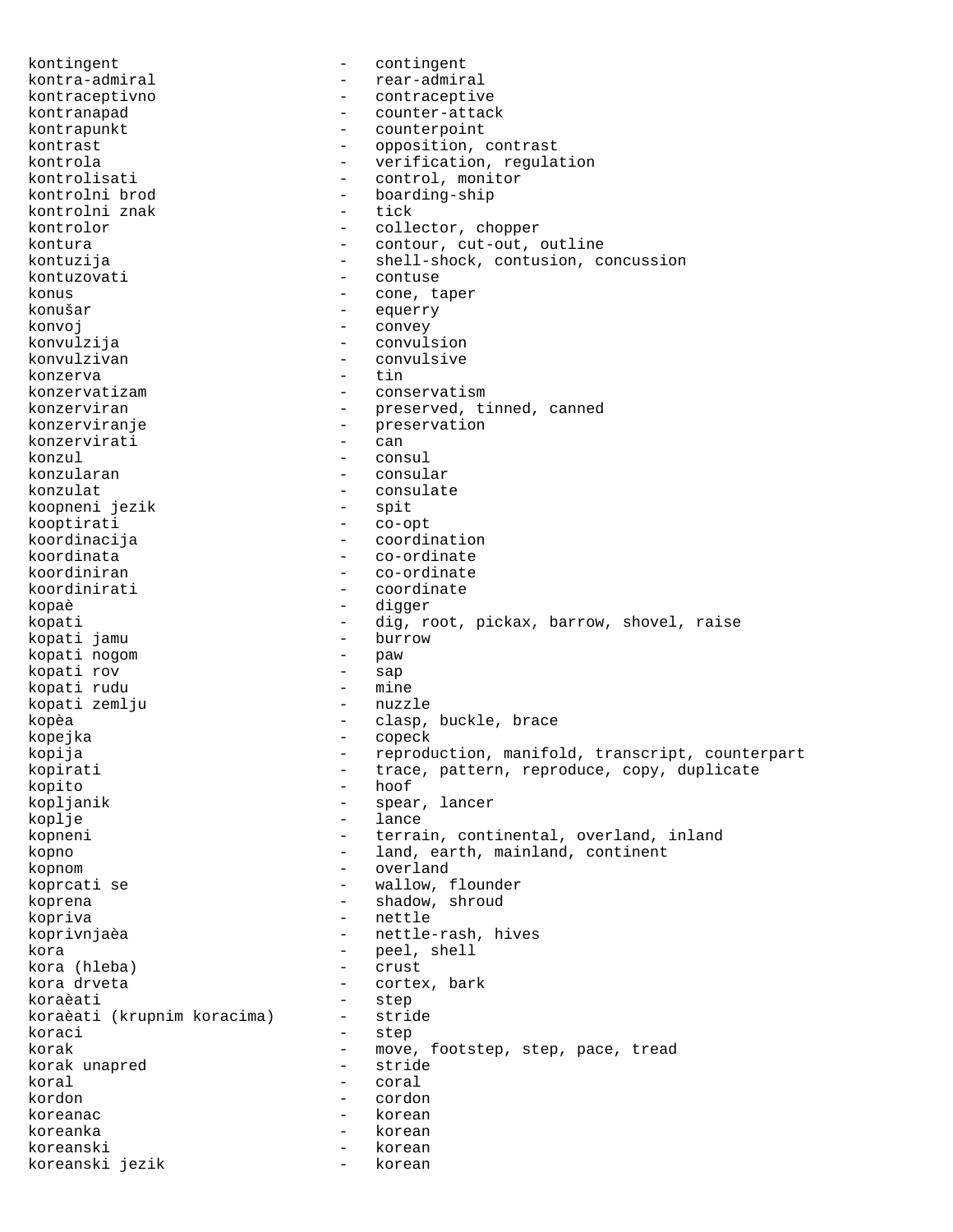kontingent - contingent
kontra-admiral - rear-admiral
kontraceptivno - contraceptive
kontranapad - counter-attack
kontrapunkt - counterpoint
kontrast - opposition, contrast
kontrola - verification, regulation
kontrolisati - control, monitor
kontrolni brod - boarding-ship
kontrolni znak - tick
kontrolor - collector, chopper
kontura - contour, cut-out, outline
kontuzija - shell-shock, contusion, concussion
kontuzovati - contuse
konus - cone, taper
konušar - equerry
konvoj - convey
konvulzija - convulsion
konvulzivan - convulsive
konzerva - tin
konzervatizam - conservatism
konzerviran - preserved, tinned, canned
konzerviranje - preservation
konzervirati - can
konzul - consul
konzularan - consular
konzulat - consulate
koopneni jezik - spit
kooptirati - co-opt
koordinacija - coordination
koordinata - co-ordinate
koordiniran - co-ordinate
koordinirati - coordinate
kopaè - digger
kopati - dig, root, pickax, barrow, shovel, raise
kopati jamu - burrow
kopati nogom - paw
kopati rov - sap
kopati rudu - mine
kopati zemlju - nuzzle
kopèa - clasp, buckle, brace
kopejka - copeck
kopija - reproduction, manifold, transcript, counterpart
kopirati - trace, pattern, reproduce, copy, duplicate
kopito - hoof
kopljanik - spear, lancer
koplje - lance
kopneni - terrain, continental, overland, inland
kopno - land, earth, mainland, continent
kopnom - overland
koprcati se - wallow, flounder
koprena - shadow, shroud
kopriva - nettle
koprivnjaèa - nettle-rash, hives
kora - peel, shell
kora (hleba) - crust
kora drveta - cortex, bark
koraèati - step
koraèati (krupnim koracima) - stride
koraci - step
korak - move, footstep, step, pace, tread
korak unapred - stride
koral - coral
kordon - cordon
koreanac - korean
koreanka - korean
koreanski - korean
koreanski jezik - korean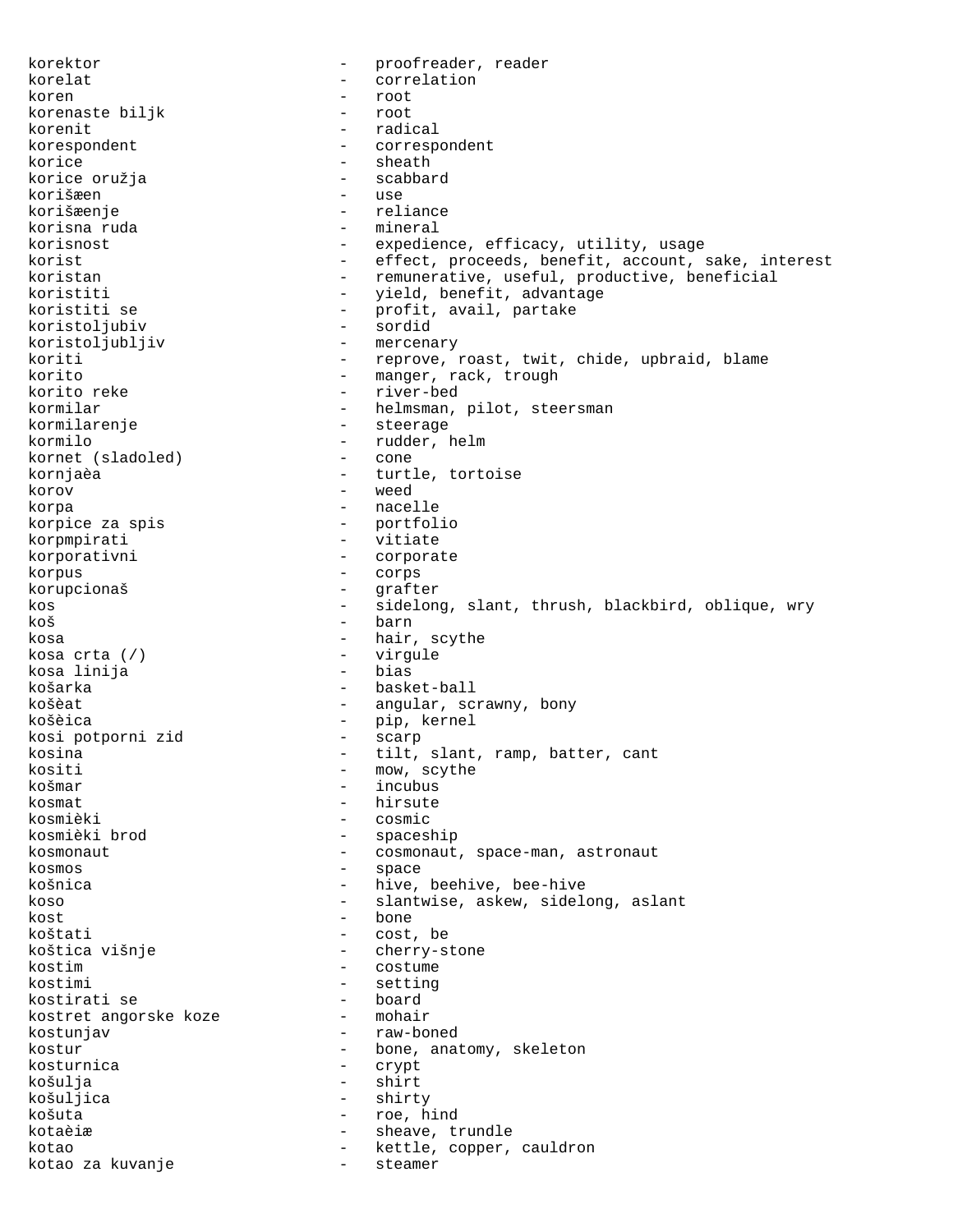korektor - proofreader, reader
korelat - correlation
koren - root
korenaste biljk - root
korenit - radical
korespondent - correspondent
korice - sheath
korice oružja - scabbard
korišæen - use
korišæenje - reliance
korisna ruda - mineral
korisnost - expedience, efficacy, utility, usage
korist - effect, proceeds, benefit, account, sake, interest
koristan - remunerative, useful, productive, beneficial
koristiti - yield, benefit, advantage
koristiti se - profit, avail, partake
koristoljubiv - sordid
koristoljubljiv - mercenary
koriti - reprove, roast, twit, chide, upbraid, blame
korito - manger, rack, trough
korito reke - river-bed
kormilar - helmsman, pilot, steersman
kormilarenje - steerage
kormilo - rudder, helm
kornet (sladoled) - cone
kornjaèa - turtle, tortoise
korov - weed
korpa - nacelle
korpice za spis - portfolio
korpmpirati - vitiate
korporativni - corporate
korpus - corps
korupcionaš - grafter
kos - sidelong, slant, thrush, blackbird, oblique, wry
koš - barn
kosa - hair, scythe
kosa crta (/) - virgule
kosa linija - bias
košarka - basket-ball
košèat - angular, scrawny, bony
košèica - pip, kernel
kosi potporni zid - scarp
kosina - tilt, slant, ramp, batter, cant
kositi - mow, scythe
košmar - incubus
kosmat - hirsute
kosmièki - cosmic
kosmièki brod - spaceship
kosmonaut - cosmonaut, space-man, astronaut
kosmos - space
košnica - hive, beehive, bee-hive
koso - slantwise, askew, sidelong, aslant
kost - bone
koštati - cost, be
koštica višnje - cherry-stone
kostim - costume
kostimi - setting
kostirati se - board
kostret angorske koze - mohair
kostunjav - raw-boned
kostur - bone, anatomy, skeleton
kosturnica - crypt
košulja - shirt
košuljica - shirty
košuta - roe, hind
kotaèiæ - sheave, trundle
kotao - kettle, copper, cauldron
kotao za kuvanje - steamer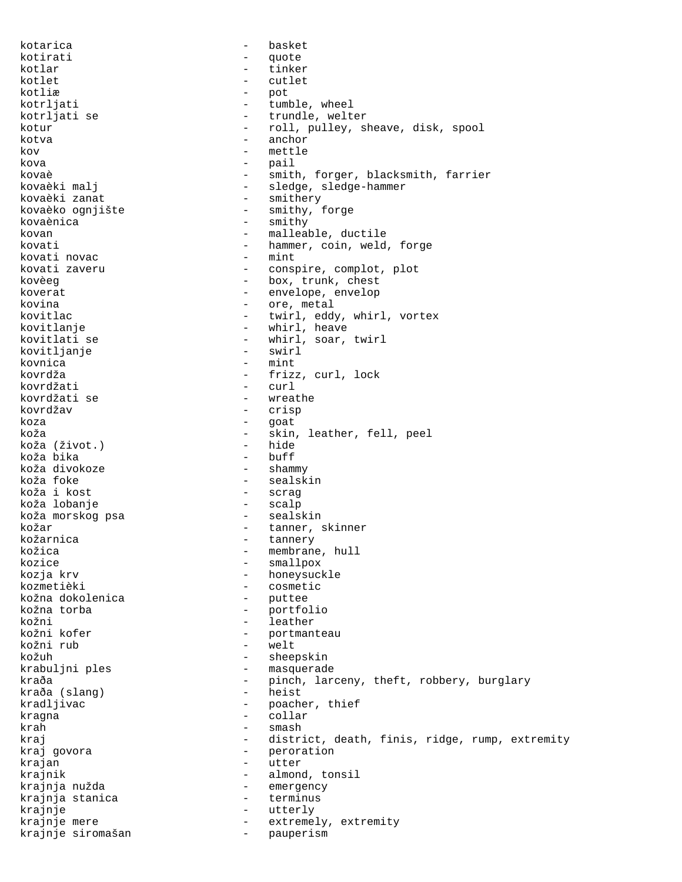kotarica - basket
kotirati - quote
kotlar - tinker
kotlet - cutlet
kotliæ - pot
kotrljati - tumble, wheel
kotrljati se - trundle, welter
kotur - roll, pulley, sheave, disk, spool
kotva - anchor
kov - mettle
kova - pail
kovaè - smith, forger, blacksmith, farrier
kovaèki malj - sledge, sledge-hammer
kovaèki zanat - smithery
kovaèko ognjište - smithy, forge
kovaènica - smithy
kovan - malleable, ductile
kovati - hammer, coin, weld, forge
kovati novac - mint
kovati zaveru - conspire, complot, plot
kovèeg - box, trunk, chest
koverat - envelope, envelop
kovina - ore, metal
kovitlac - twirl, eddy, whirl, vortex
kovitlanje - whirl, heave
kovitlati se - whirl, soar, twirl
kovitljanje - swirl
kovnica - mint
kovrdža - frizz, curl, lock
kovrdžati - curl
kovrdžati se - wreathe
kovrdžav - crisp
koza - goat
koža - skin, leather, fell, peel
koža (život.) - hide
koža bika - buff
koža divokoze - shammy
koža foke - sealskin
koža i kost - scrag
koža lobanje - scalp
koža morskog psa - sealskin
kožar - tanner, skinner
kožarnica - tannery
kožica - membrane, hull
kozice - smallpox
kozja krv - honeysuckle
kozmetièki - cosmetic
kožna dokolenica - puttee
kožna torba - portfolio
kožni - leather
kožni kofer - portmanteau
kožni rub - welt
kožuh - sheepskin
krabuljni ples - masquerade
kraða - pinch, larceny, theft, robbery, burglary
kraða (slang) - heist
kradljivac - poacher, thief
kragna - collar
krah - smash
kraj - district, death, finis, ridge, rump, extremity
kraj govora - peroration
krajan - utter
krajnik - almond, tonsil
krajnja nužda - emergency
krajnja stanica - terminus
krajnje - utterly
krajnje mere - extremely, extremity
krajnje siromašan - pauperism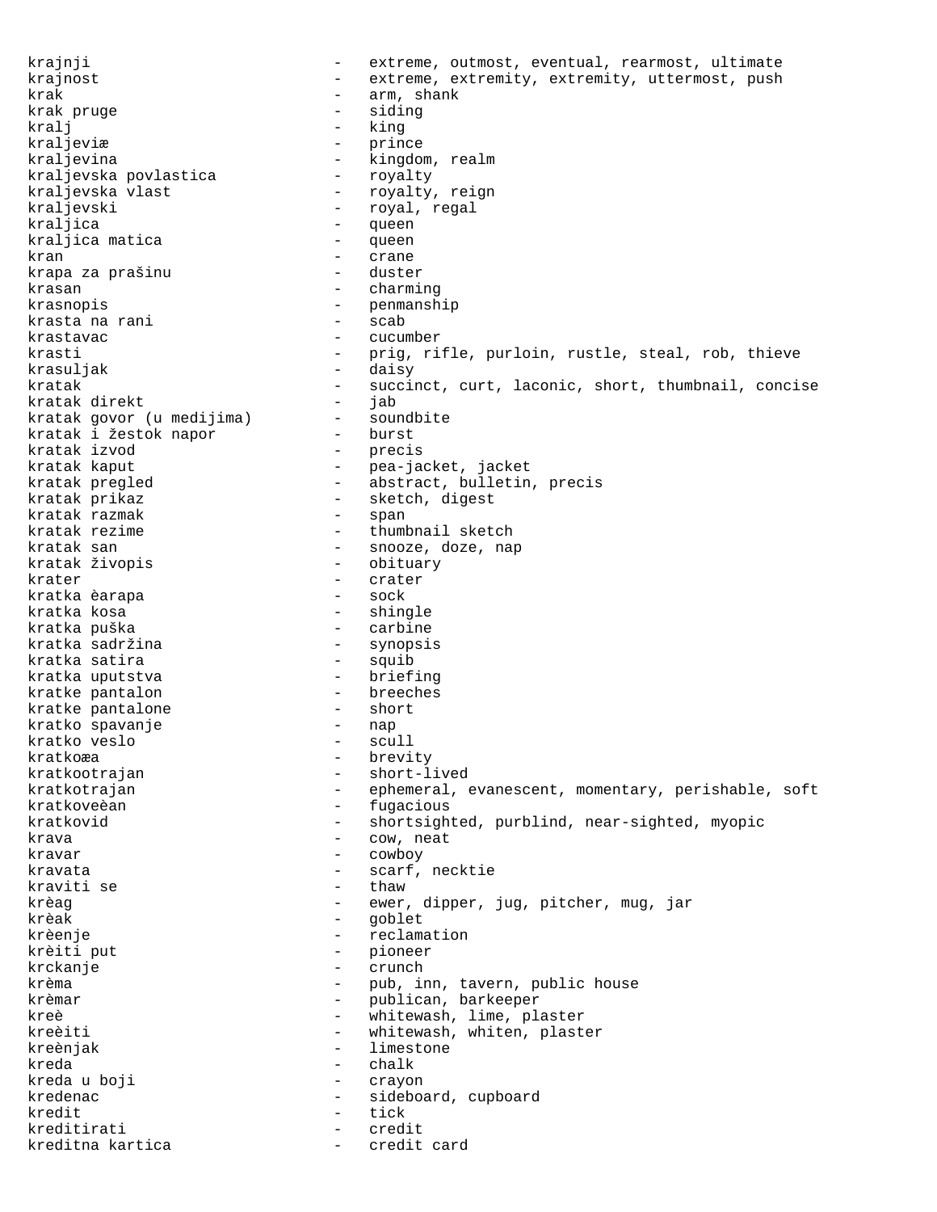krajnji - extreme, outmost, eventual, rearmost, ultimate
krajnost - extreme, extremity, extremity, uttermost, push
krak - arm, shank
krak pruge - siding
kralj - king
kraljeviæ - prince
kraljevina - kingdom, realm
kraljevska povlastica - royalty
kraljevska vlast - royalty, reign
kraljevski - royal, regal
kraljica - queen
kraljica matica - queen
kran - crane
krapa za prašinu - duster
krasan - charming
krasnopis - penmanship
krasta na rani - scab
krastavac - cucumber
krasti - prig, rifle, purloin, rustle, steal, rob, thieve
krasuljak - daisy
kratak - succinct, curt, laconic, short, thumbnail, concise
kratak direkt - jab
kratak govor (u medijima) - soundbite
kratak i žestok napor - burst
kratak izvod - precis
kratak kaput - pea-jacket, jacket
kratak pregled - abstract, bulletin, precis
kratak prikaz - sketch, digest
kratak razmak - span
kratak rezime - thumbnail sketch
kratak san - snooze, doze, nap
kratak živopis - obituary
krater - crater
kratka èarapa - sock
kratka kosa - shingle
kratka puška - carbine
kratka sadržina - synopsis
kratka satira - squib
kratka uputstva - briefing
kratke pantalon - breeches
kratke pantalone - short
kratko spavanje - nap
kratko veslo - scull
kratkoæa - brevity
kratkootrajan - short-lived
kratkotrajan - ephemeral, evanescent, momentary, perishable, soft
kratkoveèan - fugacious
kratkovid - shortsighted, purblind, near-sighted, myopic
krava - cow, neat
kravar - cowboy
kravata - scarf, necktie
kraviti se - thaw
krèag - ewer, dipper, jug, pitcher, mug, jar
krèak - goblet
krèenje - reclamation
krèiti put - pioneer
krckanje - crunch
krèma - pub, inn, tavern, public house
krèmar - publican, barkeeper
kreè - whitewash, lime, plaster
kreèiti - whitewash, whiten, plaster
kreènjak - limestone
kreda - chalk
kreda u boji - crayon
kredenac - sideboard, cupboard
kredit - tick
kreditirati - credit
kreditna kartica - credit card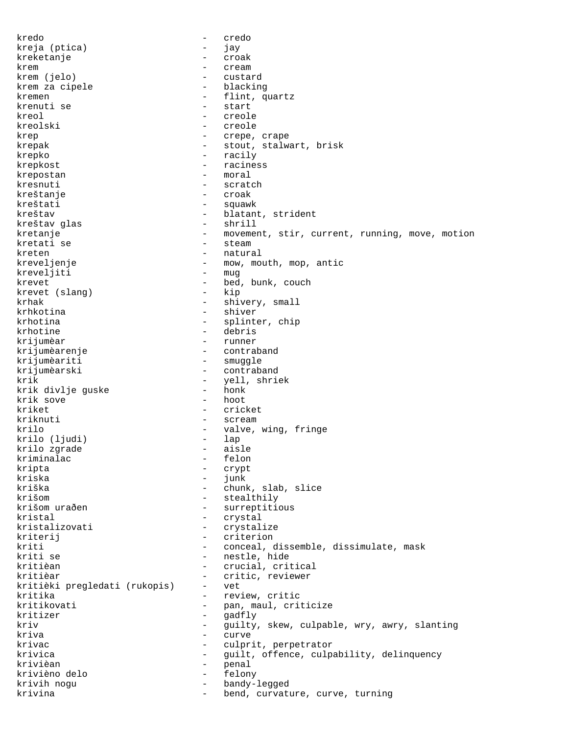kredo - credo
kreja (ptica) - jay
kreketanje - croak
krem - cream
krem (jelo) - custard
krem za cipele - blacking
kremen - flint, quartz
krenuti se - start
kreol - creole
kreolski - creole
krep - crepe, crape
krepak - stout, stalwart, brisk
krepko - racily
krepkost - raciness
krepostan - moral
kresnuti - scratch
kreštanje - croak
kreštati - squawk
kreštav - blatant, strident
kreštav glas - shrill
kretanje - movement, stir, current, running, move, motion
kretati se - steam
kreten - natural
kreveljenje - mow, mouth, mop, antic
kreveljiti - mug
krevet - bed, bunk, couch
krevet (slang) - kip
krhak - shivery, small
krhkotina - shiver
krhotina - splinter, chip
krhotine - debris
krijumèar - runner
krijumèarenje - contraband
krijumèariti - smuggle
krijumèarski - contraband
krik - yell, shriek
krik divlje guske - honk
krik sove - hoot
kriket - cricket
kriknuti - scream
krilo - valve, wing, fringe
krilo (ljudi) - lap
krilo zgrade - aisle
kriminalac - felon
kripta - crypt
kriska - junk
kriška - chunk, slab, slice
krišom - stealthily
krišom urađen - surreptitious
kristal - crystal
kristalizovati - crystalize
kriterij - criterion
kriti - conceal, dissemble, dissimulate, mask
kriti se - nestle, hide
kritièan - crucial, critical
kritièar - critic, reviewer
kritièki pregledati (rukopis) - vet
kritika - review, critic
kritikovati - pan, maul, criticize
kritizer - gadfly
kriv - guilty, skew, culpable, wry, awry, slanting
kriva - curve
krivac - culprit, perpetrator
krivica - guilt, offence, culpability, delinquency
krivièan - penal
krivièno delo - felony
krivih nogu - bandy-legged
krivina - bend, curvature, curve, turning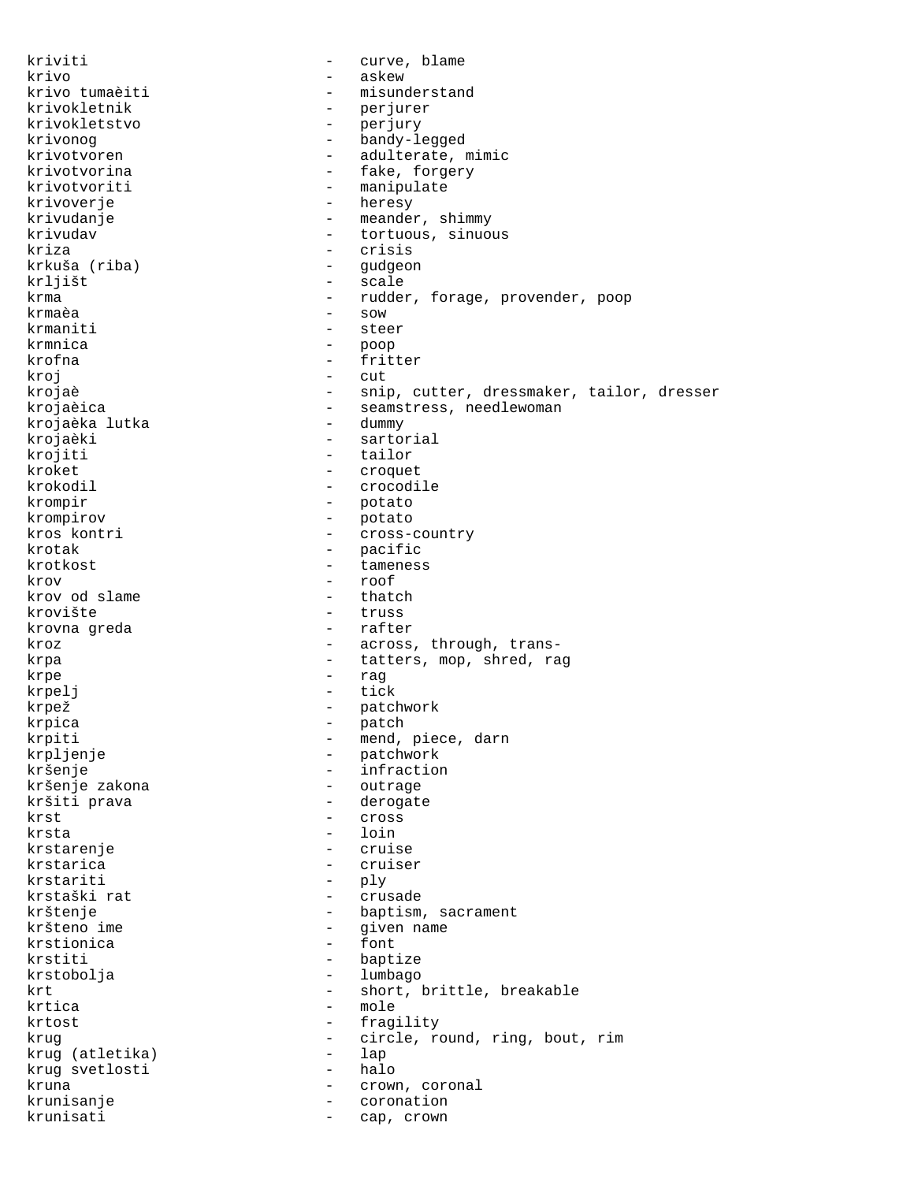kriviti - curve, blame
krivo - askew
krivo tumaèiti - misunderstand
krivokletnik - perjurer
krivokletstvo - perjury
krivonog - bandy-legged
krivotvoren - adulterate, mimic
krivotvorina - fake, forgery
krivotvoriti - manipulate
krivoverje - heresy
krivudanje - meander, shimmy
krivudav - tortuous, sinuous
kriza - crisis
krkuša (riba) - gudgeon
krljišt - scale
krma - rudder, forage, provender, poop
krmaèa - sow
krmaniti - steer
krmnica - poop
krofna - fritter
kroj - cut
krojaè - snip, cutter, dressmaker, tailor, dresser
krojaèica - seamstress, needlewoman
krojaèka lutka - dummy
krojaèki - sartorial
krojiti - tailor
kroket - croquet
krokodil - crocodile
krompir - potato
krompirov - potato
kros kontri - cross-country
krotak - pacific
krotkost - tameness
krov - roof
krov od slame - thatch
krovište - truss
krovna greda - rafter
kroz - across, through, trans-
krpa - tatters, mop, shred, rag
krpe - rag
krpelj - tick
krpež - patchwork
krpica - patch
krpiti - mend, piece, darn
krpljenje - patchwork
kršenje - infraction
kršenje zakona - outrage
kršiti prava - derogate
krst - cross
krsta - loin
krstarenje - cruise
krstarica - cruiser
krstariti - ply
krstaški rat - crusade
krštenje - baptism, sacrament
kršteno ime - given name
krstionica - font
krstiti - baptize
krstobolja - lumbago
krt - short, brittle, breakable
krtica - mole
krtost - fragility
krug - circle, round, ring, bout, rim
krug (atletika) - lap
krug svetlosti - halo
kruna - crown, coronal
krunisanje - coronation
krunisati - cap, crown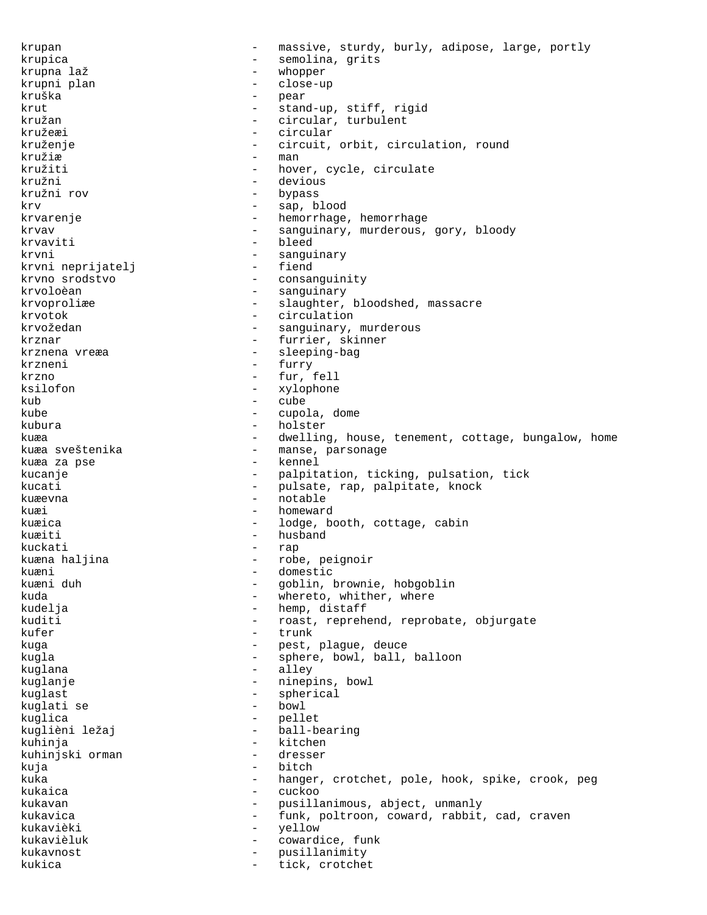krupan - massive, sturdy, burly, adipose, large, portly
krupica - semolina, grits
krupna laž - whopper
krupni plan - close-up
kruška - pear
krut - stand-up, stiff, rigid
kružan - circular, turbulent
kružeæi - circular
kruženje - circuit, orbit, circulation, round
kružiæ - man
kružiti - hover, cycle, circulate
kružni - devious
kružni rov - bypass
krv - sap, blood
krvarenje - hemorrhage, hemorrhage
krvav - sanguinary, murderous, gory, bloody
krvaviti - bleed
krvni - sanguinary
krvni neprijatelj - fiend
krvno srodstvo - consanguinity
krvoloèan - sanguinary
krvoproliæe - slaughter, bloodshed, massacre
krvotok - circulation
krvožedan - sanguinary, murderous
krznar - furrier, skinner
krznena vreæa - sleeping-bag
krzneni - furry
krzno - fur, fell
ksilofon - xylophone
kub - cube
kube - cupola, dome
kubura - holster
kuæa - dwelling, house, tenement, cottage, bungalow, home
kuæa sveštenika - manse, parsonage
kuæa za pse - kennel
kucanje - palpitation, ticking, pulsation, tick
kucati - pulsate, rap, palpitate, knock
kuæevna - notable
kuæi - homeward
kuæica - lodge, booth, cottage, cabin
kuæiti - husband
kuckati - rap
kuæna haljina - robe, peignoir
kuæni - domestic
kuæni duh - goblin, brownie, hobgoblin
kuda - whereto, whither, where
kudelja - hemp, distaff
kuditi - roast, reprehend, reprobate, objurgate
kufer - trunk
kuga - pest, plague, deuce
kugla - sphere, bowl, ball, balloon
kuglana - alley
kuglanje - ninepins, bowl
kuglast - spherical
kuglati se - bowl
kuglica - pellet
kuglièni ležaj - ball-bearing
kuhinja - kitchen
kuhinjski orman - dresser
kuja - bitch
kuka - hanger, crotchet, pole, hook, spike, crook, peg
kukaica - cuckoo
kukavan - pusillanimous, abject, unmanly
kukavica - funk, poltroon, coward, rabbit, cad, craven
kukavièki - yellow
kukavièluk - cowardice, funk
kukavnost - pusillanimity
kukica - tick, crotchet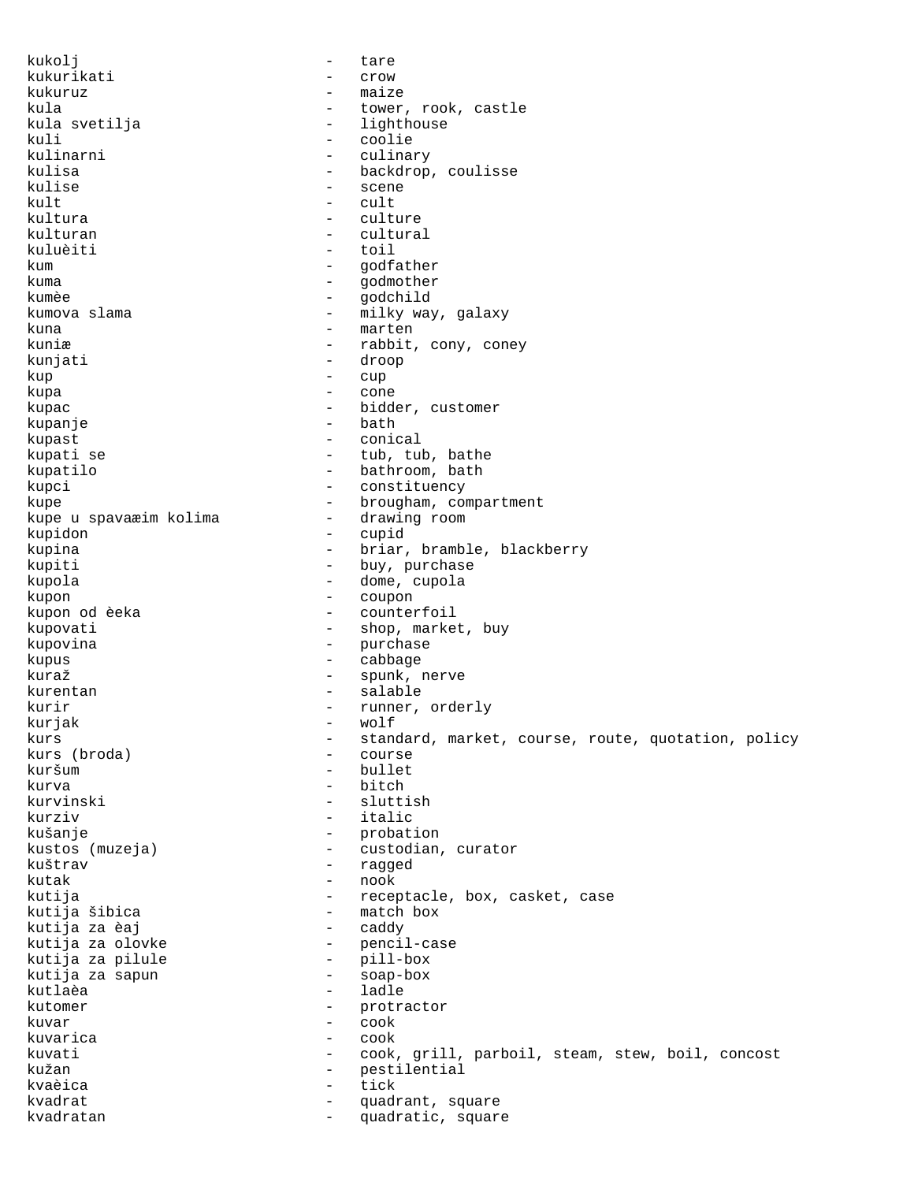kukolj - tare
kukurikati - crow
kukuruz - maize
kula - tower, rook, castle
kula svetilja - lighthouse
kuli - coolie
kulinarni - culinary
kulisa - backdrop, coulisse
kulise - scene
kult - cult
kultura - culture
kulturan - cultural
kuluèiti - toil
kum - godfather
kuma - godmother
kumèe - godchild
kumova slama - milky way, galaxy
kuna - marten
kuniæ - rabbit, cony, coney
kunjati - droop
kup - cup
kupa - cone
kupac - bidder, customer
kupanje - bath
kupast - conical
kupati se - tub, tub, bathe
kupatilo - bathroom, bath
kupci - constituency
kupe - brougham, compartment
kupe u spavaæim kolima - drawing room
kupidon - cupid
kupina - briar, bramble, blackberry
kupiti - buy, purchase
kupola - dome, cupola
kupon - coupon
kupon od èeka - counterfoil
kupovati - shop, market, buy
kupovina - purchase
kupus - cabbage
kuraž - spunk, nerve
kurentan - salable
kurir - runner, orderly
kurjak - wolf
kurs - standard, market, course, route, quotation, policy
kurs (broda) - course
kuršum - bullet
kurva - bitch
kurvinski - sluttish
kurziv - italic
kušanje - probation
kustos (muzeja) - custodian, curator
kuštrav - ragged
kutak - nook
kutija - receptacle, box, casket, case
kutija šibica - match box
kutija za èaj - caddy
kutija za olovke - pencil-case
kutija za pilule - pill-box
kutija za sapun - soap-box
kutlaèa - ladle
kutomer - protractor
kuvar - cook
kuvarica - cook
kuvati - cook, grill, parboil, steam, stew, boil, concost
kužan - pestilential
kvaèica - tick
kvadrat - quadrant, square
kvadratan - quadratic, square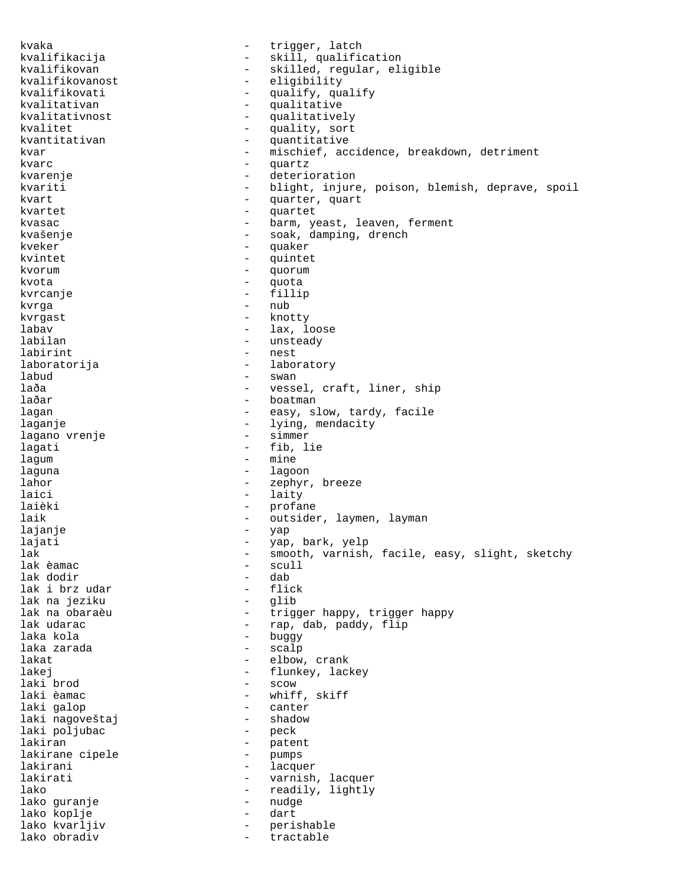kvaka - trigger, latch
kvalifikacija - skill, qualification
kvalifikovan - skilled, regular, eligible
kvalifikovanost - eligibility
kvalifikovati - qualify, qualify
kvalitativan - qualitative
kvalitativnost - qualitatively
kvalitet - quality, sort
kvantitativan - quantitative
kvar - mischief, accidence, breakdown, detriment
kvarc - quartz
kvarenje - deterioration
kvariti - blight, injure, poison, blemish, deprave, spoil
kvart - quarter, quart
kvartet - quartet
kvasac - barm, yeast, leaven, ferment
kvašenje - soak, damping, drench
kveker - quaker
kvintet - quintet
kvorum - quorum
kvota - quota
kvrcanje - fillip
kvrga - nub
kvrgast - knotty
labav - lax, loose
labilan - unsteady
labirint - nest
laboratorija - laboratory
labud - swan
laða - vessel, craft, liner, ship
laðar - boatman
lagan - easy, slow, tardy, facile
laganje - lying, mendacity
lagano vrenje - simmer
lagati - fib, lie
lagum - mine
laguna - lagoon
lahor - zephyr, breeze
laici - laity
laièki - profane
laik - outsider, laymen, layman
lajanje - yap
lajati - yap, bark, yelp
lak - smooth, varnish, facile, easy, slight, sketchy
lak èamac - scull
lak dodir - dab
lak i brz udar - flick
lak na jeziku - glib
lak na obaraèu - trigger happy, trigger happy
lak udarac - rap, dab, paddy, flip
laka kola - buggy
laka zarada - scalp
lakat - elbow, crank
lakej - flunkey, lackey
laki brod - scow
laki èamac - whiff, skiff
laki galop - canter
laki nagoveštaj - shadow
laki poljubac - peck
lakiran - patent
lakirane cipele - pumps
lakirani - lacquer
lakirati - varnish, lacquer
lako - readily, lightly
lako guranje - nudge
lako koplje - dart
lako kvarljiv - perishable
lako obradiv - tractable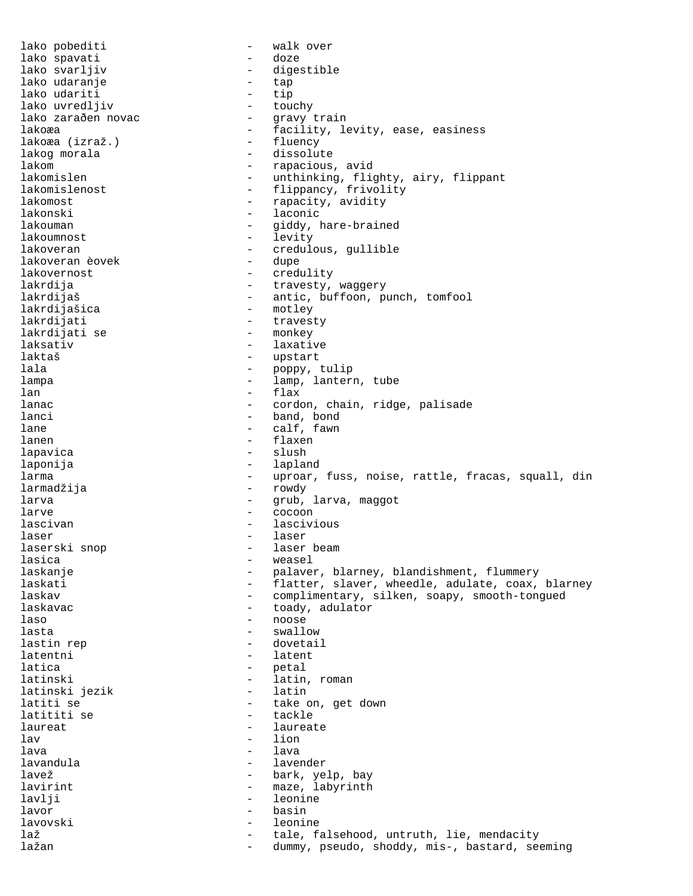lako pobediti - walk over
lako spavati - doze
lako svarljiv - digestible
lako udaranje - tap
lako udariti - tip
lako uvredljiv - touchy
lako zarađen novac - gravy train
lakoæa - facility, levity, ease, easiness
lakoæa (izraž.) - fluency
lakog morala - dissolute
lakom - rapacious, avid
lakomislen - unthinking, flighty, airy, flippant
lakomislenost - flippancy, frivolity
lakomost - rapacity, avidity
lakonski - laconic
lakouman - giddy, hare-brained
lakoumnost - levity
lakoveran - credulous, gullible
lakoveran èovek - dupe
lakovernost - credulity
lakrdija - travesty, waggery
lakrdijaš - antic, buffoon, punch, tomfool
lakrdijašica - motley
lakrdijati - travesty
lakrdijati se - monkey
laksativ - laxative
laktaš - upstart
lala - poppy, tulip
lampa - lamp, lantern, tube
lan - flax
lanac - cordon, chain, ridge, palisade
lanci - band, bond
lane - calf, fawn
lanen - flaxen
lapavica - slush
laponija - lapland
larma - uproar, fuss, noise, rattle, fracas, squall, din
larmadžija - rowdy
larva - grub, larva, maggot
larve - cocoon
lascivan - lascivious
laser - laser
laserski snop - laser beam
lasica - weasel
laskanje - palaver, blarney, blandishment, flummery
laskati - flatter, slaver, wheedle, adulate, coax, blarney
laskav - complimentary, silken, soapy, smooth-tongued
laskavac - toady, adulator
laso - noose
lasta - swallow
lastin rep - dovetail
latentni - latent
latica - petal
latinski - latin, roman
latinski jezik - latin
latiti se - take on, get down
latititi se - tackle
laureat - laureate
lav - lion
lava - lava
lavandula - lavender
lavež - bark, yelp, bay
lavirint - maze, labyrinth
lavlji - leonine
lavor - basin
lavovski - leonine
laž - tale, falsehood, untruth, lie, mendacity
lažan - dummy, pseudo, shoddy, mis-, bastard, seeming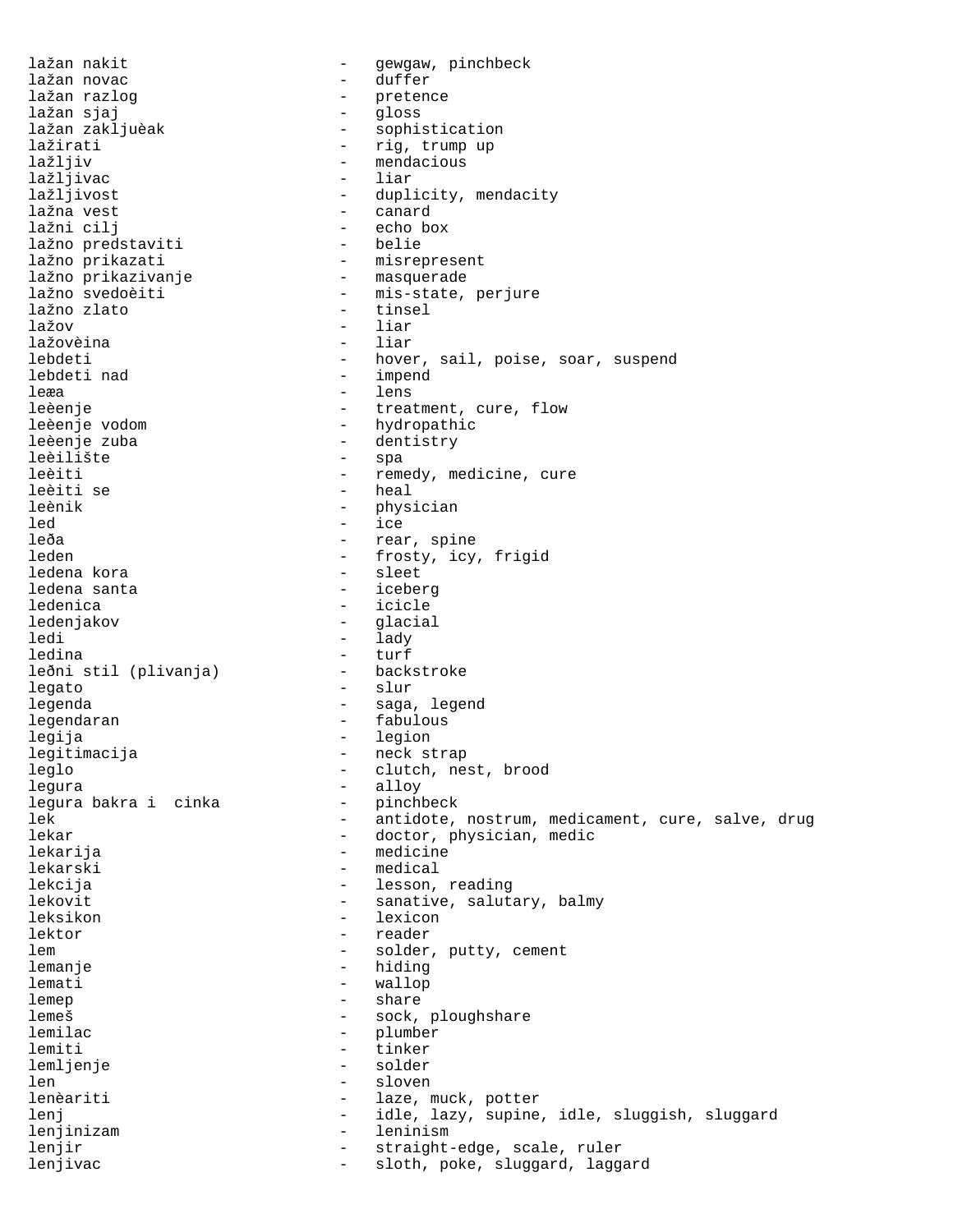lažan nakit - gewgaw, pinchbeck
lažan novac - duffer
lažan razlog - pretence
lažan sjaj - gloss
lažan zakljuèak - sophistication
lažirati - rig, trump up
lažljiv - mendacious
lažljivac - liar
lažljivost - duplicity, mendacity
lažna vest - canard
lažni cilj - echo box
lažno predstaviti - belie
lažno prikazati - misrepresent
lažno prikazivanje - masquerade
lažno svedoèiti - mis-state, perjure
lažno zlato - tinsel
lažov - liar
lažovèina - liar
lebdeti - hover, sail, poise, soar, suspend
lebdeti nad - impend
leæa - lens
leèenje - treatment, cure, flow
leèenje vodom - hydropathic
leèenje zuba - dentistry
leèilište - spa
leèiti - remedy, medicine, cure
leèiti se - heal
leènik - physician
led - ice
leða - rear, spine
leden - frosty, icy, frigid
ledena kora - sleet
ledena santa - iceberg
ledenica - icicle
ledenjakov - glacial
ledi - lady
ledina - turf
leðni stil (plivanja) - backstroke
legato - slur
legenda - saga, legend
legendaran - fabulous
legija - legion
legitimacija - neck strap
leglo - clutch, nest, brood
legura - alloy
legura bakra i cinka - pinchbeck
lek - antidote, nostrum, medicament, cure, salve, drug
lekar - doctor, physician, medic
lekarija - medicine
lekarski - medical
lekcija - lesson, reading
lekovit - sanative, salutary, balmy
leksikon - lexicon
lektor - reader
lem - solder, putty, cement
lemanje - hiding
lemati - wallop
lemep - share
lemeš - sock, ploughshare
lemilac - plumber
lemiti - tinker
lemljenje - solder
len - sloven
lenèariti - laze, muck, potter
lenj - idle, lazy, supine, idle, sluggish, sluggard
lenjinizam - leninism
lenjir - straight-edge, scale, ruler
lenjivac - sloth, poke, sluggard, laggard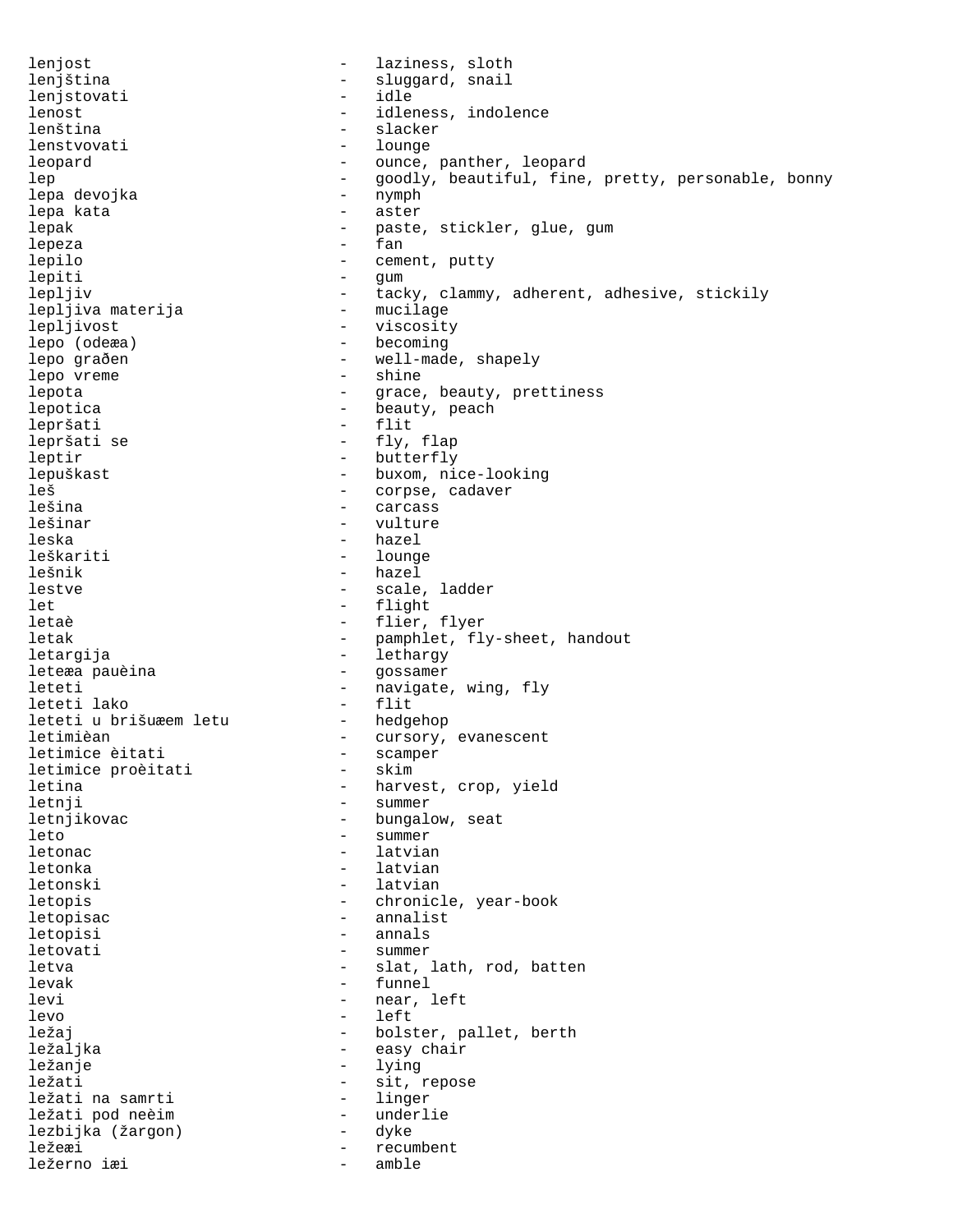lenjost - laziness, sloth
lenjština - sluggard, snail
lenjstovati - idle
lenost - idleness, indolence
lenština - slacker
lenstvovati - lounge
leopard - ounce, panther, leopard
lep - goodly, beautiful, fine, pretty, personable, bonny
lepa devojka - nymph
lepa kata - aster
lepak - paste, stickler, glue, gum
lepeza - fan
lepilo - cement, putty
lepiti - gum
lepljiv - tacky, clammy, adherent, adhesive, stickily
lepljiva materija - mucilage
lepljivost - viscosity
lepo (odeæa) - becoming
lepo građen - well-made, shapely
lepo vreme - shine
lepota - grace, beauty, prettiness
lepotica - beauty, peach
lepršati - flit
lepršati se - fly, flap
leptir - butterfly
lepuškast - buxom, nice-looking
leš - corpse, cadaver
lešina - carcass
lešinar - vulture
leska - hazel
leškariti - lounge
lešnik - hazel
lestve - scale, ladder
let - flight
letaè - flier, flyer
letak - pamphlet, fly-sheet, handout
letargija - lethargy
leteæa pauèina - gossamer
leteti - navigate, wing, fly
leteti lako - flit
leteti u brišuæem letu - hedgehop
letimièan - cursory, evanescent
letimice èitati - scamper
letimice proèitati - skim
letina - harvest, crop, yield
letnji - summer
letnjikovac - bungalow, seat
leto - summer
letonac - latvian
letonka - latvian
letonski - latvian
letopis - chronicle, year-book
letopisac - annalist
letopisi - annals
letovati - summer
letva - slat, lath, rod, batten
levak - funnel
levi - near, left
levo - left
ležaj - bolster, pallet, berth
ležaljka - easy chair
ležanje - lying
ležati - sit, repose
ležati na samrti - linger
ležati pod neèim - underlie
lezbijka (žargon) - dyke
ležeæi - recumbent
ležerno iæi - amble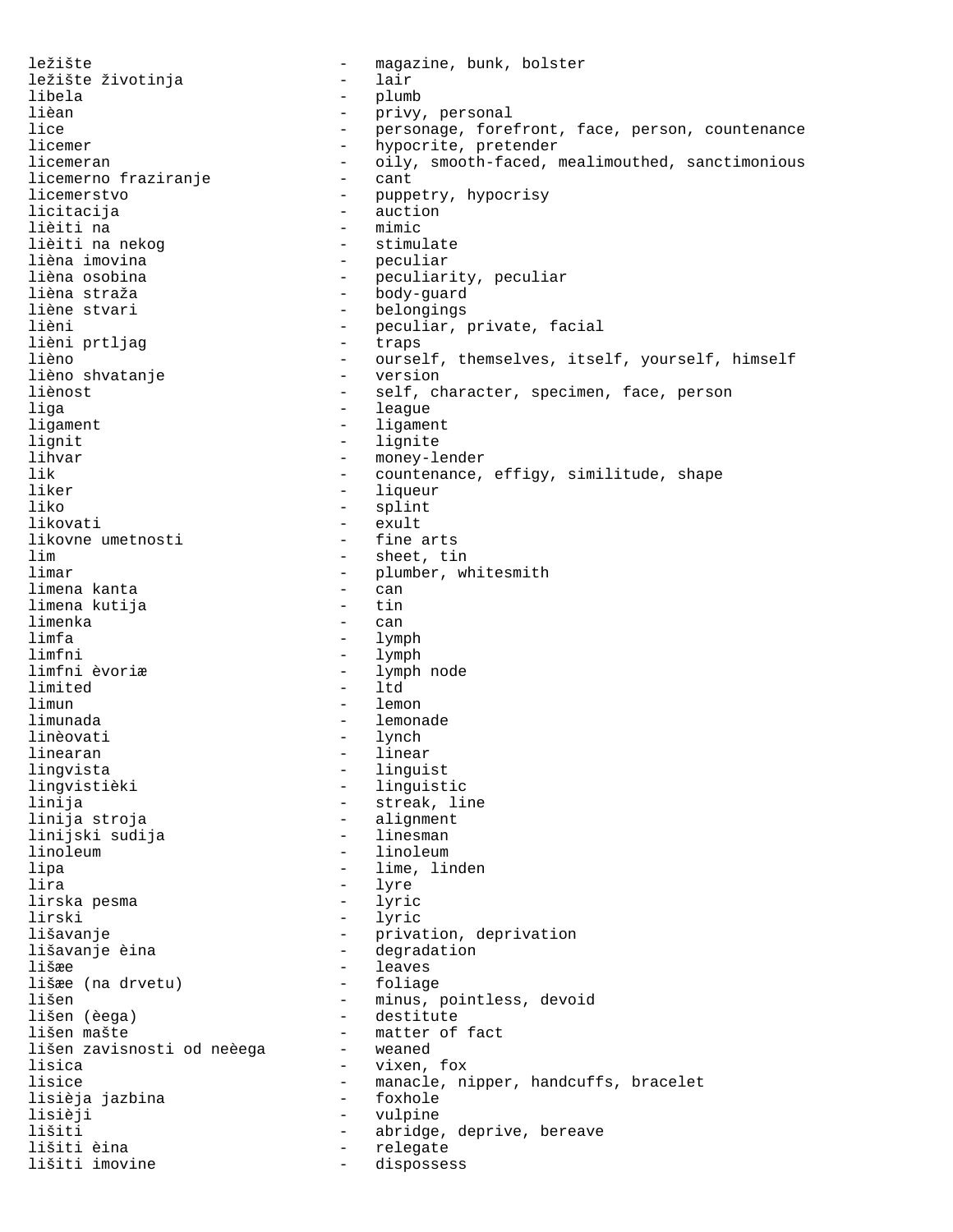ležište - magazine, bunk, bolster
ležište životinja - lair
libela - plumb
lièan - privy, personal
lice - personage, forefront, face, person, countenance
licemer - hypocrite, pretender
licemeran - oily, smooth-faced, mealimouthed, sanctimonious
licemerno fraziranje - cant
licemerstvo - puppetry, hypocrisy
licitacija - auction
lièiti na - mimic
lièiti na nekog - stimulate
lièna imovina - peculiar
lièna osobina - peculiarity, peculiar
lièna straža - body-guard
liène stvari - belongings
lièni - peculiar, private, facial
lièni prtljag - traps
lièno - ourself, themselves, itself, yourself, himself
lièno shvatanje - version
liènost - self, character, specimen, face, person
liga - league
ligament - ligament
lignit - lignite
lihvar - money-lender
lik - countenance, effigy, similitude, shape
liker - liqueur
liko - splint
likovati - exult
likovne umetnosti - fine arts
lim - sheet, tin
limar - plumber, whitesmith
limena kanta - can
limena kutija - tin
limenka - can
limfa - lymph
limfni - lymph
limfni èvoriæ - lymph node
limited - ltd
limun - lemon
limunada - lemonade
linèovati - lynch
linearan - linear
lingvista - linguist
lingvistièki - linguistic
linija - streak, line
linija stroja - alignment
linijski sudija - linesman
linoleum - linoleum
lipa - lime, linden
lira - lyre
lirska pesma - lyric
lirski - lyric
lišavanje - privation, deprivation
lišavanje èina - degradation
lišæe - leaves
lišæe (na drvetu) - foliage
lišen - minus, pointless, devoid
lišen (èega) - destitute
lišen mašte - matter of fact
lišen zavisnosti od neèega - weaned
lisica - vixen, fox
lisice - manacle, nipper, handcuffs, bracelet
lisièja jazbina - foxhole
lisièji - vulpine
lišiti - abridge, deprive, bereave
lišiti èina - relegate
lišiti imovine - dispossess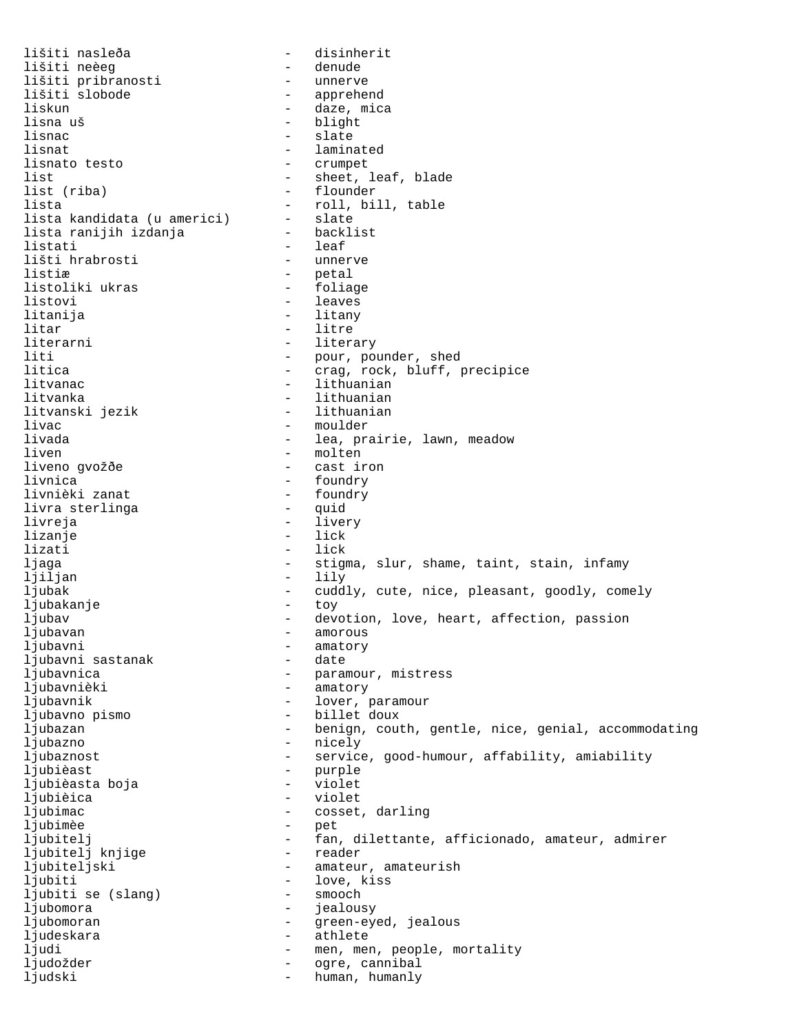lišiti nasleđa - disinherit
lišiti neèeg - denude
lišiti pribranosti - unnerve
lišiti slobode - apprehend
liskun - daze, mica
lisna uš - blight
lisnac - slate
lisnat - laminated
lisnato testo - crumpet
list - sheet, leaf, blade
list (riba) - flounder
lista - roll, bill, table
lista kandidata (u americi) - slate
lista ranijih izdanja - backlist
listati - leaf
lišti hrabrosti - unnerve
listiæ - petal
listoliki ukras - foliage
listovi - leaves
litanija - litany
litar - litre
literarni - literary
liti - pour, pounder, shed
litica - crag, rock, bluff, precipice
litvanac - lithuanian
litvanka - lithuanian
litvanski jezik - lithuanian
livac - moulder
livada - lea, prairie, lawn, meadow
liven - molten
liveno gvožðe - cast iron
livnica - foundry
livnièki zanat - foundry
livra sterlinga - quid
livreja - livery
lizanje - lick
lizati - lick
ljaga - stigma, slur, shame, taint, stain, infamy
ljiljan - lily
ljubak - cuddly, cute, nice, pleasant, goodly, comely
ljubakanje - toy
ljubav - devotion, love, heart, affection, passion
ljubavan - amorous
ljubavni - amatory
ljubavni sastanak - date
ljubavnica - paramour, mistress
ljubavnièki - amatory
ljubavnik - lover, paramour
ljubavno pismo - billet doux
ljubazan - benign, couth, gentle, nice, genial, accommodating
ljubazno - nicely
ljubaznost - service, good-humour, affability, amiability
ljubièast - purple
ljubièasta boja - violet
ljubièica - violet
ljubimac - cosset, darling
ljubimèe - pet
ljubitelj - fan, dilettante, afficionado, amateur, admirer
ljubitelj knjige - reader
ljubiteljski - amateur, amateurish
ljubiti - love, kiss
ljubiti se (slang) - smooch
ljubomora - jealousy
ljubomoran - green-eyed, jealous
ljudeskara - athlete
ljudi - men, men, people, mortality
ljudožder - ogre, cannibal
ljudski - human, humanly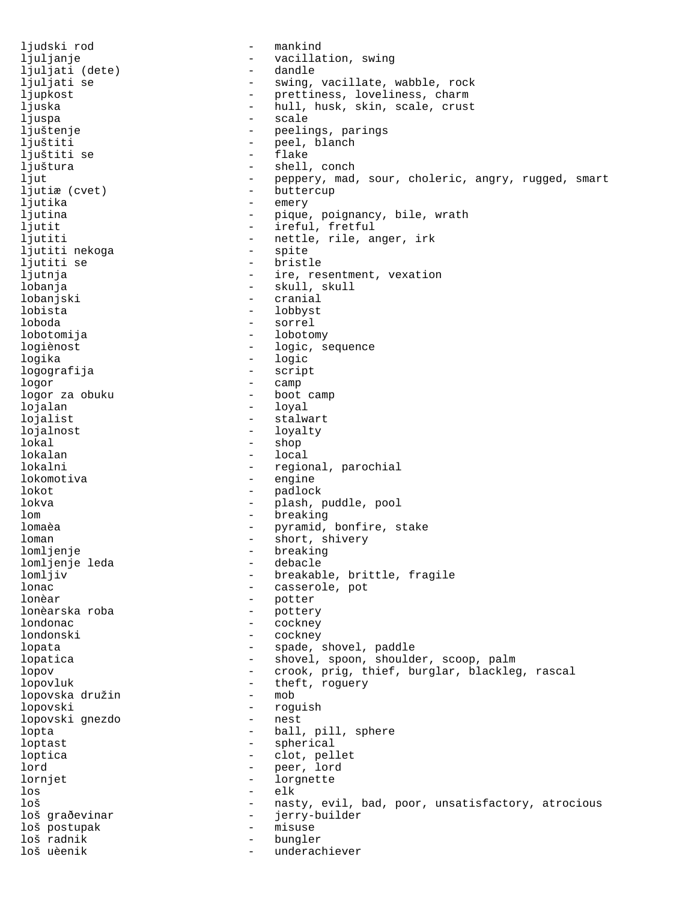ljudski rod - mankind
ljuljanje - vacillation, swing
ljuljati (dete) - dandle
ljuljati se - swing, vacillate, wabble, rock
ljupkost - prettiness, loveliness, charm
ljuska - hull, husk, skin, scale, crust
ljuspa - scale
ljuštenje - peelings, parings
ljuštiti - peel, blanch
ljuštiti se - flake
ljuštura - shell, conch
ljut - peppery, mad, sour, choleric, angry, rugged, smart
ljutiæ (cvet) - buttercup
ljutika - emery
ljutina - pique, poignancy, bile, wrath
ljutit - ireful, fretful
ljutiti - nettle, rile, anger, irk
ljutiti nekoga - spite
ljutiti se - bristle
ljutnja - ire, resentment, vexation
lobanja - skull, skull
lobanjski - cranial
lobista - lobbyst
loboda - sorrel
lobotomija - lobotomy
logiènost - logic, sequence
logika - logic
logografija - script
logor - camp
logor za obuku - boot camp
lojalan - loyal
lojalist - stalwart
lojalnost - loyalty
lokal - shop
lokalan - local
lokalni - regional, parochial
lokomotiva - engine
lokot - padlock
lokva - plash, puddle, pool
lom - breaking
lomaèa - pyramid, bonfire, stake
loman - short, shivery
lomljenje - breaking
lomljenje leda - debacle
lomljiv - breakable, brittle, fragile
lonac - casserole, pot
lonèar - potter
lonèarska roba - pottery
londonac - cockney
londonski - cockney
lopata - spade, shovel, paddle
lopatica - shovel, spoon, shoulder, scoop, palm
lopov - crook, prig, thief, burglar, blackleg, rascal
lopovluk - theft, roguery
lopovska družin - mob
lopovski - roguish
lopovski gnezdo - nest
lopta - ball, pill, sphere
loptast - spherical
loptica - clot, pellet
lord - peer, lord
lornjet - lorgnette
los - elk
loš - nasty, evil, bad, poor, unsatisfactory, atrocious
loš graðevinar - jerry-builder
loš postupak - misuse
loš radnik - bungler
loš uèenik - underachiever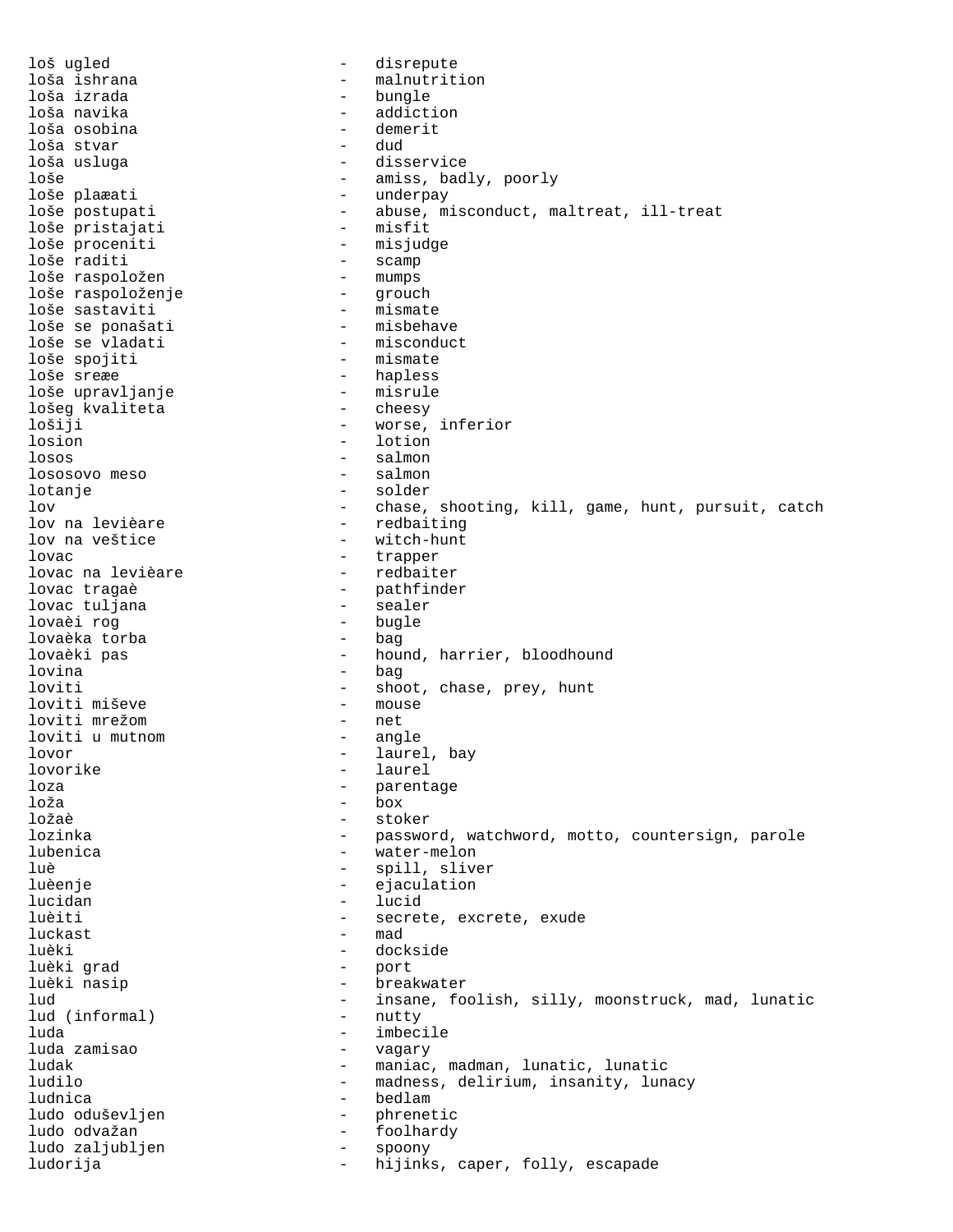loš ugled - disrepute
loša ishrana - malnutrition
loša izrada - bungle
loša navika - addiction
loša osobina - demerit
loša stvar - dud
loša usluga - disservice
loše - amiss, badly, poorly
loše plaæati - underpay
loše postupati - abuse, misconduct, maltreat, ill-treat
loše pristajati - misfit
loše proceniti - misjudge
loše raditi - scamp
loše raspoložen - mumps
loše raspoloženje - grouch
loše sastaviti - mismate
loše se ponašati - misbehave
loše se vladati - misconduct
loše spojiti - mismate
loše sreæe - hapless
loše upravljanje - misrule
lošeg kvaliteta - cheesy
lošiji - worse, inferior
losion - lotion
losos - salmon
lososovo meso - salmon
lotanje - solder
lov - chase, shooting, kill, game, hunt, pursuit, catch
lov na levièare - redbaiting
lov na veštice - witch-hunt
lovac - trapper
lovac na levièare - redbaiter
lovac tragaè - pathfinder
lovac tuljana - sealer
lovaèi rog - bugle
lovaèka torba - bag
lovaèki pas - hound, harrier, bloodhound
lovina - bag
loviti - shoot, chase, prey, hunt
loviti miševe - mouse
loviti mrežom - net
loviti u mutnom - angle
lovor - laurel, bay
lovorike - laurel
loza - parentage
loža - box
ložaè - stoker
lozinka - password, watchword, motto, countersign, parole
lubenica - water-melon
luè - spill, sliver
luèenje - ejaculation
lucidan - lucid
luèiti - secrete, excrete, exude
luckast - mad
luèki - dockside
luèki grad - port
luèki nasip - breakwater
lud - insane, foolish, silly, moonstruck, mad, lunatic
lud (informal) - nutty
luda - imbecile
luda zamisao - vagary
ludak - maniac, madman, lunatic, lunatic
ludilo - madness, delirium, insanity, lunacy
ludnica - bedlam
ludo oduševljen - phrenetic
ludo odvažan - foolhardy
ludo zaljubljen - spoony
ludorija - hijinks, caper, folly, escapade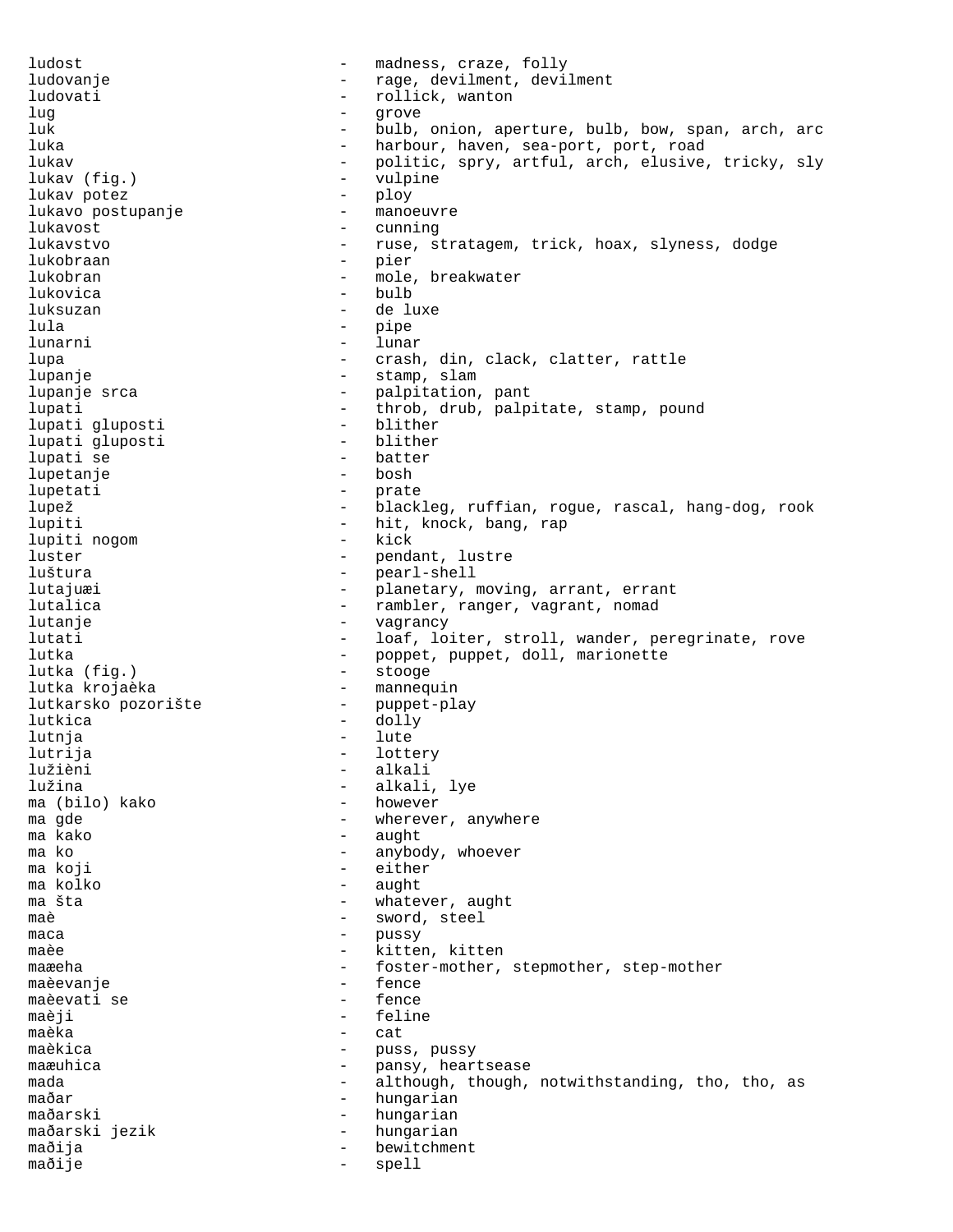ludost - madness, craze, folly
ludovanje - rage, devilment, devilment
ludovati - rollick, wanton
lug - grove
luk - bulb, onion, aperture, bulb, bow, span, arch, arc
luka - harbour, haven, sea-port, port, road
lukav - politic, spry, artful, arch, elusive, tricky, sly
lukav (fig.) - vulpine
lukav potez - ploy
lukavo postupanje - manoeuvre
lukavost - cunning
lukavstvo - ruse, stratagem, trick, hoax, slyness, dodge
lukobraan - pier
lukobran - mole, breakwater
lukovica - bulb
luksuzan - de luxe
lula - pipe
lunarni - lunar
lupa - crash, din, clack, clatter, rattle
lupanje - stamp, slam
lupanje srca - palpitation, pant
lupati - throb, drub, palpitate, stamp, pound
lupati gluposti - blither
lupati gluposti - blither
lupati se - batter
lupetanje - bosh
lupetati - prate
lupež - blackleg, ruffian, rogue, rascal, hang-dog, rook
lupiti - hit, knock, bang, rap
lupiti nogom - kick
luster - pendant, lustre
luštura - pearl-shell
lutajuæi - planetary, moving, arrant, errant
lutalica - rambler, ranger, vagrant, nomad
lutanje - vagrancy
lutati - loaf, loiter, stroll, wander, peregrinate, rove
lutka - poppet, puppet, doll, marionette
lutka (fig.) - stooge
lutka krojaèka - mannequin
lutkarsko pozorište - puppet-play
lutkica - dolly
lutnja - lute
lutrija - lottery
lužièni - alkali
lužina - alkali, lye
ma (bilo) kako - however
ma gde - wherever, anywhere
ma kako - aught
ma ko - anybody, whoever
ma koji - either
ma kolko - aught
ma šta - whatever, aught
maè - sword, steel
maca - pussy
maèe - kitten, kitten
maæeha - foster-mother, stepmother, step-mother
maèevanje - fence
maèevati se - fence
maèji - feline
maèka - cat
maèkica - puss, pussy
maæuhica - pansy, heartsease
mada - although, though, notwithstanding, tho, tho, as
mađar - hungarian
mađarski - hungarian
mađarski jezik - hungarian
mađija - bewitchment
mađije - spell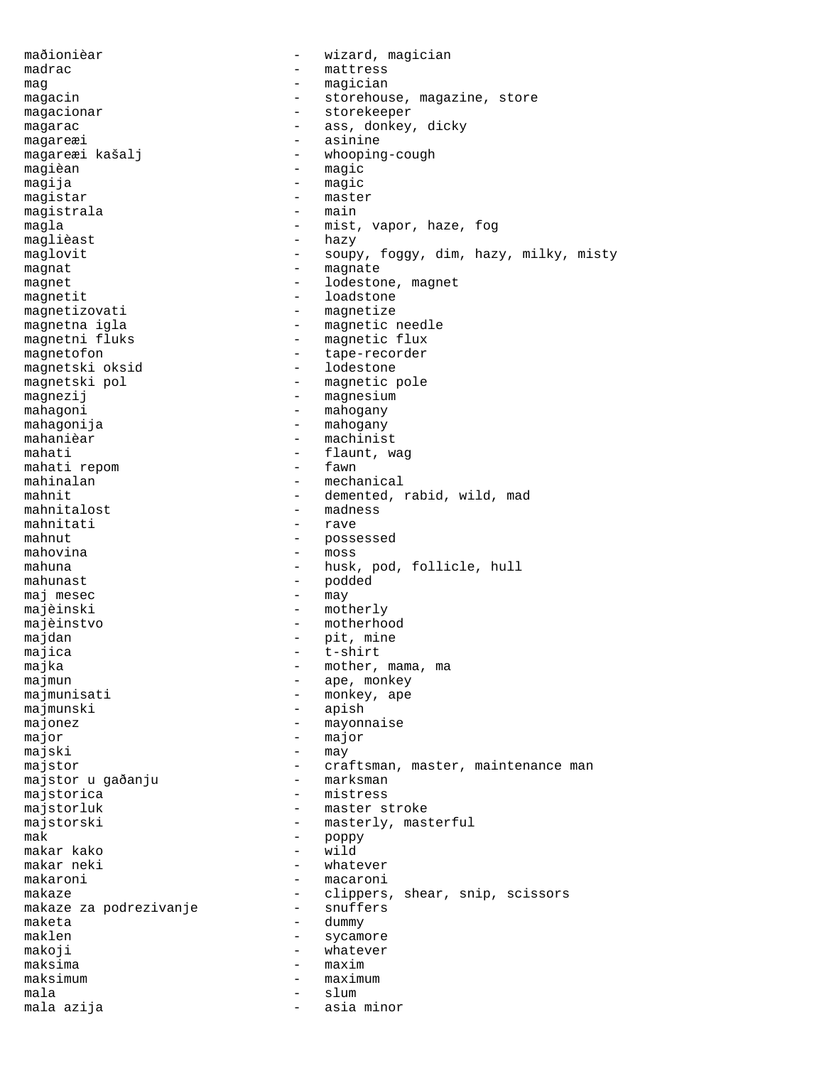maðionièar - wizard, magician
madrac - mattress
mag - magician
magacin - storehouse, magazine, store
magacionar - storekeeper
magarac - ass, donkey, dicky
magareæi - asinine
magareæi kašalj - whooping-cough
magièan - magic
magija - magic
magistar - master
magistrala - main
magla - mist, vapor, haze, fog
maglièast - hazy
maglovit - soupy, foggy, dim, hazy, milky, misty
magnat - magnate
magnet - lodestone, magnet
magnetit - loadstone
magnetizovati - magnetize
magnetna igla - magnetic needle
magnetni fluks - magnetic flux
magnetofon - tape-recorder
magnetski oksid - lodestone
magnetski pol - magnetic pole
magnezij - magnesium
mahagoni - mahogany
mahagonija - mahogany
mahanièar - machinist
mahati - flaunt, wag
mahati repom - fawn
mahinalan - mechanical
mahnit - demented, rabid, wild, mad
mahnitalost - madness
mahnitati - rave
mahnut - possessed
mahovina - moss
mahuna - husk, pod, follicle, hull
mahunast - podded
maj mesec - may
majèinski - motherly
majèinstvo - motherhood
majdan - pit, mine
majica - t-shirt
majka - mother, mama, ma
majmun - ape, monkey
majmunisati - monkey, ape
majmunski - apish
majonez - mayonnaise
major - major
majski - may
majstor - craftsman, master, maintenance man
majstor u gaðanju - marksman
majstorica - mistress
majstorluk - master stroke
majstorski - masterly, masterful
mak - poppy
makar kako - wild
makar neki - whatever
makaroni - macaroni
makaze - clippers, shear, snip, scissors
makaze za podrezivanje - snuffers
maketa - dummy
maklen - sycamore
makoji - whatever
maksima - maxim
maksimum - maximum
mala - slum
mala azija - asia minor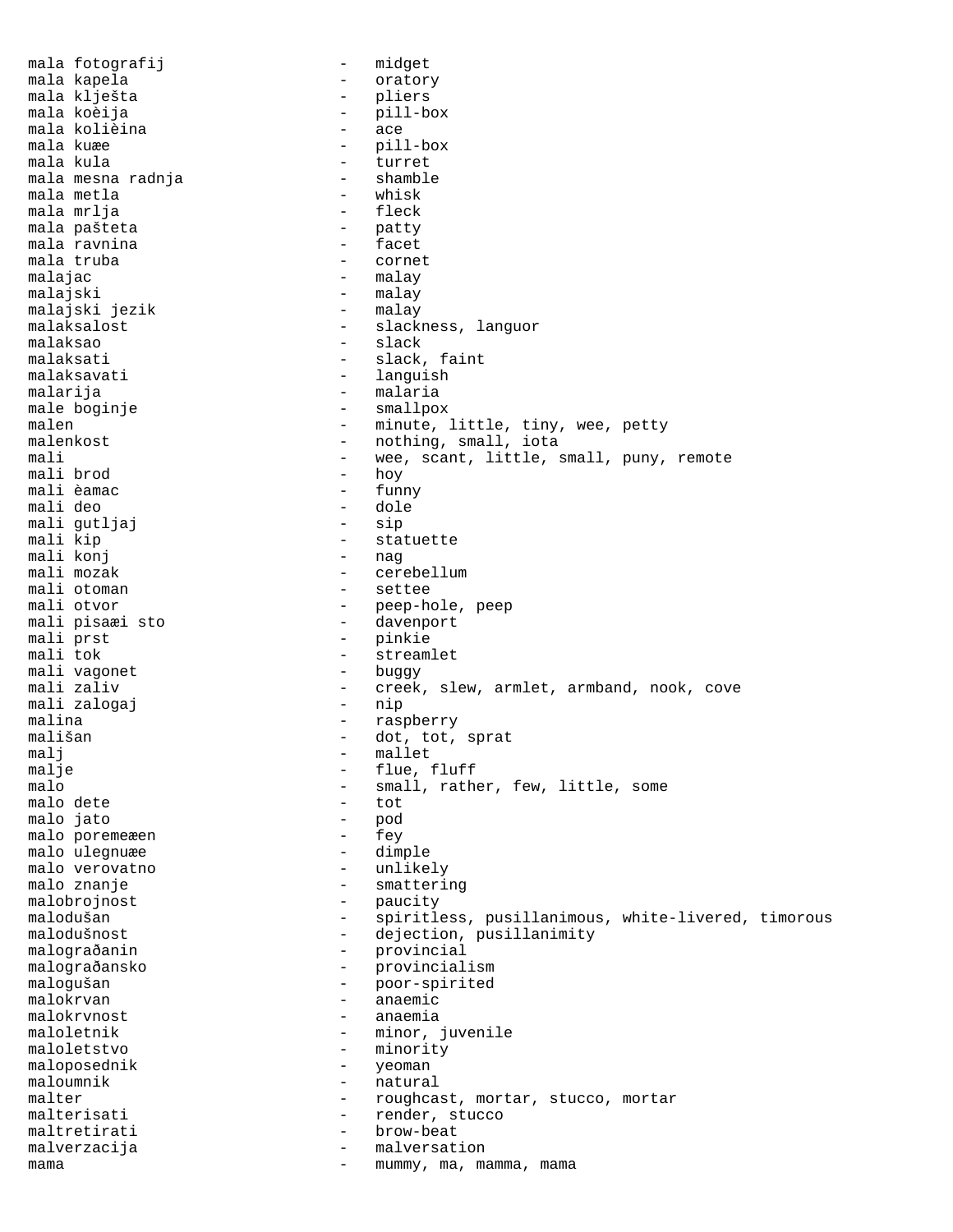mala fotografij - midget
mala kapela - oratory
mala klješta - pliers
mala koèija - pill-box
mala kolièina - ace
mala kuæe - pill-box
mala kula - turret
mala mesna radnja - shamble
mala metla - whisk
mala mrlja - fleck
mala pašteta - patty
mala ravnina - facet
mala truba - cornet
malajac - malay
malajski - malay
malajski jezik - malay
malaksalost - slackness, languor
malaksao - slack
malaksati - slack, faint
malaksavati - languish
malarija - malaria
male boginje - smallpox
malen - minute, little, tiny, wee, petty
malenkost - nothing, small, iota
mali - wee, scant, little, small, puny, remote
mali brod - hoy
mali èamac - funny
mali deo - dole
mali gutljaj - sip
mali kip - statuette
mali konj - nag
mali mozak - cerebellum
mali otoman - settee
mali otvor - peep-hole, peep
mali pisaæi sto - davenport
mali prst - pinkie
mali tok - streamlet
mali vagonet - buggy
mali zaliv - creek, slew, armlet, armband, nook, cove
mali zalogaj - nip
malina - raspberry
mališan - dot, tot, sprat
malj - mallet
malje - flue, fluff
malo - small, rather, few, little, some
malo dete - tot
malo jato - pod
malo poremeæen - fey
malo ulegnuæe - dimple
malo verovatno - unlikely
malo znanje - smattering
malobrojnost - paucity
malodušan - spiritless, pusillanimous, white-livered, timorous
malodušnost - dejection, pusillanimity
malograðanin - provincial
malograðansko - provincialism
malogušan - poor-spirited
malokrvan - anaemic
malokrvnost - anaemia
maloletnik - minor, juvenile
maloletstvo - minority
maloposednik - yeoman
maloumnik - natural
malter - roughcast, mortar, stucco, mortar
malterisati - render, stucco
maltretirati - brow-beat
malverzacija - malversation
mama - mummy, ma, mamma, mama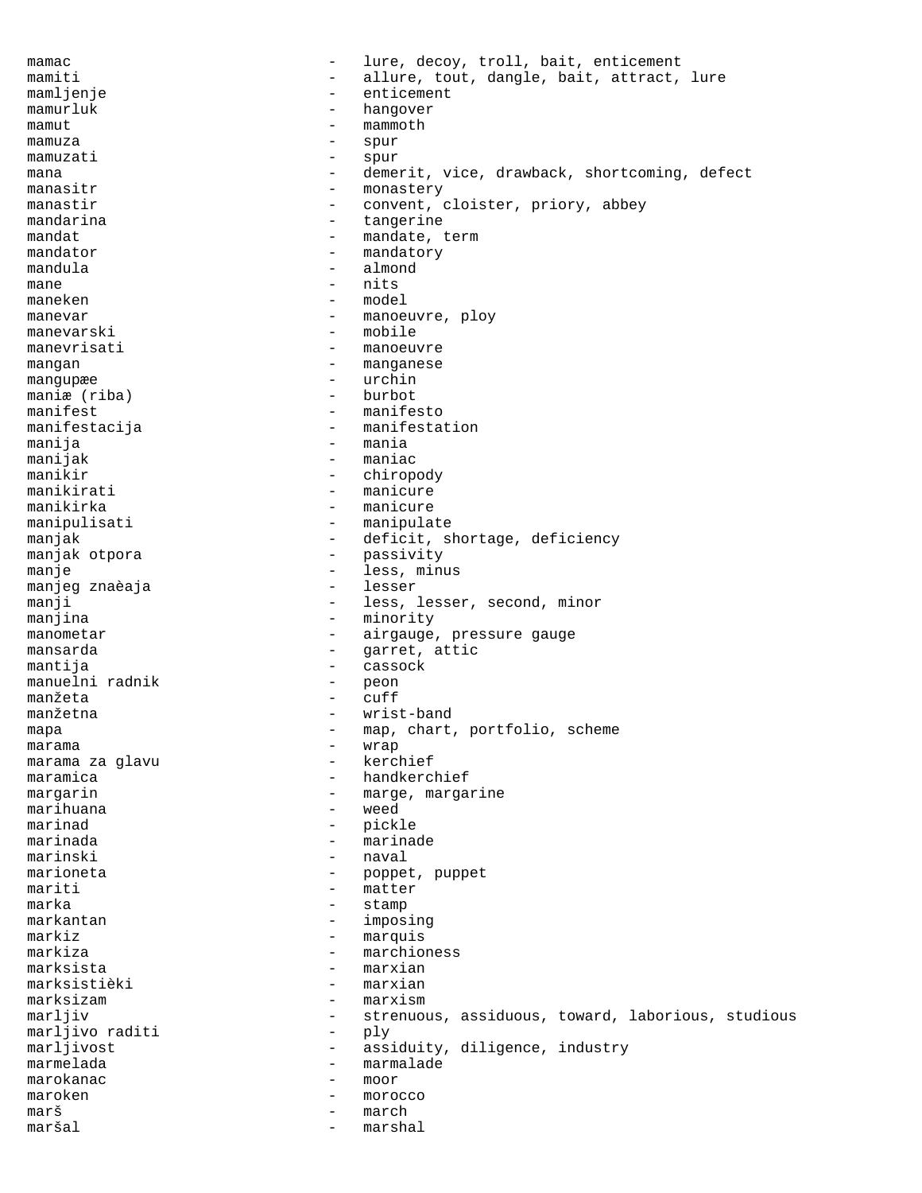mamac - lure, decoy, troll, bait, enticement
mamiti - allure, tout, dangle, bait, attract, lure
mamljenje - enticement
mamurluk - hangover
mamut - mammoth
mamuza - spur
mamuzati - spur
mana - demerit, vice, drawback, shortcoming, defect
manasitr - monastery
manastir - convent, cloister, priory, abbey
mandarina - tangerine
mandat - mandate, term
mandator - mandatory
mandula - almond
mane - nits
maneken - model
manevar - manoeuvre, ploy
manevarski - mobile
manevrisati - manoeuvre
mangan - manganese
mangupæe - urchin
maniæ (riba) - burbot
manifest - manifesto
manifestacija - manifestation
manija - mania
manijak - maniac
manikir - chiropody
manikirati - manicure
manikirka - manicure
manipulisati - manipulate
manjak - deficit, shortage, deficiency
manjak otpora - passivity
manje - less, minus
manjeg znaèaja - lesser
manji - less, lesser, second, minor
manjina - minority
manometar - airgauge, pressure gauge
mansarda - garret, attic
mantija - cassock
manuelni radnik - peon
manžeta - cuff
manžetna - wrist-band
mapa - map, chart, portfolio, scheme
marama - wrap
marama za glavu - kerchief
maramica - handkerchief
margarin - marge, margarine
marihuana - weed
marinad - pickle
marinada - marinade
marinski - naval
marioneta - poppet, puppet
mariti - matter
marka - stamp
markantan - imposing
markiz - marquis
markiza - marchioness
marksista - marxian
marksistièki - marxian
marksizam - marxism
marljiv - strenuous, assiduous, toward, laborious, studious
marljivo raditi - ply
marljivost - assiduity, diligence, industry
marmelada - marmalade
marokanac - moor
maroken - morocco
marš - march
maršal - marshal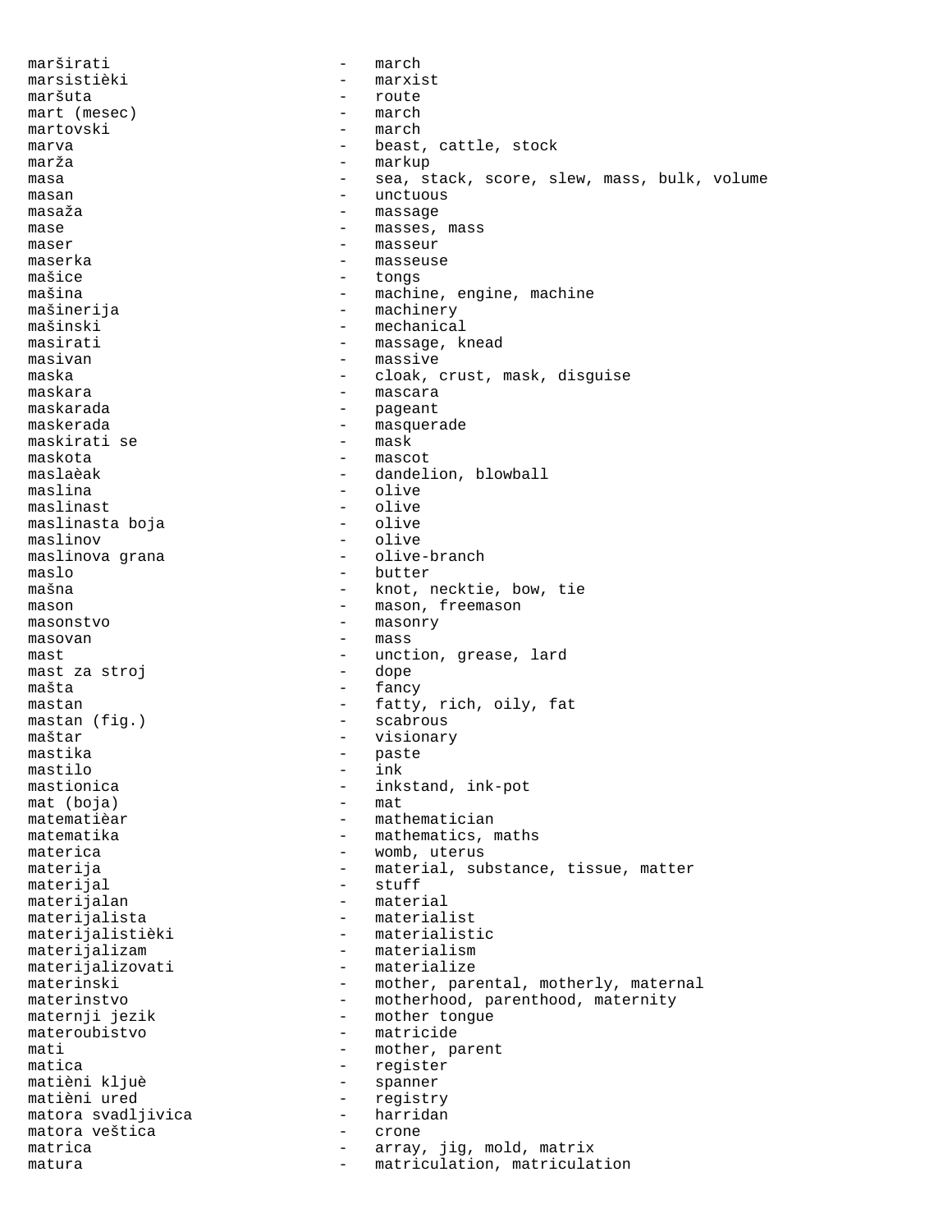maširati - march
marsistièki - marxist
maršuta - route
mart (mesec) - march
martovski - march
marva - beast, cattle, stock
marža - markup
masa - sea, stack, score, slew, mass, bulk, volume
masan - unctuous
masaža - massage
mase - masses, mass
maser - masseur
maserka - masseuse
mašice - tongs
mašina - machine, engine, machine
mašinerija - machinery
mašinski - mechanical
masirati - massage, knead
masivan - massive
maska - cloak, crust, mask, disguise
maskara - mascara
maskarada - pageant
maskerada - masquerade
maskirati se - mask
maskota - mascot
maslaèak - dandelion, blowball
maslina - olive
maslinast - olive
maslinasta boja - olive
maslinov - olive
maslinova grana - olive-branch
maslo - butter
mašna - knot, necktie, bow, tie
mason - mason, freemason
masonstvo - masonry
masovan - mass
mast - unction, grease, lard
mast za stroj - dope
mašta - fancy
mastan - fatty, rich, oily, fat
mastan (fig.) - scabrous
maštar - visionary
mastika - paste
mastilo - ink
mastionica - inkstand, ink-pot
mat (boja) - mat
matematièar - mathematician
matematika - mathematics, maths
materica - womb, uterus
materija - material, substance, tissue, matter
materijal - stuff
materijalan - material
materijalista - materialist
materijalistièki - materialistic
materijalizam - materialism
materijalizovati - materialize
materinski - mother, parental, motherly, maternal
materinstvo - motherhood, parenthood, maternity
maternji jezik - mother tongue
materoubistvo - matricide
mati - mother, parent
matica - register
matièni kljuè - spanner
matièni ured - registry
matora svadljivica - harridan
matora veštica - crone
matrica - array, jig, mold, matrix
matura - matriculation, matriculation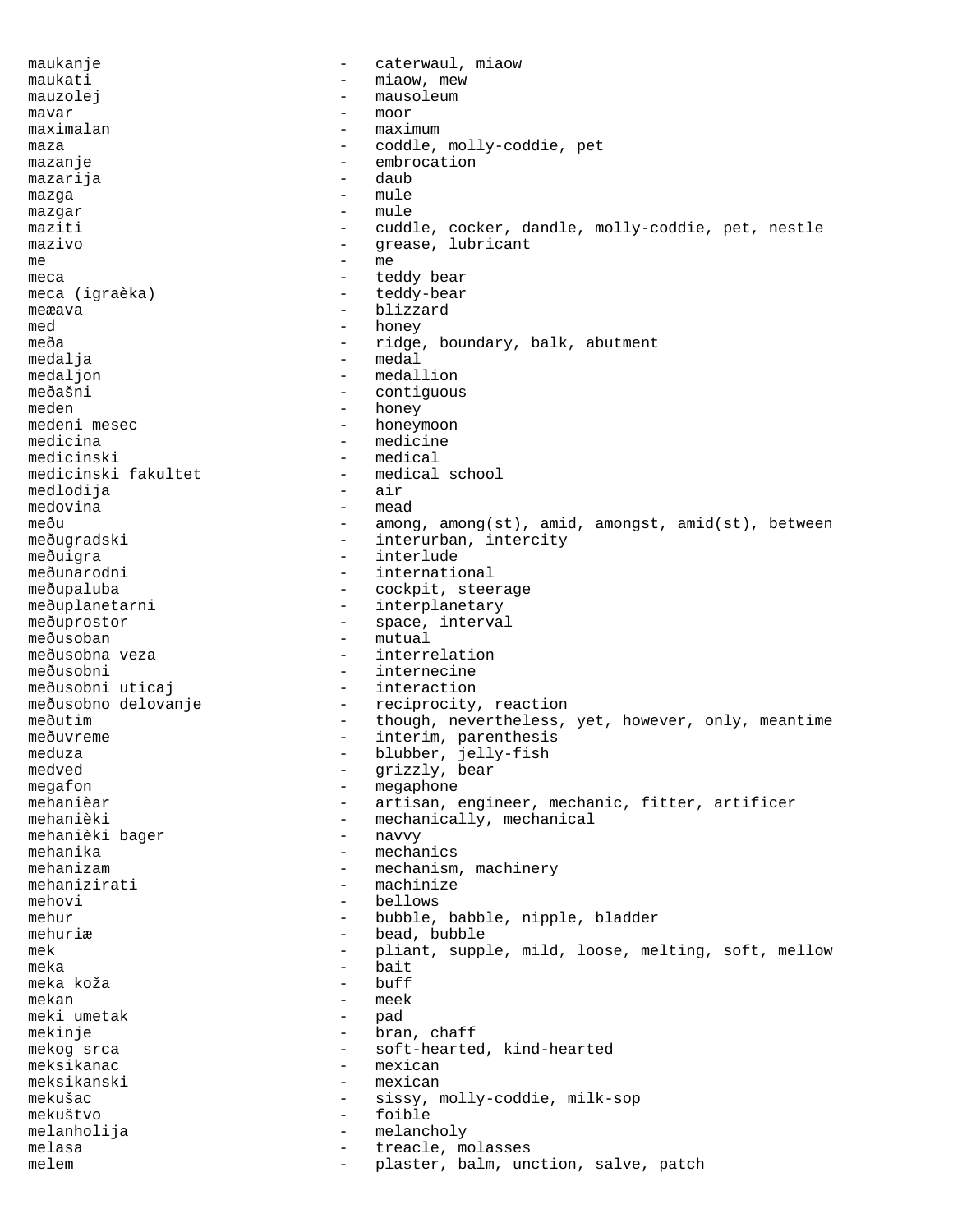maukanje - caterwaul, miaow
maukati - miaow, mew
mauzolej - mausoleum
mavar - moor
maximalan - maximum
maza - coddle, molly-coddie, pet
mazanje - embrocation
mazarija - daub
mazga - mule
mazgar - mule
maziti - cuddle, cocker, dandle, molly-coddie, pet, nestle
mazivo - grease, lubricant
me - me
meca - teddy bear
meca (igraèka) - teddy-bear
meæava - blizzard
med - honey
međa - ridge, boundary, balk, abutment
medalja - medal
medaljon - medallion
međašni - contiguous
meden - honey
medeni mesec - honeymoon
medicina - medicine
medicinski - medical
medicinski fakultet - medical school
medlodija - air
medovina - mead
među - among, among(st), amid, amongst, amid(st), between
međugradski - interurban, intercity
međuigra - interlude
međunarodni - international
međupaluba - cockpit, steerage
međuplanetarni - interplanetary
međuprostor - space, interval
međusoban - mutual
međusobna veza - interrelation
međusobni - internecine
međusobni uticaj - interaction
međusobno delovanje - reciprocity, reaction
međutim - though, nevertheless, yet, however, only, meantime
međuvreme - interim, parenthesis
meduza - blubber, jelly-fish
medved - grizzly, bear
megafon - megaphone
mehanièar - artisan, engineer, mechanic, fitter, artificer
mehanièki - mechanically, mechanical
mehanièki bager - navvy
mehanika - mechanics
mehanizam - mechanism, machinery
mehanizirati - machinize
mehovi - bellows
mehur - bubble, babble, nipple, bladder
mehuriæ - bead, bubble
mek - pliant, supple, mild, loose, melting, soft, mellow
meka - bait
meka koža - buff
mekan - meek
meki umetak - pad
mekinje - bran, chaff
mekog srca - soft-hearted, kind-hearted
meksikanac - mexican
meksikanski - mexican
mekušac - sissy, molly-coddie, milk-sop
mekuštvo - foible
melanholija - melancholy
melasa - treacle, molasses
melem - plaster, balm, unction, salve, patch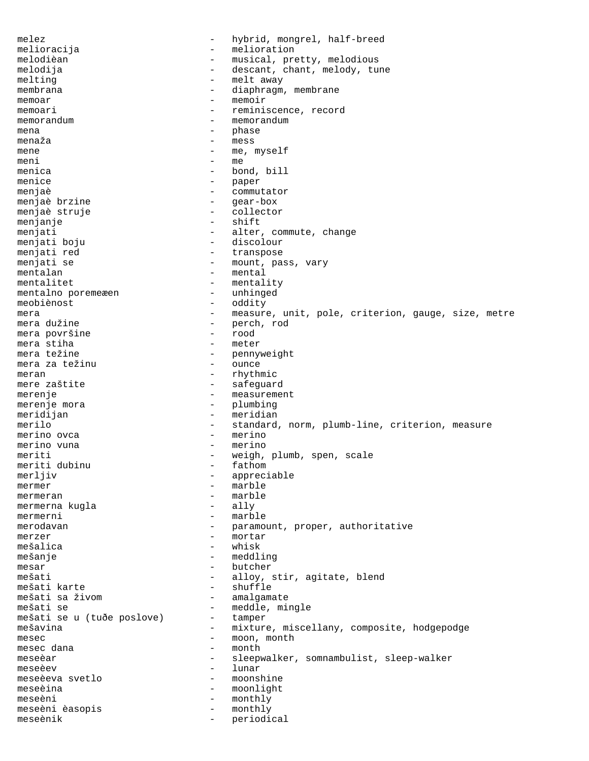melez - hybrid, mongrel, half-breed
melioracija - melioration
melodièan - musical, pretty, melodious
melodija - descant, chant, melody, tune
melting - melt away
membrana - diaphragm, membrane
memoar - memoir
memoari - reminiscence, record
memorandum - memorandum
mena - phase
menaža - mess
mene - me, myself
meni - me
menica - bond, bill
menice - paper
menjaè - commutator
menjaè brzine - gear-box
menjaè struje - collector
menjanje - shift
menjati - alter, commute, change
menjati boju - discolour
menjati red - transpose
menjati se - mount, pass, vary
mentalan - mental
mentalitet - mentality
mentalno poremeæen - unhinged
meobiènost - oddity
mera - measure, unit, pole, criterion, gauge, size, metre
mera dužine - perch, rod
mera površine - rood
mera stiha - meter
mera težine - pennyweight
mera za težinu - ounce
meran - rhythmic
mere zaštite - safeguard
merenje - measurement
merenje mora - plumbing
meridijan - meridian
merilo - standard, norm, plumb-line, criterion, measure
merino ovca - merino
merino vuna - merino
meriti - weigh, plumb, spen, scale
meriti dubinu - fathom
merljiv - appreciable
mermer - marble
mermeran - marble
mermerna kugla - ally
mermerni - marble
merodavan - paramount, proper, authoritative
merzer - mortar
mešalica - whisk
mešanje - meddling
mesar - butcher
mešati - alloy, stir, agitate, blend
mešati karte - shuffle
mešati sa živom - amalgamate
mešati se - meddle, mingle
mešati se u (tuðe poslove) - tamper
mešavina - mixture, miscellany, composite, hodgepodge
mesec - moon, month
mesec dana - month
meseèar - sleepwalker, somnambulist, sleep-walker
meseèev - lunar
meseèeva svetlo - moonshine
meseèina - moonlight
meseèni - monthly
meseèni èasopis - monthly
meseènik - periodical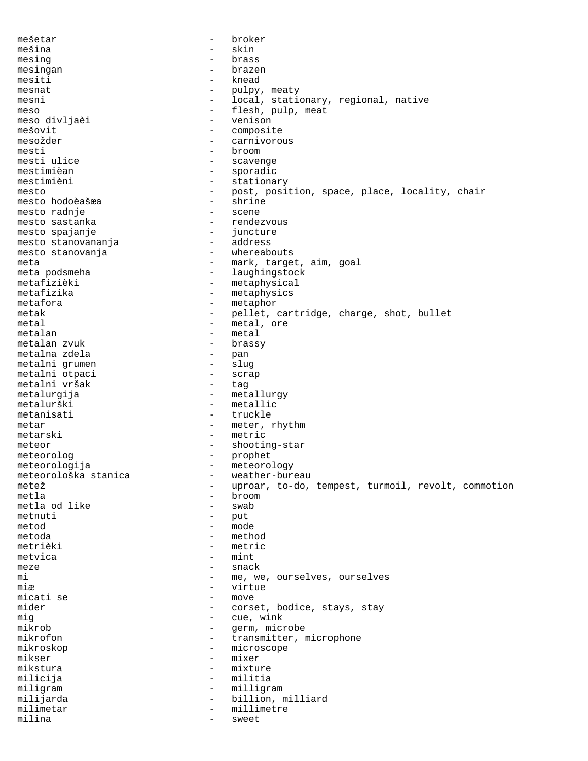mešetar - broker
mešina - skin
mesing - brass
mesingan - brazen
mesiti - knead
mesnat - pulpy, meaty
mesni - local, stationary, regional, native
meso - flesh, pulp, meat
meso divljaèi - venison
mešovit - composite
mesožder - carnivorous
mesti - broom
mesti ulice - scavenge
mestimièan - sporadic
mestimièni - stationary
mesto - post, position, space, place, locality, chair
mesto hodoèašæa - shrine
mesto radnje - scene
mesto sastanka - rendezvous
mesto spajanje - juncture
mesto stanovananja - address
mesto stanovanja - whereabouts
meta - mark, target, aim, goal
meta podsmeha - laughingstock
metafizièki - metaphysical
metafizika - metaphysics
metafora - metaphor
metak - pellet, cartridge, charge, shot, bullet
metal - metal, ore
metalan - metal
metalan zvuk - brassy
metalna zdela - pan
metalni grumen - slug
metalni otpaci - scrap
metalni vršak - tag
metalurgija - metallurgy
metalurški - metallic
metanisati - truckle
metar - meter, rhythm
metarski - metric
meteor - shooting-star
meteorolog - prophet
meteorologija - meteorology
meteorološka stanica - weather-bureau
metež - uproar, to-do, tempest, turmoil, revolt, commotion
metla - broom
metla od like - swab
metnuti - put
metod - mode
metoda - method
metrièki - metric
metvica - mint
meze - snack
mi - me, we, ourselves, ourselves
miæ - virtue
micati se - move
mider - corset, bodice, stays, stay
mig - cue, wink
mikrob - germ, microbe
mikrofon - transmitter, microphone
mikroskop - microscope
mikser - mixer
mikstura - mixture
milicija - militia
miligram - milligram
milijarda - billion, milliard
milimetar - millimetre
milina - sweet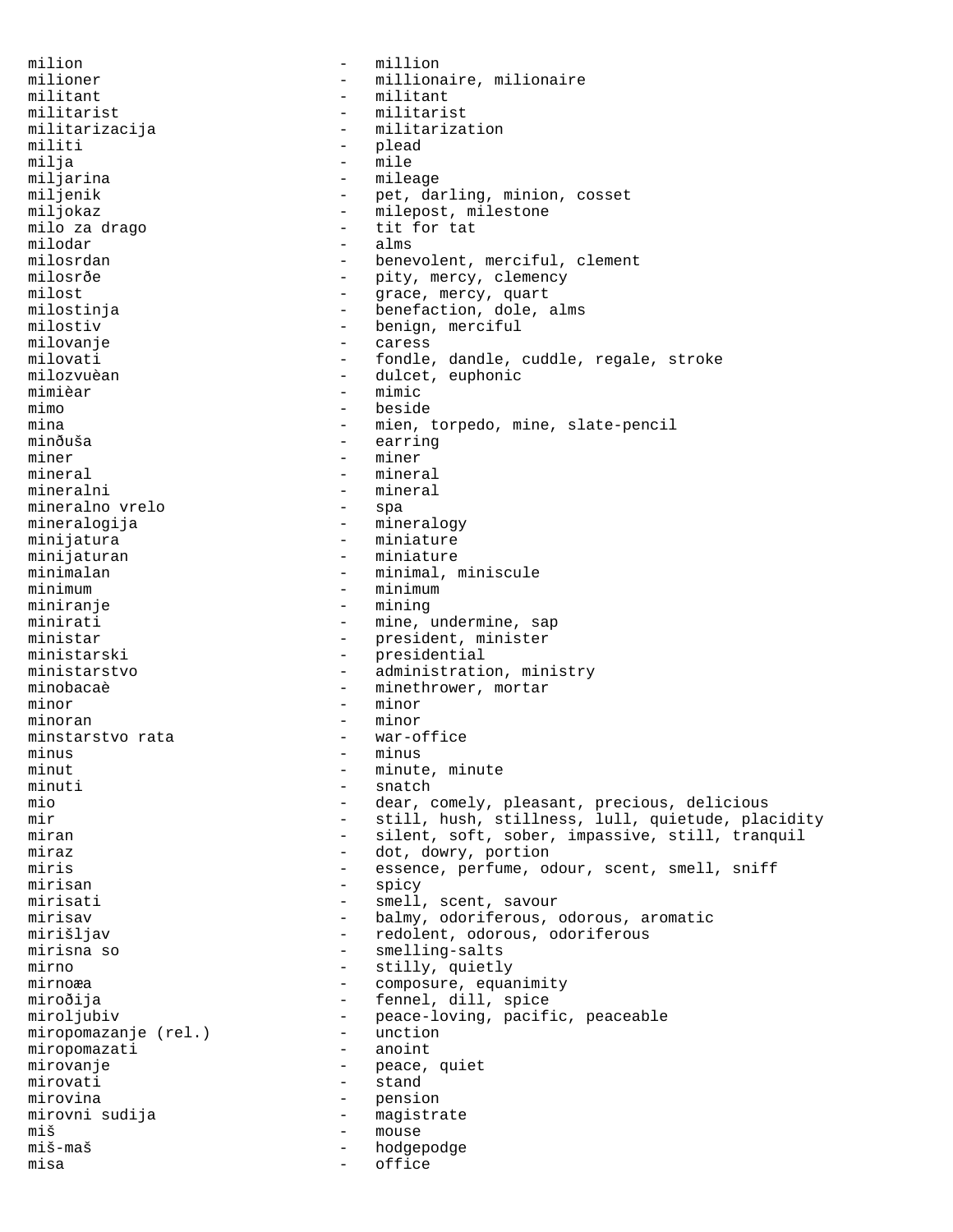milion - million
milioner - millionaire, milionaire
militant - militant
militarist - militarist
militarizacija - militarization
militi - plead
milja - mile
miljarina - mileage
miljenik - pet, darling, minion, cosset
miljokaz - milepost, milestone
milo za drago - tit for tat
milodar - alms
milosrdan - benevolent, merciful, clement
milosrðe - pity, mercy, clemency
milost - grace, mercy, quart
milostinja - benefaction, dole, alms
milostiv - benign, merciful
milovanje - caress
milovati - fondle, dandle, cuddle, regale, stroke
milozvuèan - dulcet, euphonic
mimièar - mimic
mimo - beside
mina - mien, torpedo, mine, slate-pencil
minðuša - earring
miner - miner
mineral - mineral
mineralni - mineral
mineralno vrelo - spa
mineralogija - mineralogy
minijatura - miniature
minijaturan - miniature
minimalan - minimal, miniscule
minimum - minimum
miniranje - mining
minirati - mine, undermine, sap
ministar - president, minister
ministarski - presidential
ministarstvo - administration, ministry
minobacaè - minethrower, mortar
minor - minor
minoran - minor
minstarstvo rata - war-office
minus - minus
minut - minute, minute
minuti - snatch
mio - dear, comely, pleasant, precious, delicious
mir - still, hush, stillness, lull, quietude, placidity
miran - silent, soft, sober, impassive, still, tranquil
miraz - dot, dowry, portion
miris - essence, perfume, odour, scent, smell, sniff
mirisan - spicy
mirisati - smell, scent, savour
mirisav - balmy, odoriferous, odorous, aromatic
mirišljav - redolent, odorous, odoriferous
mirisna so - smelling-salts
mirno - stilly, quietly
mirnoæa - composure, equanimity
miroðija - fennel, dill, spice
miroljubiv - peace-loving, pacific, peaceable
miropomazanje (rel.) - unction
miropomazati - anoint
mirovanje - peace, quiet
mirovati - stand
mirovina - pension
mirovni sudija - magistrate
miš - mouse
miš-maš - hodgepodge
misa - office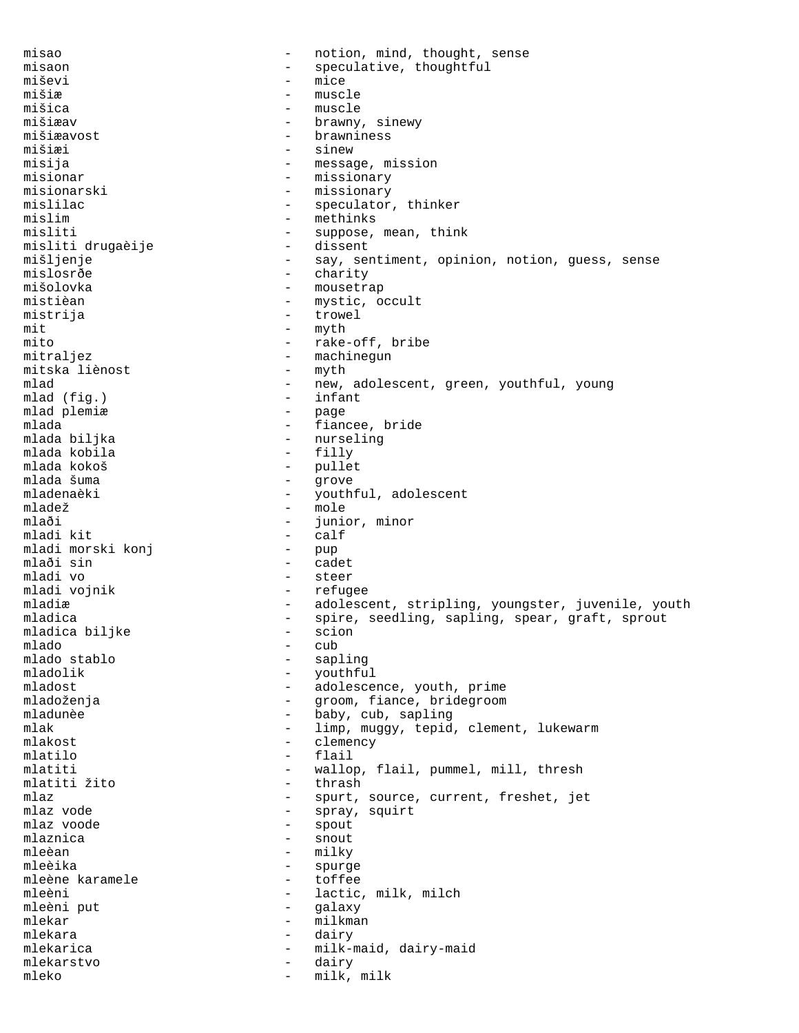misao - notion, mind, thought, sense
misaon - speculative, thoughtful
miševi - mice
mišiæ - muscle
mišica - muscle
mišiæav - brawny, sinewy
mišiæavost - brawniness
mišiæi - sinew
misija - message, mission
misionar - missionary
misionarski - missionary
mislilac - speculator, thinker
mislim - methinks
misliti - suppose, mean, think
misliti drugaèije - dissent
mišljenje - say, sentiment, opinion, notion, guess, sense
mislosrðe - charity
mišolovka - mousetrap
mistièan - mystic, occult
mistrija - trowel
mit - myth
mito - rake-off, bribe
mitraljez - machinegun
mitska liènost - myth
mlad - new, adolescent, green, youthful, young
mlad (fig.) - infant
mlad plemiæ - page
mlada - fiancee, bride
mlada biljka - nurseling
mlada kobila - filly
mlada kokoš - pullet
mlada šuma - grove
mladenaèki - youthful, adolescent
mladež - mole
mlaði - junior, minor
mladi kit - calf
mladi morski konj - pup
mlaði sin - cadet
mladi vo - steer
mladi vojnik - refugee
mladiæ - adolescent, stripling, youngster, juvenile, youth
mladica - spire, seedling, sapling, spear, graft, sprout
mladica biljke - scion
mlado - cub
mlado stablo - sapling
mladolik - youthful
mladost - adolescence, youth, prime
mladoženja - groom, fiance, bridegroom
mladunèe - baby, cub, sapling
mlak - limp, muggy, tepid, clement, lukewarm
mlakost - clemency
mlatilo - flail
mlatiti - wallop, flail, pummel, mill, thresh
mlatiti žito - thrash
mlaz - spurt, source, current, freshet, jet
mlaz vode - spray, squirt
mlaz voode - spout
mlaznica - snout
mleèan - milky
mleèika - spurge
mleène karamele - toffee
mleèni - lactic, milk, milch
mleèni put - galaxy
mlekar - milkman
mlekara - dairy
mlekarica - milk-maid, dairy-maid
mlekarstvo - dairy
mleko - milk, milk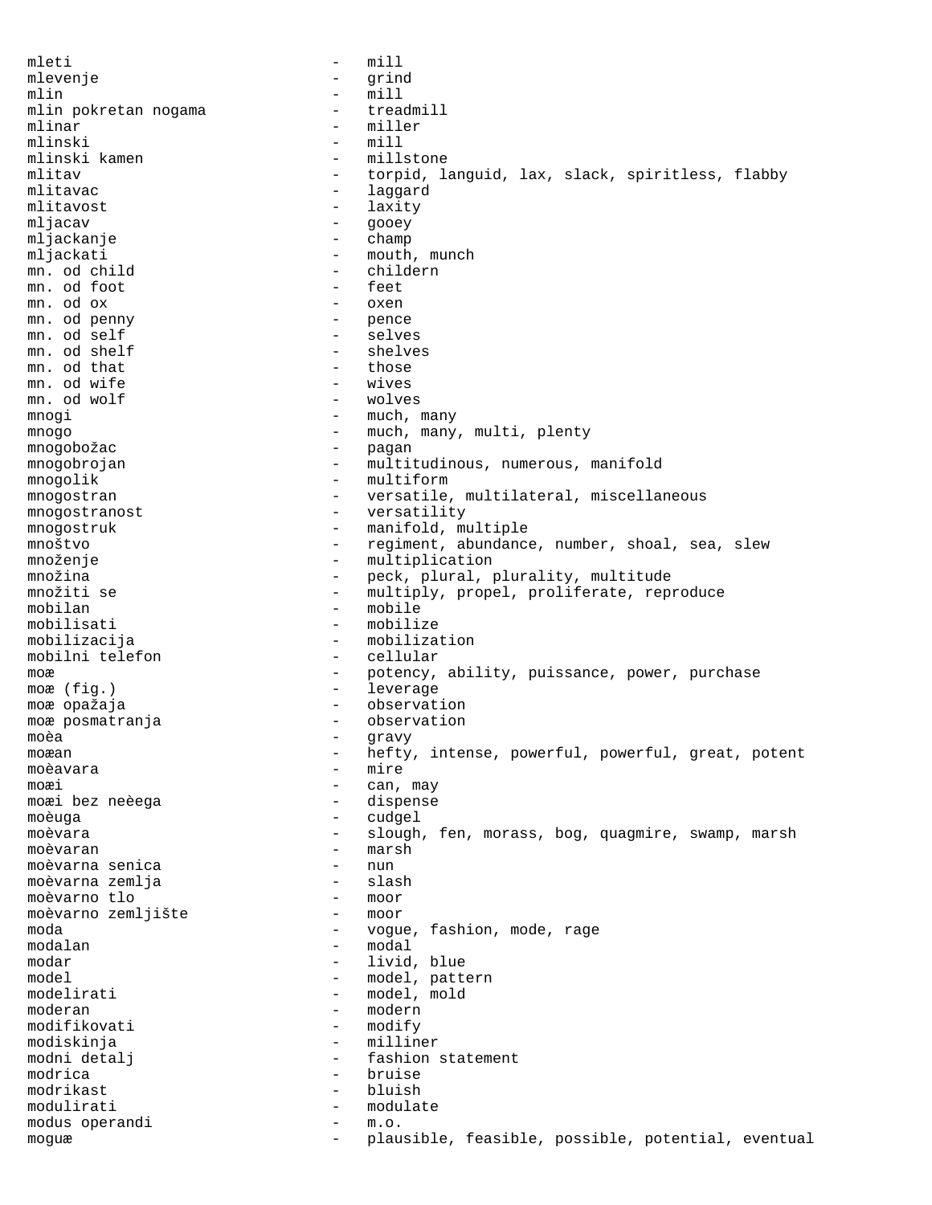mleti - mill
mlevenje - grind
mlin - mill
mlin pokretan nogama - treadmill
mlinar - miller
mlinski - mill
mlinski kamen - millstone
mlitav - torpid, languid, lax, slack, spiritless, flabby
mlitavac - laggard
mlitavost - laxity
mljacav - gooey
mljackanje - champ
mljackati - mouth, munch
mn. od child - childern
mn. od foot - feet
mn. od ox - oxen
mn. od penny - pence
mn. od self - selves
mn. od shelf - shelves
mn. od that - those
mn. od wife - wives
mn. od wolf - wolves
mnogi - much, many
mnogo - much, many, multi, plenty
mnogobožac - pagan
mnogobrojan - multitudinous, numerous, manifold
mnogolik - multiform
mnogostran - versatile, multilateral, miscellaneous
mnogostranost - versatility
mnogostruk - manifold, multiple
mnoštvo - regiment, abundance, number, shoal, sea, slew
množenje - multiplication
množina - peck, plural, plurality, multitude
množiti se - multiply, propel, proliferate, reproduce
mobilan - mobile
mobilisati - mobilize
mobilizacija - mobilization
mobilni telefon - cellular
moæ - potency, ability, puissance, power, purchase
moæ (fig.) - leverage
moæ opažaja - observation
moæ posmatranja - observation
moèa - gravy
moæan - hefty, intense, powerful, powerful, great, potent
moèavara - mire
moæi - can, may
moæi bez neèega - dispense
moèuga - cudgel
moèvara - slough, fen, morass, bog, quagmire, swamp, marsh
moèvaran - marsh
moèvarna senica - nun
moèvarna zemlja - slash
moèvarno tlo - moor
moèvarno zemljište - moor
moda - vogue, fashion, mode, rage
modalan - modal
modar - livid, blue
model - model, pattern
modelirati - model, mold
moderan - modern
modifikovati - modify
modiskinja - milliner
modni detalj - fashion statement
modrica - bruise
modrikast - bluish
modulirati - modulate
modus operandi - m.o.
moguæ - plausible, feasible, possible, potential, eventual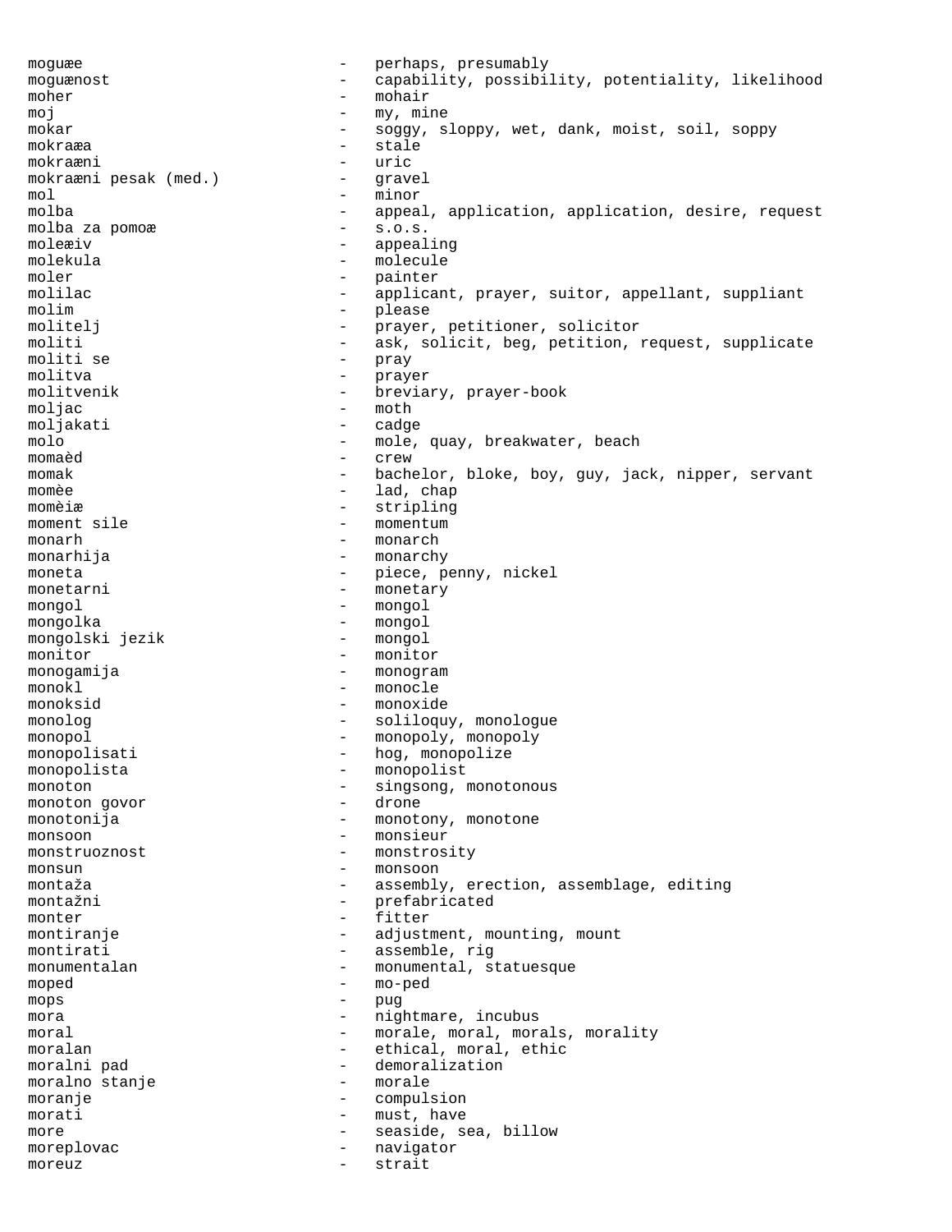moguæe - perhaps, presumably
moguænost - capability, possibility, potentiality, likelihood
moher - mohair
moj - my, mine
mokar - soggy, sloppy, wet, dank, moist, soil, soppy
mokraæa - stale
mokraæni - uric
mokraæni pesak (med.) - gravel
mol - minor
molba - appeal, application, application, desire, request
molba za pomoæ - s.o.s.
moleæiv - appealing
molekula - molecule
moler - painter
molilac - applicant, prayer, suitor, appellant, suppliant
molim - please
molitelj - prayer, petitioner, solicitor
moliti - ask, solicit, beg, petition, request, supplicate
moliti se - pray
molitva - prayer
molitvenik - breviary, prayer-book
moljac - moth
moljakati - cadge
molo - mole, quay, breakwater, beach
momaèd - crew
momak - bachelor, bloke, boy, guy, jack, nipper, servant
momèe - lad, chap
momèiæ - stripling
moment sile - momentum
monarh - monarch
monarhija - monarchy
moneta - piece, penny, nickel
monetarni - monetary
mongol - mongol
mongolka - mongol
mongolski jezik - mongol
monitor - monitor
monogamija - monogram
monokl - monocle
monoksid - monoxide
monolog - soliloquy, monologue
monopol - monopoly, monopoly
monopolisati - hog, monopolize
monopolista - monopolist
monoton - singsong, monotonous
monoton govor - drone
monotonija - monotony, monotone
monsoon - monsieur
monstruoznost - monstrosity
monsun - monsoon
montaža - assembly, erection, assemblage, editing
montažni - prefabricated
monter - fitter
montiranje - adjustment, mounting, mount
montirati - assemble, rig
monumentalan - monumental, statuesque
moped - mo-ped
mops - pug
mora - nightmare, incubus
moral - morale, moral, morals, morality
moralan - ethical, moral, ethic
moralni pad - demoralization
moralno stanje - morale
moranje - compulsion
morati - must, have
more - seaside, sea, billow
moreplovac - navigator
moreuz - strait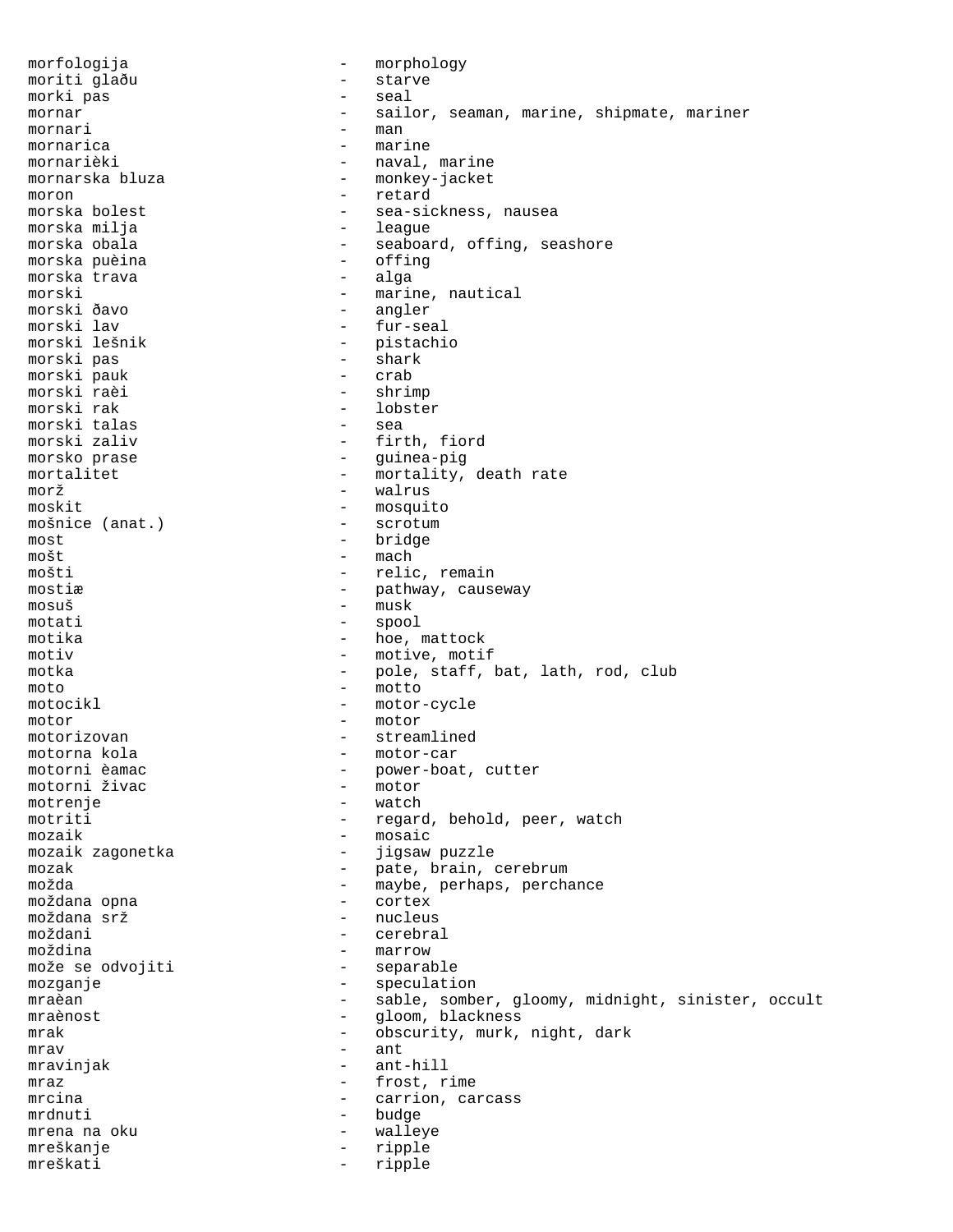morfologija - morphology
moriti glađu - starve
morki pas - seal
mornar - sailor, seaman, marine, shipmate, mariner
mornari - man
mornarica - marine
mornarièki - naval, marine
mornarska bluza - monkey-jacket
moron - retard
morska bolest - sea-sickness, nausea
morska milja - league
morska obala - seaboard, offing, seashore
morska puèina - offing
morska trava - alga
morski - marine, nautical
morski đavo - angler
morski lav - fur-seal
morski lešnik - pistachio
morski pas - shark
morski pauk - crab
morski raèi - shrimp
morski rak - lobster
morski talas - sea
morski zaliv - firth, fiord
morsko prase - guinea-pig
mortalitet - mortality, death rate
morž - walrus
moskit - mosquito
mošnice (anat.) - scrotum
most - bridge
mošt - mach
mošti - relic, remain
mostiæ - pathway, causeway
mosuš - musk
motati - spool
motika - hoe, mattock
motiv - motive, motif
motka - pole, staff, bat, lath, rod, club
moto - motto
motocikl - motor-cycle
motor - motor
motorizovan - streamlined
motorna kola - motor-car
motorni èamac - power-boat, cutter
motorni živac - motor
motrenje - watch
motriti - regard, behold, peer, watch
mozaik - mosaic
mozaik zagonetka - jigsaw puzzle
mozak - pate, brain, cerebrum
možda - maybe, perhaps, perchance
moždana opna - cortex
moždana srž - nucleus
moždani - cerebral
moždina - marrow
može se odvojiti - separable
mozganje - speculation
mraèan - sable, somber, gloomy, midnight, sinister, occult
mraènost - gloom, blackness
mrak - obscurity, murk, night, dark
mrav - ant
mravinjak - ant-hill
mraz - frost, rime
mrcina - carrion, carcass
mrdnuti - budge
mrena na oku - walleye
mreškanje - ripple
mreškati - ripple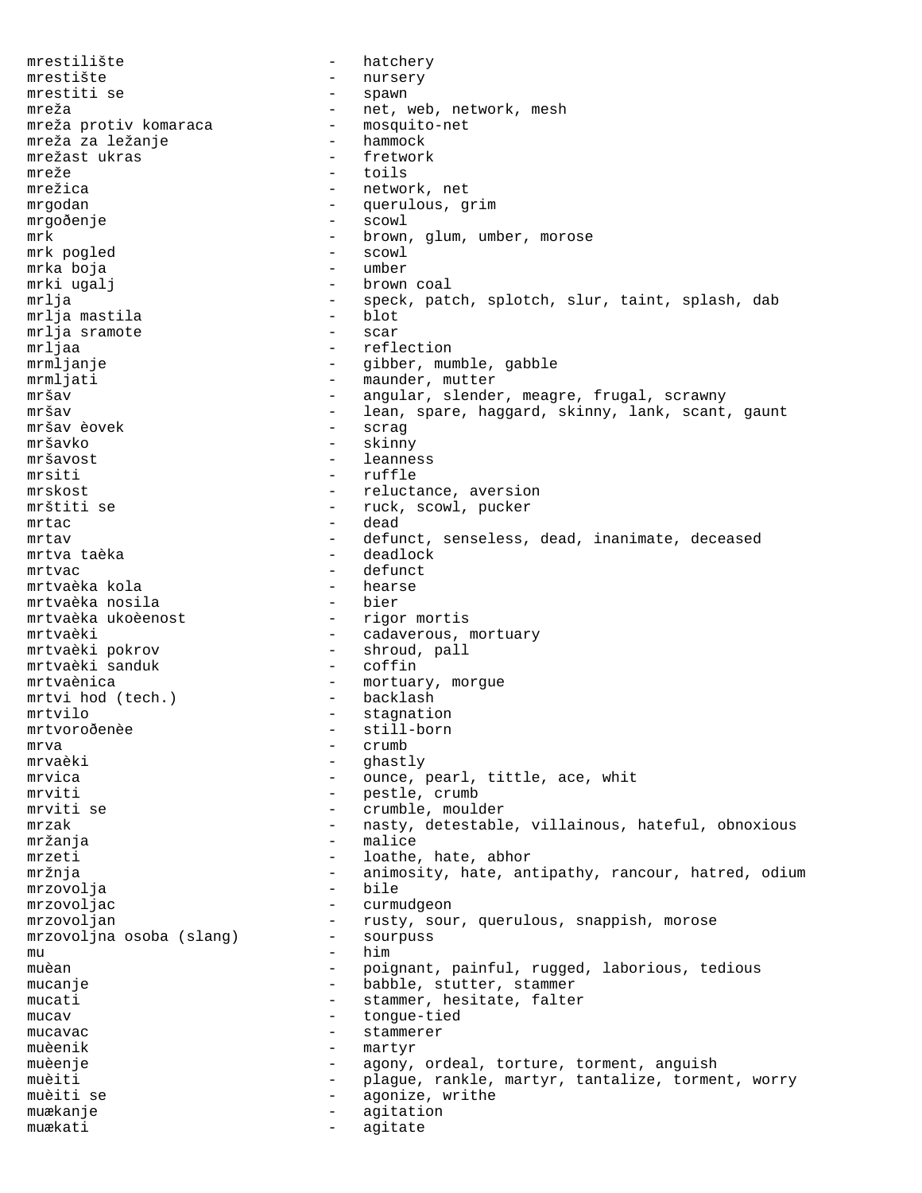mrestilište - hatchery
mrestište - nursery
mrestiti se - spawn
mreža - net, web, network, mesh
mreža protiv komaraca - mosquito-net
mreža za ležanje - hammock
mrežast ukras - fretwork
mreže - toils
mrežica - network, net
mrgodan - querulous, grim
mrgođenje - scowl
mrk - brown, glum, umber, morose
mrk pogled - scowl
mrka boja - umber
mrki ugalj - brown coal
mrlja - speck, patch, splotch, slur, taint, splash, dab
mrlja mastila - blot
mrlja sramote - scar
mrljaa - reflection
mrmljanje - gibber, mumble, gabble
mrmljati - maunder, mutter
mršav - angular, slender, meagre, frugal, scrawny
mršav - lean, spare, haggard, skinny, lank, scant, gaunt
mršav èovek - scrag
mršavko - skinny
mršavost - leanness
mrsiti - ruffle
mrskost - reluctance, aversion
mrštiti se - ruck, scowl, pucker
mrtac - dead
mrtav - defunct, senseless, dead, inanimate, deceased
mrtva taèka - deadlock
mrtvac - defunct
mrtvaèka kola - hearse
mrtvaèka nosila - bier
mrtvaèka ukoèenost - rigor mortis
mrtvaèki - cadaverous, mortuary
mrtvaèki pokrov - shroud, pall
mrtvaèki sanduk - coffin
mrtvaènica - mortuary, morgue
mrtvi hod (tech.) - backlash
mrtvilo - stagnation
mrtvorođenèe - still-born
mrva - crumb
mrvaèki - ghastly
mrvica - ounce, pearl, tittle, ace, whit
mrviti - pestle, crumb
mrviti se - crumble, moulder
mrzak - nasty, detestable, villainous, hateful, obnoxious
mržanja - malice
mrzeti - loathe, hate, abhor
mržnja - animosity, hate, antipathy, rancour, hatred, odium
mrzovolja - bile
mrzovoljac - curmudgeon
mrzovoljan - rusty, sour, querulous, snappish, morose
mrzovoljna osoba (slang) - sourpuss
mu - him
muèan - poignant, painful, rugged, laborious, tedious
mucanje - babble, stutter, stammer
mucati - stammer, hesitate, falter
mucav - tongue-tied
mucavac - stammerer
muèenik - martyr
muèenje - agony, ordeal, torture, torment, anguish
muèiti - plague, rankle, martyr, tantalize, torment, worry
muèiti se - agonize, writhe
muækanje - agitation
muækati - agitate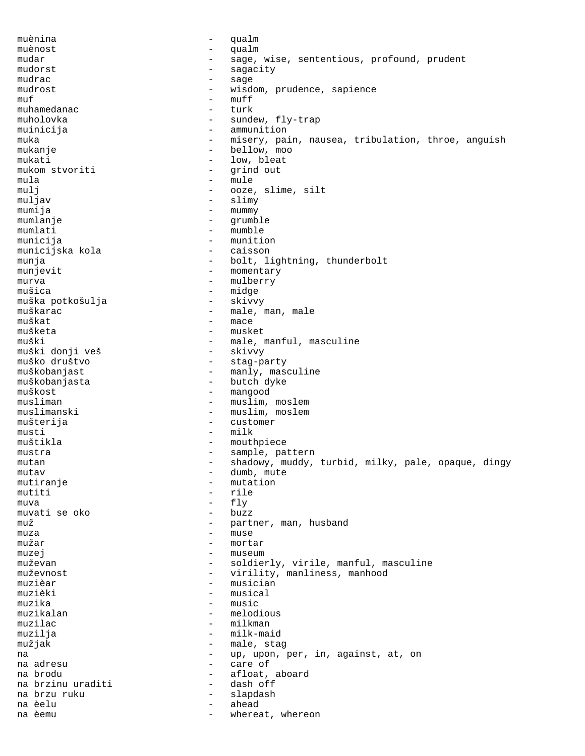muènina - qualm
muènost - qualm
mudar - sage, wise, sententious, profound, prudent
mudorst - sagacity
mudrac - sage
mudrost - wisdom, prudence, sapience
muf - muff
muhamedanac - turk
muholovka - sundew, fly-trap
muinicija - ammunition
muka - misery, pain, nausea, tribulation, throe, anguish
mukanje - bellow, moo
mukati - low, bleat
mukom stvoriti - grind out
mula - mule
mulj - ooze, slime, silt
muljav - slimy
mumija - mummy
mumlanje - grumble
mumlati - mumble
municija - munition
municijska kola - caisson
munja - bolt, lightning, thunderbolt
munjevit - momentary
murva - mulberry
mušica - midge
muška potkošulja - skivvy
muškarac - male, man, male
muškat - mace
mušketa - musket
muški - male, manful, masculine
muški donji veš - skivvy
muško društvo - stag-party
muškobanjast - manly, masculine
muškobanjasta - butch dyke
muškost - mangood
musliman - muslim, moslem
muslimanski - muslim, moslem
mušterija - customer
musti - milk
muštikla - mouthpiece
mustra - sample, pattern
mutan - shadowy, muddy, turbid, milky, pale, opaque, dingy
mutav - dumb, mute
mutiranje - mutation
mutiti - rile
muva - fly
muvati se oko - buzz
muž - partner, man, husband
muza - muse
mužar - mortar
muzej - museum
muževan - soldierly, virile, manful, masculine
muževnost - virility, manliness, manhood
muzièar - musician
muzièki - musical
muzika - music
muzikalan - melodious
muzilac - milkman
muzilja - milk-maid
mužjak - male, stag
na - up, upon, per, in, against, at, on
na adresu - care of
na brodu - afloat, aboard
na brzinu uraditi - dash off
na brzu ruku - slapdash
na èelu - ahead
na èemu - whereat, whereon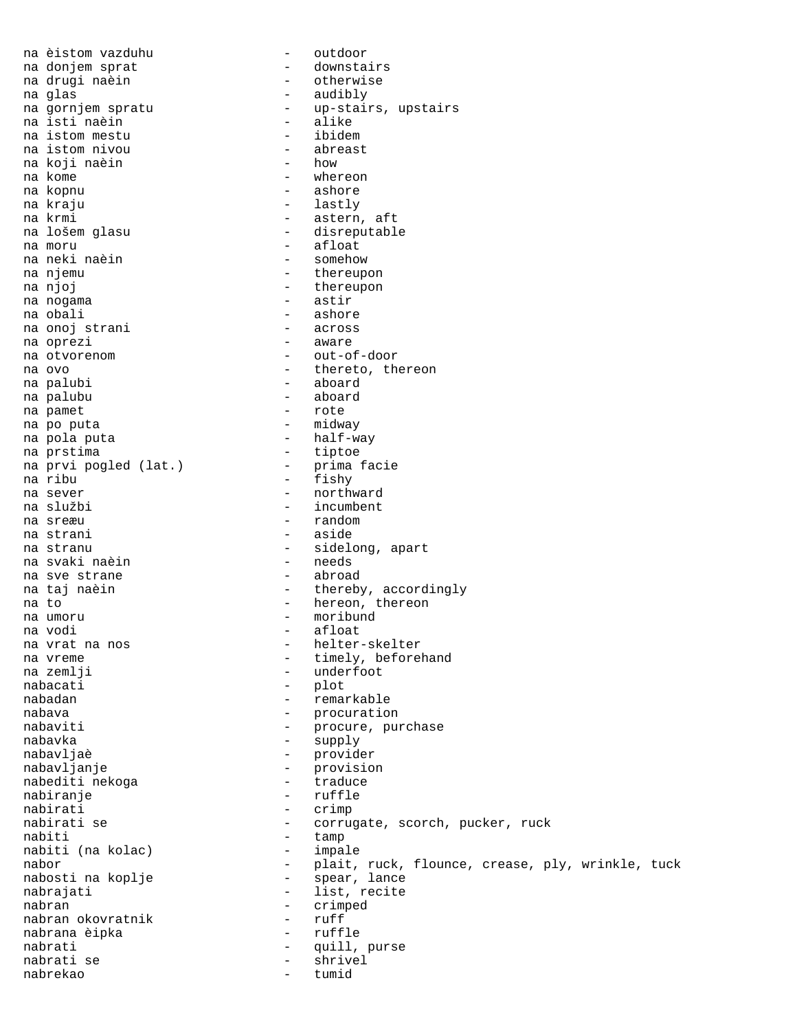na èistom vazduhu - outdoor
na donjem sprat - downstairs
na drugi naèin - otherwise
na glas - audibly
na gornjem spratu - up-stairs, upstairs
na isti naèin - alike
na istom mestu - ibidem
na istom nivou - abreast
na koji naèin - how
na kome - whereon
na kopnu - ashore
na kraju - lastly
na krmi - astern, aft
na lošem glasu - disreputable
na moru - afloat
na neki naèin - somehow
na njemu - thereupon
na njoj - thereupon
na nogama - astir
na obali - ashore
na onoj strani - across
na oprezi - aware
na otvorenom - out-of-door
na ovo - thereto, thereon
na palubi - aboard
na palubu - aboard
na pamet - rote
na po puta - midway
na pola puta - half-way
na prstima - tiptoe
na prvi pogled (lat.) - prima facie
na ribu - fishy
na sever - northward
na službi - incumbent
na sreæu - random
na strani - aside
na stranu - sidelong, apart
na svaki naèin - needs
na sve strane - abroad
na taj naèin - thereby, accordingly
na to - hereon, thereon
na umoru - moribund
na vodi - afloat
na vrat na nos - helter-skelter
na vreme - timely, beforehand
na zemlji - underfoot
nabacati - plot
nabadan - remarkable
nabava - procuration
nabaviti - procure, purchase
nabavka - supply
nabavljaè - provider
nabavljanje - provision
nabediti nekoga - traduce
nabiranje - ruffle
nabirati - crimp
nabirati se - corrugate, scorch, pucker, ruck
nabiti - tamp
nabiti (na kolac) - impale
nabor - plait, ruck, flounce, crease, ply, wrinkle, tuck
nabosti na koplje - spear, lance
nabrajati - list, recite
nabran - crimped
nabran okovratnik - ruff
nabrana èipka - ruffle
nabrati - quill, purse
nabrati se - shrivel
nabrekao - tumid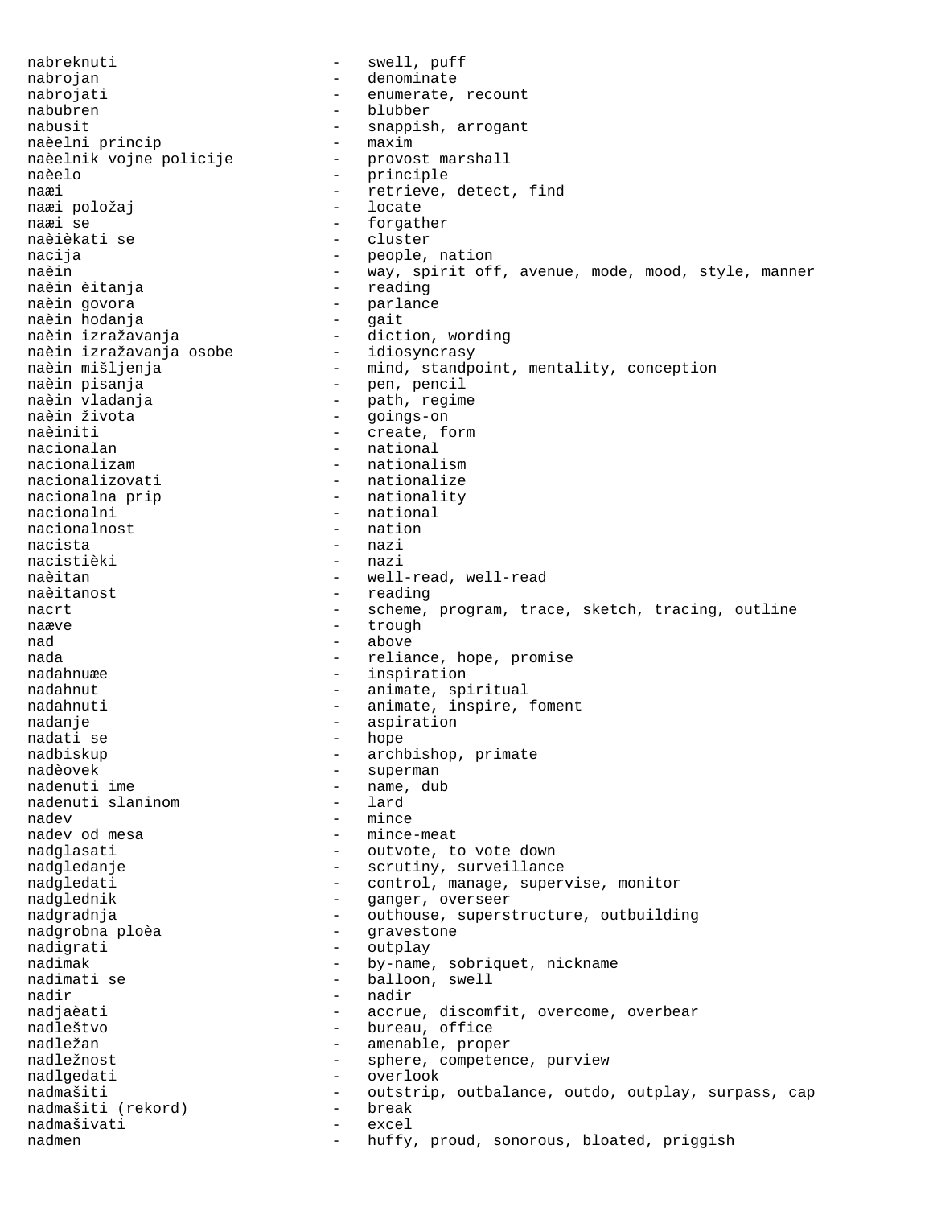nabreknuti - swell, puff
nabrojan - denominate
nabrojati - enumerate, recount
nabubren - blubber
nabusit - snappish, arrogant
naèelni princip - maxim
naèelnik vojne policije - provost marshall
naèelo - principle
naæi - retrieve, detect, find
naæi položaj - locate
naæi se - forgather
naèièkati se - cluster
nacija - people, nation
naèin - way, spirit off, avenue, mode, mood, style, manner
naèin èitanja - reading
naèin govora - parlance
naèin hodanja - gait
naèin izražavanja - diction, wording
naèin izražavanja osobe - idiosyncrasy
naèin mišljenja - mind, standpoint, mentality, conception
naèin pisanja - pen, pencil
naèin vladanja - path, regime
naèin života - goings-on
naèiniti - create, form
nacionalan - national
nacionalizam - nationalism
nacionalizovati - nationalize
nacionalna prip - nationality
nacionalni - national
nacionalnost - nation
nacista - nazi
nacistièki - nazi
naèitan - well-read, well-read
naèitanost - reading
nacrt - scheme, program, trace, sketch, tracing, outline
naæve - trough
nad - above
nada - reliance, hope, promise
nadahnuæe - inspiration
nadahnut - animate, spiritual
nadahnuti - animate, inspire, foment
nadanje - aspiration
nadati se - hope
nadbiskup - archbishop, primate
nadèovek - superman
nadenuti ime - name, dub
nadenuti slaninom - lard
nadev - mince
nadev od mesa - mince-meat
nadglasati - outvote, to vote down
nadgledanje - scrutiny, surveillance
nadgledati - control, manage, supervise, monitor
nadglednik - ganger, overseer
nadgradnja - outhouse, superstructure, outbuilding
nadgrobna ploèa - gravestone
nadigrati - outplay
nadimak - by-name, sobriquet, nickname
nadimati se - balloon, swell
nadir - nadir
nadjaèati - accrue, discomfit, overcome, overbear
nadleštvo - bureau, office
nadležan - amenable, proper
nadležnost - sphere, competence, purview
nadlgedati - overlook
nadmašiti - outstrip, outbalance, outdo, outplay, surpass, cap
nadmašiti (rekord) - break
nadmašivati - excel
nadmen - huffy, proud, sonorous, bloated, priggish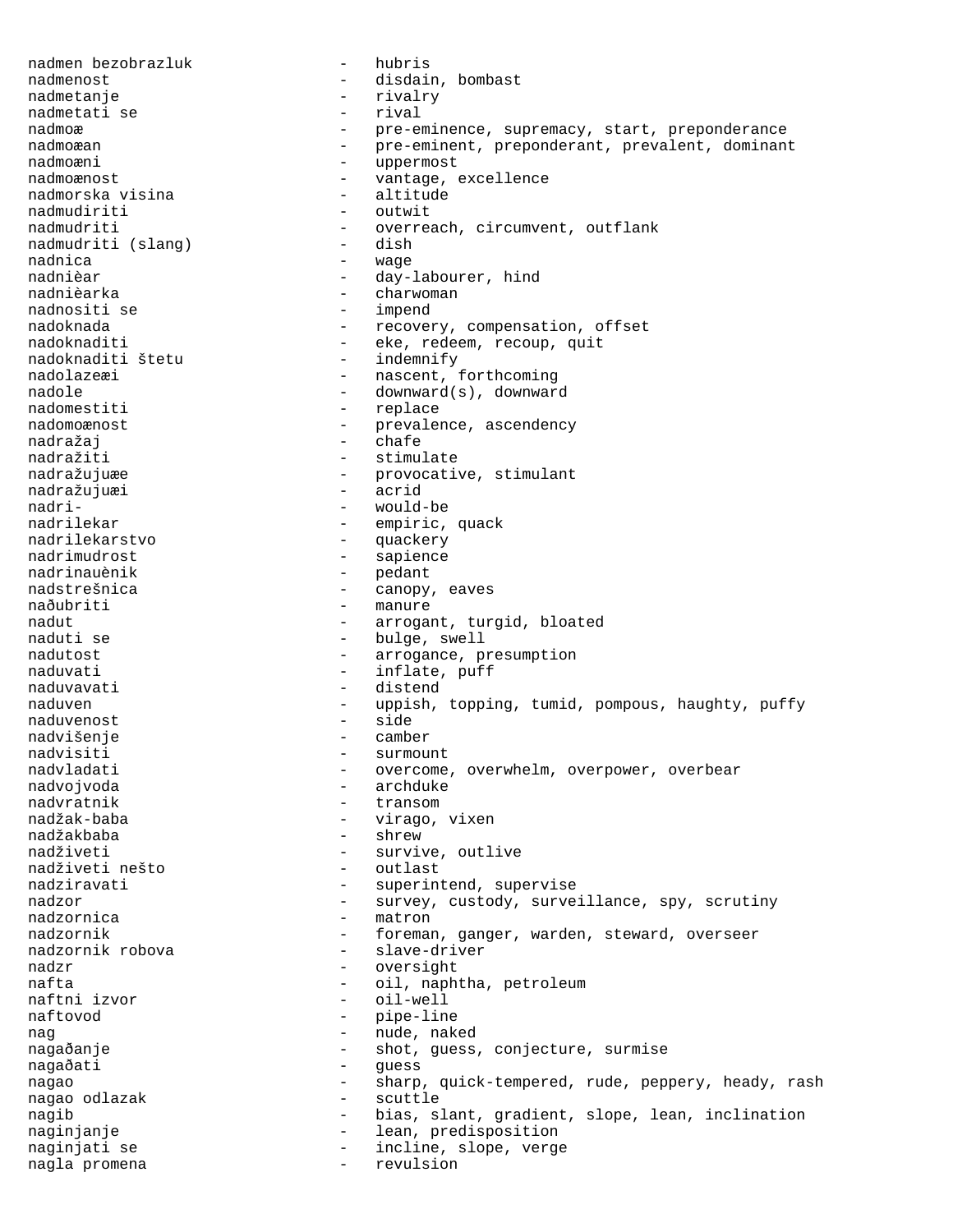nadmen bezobrazluk - hubris
nadmenost - disdain, bombast
nadmetanje - rivalry
nadmetati se - rival
nadmoæ - pre-eminence, supremacy, start, preponderance
nadmoæan - pre-eminent, preponderant, prevalent, dominant
nadmoæni - uppermost
nadmoænost - vantage, excellence
nadmorska visina - altitude
nadmudiriti - outwit
nadmudriti - overreach, circumvent, outflank
nadmudriti (slang) - dish
nadnica - wage
nadnièar - day-labourer, hind
nadnièarka - charwoman
nadnositi se - impend
nadoknada - recovery, compensation, offset
nadoknaditi - eke, redeem, recoup, quit
nadoknaditi štetu - indemnify
nadolazeæi - nascent, forthcoming
nadole - downward(s), downward
nadomestiti - replace
nadomoænost - prevalence, ascendency
nadražaj - chafe
nadražiti - stimulate
nadražujuæe - provocative, stimulant
nadražujuæi - acrid
nadri- - would-be
nadrilekar - empiric, quack
nadrilekarstvo - quackery
nadrimudrost - sapience
nadrinauènik - pedant
nadstrešnica - canopy, eaves
naðubriti - manure
nadut - arrogant, turgid, bloated
naduti se - bulge, swell
nadutost - arrogance, presumption
naduvati - inflate, puff
naduvavati - distend
naduven - uppish, topping, tumid, pompous, haughty, puffy
naduvenost - side
nadvišenje - camber
nadvisiti - surmount
nadvladati - overcome, overwhelm, overpower, overbear
nadvojvoda - archduke
nadvratnik - transom
nadžak-baba - virago, vixen
nadžakbaba - shrew
nadživeti - survive, outlive
nadživeti nešto - outlast
nadziravati - superintend, supervise
nadzor - survey, custody, surveillance, spy, scrutiny
nadzornica - matron
nadzornik - foreman, ganger, warden, steward, overseer
nadzornik robova - slave-driver
nadzr - oversight
nafta - oil, naphtha, petroleum
naftni izvor - oil-well
naftovod - pipe-line
nag - nude, naked
nagaðanje - shot, guess, conjecture, surmise
nagaðati - guess
nagao - sharp, quick-tempered, rude, peppery, heady, rash
nagao odlazak - scuttle
nagib - bias, slant, gradient, slope, lean, inclination
naginjanje - lean, predisposition
naginjati se - incline, slope, verge
nagla promena - revulsion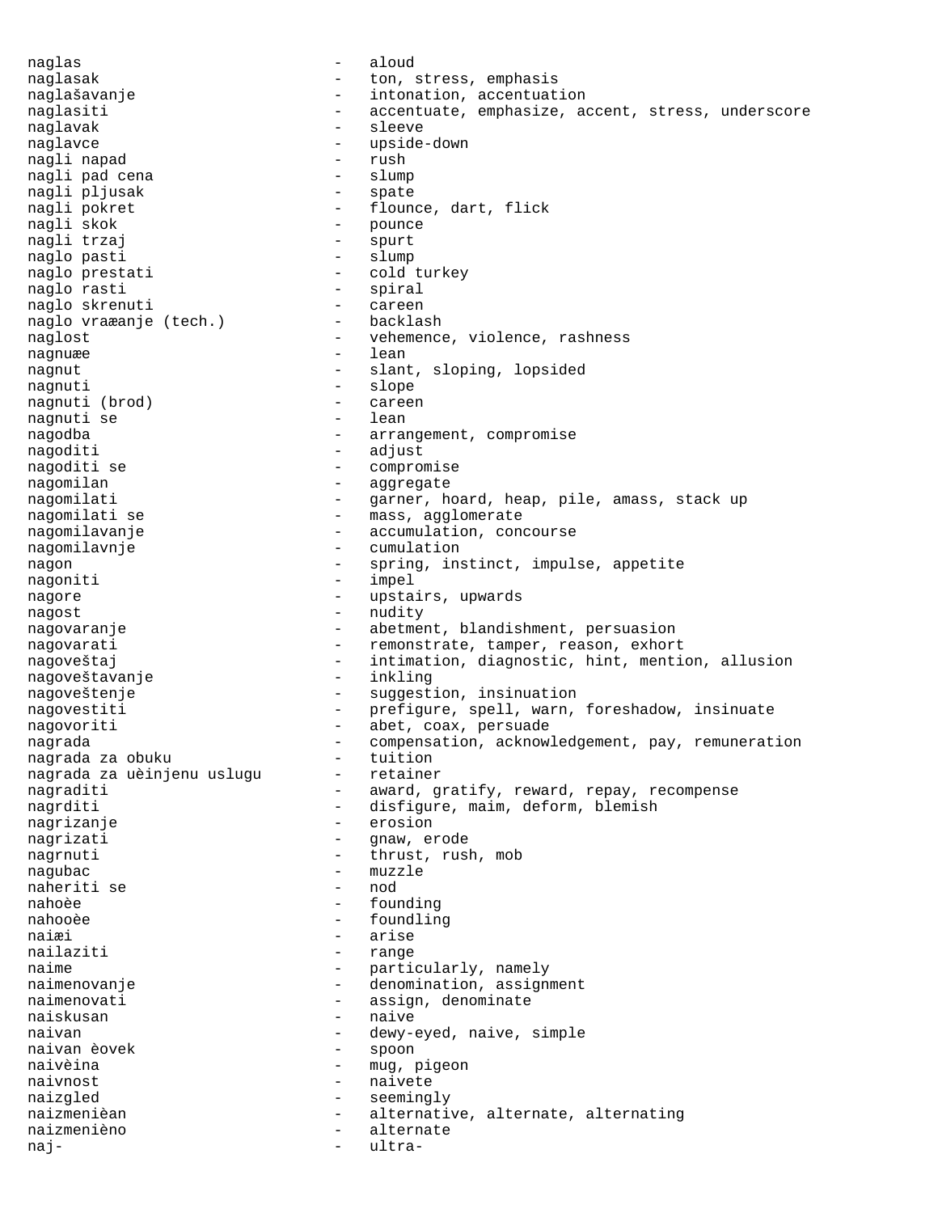naglas - aloud
naglasak - ton, stress, emphasis
naglašavanje - intonation, accentuation
naglasiti - accentuate, emphasize, accent, stress, underscore
naglavak - sleeve
naglavce - upside-down
nagli napad - rush
nagli pad cena - slump
nagli pljusak - spate
nagli pokret - flounce, dart, flick
nagli skok - pounce
nagli trzaj - spurt
naglo pasti - slump
naglo prestati - cold turkey
naglo rasti - spiral
naglo skrenuti - careen
naglo vraæanje (tech.) - backlash
naglost - vehemence, violence, rashness
nagnuæe - lean
nagnut - slant, sloping, lopsided
nagnuti - slope
nagnuti (brod) - careen
nagnuti se - lean
nagodba - arrangement, compromise
nagoditi - adjust
nagoditi se - compromise
nagomilan - aggregate
nagomilati - garner, hoard, heap, pile, amass, stack up
nagomilati se - mass, agglomerate
nagomilavanje - accumulation, concourse
nagomilavnje - cumulation
nagon - spring, instinct, impulse, appetite
nagoniti - impel
nagore - upstairs, upwards
nagost - nudity
nagovaranje - abetment, blandishment, persuasion
nagovarati - remonstrate, tamper, reason, exhort
nagoveštaj - intimation, diagnostic, hint, mention, allusion
nagoveštavanje - inkling
nagoveštenje - suggestion, insinuation
nagovestiti - prefigure, spell, warn, foreshadow, insinuate
nagovoriti - abet, coax, persuade
nagrada - compensation, acknowledgement, pay, remuneration
nagrada za obuku - tuition
nagrada za uèinjenu uslugu - retainer
nagraditi - award, gratify, reward, repay, recompense
nagrditi - disfigure, maim, deform, blemish
nagrizanje - erosion
nagrizati - gnaw, erode
nagrnuti - thrust, rush, mob
nagubac - muzzle
naheriti se - nod
nahoèe - founding
nahoòèe - foundling
naiæi - arise
nailaziti - range
naime - particularly, namely
naimenovanje - denomination, assignment
naimenovati - assign, denominate
naiskusan - naive
naivan - dewy-eyed, naive, simple
naivan èovek - spoon
naivèina - mug, pigeon
naivnost - naivete
naizgled - seemingly
naizmenièan - alternative, alternate, alternating
naizmenièno - alternate
naj- - ultra-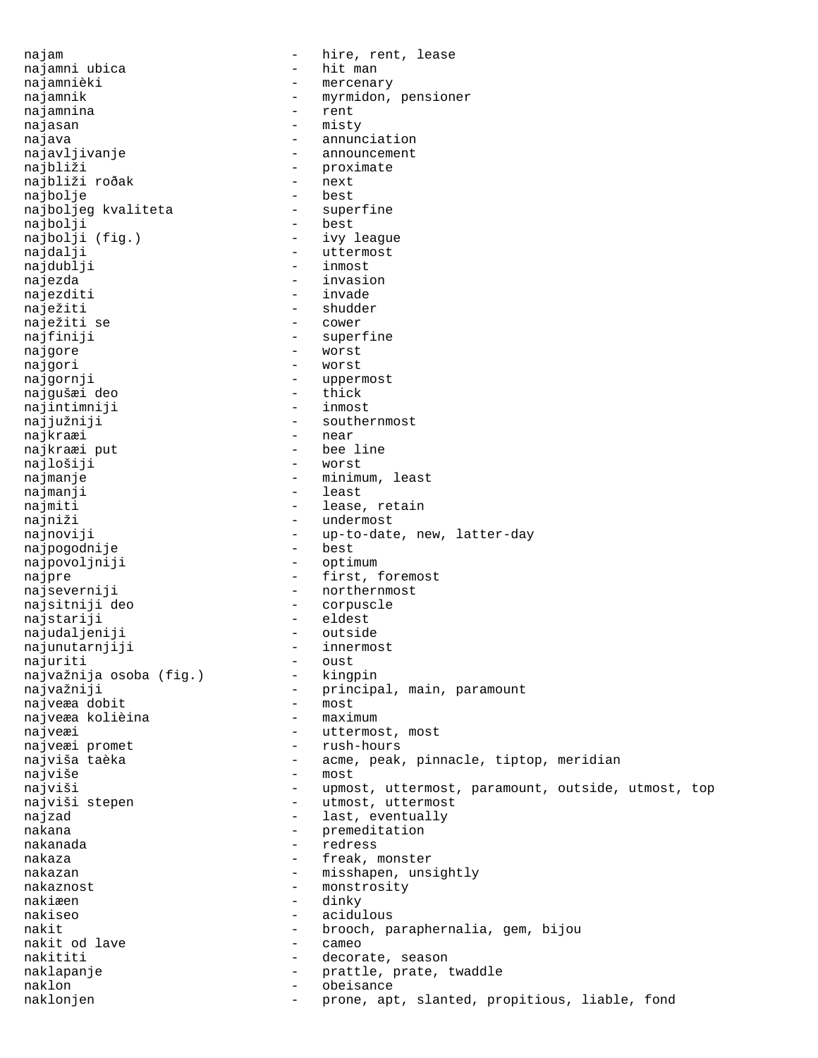najam - hire, rent, lease
najamni ubica - hit man
najamnièki - mercenary
najamnik - myrmidon, pensioner
najamnina - rent
najasan - misty
najava - annunciation
najavljivanje - announcement
najbliži - proximate
najbliži roðak - next
najbolje - best
najboljeg kvaliteta - superfine
najbolji - best
najbolji (fig.) - ivy league
najdalji - uttermost
najdublji - inmost
najezda - invasion
najezditi - invade
naježiti - shudder
naježiti se - cower
najfiniji - superfine
najgore - worst
najgori - worst
najgornji - uppermost
najgušæi deo - thick
najintimniji - inmost
najjužniji - southernmost
najkraæi - near
najkraæi put - bee line
najlošiji - worst
najmanje - minimum, least
najmanji - least
najmiti - lease, retain
najniži - undermost
najnoviji - up-to-date, new, latter-day
najpogodnije - best
najpovoljniji - optimum
najpre - first, foremost
najseverniji - northernmost
najsitniji deo - corpuscle
najstariji - eldest
najudaljeniji - outside
najunutarnjiji - innermost
najuriti - oust
najvažnija osoba (fig.) - kingpin
najvažniji - principal, main, paramount
najveæa dobit - most
najveæa kolièina - maximum
najveæi - uttermost, most
najveæi promet - rush-hours
najviša taèka - acme, peak, pinnacle, tiptop, meridian
najviše - most
najviši - upmost, uttermost, paramount, outside, utmost, top
najviši stepen - utmost, uttermost
najzad - last, eventually
nakana - premeditation
nakanada - redress
nakaza - freak, monster
nakazan - misshapen, unsightly
nakaznost - monstrosity
nakiæen - dinky
nakiseo - acidulous
nakit - brooch, paraphernalia, gem, bijou
nakit od lave - cameo
nakititi - decorate, season
naklapanje - prattle, prate, twaddle
naklon - obeisance
naklonjen - prone, apt, slanted, propitious, liable, fond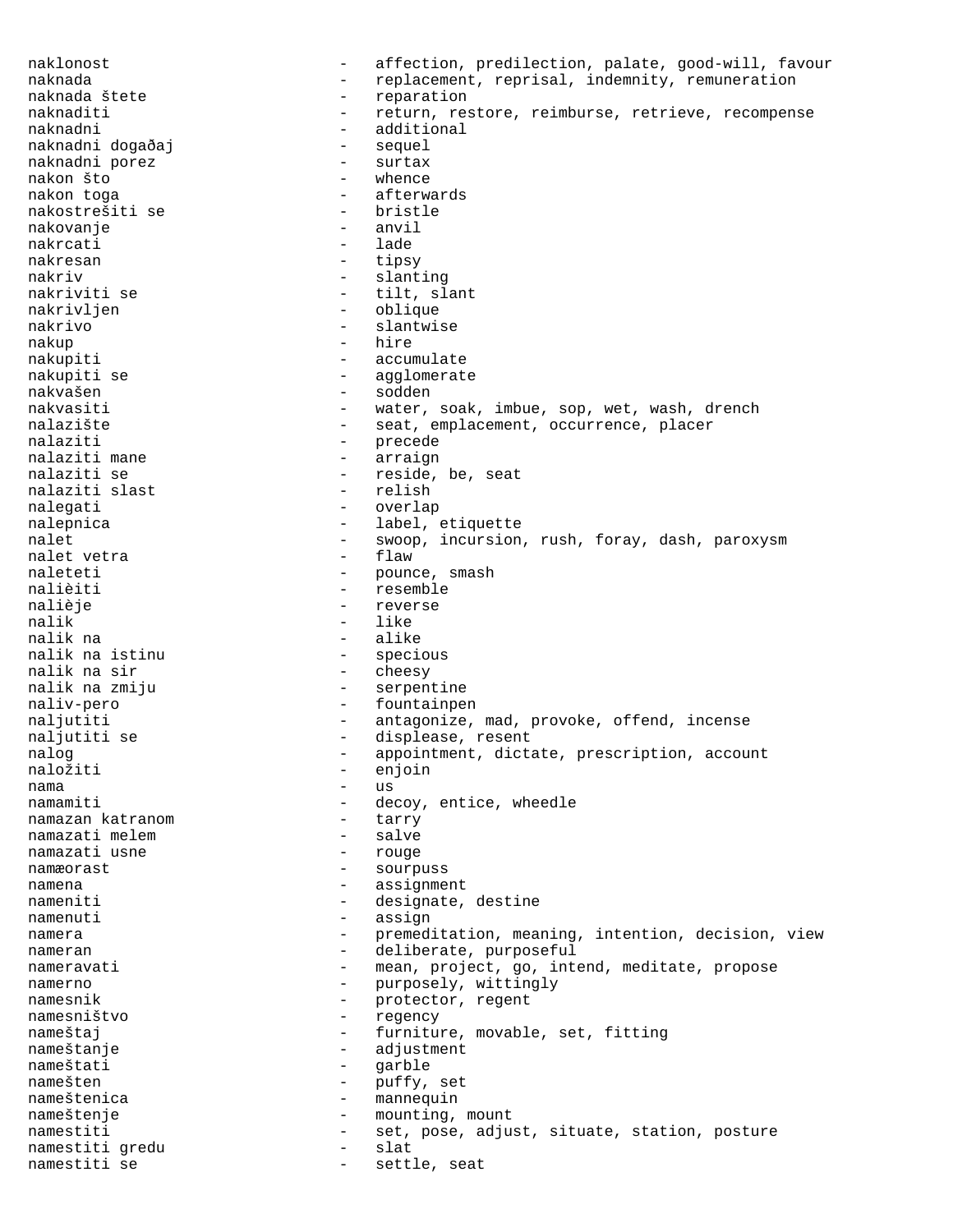naklonost - affection, predilection, palate, good-will, favour
naknada - replacement, reprisal, indemnity, remuneration
naknada štete - reparation
naknaditi - return, restore, reimburse, retrieve, recompense
naknadni - additional
naknadni događaj - sequel
naknadni porez - surtax
nakon što - whence
nakon toga - afterwards
nakostrešiti se - bristle
nakovanje - anvil
nakrcati - lade
nakresan - tipsy
nakriv - slanting
nakriviti se - tilt, slant
nakrivljen - oblique
nakrivo - slantwise
nakup - hire
nakupiti - accumulate
nakupiti se - agglomerate
nakvašen - sodden
nakvasiti - water, soak, imbue, sop, wet, wash, drench
nalazište - seat, emplacement, occurrence, placer
nalaziti - precede
nalaziti mane - arraign
nalaziti se - reside, be, seat
nalaziti slast - relish
nalegati - overlap
nalepnica - label, etiquette
nalet - swoop, incursion, rush, foray, dash, paroxysm
nalet vetra - flaw
naleteti - pounce, smash
nalièiti - resemble
nalièje - reverse
nalik - like
nalik na - alike
nalik na istinu - specious
nalik na sir - cheesy
nalik na zmiju - serpentine
naliv-pero - fountainpen
naljutiti - antagonize, mad, provoke, offend, incense
naljutiti se - displease, resent
nalog - appointment, dictate, prescription, account
naložiti - enjoin
nama - us
namamiti - decoy, entice, wheedle
namazan katranom - tarry
namazati melem - salve
namazati usne - rouge
namæorast - sourpuss
namena - assignment
nameniti - designate, destine
namenuti - assign
namera - premeditation, meaning, intention, decision, view
nameran - deliberate, purposeful
nameravati - mean, project, go, intend, meditate, propose
namerno - purposely, wittingly
namesnik - protector, regent
namesništvo - regency
nameštaj - furniture, movable, set, fitting
nameštanje - adjustment
nameštati - garble
namešten - puffy, set
nameštenica - mannequin
nameštenje - mounting, mount
namestiti - set, pose, adjust, situate, station, posture
namestiti gredu - slat
namestiti se - settle, seat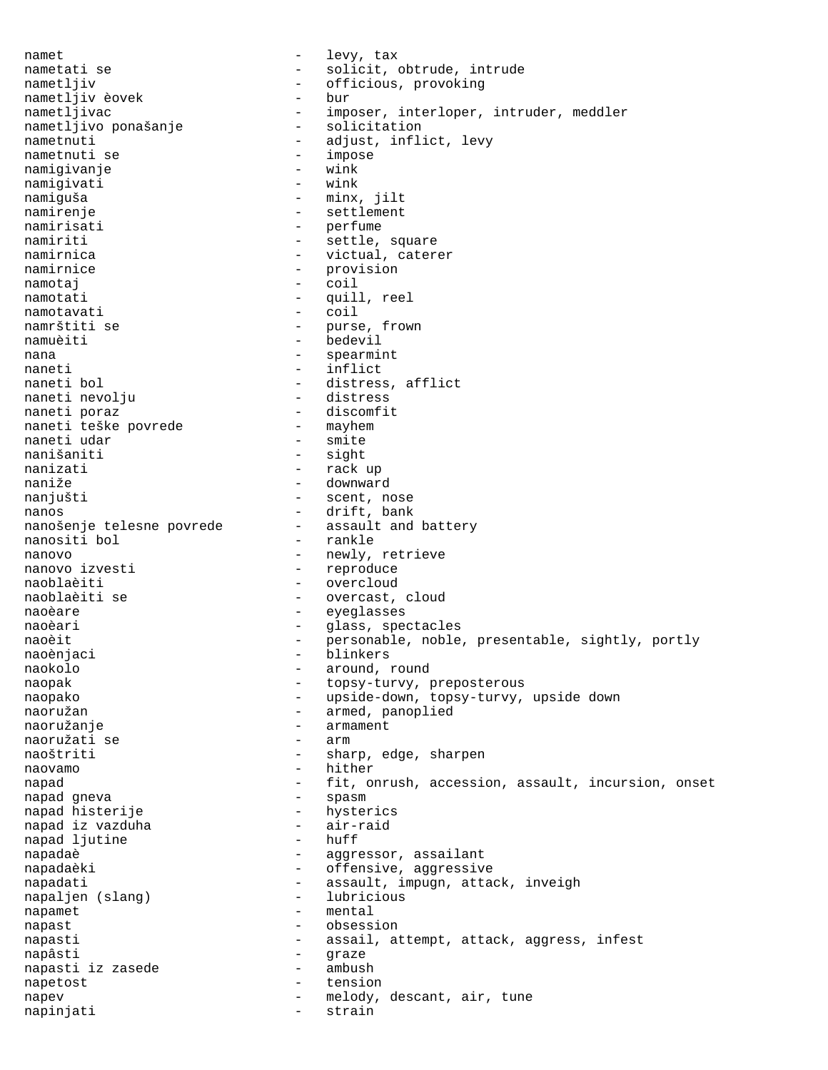namet - levy, tax
nametati se - solicit, obtrude, intrude
nametljiv - officious, provoking
nametljiv èovek - bur
nametljivac - imposer, interloper, intruder, meddler
nametljivo ponašanje - solicitation
nametnuti - adjust, inflict, levy
nametnuti se - impose
namigivanje - wink
namigivati - wink
namiguša - minx, jilt
namirenje - settlement
namirisati - perfume
namiriti - settle, square
namirnica - victual, caterer
namirnice - provision
namotaj - coil
namotati - quill, reel
namotavati - coil
namrštiti se - purse, frown
namuèiti - bedevil
nana - spearmint
naneti - inflict
naneti bol - distress, afflict
naneti nevolju - distress
naneti poraz - discomfit
naneti teške povrede - mayhem
naneti udar - smite
nanišaniti - sight
nanizati - rack up
naniže - downward
nanjušti - scent, nose
nanos - drift, bank
nanošenje telesne povrede - assault and battery
nanositi bol - rankle
nanovo - newly, retrieve
nanovo izvesti - reproduce
naoblaèiti - overcloud
naoblaèiti se - overcast, cloud
naoèare - eyeglasses
naoèari - glass, spectacles
naoèit - personable, noble, presentable, sightly, portly
naoènjaci - blinkers
naokolo - around, round
naopak - topsy-turvy, preposterous
naopako - upside-down, topsy-turvy, upside down
naoružan - armed, panoplied
naoružanje - armament
naoružati se - arm
naoštriti - sharp, edge, sharpen
naovamo - hither
napad - fit, onrush, accession, assault, incursion, onset
napad gneva - spasm
napad histerije - hysterics
napad iz vazduha - air-raid
napad ljutine - huff
napadaè - aggressor, assailant
napadaèki - offensive, aggressive
napadati - assault, impugn, attack, inveigh
napaljen (slang) - lubricious
napamet - mental
napast - obsession
napasti - assail, attempt, attack, aggress, infest
napâsti - graze
napasti iz zasede - ambush
napetost - tension
napev - melody, descant, air, tune
napinjati - strain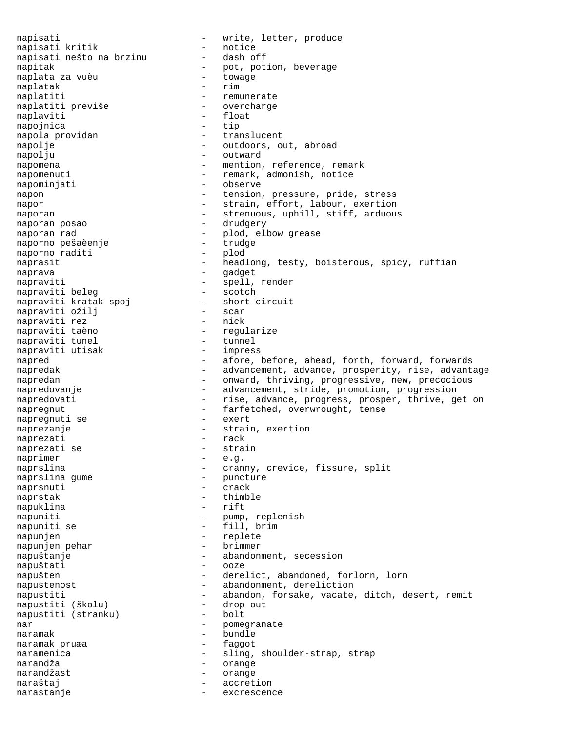napisati - write, letter, produce
napisati kritik - notice
napisati nešto na brzinu - dash off
napitak - pot, potion, beverage
naplata za vuèu - towage
naplatak - rim
naplatiti - remunerate
naplatiti previše - overcharge
naplaviti - float
napojnica - tip
napola providan - translucent
napolje - outdoors, out, abroad
napolju - outward
napomena - mention, reference, remark
napomenuti - remark, admonish, notice
napominjati - observe
napon - tension, pressure, pride, stress
napor - strain, effort, labour, exertion
naporan - strenuous, uphill, stiff, arduous
naporan posao - drudgery
naporan rad - plod, elbow grease
naporno pešaèenje - trudge
naporno raditi - plod
naprasit - headlong, testy, boisterous, spicy, ruffian
naprava - gadget
napraviti - spell, render
napraviti beleg - scotch
napraviti kratak spoj - short-circuit
napraviti ožilj - scar
napraviti rez - nick
napraviti taèno - regularize
napraviti tunel - tunnel
napraviti utisak - impress
napred - afore, before, ahead, forth, forward, forwards
napredak - advancement, advance, prosperity, rise, advantage
napredan - onward, thriving, progressive, new, precocious
napredovanje - advancement, stride, promotion, progression
napredovati - rise, advance, progress, prosper, thrive, get on
napregnut - farfetched, overwrought, tense
napregnuti se - exert
naprezanje - strain, exertion
naprezati - rack
naprezati se - strain
naprimer - e.g.
naprslina - cranny, crevice, fissure, split
naprslina gume - puncture
naprsnuti - crack
naprstak - thimble
napuklina - rift
napuniti - pump, replenish
napuniti se - fill, brim
napunjen - replete
napunjen pehar - brimmer
napuštanje - abandonment, secession
napuštati - ooze
napušten - derelict, abandoned, forlorn, lorn
napuštenost - abandonment, dereliction
napustiti - abandon, forsake, vacate, ditch, desert, remit
napustiti (školu) - drop out
napustiti (stranku) - bolt
nar - pomegranate
naramak - bundle
naramak pruæa - faggot
naramenica - sling, shoulder-strap, strap
narandža - orange
narandžast - orange
naraštaj - accretion
narastanje - excrescence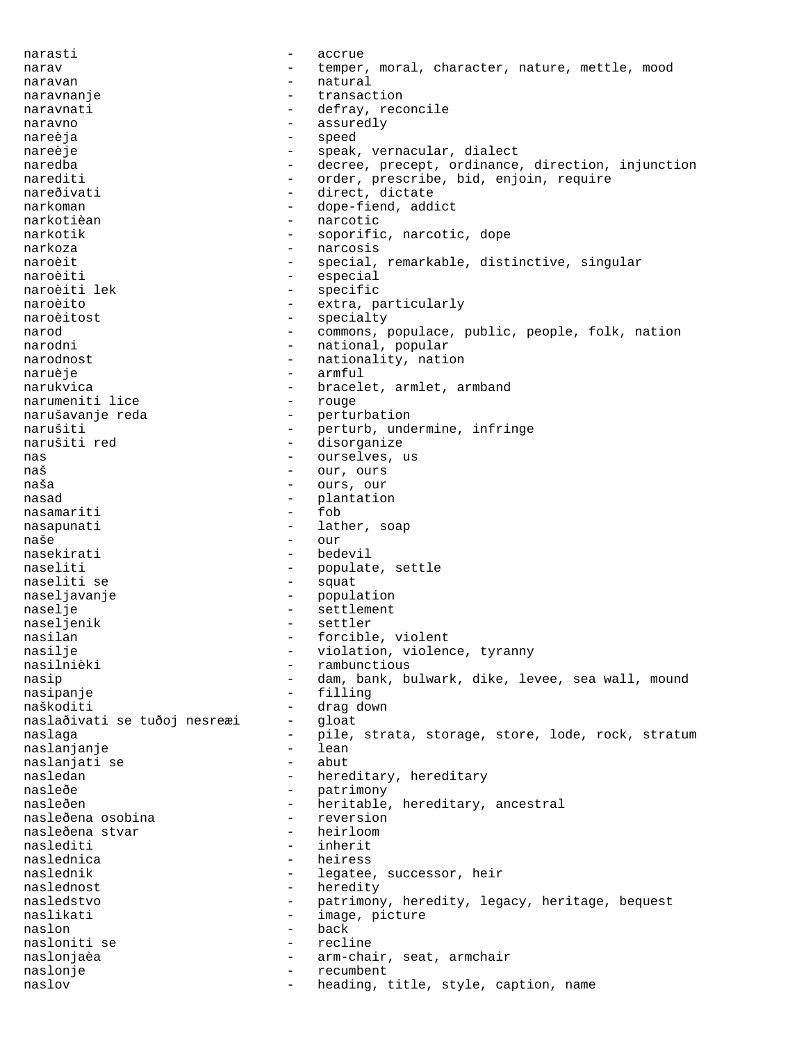narasti - accrue
narav - temper, moral, character, nature, mettle, mood
naravan - natural
naravnanje - transaction
naravnati - defray, reconcile
naravno - assuredly
nareèja - speed
nareèje - speak, vernacular, dialect
naredba - decree, precept, ordinance, direction, injunction
narediti - order, prescribe, bid, enjoin, require
nareðivati - direct, dictate
narkoman - dope-fiend, addict
narkotièan - narcotic
narkotik - soporific, narcotic, dope
narkoza - narcosis
naroèit - special, remarkable, distinctive, singular
naroèiti - especial
naroèiti lek - specific
naroèito - extra, particularly
naroèitost - specialty
narod - commons, populace, public, people, folk, nation
narodni - national, popular
narodnost - nationality, nation
naruèje - armful
narukvica - bracelet, armlet, armband
narumeniti lice - rouge
narušavanje reda - perturbation
narušiti - perturb, undermine, infringe
narušiti red - disorganize
nas - ourselves, us
naš - our, ours
naša - ours, our
nasad - plantation
nasamariti - fob
nasapunati - lather, soap
naše - our
nasekirati - bedevil
naseliti - populate, settle
naseliti se - squat
naseljavanje - population
naselje - settlement
naseljenik - settler
nasilan - forcible, violent
nasilje - violation, violence, tyranny
nasilnièki - rambunctious
nasip - dam, bank, bulwark, dike, levee, sea wall, mound
nasipanje - filling
naškoditi - drag down
naslaðivati se tuðoj nesreæi - gloat
naslaga - pile, strata, storage, store, lode, rock, stratum
naslanjanje - lean
naslanjati se - abut
nasledan - hereditary, hereditary
nasleðe - patrimony
nasleðen - heritable, hereditary, ancestral
nasleðena osobina - reversion
nasleðena stvar - heirloom
naslediti - inherit
naslednica - heiress
naslednik - legatee, successor, heir
naslednost - heredity
nasledstvo - patrimony, heredity, legacy, heritage, bequest
naslikati - image, picture
naslon - back
nasloniti se - recline
naslonjaèa - arm-chair, seat, armchair
naslonje - recumbent
naslov - heading, title, style, caption, name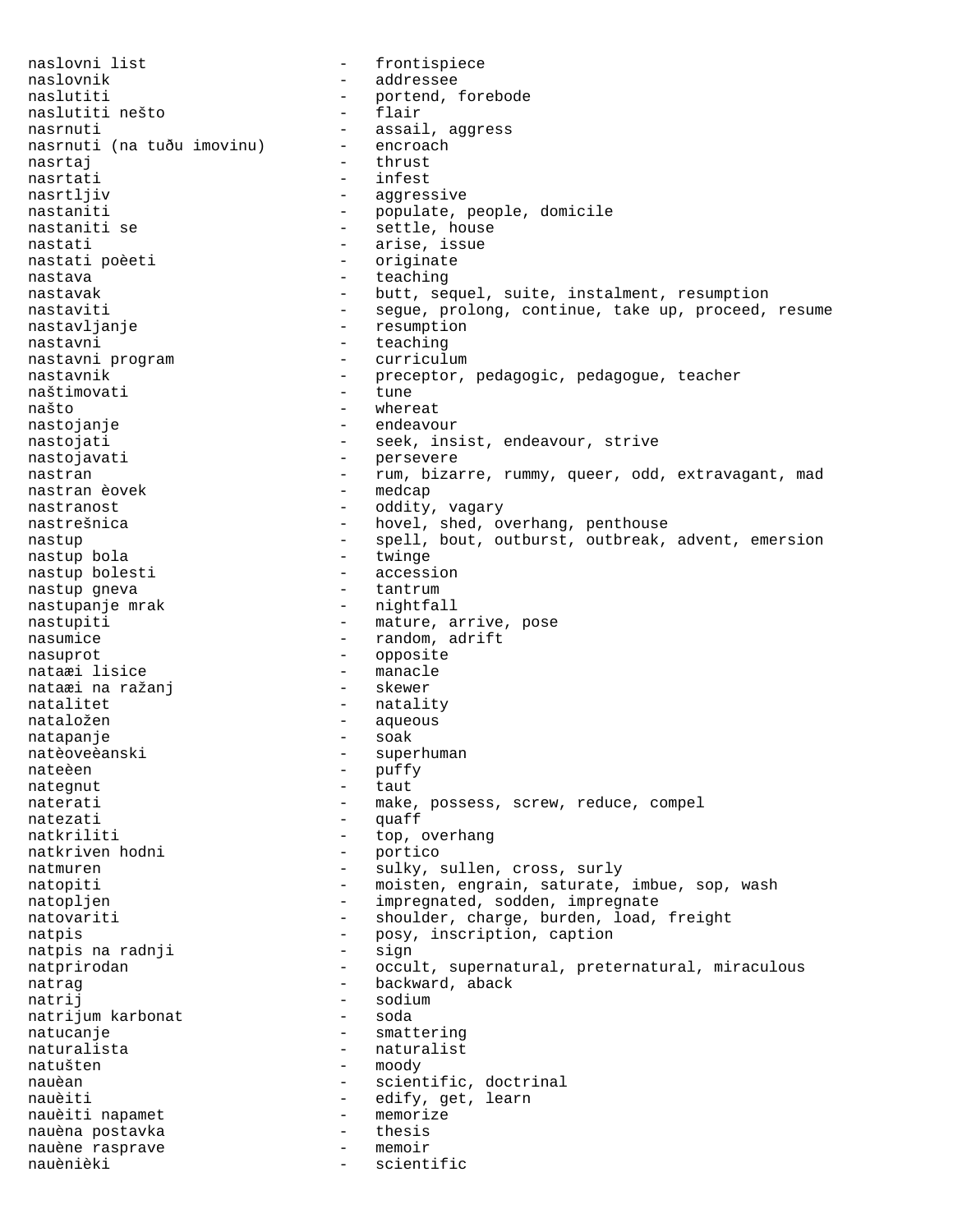naslovni list - frontispiece
naslovnik - addressee
naslutiti - portend, forebode
naslutiti nešto - flair
nasrnuti - assail, aggress
nasrnuti (na tuđu imovinu) - encroach
nasrtaj - thrust
nasrtati - infest
nasrtljiv - aggressive
nastaniti - populate, people, domicile
nastaniti se - settle, house
nastati - arise, issue
nastati poèeti - originate
nastava - teaching
nastavak - butt, sequel, suite, instalment, resumption
nastaviti - segue, prolong, continue, take up, proceed, resume
nastavljanje - resumption
nastavni - teaching
nastavni program - curriculum
nastavnik - preceptor, pedagogic, pedagogue, teacher
naštimovati - tune
našto - whereat
nastojanje - endeavour
nastojati - seek, insist, endeavour, strive
nastojavati - persevere
nastran - rum, bizarre, rummy, queer, odd, extravagant, mad
nastran èovek - medcap
nastranost - oddity, vagary
nastrešnica - hovel, shed, overhang, penthouse
nastup - spell, bout, outburst, outbreak, advent, emersion
nastup bola - twinge
nastup bolesti - accession
nastup gneva - tantrum
nastupanje mrak - nightfall
nastupiti - mature, arrive, pose
nasumice - random, adrift
nasuprot - opposite
nataæi lisice - manacle
nataæi na ražanj - skewer
natalitet - natality
nataložen - aqueous
natapanje - soak
natèoveèanski - superhuman
nateèen - puffy
nategnut - taut
naterati - make, possess, screw, reduce, compel
natezati - quaff
natkriliti - top, overhang
natkriven hodni - portico
natmuren - sulky, sullen, cross, surly
natopiti - moisten, engrain, saturate, imbue, sop, wash
natopljen - impregnated, sodden, impregnate
natovariti - shoulder, charge, burden, load, freight
natpis - posy, inscription, caption
natpis na radnji - sign
natprirodan - occult, supernatural, preternatural, miraculous
natrag - backward, aback
natrij - sodium
natrijum karbonat - soda
natucanje - smattering
naturalista - naturalist
natušten - moody
nauèan - scientific, doctrinal
nauèiti - edify, get, learn
nauèiti napamet - memorize
nauèna postavka - thesis
nauène rasprave - memoir
nauènièki - scientific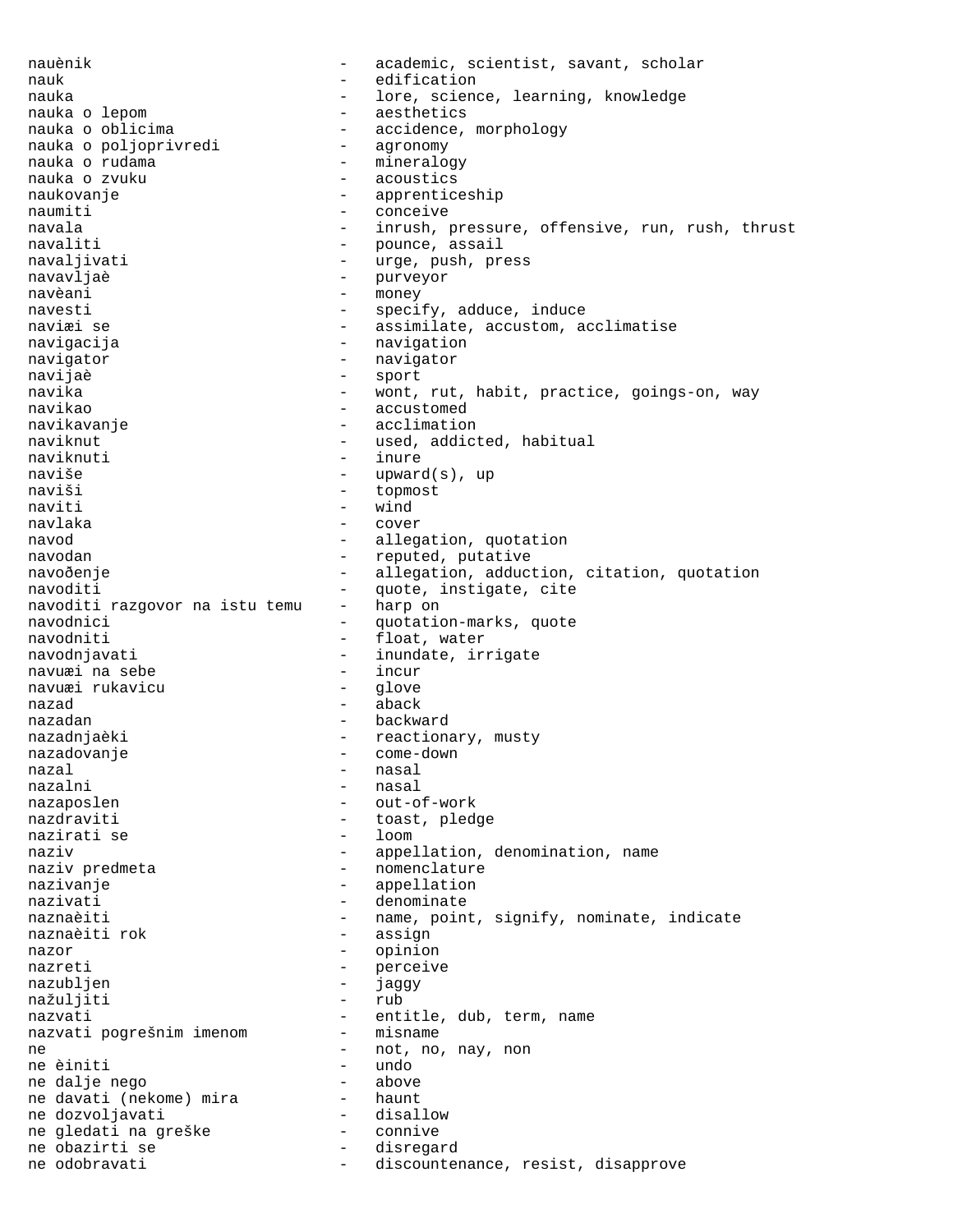naučnik - academic, scientist, savant, scholar
nauk - edification
nauka - lore, science, learning, knowledge
nauka o lepom - aesthetics
nauka o oblicima - accidence, morphology
nauka o poljoprivredi - agronomy
nauka o rudama - mineralogy
nauka o zvuku - acoustics
naukovanje - apprenticeship
naumiti - conceive
navala - inrush, pressure, offensive, run, rush, thrust
navaliti - pounce, assail
navaljivati - urge, push, press
navavljaè - purveyor
navèani - money
navesti - specify, adduce, induce
naviæi se - assimilate, accustom, acclimatise
navigacija - navigation
navigator - navigator
navijaè - sport
navika - wont, rut, habit, practice, goings-on, way
navikao - accustomed
navikavanje - acclimation
naviknut - used, addicted, habitual
naviknuti - inure
naviše - upward(s), up
naviši - topmost
naviti - wind
navlaka - cover
navod - allegation, quotation
navodan - reputed, putative
navoðenje - allegation, adduction, citation, quotation
navoditi - quote, instigate, cite
navoditi razgovor na istu temu - harp on
navodnici - quotation-marks, quote
navodniti - float, water
navodnjavati - inundate, irrigate
navuæi na sebe - incur
navuæi rukavicu - glove
nazad - aback
nazadan - backward
nazadnjaèki - reactionary, musty
nazadovanje - come-down
nazal - nasal
nazalni - nasal
nazaposlen - out-of-work
nazdraviti - toast, pledge
nazirati se - loom
naziv - appellation, denomination, name
naziv predmeta - nomenclature
nazivanje - appellation
nazivati - denominate
naznaèiti - name, point, signify, nominate, indicate
naznaèiti rok - assign
nazor - opinion
nazreti - perceive
nazubljen - jaggy
nažuljiti - rub
nazvati - entitle, dub, term, name
nazvati pogrešnim imenom - misname
ne - not, no, nay, non
ne èiniti - undo
ne dalje nego - above
ne davati (nekome) mira - haunt
ne dozvoljavati - disallow
ne gledati na greške - connive
ne obazirti se - disregard
ne odobravati - discountenance, resist, disapprove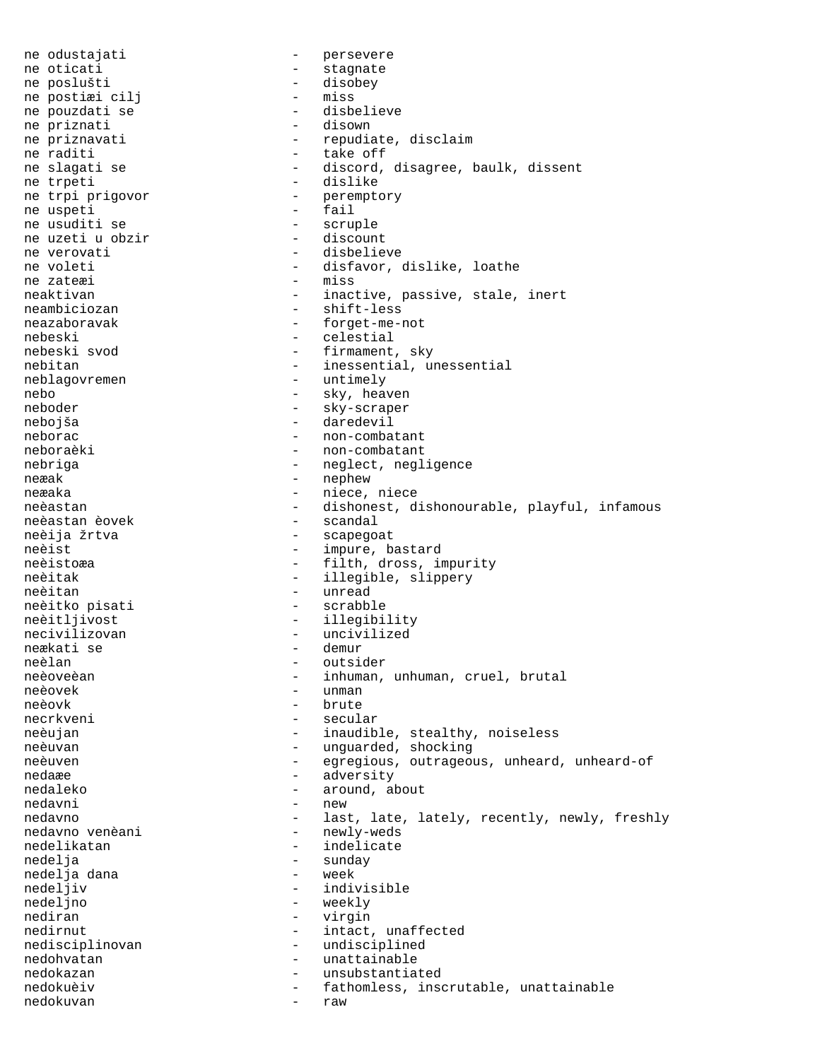ne odustajati - persevere
ne oticati - stagnate
ne poslušti - disobey
ne postiæi cilj - miss
ne pouzdati se - disbelieve
ne priznati - disown
ne priznavati - repudiate, disclaim
ne raditi - take off
ne slagati se - discord, disagree, baulk, dissent
ne trpeti - dislike
ne trpi prigovor - peremptory
ne uspeti - fail
ne usuditi se - scruple
ne uzeti u obzir - discount
ne verovati - disbelieve
ne voleti - disfavor, dislike, loathe
ne zateæi - miss
neaktivan - inactive, passive, stale, inert
neambiciozan - shift-less
neazaboravak - forget-me-not
nebeski - celestial
nebeski svod - firmament, sky
nebitan - inessential, unessential
neblagovremen - untimely
nebo - sky, heaven
neboder - sky-scraper
nebojša - daredevil
neborac - non-combatant
neboraèki - non-combatant
nebriga - neglect, negligence
neæak - nephew
neæaka - niece, niece
neèastan - dishonest, dishonourable, playful, infamous
neèastan èovek - scandal
neèija žrtva - scapegoat
neèist - impure, bastard
neèistoæa - filth, dross, impurity
neèitak - illegible, slippery
neèitan - unread
neèitko pisati - scrabble
neèitljivost - illegibility
necivilizovan - uncivilized
neækati se - demur
neèlan - outsider
neèoveèan - inhuman, unhuman, cruel, brutal
neèovek - unman
neèovk - brute
necrkveni - secular
neèujan - inaudible, stealthy, noiseless
neèuvan - unguarded, shocking
neèuven - egregious, outrageous, unheard, unheard-of
nedaæe - adversity
nedaleko - around, about
nedavni - new
nedavno - last, late, lately, recently, newly, freshly
nedavno venèani - newly-weds
nedelikatan - indelicate
nedelja - sunday
nedelja dana - week
nedeljiv - indivisible
nedeljno - weekly
nediran - virgin
nedirnut - intact, unaffected
nedisciplinovan - undisciplined
nedohvatan - unattainable
nedokazan - unsubstantiated
nedokuèiv - fathomless, inscrutable, unattainable
nedokuvan - raw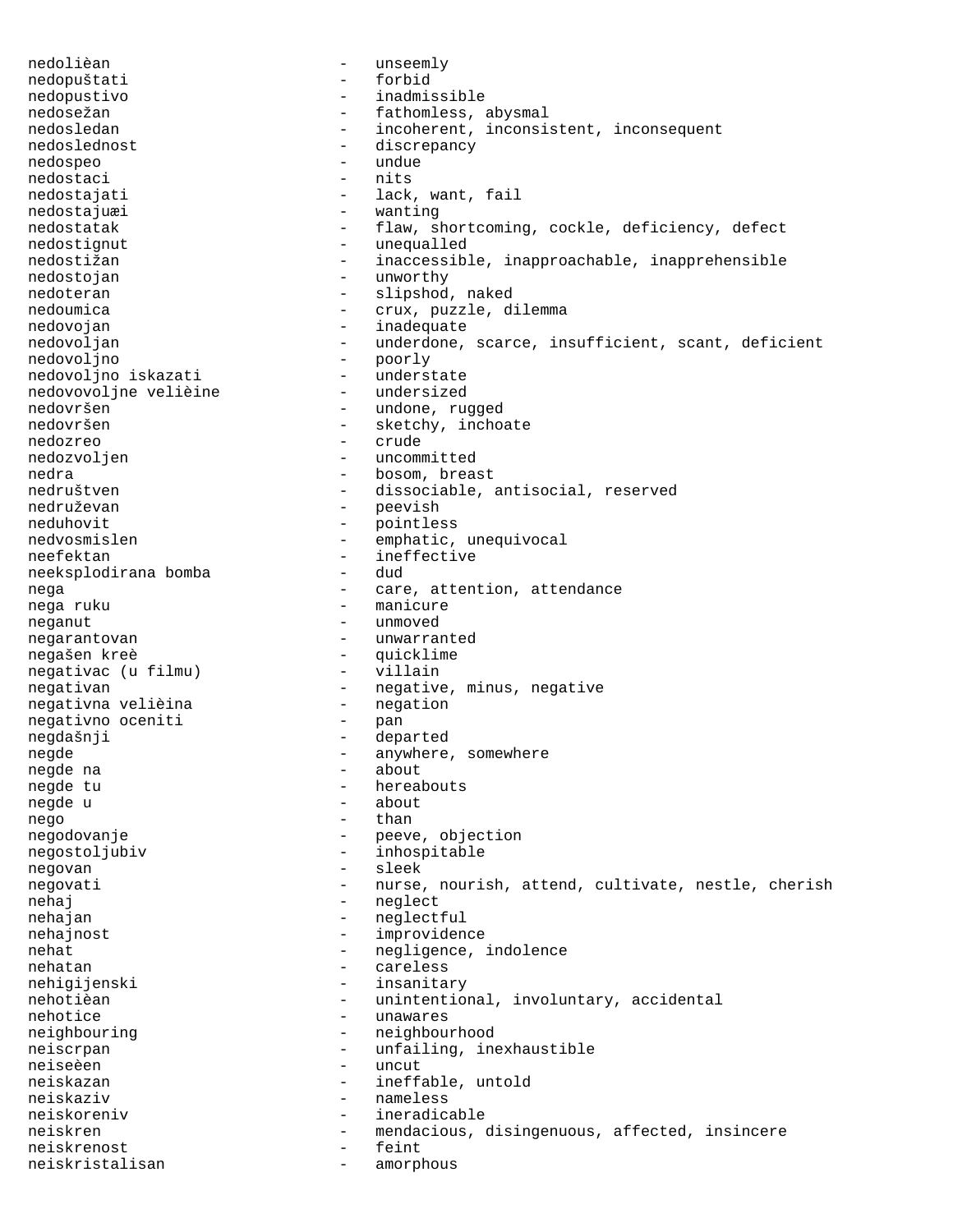nedolièan - unseemly
nedopuštati - forbid
nedopustivo - inadmissible
nedosežan - fathomless, abysmal
nedosledan - incoherent, inconsistent, inconsequent
nedoslednost - discrepancy
nedospeo - undue
nedostaci - nits
nedostajati - lack, want, fail
nedostajuæi - wanting
nedostatak - flaw, shortcoming, cockle, deficiency, defect
nedostignut - unequalled
nedostižan - inaccessible, inapproachable, inapprehensible
nedostojan - unworthy
nedoteran - slipshod, naked
nedoumica - crux, puzzle, dilemma
nedovojan - inadequate
nedovoljan - underdone, scarce, insufficient, scant, deficient
nedovoljno - poorly
nedovoljno iskazati - understate
nedovovoljne velièine - undersized
nedovršen - undone, rugged
nedovršen - sketchy, inchoate
nedozreo - crude
nedozvoljen - uncommitted
nedra - bosom, breast
nedruštven - dissociable, antisocial, reserved
nedruževan - peevish
neduhovit - pointless
nedvosmislen - emphatic, unequivocal
neefektan - ineffective
neeksplodirana bomba - dud
nega - care, attention, attendance
nega ruku - manicure
neganut - unmoved
negarantovan - unwarranted
negašen kreè - quicklime
negativac (u filmu) - villain
negativan - negative, minus, negative
negativna velièina - negation
negativno oceniti - pan
negdašnji - departed
negde - anywhere, somewhere
negde na - about
negde tu - hereabouts
negde u - about
nego - than
negodovanje - peeve, objection
negostoljubiv - inhospitable
negovan - sleek
negovati - nurse, nourish, attend, cultivate, nestle, cherish
nehaj - neglect
nehajan - neglectful
nehajnost - improvidence
nehat - negligence, indolence
nehatan - careless
nehigijenski - insanitary
nehotièan - unintentional, involuntary, accidental
nehotice - unawares
neighbouring - neighbourhood
neiscrpan - unfailing, inexhaustible
neiseèen - uncut
neiskazan - ineffable, untold
neiskaziv - nameless
neiskoreniv - ineradicable
neiskren - mendacious, disingenuous, affected, insincere
neiskrenost - feint
neiskristalisan - amorphous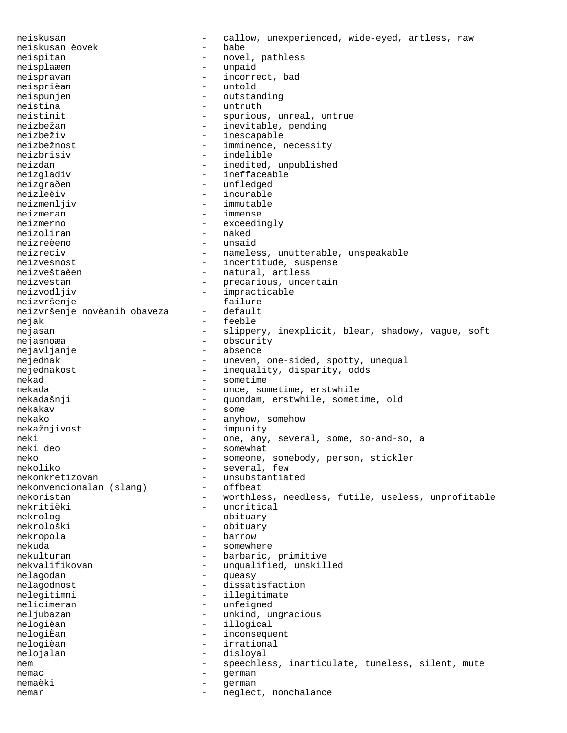neiskusan - callow, unexperienced, wide-eyed, artless, raw
neiskusan èovek - babe
neispitan - novel, pathless
neisplaæen - unpaid
neispravan - incorrect, bad
neisprièan - untold
neispunjen - outstanding
neistina - untruth
neistinit - spurious, unreal, untrue
neizbežan - inevitable, pending
neizbeživ - inescapable
neizbežnost - imminence, necessity
neizbrisiv - indelible
neizdan - inedited, unpublished
neizgladiv - ineffaceable
neizgrađen - unfledged
neizleèiv - incurable
neizmenljiv - immutable
neizmeran - immense
neizmerno - exceedingly
neizoliran - naked
neizreèeno - unsaid
neizreciv - nameless, unutterable, unspeakable
neizvesnost - incertitude, suspense
neizveštaèen - natural, artless
neizvestan - precarious, uncertain
neizvodljiv - impracticable
neizvršenje - failure
neizvršenje novèanih obaveza - default
nejak - feeble
nejasan - slippery, inexplicit, blear, shadowy, vague, soft
nejasnoæa - obscurity
nejavljanje - absence
nejednak - uneven, one-sided, spotty, unequal
nejednakost - inequality, disparity, odds
nekad - sometime
nekada - once, sometime, erstwhile
nekadašnji - quondam, erstwhile, sometime, old
nekakav - some
nekako - anyhow, somehow
nekažnjivost - impunity
neki - one, any, several, some, so-and-so, a
neki deo - somewhat
neko - someone, somebody, person, stickler
nekoliko - several, few
nekonkretizovan - unsubstantiated
nekonvencionalan (slang) - offbeat
nekoristan - worthless, needless, futile, useless, unprofitable
nekritièki - uncritical
nekrolog - obituary
nekrološki - obituary
nekropola - barrow
nekuda - somewhere
nekulturan - barbaric, primitive
nekvalifikovan - unqualified, unskilled
nelagodan - queasy
nelagodnost - dissatisfaction
nelegitimni - illegitimate
nelicimeran - unfeigned
neljubazan - unkind, ungracious
nelogièan - illogical
nelogiÈan - inconsequent
nelogièan - irrational
nelojalan - disloyal
nem - speechless, inarticulate, tuneless, silent, mute
nemac - german
nemaèki - german
nemar - neglect, nonchalance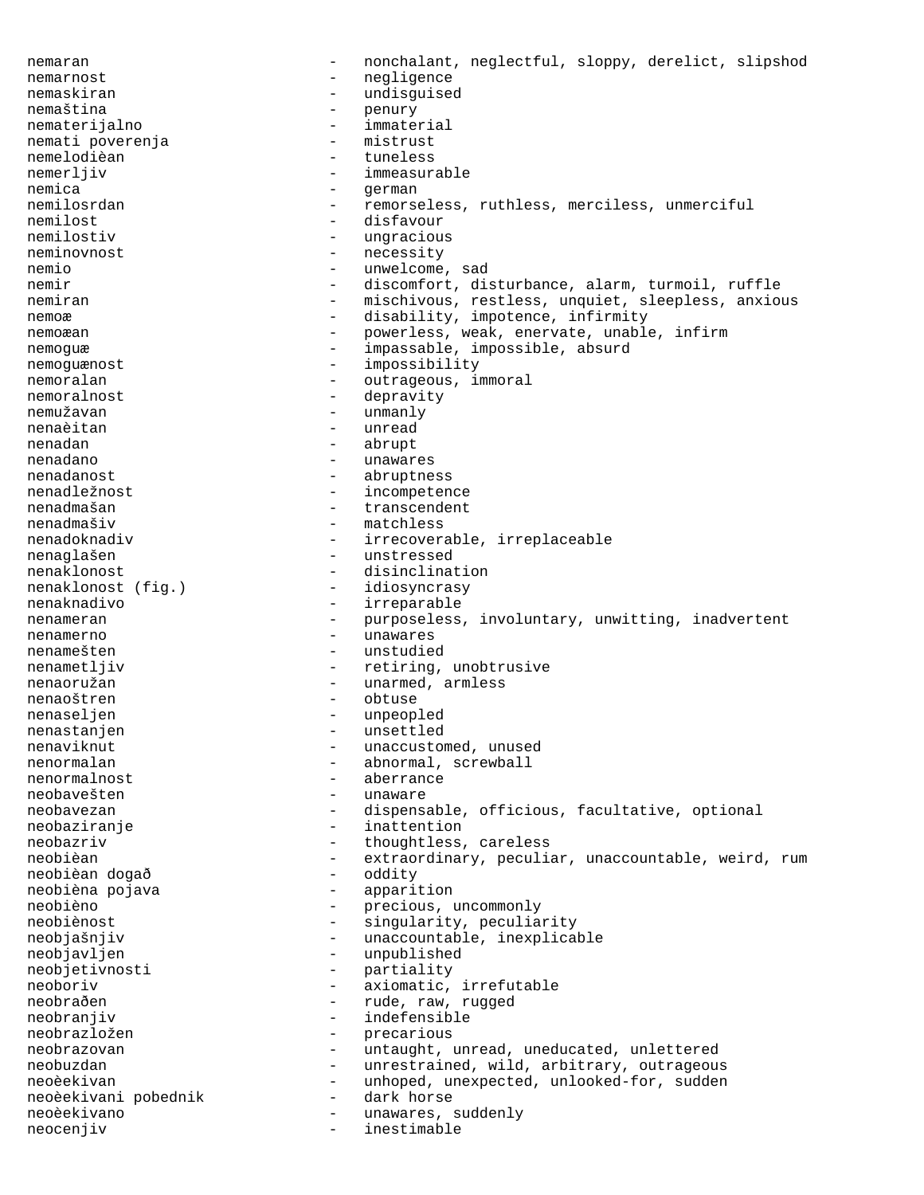nemaran - nonchalant, neglectful, sloppy, derelict, slipshod
nemarnost - negligence
nemaskiran - undisguised
nemaština - penury
nematerijalno - immaterial
nemati poverenja - mistrust
nemelodièan - tuneless
nemerljiv - immeasurable
nemica - german
nemilosrdan - remorseless, ruthless, merciless, unmerciful
nemilost - disfavour
nemilostiv - ungracious
neminovnost - necessity
nemio - unwelcome, sad
nemir - discomfort, disturbance, alarm, turmoil, ruffle
nemiran - mischivous, restless, unquiet, sleepless, anxious
nemoæ - disability, impotence, infirmity
nemoæan - powerless, weak, enervate, unable, infirm
nemoguæ - impassable, impossible, absurd
nemoguænost - impossibility
nemoralan - outrageous, immoral
nemoralnost - depravity
nemužavan - unmanly
nenaèitan - unread
nenadan - abrupt
nenadano - unawares
nenadanost - abruptness
nenadležnost - incompetence
nenadmašan - transcendent
nenadmašiv - matchless
nenadoknadiv - irrecoverable, irreplaceable
nenaglašen - unstressed
nenaklonost - disinclination
nenaklonost (fig.) - idiosyncrasy
nenaknadivo - irreparable
nenameran - purposeless, involuntary, unwitting, inadvertent
nenamerno - unawares
nenamešten - unstudied
nenametljiv - retiring, unobtrusive
nenaoružan - unarmed, armless
nenaoštren - obtuse
nenaseljen - unpeopled
nenastanjen - unsettled
nenaviknut - unaccustomed, unused
nenormalan - abnormal, screwball
nenormalnost - aberrance
neobavešten - unaware
neobavezan - dispensable, officious, facultative, optional
neobaziranje - inattention
neobazriv - thoughtless, careless
neobièan - extraordinary, peculiar, unaccountable, weird, rum
neobièan događ - oddity
neobièna pojava - apparition
neobièno - precious, uncommonly
neobiènost - singularity, peculiarity
neobjašnjiv - unaccountable, inexplicable
neobjavljen - unpublished
neobjetivnosti - partiality
neoboriv - axiomatic, irrefutable
neobrađen - rude, raw, rugged
neobranjiv - indefensible
neobrazložen - precarious
neobrazovan - untaught, unread, uneducated, unlettered
neobuzdan - unrestrained, wild, arbitrary, outrageous
neoèekivan - unhoped, unexpected, unlooked-for, sudden
neoèekivani pobednik - dark horse
neoèekivano - unawares, suddenly
neocenjiv - inestimable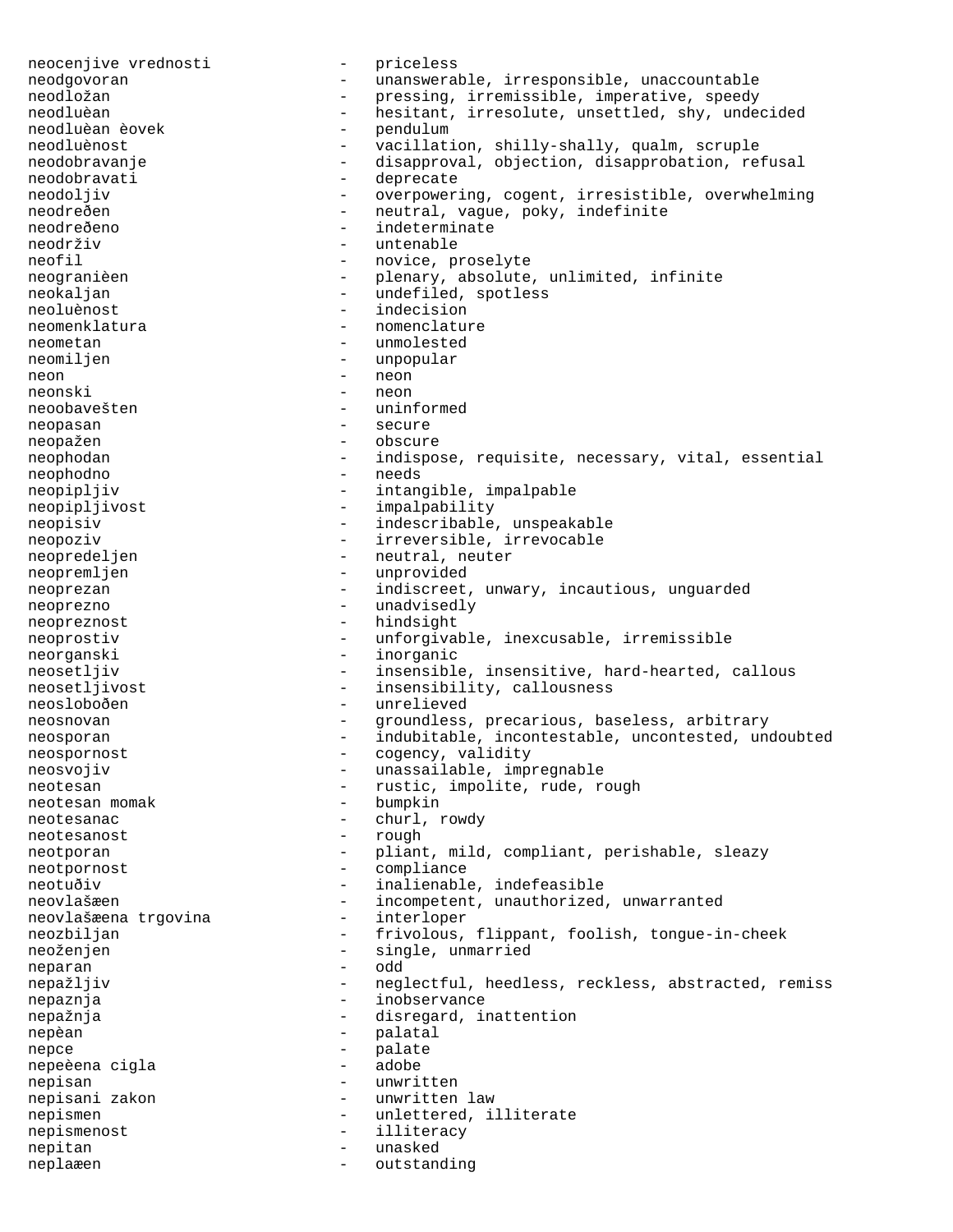neocenjive vrednosti - priceless
neodgovoran - unanswerable, irresponsible, unaccountable
neodložan - pressing, irremissible, imperative, speedy
neodluèan - hesitant, irresolute, unsettled, shy, undecided
neodluèan èovek - pendulum
neodluènost - vacillation, shilly-shally, qualm, scruple
neodobravanje - disapproval, objection, disapprobation, refusal
neodobravati - deprecate
neodoljiv - overpowering, cogent, irresistible, overwhelming
neodređen - neutral, vague, poky, indefinite
neodređeno - indeterminate
neodrživ - untenable
neofil - novice, proselyte
neogranièen - plenary, absolute, unlimited, infinite
neokaljan - undefiled, spotless
neoluènost - indecision
neomenklatura - nomenclature
neometan - unmolested
neomiljen - unpopular
neon - neon
neonski - neon
neoobavešten - uninformed
neopasan - secure
neopažen - obscure
neophodan - indispose, requisite, necessary, vital, essential
neophodno - needs
neopipljiv - intangible, impalpable
neopipljivost - impalpability
neopisiv - indescribable, unspeakable
neopoziv - irreversible, irrevocable
neopredeljen - neutral, neuter
neopremljen - unprovided
neoprezan - indiscreet, unwary, incautious, unguarded
neoprezno - unadvisedly
neopreznost - hindsight
neoprostiv - unforgivable, inexcusable, irremissible
neorganski - inorganic
neosetljiv - insensible, insensitive, hard-hearted, callous
neosetljivost - insensibility, callousness
neoslobođen - unrelieved
neosnovan - groundless, precarious, baseless, arbitrary
neosporan - indubitable, incontestable, uncontested, undoubted
neospornost - cogency, validity
neosvojiv - unassailable, impregnable
neotesan - rustic, impolite, rude, rough
neotesan momak - bumpkin
neotesanac - churl, rowdy
neotesanost - rough
neotporan - pliant, mild, compliant, perishable, sleazy
neotpornost - compliance
neotuđiv - inalienable, indefeasible
neovlašæen - incompetent, unauthorized, unwarranted
neovlašæena trgovina - interloper
neozbiljan - frivolous, flippant, foolish, tongue-in-cheek
neoženjen - single, unmarried
neparan - odd
nepažljiv - neglectful, heedless, reckless, abstracted, remiss
nepaznja - inobservance
nepažnja - disregard, inattention
nepèan - palatal
nepce - palate
nepeèena cigla - adobe
nepisan - unwritten
nepisani zakon - unwritten law
nepismen - unlettered, illiterate
nepismenost - illiteracy
nepitan - unasked
neplaæen - outstanding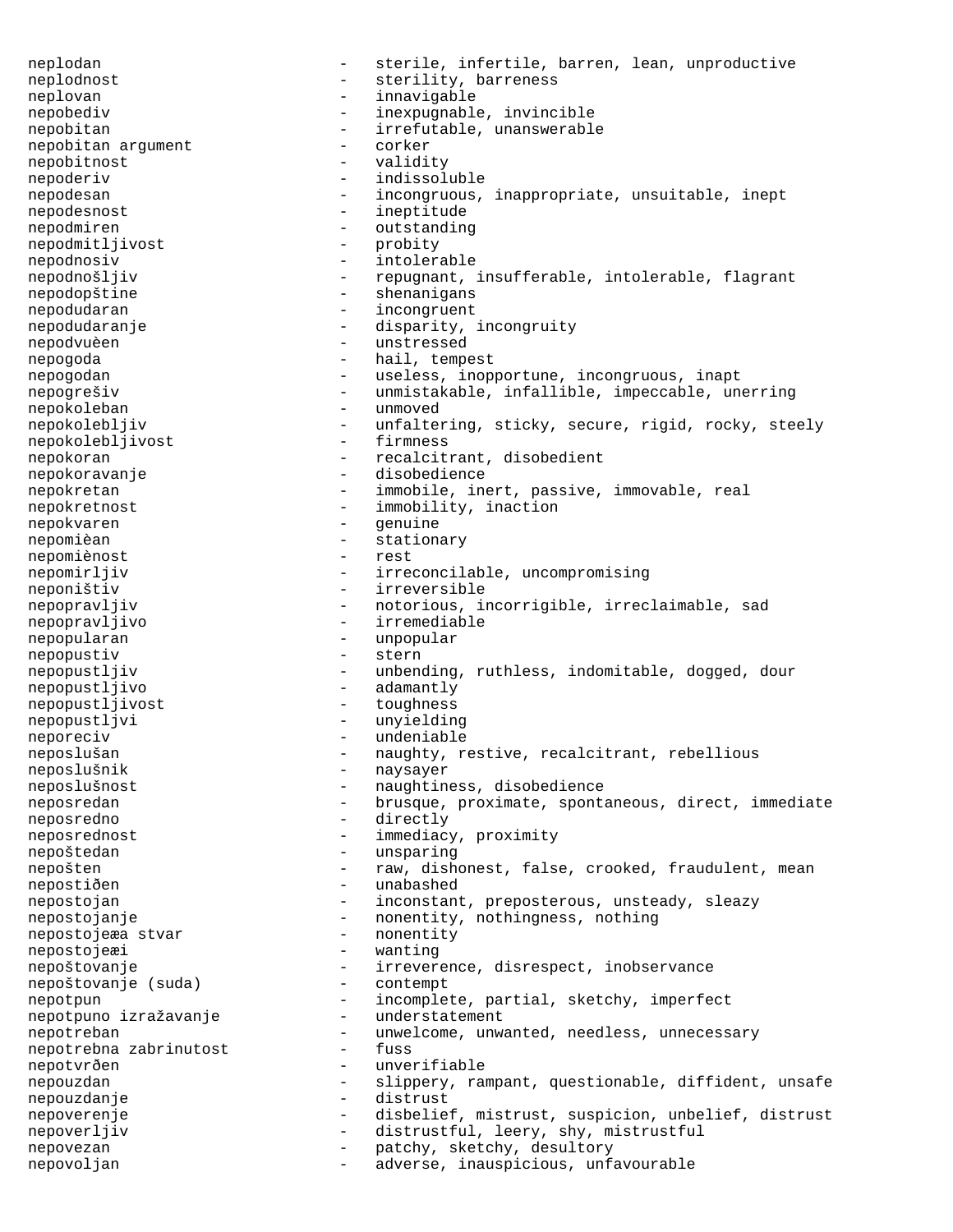```
neplodan                    -   sterile, infertile, barren, lean, unproductive
neplodnost                  -   sterility, barreness
neplovan                    -   innavigable
nepobediv                   -   inexpugnable, invincible
nepobitan                   -   irrefutable, unanswerable
nepobitan argument          -   corker
nepobitnost                 -   validity
nepoderiv                   -   indissoluble
nepodesan                   -   incongruous, inappropriate, unsuitable, inept
nepodesnost                 -   ineptitude
nepodmiren                  -   outstanding
nepodmitljivost             -   probity
nepodnosiv                  -   intolerable
nepodnošljiv                -   repugnant, insufferable, intolerable, flagrant
nepodopštine                -   shenanigans
nepodudaran                 -   incongruent
nepodudaranje               -   disparity, incongruity
nepodvuèen                  -   unstressed
nepogoda                    -   hail, tempest
nepogodan                   -   useless, inopportune, incongruous, inapt
nepogrešiv                  -   unmistakable, infallible, impeccable, unerring
nepokoleban                 -   unmoved
nepokolebljiv               -   unfaltering, sticky, secure, rigid, rocky, steely
nepokolebljivost            -   firmness
nepokoran                   -   recalcitrant, disobedient
nepokoravanje               -   disobedience
nepokretan                  -   immobile, inert, passive, immovable, real
nepokretnost                -   immobility, inaction
nepokvaren                  -   genuine
nepomièan                   -   stationary
nepomiènost                 -   rest
nepomirljiv                 -   irreconcilable, uncompromising
neponištiv                  -   irreversible
nepopravljiv                -   notorious, incorrigible, irreclaimable, sad
nepopravljivo               -   irremediable
nepopularan                 -   unpopular
nepopustiv                  -   stern
nepopustljiv                -   unbending, ruthless, indomitable, dogged, dour
nepopustljivo               -   adamantly
nepopustljivost             -   toughness
nepopustljvi                -   unyielding
neporeciv                   -   undeniable
neposlušan                  -   naughty, restive, recalcitrant, rebellious
neposlušnik                 -   naysayer
neposlušnost                -   naughtiness, disobedience
neposredan                  -   brusque, proximate, spontaneous, direct, immediate
neposredno                  -   directly
neposrednost                -   immediacy, proximity
nepoštedan                  -   unsparing
nepošten                    -   raw, dishonest, false, crooked, fraudulent, mean
nepostiðen                  -   unabashed
nepostojan                  -   inconstant, preposterous, unsteady, sleazy
nepostojanje                -   nonentity, nothingness, nothing
nepostojeæa stvar           -   nonentity
nepostojeæi                 -   wanting
nepoštovanje                -   irreverence, disrespect, inobservance
nepoštovanje (suda)         -   contempt
nepotpun                    -   incomplete, partial, sketchy, imperfect
nepotpuno izražavanje       -   understatement
nepotreban                  -   unwelcome, unwanted, needless, unnecessary
nepotrebna zabrinutost      -   fuss
nepotvrðen                  -   unverifiable
nepouzdan                   -   slippery, rampant, questionable, diffident, unsafe
nepouzdanje                 -   distrust
nepoverenje                 -   disbelief, mistrust, suspicion, unbelief, distrust
nepoverljiv                 -   distrustful, leery, shy, mistrustful
nepovezan                   -   patchy, sketchy, desultory
nepovoljan                  -   adverse, inauspicious, unfavourable
```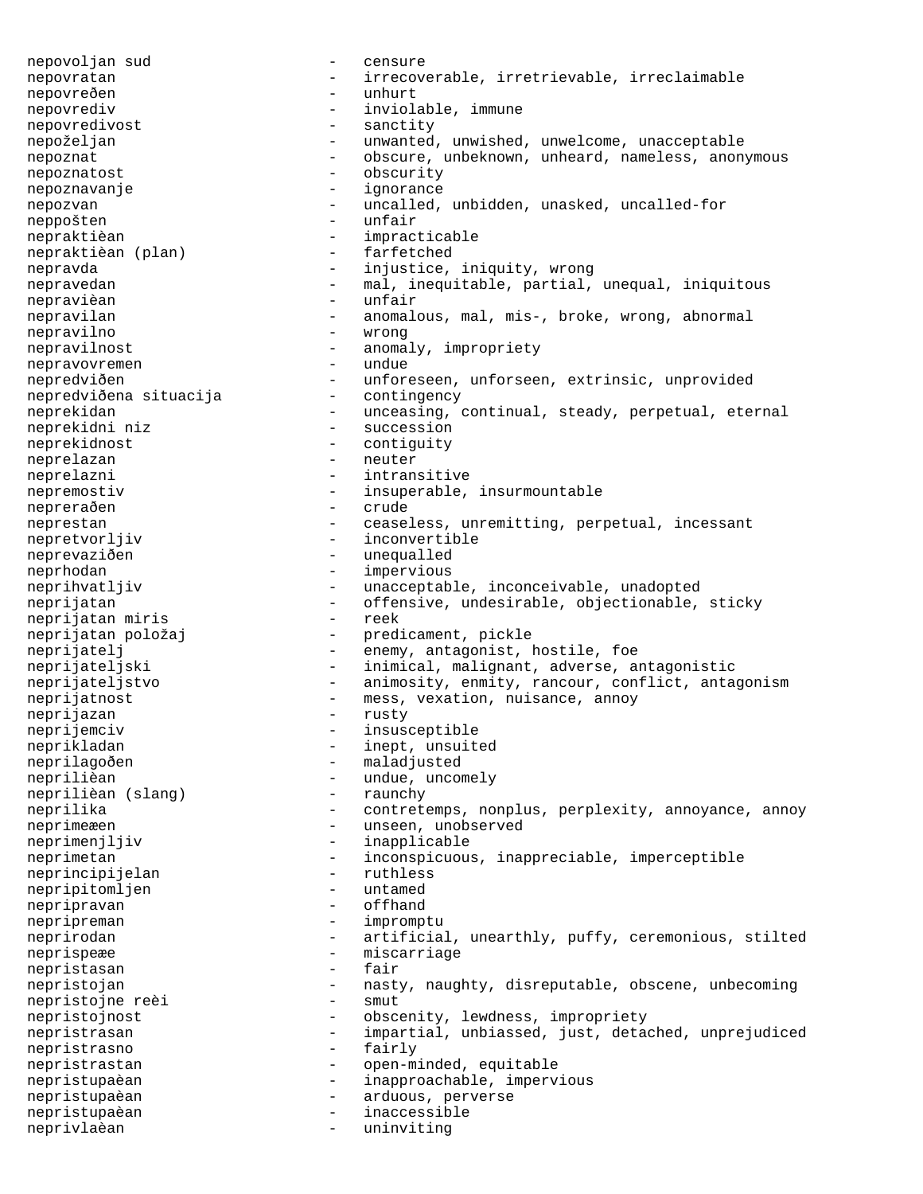nepovoljan sud - censure
nepovratan - irrecoverable, irretrievable, irreclaimable
nepovređen - unhurt
nepovrediv - inviolable, immune
nepovredivost - sanctity
nepoželjan - unwanted, unwished, unwelcome, unacceptable
nepoznat - obscure, unbeknown, unheard, nameless, anonymous
nepoznatost - obscurity
nepoznavanje - ignorance
nepozvan - uncalled, unbidden, unasked, uncalled-for
neppošten - unfair
nepraktièan - impracticable
nepraktièan (plan) - farfetched
nepravda - injustice, iniquity, wrong
nepravedan - mal, inequitable, partial, unequal, iniquitous
nepravièan - unfair
nepravilan - anomalous, mal, mis-, broke, wrong, abnormal
nepravilno - wrong
nepravilnost - anomaly, impropriety
nepravovremen - undue
nepredviđen - unforeseen, unforseen, extrinsic, unprovided
nepredviđena situacija - contingency
neprekidan - unceasing, continual, steady, perpetual, eternal
neprekidni niz - succession
neprekidnost - contiguity
neprelazan - neuter
neprelazni - intransitive
nepremostiv - insuperable, insurmountable
neprerađen - crude
neprestan - ceaseless, unremitting, perpetual, incessant
nepretvorljiv - inconvertible
neprevaziđen - unequalled
neprhodan - impervious
neprihvatljiv - unacceptable, inconceivable, unadopted
neprijatan - offensive, undesirable, objectionable, sticky
neprijatan miris - reek
neprijatan položaj - predicament, pickle
neprijatelj - enemy, antagonist, hostile, foe
neprijateljski - inimical, malignant, adverse, antagonistic
neprijateljstvo - animosity, enmity, rancour, conflict, antagonism
neprijatnost - mess, vexation, nuisance, annoy
neprijazan - rusty
neprijemciv - insusceptible
neprikladan - inept, unsuited
neprilagođen - maladjusted
neprilièan - undue, uncomely
neprilièan (slang) - raunchy
neprilika - contretemps, nonplus, perplexity, annoyance, annoy
neprimeæen - unseen, unobserved
neprimenjljiv - inapplicable
neprimetan - inconspicuous, inappreciable, imperceptible
neprincipijelan - ruthless
nepripitomljen - untamed
nepripravan - offhand
nepripreman - impromptu
neprirodan - artificial, unearthly, puffy, ceremonious, stilted
neprispeæe - miscarriage
nepristasan - fair
nepristojan - nasty, naughty, disreputable, obscene, unbecoming
nepristojne reèi - smut
nepristojnost - obscenity, lewdness, impropriety
nepristrasan - impartial, unbiassed, just, detached, unprejudiced
nepristrasno - fairly
nepristrastan - open-minded, equitable
nepristupaèan - inapproachable, impervious
nepristupaèan - arduous, perverse
nepristupaèan - inaccessible
neprivlaèan - uninviting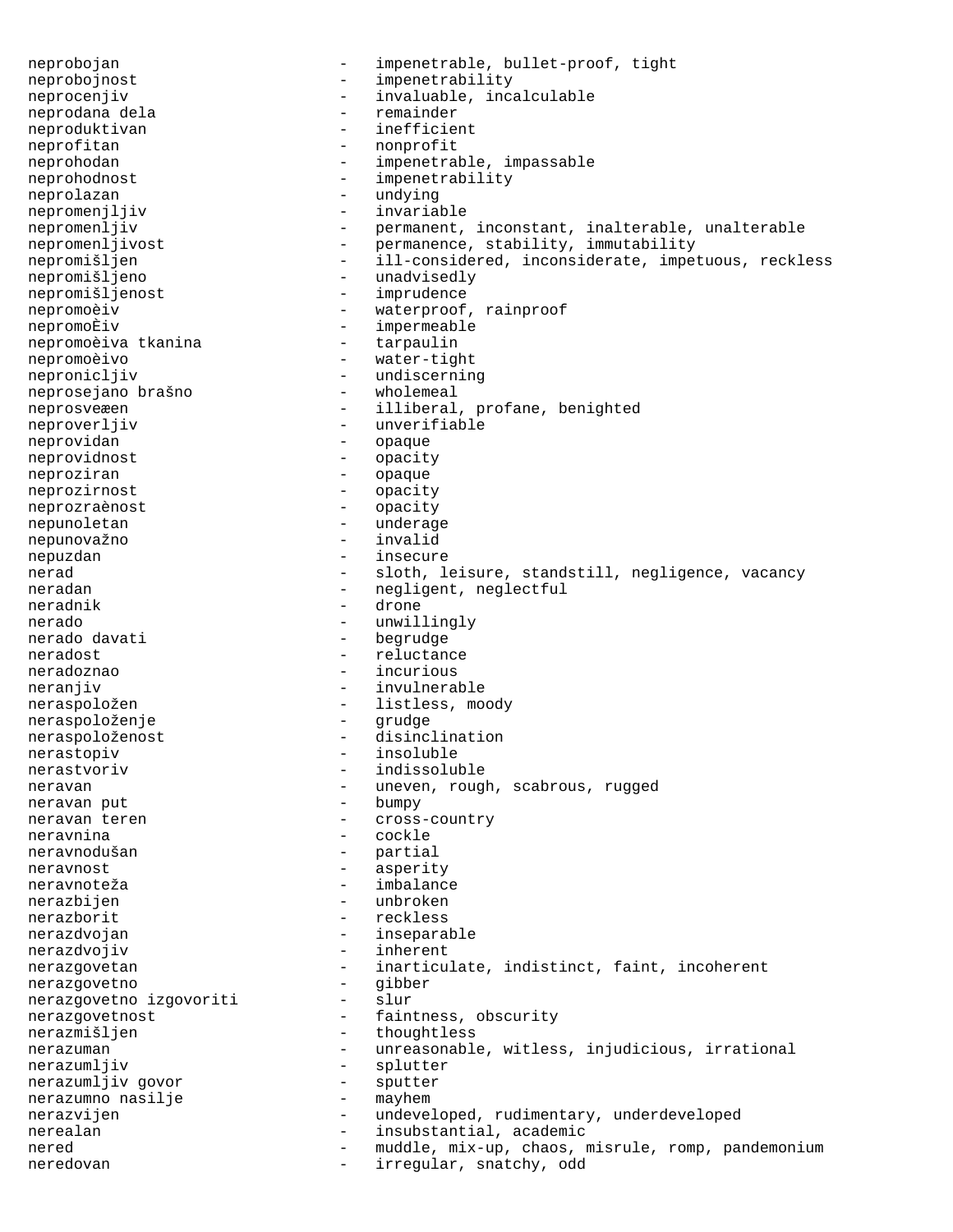neprobojan - impenetrable, bullet-proof, tight
neprobojnost - impenetrability
neprocenjiv - invaluable, incalculable
neprodana dela - remainder
neproduktivan - inefficient
neprofitan - nonprofit
neprohodan - impenetrable, impassable
neprohodnost - impenetrability
neprolazan - undying
nepromenjljiv - invariable
nepromenljiv - permanent, inconstant, inalterable, unalterable
nepromenljivost - permanence, stability, immutability
nepromišljen - ill-considered, inconsiderate, impetuous, reckless
nepromišljeno - unadvisedly
nepromišljenost - imprudence
nepromoèiv - waterproof, rainproof
nepromoÈiv - impermeable
nepromoèiva tkanina - tarpaulin
nepromoèivo - water-tight
nepronicljiv - undiscerning
neprosejano brašno - wholemeal
neprosveæen - illiberal, profane, benighted
neproverljiv - unverifiable
neprovidan - opaque
neprovidnost - opacity
neproziran - opaque
neprozirnost - opacity
neprozraènost - opacity
nepunoletan - underage
nepunovažno - invalid
nepuzdan - insecure
nerad - sloth, leisure, standstill, negligence, vacancy
neradan - negligent, neglectful
neradnik - drone
nerado - unwillingly
nerado davati - begrudge
neradost - reluctance
neradoznao - incurious
neranjiv - invulnerable
neraspoložen - listless, moody
neraspoloženje - grudge
neraspoloženost - disinclination
nerastopiv - insoluble
nerastvoriv - indissoluble
neravan - uneven, rough, scabrous, rugged
neravan put - bumpy
neravan teren - cross-country
neravnina - cockle
neravnodušan - partial
neravnost - asperity
neravnoteža - imbalance
nerazbijen - unbroken
nerazborit - reckless
nerazdvojan - inseparable
nerazdvojiv - inherent
nerazgovetan - inarticulate, indistinct, faint, incoherent
nerazgovetno - gibber
nerazgovetno izgovoriti - slur
nerazgovetnost - faintness, obscurity
nerazmišljen - thoughtless
nerazuman - unreasonable, witless, injudicious, irrational
nerazumljiv - splutter
nerazumljiv govor - sputter
nerazumno nasilje - mayhem
nerazvijen - undeveloped, rudimentary, underdeveloped
nerealan - insubstantial, academic
nered - muddle, mix-up, chaos, misrule, romp, pandemonium
neredovan - irregular, snatchy, odd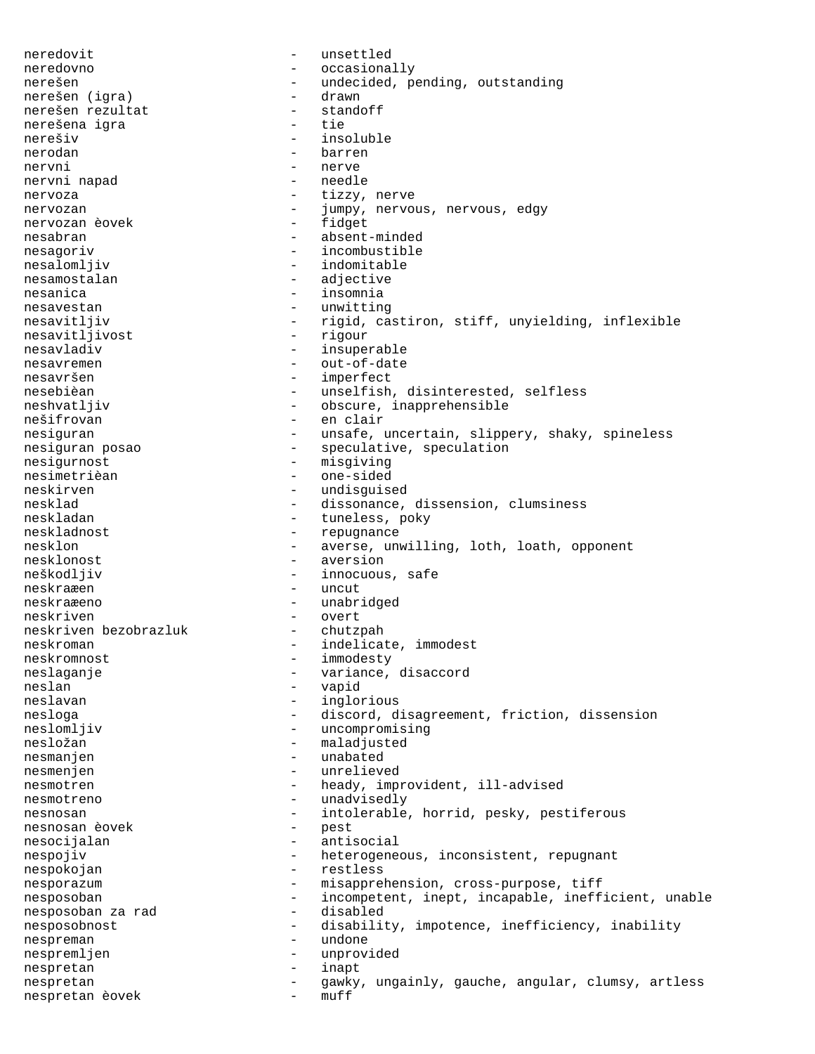neredovit - unsettled
neredovno - occasionally
nerešen - undecided, pending, outstanding
nerešen (igra) - drawn
nerešen rezultat - standoff
nerešena igra - tie
nerešiv - insoluble
nerodan - barren
nervni - nerve
nervni napad - needle
nervoza - tizzy, nerve
nervozan - jumpy, nervous, nervous, edgy
nervozan èovek - fidget
nesabran - absent-minded
nesagoriv - incombustible
nesalomljiv - indomitable
nesamostalan - adjective
nesanica - insomnia
nesavestan - unwitting
nesavitljiv - rigid, castiron, stiff, unyielding, inflexible
nesavitljivost - rigour
nesavladiv - insuperable
nesavremen - out-of-date
nesavršen - imperfect
nesebièan - unselfish, disinterested, selfless
neshvatljiv - obscure, inapprehensible
nešifrovan - en clair
nesiguran - unsafe, uncertain, slippery, shaky, spineless
nesiguran posao - speculative, speculation
nesigurnost - misgiving
nesimetrièan - one-sided
neskirven - undisguised
nesklad - dissonance, dissension, clumsiness
neskladan - tuneless, poky
neskladnost - repugnance
nesklon - averse, unwilling, loth, loath, opponent
nesklonost - aversion
neškodljiv - innocuous, safe
neskraæen - uncut
neskraæeno - unabridged
neskriven - overt
neskriven bezobrazluk - chutzpah
neskroman - indelicate, immodest
neskromnost - immodesty
neslaganje - variance, disaccord
neslan - vapid
neslavan - inglorious
nesloga - discord, disagreement, friction, dissension
neslomljiv - uncompromising
nesložan - maladjusted
nesmanjen - unabated
nesmenjen - unrelieved
nesmotren - heady, improvident, ill-advised
nesmotreno - unadvisedly
nesnosan - intolerable, horrid, pesky, pestiferous
nesnosan èovek - pest
nesocijalan - antisocial
nespojiv - heterogeneous, inconsistent, repugnant
nespokojan - restless
nesporazum - misapprehension, cross-purpose, tiff
nesposoban - incompetent, inept, incapable, inefficient, unable
nesposoban za rad - disabled
nesposobnost - disability, impotence, inefficiency, inability
nespreman - undone
nespremljen - unprovided
nespretan - inapt
nespretan - gawky, ungainly, gauche, angular, clumsy, artless
nespretan èovek - muff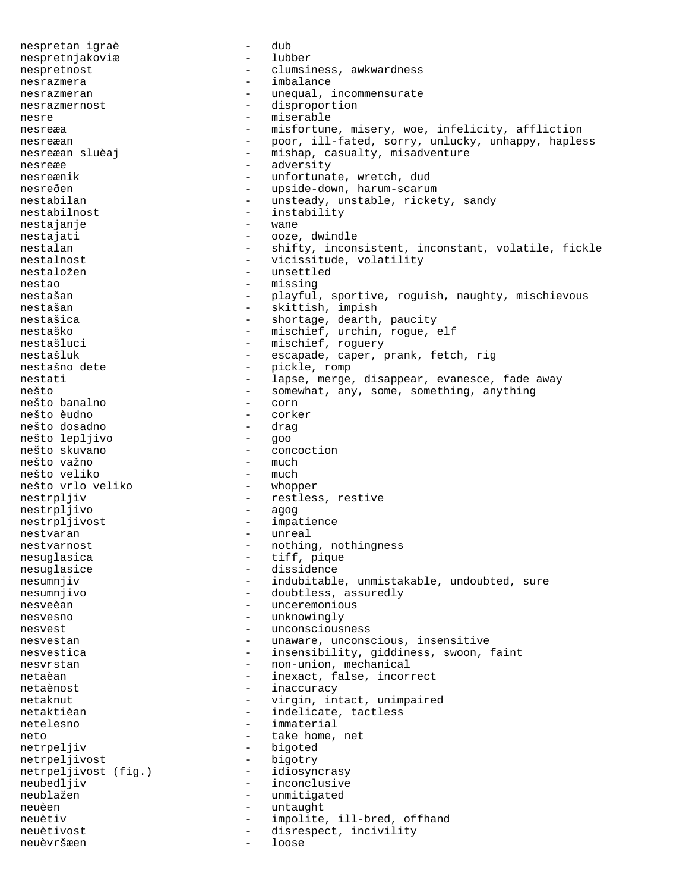nespretan igraè - dub
nespretnjakoviæ - lubber
nespretnost - clumsiness, awkwardness
nesrazmera - imbalance
nesrazmeran - unequal, incommensurate
nesrazmernost - disproportion
nesre - miserable
nesreæa - misfortune, misery, woe, infelicity, affliction
nesreæan - poor, ill-fated, sorry, unlucky, unhappy, hapless
nesreæan sluèaj - mishap, casualty, misadventure
nesreæe - adversity
nesreænik - unfortunate, wretch, dud
nesreðen - upside-down, harum-scarum
nestabilan - unsteady, unstable, rickety, sandy
nestabilnost - instability
nestajanje - wane
nestajati - ooze, dwindle
nestalan - shifty, inconsistent, inconstant, volatile, fickle
nestalnost - vicissitude, volatility
nestaložen - unsettled
nestao - missing
nestašan - playful, sportive, roguish, naughty, mischievous
nestašan - skittish, impish
nestašica - shortage, dearth, paucity
nestaško - mischief, urchin, rogue, elf
nestašluci - mischief, roguery
nestašluk - escapade, caper, prank, fetch, rig
nestašno dete - pickle, romp
nestati - lapse, merge, disappear, evanesce, fade away
nešto - somewhat, any, some, something, anything
nešto banalno - corn
nešto èudno - corker
nešto dosadno - drag
nešto lepljivo - goo
nešto skuvano - concoction
nešto važno - much
nešto veliko - much
nešto vrlo veliko - whopper
nestrpljiv - restless, restive
nestrpljivo - agog
nestrpljivost - impatience
nestvaran - unreal
nestvarnost - nothing, nothingness
nesuglasica - tiff, pique
nesuglasice - dissidence
nesumnjiv - indubitable, unmistakable, undoubted, sure
nesumnjivo - doubtless, assuredly
nesveèan - unceremonious
nesvesno - unknowingly
nesvest - unconsciousness
nesvestan - unaware, unconscious, insensitive
nesvestica - insensibility, giddiness, swoon, faint
nesvrstan - non-union, mechanical
netaèan - inexact, false, incorrect
netaènost - inaccuracy
netaknut - virgin, intact, unimpaired
netaktièan - indelicate, tactless
netelesno - immaterial
neto - take home, net
netrpeljiv - bigoted
netrpeljivost - bigotry
netrpeljivost (fig.) - idiosyncrasy
neubedljiv - inconclusive
neublažen - unmitigated
neuèen - untaught
neuètiv - impolite, ill-bred, offhand
neuètivost - disrespect, incivility
neuèvršæen - loose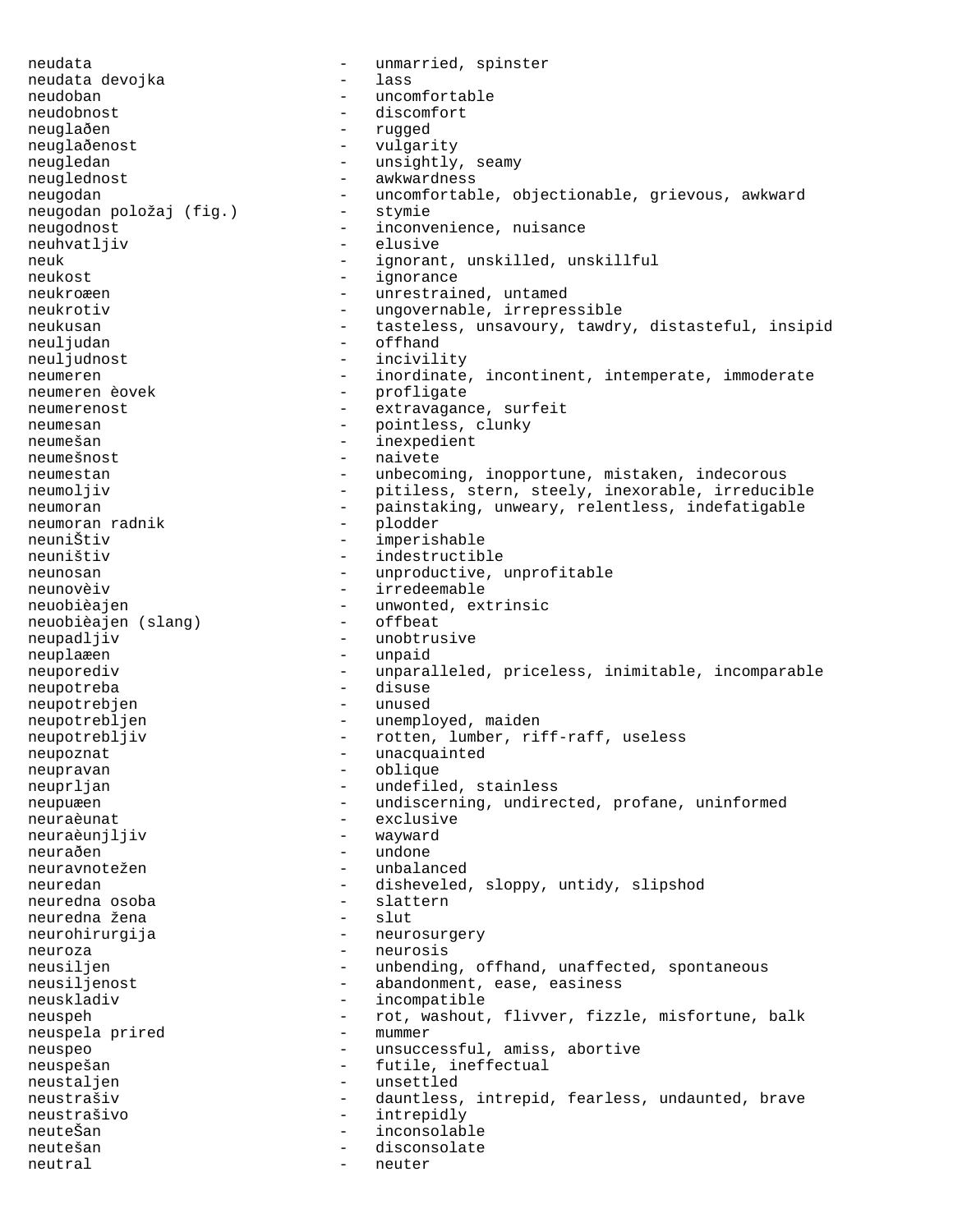neudata - unmarried, spinster
neudata devojka - lass
neudoban - uncomfortable
neudobnost - discomfort
neuglađen - rugged
neuglađenost - vulgarity
neugledan - unsightly, seamy
neuglednost - awkwardness
neugodan - uncomfortable, objectionable, grievous, awkward
neugodan položaj (fig.) - stymie
neugodnost - inconvenience, nuisance
neuhvatljiv - elusive
neuk - ignorant, unskilled, unskillful
neukost - ignorance
neukroæen - unrestrained, untamed
neukrotiv - ungovernable, irrepressible
neukusan - tasteless, unsavoury, tawdry, distasteful, insipid
neuljudan - offhand
neuljudnost - incivility
neumeren - inordinate, incontinent, intemperate, immoderate
neumeren èovek - profligate
neumerenost - extravagance, surfeit
neumesan - pointless, clunky
neumešan - inexpedient
neumešnost - naivete
neumestan - unbecoming, inopportune, mistaken, indecorous
neumoljiv - pitiless, stern, steely, inexorable, irreducible
neumoran - painstaking, unweary, relentless, indefatigable
neumoran radnik - plodder
neuniŠtiv - imperishable
neuništiv - indestructible
neunosan - unproductive, unprofitable
neunovèiv - irredeemable
neuobièajen - unwonted, extrinsic
neuobièajen (slang) - offbeat
neupadljiv - unobtrusive
neuplaæen - unpaid
neuporediv - unparalleled, priceless, inimitable, incomparable
neupotreba - disuse
neupotrebjen - unused
neupotrebljen - unemployed, maiden
neupotrebljiv - rotten, lumber, riff-raff, useless
neupoznat - unacquainted
neupravan - oblique
neuprljan - undefiled, stainless
neupuæen - undiscerning, undirected, profane, uninformed
neuraèunat - exclusive
neuraèunjljiv - wayward
neurađen - undone
neuravnotežen - unbalanced
neuredan - disheveled, sloppy, untidy, slipshod
neuredna osoba - slattern
neuredna žena - slut
neurohirurgija - neurosurgery
neuroza - neurosis
neusiljen - unbending, offhand, unaffected, spontaneous
neusiljenost - abandonment, ease, easiness
neuskladiv - incompatible
neuspeh - rot, washout, flivver, fizzle, misfortune, balk
neuspela pri red - mummer
neuspeo - unsuccessful, amiss, abortive
neuspešan - futile, ineffectual
neustaljen - unsettled
neustrašiv - dauntless, intrepid, fearless, undaunted, brave
neustrašivo - intrepidly
neuteŠan - inconsolable
neutešan - disconsolate
neutral - neuter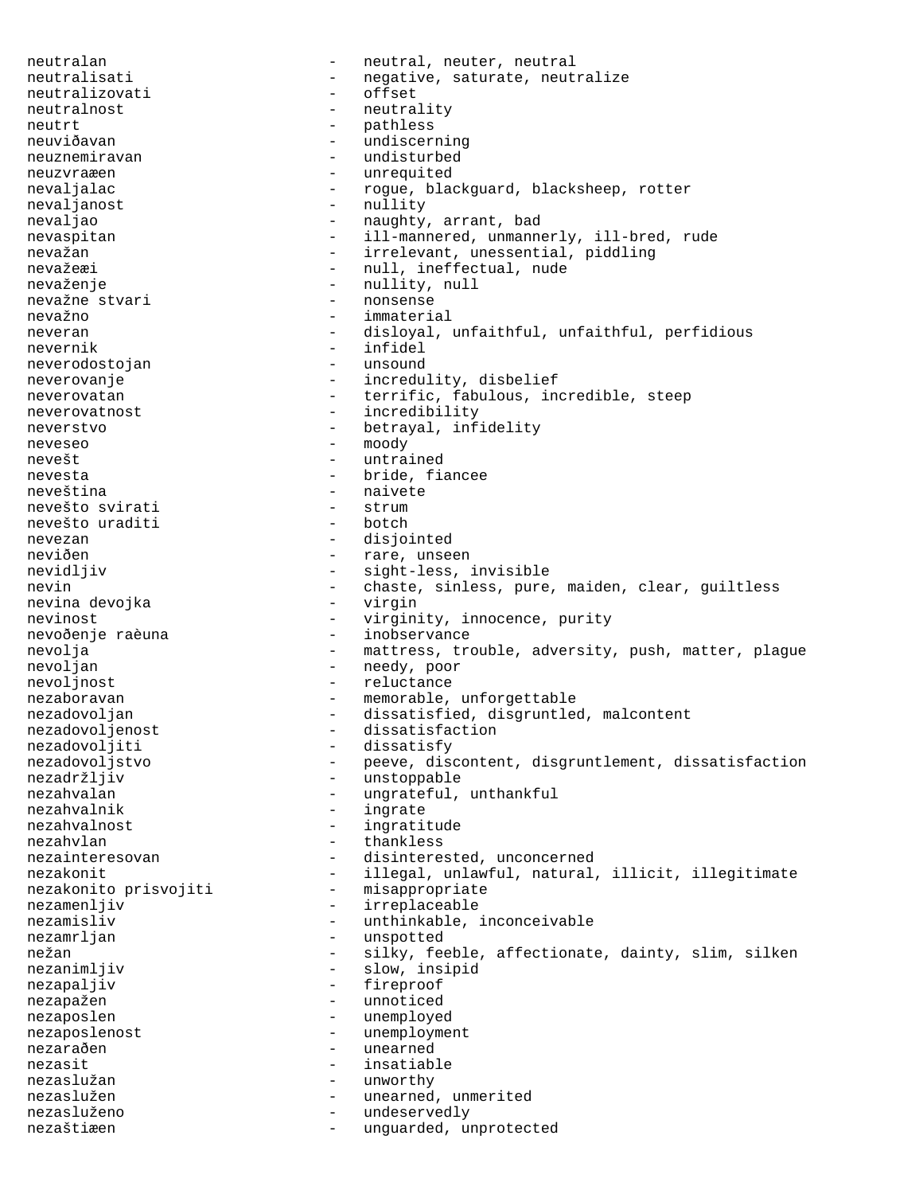neutralan - neutral, neuter, neutral
neutralisati - negative, saturate, neutralize
neutralizovati - offset
neutralnost - neutrality
neutrt - pathless
neuviðavan - undiscerning
neuznemiravan - undisturbed
neuzvraæen - unrequited
nevaljalac - rogue, blackguard, blacksheep, rotter
nevaljanost - nullity
nevaljao - naughty, arrant, bad
nevaspitan - ill-mannered, unmannerly, ill-bred, rude
nevažan - irrelevant, unessential, piddling
nevažeæi - null, ineffectual, nude
nevaženje - nullity, null
nevažne stvari - nonsense
nevažno - immaterial
neveran - disloyal, unfaithful, unfaithful, perfidious
nevernik - infidel
neverodostojan - unsound
neverovanje - incredulity, disbelief
neverovatan - terrific, fabulous, incredible, steep
neverovatnost - incredibility
neverstvo - betrayal, infidelity
neveseo - moody
nevešt - untrained
nevesta - bride, fiancee
neveština - naivete
nevešto svirati - strum
nevešto uraditi - botch
nevezan - disjointed
neviðen - rare, unseen
nevidljiv - sight-less, invisible
nevin - chaste, sinless, pure, maiden, clear, guiltless
nevina devojka - virgin
nevinost - virginity, innocence, purity
nevoðenje raèuna - inobservance
nevolja - mattress, trouble, adversity, push, matter, plague
nevoljan - needy, poor
nevoljnost - reluctance
nezaboravan - memorable, unforgettable
nezadovoljan - dissatisfied, disgruntled, malcontent
nezadovoljenost - dissatisfaction
nezadovoljiti - dissatisfy
nezadovoljstvo - peeve, discontent, disgruntlement, dissatisfaction
nezadržljiv - unstoppable
nezahvalan - ungrateful, unthankful
nezahvalnik - ingrate
nezahvalnost - ingratitude
nezahvlan - thankless
nezainteresovan - disinterested, unconcerned
nezakonit - illegal, unlawful, natural, illicit, illegitimate
nezakonito prisvojiti - misappropriate
nezamenljiv - irreplaceable
nezamisliv - unthinkable, inconceivable
nezamrljan - unspotted
nežan - silky, feeble, affectionate, dainty, slim, silken
nezanimljiv - slow, insipid
nezapaljiv - fireproof
nezapažen - unnoticed
nezaposlen - unemployed
nezaposlenost - unemployment
nezaraðen - unearned
nezasit - insatiable
nezaslužan - unworthy
nezaslužen - unearned, unmerited
nezasluženo - undeservedly
nezaštiæen - unguarded, unprotected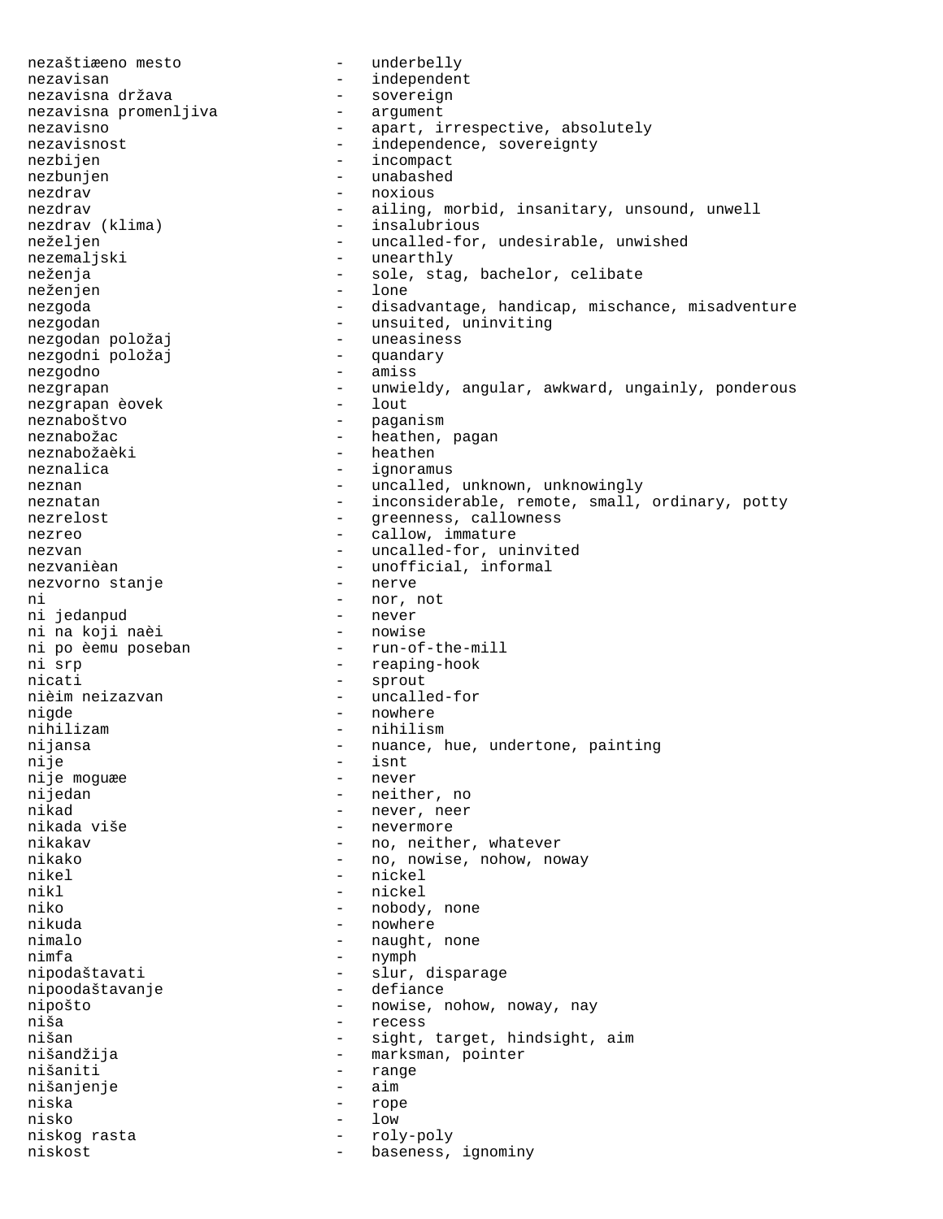nezaštiæeno mesto - underbelly
nezavisan - independent
nezavisna država - sovereign
nezavisna promenljiva - argument
nezavisno - apart, irrespective, absolutely
nezavisnost - independence, sovereignty
nezbijen - incompact
nezbunjen - unabashed
nezdrav - noxious
nezdrav - ailing, morbid, insanitary, unsound, unwell
nezdrav (klima) - insalubrious
neželjen - uncalled-for, undesirable, unwished
nezemaljski - unearthly
neženja - sole, stag, bachelor, celibate
neženjen - lone
nezgoda - disadvantage, handicap, mischance, misadventure
nezgodan - unsuited, uninviting
nezgodan položaj - uneasiness
nezgodni položaj - quandary
nezgodno - amiss
nezgrapan - unwieldy, angular, awkward, ungainly, ponderous
nezgrapan èovek - lout
neznaboštvo - paganism
neznabožac - heathen, pagan
neznabožaèki - heathen
neznalica - ignoramus
neznan - uncalled, unknown, unknowingly
neznatan - inconsiderable, remote, small, ordinary, potty
nezrelost - greenness, callowness
nezreo - callow, immature
nezvan - uncalled-for, uninvited
nezvanièan - unofficial, informal
nezvorno stanje - nerve
ni - nor, not
ni jedanpud - never
ni na koji naèi - nowise
ni po èemu poseban - run-of-the-mill
ni srp - reaping-hook
nicati - sprout
nièim neizazvan - uncalled-for
nigde - nowhere
nihilizam - nihilism
nijansa - nuance, hue, undertone, painting
nije - isnt
nije moguæe - never
nijedan - neither, no
nikad - never, neer
nikada više - nevermore
nikakav - no, neither, whatever
nikako - no, nowise, nohow, noway
nikel - nickel
nikl - nickel
niko - nobody, none
nikuda - nowhere
nimalo - naught, none
nimfa - nymph
nipodaštavati - slur, disparage
nipoodaštavanje - defiance
nipošto - nowise, nohow, noway, nay
niša - recess
nišan - sight, target, hindsight, aim
nišandžija - marksman, pointer
nišaniti - range
nišanjenje - aim
niska - rope
nisko - low
niskog rasta - roly-poly
niskost - baseness, ignominy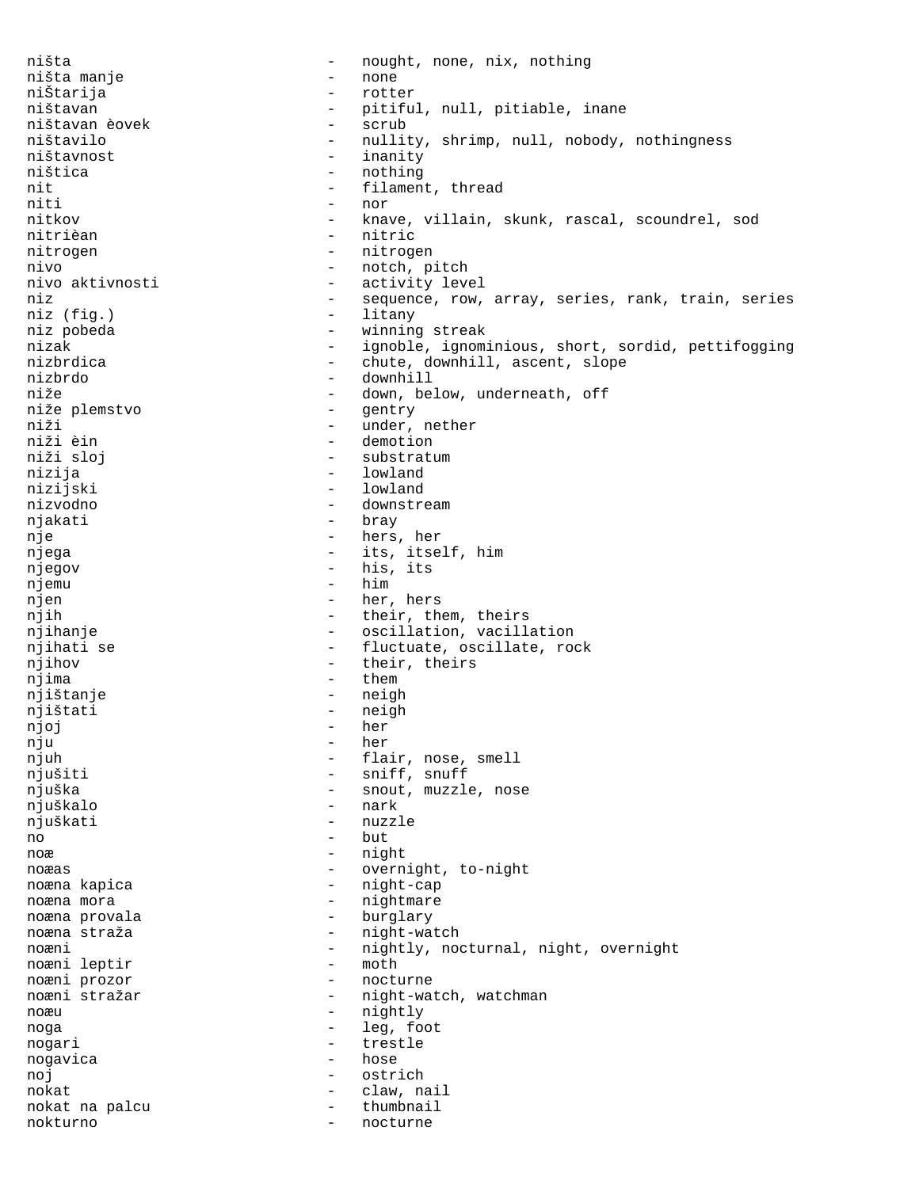ništa - nought, none, nix, nothing
ništa manje - none
niŠtarija - rotter
ništavan - pitiful, null, pitiable, inane
ništavan èovek - scrub
ništavilo - nullity, shrimp, null, nobody, nothingness
ništavnost - inanity
ništica - nothing
nit - filament, thread
niti - nor
nitkov - knave, villain, skunk, rascal, scoundrel, sod
nitrièan - nitric
nitrogen - nitrogen
nivo - notch, pitch
nivo aktivnosti - activity level
niz - sequence, row, array, series, rank, train, series
niz (fig.) - litany
niz pobeda - winning streak
nizak - ignoble, ignominious, short, sordid, pettifogging
nizbrdica - chute, downhill, ascent, slope
nizbrdo - downhill
niže - down, below, underneath, off
niže plemstvo - gentry
niži - under, nether
niži èin - demotion
niži sloj - substratum
nizija - lowland
nizijski - lowland
nizvodno - downstream
njakati - bray
nje - hers, her
njega - its, itself, him
njegov - his, its
njemu - him
njen - her, hers
njih - their, them, theirs
njihanje - oscillation, vacillation
njihati se - fluctuate, oscillate, rock
njihov - their, theirs
njima - them
njištanje - neigh
njištati - neigh
njoj - her
nju - her
njuh - flair, nose, smell
njušiti - sniff, snuff
njuška - snout, muzzle, nose
njuškalo - nark
njuškati - nuzzle
no - but
noæ - night
noæas - overnight, to-night
noæna kapica - night-cap
noæna mora - nightmare
noæna provala - burglary
noæna straža - night-watch
noæni - nightly, nocturnal, night, overnight
noæni leptir - moth
noæni prozor - nocturne
noæni stražar - night-watch, watchman
noæu - nightly
noga - leg, foot
nogari - trestle
nogavica - hose
noj - ostrich
nokat - claw, nail
nokat na palcu - thumbnail
nokturno - nocturne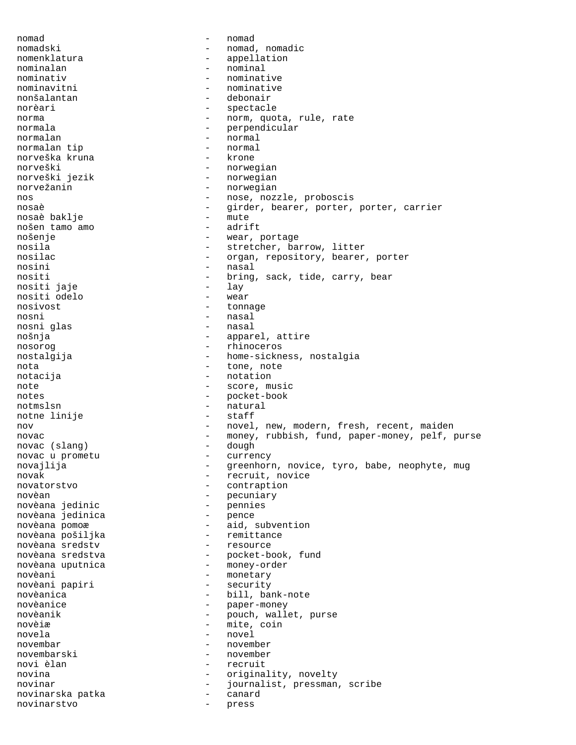nomad - nomad
nomadski - nomad, nomadic
nomenklatura - appellation
nominalan - nominal
nominativ - nominative
nominavitni - nominative
nonšalantan - debonair
norèari - spectacle
norma - norm, quota, rule, rate
normala - perpendicular
normalan - normal
normalan tip - normal
norveška kruna - krone
norveški - norwegian
norveški jezik - norwegian
norvežanin - norwegian
nos - nose, nozzle, proboscis
nosaè - girder, bearer, porter, porter, carrier
nosaè baklje - mute
nošen tamo amo - adrift
nošenje - wear, portage
nosila - stretcher, barrow, litter
nosilac - organ, repository, bearer, porter
nosini - nasal
nositi - bring, sack, tide, carry, bear
nositi jaje - lay
nositi odelo - wear
nosivost - tonnage
nosni - nasal
nosni glas - nasal
nošnja - apparel, attire
nosorog - rhinoceros
nostalgija - home-sickness, nostalgia
nota - tone, note
notacija - notation
note - score, music
notes - pocket-book
notmslsn - natural
notne linije - staff
nov - novel, new, modern, fresh, recent, maiden
novac - money, rubbish, fund, paper-money, pelf, purse
novac (slang) - dough
novac u prometu - currency
novajlija - greenhorn, novice, tyro, babe, neophyte, mug
novak - recruit, novice
novatorstvo - contraption
novèan - pecuniary
novèana jedinic - pennies
novèana jedinica - pence
novèana pomoæ - aid, subvention
novèana pošiljka - remittance
novèana sredstv - resource
novèana sredstva - pocket-book, fund
novèana uputnica - money-order
novèani - monetary
novèani papiri - security
novèanica - bill, bank-note
novèanice - paper-money
novèanik - pouch, wallet, purse
novèiæ - mite, coin
novela - novel
novembar - november
novembarski - november
novi èlan - recruit
novina - originality, novelty
novinar - journalist, pressman, scribe
novinarska patka - canard
novinarstvo - press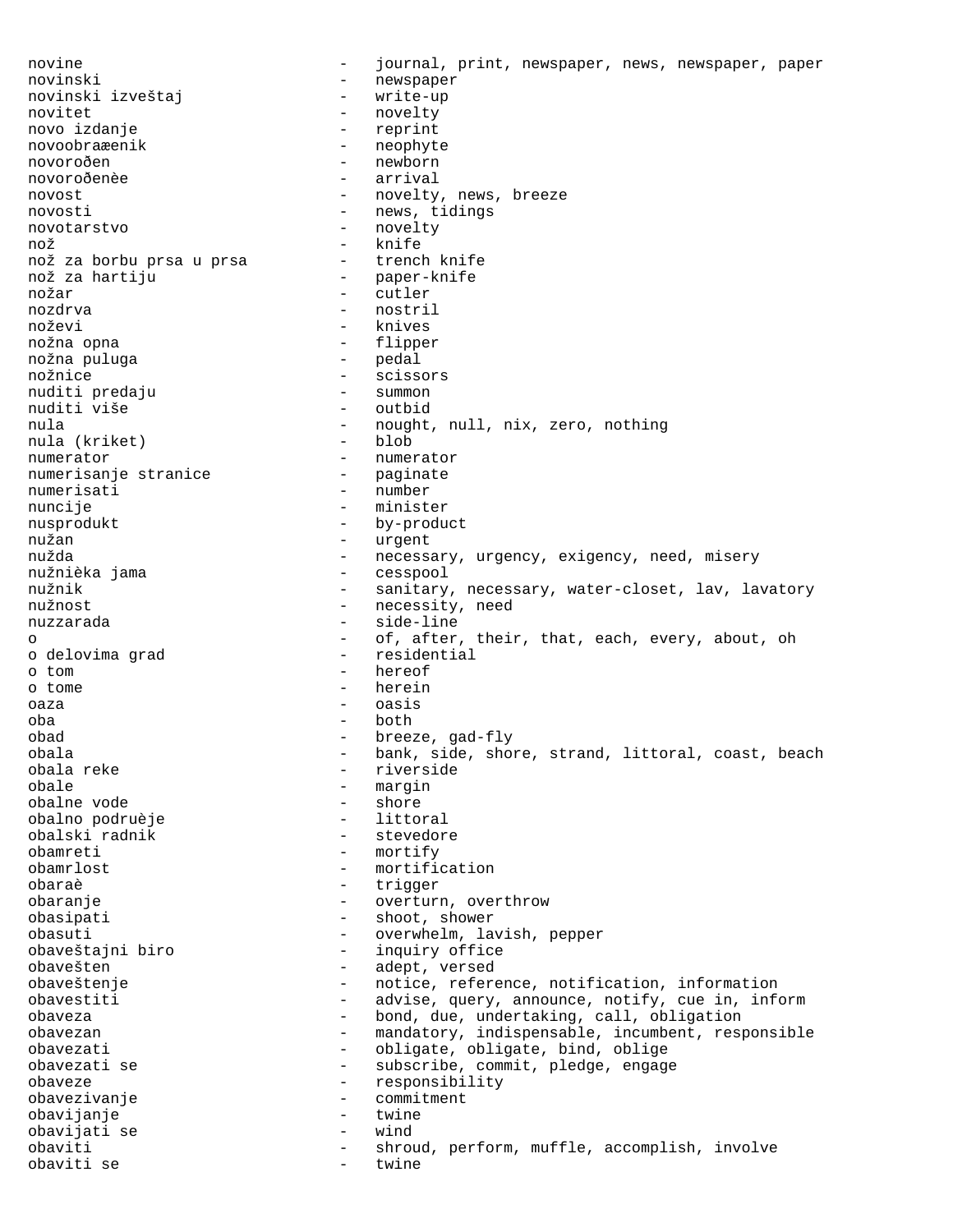novine - journal, print, newspaper, news, newspaper, paper
novinski - newspaper
novinski izveštaj - write-up
novitet - novelty
novo izdanje - reprint
novoobraæenik - neophyte
novoroðen - newborn
novoroðenèe - arrival
novost - novelty, news, breeze
novosti - news, tidings
novotarstvo - novelty
nož - knife
nož za borbu prsa u prsa - trench knife
nož za hartiju - paper-knife
nožar - cutler
nozdrva - nostril
noževi - knives
nožna opna - flipper
nožna puluga - pedal
nožnice - scissors
nuditi predaju - summon
nuditi više - outbid
nula - nought, null, nix, zero, nothing
nula (kriket) - blob
numerator - numerator
numerisanje stranice - paginate
numerisati - number
nuncije - minister
nusprodukt - by-product
nužan - urgent
nužda - necessary, urgency, exigency, need, misery
nužnièka jama - cesspool
nužnik - sanitary, necessary, water-closet, lav, lavatory
nužnost - necessity, need
nuzzarada - side-line
o - of, after, their, that, each, every, about, oh
o delovima grad - residential
o tom - hereof
o tome - herein
oaza - oasis
oba - both
obad - breeze, gad-fly
obala - bank, side, shore, strand, littoral, coast, beach
obala reke - riverside
obale - margin
obalne vode - shore
obalno podruèje - littoral
obalski radnik - stevedore
obamreti - mortify
obamrlost - mortification
obaraè - trigger
obaranje - overturn, overthrow
obasipati - shoot, shower
obasuti - overwhelm, lavish, pepper
obaveštajni biro - inquiry office
obavešten - adept, versed
obaveštenje - notice, reference, notification, information
obavestiti - advise, query, announce, notify, cue in, inform
obaveza - bond, due, undertaking, call, obligation
obavezan - mandatory, indispensable, incumbent, responsible
obavezati - obligate, obligate, bind, oblige
obavezati se - subscribe, commit, pledge, engage
obaveze - responsibility
obavezivanje - commitment
obavijanje - twine
obavijati se - wind
obaviti - shroud, perform, muffle, accomplish, involve
obaviti se - twine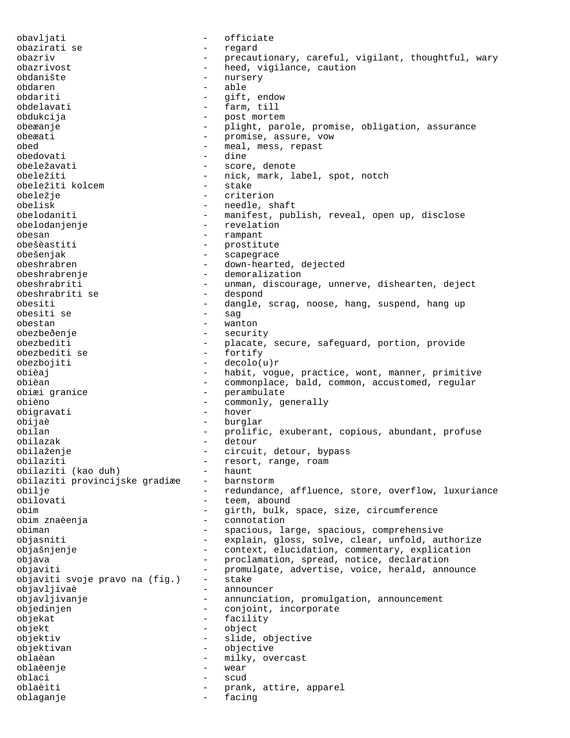obavljati - officiate
obazirati se - regard
obazriv - precautionary, careful, vigilant, thoughtful, wary
obazrivost - heed, vigilance, caution
obdanište - nursery
obdaren - able
obdariti - gift, endow
obdelavati - farm, till
obdukcija - post mortem
obeæanje - plight, parole, promise, obligation, assurance
obeæati - promise, assure, vow
obed - meal, mess, repast
obedovati - dine
obeležavati - score, denote
obeležiti - nick, mark, label, spot, notch
obeležiti kolcem - stake
obeležje - criterion
obelisk - needle, shaft
obelodaniti - manifest, publish, reveal, open up, disclose
obelodanjenje - revelation
obesan - rampant
obešèastiti - prostitute
obešenjak - scapegrace
obeshrabren - down-hearted, dejected
obeshrabrenje - demoralization
obeshrabriti - unman, discourage, unnerve, dishearten, deject
obeshrabriti se - despond
obesiti - dangle, scrag, noose, hang, suspend, hang up
obesiti se - sag
obestan - wanton
obezbeðenje - security
obezbediti - placate, secure, safeguard, portion, provide
obezbediti se - fortify
obezbojiti - decolo(u)r
obièaj - habit, vogue, practice, wont, manner, primitive
obièan - commonplace, bald, common, accustomed, regular
obiæi granice - perambulate
obièno - commonly, generally
obigravati - hover
obijaè - burglar
obilan - prolific, exuberant, copious, abundant, profuse
obilazak - detour
obilaženje - circuit, detour, bypass
obilaziti - resort, range, roam
obilaziti (kao duh) - haunt
obilaziti provincijske gradiæe - barnstorm
obilje - redundance, affluence, store, overflow, luxuriance
obilovati - teem, abound
obim - girth, bulk, space, size, circumference
obim znaèenja - connotation
obiman - spacious, large, spacious, comprehensive
objasniti - explain, gloss, solve, clear, unfold, authorize
objašnjenje - context, elucidation, commentary, explication
objava - proclamation, spread, notice, declaration
objaviti - promulgate, advertise, voice, herald, announce
objaviti svoje pravo na (fig.) - stake
objavljivaè - announcer
objavljivanje - annunciation, promulgation, announcement
objedinjen - conjoint, incorporate
objekat - facility
objekt - object
objektiv - slide, objective
objektivan - objective
oblaèan - milky, overcast
oblaèenje - wear
oblaci - scud
oblaèiti - prank, attire, apparel
oblaganje - facing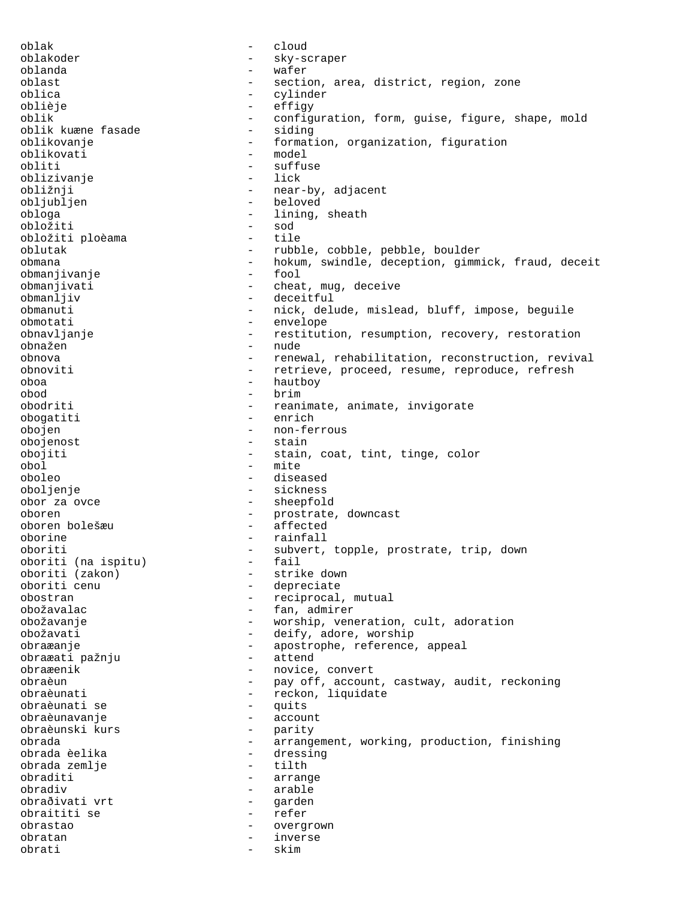oblak - cloud
oblakoder - sky-scraper
oblanda - wafer
oblast - section, area, district, region, zone
oblica - cylinder
oblièje - effigy
oblik - configuration, form, guise, figure, shape, mold
oblik kuæne fasade - siding
oblikovanje - formation, organization, figuration
oblikovati - model
obliti - suffuse
oblizivanje - lick
obližnji - near-by, adjacent
obljubljen - beloved
obloga - lining, sheath
obložiti - sod
obložiti ploèama - tile
oblutak - rubble, cobble, pebble, boulder
obmana - hokum, swindle, deception, gimmick, fraud, deceit
obmanjivanje - fool
obmanjivati - cheat, mug, deceive
obmanljiv - deceitful
obmanuti - nick, delude, mislead, bluff, impose, beguile
obmotati - envelope
obnavljanje - restitution, resumption, recovery, restoration
obnažen - nude
obnova - renewal, rehabilitation, reconstruction, revival
obnoviti - retrieve, proceed, resume, reproduce, refresh
oboa - hautboy
obod - brim
obodriti - reanimate, animate, invigorate
obogatiti - enrich
obojen - non-ferrous
obojenost - stain
obojiti - stain, coat, tint, tinge, color
obol - mite
oboleo - diseased
oboljenje - sickness
obor za ovce - sheepfold
oboren - prostrate, downcast
oboren bolešæu - affected
oborine - rainfall
oboriti - subvert, topple, prostrate, trip, down
oboriti (na ispitu) - fail
oboriti (zakon) - strike down
oboriti cenu - depreciate
obostran - reciprocal, mutual
obožavalac - fan, admirer
obožavanje - worship, veneration, cult, adoration
obožavati - deify, adore, worship
obraæanje - apostrophe, reference, appeal
obraæati pažnju - attend
obraæenik - novice, convert
obraèun - pay off, account, castway, audit, reckoning
obraèunati - reckon, liquidate
obraèunati se - quits
obraèunavanje - account
obraèunski kurs - parity
obrada - arrangement, working, production, finishing
obrada èelika - dressing
obrada zemlje - tilth
obraditi - arrange
obradiv - arable
obrađivati vrt - garden
obraititi se - refer
obrastao - overgrown
obratan - inverse
obrati - skim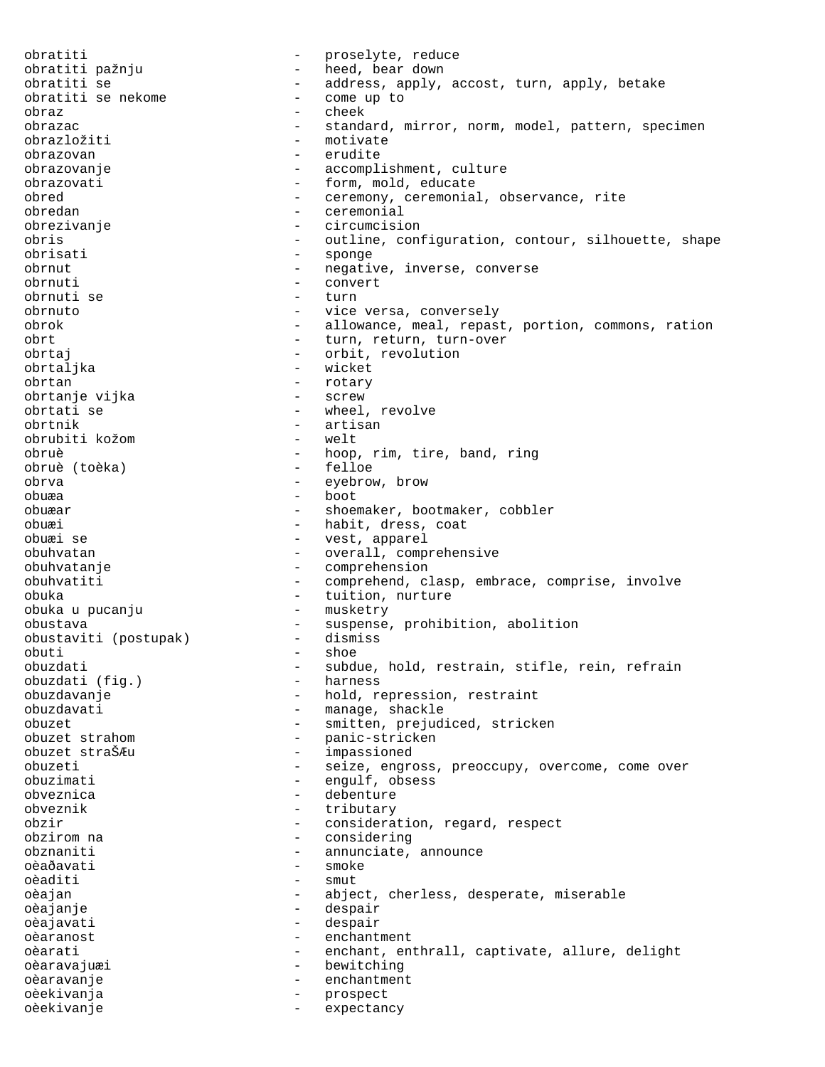obratiti - proselyte, reduce
obratiti pažnju - heed, bear down
obratiti se - address, apply, accost, turn, apply, betake
obratiti se nekome - come up to
obraz - cheek
obrazac - standard, mirror, norm, model, pattern, specimen
obrazložiti - motivate
obrazovan - erudite
obrazovanje - accomplishment, culture
obrazovati - form, mold, educate
obred - ceremony, ceremonial, observance, rite
obredan - ceremonial
obrezivanje - circumcision
obris - outline, configuration, contour, silhouette, shape
obrisati - sponge
obrnut - negative, inverse, converse
obrnuti - convert
obrnuti se - turn
obrnuto - vice versa, conversely
obrok - allowance, meal, repast, portion, commons, ration
obrt - turn, return, turn-over
obrtaj - orbit, revolution
obrtaljka - wicket
obrtan - rotary
obrtanje vijka - screw
obrtati se - wheel, revolve
obrtnik - artisan
obrubiti kožom - welt
obruè - hoop, rim, tire, band, ring
obruè (toèka) - felloe
obrva - eyebrow, brow
obuæa - boot
obuæar - shoemaker, bootmaker, cobbler
obuæi - habit, dress, coat
obuæi se - vest, apparel
obuhvatan - overall, comprehensive
obuhvatanje - comprehension
obuhvatiti - comprehend, clasp, embrace, comprise, involve
obuka - tuition, nurture
obuka u pucanju - musketry
obustava - suspense, prohibition, abolition
obustaviti (postupak) - dismiss
obuti - shoe
obuzdati - subdue, hold, restrain, stifle, rein, refrain
obuzdati (fig.) - harness
obuzdavanje - hold, repression, restraint
obuzdavati - manage, shackle
obuzet - smitten, prejudiced, stricken
obuzet strahom - panic-stricken
obuzet straŠÆu - impassioned
obuzeti - seize, engross, preoccupy, overcome, come over
obuzimati - engulf, obsess
obveznica - debenture
obveznik - tributary
obzir - consideration, regard, respect
obzirom na - considering
obznaniti - annunciate, announce
oèaðavati - smoke
oèaditi - smut
oèajan - abject, cherless, desperate, miserable
oèajanje - despair
oèajavati - despair
oèaranost - enchantment
oèarati - enchant, enthrall, captivate, allure, delight
oèaravajuæi - bewitching
oèaravanje - enchantment
oèekivanja - prospect
oèekivanje - expectancy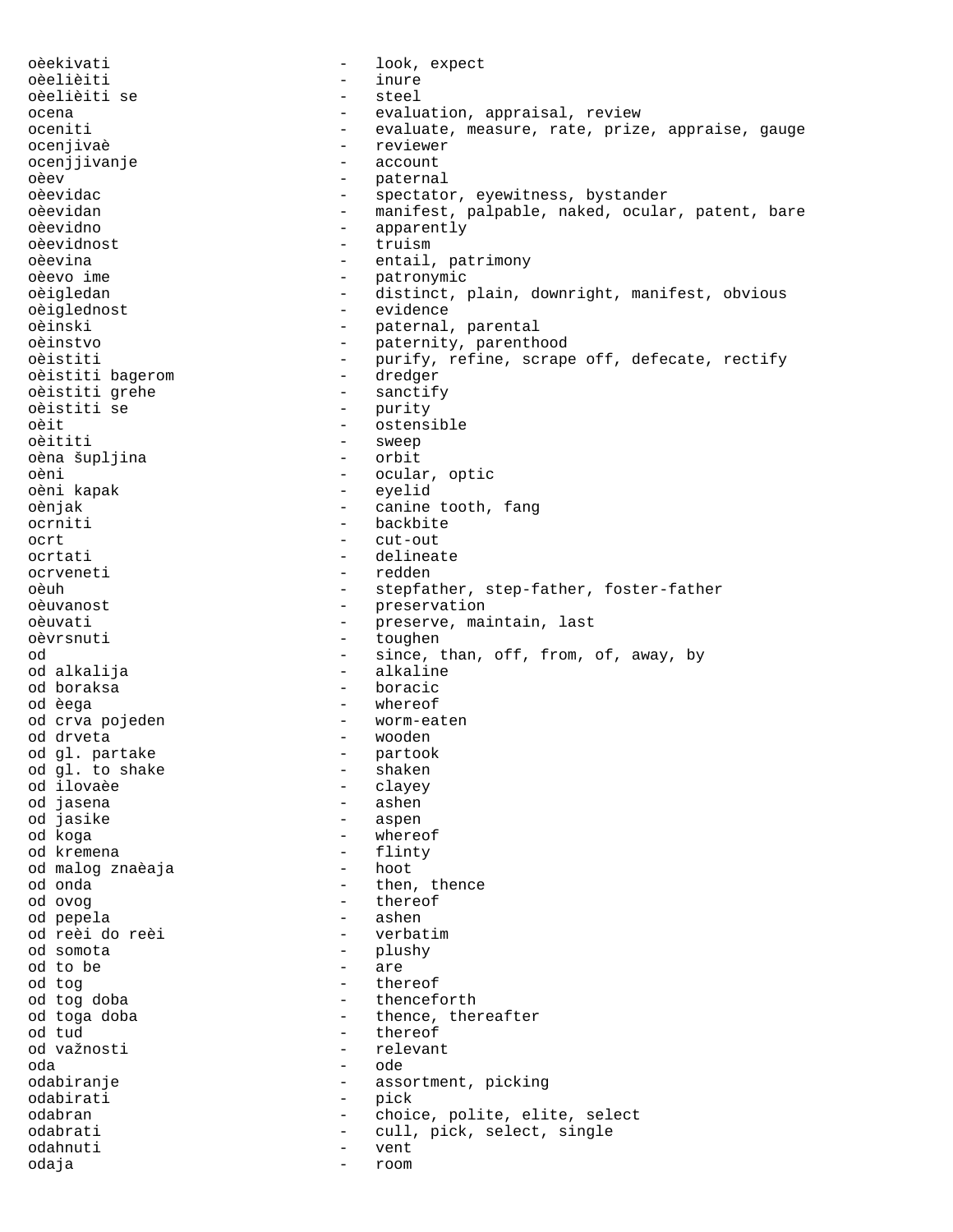oèekivati - look, expect
oèelièiti - inure
oèelièiti se - steel
ocena - evaluation, appraisal, review
oceniti - evaluate, measure, rate, prize, appraise, gauge
ocenjivaè - reviewer
ocenjjivanje - account
oèev - paternal
oèevidac - spectator, eyewitness, bystander
oèevidan - manifest, palpable, naked, ocular, patent, bare
oèevidno - apparently
oèevidnost - truism
oèevina - entail, patrimony
oèevo ime - patronymic
oèigledan - distinct, plain, downright, manifest, obvious
oèiglednost - evidence
oèinski - paternal, parental
oèinstvo - paternity, parenthood
oèistiti - purify, refine, scrape off, defecate, rectify
oèistiti bagerom - dredger
oèistiti grehe - sanctify
oèistiti se - purity
oèit - ostensible
oèititi - sweep
oèna šupljina - orbit
oèni - ocular, optic
oèni kapak - eyelid
oènjak - canine tooth, fang
ocrniti - backbite
ocrt - cut-out
ocrtati - delineate
ocrveneti - redden
oèuh - stepfather, step-father, foster-father
oèuvanost - preservation
oèuvati - preserve, maintain, last
oèvrsnuti - toughen
od - since, than, off, from, of, away, by
od alkalija - alkaline
od boraksa - boracic
od èega - whereof
od crva pojeden - worm-eaten
od drveta - wooden
od gl. partake - partook
od gl. to shake - shaken
od ilovaèe - clayey
od jasena - ashen
od jasike - aspen
od koga - whereof
od kremena - flinty
od malog znaèaja - hoot
od onda - then, thence
od ovog - thereof
od pepela - ashen
od reèi do reèi - verbatim
od somota - plushy
od to be - are
od tog - thereof
od tog doba - thenceforth
od toga doba - thence, thereafter
od tud - thereof
od važnosti - relevant
oda - ode
odabiranje - assortment, picking
odabirati - pick
odabran - choice, polite, elite, select
odabrati - cull, pick, select, single
odahnuti - vent
odaja - room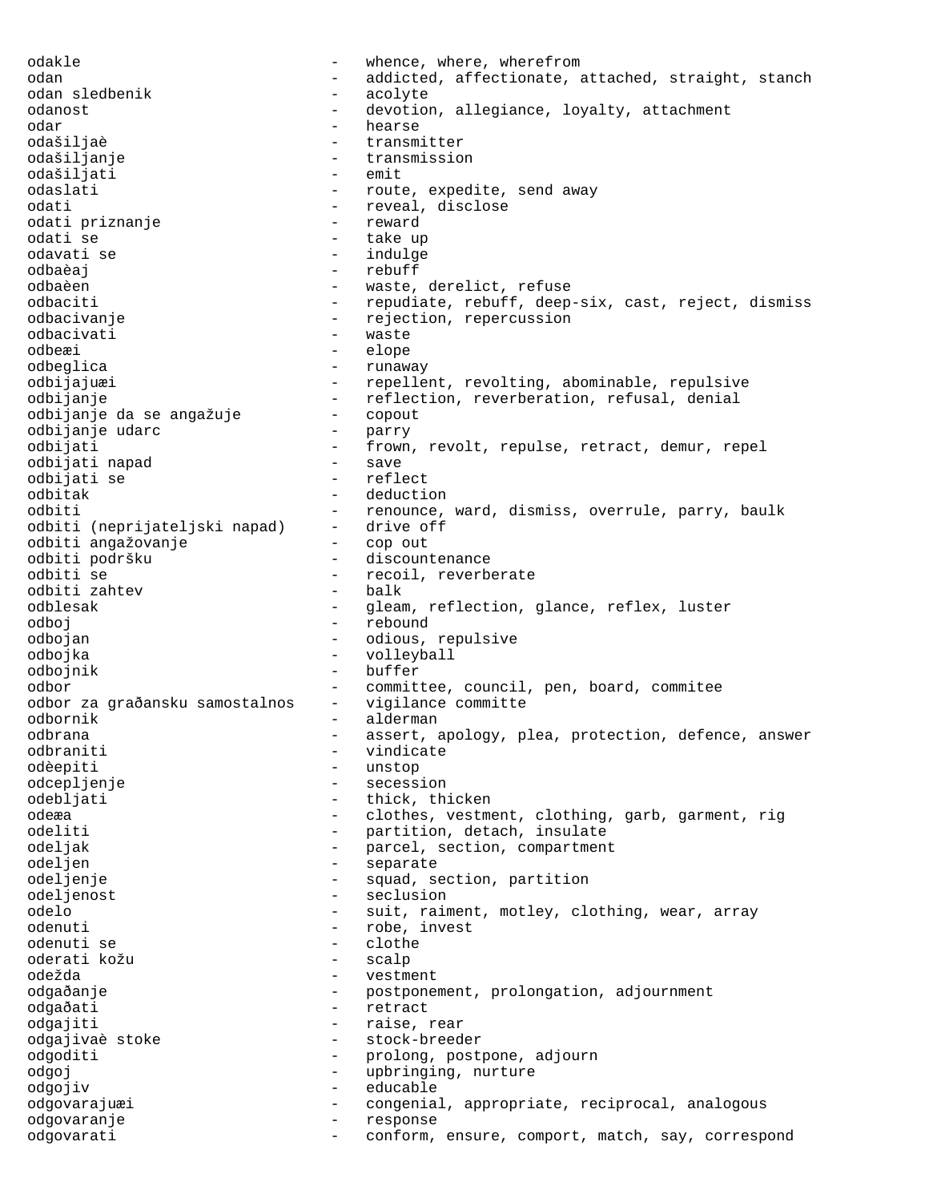odakle - whence, where, wherefrom
odan - addicted, affectionate, attached, straight, stanch
odan sledbenik - acolyte
odanost - devotion, allegiance, loyalty, attachment
odar - hearse
odašiljaè - transmitter
odašiljanje - transmission
odašiljati - emit
odaslati - route, expedite, send away
odati - reveal, disclose
odati priznanje - reward
odati se - take up
odavati se - indulge
odbaèaj - rebuff
odbaèen - waste, derelict, refuse
odbaciti - repudiate, rebuff, deep-six, cast, reject, dismiss
odbacivanje - rejection, repercussion
odbacivati - waste
odbeæi - elope
odbeglica - runaway
odbijajuæi - repellent, revolting, abominable, repulsive
odbijanje - reflection, reverberation, refusal, denial
odbijanje da se angažuje - copout
odbijanje udarc - parry
odbijati - frown, revolt, repulse, retract, demur, repel
odbijati napad - save
odbijati se - reflect
odbitak - deduction
odbiti - renounce, ward, dismiss, overrule, parry, baulk
odbiti (neprijateljski napad) - drive off
odbiti angažovanje - cop out
odbiti podršku - discountenance
odbiti se - recoil, reverberate
odbiti zahtev - balk
odblesak - gleam, reflection, glance, reflex, luster
odboj - rebound
odbojan - odious, repulsive
odbojka - volleyball
odbojnik - buffer
odbor - committee, council, pen, board, commitee
odbor za građansku samostalnos - vigilance committe
odbornik - alderman
odbrana - assert, apology, plea, protection, defence, answer
odbraniti - vindicate
odèepiti - unstop
odcepljenje - secession
odebljati - thick, thicken
odeæa - clothes, vestment, clothing, garb, garment, rig
odeliti - partition, detach, insulate
odeljak - parcel, section, compartment
odeljen - separate
odeljenje - squad, section, partition
odeljenost - seclusion
odelo - suit, raiment, motley, clothing, wear, array
odenuti - robe, invest
odenuti se - clothe
oderati kožu - scalp
odežda - vestment
odgađanje - postponement, prolongation, adjournment
odgađati - retract
odgajiti - raise, rear
odgajivaè stoke - stock-breeder
odgoditi - prolong, postpone, adjourn
odgoj - upbringing, nurture
odgojiv - educable
odgovarajuæi - congenial, appropriate, reciprocal, analogous
odgovaranje - response
odgovarati - conform, ensure, comport, match, say, correspond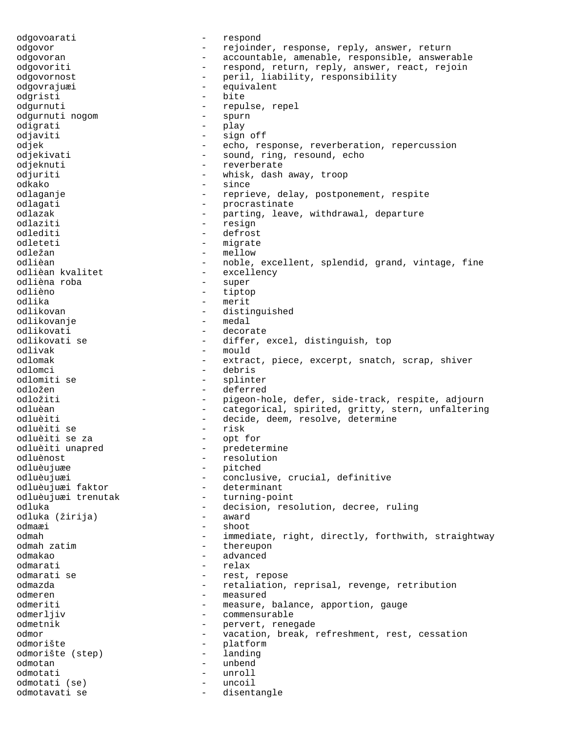odgovoarati - respond
odgovor - rejoinder, response, reply, answer, return
odgovoran - accountable, amenable, responsible, answerable
odgovoriti - respond, return, reply, answer, react, rejoin
odgovornost - peril, liability, responsibility
odgovrajuæi - equivalent
odgristi - bite
odgurnuti - repulse, repel
odgurnuti nogom - spurn
odigrati - play
odjaviti - sign off
odjek - echo, response, reverberation, repercussion
odjekivati - sound, ring, resound, echo
odjeknuti - reverberate
odjuriti - whisk, dash away, troop
odkako - since
odlaganje - reprieve, delay, postponement, respite
odlagati - procrastinate
odlazak - parting, leave, withdrawal, departure
odlaziti - resign
odlediti - defrost
odleteti - migrate
odležan - mellow
odlièan - noble, excellent, splendid, grand, vintage, fine
odlièan kvalitet - excellency
odlièna roba - super
odlièno - tiptop
odlika - merit
odlikovan - distinguished
odlikovanje - medal
odlikovati - decorate
odlikovati se - differ, excel, distinguish, top
odlivak - mould
odlomak - extract, piece, excerpt, snatch, scrap, shiver
odlomci - debris
odlomiti se - splinter
odložen - deferred
odložiti - pigeon-hole, defer, side-track, respite, adjourn
odluèan - categorical, spirited, gritty, stern, unfaltering
odluèiti - decide, deem, resolve, determine
odluèiti se - risk
odluèiti se za - opt for
odluèiti unapred - predetermine
odluènost - resolution
odluèujuæe - pitched
odluèujuæi - conclusive, crucial, definitive
odluèujuæi faktor - determinant
odluèujuæi trenutak - turning-point
odluka - decision, resolution, decree, ruling
odluka (žirija) - award
odmaæi - shoot
odmah - immediate, right, directly, forthwith, straightway
odmah zatim - thereupon
odmakao - advanced
odmarati - relax
odmarati se - rest, repose
odmazda - retaliation, reprisal, revenge, retribution
odmeren - measured
odmeriti - measure, balance, apportion, gauge
odmerljiv - commensurable
odmetnik - pervert, renegade
odmor - vacation, break, refreshment, rest, cessation
odmorište - platform
odmorište (step) - landing
odmotan - unbend
odmotati - unroll
odmotati (se) - uncoil
odmotavati se - disentangle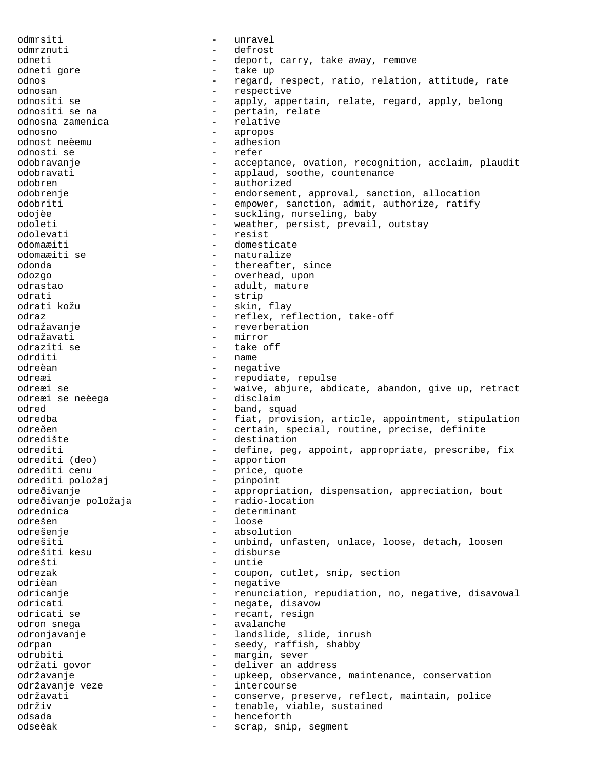odmrsiti - unravel
odmrznuti - defrost
odneti - deport, carry, take away, remove
odneti gore - take up
odnos - regard, respect, ratio, relation, attitude, rate
odnosan - respective
odnositi se - apply, appertain, relate, regard, apply, belong
odnositi se na - pertain, relate
odnosna zamenica - relative
odnosno - apropos
odnost neèemu - adhesion
odnosti se - refer
odobravanje - acceptance, ovation, recognition, acclaim, plaudit
odobravati - applaud, soothe, countenance
odobren - authorized
odobrenje - endorsement, approval, sanction, allocation
odobriti - empower, sanction, admit, authorize, ratify
odojèe - suckling, nurseling, baby
odoleti - weather, persist, prevail, outstay
odolevati - resist
odomaæiti - domesticate
odomaæiti se - naturalize
odonda - thereafter, since
odozgo - overhead, upon
odrastao - adult, mature
odrati - strip
odrati kožu - skin, flay
odraz - reflex, reflection, take-off
odražavanje - reverberation
odražavati - mirror
odraziti se - take off
odrditi - name
odreèan - negative
odreæi - repudiate, repulse
odreæi se - waive, abjure, abdicate, abandon, give up, retract
odreæi se neèega - disclaim
odred - band, squad
odredba - fiat, provision, article, appointment, stipulation
odreðen - certain, special, routine, precise, definite
odredište - destination
odrediti - define, peg, appoint, appropriate, prescribe, fix
odrediti (deo) - apportion
odrediti cenu - price, quote
odrediti položaj - pinpoint
odreðivanje - appropriation, dispensation, appreciation, bout
odreðivanje položaja - radio-location
odrednica - determinant
odrešen - loose
odrešenje - absolution
odrešiti - unbind, unfasten, unlace, loose, detach, loosen
odrešiti kesu - disburse
odrešti - untie
odrezak - coupon, cutlet, snip, section
odrièan - negative
odricanje - renunciation, repudiation, no, negative, disavowal
odricati - negate, disavow
odricati se - recant, resign
odron snega - avalanche
odronjavanje - landslide, slide, inrush
odrpan - seedy, raffish, shabby
odrubiti - margin, sever
održati govor - deliver an address
održavanje - upkeep, observance, maintenance, conservation
održavanje veze - intercourse
održavati - conserve, preserve, reflect, maintain, police
održiv - tenable, viable, sustained
odsada - henceforth
odseèak - scrap, snip, segment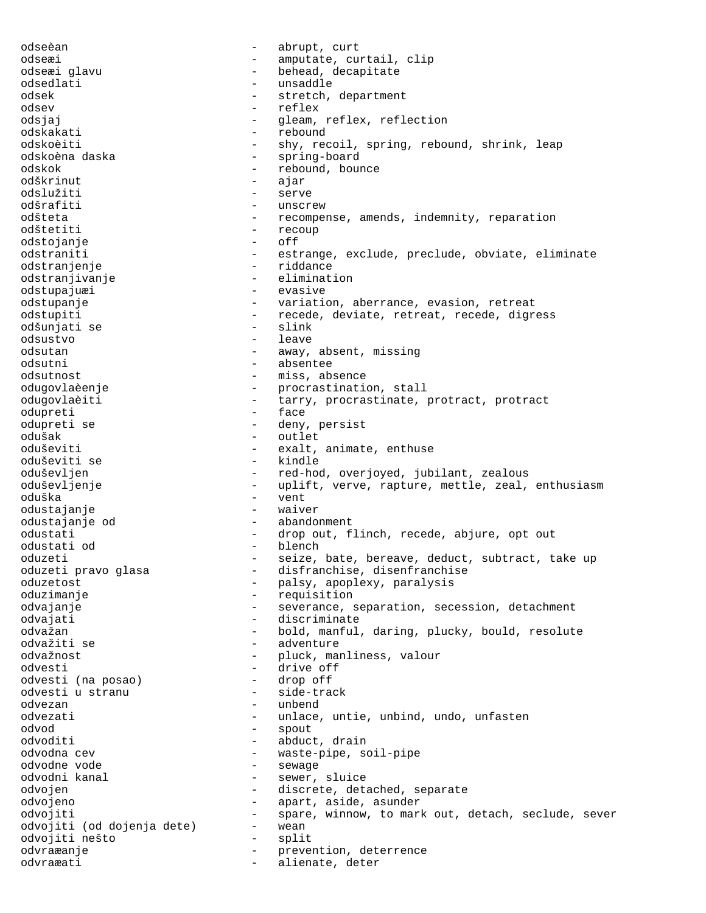odseèan - abrupt, curt
odseæi - amputate, curtail, clip
odseæi glavu - behead, decapitate
odsedlati - unsaddle
odsek - stretch, department
odsev - reflex
odsjaj - gleam, reflex, reflection
odskakati - rebound
odskoèiti - shy, recoil, spring, rebound, shrink, leap
odskoèna daska - spring-board
odskok - rebound, bounce
odškrinut - ajar
odslužiti - serve
odšrafiti - unscrew
odšteta - recompense, amends, indemnity, reparation
odštetiti - recoup
odstojanje - off
odstraniti - estrange, exclude, preclude, obviate, eliminate
odstranjenje - riddance
odstranjivanje - elimination
odstupajuæi - evasive
odstupanje - variation, aberrance, evasion, retreat
odstupiti - recede, deviate, retreat, recede, digress
odšunjati se - slink
odsustvo - leave
odsutan - away, absent, missing
odsutni - absentee
odsutnost - miss, absence
odugovlaèenje - procrastination, stall
odugovlaèiti - tarry, procrastinate, protract, protract
odupreti - face
odupreti se - deny, persist
odušak - outlet
oduševiti - exalt, animate, enthuse
oduševiti se - kindle
oduševljen - red-hod, overjoyed, jubilant, zealous
oduševljenje - uplift, verve, rapture, mettle, zeal, enthusiasm
oduška - vent
odustajanje - waiver
odustajanje od - abandonment
odustati - drop out, flinch, recede, abjure, opt out
odustati od - blench
oduzeti - seize, bate, bereave, deduct, subtract, take up
oduzeti pravo glasa - disfranchise, disenfranchise
oduzetost - palsy, apoplexy, paralysis
oduzimanje - requisition
odvajanje - severance, separation, secession, detachment
odvajati - discriminate
odvažan - bold, manful, daring, plucky, bould, resolute
odvažiti se - adventure
odvažnost - pluck, manliness, valour
odvesti - drive off
odvesti (na posao) - drop off
odvesti u stranu - side-track
odvezan - unbend
odvezati - unlace, untie, unbind, undo, unfasten
odvod - spout
odvoditi - abduct, drain
odvodna cev - waste-pipe, soil-pipe
odvodne vode - sewage
odvodni kanal - sewer, sluice
odvojen - discrete, detached, separate
odvojeno - apart, aside, asunder
odvojiti - spare, winnow, to mark out, detach, seclude, sever
odvojiti (od dojenja dete) - wean
odvojiti nešto - split
odvraæanje - prevention, deterrence
odvraæati - alienate, deter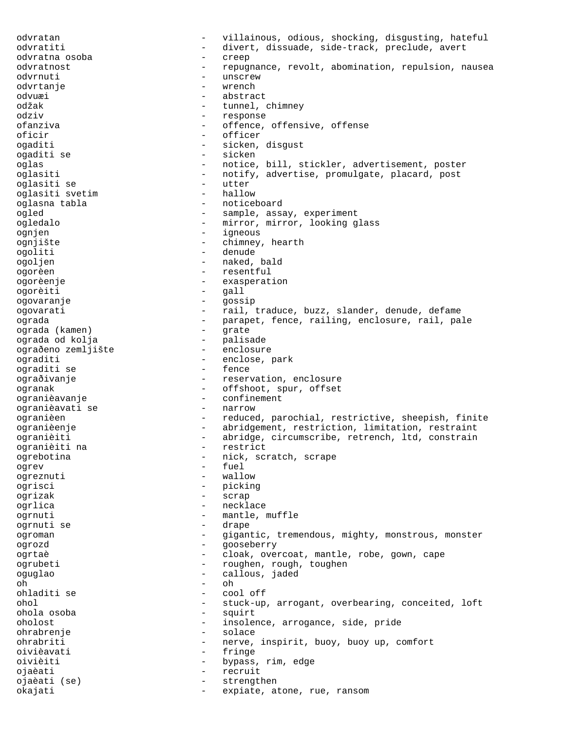odvratan - villainous, odious, shocking, disgusting, hateful
odvratiti - divert, dissuade, side-track, preclude, avert
odvratna osoba - creep
odvratnost - repugnance, revolt, abomination, repulsion, nausea
odvrnuti - unscrew
odvrtanje - wrench
odvuæi - abstract
odžak - tunnel, chimney
odziv - response
ofanziva - offence, offensive, offense
oficir - officer
ogaditi - sicken, disgust
ogaditi se - sicken
oglas - notice, bill, stickler, advertisement, poster
oglasiti - notify, advertise, promulgate, placard, post
oglasiti se - utter
oglasiti svetim - hallow
oglasna tabla - noticeboard
ogled - sample, assay, experiment
ogledalo - mirror, mirror, looking glass
ognjen - igneous
ognjište - chimney, hearth
ogoliti - denude
ogoljen - naked, bald
ogorèen - resentful
ogorèenje - exasperation
ogorèiti - gall
ogovaranje - gossip
ogovarati - rail, traduce, buzz, slander, denude, defame
ograda - parapet, fence, railing, enclosure, rail, pale
ograda (kamen) - grate
ograda od kolja - palisade
ograðeno zemljište - enclosure
ograditi - enclose, park
ograditi se - fence
ograðivanje - reservation, enclosure
ogranak - offshoot, spur, offset
ogranièavanje - confinement
ogranièavati se - narrow
ogranièen - reduced, parochial, restrictive, sheepish, finite
ogranièenje - abridgement, restriction, limitation, restraint
ogranièiti - abridge, circumscribe, retrench, ltd, constrain
ogranièiti na - restrict
ogrebotina - nick, scratch, scrape
ogrev - fuel
ogreznuti - wallow
ogrisci - picking
ogrizak - scrap
ogrlica - necklace
ogrnuti - mantle, muffle
ogrnuti se - drape
ogroman - gigantic, tremendous, mighty, monstrous, monster
ogrozd - gooseberry
ogrtaè - cloak, overcoat, mantle, robe, gown, cape
ogrubeti - roughen, rough, toughen
oguglao - callous, jaded
oh - oh
ohladiti se - cool off
ohol - stuck-up, arrogant, overbearing, conceited, loft
ohola osoba - squirt
oholost - insolence, arrogance, side, pride
ohrabrenje - solace
ohrabriti - nerve, inspirit, buoy, buoy up, comfort
oivièavati - fringe
oivièiti - bypass, rim, edge
ojaèati - recruit
ojaèati (se) - strengthen
okajati - expiate, atone, rue, ransom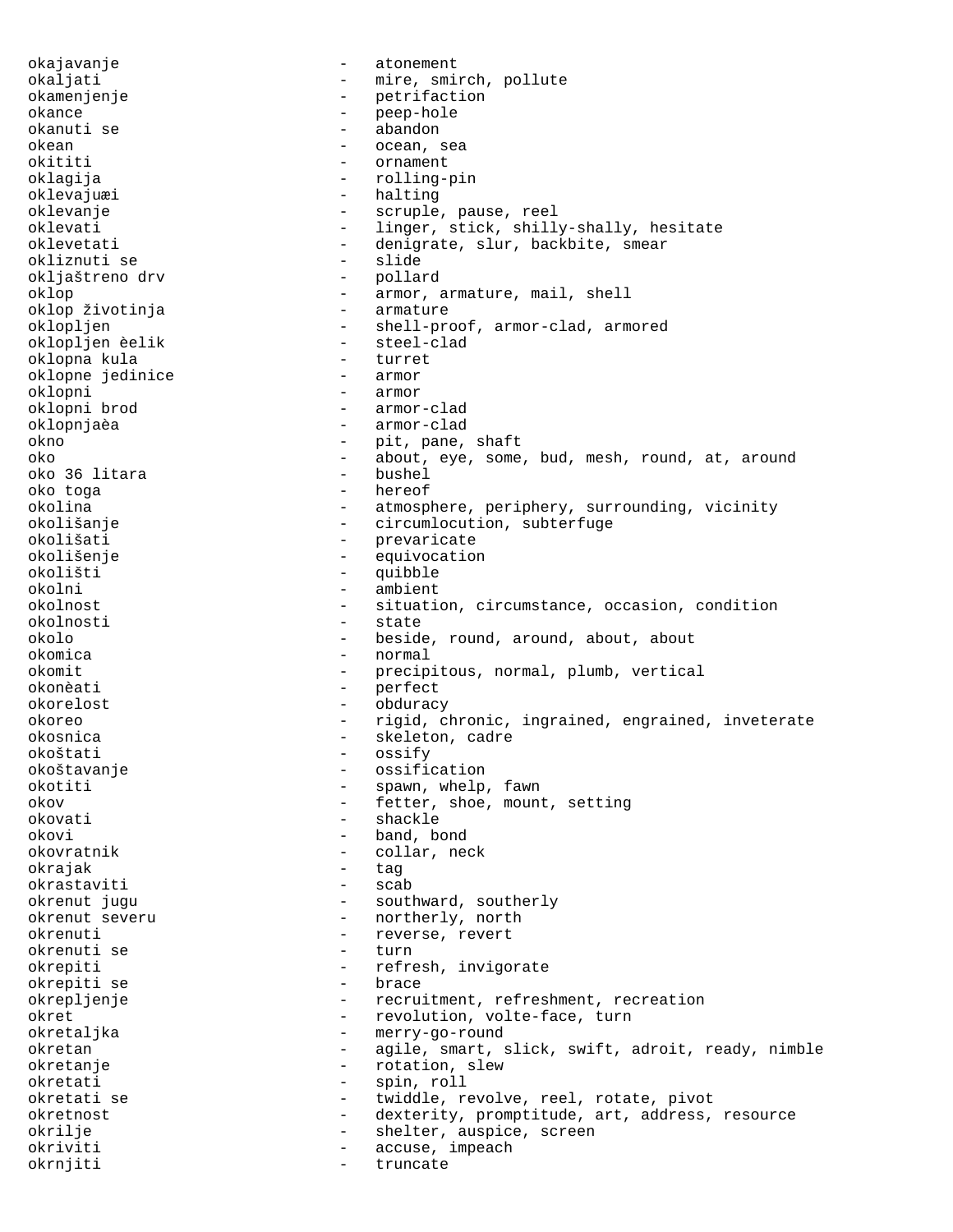okajavanje - atonement
okaljati - mire, smirch, pollute
okamenjenje - petrifaction
okance - peep-hole
okanuti se - abandon
okean - ocean, sea
okititi - ornament
oklagija - rolling-pin
oklevajuæi - halting
oklevanje - scruple, pause, reel
oklevati - linger, stick, shilly-shally, hesitate
oklevetati - denigrate, slur, backbite, smear
okliznuti se - slide
okljaštreno drv - pollard
oklop - armor, armature, mail, shell
oklop životinja - armature
oklopljen - shell-proof, armor-clad, armored
oklopljen èelik - steel-clad
oklopna kula - turret
oklopne jedinice - armor
oklopni - armor
oklopni brod - armor-clad
oklopnjaèa - armor-clad
okno - pit, pane, shaft
oko - about, eye, some, bud, mesh, round, at, around
oko 36 litara - bushel
oko toga - hereof
okolina - atmosphere, periphery, surrounding, vicinity
okolišanje - circumlocution, subterfuge
okolišati - prevaricate
okolišenje - equivocation
okolišti - quibble
okolni - ambient
okolnost - situation, circumstance, occasion, condition
okolnosti - state
okolo - beside, round, around, about, about
okomica - normal
okomit - precipitous, normal, plumb, vertical
okonèati - perfect
okorelost - obduracy
okoreo - rigid, chronic, ingrained, engrained, inveterate
okosnica - skeleton, cadre
okoštati - ossify
okoštavanje - ossification
okotiti - spawn, whelp, fawn
okov - fetter, shoe, mount, setting
okovati - shackle
okovi - band, bond
okovratnik - collar, neck
okrajak - tag
okrastaviti - scab
okrenut jugu - southward, southerly
okrenut severu - northerly, north
okrenuti - reverse, revert
okrenuti se - turn
okrepiti - refresh, invigorate
okrepiti se - brace
okrepljenje - recruitment, refreshment, recreation
okret - revolution, volte-face, turn
okretaljka - merry-go-round
okretan - agile, smart, slick, swift, adroit, ready, nimble
okretanje - rotation, slew
okretati - spin, roll
okretati se - twiddle, revolve, reel, rotate, pivot
okretnost - dexterity, promptitude, art, address, resource
okrilje - shelter, auspice, screen
okriviti - accuse, impeach
okrnjiti - truncate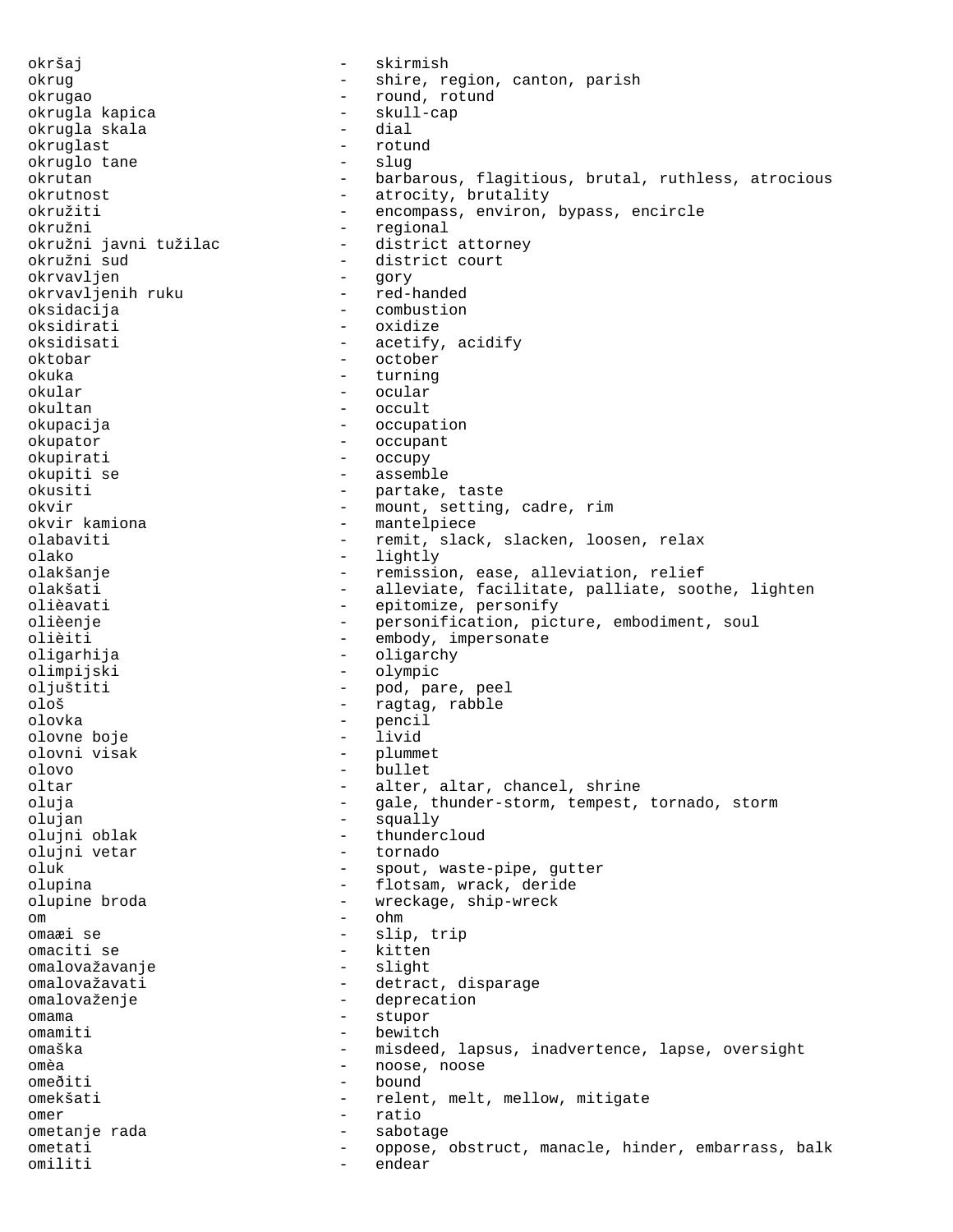okršaj - skirmish
okrug - shire, region, canton, parish
okrugao - round, rotund
okrugla kapica - skull-cap
okrugla skala - dial
okruglast - rotund
okruglo tane - slug
okrutan - barbarous, flagitious, brutal, ruthless, atrocious
okrutnost - atrocity, brutality
okružiti - encompass, environ, bypass, encircle
okružni - regional
okružni javni tužilac - district attorney
okružni sud - district court
okrvavljen - gory
okrvavljenih ruku - red-handed
oksidacija - combustion
oksidirati - oxidize
oksidisati - acetify, acidify
oktobar - october
okuka - turning
okular - ocular
okultan - occult
okupacija - occupation
okupator - occupant
okupirati - occupy
okupiti se - assemble
okusiti - partake, taste
okvir - mount, setting, cadre, rim
okvir kamiona - mantelpiece
olabaviti - remit, slack, slacken, loosen, relax
olako - lightly
olakšanje - remission, ease, alleviation, relief
olakšati - alleviate, facilitate, palliate, soothe, lighten
olièavati - epitomize, personify
olièenje - personification, picture, embodiment, soul
olièiti - embody, impersonate
oligarhija - oligarchy
olimpijski - olympic
oljuštiti - pod, pare, peel
ološ - ragtag, rabble
olovka - pencil
olovne boje - livid
olovni visak - plummet
olovo - bullet
oltar - alter, altar, chancel, shrine
oluja - gale, thunder-storm, tempest, tornado, storm
olujan - squally
olujni oblak - thundercloud
olujni vetar - tornado
oluk - spout, waste-pipe, gutter
olupina - flotsam, wrack, deride
olupine broda - wreckage, ship-wreck
om - ohm
omaæi se - slip, trip
omaciti se - kitten
omalovažavanje - slight
omalovažavati - detract, disparage
omalovaženje - deprecation
omama - stupor
omamiti - bewitch
omaška - misdeed, lapsus, inadvertence, lapse, oversight
omèa - noose, noose
omeðiti - bound
omekšati - relent, melt, mellow, mitigate
omer - ratio
ometanje rada - sabotage
ometati - oppose, obstruct, manacle, hinder, embarrass, balk
omiliti - endear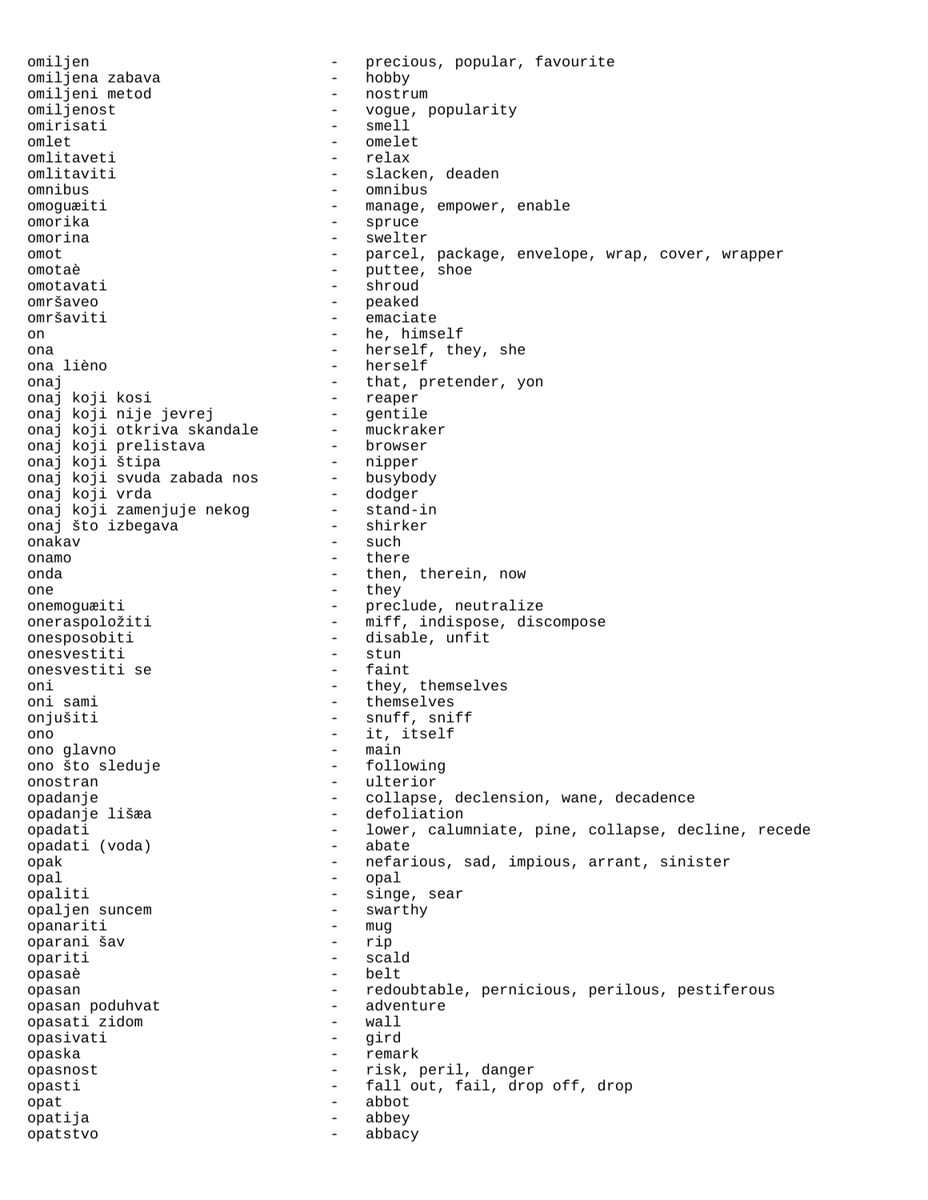omiljen - precious, popular, favourite
omiljena zabava - hobby
omiljeni metod - nostrum
omiljenost - vogue, popularity
omirisati - smell
omlet - omelet
omlitaveti - relax
omlitaviti - slacken, deaden
omnibus - omnibus
omoguæiti - manage, empower, enable
omorika - spruce
omorina - swelter
omot - parcel, package, envelope, wrap, cover, wrapper
omotaè - puttee, shoe
omotavati - shroud
omršaveo - peaked
omršaviti - emaciate
on - he, himself
ona - herself, they, she
ona lièno - herself
onaj - that, pretender, yon
onaj koji kosi - reaper
onaj koji nije jevrej - gentile
onaj koji otkriva skandale - muckraker
onaj koji prelistava - browser
onaj koji štipa - nipper
onaj koji svuda zabada nos - busybody
onaj koji vrda - dodger
onaj koji zamenjuje nekog - stand-in
onaj što izbegava - shirker
onakav - such
onamo - there
onda - then, therein, now
one - they
onemoguæiti - preclude, neutralize
oneraspoložiti - miff, indispose, discompose
onesposobiti - disable, unfit
onesvestiti - stun
onesvestiti se - faint
oni - they, themselves
oni sami - themselves
onjušiti - snuff, sniff
ono - it, itself
ono glavno - main
ono što sleduje - following
onostran - ulterior
opadanje - collapse, declension, wane, decadence
opadanje lišæa - defoliation
opadati - lower, calumniate, pine, collapse, decline, recede
opadati (voda) - abate
opak - nefarious, sad, impious, arrant, sinister
opal - opal
opaliti - singe, sear
opaljen suncem - swarthy
opanariti - mug
oparani šav - rip
opariti - scald
opasaè - belt
opasan - redoubtable, pernicious, perilous, pestiferous
opasan poduhvat - adventure
opasati zidom - wall
opasivati - gird
opaska - remark
opasnost - risk, peril, danger
opasti - fall out, fail, drop off, drop
opat - abbot
opatija - abbey
opatstvo - abbacy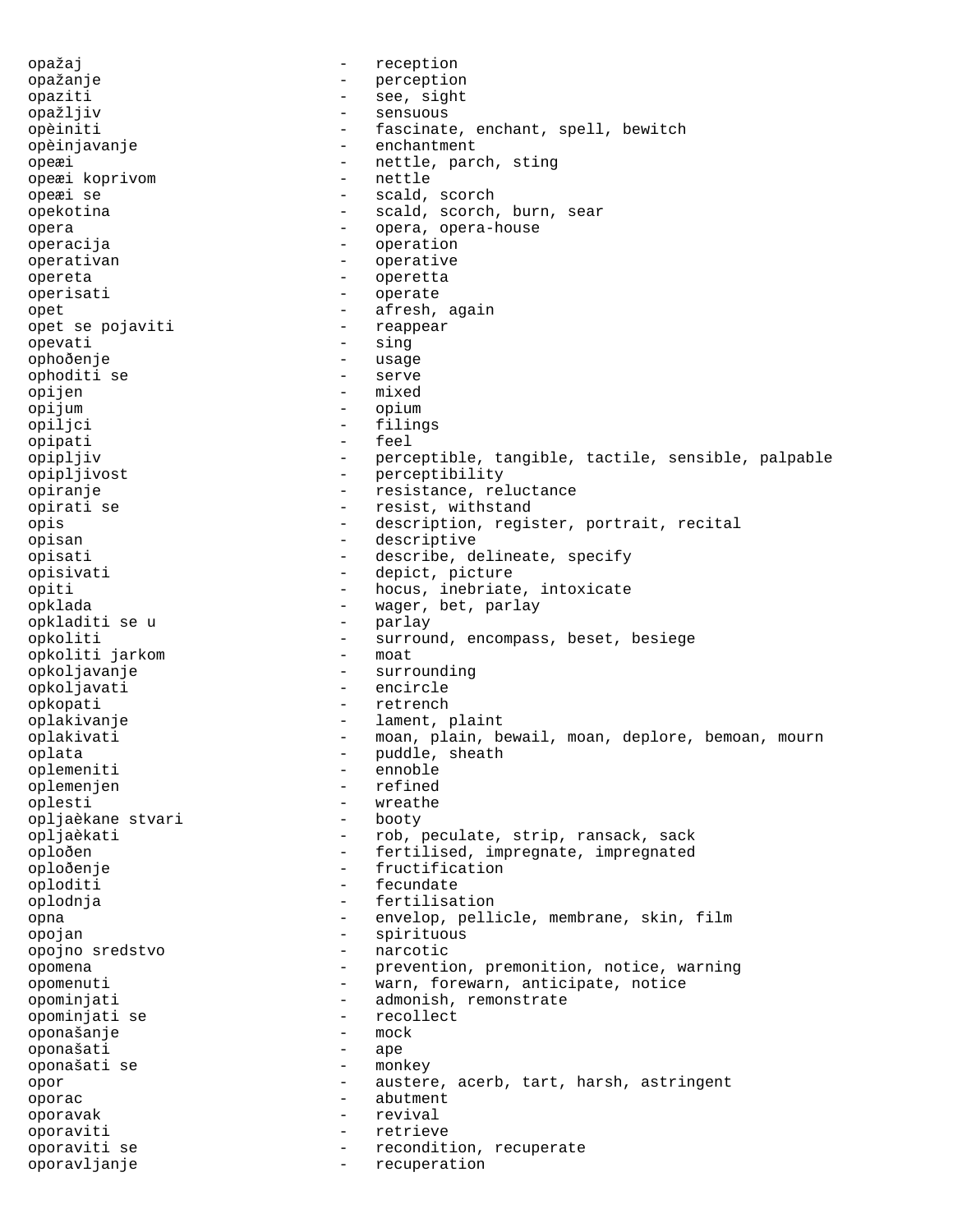opažaj - reception
opažanje - perception
opaziti - see, sight
opažljiv - sensuous
opèiniti - fascinate, enchant, spell, bewitch
opèinjavanje - enchantment
opeæi - nettle, parch, sting
opeæi koprivom - nettle
opeæi se - scald, scorch
opekotina - scald, scorch, burn, sear
opera - opera, opera-house
operacija - operation
operativan - operative
opereta - operetta
operisati - operate
opet - afresh, again
opet se pojaviti - reappear
opevati - sing
ophođenje - usage
ophoditi se - serve
opijen - mixed
opijum - opium
opiljci - filings
opipati - feel
opipljiv - perceptible, tangible, tactile, sensible, palpable
opipljivost - perceptibility
opiranje - resistance, reluctance
opirati se - resist, withstand
opis - description, register, portrait, recital
opisan - descriptive
opisati - describe, delineate, specify
opisivati - depict, picture
opiti - hocus, inebriate, intoxicate
opklada - wager, bet, parlay
opkladiti se u - parlay
opkoliti - surround, encompass, beset, besiege
opkoliti jarkom - moat
opkoljavanje - surrounding
opkoljavati - encircle
opkopati - retrench
oplakivanje - lament, plaint
oplakivati - moan, plain, bewail, moan, deplore, bemoan, mourn
oplata - puddle, sheath
oplemeniti - ennoble
oplemenjen - refined
oplesti - wreathe
opljaèkane stvari - booty
opljaèkati - rob, peculate, strip, ransack, sack
oplođen - fertilised, impregnate, impregnated
oplođenje - fructification
oploditi - fecundate
oplodnja - fertilisation
opna - envelop, pellicle, membrane, skin, film
opojan - spirituous
opojno sredstvo - narcotic
opomena - prevention, premonition, notice, warning
opomenuti - warn, forewarn, anticipate, notice
opominjati - admonish, remonstrate
opominjati se - recollect
oponašanje - mock
oponašati - ape
oponašati se - monkey
opor - austere, acerb, tart, harsh, astringent
oporac - abutment
oporavak - revival
oporaviti - retrieve
oporaviti se - recondition, recuperate
oporavljanje - recuperation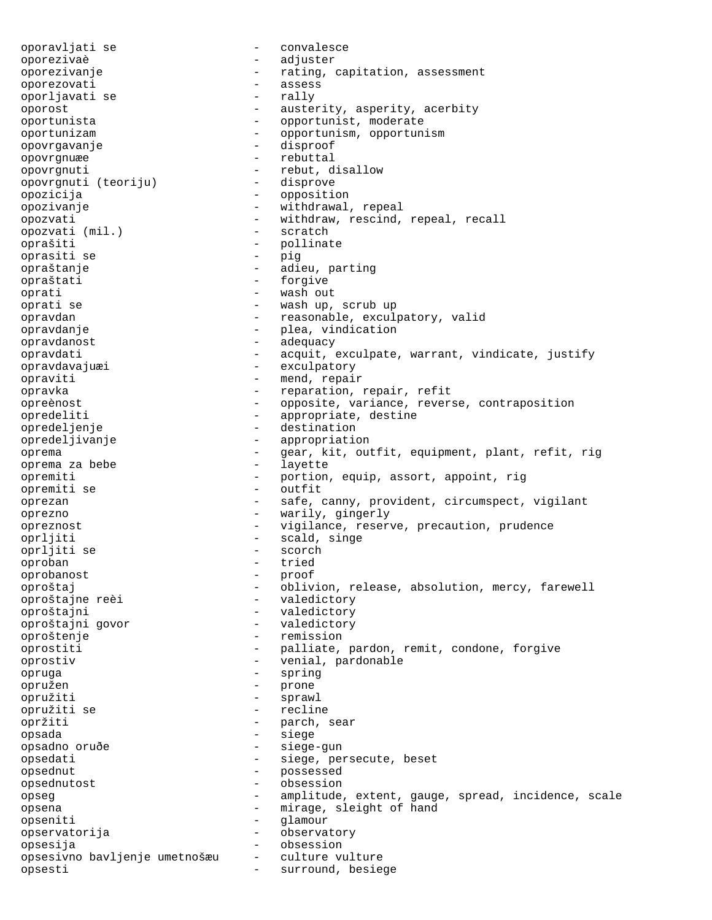```
oporavljati se                -   convalesce
oporezivaè                    -   adjuster
oporezivanje                  -   rating, capitation, assessment
oporezovati                   -   assess
oporljavati se                -   rally
oporost                       -   austerity, asperity, acerbity
oportunista                   -   opportunist, moderate
oportunizam                   -   opportunism, opportunism
opovrgavanje                  -   disproof
opovrgnuæe                    -   rebuttal
opovrgnuti                    -   rebut, disallow
opovrgnuti (teoriju)          -   disprove
opozicija                     -   opposition
opozivanje                    -   withdrawal, repeal
opozvati                      -   withdraw, rescind, repeal, recall
opozvati (mil.)               -   scratch
oprašiti                      -   pollinate
oprasiti se                   -   pig
opraštanje                    -   adieu, parting
opraštati                     -   forgive
oprati                        -   wash out
oprati se                     -   wash up, scrub up
opravdan                      -   reasonable, exculpatory, valid
opravdanje                    -   plea, vindication
opravdanost                   -   adequacy
opravdati                     -   acquit, exculpate, warrant, vindicate, justify
opravdavajuæi                 -   exculpatory
opraviti                      -   mend, repair
opravka                       -   reparation, repair, refit
opreènost                     -   opposite, variance, reverse, contraposition
opredeliti                    -   appropriate, destine
opredeljenje                  -   destination
opredeljivanje                -   appropriation
oprema                        -   gear, kit, outfit, equipment, plant, refit, rig
oprema za bebe                -   layette
opremiti                      -   portion, equip, assort, appoint, rig
opremiti se                   -   outfit
oprezan                       -   safe, canny, provident, circumspect, vigilant
oprezno                       -   warily, gingerly
opreznost                     -   vigilance, reserve, precaution, prudence
oprljiti                      -   scald, singe
oprljiti se                   -   scorch
oproban                       -   tried
oprobanost                    -   proof
oproštaj                      -   oblivion, release, absolution, mercy, farewell
oproštajne reèi               -   valedictory
oproštajni                    -   valedictory
oproštajni govor              -   valedictory
oproštenje                    -   remission
oprostiti                     -   palliate, pardon, remit, condone, forgive
oprostiv                      -   venial, pardonable
opruga                        -   spring
opružen                       -   prone
opružiti                      -   sprawl
opružiti se                   -   recline
opržiti                       -   parch, sear
opsada                        -   siege
opsadno oruðe                 -   siege-gun
opsedati                      -   siege, persecute, beset
opsednut                      -   possessed
opsednutost                   -   obsession
opseg                         -   amplitude, extent, gauge, spread, incidence, scale
opsena                        -   mirage, sleight of hand
opseniti                      -   glamour
opservatorija                 -   observatory
opsesija                      -   obsession
opsesivno bavljenje umetnošæu -   culture vulture
opsesti                       -   surround, besiege
```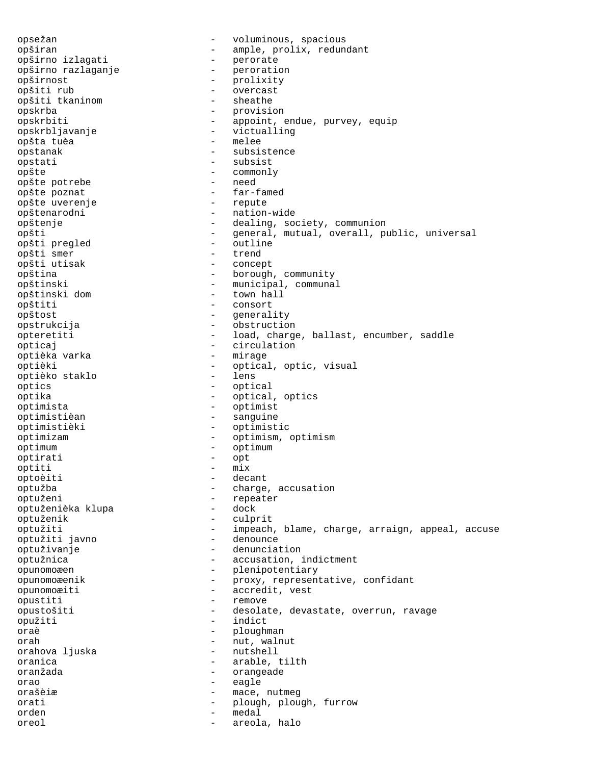```
opsežan                      -   voluminous, spacious
opširan                      -   ample, prolix, redundant
opširno izlagati             -   perorate
opširno razlaganje           -   peroration
opširnost                    -   prolixity
opšiti rub                   -   overcast
opšiti tkaninom              -   sheathe
opskrba                      -   provision
opskrbiti                    -   appoint, endue, purvey, equip
opskrbljavanje               -   victualling
opšta tuèa                   -   melee
opstanak                     -   subsistence
opstati                      -   subsist
opšte                        -   commonly
opšte potrebe                -   need
opšte poznat                 -   far-famed
opšte uverenje               -   repute
opštenarodni                 -   nation-wide
opštenje                     -   dealing, society, communion
opšti                        -   general, mutual, overall, public, universal
opšti pregled                -   outline
opšti smer                   -   trend
opšti utisak                 -   concept
opština                      -   borough, community
opštinski                    -   municipal, communal
opštinski dom                -   town hall
opštiti                      -   consort
opštost                      -   generality
opstrukcija                  -   obstruction
opteretiti                   -   load, charge, ballast, encumber, saddle
opticaj                      -   circulation
optièka varka                -   mirage
optièki                      -   optical, optic, visual
optièko staklo               -   lens
optics                       -   optical
optika                       -   optical, optics
optimista                    -   optimist
optimistièan                 -   sanguine
optimistièki                 -   optimistic
optimizam                    -   optimism, optimism
optimum                      -   optimum
optirati                     -   opt
optiti                       -   mix
optoèiti                     -   decant
optužba                      -   charge, accusation
optuženi                     -   repeater
optuženièka klupa            -   dock
optuženik                    -   culprit
optužiti                     -   impeach, blame, charge, arraign, appeal, accuse
optužiti javno               -   denounce
optuživanje                  -   denunciation
optužnica                    -   accusation, indictment
opunomoæen                   -   plenipotentiary
opunomoæenik                 -   proxy, representative, confidant
opunomoæiti                  -   accredit, vest
opustiti                     -   remove
opustošiti                   -   desolate, devastate, overrun, ravage
opužiti                      -   indict
oraè                         -   ploughman
orah                         -   nut, walnut
orahova ljuska               -   nutshell
oranica                      -   arable, tilth
oranžada                     -   orangeade
orao                         -   eagle
orašèiæ                      -   mace, nutmeg
orati                        -   plough, plough, furrow
orden                        -   medal
oreol                        -   areola, halo
```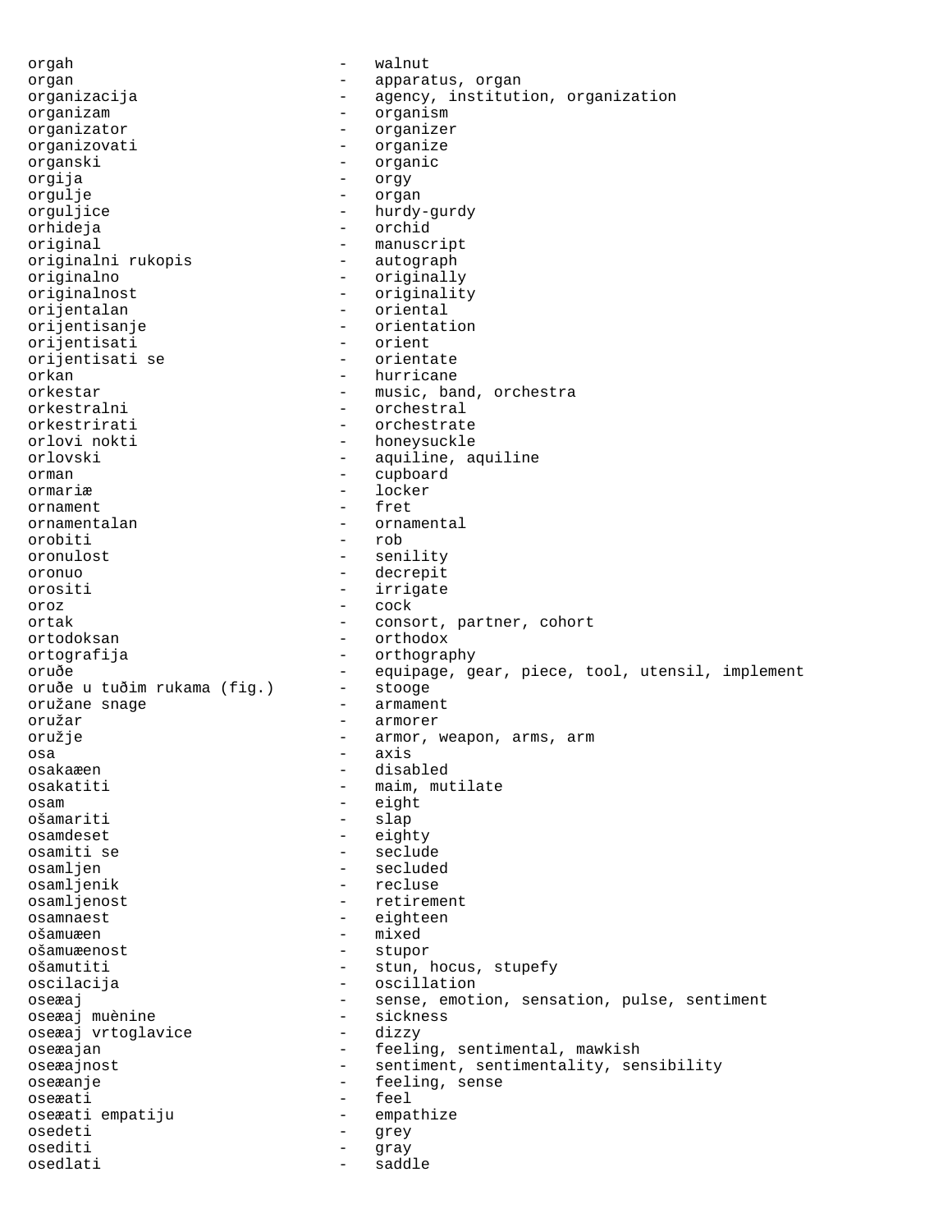orgah - walnut
organ - apparatus, organ
organizacija - agency, institution, organization
organizam - organism
organizator - organizer
organizovati - organize
organski - organic
orgija - orgy
orgulje - organ
orguljice - hurdy-gurdy
orhideja - orchid
original - manuscript
originalni rukopis - autograph
originalno - originally
originalnost - originality
orijentalan - oriental
orijentisanje - orientation
orijentisati - orient
orijentisati se - orientate
orkan - hurricane
orkestar - music, band, orchestra
orkestralni - orchestral
orkestrirati - orchestrate
orlovi nokti - honeysuckle
orlovski - aquiline, aquiline
orman - cupboard
ormariæ - locker
ornament - fret
ornamentalan - ornamental
orobiti - rob
oronulost - senility
oronuo - decrepit
orositi - irrigate
oroz - cock
ortak - consort, partner, cohort
ortodoksan - orthodox
ortografija - orthography
oruðe - equipage, gear, piece, tool, utensil, implement
oruðe u tuðim rukama (fig.) - stooge
oružane snage - armament
oružar - armorer
oružje - armor, weapon, arms, arm
osa - axis
osakaæen - disabled
osakatiti - maim, mutilate
osam - eight
ošamariti - slap
osamdeset - eighty
osamiti se - seclude
osamljen - secluded
osamljenik - recluse
osamljenost - retirement
osamnaest - eighteen
ošamuæen - mixed
ošamuæenost - stupor
ošamutiti - stun, hocus, stupefy
oscilacija - oscillation
oseæaj - sense, emotion, sensation, pulse, sentiment
oseæaj muènine - sickness
oseæaj vrtoglavice - dizzy
oseæajan - feeling, sentimental, mawkish
oseæajnost - sentiment, sentimentality, sensibility
oseæanje - feeling, sense
oseæati - feel
oseæati empatiju - empathize
osedeti - grey
osediti - gray
osedlati - saddle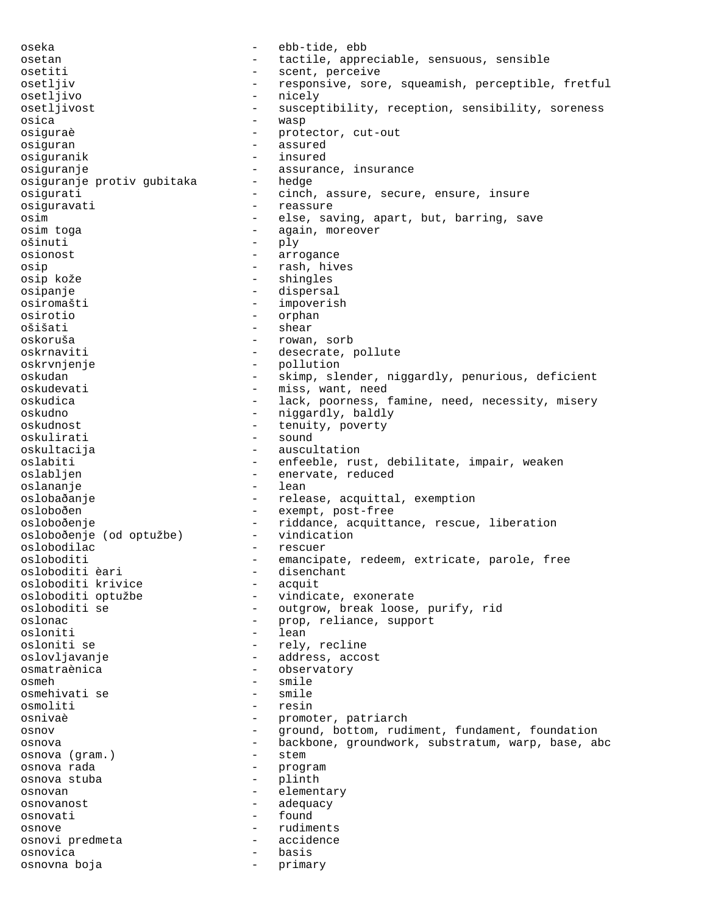oseka - ebb-tide, ebb
osetan - tactile, appreciable, sensuous, sensible
osetiti - scent, perceive
osetljiv - responsive, sore, squeamish, perceptible, fretful
osetljivo - nicely
osetljivost - susceptibility, reception, sensibility, soreness
osica - wasp
osiguraè - protector, cut-out
osiguran - assured
osiguranik - insured
osiguranje - assurance, insurance
osiguranje protiv gubitaka - hedge
osigurati - cinch, assure, secure, ensure, insure
osiguravati - reassure
osim - else, saving, apart, but, barring, save
osim toga - again, moreover
ošinuti - ply
osionost - arrogance
osip - rash, hives
osip kože - shingles
osipanje - dispersal
osiromašti - impoverish
osirotio - orphan
ošišati - shear
oskoruša - rowan, sorb
oskrnaviti - desecrate, pollute
oskrvnjenje - pollution
oskudan - skimp, slender, niggardly, penurious, deficient
oskudevati - miss, want, need
oskudica - lack, poorness, famine, need, necessity, misery
oskudno - niggardly, baldly
oskudnost - tenuity, poverty
oskulirati - sound
oskultacija - auscultation
oslabiti - enfeeble, rust, debilitate, impair, weaken
oslabljen - enervate, reduced
oslananje - lean
oslobaðanje - release, acquittal, exemption
osloboðen - exempt, post-free
osloboðenje - riddance, acquittance, rescue, liberation
osloboðenje (od optužbe) - vindication
oslobodilac - rescuer
osloboditi - emancipate, redeem, extricate, parole, free
osloboditi èari - disenchant
osloboditi krivice - acquit
osloboditi optužbe - vindicate, exonerate
osloboditi se - outgrow, break loose, purify, rid
oslonac - prop, reliance, support
osloniti - lean
osloniti se - rely, recline
oslovljavanje - address, accost
osmatraènica - observatory
osmeh - smile
osmehivati se - smile
osmoliti - resin
osnivaè - promoter, patriarch
osnov - ground, bottom, rudiment, fundament, foundation
osnova - backbone, groundwork, substratum, warp, base, abc
osnova (gram.) - stem
osnova rada - program
osnova stuba - plinth
osnovan - elementary
osnovanost - adequacy
osnovati - found
osnove - rudiments
osnovi predmeta - accidence
osnovica - basis
osnovna boja - primary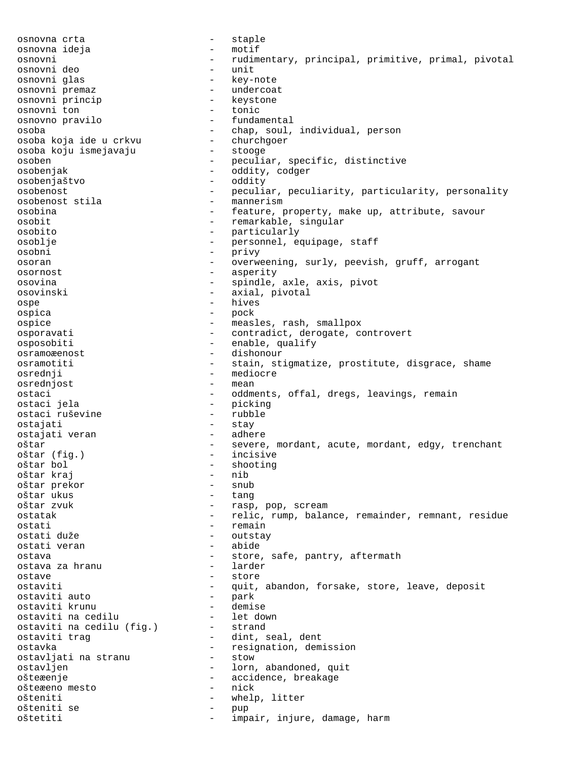osnovna crta - staple
osnovna ideja - motif
osnovni - rudimentary, principal, primitive, primal, pivotal
osnovni deo - unit
osnovni glas - key-note
osnovni premaz - undercoat
osnovni princip - keystone
osnovni ton - tonic
osnovno pravilo - fundamental
osoba - chap, soul, individual, person
osoba koja ide u crkvu - churchgoer
osoba koju ismejavaju - stooge
osoben - peculiar, specific, distinctive
osobenjak - oddity, codger
osobenjaštvo - oddity
osobenost - peculiar, peculiarity, particularity, personality
osobenost stila - mannerism
osobina - feature, property, make up, attribute, savour
osobit - remarkable, singular
osobito - particularly
osoblje - personnel, equipage, staff
osobni - privy
osoran - overweening, surly, peevish, gruff, arrogant
osornost - asperity
osovina - spindle, axle, axis, pivot
osovinski - axial, pivotal
ospe - hives
ospica - pock
ospice - measles, rash, smallpox
osporavati - contradict, derogate, controvert
osposobiti - enable, qualify
osramoæenost - dishonour
osramotiti - stain, stigmatize, prostitute, disgrace, shame
osrednji - mediocre
osrednjost - mean
ostaci - oddments, offal, dregs, leavings, remain
ostaci jela - picking
ostaci ruševine - rubble
ostajati - stay
ostajati veran - adhere
oštar - severe, mordant, acute, mordant, edgy, trenchant
oštar (fig.) - incisive
oštar bol - shooting
oštar kraj - nib
oštar prekor - snub
oštar ukus - tang
oštar zvuk - rasp, pop, scream
ostatak - relic, rump, balance, remainder, remnant, residue
ostati - remain
ostati duže - outstay
ostati veran - abide
ostava - store, safe, pantry, aftermath
ostava za hranu - larder
ostave - store
ostaviti - quit, abandon, forsake, store, leave, deposit
ostaviti auto - park
ostaviti krunu - demise
ostaviti na cedilu - let down
ostaviti na cedilu (fig.) - strand
ostaviti trag - dint, seal, dent
ostavka - resignation, demission
ostavljati na stranu - stow
ostavljen - lorn, abandoned, quit
ošteæenje - accidence, breakage
ošteæeno mesto - nick
oštениti - whelp, litter
oštenitи se - pup
oštetiti - impair, injure, damage, harm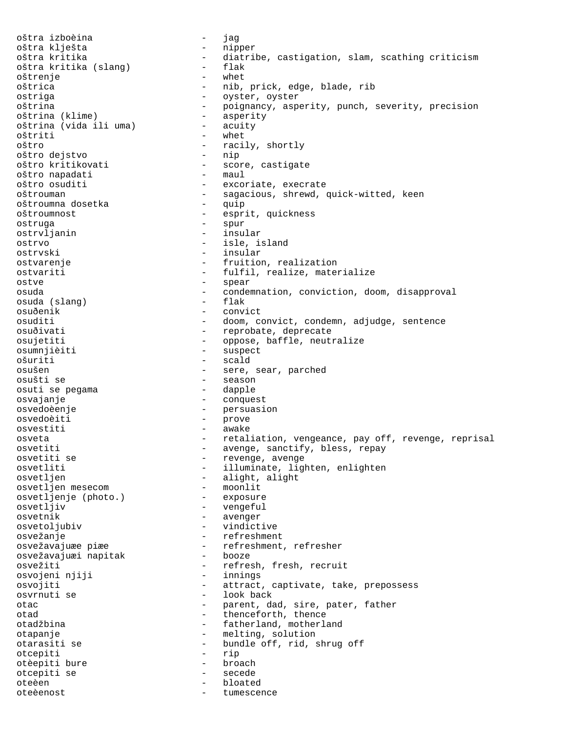oštra izboèina - jag
oštra kliješta - nipper
oštra kritika - diatribe, castigation, slam, scathing criticism
oštra kritika (slang) - flak
oštrenje - whet
oštrica - nib, prick, edge, blade, rib
ostriga - oyster, oyster
oštrina - poignancy, asperity, punch, severity, precision
oštrina (klime) - asperity
oštrina (vida ili uma) - acuity
oštriti - whet
oštro - racily, shortly
oštro dejstvo - nip
oštro kritikovati - score, castigate
oštro napadati - maul
oštro osuditi - excoriate, execrate
oštrouman - sagacious, shrewd, quick-witted, keen
oštroumna dosetka - quip
oštroumnost - esprit, quickness
ostruga - spur
ostrvljanin - insular
ostrvo - isle, island
ostrvski - insular
ostvarenje - fruition, realization
ostvariti - fulfil, realize, materialize
ostve - spear
osuda - condemnation, conviction, doom, disapproval
osuda (slang) - flak
osuđenik - convict
osuditi - doom, convict, condemn, adjudge, sentence
osuđivati - reprobate, deprecate
osujetiti - oppose, baffle, neutralize
osumnjièiti - suspect
ošuriti - scald
osušen - sere, sear, parched
osušti se - season
osuti se pegama - dapple
osvajanje - conquest
osvedoèenje - persuasion
osvedoèiti - prove
osvestiti - awake
osveta - retaliation, vengeance, pay off, revenge, reprisal
osvetiti - avenge, sanctify, bless, repay
osvetiti se - revenge, avenge
osvetliti - illuminate, lighten, enlighten
osvetljen - alight, alight
osvetljen mesecom - moonlit
osvetljenje (photo.) - exposure
osvetljiv - vengeful
osvetnik - avenger
osvetoljubiv - vindictive
osvežanje - refreshment
osvežavajuæe piæe - refreshment, refresher
osvežavajuæi napitak - booze
osvežiti - refresh, fresh, recruit
osvojeni njiji - innings
osvojiti - attract, captivate, take, prepossess
osvrnuti se - look back
otac - parent, dad, sire, pater, father
otad - thenceforth, thence
otadžbina - fatherland, motherland
otapanje - melting, solution
otarasiti se - bundle off, rid, shrug off
otcepiti - rip
otèepiti bure - broach
otcepiti se - secede
oteèen - bloated
oteèenost - tumescence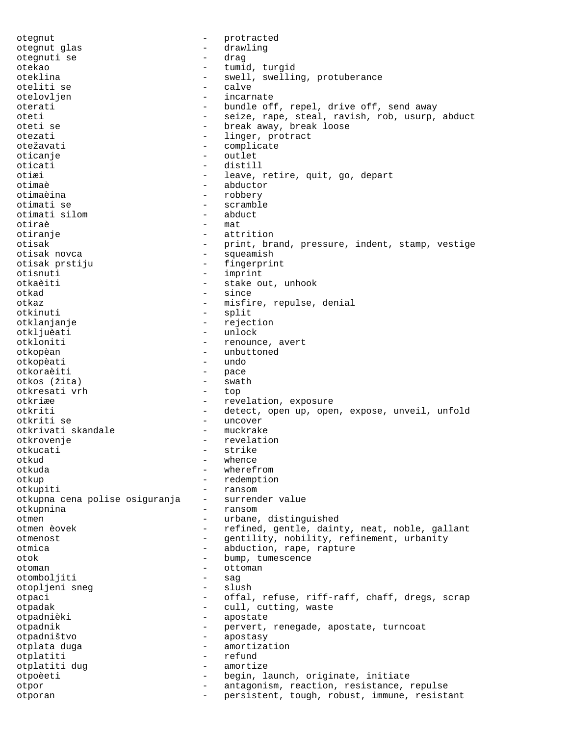otegnut - protracted
otegnut glas - drawling
otegnuti se - drag
otekao - tumid, turgid
oteklina - swell, swelling, protuberance
oteliti se - calve
otelovljen - incarnate
oterati - bundle off, repel, drive off, send away
oteti - seize, rape, steal, ravish, rob, usurp, abduct
oteti se - break away, break loose
otezati - linger, protract
otežavati - complicate
oticanje - outlet
oticati - distill
otiæi - leave, retire, quit, go, depart
otimaè - abductor
otimaèina - robbery
otimati se - scramble
otimati silom - abduct
otiraè - mat
otiranje - attrition
otisak - print, brand, pressure, indent, stamp, vestige
otisak novca - squeamish
otisak prstiju - fingerprint
otisnuti - imprint
otkaèiti - stake out, unhook
otkad - since
otkaz - misfire, repulse, denial
otkinuti - split
otklanjanje - rejection
otkljuèati - unlock
otkloniti - renounce, avert
otkopèan - unbuttoned
otkopèati - undo
otkoraèiti - pace
otkos (žita) - swath
otkresati vrh - top
otkriæe - revelation, exposure
otkriti - detect, open up, open, expose, unveil, unfold
otkriti se - uncover
otkrivati skandale - muckrake
otkrovenje - revelation
otkucati - strike
otkud - whence
otkuda - wherefrom
otkup - redemption
otkupiti - ransom
otkupna cena polise osiguranja - surrender value
otkupnina - ransom
otmen - urbane, distinguished
otmen èovek - refined, gentle, dainty, neat, noble, gallant
otmenost - gentility, nobility, refinement, urbanity
otmica - abduction, rape, rapture
otok - bump, tumescence
otoman - ottoman
otomboljiti - sag
otopljeni sneg - slush
otpaci - offal, refuse, riff-raff, chaff, dregs, scrap
otpadak - cull, cutting, waste
otpadnièki - apostate
otpadnik - pervert, renegade, apostate, turncoat
otpadništvo - apostasy
otplata duga - amortization
otplatiti - refund
otplatiti dug - amortize
otpoèeti - begin, launch, originate, initiate
otpor - antagonism, reaction, resistance, repulse
otporan - persistent, tough, robust, immune, resistant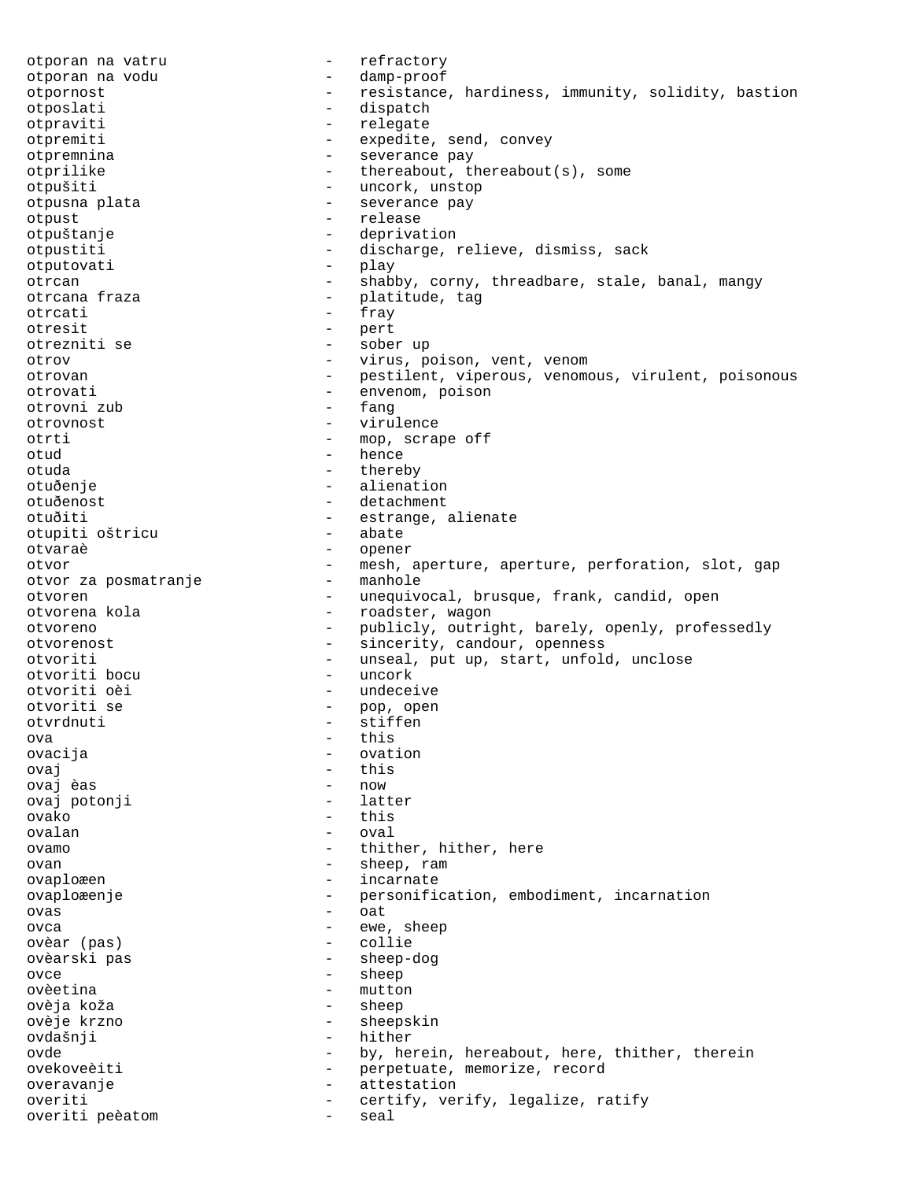otporan na vatru - refractory
otporan na vodu - damp-proof
otpornost - resistance, hardiness, immunity, solidity, bastion
otposlati - dispatch
otpraviti - relegate
otpremiti - expedite, send, convey
otpremnina - severance pay
otprilike - thereabout, thereabout(s), some
otpušiti - uncork, unstop
otpusna plata - severance pay
otpust - release
otpuštanje - deprivation
otpustiti - discharge, relieve, dismiss, sack
otputovati - play
otrcan - shabby, corny, threadbare, stale, banal, mangy
otrcana fraza - platitude, tag
otrcati - fray
otresit - pert
otrezniti se - sober up
otrov - virus, poison, vent, venom
otrovan - pestilent, viperous, venomous, virulent, poisonous
otrovati - envenom, poison
otrovni zub - fang
otrovnost - virulence
otrti - mop, scrape off
otud - hence
otuda - thereby
otuđenje - alienation
otuđenost - detachment
otuđiti - estrange, alienate
otupiti oštricu - abate
otvaraè - opener
otvor - mesh, aperture, aperture, perforation, slot, gap
otvor za posmatranje - manhole
otvoren - unequivocal, brusque, frank, candid, open
otvorena kola - roadster, wagon
otvoreno - publicly, outright, barely, openly, professedly
otvorenost - sincerity, candour, openness
otvoriti - unseal, put up, start, unfold, unclose
otvoriti bocu - uncork
otvoriti oèi - undeceive
otvoriti se - pop, open
otvrdnuti - stiffen
ova - this
ovacija - ovation
ovaj - this
ovaj èas - now
ovaj potonji - latter
ovako - this
ovalan - oval
ovamo - thither, hither, here
ovan - sheep, ram
ovaploæen - incarnate
ovaploæenje - personification, embodiment, incarnation
ovas - oat
ovca - ewe, sheep
ovèar (pas) - collie
ovèarski pas - sheep-dog
ovce - sheep
ovèetina - mutton
ovèja koža - sheep
ovèje krzno - sheepskin
ovdašnji - hither
ovde - by, herein, hereabout, here, thither, therein
ovekoveèiti - perpetuate, memorize, record
overavanje - attestation
overiti - certify, verify, legalize, ratify
overiti peèatom - seal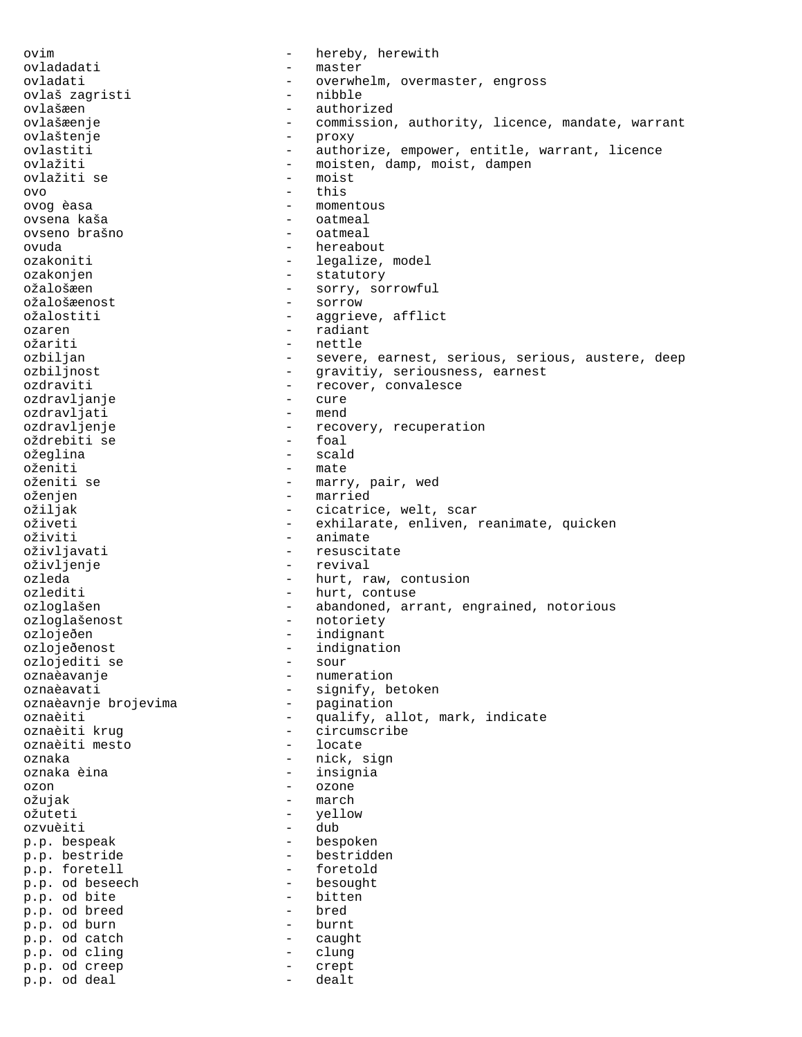ovim - hereby, herewith
ovladadati - master
ovladati - overwhelm, overmaster, engross
ovlaš zagristi - nibble
ovlašæen - authorized
ovlašæenje - commission, authority, licence, mandate, warrant
ovlaštenje - proxy
ovlastiti - authorize, empower, entitle, warrant, licence
ovlažiti - moisten, damp, moist, dampen
ovlažiti se - moist
ovo - this
ovog èasa - momentous
ovsena kaša - oatmeal
ovseno brašno - oatmeal
ovuda - hereabout
ozakoniti - legalize, model
ozakonjen - statutory
ožalošæen - sorry, sorrowful
ožalošæenost - sorrow
ožalostiti - aggrieve, afflict
ozaren - radiant
ožariti - nettle
ozbiljan - severe, earnest, serious, serious, austere, deep
ozbiljnost - gravitiy, seriousness, earnest
ozdraviti - recover, convalesce
ozdravljanje - cure
ozdravljati - mend
ozdravljenje - recovery, recuperation
oždrebiti se - foal
ožeglina - scald
oženiti - mate
oženiti se - marry, pair, wed
oženjen - married
ožiljak - cicatrice, welt, scar
oživeti - exhilarate, enliven, reanimate, quicken
oživiti - animate
oživljavati - resuscitate
oživljenje - revival
ozleda - hurt, raw, contusion
ozlediti - hurt, contuse
ozloglašen - abandoned, arrant, engrained, notorious
ozloglašenost - notoriety
ozlojeðen - indignant
ozlojeðenost - indignation
ozlojediti se - sour
oznaèavanje - numeration
oznaèavati - signify, betoken
oznaèavnje brojevima - pagination
oznaèiti - qualify, allot, mark, indicate
oznaèiti krug - circumscribe
oznaèiti mesto - locate
oznaka - nick, sign
oznaka èina - insignia
ozon - ozone
ožujak - march
ožuteti - yellow
ozvuèiti - dub
p.p. bespeak - bespoken
p.p. bestride - bestridden
p.p. foretell - foretold
p.p. od beseech - besought
p.p. od bite - bitten
p.p. od breed - bred
p.p. od burn - burnt
p.p. od catch - caught
p.p. od cling - clung
p.p. od creep - crept
p.p. od deal - dealt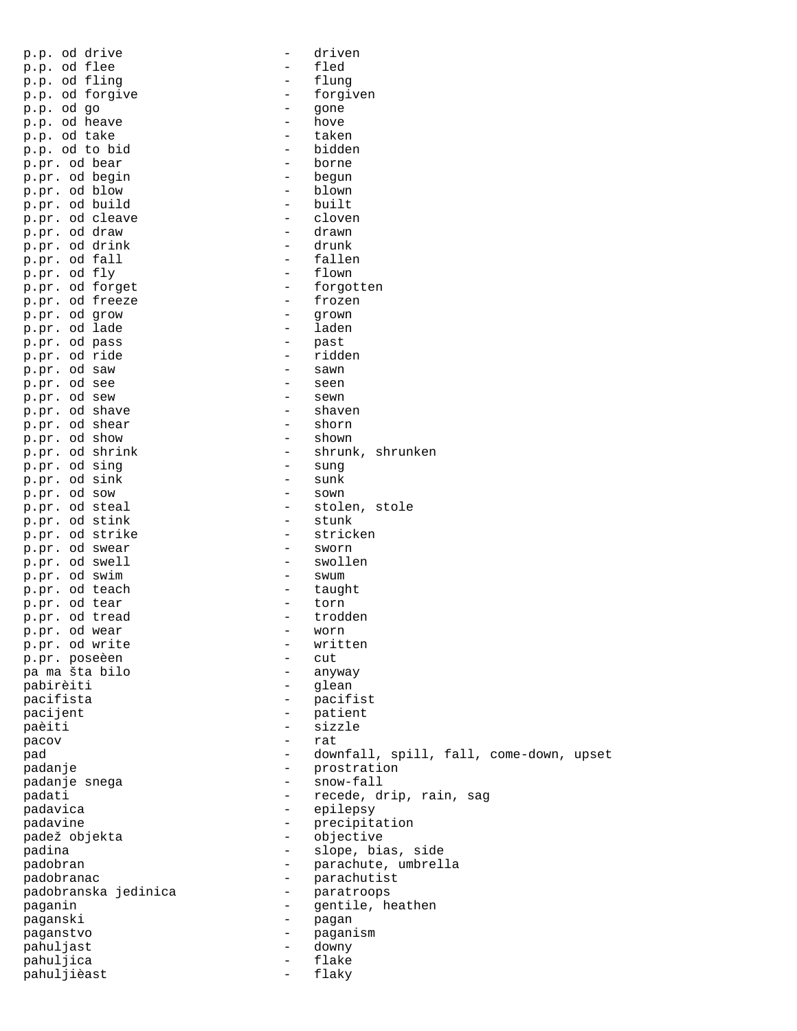p.p. od drive - driven
p.p. od flee - fled
p.p. od fling - flung
p.p. od forgive - forgiven
p.p. od go - gone
p.p. od heave - hove
p.p. od take - taken
p.p. od to bid - bidden
p.pr. od bear - borne
p.pr. od begin - begun
p.pr. od blow - blown
p.pr. od build - built
p.pr. od cleave - cloven
p.pr. od draw - drawn
p.pr. od drink - drunk
p.pr. od fall - fallen
p.pr. od fly - flown
p.pr. od forget - forgotten
p.pr. od freeze - frozen
p.pr. od grow - grown
p.pr. od lade - laden
p.pr. od pass - past
p.pr. od ride - ridden
p.pr. od saw - sawn
p.pr. od see - seen
p.pr. od sew - sewn
p.pr. od shave - shaven
p.pr. od shear - shorn
p.pr. od show - shown
p.pr. od shrink - shrunk, shrunken
p.pr. od sing - sung
p.pr. od sink - sunk
p.pr. od sow - sown
p.pr. od steal - stolen, stole
p.pr. od stink - stunk
p.pr. od strike - stricken
p.pr. od swear - sworn
p.pr. od swell - swollen
p.pr. od swim - swum
p.pr. od teach - taught
p.pr. od tear - torn
p.pr. od tread - trodden
p.pr. od wear - worn
p.pr. od write - written
p.pr. poseèen - cut
pa ma šta bilo - anyway
pabirèiti - glean
pacifista - pacifist
pacijent - patient
paèiti - sizzle
pacov - rat
pad - downfall, spill, fall, come-down, upset
padanje - prostration
padanje snega - snow-fall
padati - recede, drip, rain, sag
padavica - epilepsy
padavine - precipitation
padež objekta - objective
padina - slope, bias, side
padobran - parachute, umbrella
padobranac - parachutist
padobranska jedinica - paratroops
paganin - gentile, heathen
paganski - pagan
paganstvo - paganism
pahuljast - downy
pahuljica - flake
pahuljièast - flaky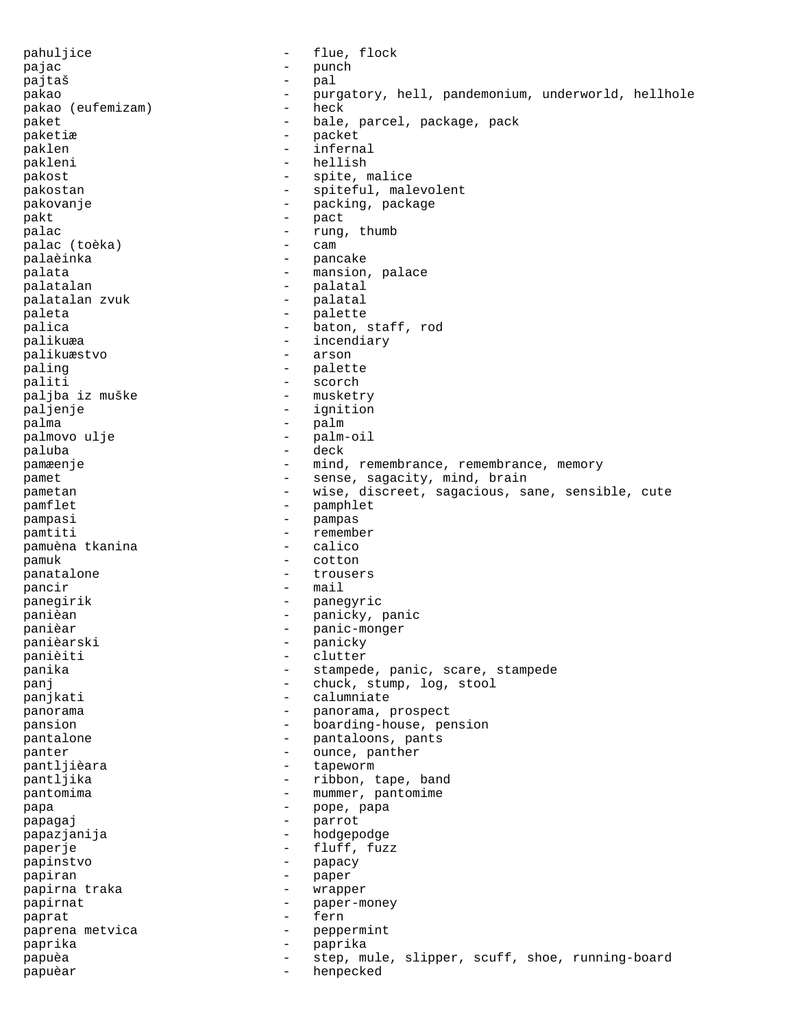pahuljice - flue, flock
pajac - punch
pajtaš - pal
pakao - purgatory, hell, pandemonium, underworld, hellhole
pakao (eufemizam) - heck
paket - bale, parcel, package, pack
paketiæ - packet
paklen - infernal
pakleni - hellish
pakost - spite, malice
pakostan - spiteful, malevolent
pakovanje - packing, package
pakt - pact
palac - rung, thumb
palac (toèka) - cam
palaèinka - pancake
palata - mansion, palace
palatalan - palatal
palatalan zvuk - palatal
paleta - palette
palica - baton, staff, rod
palikuæa - incendiary
palikuæstvo - arson
paling - palette
paliti - scorch
paljba iz muške - musketry
paljenje - ignition
palma - palm
palmovo ulje - palm-oil
paluba - deck
pamæenje - mind, remembrance, remembrance, memory
pamet - sense, sagacity, mind, brain
pametan - wise, discreet, sagacious, sane, sensible, cute
pamflet - pamphlet
pampasi - pampas
pamtiti - remember
pamuèna tkanina - calico
pamuk - cotton
panatalone - trousers
pancir - mail
panegirik - panegyric
panièan - panicky, panic
panièar - panic-monger
panièarski - panicky
panièiti - clutter
panika - stampede, panic, scare, stampede
panj - chuck, stump, log, stool
panjkati - calumniate
panorama - panorama, prospect
pansion - boarding-house, pension
pantalone - pantaloons, pants
panter - ounce, panther
pantljièara - tapeworm
pantljika - ribbon, tape, band
pantomima - mummer, pantomime
papa - pope, papa
papagaj - parrot
papazjanija - hodgepodge
paperje - fluff, fuzz
papinstvo - papacy
papiran - paper
papirna traka - wrapper
papirnat - paper-money
paprat - fern
paprena metvica - peppermint
paprika - paprika
papuèa - step, mule, slipper, scuff, shoe, running-board
papuèar - henpecked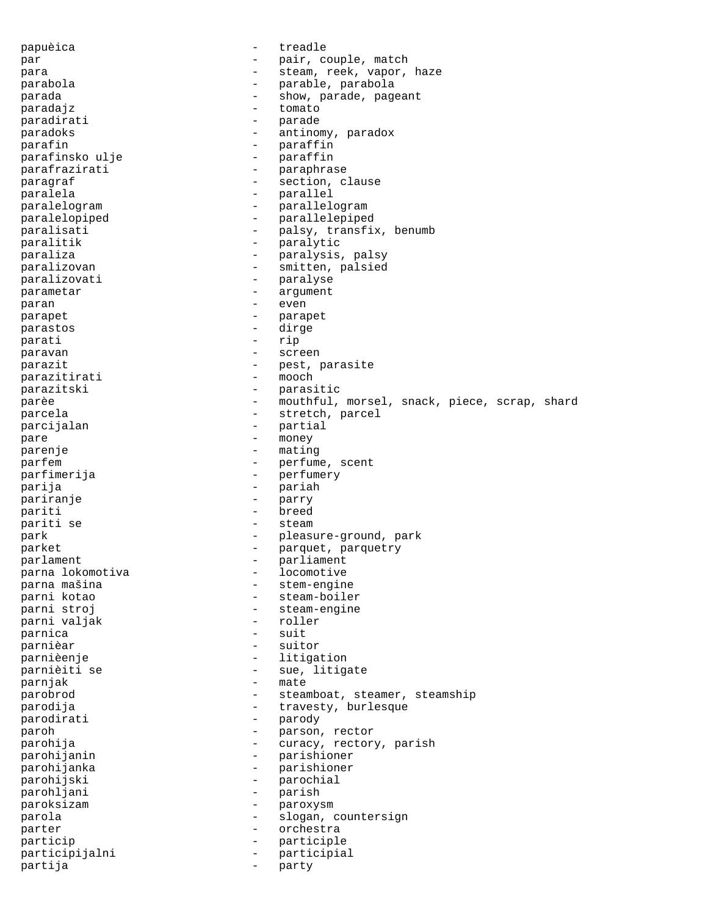papuèica - treadle
par - pair, couple, match
para - steam, reek, vapor, haze
parabola - parable, parabola
parada - show, parade, pageant
paradajz - tomato
paradirati - parade
paradoks - antinomy, paradox
parafin - paraffin
parafinsko ulje - paraffin
parafrazirati - paraphrase
paragraf - section, clause
paralela - parallel
paralelogram - parallelogram
paralelopiped - parallelepiped
paralisati - palsy, transfix, benumb
paralitik - paralytic
paraliza - paralysis, palsy
paralizovan - smitten, palsied
paralizovati - paralyse
parametar - argument
paran - even
parapet - parapet
parastos - dirge
parati - rip
paravan - screen
parazit - pest, parasite
parazitirati - mooch
parazitski - parasitic
parèe - mouthful, morsel, snack, piece, scrap, shard
parcela - stretch, parcel
parcijalan - partial
pare - money
parenje - mating
parfem - perfume, scent
parfimerija - perfumery
parija - pariah
pariranje - parry
pariti - breed
pariti se - steam
park - pleasure-ground, park
parket - parquet, parquetry
parlament - parliament
parna lokomotiva - locomotive
parna mašina - stem-engine
parni kotao - steam-boiler
parni stroj - steam-engine
parni valjak - roller
parnica - suit
parnièar - suitor
parnièenje - litigation
parnièiti se - sue, litigate
parnjak - mate
parobrod - steamboat, steamer, steamship
parodija - travesty, burlesque
parodirati - parody
paroh - parson, rector
parohija - curacy, rectory, parish
parohijanin - parishioner
parohijanka - parishioner
parohijski - parochial
parohljani - parish
paroksizam - paroxysm
parola - slogan, countersign
parter - orchestra
particip - participle
participijalni - participial
partija - party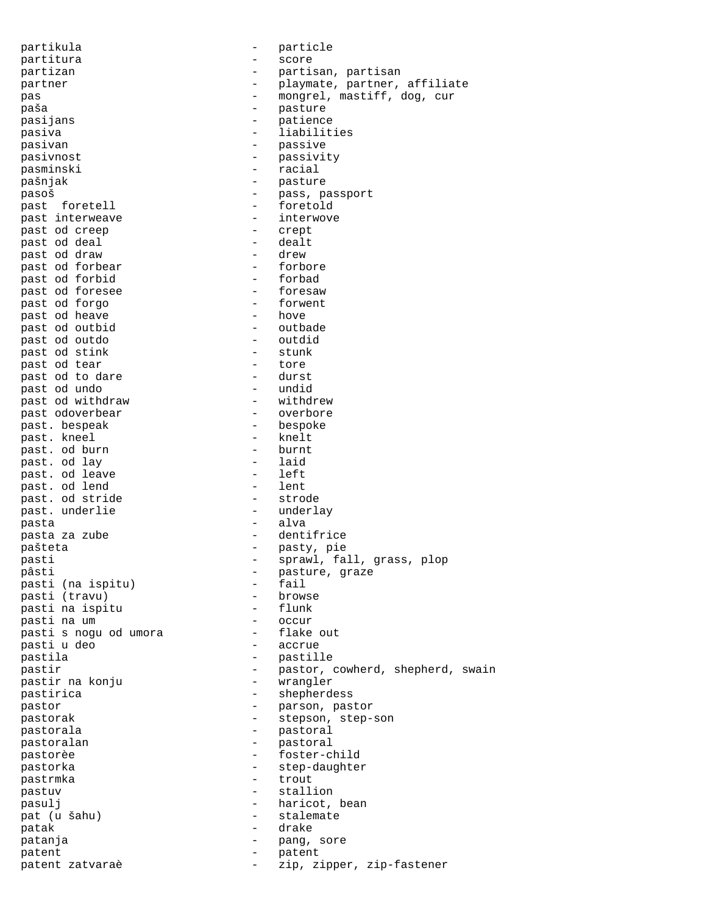partikula - particle
partitura - score
partizan - partisan, partisan
partner - playmate, partner, affiliate
pas - mongrel, mastiff, dog, cur
paša - pasture
pasijans - patience
pasiva - liabilities
pasivan - passive
pasivnost - passivity
pasminski - racial
pašnjak - pasture
pasoš - pass, passport
past  foretell - foretold
past interweave - interwove
past od creep - crept
past od deal - dealt
past od draw - drew
past od forbear - forbore
past od forbid - forbad
past od foresee - foresaw
past od forgo - forwent
past od heave - hove
past od outbid - outbade
past od outdo - outdid
past od stink - stunk
past od tear - tore
past od to dare - durst
past od undo - undid
past od withdraw - withdrew
past odoverbear - overbore
past. bespeak - bespoke
past. kneel - knelt
past. od burn - burnt
past. od lay - laid
past. od leave - left
past. od lend - lent
past. od stride - strode
past. underlie - underlay
pasta - alva
pasta za zube - dentifrice
pašteta - pasty, pie
pasti - sprawl, fall, grass, plop
pâsti - pasture, graze
pasti (na ispitu) - fail
pasti (travu) - browse
pasti na ispitu - flunk
pasti na um - occur
pasti s nogu od umora - flake out
pasti u deo - accrue
pastila - pastille
pastir - pastor, cowherd, shepherd, swain
pastir na konju - wrangler
pastirica - shepherdess
pastor - parson, pastor
pastorak - stepson, step-son
pastorala - pastoral
pastoralan - pastoral
pastorèe - foster-child
pastorka - step-daughter
pastrmka - trout
pastuv - stallion
pasulj - haricot, bean
pat (u šahu) - stalemate
patak - drake
patanja - pang, sore
patent - patent
patent zatvaraè - zip, zipper, zip-fastener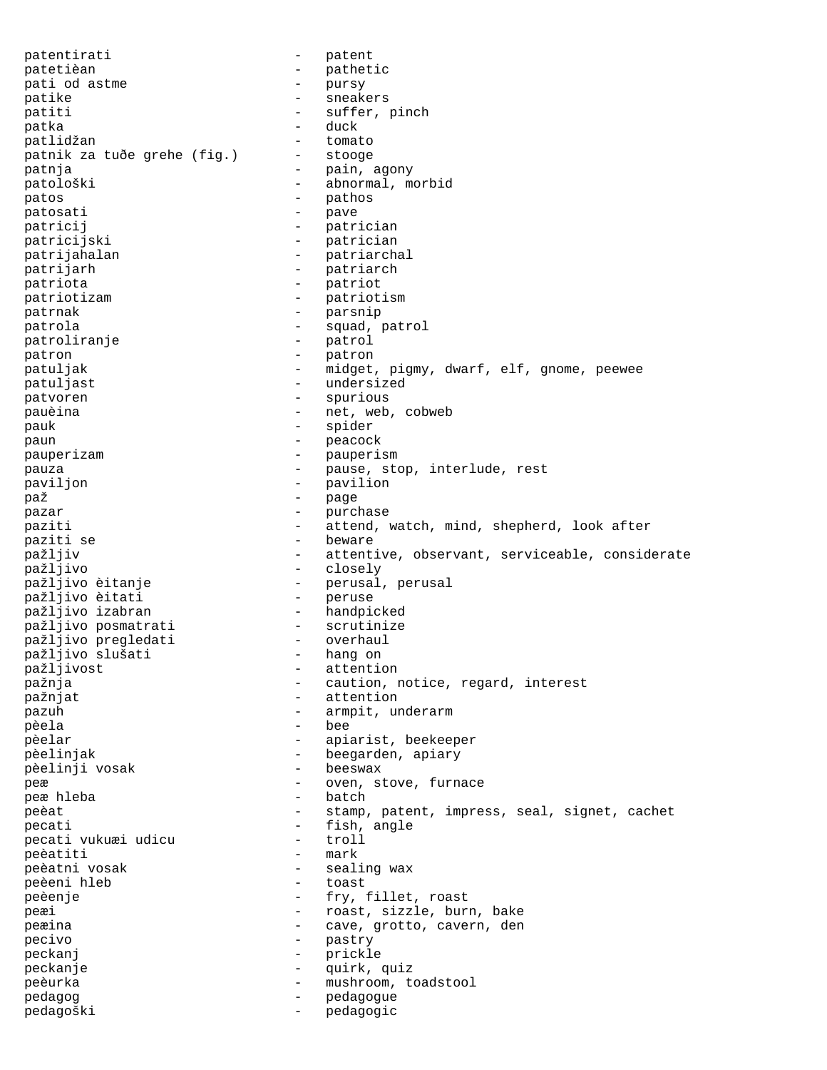patentirati - patent
patetièan - pathetic
pati od astme - pursy
patike - sneakers
patiti - suffer, pinch
patka - duck
patlidžan - tomato
patnik za tuđe grehe (fig.) - stooge
patnja - pain, agony
patološki - abnormal, morbid
patos - pathos
patosati - pave
patricij - patrician
patricijski - patrician
patrijahalan - patriarchal
patrijarh - patriarch
patriota - patriot
patriotizam - patriotism
patrnak - parsnip
patrola - squad, patrol
patroliranje - patrol
patron - patron
patuljak - midget, pigmy, dwarf, elf, gnome, peewee
patuljast - undersized
patvoren - spurious
pauèina - net, web, cobweb
pauk - spider
paun - peacock
pauperizam - pauperism
pauza - pause, stop, interlude, rest
paviljon - pavilion
paž - page
pazar - purchase
paziti - attend, watch, mind, shepherd, look after
paziti se - beware
pažljiv - attentive, observant, serviceable, considerate
pažljivo - closely
pažljivo èitanje - perusal, perusal
pažljivo èitati - peruse
pažljivo izabran - handpicked
pažljivo posmatrati - scrutinize
pažljivo pregledati - overhaul
pažljivo slušati - hang on
pažljivost - attention
pažnja - caution, notice, regard, interest
pažnjat - attention
pazuh - armpit, underarm
pèela - bee
pèelar - apiarist, beekeeper
pèelinjak - beegarden, apiary
pèelinji vosak - beeswax
peæ - oven, stove, furnace
peæ hleba - batch
peèat - stamp, patent, impress, seal, signet, cachet
pecati - fish, angle
pecati vukuæi udicu - troll
peèatiti - mark
peèatni vosak - sealing wax
peèeni hleb - toast
peèenje - fry, fillet, roast
peæi - roast, sizzle, burn, bake
peæina - cave, grotto, cavern, den
pecivo - pastry
peckanj - prickle
peckanje - quirk, quiz
peèurka - mushroom, toadstool
pedagog - pedagogue
pedagoški - pedagogic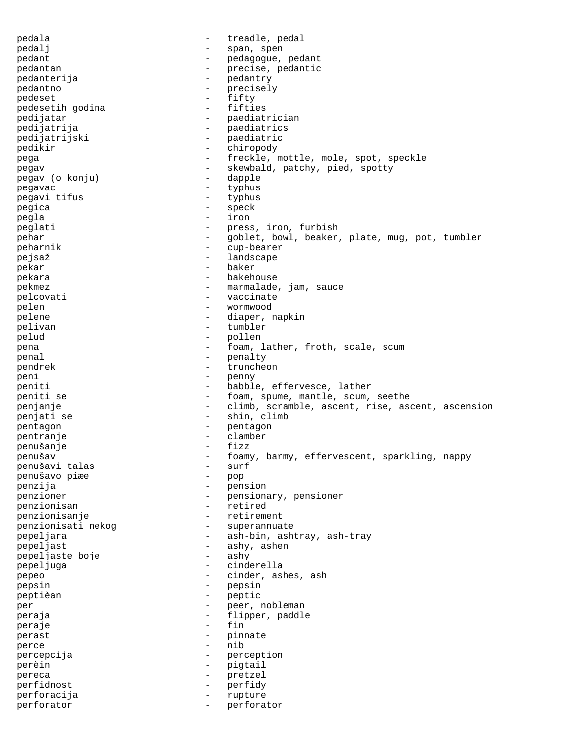pedala - treadle, pedal
pedalj - span, spen
pedant - pedagogue, pedant
pedantan - precise, pedantic
pedanterija - pedantry
pedantno - precisely
pedeset - fifty
pedesetih godina - fifties
pedijatar - paediatrician
pedijatrija - paediatrics
pedijatrijski - paediatric
pedikir - chiropody
pega - freckle, mottle, mole, spot, speckle
pegav - skewbald, patchy, pied, spotty
pegav (o konju) - dapple
pegavac - typhus
pegavi tifus - typhus
pegica - speck
pegla - iron
peglati - press, iron, furbish
pehar - goblet, bowl, beaker, plate, mug, pot, tumbler
peharnik - cup-bearer
pejsaž - landscape
pekar - baker
pekara - bakehouse
pekmez - marmalade, jam, sauce
pelcovati - vaccinate
pelen - wormwood
pelene - diaper, napkin
pelivan - tumbler
pelud - pollen
pena - foam, lather, froth, scale, scum
penal - penalty
pendrek - truncheon
peni - penny
peniti - babble, effervesce, lather
peniti se - foam, spume, mantle, scum, seethe
penjanje - climb, scramble, ascent, rise, ascent, ascension
penjati se - shin, climb
pentagon - pentagon
pentranje - clamber
penušanje - fizz
penušav - foamy, barmy, effervescent, sparkling, nappy
penušavi talas - surf
penušavo piæe - pop
penzija - pension
penzioner - pensionary, pensioner
penzionisan - retired
penzionisanje - retirement
penzionisati nekog - superannuate
pepeljara - ash-bin, ashtray, ash-tray
pepeljast - ashy, ashen
pepeljaste boje - ashy
pepeljuga - cinderella
pepeo - cinder, ashes, ash
pepsin - pepsin
peptièan - peptic
per - peer, nobleman
peraja - flipper, paddle
peraje - fin
perast - pinnate
perce - nib
percepcija - perception
perèin - pigtail
pereca - pretzel
perfidnost - perfidy
perforacija - rupture
perforator - perforator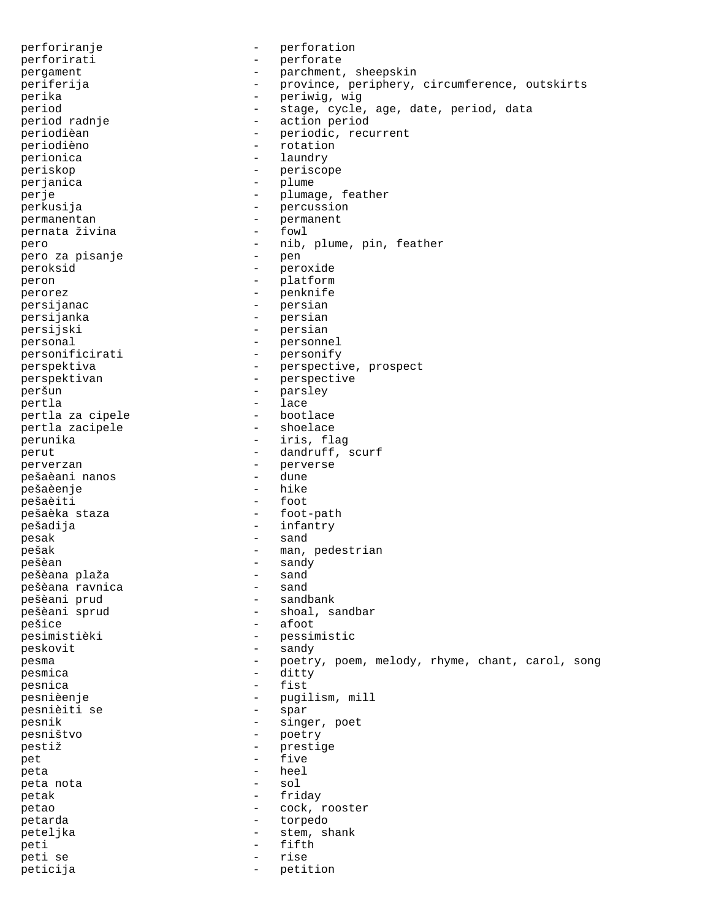perforiranje - perforation
perforirati - perforate
pergament - parchment, sheepskin
periferija - province, periphery, circumference, outskirts
perika - periwig, wig
period - stage, cycle, age, date, period, data
period radnje - action period
periodièan - periodic, recurrent
periodièno - rotation
perionica - laundry
periskop - periscope
perjanica - plume
perje - plumage, feather
perkusija - percussion
permanentan - permanent
pernata živina - fowl
pero - nib, plume, pin, feather
pero za pisanje - pen
peroksid - peroxide
peron - platform
perorez - penknife
persijanac - persian
persijanka - persian
persijski - persian
personal - personnel
personificirati - personify
perspektiva - perspective, prospect
perspektivan - perspective
peršun - parsley
pertla - lace
pertla za cipele - bootlace
pertla zacipele - shoelace
perunika - iris, flag
perut - dandruff, scurf
perverzan - perverse
pešaèani nanos - dune
pešaèenje - hike
pešaèiti - foot
pešaèka staza - foot-path
pešadija - infantry
pesak - sand
pešak - man, pedestrian
pešèan - sandy
pešèana plaža - sand
pešèana ravnica - sand
pešèani prud - sandbank
pešèani sprud - shoal, sandbar
pešice - afoot
pesimistièki - pessimistic
peskovit - sandy
pesma - poetry, poem, melody, rhyme, chant, carol, song
pesmica - ditty
pesnica - fist
pesnièenje - pugilism, mill
pesnièiti se - spar
pesnik - singer, poet
pesništvo - poetry
prestiž - prestige
pet - five
peta - heel
peta nota - sol
petak - friday
petao - cock, rooster
petarda - torpedo
peteljka - stem, shank
peti - fifth
peti se - rise
peticija - petition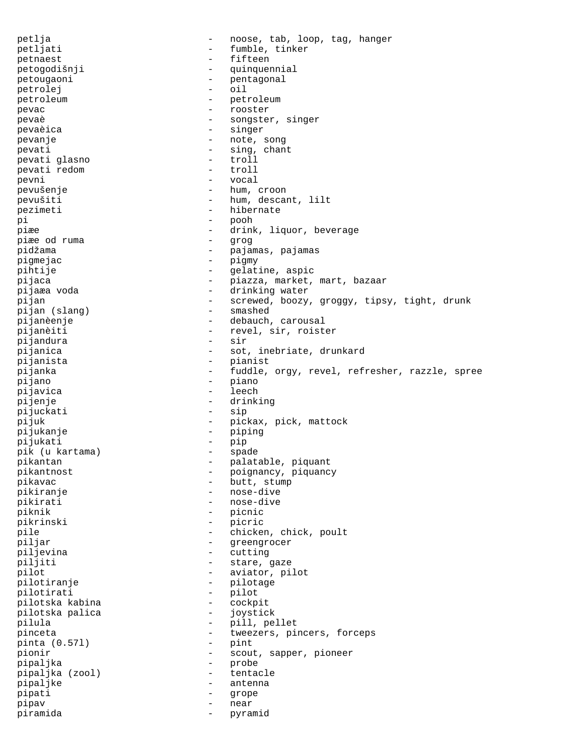petlja - noose, tab, loop, tag, hanger
petljati - fumble, tinker
petnaest - fifteen
petogodišnji - quinquennial
petougaoni - pentagonal
petrolej - oil
petroleum - petroleum
pevac - rooster
pevaè - songster, singer
pevaèica - singer
pevanje - note, song
pevati - sing, chant
pevati glasno - troll
pevati redom - troll
pevni - vocal
pevušenje - hum, croon
pevušiti - hum, descant, lilt
pezimeti - hibernate
pi - pooh
piæe - drink, liquor, beverage
piæe od ruma - grog
pidžama - pajamas, pajamas
pigmejac - pigmy
pihtije - gelatine, aspic
pijaca - piazza, market, mart, bazaar
pijaæa voda - drinking water
pijan - screwed, boozy, groggy, tipsy, tight, drunk
pijan (slang) - smashed
pijanèenje - debauch, carousal
pijanèiti - revel, sir, roister
pijandura - sir
pijanica - sot, inebriate, drunkard
pijanista - pianist
pijanka - fuddle, orgy, revel, refresher, razzle, spree
pijano - piano
pijavica - leech
pijenje - drinking
pijuckati - sip
pijuk - pickax, pick, mattock
pijukanje - piping
pijukati - pip
pik (u kartama) - spade
pikantan - palatable, piquant
pikantnost - poignancy, piquancy
pikavac - butt, stump
pikiranje - nose-dive
pikirati - nose-dive
piknik - picnic
pikrinski - picric
pile - chicken, chick, poult
piljar - greengrocer
piljevina - cutting
piljiti - stare, gaze
pilot - aviator, pilot
pilotiranje - pilotage
pilotirati - pilot
pilotska kabina - cockpit
pilotska palica - joystick
pilula - pill, pellet
pinceta - tweezers, pincers, forceps
pinta (0.57l) - pint
pionir - scout, sapper, pioneer
pipaljka - probe
pipaljka (zool) - tentacle
pipaljke - antenna
pipati - grope
pipav - near
piramida - pyramid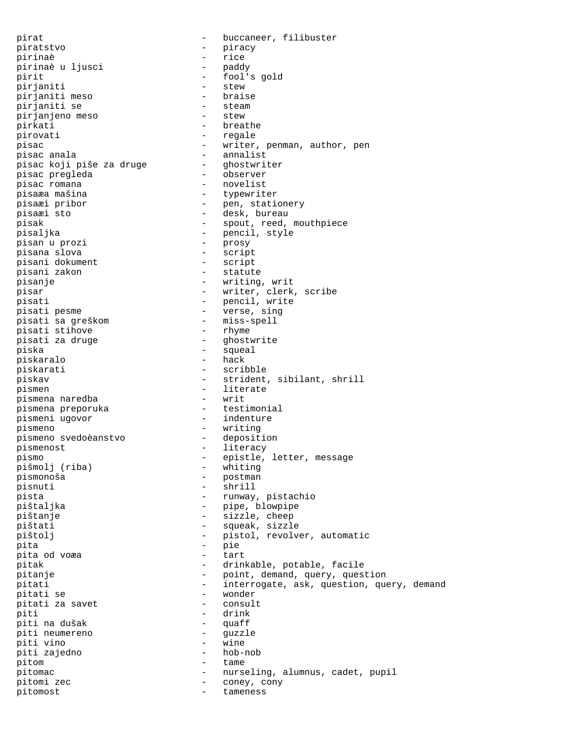pirat - buccaneer, filibuster
piratstvo - piracy
pirinaè - rice
pirinaè u ljusci - paddy
pirit - fool's gold
pirjaniti - stew
pirjaniti meso - braise
pirjaniti se - steam
pirjanjeno meso - stew
pirkati - breathe
pirovati - regale
pisac - writer, penman, author, pen
pisac anala - annalist
pisac koji piše za druge - ghostwriter
pisac pregleda - observer
pisac romana - novelist
pisaæa mašina - typewriter
pisaæi pribor - pen, stationery
pisaæi sto - desk, bureau
pisak - spout, reed, mouthpiece
pisaljka - pencil, style
pisan u prozi - prosy
pisana slova - script
pisani dokument - script
pisani zakon - statute
pisanje - writing, writ
pisar - writer, clerk, scribe
pisati - pencil, write
pisati pesme - verse, sing
pisati sa greškom - miss-spell
pisati stihove - rhyme
pisati za druge - ghostwrite
piska - squeal
piskaralo - hack
piskarati - scribble
piskav - strident, sibilant, shrill
pismen - literate
pismena naredba - writ
pismena preporuka - testimonial
pismeni ugovor - indenture
pismeno - writing
pismeno svedoèanstvo - deposition
pismenost - literacy
pismo - epistle, letter, message
pišmolj (riba) - whiting
pismonoša - postman
pisnuti - shrill
pista - runway, pistachio
pištaljka - pipe, blowpipe
pištanje - sizzle, cheep
pištati - squeak, sizzle
pištolj - pistol, revolver, automatic
pita - pie
pita od voæa - tart
pitak - drinkable, potable, facile
pitanje - point, demand, query, question
pitati - interrogate, ask, question, query, demand
pitati se - wonder
pitati za savet - consult
piti - drink
piti na dušak - quaff
piti neumereno - guzzle
piti vino - wine
piti zajedno - hob-nob
pitom - tame
pitomac - nurseling, alumnus, cadet, pupil
pitomi zec - coney, cony
pitomost - tameness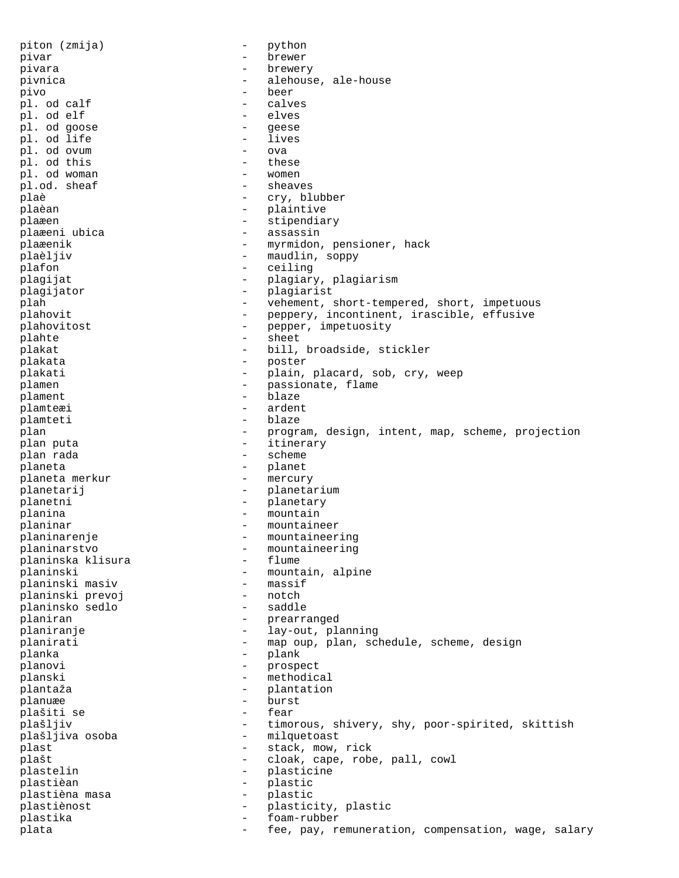piton (zmija) - python
pivar - brewer
pivara - brewery
pivnica - alehouse, ale-house
pivo - beer
pl. od calf - calves
pl. od elf - elves
pl. od goose - geese
pl. od life - lives
pl. od ovum - ova
pl. od this - these
pl. od woman - women
pl.od. sheaf - sheaves
plaè - cry, blubber
plaèan - plaintive
plaæen - stipendiary
plaæeni ubica - assassin
plaæenik - myrmidon, pensioner, hack
plaèljiv - maudlin, soppy
plafon - ceiling
plagijat - plagiary, plagiarism
plagijator - plagiarist
plah - vehement, short-tempered, short, impetuous
plahovit - peppery, incontinent, irascible, effusive
plahovitost - pepper, impetuosity
plahte - sheet
plakat - bill, broadside, stickler
plakata - poster
plakati - plain, placard, sob, cry, weep
plamen - passionate, flame
plament - blaze
plamteæi - ardent
plamteti - blaze
plan - program, design, intent, map, scheme, projection
plan puta - itinerary
plan rada - scheme
planeta - planet
planeta merkur - mercury
planetarij - planetarium
planetni - planetary
planina - mountain
planinar - mountaineer
planinarenje - mountaineering
planinarstvo - mountaineering
planinska klisura - flume
planinski - mountain, alpine
planinski masiv - massif
planinski prevoj - notch
planinsko sedlo - saddle
planiran - prearranged
planiranje - lay-out, planning
planirati - map oup, plan, schedule, scheme, design
planka - plank
planovi - prospect
planski - methodical
plantaža - plantation
planuæe - burst
plašiti se - fear
plašljiv - timorous, shivery, shy, poor-spirited, skittish
plašljiva osoba - milquetoast
plast - stack, mow, rick
plašt - cloak, cape, robe, pall, cowl
plastelin - plasticine
plastièan - plastic
plastièna masa - plastic
plastiènost - plasticity, plastic
plastika - foam-rubber
plata - fee, pay, remuneration, compensation, wage, salary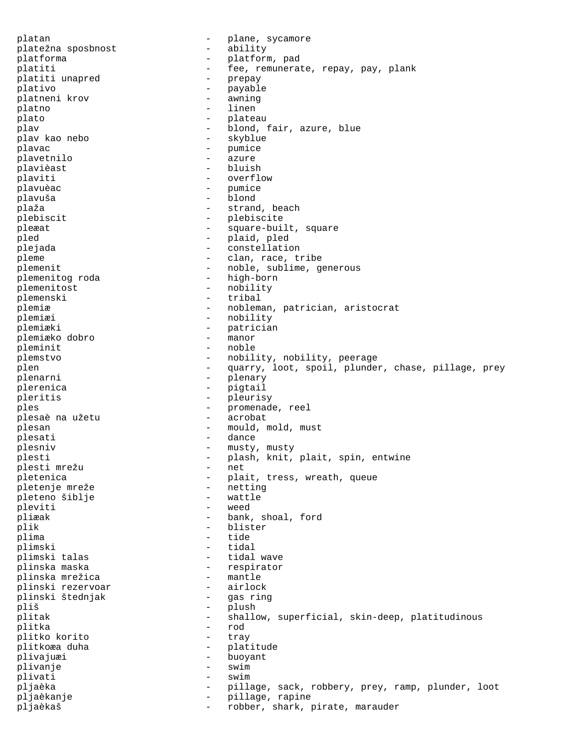platan - plane, sycamore
platežna sposbnost - ability
platforma - platform, pad
platiti - fee, remunerate, repay, pay, plank
platiti unapred - prepay
plativo - payable
platneni krov - awning
platno - linen
plato - plateau
plav - blond, fair, azure, blue
plav kao nebo - skyblue
plavac - pumice
plavetnilo - azure
plavièast - bluish
plaviti - overflow
plavuèac - pumice
plavuša - blond
plaža - strand, beach
plebiscit - plebiscite
pleæat - square-built, square
pled - plaid, pled
plejada - constellation
pleme - clan, race, tribe
plemenit - noble, sublime, generous
plemenitog roda - high-born
plemenitost - nobility
plemenski - tribal
plemiæ - nobleman, patrician, aristocrat
plemiæi - nobility
plemiæki - patrician
plemiæko dobro - manor
pleminit - noble
plemstvo - nobility, nobility, peerage
plen - quarry, loot, spoil, plunder, chase, pillage, prey
plenarni - plenary
plerenica - pigtail
pleritis - pleurisy
ples - promenade, reel
plesaè na užetu - acrobat
plesan - mould, mold, must
plesati - dance
plesniv - musty, musty
plesti - plash, knit, plait, spin, entwine
plesti mrežu - net
pletenica - plait, tress, wreath, queue
pletenje mreže - netting
pleteno šiblje - wattle
pleviti - weed
pliæak - bank, shoal, ford
plik - blister
plima - tide
plimski - tidal
plimski talas - tidal wave
plinska maska - respirator
plinska mrežica - mantle
plinski rezervoar - airlock
plinski štednjak - gas ring
pliš - plush
plitak - shallow, superficial, skin-deep, platitudinous
plitka - rod
plitko korito - tray
plitkoæa duha - platitude
plivajuæi - buoyant
plivanje - swim
plivati - swim
pljaèka - pillage, sack, robbery, prey, ramp, plunder, loot
pljaèkanje - pillage, rapine
pljaèkaš - robber, shark, pirate, marauder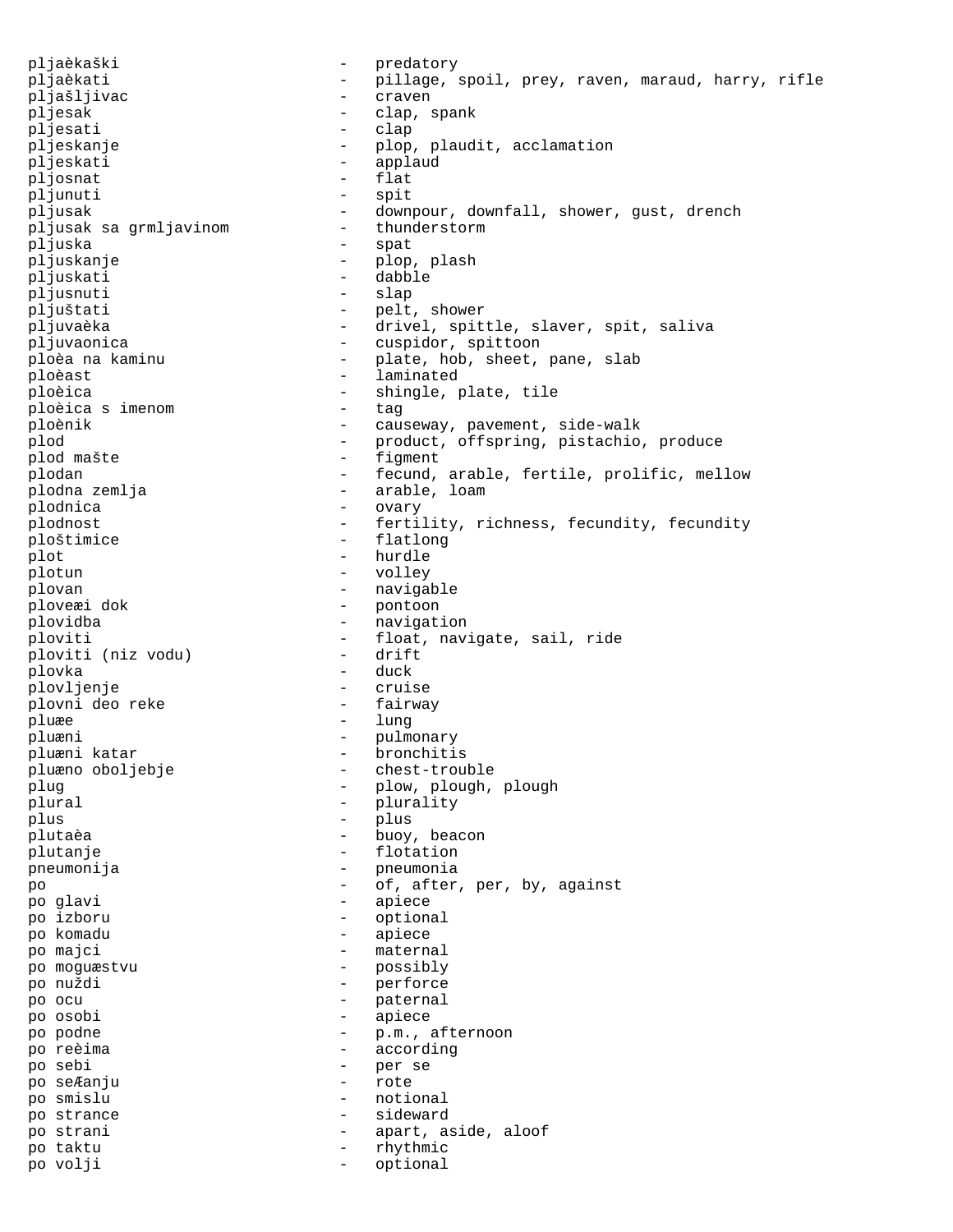pljaèkaški - predatory
pljaèkati - pillage, spoil, prey, raven, maraud, harry, rifle
plja­šljivac - craven
pljesak - clap, spank
pljesati - clap
pljeskanje - plop, plaudit, acclamation
pljeskati - applaud
pljosnat - flat
pljunuti - spit
pljusak - downpour, downfall, shower, gust, drench
pljusak sa grmljavinom - thunderstorm
pljuska - spat
pljuskanje - plop, plash
pljuskati - dabble
pljusnuti - slap
pljuštati - pelt, shower
pljuvaèka - drivel, spittle, slaver, spit, saliva
pljuvaonica - cuspidor, spittoon
ploèa na kaminu - plate, hob, sheet, pane, slab
ploèast - laminated
ploèica - shingle, plate, tile
ploèica s imenom - tag
ploènik - causeway, pavement, side-walk
plod - product, offspring, pistachio, produce
plod mašte - figment
plodan - fecund, arable, fertile, prolific, mellow
plodna zemlja - arable, loam
plodnica - ovary
plodnost - fertility, richness, fecundity, fecundity
ploštimice - flatlong
plot - hurdle
plotun - volley
plovan - navigable
ploveæi dok - pontoon
plovidba - navigation
ploviti - float, navigate, sail, ride
ploviti (niz vodu) - drift
plovka - duck
plovljenje - cruise
plovni deo reke - fairway
pluæe - lung
pluæni - pulmonary
pluæni katar - bronchitis
pluæno oboljebje - chest-trouble
plug - plow, plough, plough
plural - plurality
plus - plus
plutaèa - buoy, beacon
plutanje - flotation
pneumonija - pneumonia
po - of, after, per, by, against
po glavi - apiece
po izboru - optional
po komadu - apiece
po majci - maternal
po moguæstvu - possibly
po nuždi - perforce
po ocu - paternal
po osobi - apiece
po podne - p.m., afternoon
po reèima - according
po sebi - per se
po seÆanju - rote
po smislu - notional
po strance - sideward
po strani - apart, aside, aloof
po taktu - rhythmic
po volji - optional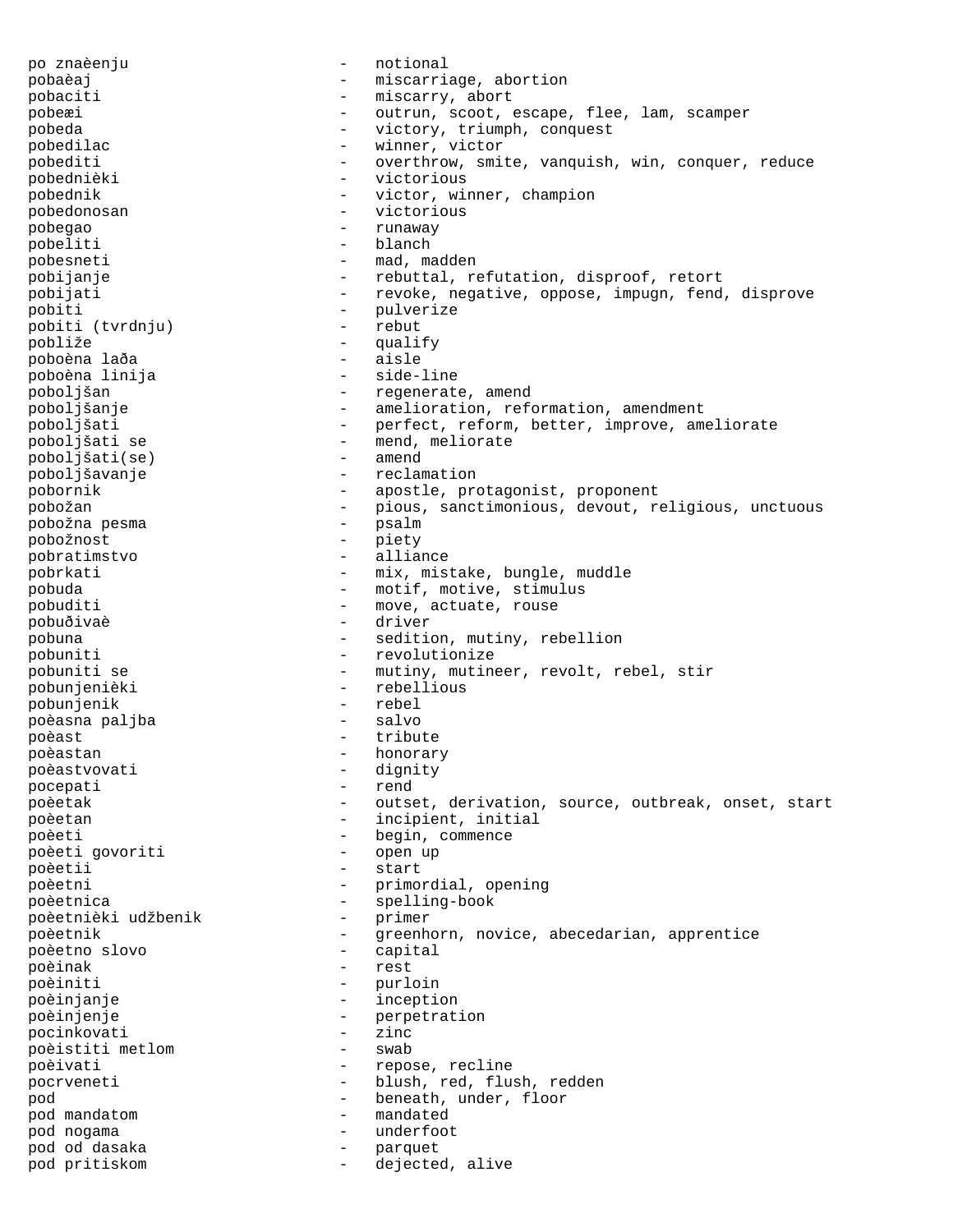po znaèenju - notional
pobaèaj - miscarriage, abortion
pobaciti - miscarry, abort
pobeæi - outrun, scoot, escape, flee, lam, scamper
pobeda - victory, triumph, conquest
pobedilac - winner, victor
pobediti - overthrow, smite, vanquish, win, conquer, reduce
pobednièki - victorious
pobednik - victor, winner, champion
pobedonosan - victorious
pobegao - runaway
pobeliti - blanch
pobesneti - mad, madden
pobijanje - rebuttal, refutation, disproof, retort
pobijati - revoke, negative, oppose, impugn, fend, disprove
pobiti - pulverize
pobiti (tvrdnju) - rebut
pobliže - qualify
poboèna laða - aisle
poboèna linija - side-line
poboljšan - regenerate, amend
poboljšanje - amelioration, reformation, amendment
poboljšati - perfect, reform, better, improve, ameliorate
poboljšati se - mend, meliorate
poboljšati(se) - amend
poboljšavanje - reclamation
pobornik - apostle, protagonist, proponent
pobožan - pious, sanctimonious, devout, religious, unctuous
pobožna pesma - psalm
pobožnost - piety
pobratimstvo - alliance
pobrkati - mix, mistake, bungle, muddle
pobuda - motif, motive, stimulus
pobuditi - move, actuate, rouse
pobuðivaè - driver
pobuna - sedition, mutiny, rebellion
pobuniti - revolutionize
pobuniti se - mutiny, mutineer, revolt, rebel, stir
pobunjenièki - rebellious
pobunjenik - rebel
poèasna paljba - salvo
poèast - tribute
poèastan - honorary
poèastvovati - dignity
pocepati - rend
poèetak - outset, derivation, source, outbreak, onset, start
poèetan - incipient, initial
poèeti - begin, commence
poèeti govoriti - open up
poèetii - start
poèetni - primordial, opening
poèetnica - spelling-book
poèetnièki udžbenik - primer
poèetnik - greenhorn, novice, abecedarian, apprentice
poèetno slovo - capital
poèinak - rest
poèiniti - purloin
poèinjanje - inception
poèinjenje - perpetration
pocinkovati - zinc
poèistiti metlom - swab
poèivati - repose, recline
pocrveneti - blush, red, flush, redden
pod - beneath, under, floor
pod mandatom - mandated
pod nogama - underfoot
pod od dasaka - parquet
pod pritiskom - dejected, alive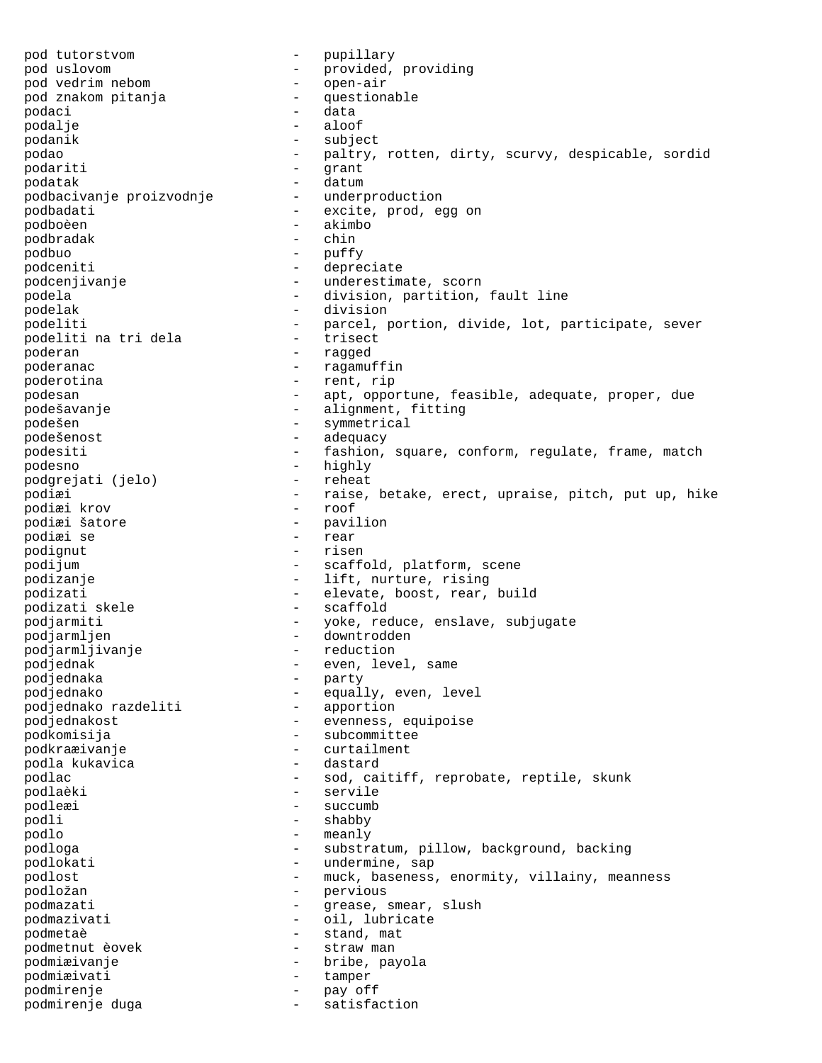pod tutorstvom - pupillary
pod uslovom - provided, providing
pod vedrim nebom - open-air
pod znakom pitanja - questionable
podaci - data
podalje - aloof
podanik - subject
podao - paltry, rotten, dirty, scurvy, despicable, sordid
podariti - grant
podatak - datum
podbacivanje proizvodnje - underproduction
podbadati - excite, prod, egg on
podboèen - akimbo
podbradak - chin
podbuo - puffy
podceniti - depreciate
podcenjivanje - underestimate, scorn
podela - division, partition, fault line
podelak - division
podeliti - parcel, portion, divide, lot, participate, sever
podeliti na tri dela - trisect
poderan - ragged
poderanac - ragamuffin
poderotina - rent, rip
podesan - apt, opportune, feasible, adequate, proper, due
podešavanje - alignment, fitting
podešen - symmetrical
podešenost - adequacy
podesiti - fashion, square, conform, regulate, frame, match
podesno - highly
podgrejati (jelo) - reheat
podiæi - raise, betake, erect, upraise, pitch, put up, hike
podiæi krov - roof
podiæi šatore - pavilion
podiæi se - rear
podignut - risen
podijum - scaffold, platform, scene
podizanje - lift, nurture, rising
podizati - elevate, boost, rear, build
podizati skele - scaffold
podjarmiti - yoke, reduce, enslave, subjugate
podjarmljen - downtrodden
podjarmljivanje - reduction
podjednak - even, level, same
podjednaka - party
podjednako - equally, even, level
podjednako razdeliti - apportion
podjednakost - evenness, equipoise
podkomisija - subcommittee
podkraæivanje - curtailment
podla kukavica - dastard
podlac - sod, caitiff, reprobate, reptile, skunk
podlaèki - servile
podleæi - succumb
podli - shabby
podlo - meanly
podloga - substratum, pillow, background, backing
podlokati - undermine, sap
podlost - muck, baseness, enormity, villainy, meanness
podložan - pervious
podmazati - grease, smear, slush
podmazivati - oil, lubricate
podmetaè - stand, mat
podmetnut èovek - straw man
podmiæivanje - bribe, payola
podmiæivati - tamper
podmirenje - pay off
podmirenje duga - satisfaction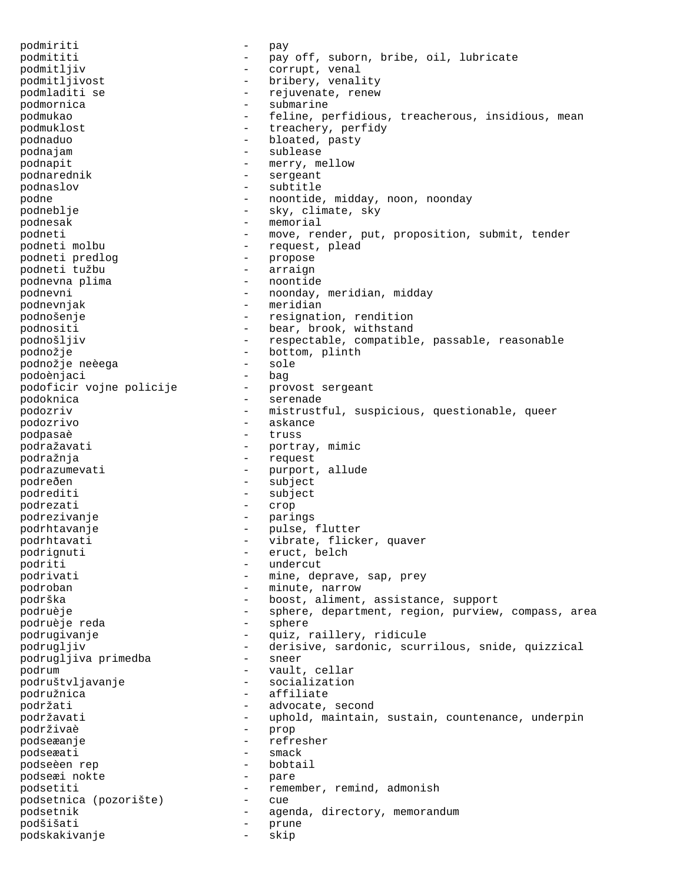podmiriti - pay
podmititi - pay off, suborn, bribe, oil, lubricate
podmitljiv - corrupt, venal
podmitljivost - bribery, venality
podmladiti se - rejuvenate, renew
podmornica - submarine
podmukao - feline, perfidious, treacherous, insidious, mean
podmuklost - treachery, perfidy
podnaduo - bloated, pasty
podnajam - sublease
podnapit - merry, mellow
podnarednik - sergeant
podnaslov - subtitle
podne - noontide, midday, noon, noonday
podneblje - sky, climate, sky
podnesak - memorial
podneti - move, render, put, proposition, submit, tender
podneti molbu - request, plead
podneti predlog - propose
podneti tužbu - arraign
podnevna plima - noontide
podnevni - noonday, meridian, midday
podnevnjak - meridian
podnošenje - resignation, rendition
podnositi - bear, brook, withstand
podnošljiv - respectable, compatible, passable, reasonable
podnožje - bottom, plinth
podnožje neèega - sole
podoènjaci - bag
podoficir vojne policije - provost sergeant
podoknica - serenade
podozriv - mistrustful, suspicious, questionable, queer
podozrivo - askance
podpasaè - truss
podražavati - portray, mimic
podražnja - request
podrazumevati - purport, allude
podređen - subject
podrediti - subject
podrezati - crop
podrezivanje - parings
podrhtavanje - pulse, flutter
podrhtavati - vibrate, flicker, quaver
podrignuti - eruct, belch
podriti - undercut
podrivati - mine, deprave, sap, prey
podroban - minute, narrow
podrška - boost, aliment, assistance, support
podruèje - sphere, department, region, purview, compass, area
podruèje reda - sphere
podrugivanje - quiz, raillery, ridicule
podrugljiv - derisive, sardonic, scurrilous, snide, quizzical
podrugljiva primedba - sneer
podrum - vault, cellar
podruštvljavanje - socialization
podružnica - affiliate
podržati - advocate, second
podržavati - uphold, maintain, sustain, countenance, underpin
podrživaè - prop
podseæanje - refresher
podseæati - smack
podseèen rep - bobtail
podseæi nokte - pare
podsetiti - remember, remind, admonish
podsetnica (pozorište) - cue
podsetnik - agenda, directory, memorandum
podšišati - prune
podskakivanje - skip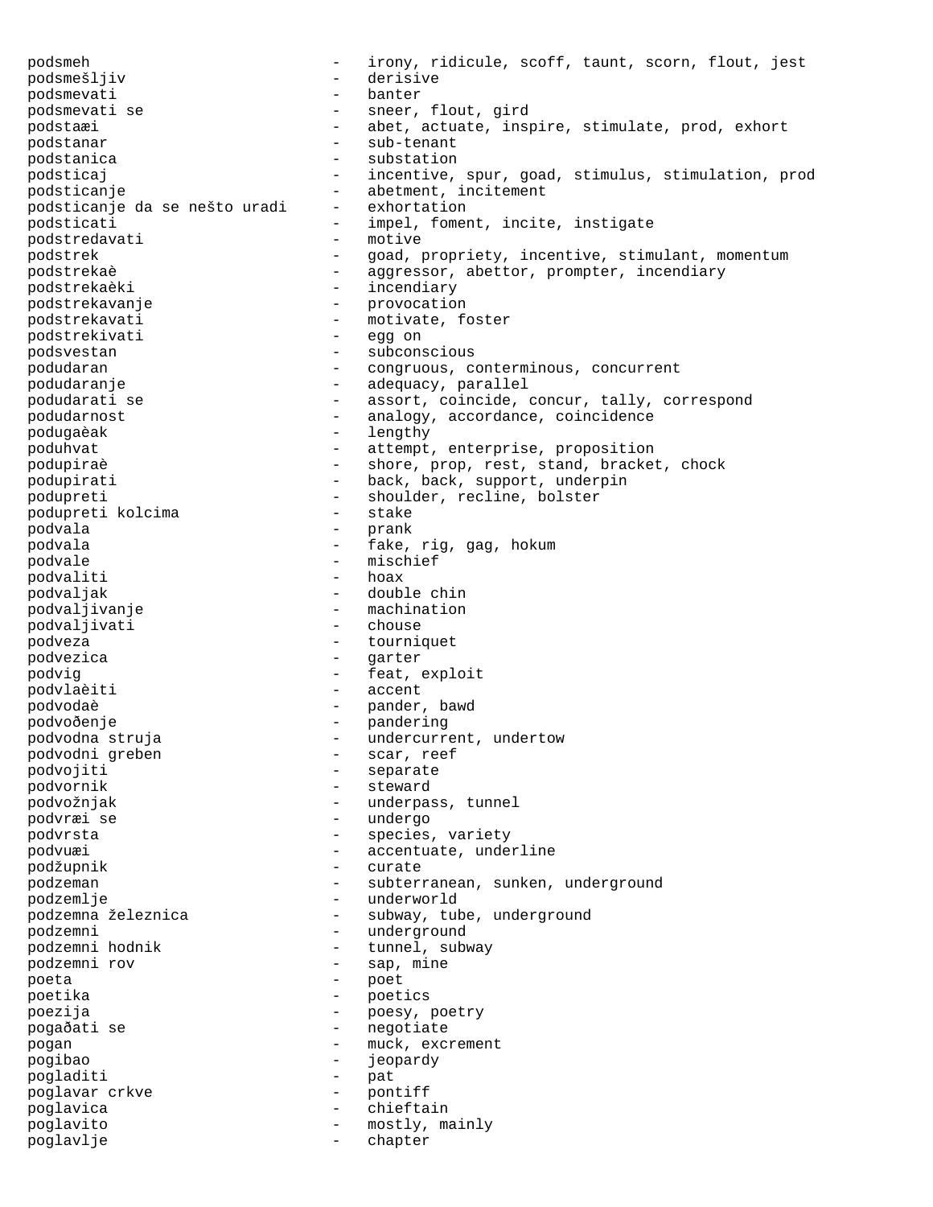podsmeh - irony, ridicule, scoff, taunt, scorn, flout, jest
podsmešljiv - derisive
podsmevati - banter
podsmevati se - sneer, flout, gird
podstaæi - abet, actuate, inspire, stimulate, prod, exhort
podstanar - sub-tenant
podstanica - substation
podsticaj - incentive, spur, goad, stimulus, stimulation, prod
podsticanje - abetment, incitement
podsticanje da se nešto uradi - exhortation
podsticati - impel, foment, incite, instigate
podstredavati - motive
podstrek - goad, propriety, incentive, stimulant, momentum
podstrekaè - aggressor, abettor, prompter, incendiary
podstrekaèki - incendiary
podstrekavanje - provocation
podstrekavati - motivate, foster
podstrekivati - egg on
podsvestan - subconscious
podudaran - congruous, conterminous, concurrent
podudaranje - adequacy, parallel
podudarati se - assort, coincide, concur, tally, correspond
podudarnost - analogy, accordance, coincidence
podugaèak - lengthy
poduhvat - attempt, enterprise, proposition
podupiraè - shore, prop, rest, stand, bracket, chock
podupirati - back, back, support, underpin
podupreti - shoulder, recline, bolster
podupreti kolcima - stake
podvala - prank
podvala - fake, rig, gag, hokum
podvale - mischief
podvaliti - hoax
podvaljak - double chin
podvaljivanje - machination
podvaljivati - chouse
podveza - tourniquet
podvezica - garter
podvig - feat, exploit
podvlaèiti - accent
podvodaè - pander, bawd
podvoðenje - pandering
podvodna struja - undercurrent, undertow
podvodni greben - scar, reef
podvojiti - separate
podvornik - steward
podvožnjak - underpass, tunnel
podvræi se - undergo
podvrsta - species, variety
podvuæi - accentuate, underline
podžupnik - curate
podzeman - subterranean, sunken, underground
podzemlje - underworld
podzemna železnica - subway, tube, underground
podzemni - underground
podzemni hodnik - tunnel, subway
podzemni rov - sap, mine
poeta - poet
poetika - poetics
poezija - poesy, poetry
pogaðati se - negotiate
pogan - muck, excrement
pogibao - jeopardy
pogladiti - pat
poglavar crkve - pontiff
poglavica - chieftain
poglavito - mostly, mainly
poglavlje - chapter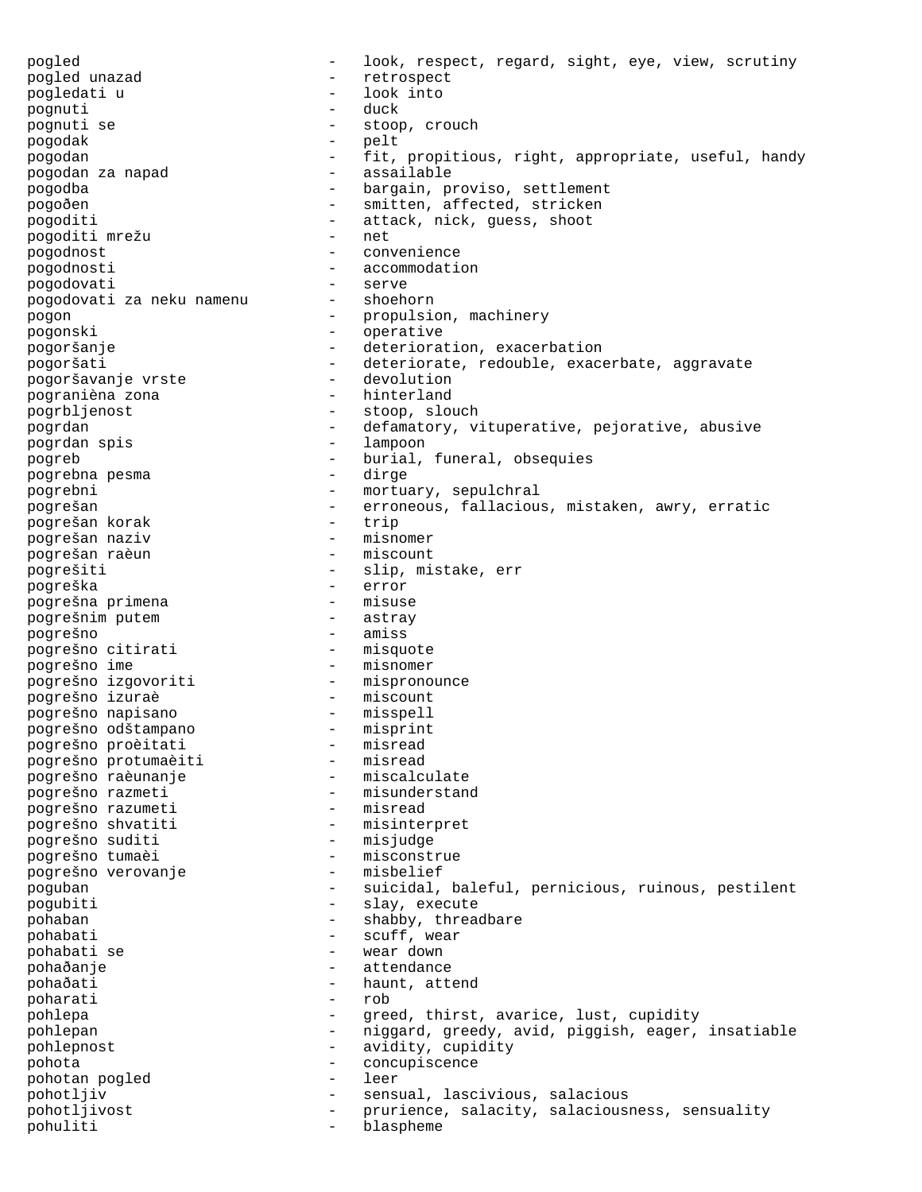pogled - look, respect, regard, sight, eye, view, scrutiny
pogled unazad - retrospect
pogledati u - look into
pognuti - duck
pognuti se - stoop, crouch
pogodak - pelt
pogodan - fit, propitious, right, appropriate, useful, handy
pogodan za napad - assailable
pogodba - bargain, proviso, settlement
pogoðen - smitten, affected, stricken
pogoditi - attack, nick, guess, shoot
pogoditi mrežu - net
pogodnost - convenience
pogodnosti - accommodation
pogodovati - serve
pogodovati za neku namenu - shoehorn
pogon - propulsion, machinery
pogonski - operative
pogoršanje - deterioration, exacerbation
pogoršati - deteriorate, redouble, exacerbate, aggravate
pogoršavanje vrste - devolution
pograniènа zona - hinterland
pogrbljenost - stoop, slouch
pogrdan - defamatory, vituperative, pejorative, abusive
pogrdan spis - lampoon
pogreb - burial, funeral, obsequies
pogrebna pesma - dirge
pogrebni - mortuary, sepulchral
pogrešan - erroneous, fallacious, mistaken, awry, erratic
pogrešan korak - trip
pogrešan naziv - misnomer
pogrešan raèun - miscount
pogrešiti - slip, mistake, err
pogreška - error
pogrešna primena - misuse
pogrešnim putem - astray
pogrešno - amiss
pogrešno citirati - misquote
pogrešno ime - misnomer
pogrešno izgovoriti - mispronounce
pogrešno izuraè - miscount
pogrešno napisano - misspell
pogrešno odštampano - misprint
pogrešno proèitati - misread
pogrešno protumaèiti - misread
pogrešno raèunanje - miscalculate
pogrešno razmeti - misunderstand
pogrešno razumeti - misread
pogrešno shvatiti - misinterpret
pogrešno suditi - misjudge
pogrešno tumaèi - misconstrue
pogrešno verovanje - misbelief
poguban - suicidal, baleful, pernicious, ruinous, pestilent
pogubiti - slay, execute
pohaban - shabby, threadbare
pohabati - scuff, wear
pohabati se - wear down
pohaðanje - attendance
pohaðati - haunt, attend
poharati - rob
pohlepa - greed, thirst, avarice, lust, cupidity
pohlepan - niggard, greedy, avid, piggish, eager, insatiable
pohlepnost - avidity, cupidity
pohota - concupiscence
pohotan pogled - leer
pohotljiv - sensual, lascivious, salacious
pohotljivost - prurience, salacity, salaciousness, sensuality
pohuliti - blaspheme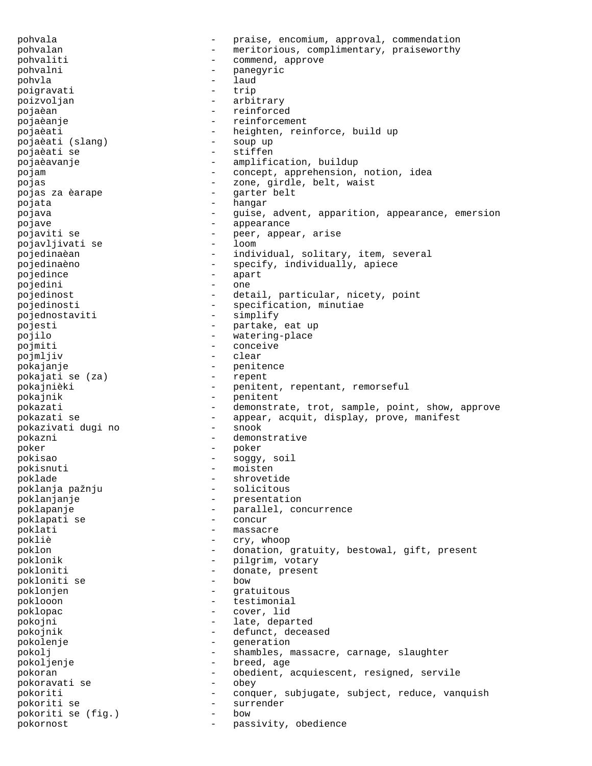pohvala - praise, encomium, approval, commendation
pohvalan - meritorious, complimentary, praiseworthy
pohvaliti - commend, approve
pohvalni - panegyric
pohvla - laud
poigravati - trip
poizvoljan - arbitrary
pojaèan - reinforced
pojaèanje - reinforcement
pojaèati - heighten, reinforce, build up
pojaèati (slang) - soup up
pojaèati se - stiffen
pojaèavanje - amplification, buildup
pojam - concept, apprehension, notion, idea
pojas - zone, girdle, belt, waist
pojas za èarape - garter belt
pojata - hangar
pojava - guise, advent, apparition, appearance, emersion
pojave - appearance
pojaviti se - peer, appear, arise
pojavljivati se - loom
pojedinaèan - individual, solitary, item, several
pojedinaèno - specify, individually, apiece
pojedince - apart
pojedini - one
pojedinost - detail, particular, nicety, point
pojedinosti - specification, minutiae
pojednostaviti - simplify
pojesti - partake, eat up
pojilo - watering-place
pojmiti - conceive
pojmljiv - clear
pokajanje - penitence
pokajati se (za) - repent
pokajnièki - penitent, repentant, remorseful
pokajnik - penitent
pokazati - demonstrate, trot, sample, point, show, approve
pokazati se - appear, acquit, display, prove, manifest
pokazivati dugi no - snook
pokazni - demonstrative
poker - poker
pokisao - soggy, soil
pokisnuti - moisten
poklade - shrovetide
poklanja pažnju - solicitous
poklanjanje - presentation
poklapanje - parallel, concurrence
poklapati se - concur
poklati - massacre
pokliè - cry, whoop
poklon - donation, gratuity, bestowal, gift, present
poklonik - pilgrim, votary
pokloniti - donate, present
pokloniti se - bow
poklonjen - gratuitous
poklooon - testimonial
poklopac - cover, lid
pokojni - late, departed
pokojnik - defunct, deceased
pokolenje - generation
pokolj - shambles, massacre, carnage, slaughter
pokoljenje - breed, age
pokoran - obedient, acquiescent, resigned, servile
pokoravati se - obey
pokoriti - conquer, subjugate, subject, reduce, vanquish
pokoriti se - surrender
pokoriti se (fig.) - bow
pokornost - passivity, obedience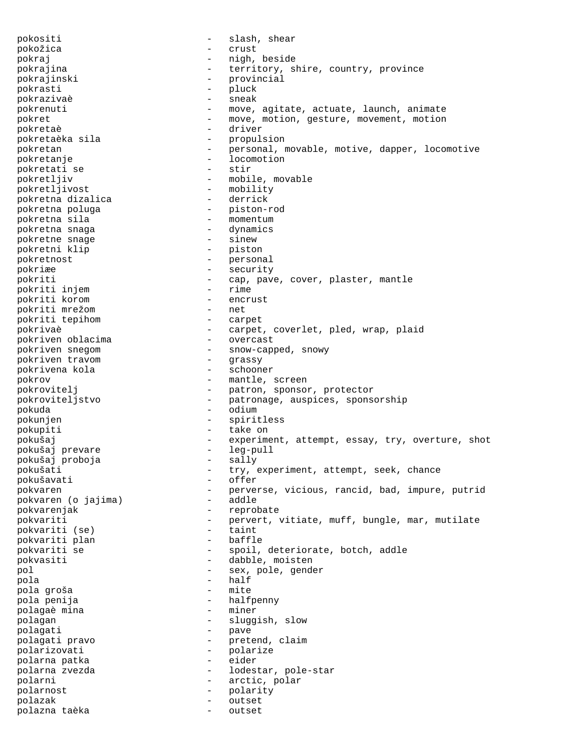pokositi - slash, shear
pokožica - crust
pokraj - nigh, beside
pokrajina - territory, shire, country, province
pokrajinski - provincial
pokrasti - pluck
pokrazivaè - sneak
pokrenuti - move, agitate, actuate, launch, animate
pokret - move, motion, gesture, movement, motion
pokretaè - driver
pokretaèka sila - propulsion
pokretan - personal, movable, motive, dapper, locomotive
pokretanje - locomotion
pokretati se - stir
pokretljiv - mobile, movable
pokretljivost - mobility
pokretna dizalica - derrick
pokretna poluga - piston-rod
pokretna sila - momentum
pokretna snaga - dynamics
pokretne snage - sinew
pokretni klip - piston
pokretnost - personal
pokriæe - security
pokriti - cap, pave, cover, plaster, mantle
pokriti injem - rime
pokriti korom - encrust
pokriti mrežom - net
pokriti tepihom - carpet
pokrivaè - carpet, coverlet, pled, wrap, plaid
pokriven oblacima - overcast
pokriven snegom - snow-capped, snowy
pokriven travom - grassy
pokrivena kola - schooner
pokrov - mantle, screen
pokrovitelj - patron, sponsor, protector
pokroviteljstvo - patronage, auspices, sponsorship
pokuda - odium
pokunjen - spiritless
pokupiti - take on
pokušaj - experiment, attempt, essay, try, overture, shot
pokušaj prevare - leg-pull
pokušaj proboja - sally
pokušati - try, experiment, attempt, seek, chance
pokušavati - offer
pokvaren - perverse, vicious, rancid, bad, impure, putrid
pokvaren (o jajima) - addle
pokvarenjak - reprobate
pokvariti - pervert, vitiate, muff, bungle, mar, mutilate
pokvariti (se) - taint
pokvariti plan - baffle
pokvariti se - spoil, deteriorate, botch, addle
pokvasiti - dabble, moisten
pol - sex, pole, gender
pola - half
pola groša - mite
pola penija - halfpenny
polagaè mina - miner
polagan - sluggish, slow
polagati - pave
polagati pravo - pretend, claim
polarizovati - polarize
polarna patka - eider
polarna zvezda - lodestar, pole-star
polarni - arctic, polar
polarnost - polarity
polazak - outset
polazna taèka - outset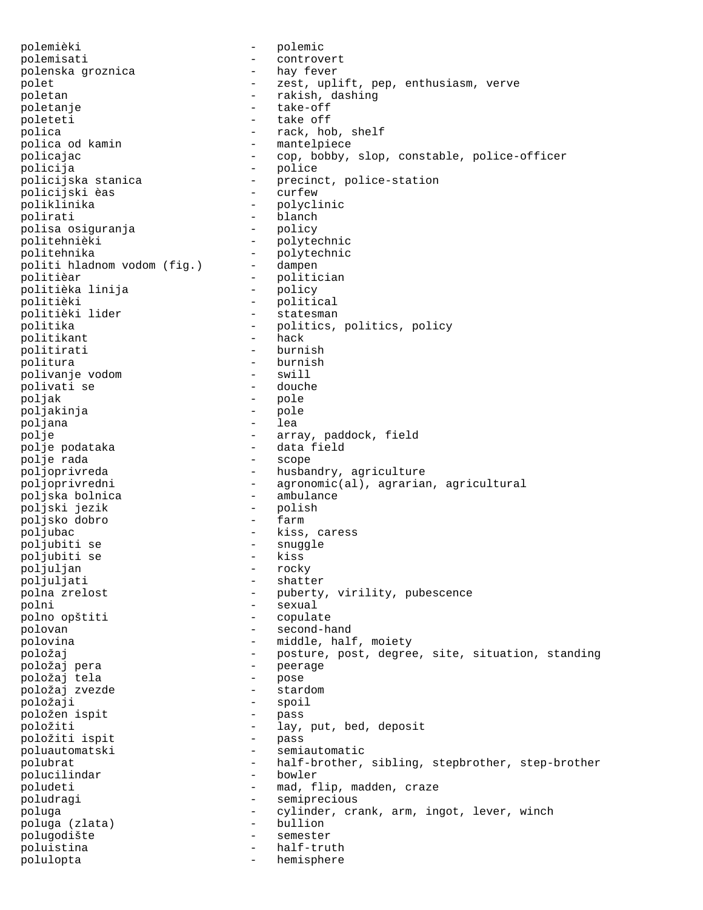polemièki - polemic
polemisati - controvert
polenska groznica - hay fever
polet - zest, uplift, pep, enthusiasm, verve
poletan - rakish, dashing
poletanje - take-off
poleteti - take off
polica - rack, hob, shelf
polica od kamin - mantelpiece
policajac - cop, bobby, slop, constable, police-officer
policija - police
policijska stanica - precinct, police-station
policijski èas - curfew
poliklinika - polyclinic
polirati - blanch
polisa osiguranja - policy
politehnièki - polytechnic
politehnika - polytechnic
politi hladnom vodom (fig.) - dampen
politièar - politician
politièka linija - policy
politièki - political
politièki lider - statesman
politika - politics, politics, policy
politikant - hack
politirati - burnish
politura - burnish
polivanje vodom - swill
polivati se - douche
poljak - pole
poljakinja - pole
poljana - lea
polje - array, paddock, field
polje podataka - data field
polje rada - scope
poljoprivreda - husbandry, agriculture
poljoprivredni - agronomic(al), agrarian, agricultural
poljska bolnica - ambulance
poljski jezik - polish
poljsko dobro - farm
poljubac - kiss, caress
poljubiti se - snuggle
poljubiti se - kiss
poljuljan - rocky
poljuljati - shatter
polna zrelost - puberty, virility, pubescence
polni - sexual
polno opštiti - copulate
polovan - second-hand
polovina - middle, half, moiety
položaj - posture, post, degree, site, situation, standing
položaj pera - peerage
položaj tela - pose
položaj zvezde - stardom
položaji - spoil
položen ispit - pass
položiti - lay, put, bed, deposit
položiti ispit - pass
poluautomatski - semiautomatic
polubrat - half-brother, sibling, stepbrother, step-brother
polucilindar - bowler
poludeti - mad, flip, madden, craze
poludragi - semiprecious
poluga - cylinder, crank, arm, ingot, lever, winch
poluga (zlata) - bullion
polugodište - semester
poluistina - half-truth
polulopta - hemisphere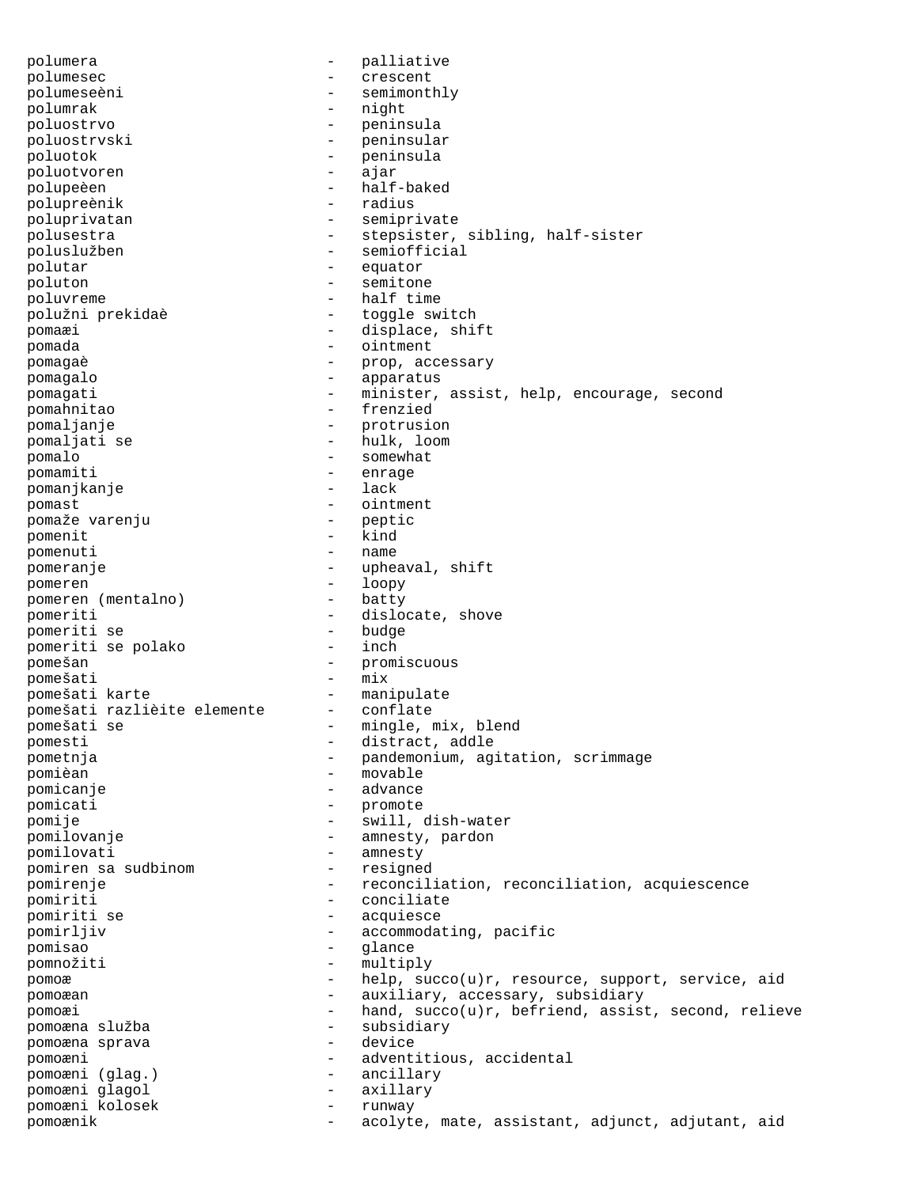polumera - palliative
polumesec - crescent
polumeseèni - semimonthly
polumrak - night
poluostrvo - peninsula
poluostrvski - peninsular
poluotok - peninsula
poluotvoren - ajar
polupeèen - half-baked
polupreènik - radius
poluprivatan - semiprivate
polusestra - stepsister, sibling, half-sister
polusužben - semiofficial
polutar - equator
poluton - semitone
poluvreme - half time
polužni prekidaè - toggle switch
pomaæi - displace, shift
pomada - ointment
pomagaè - prop, accessary
pomagalo - apparatus
pomagati - minister, assist, help, encourage, second
pomahnitao - frenzied
pomaljanje - protrusion
pomaljati se - hulk, loom
pomalo - somewhat
pomamiti - enrage
pomanjkanje - lack
pomast - ointment
pomaže varenju - peptic
pomenit - kind
pomenuti - name
pomeranje - upheaval, shift
pomeren - loopy
pomeren (mentalno) - batty
pomeriti - dislocate, shove
pomeriti se - budge
pomeriti se polako - inch
pomešan - promiscuous
pomešati - mix
pomešati karte - manipulate
pomešati razlièite elemente - conflate
pomešati se - mingle, mix, blend
pomesti - distract, addle
pometnja - pandemonium, agitation, scrimmage
pomièan - movable
pomicanje - advance
pomicati - promote
pomije - swill, dish-water
pomilovanje - amnesty, pardon
pomilovati - amnesty
pomiren sa sudbinom - resigned
pomirenje - reconciliation, reconciliation, acquiescence
pomiriti - conciliate
pomiriti se - acquiesce
pomirljiv - accommodating, pacific
pomisao - glance
pomnožiti - multiply
pomoæ - help, succo(u)r, resource, support, service, aid
pomoæan - auxiliary, accessary, subsidiary
pomoæi - hand, succo(u)r, befriend, assist, second, relieve
pomoæna služba - subsidiary
pomoæna sprava - device
pomoæni - adventitious, accidental
pomoæni (glag.) - ancillary
pomoæni glagol - axillary
pomoæni kolosek - runway
pomoænik - acolyte, mate, assistant, adjunct, adjutant, aid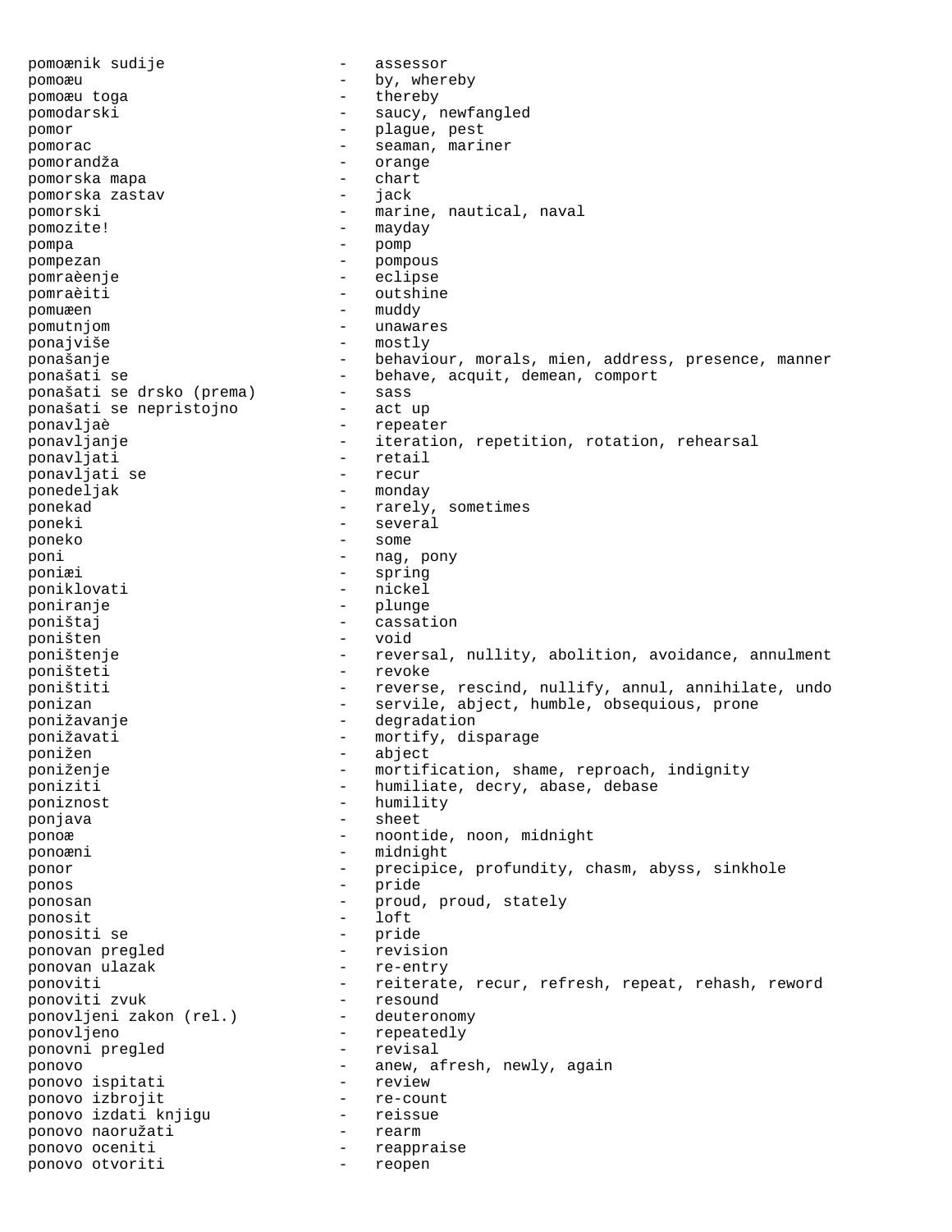pomoænik sudije - assessor
pomoæu - by, whereby
pomoæu toga - thereby
pomodarski - saucy, newfangled
pomor - plague, pest
pomorac - seaman, mariner
pomorandža - orange
pomorska mapa - chart
pomorska zastav - jack
pomorski - marine, nautical, naval
pomozite! - mayday
pompa - pomp
pompezan - pompous
pomraèenje - eclipse
pomraèiti - outshine
pomuæen - muddy
pomutnjom - unawares
ponajviše - mostly
ponašanje - behaviour, morals, mien, address, presence, manner
ponašati se - behave, acquit, demean, comport
ponašati se drsko (prema) - sass
ponašati se nepristojno - act up
ponavljaè - repeater
ponavljanje - iteration, repetition, rotation, rehearsal
ponavljati - retail
ponavljati se - recur
ponedeljak - monday
ponekad - rarely, sometimes
poneki - several
poneko - some
poni - nag, pony
poniæi - spring
poniklovati - nickel
poniranje - plunge
poništaj - cassation
poništen - void
poništenje - reversal, nullity, abolition, avoidance, annulment
poništeti - revoke
poništiti - reverse, rescind, nullify, annul, annihilate, undo
ponizan - servile, abject, humble, obsequious, prone
ponižavanje - degradation
ponižavati - mortify, disparage
ponižen - abject
poniženje - mortification, shame, reproach, indignity
poniziti - humiliate, decry, abase, debase
poniznost - humility
ponjava - sheet
ponoæ - noontide, noon, midnight
ponoæni - midnight
ponor - precipice, profundity, chasm, abyss, sinkhole
ponos - pride
ponosan - proud, proud, stately
ponosit - loft
ponositi se - pride
ponovan pregled - revision
ponovan ulazak - re-entry
ponoviti - reiterate, recur, refresh, repeat, rehash, reword
ponoviti zvuk - resound
ponovljeni zakon (rel.) - deuteronomy
ponovljeno - repeatedly
ponovni pregled - revisal
ponovo - anew, afresh, newly, again
ponovo ispitati - review
ponovo izbrojit - re-count
ponovo izdati knjigu - reissue
ponovo naoružati - rearm
ponovo oceniti - reappraise
ponovo otvoriti - reopen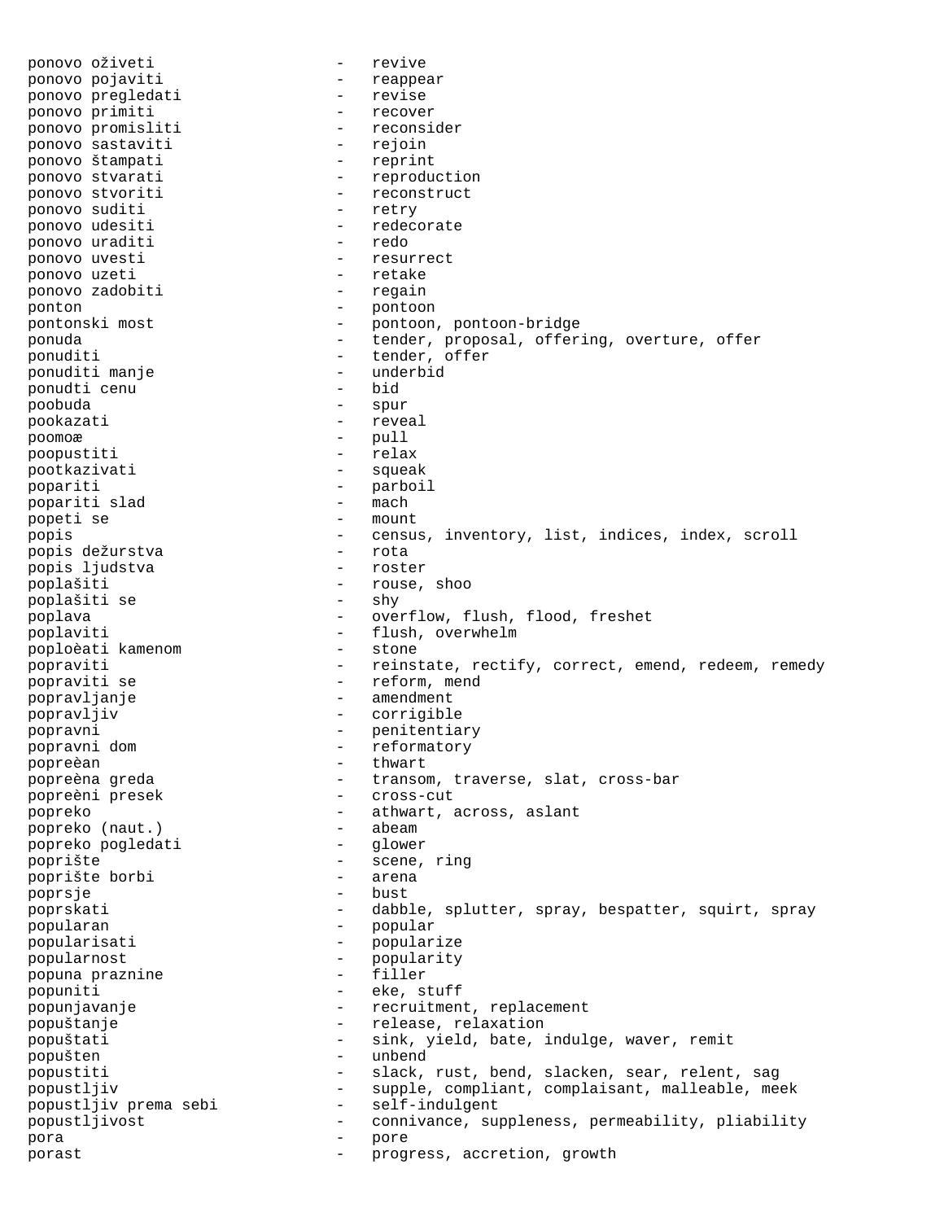ponovo oživeti - revive
ponovo pojaviti - reappear
ponovo pregledati - revise
ponovo primiti - recover
ponovo promisliti - reconsider
ponovo sastaviti - rejoin
ponovo štampati - reprint
ponovo stvarati - reproduction
ponovo stvoriti - reconstruct
ponovo suditi - retry
ponovo udesiti - redecorate
ponovo uraditi - redo
ponovo uvesti - resurrect
ponovo uzeti - retake
ponovo zadobiti - regain
ponton - pontoon
pontonski most - pontoon, pontoon-bridge
ponuda - tender, proposal, offering, overture, offer
ponuditi - tender, offer
ponuditi manje - underbid
ponudti cenu - bid
poobuda - spur
pookazati - reveal
poomoæ - pull
poopustiti - relax
pootkazivati - squeak
popariti - parboil
popariti slad - mach
popeti se - mount
popis - census, inventory, list, indices, index, scroll
popis dežurstva - rota
popis ljudstva - roster
poplašiti - rouse, shoo
poplašiti se - shy
poplava - overflow, flush, flood, freshet
poplaviti - flush, overwhelm
poploèati kamenom - stone
popraviti - reinstate, rectify, correct, emend, redeem, remedy
popraviti se - reform, mend
popravljanje - amendment
popravljiv - corrigible
popravni - penitentiary
popravni dom - reformatory
popreèan - thwart
popreèna greda - transom, traverse, slat, cross-bar
popreèni presek - cross-cut
popreko - athwart, across, aslant
popreko (naut.) - abeam
popreko pogledati - glower
poprište - scene, ring
poprište borbi - arena
poprsje - bust
poprskati - dabble, splutter, spray, bespatter, squirt, spray
popularan - popular
popularisati - popularize
popularnost - popularity
popuna praznine - filler
popuniti - eke, stuff
popunjavanje - recruitment, replacement
popuštanje - release, relaxation
popuštati - sink, yield, bate, indulge, waver, remit
popušten - unbend
popustiti - slack, rust, bend, slacken, sear, relent, sag
popustljiv - supple, compliant, complaisant, malleable, meek
popustljiv prema sebi - self-indulgent
popustljivost - connivance, suppleness, permeability, pliability
pora - pore
porast - progress, accretion, growth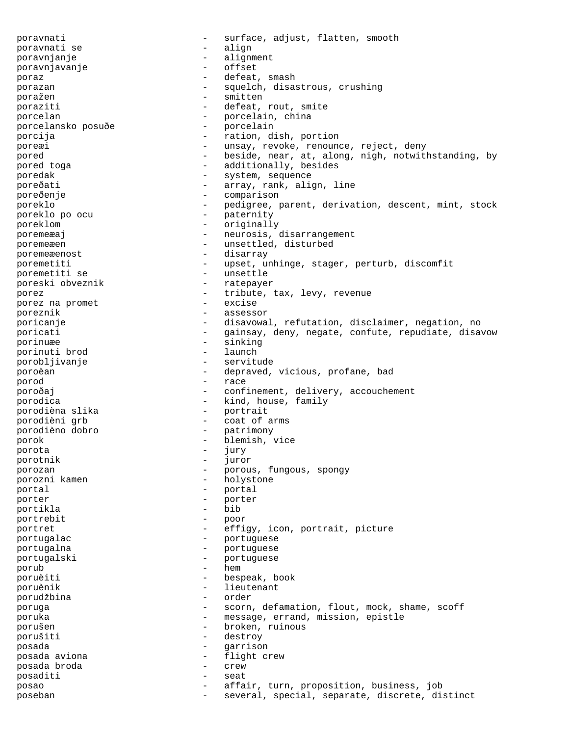poravnati - surface, adjust, flatten, smooth
poravnati se - align
poravnjanje - alignment
poravnjavanje - offset
poraz - defeat, smash
porazan - squelch, disastrous, crushing
poražen - smitten
poraziti - defeat, rout, smite
porcelan - porcelain, china
porcelansko posuðe - porcelain
porcija - ration, dish, portion
poreæi - unsay, revoke, renounce, reject, deny
pored - beside, near, at, along, nigh, notwithstanding, by
pored toga - additionally, besides
poredak - system, sequence
poreðati - array, rank, align, line
poreðenje - comparison
poreklo - pedigree, parent, derivation, descent, mint, stock
poreklo po ocu - paternity
poreklom - originally
poremeæaj - neurosis, disarrangement
poremeæen - unsettled, disturbed
poremeæenost - disarray
poremetiti - upset, unhinge, stager, perturb, discomfit
poremetiti se - unsettle
poreski obveznik - ratepayer
porez - tribute, tax, levy, revenue
porez na promet - excise
poreznik - assessor
poricanje - disavowal, refutation, disclaimer, negation, no
poricati - gainsay, deny, negate, confute, repudiate, disavow
porinuæe - sinking
porinuti brod - launch
porobljivanje - servitude
poroèan - depraved, vicious, profane, bad
porod - race
poroðaj - confinement, delivery, accouchement
porodica - kind, house, family
porodièna slika - portrait
porodièni grb - coat of arms
porodièno dobro - patrimony
porok - blemish, vice
porota - jury
porotnik - juror
porozan - porous, fungous, spongy
porozni kamen - holystone
portal - portal
porter - porter
portikla - bib
portrebit - poor
portret - effigy, icon, portrait, picture
portugalac - portuguese
portugalna - portuguese
portugalski - portuguese
porub - hem
poruèiti - bespeak, book
poruènik - lieutenant
porudžbina - order
poruga - scorn, defamation, flout, mock, shame, scoff
poruka - message, errand, mission, epistle
porušen - broken, ruinous
porušiti - destroy
posada - garrison
posada aviona - flight crew
posada broda - crew
posaditi - seat
posao - affair, turn, proposition, business, job
poseban - several, special, separate, discrete, distinct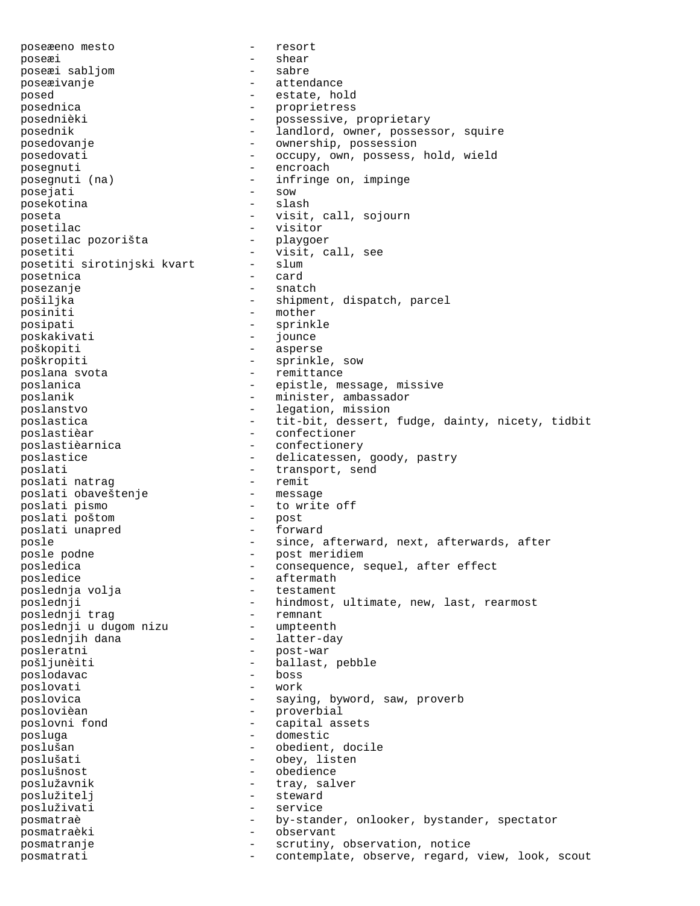poseæeno mesto - resort
poseæi - shear
poseæi sabljom - sabre
poseæivanje - attendance
posed - estate, hold
posednica - proprietress
posednièki - possessive, proprietary
posednik - landlord, owner, possessor, squire
posedovanje - ownership, possession
posedovati - occupy, own, possess, hold, wield
posegnuti - encroach
posegnuti (na) - infringe on, impinge
posejati - sow
posekotina - slash
poseta - visit, call, sojourn
posetilac - visitor
posetilac pozorišta - playgoer
posetiti - visit, call, see
posetiti sirotinjski kvart - slum
posetnica - card
posezanje - snatch
pošiljka - shipment, dispatch, parcel
posiniti - mother
posipati - sprinkle
poskakivati - jounce
poškopiti - asperse
poškropiti - sprinkle, sow
poslana svota - remittance
poslanica - epistle, message, missive
poslanik - minister, ambassador
poslanstvo - legation, mission
poslastica - tit-bit, dessert, fudge, dainty, nicety, tidbit
poslastièar - confectioner
poslastièarnica - confectionery
poslastice - delicatessen, goody, pastry
poslati - transport, send
poslati natrag - remit
poslati obaveštenje - message
poslati pismo - to write off
poslati poštom - post
poslati unapred - forward
posle - since, afterward, next, afterwards, after
posle podne - post meridiem
posledica - consequence, sequel, after effect
posledice - aftermath
poslednja volja - testament
poslednji - hindmost, ultimate, new, last, rearmost
poslednji trag - remnant
poslednji u dugom nizu - umpteenth
poslednjih dana - latter-day
posleratni - post-war
pošljunèiti - ballast, pebble
poslodavac - boss
poslovati - work
poslovica - saying, byword, saw, proverb
poslovièan - proverbial
poslovni fond - capital assets
posluga - domestic
poslušan - obedient, docile
poslušati - obey, listen
poslušnost - obedience
poslužavnik - tray, salver
poslužitelj - steward
posluživati - service
posmatraè - by-stander, onlooker, bystander, spectator
posmatraèki - observant
posmatranje - scrutiny, observation, notice
posmatrati - contemplate, observe, regard, view, look, scout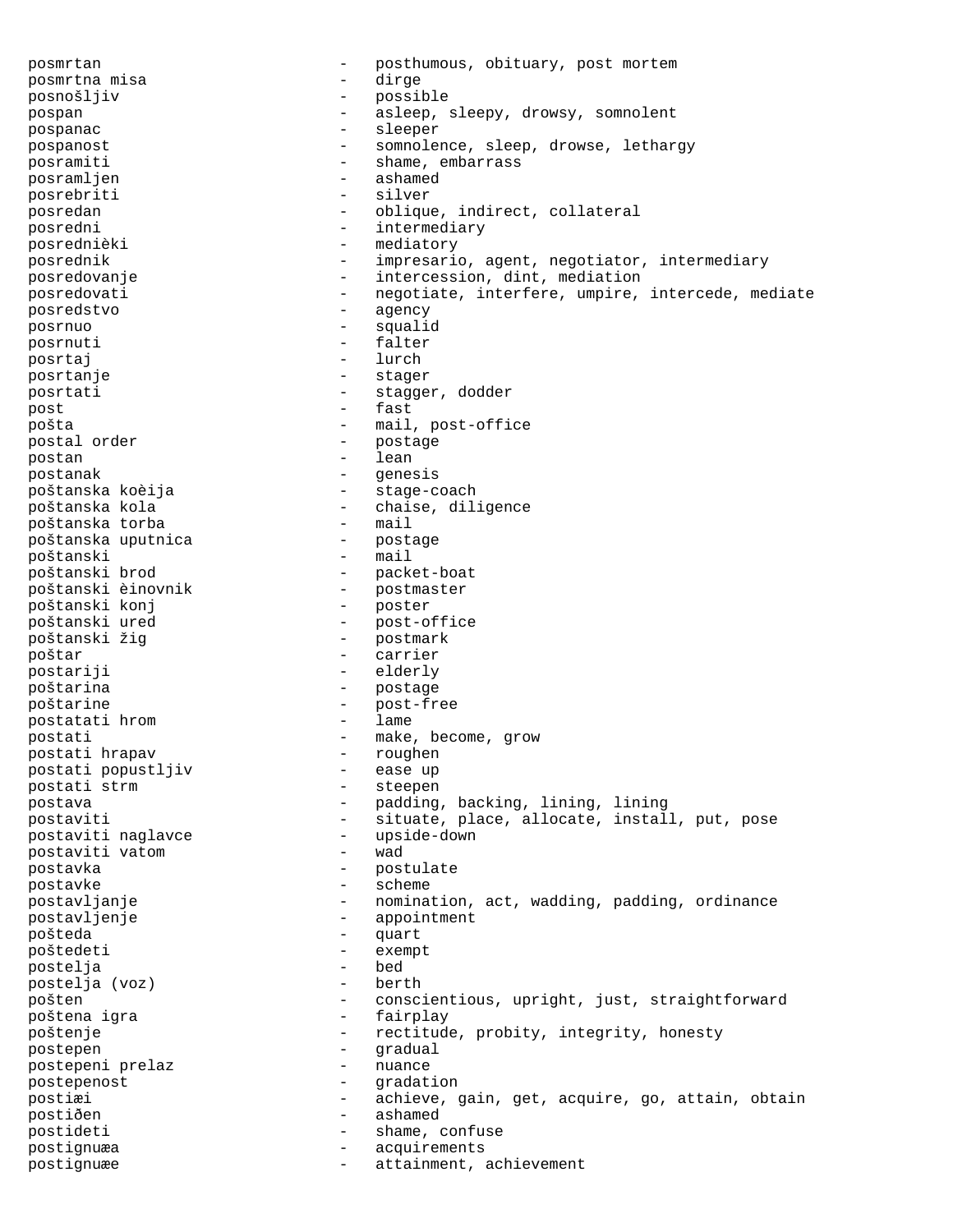posmrtan - posthumous, obituary, post mortem
posmrtna misa - dirge
posnošljiv - possible
pospan - asleep, sleepy, drowsy, somnolent
pospanac - sleeper
pospanost - somnolence, sleep, drowse, lethargy
posramiti - shame, embarrass
posramljen - ashamed
posrebriti - silver
posredan - oblique, indirect, collateral
posredni - intermediary
posrednièki - mediatory
posrednik - impresario, agent, negotiator, intermediary
posredovanje - intercession, dint, mediation
posredovati - negotiate, interfere, umpire, intercede, mediate
posredstvo - agency
posrnuo - squalid
posrnuti - falter
posrtaj - lurch
posrtanje - stager
posrtati - stagger, dodder
post - fast
pošta - mail, post-office
postal order - postage
postan - lean
postanak - genesis
poštanska koèija - stage-coach
poštanska kola - chaise, diligence
poštanska torba - mail
poštanska uputnica - postage
poštanski - mail
poštanski brod - packet-boat
poštanski èinovnik - postmaster
poštanski konj - poster
poštanski ured - post-office
poštanski žig - postmark
poštar - carrier
postariji - elderly
poštarina - postage
poštarine - post-free
postatati hrom - lame
postati - make, become, grow
postati hrapav - roughen
postati popustljiv - ease up
postati strm - steepen
postava - padding, backing, lining, lining
postaviti - situate, place, allocate, install, put, pose
postaviti naglavce - upside-down
postaviti vatom - wad
postavka - postulate
postavke - scheme
postavljanje - nomination, act, wadding, padding, ordinance
postavljenje - appointment
pošteda - quart
poštedeti - exempt
postelja - bed
postelja (voz) - berth
pošten - conscientious, upright, just, straightforward
poštena igra - fairplay
poštenje - rectitude, probity, integrity, honesty
postepen - gradual
postepeni prelaz - nuance
postepenost - gradation
postiæi - achieve, gain, get, acquire, go, attain, obtain
postiðen - ashamed
postideti - shame, confuse
postignuæa - acquirements
postignuæe - attainment, achievement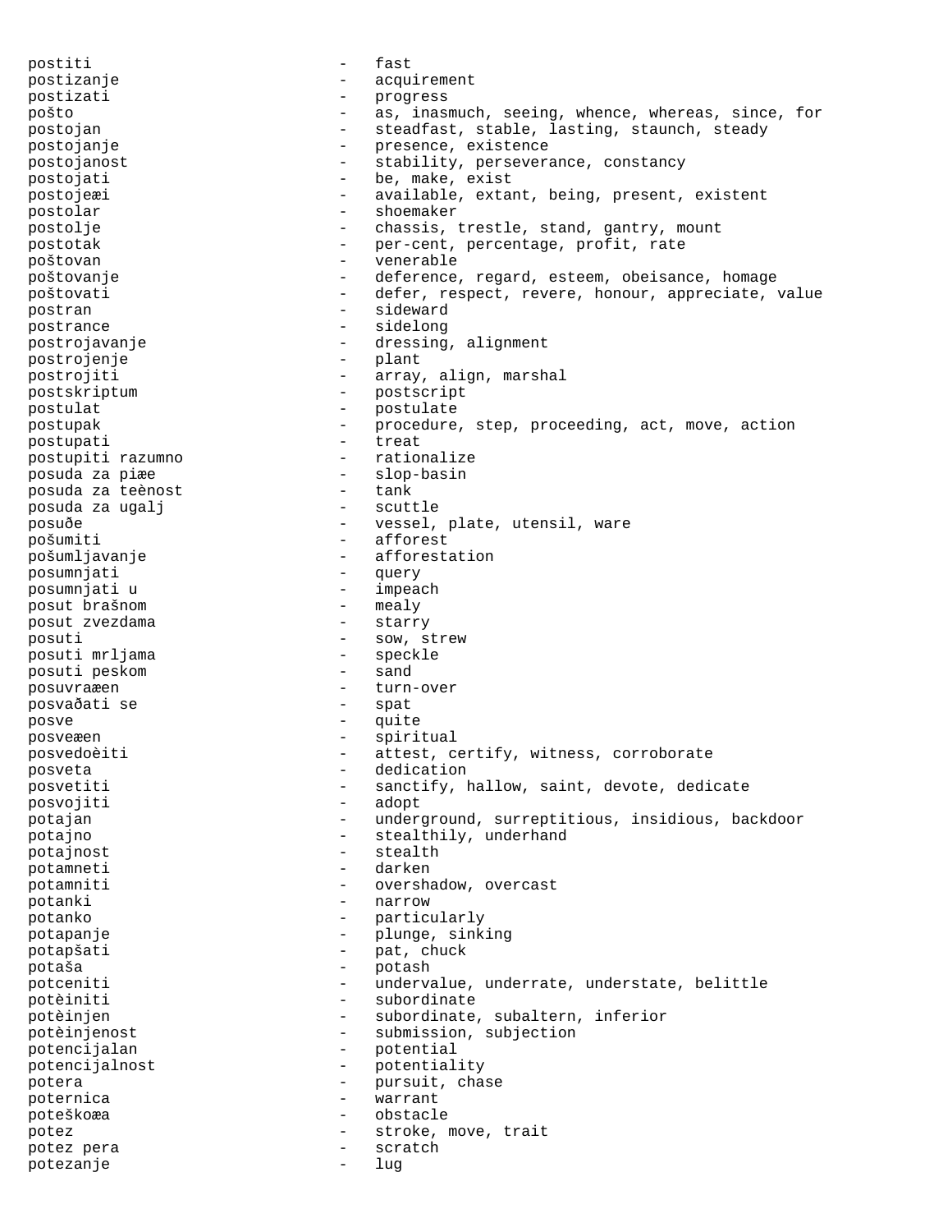postiti - fast
postizanje - acquirement
postizati - progress
pošto - as, inasmuch, seeing, whence, whereas, since, for
postojan - steadfast, stable, lasting, staunch, steady
postojanje - presence, existence
postojanost - stability, perseverance, constancy
postojati - be, make, exist
postojeæi - available, extant, being, present, existent
postolar - shoemaker
postolje - chassis, trestle, stand, gantry, mount
postotak - per-cent, percentage, profit, rate
poštovan - venerable
poštovanje - deference, regard, esteem, obeisance, homage
poštovati - defer, respect, revere, honour, appreciate, value
postran - sideward
postrance - sidelong
postrojavanje - dressing, alignment
postrojenje - plant
postrojiti - array, align, marshal
postskriptum - postscript
postulat - postulate
postupak - procedure, step, proceeding, act, move, action
postupati - treat
postupiti razumno - rationalize
posuda za piæe - slop-basin
posuda za teènost - tank
posuda za ugalj - scuttle
posuðe - vessel, plate, utensil, ware
pošumiti - afforest
pošumljavanje - afforestation
posumnjati - query
posumnjati u - impeach
posut brašnom - mealy
posut zvezdama - starry
posuti - sow, strew
posuti mrljama - speckle
posuti peskom - sand
posuvraæen - turn-over
posvaðati se - spat
posve - quite
posveæen - spiritual
posvedoèiti - attest, certify, witness, corroborate
posveta - dedication
posvetiti - sanctify, hallow, saint, devote, dedicate
posvojiti - adopt
potajan - underground, surreptitious, insidious, backdoor
potajno - stealthily, underhand
potajnost - stealth
potamneti - darken
potamniti - overshadow, overcast
potanki - narrow
potanko - particularly
potapanje - plunge, sinking
potapšati - pat, chuck
potaša - potash
potceniti - undervalue, underrate, understate, belittle
potèiniti - subordinate
potèinjen - subordinate, subaltern, inferior
potèinjenost - submission, subjection
potencijalan - potential
potencijalnost - potentiality
potera - pursuit, chase
poternica - warrant
poteškoæa - obstacle
potez - stroke, move, trait
potez pera - scratch
potezanje - lug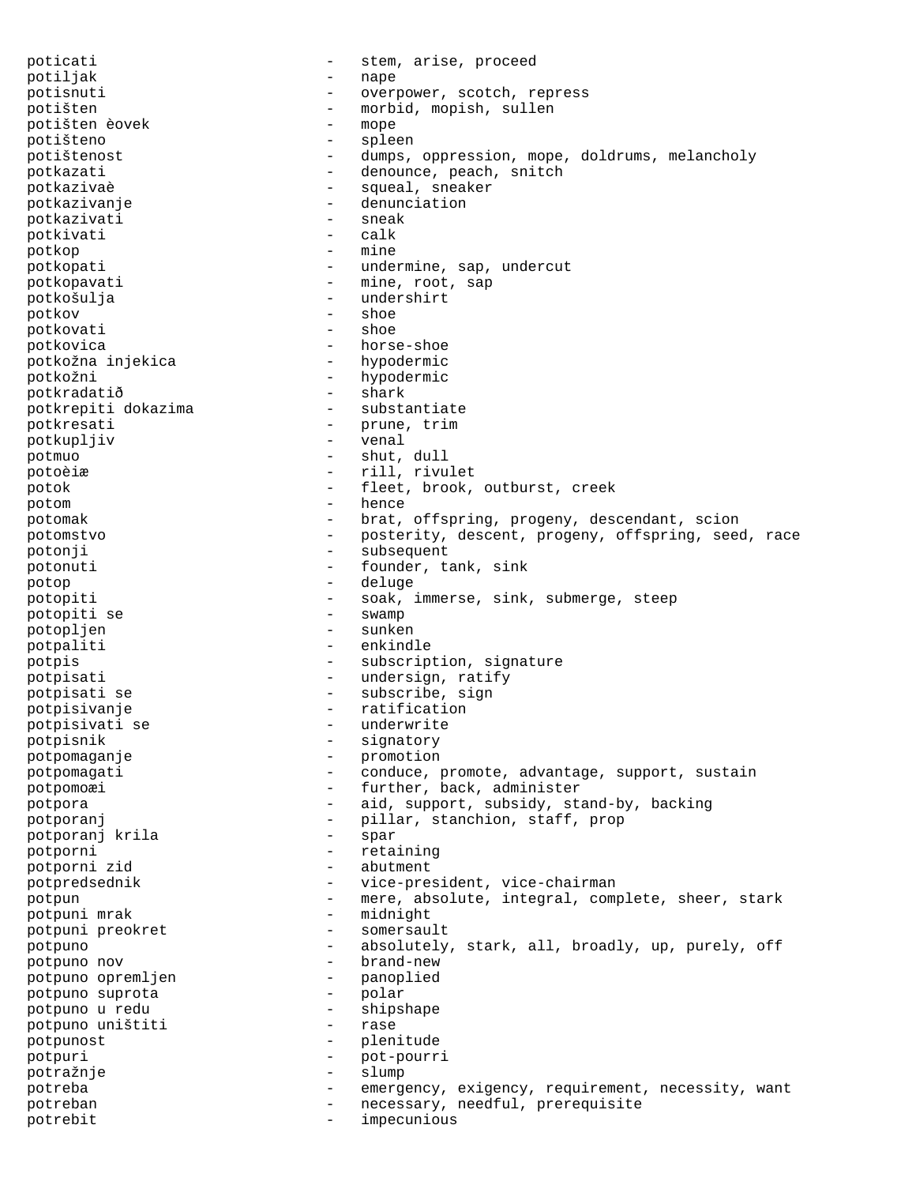poticati - stem, arise, proceed
potiljak - nape
potisnuti - overpower, scotch, repress
potišten - morbid, mopish, sullen
potišten èovek - mope
potišteno - spleen
potištenost - dumps, oppression, mope, doldrums, melancholy
potkazati - denounce, peach, snitch
potkazivaè - squeal, sneaker
potkazivanje - denunciation
potkazivati - sneak
potkivati - calk
potkop - mine
potkopati - undermine, sap, undercut
potkopavati - mine, root, sap
potkošulja - undershirt
potkov - shoe
potkovati - shoe
potkovica - horse-shoe
potkožna injekica - hypodermic
potkožni - hypodermic
potkradatið - shark
potkrepiti dokazima - substantiate
potkresati - prune, trim
potkupljiv - venal
potmuo - shut, dull
potoèiæ - rill, rivulet
potok - fleet, brook, outburst, creek
potom - hence
potomak - brat, offspring, progeny, descendant, scion
potomstvo - posterity, descent, progeny, offspring, seed, race
potonji - subsequent
potonuti - founder, tank, sink
potop - deluge
potopiti - soak, immerse, sink, submerge, steep
potopiti se - swamp
potopljen - sunken
potpaliti - enkindle
potpis - subscription, signature
potpisati - undersign, ratify
potpisati se - subscribe, sign
potpisivanje - ratification
potpisivati se - underwrite
potpisnik - signatory
potpomaganje - promotion
potpomagati - conduce, promote, advantage, support, sustain
potpomoæi - further, back, administer
potpora - aid, support, subsidy, stand-by, backing
potporanj - pillar, stanchion, staff, prop
potporanj krila - spar
potporni - retaining
potporni zid - abutment
potpredsednik - vice-president, vice-chairman
potpun - mere, absolute, integral, complete, sheer, stark
potpuni mrak - midnight
potpuni preokret - somersault
potpuno - absolutely, stark, all, broadly, up, purely, off
potpuno nov - brand-new
potpuno opremljen - panoplied
potpuno suprota - polar
potpuno u redu - shipshape
potpuno uništiti - rase
potpunost - plenitude
potpuri - pot-pourri
potražnje - slump
potreba - emergency, exigency, requirement, necessity, want
potreban - necessary, needful, prerequisite
potrebit - impecunious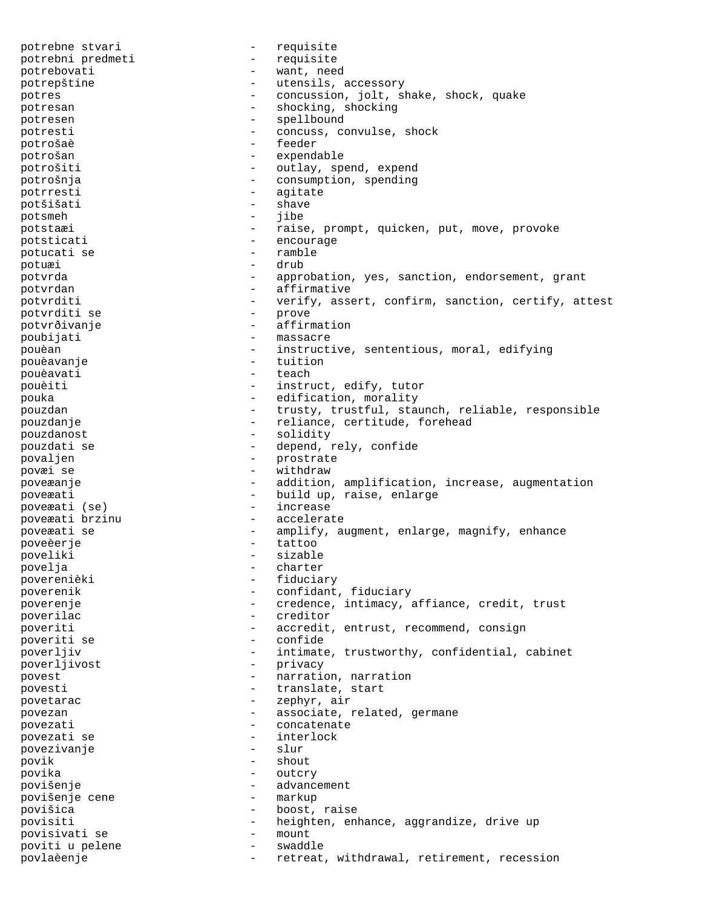potrebne stvari - requisite
potrebni predmeti - requisite
potrebovati - want, need
potrepštine - utensils, accessory
potres - concussion, jolt, shake, shock, quake
potresan - shocking, shocking
potresen - spellbound
potresti - concuss, convulse, shock
potrošaè - feeder
potrošan - expendable
potrošiti - outlay, spend, expend
potrošnja - consumption, spending
potrresti - agitate
potšišati - shave
potsmeh - jibe
potstaæi - raise, prompt, quicken, put, move, provoke
potsticati - encourage
potucati se - ramble
potuæi - drub
potvrda - approbation, yes, sanction, endorsement, grant
potvrdan - affirmative
potvrditi - verify, assert, confirm, sanction, certify, attest
potvrditi se - prove
potvrðivanje - affirmation
poubijati - massacre
pouèan - instructive, sententious, moral, edifying
pouèavanje - tuition
pouèavati - teach
pouèiti - instruct, edify, tutor
pouka - edification, morality
pouzdan - trusty, trustful, staunch, reliable, responsible
pouzdanje - reliance, certitude, forehead
pouzdanost - solidity
pouzdati se - depend, rely, confide
povaljen - prostrate
povæi se - withdraw
poveæanje - addition, amplification, increase, augmentation
poveæati - build up, raise, enlarge
poveæati (se) - increase
poveæati brzinu - accelerate
poveæati se - amplify, augment, enlarge, magnify, enhance
poveèerje - tattoo
poveliki - sizable
povelja - charter
poverenièki - fiduciary
poverenik - confidant, fiduciary
poverenje - credence, intimacy, affiance, credit, trust
poverilac - creditor
poveriti - accredit, entrust, recommend, consign
poveriti se - confide
poverljiv - intimate, trustworthy, confidential, cabinet
poverljivost - privacy
povest - narration, narration
povesti - translate, start
povetarac - zephyr, air
povezan - associate, related, germane
povezati - concatenate
povezati se - interlock
povezivanje - slur
povik - shout
povika - outcry
povišenje - advancement
povišenje cene - markup
povišica - boost, raise
povisiti - heighten, enhance, aggrandize, drive up
povisivati se - mount
poviti u pelene - swaddle
povlaèenje - retreat, withdrawal, retirement, recession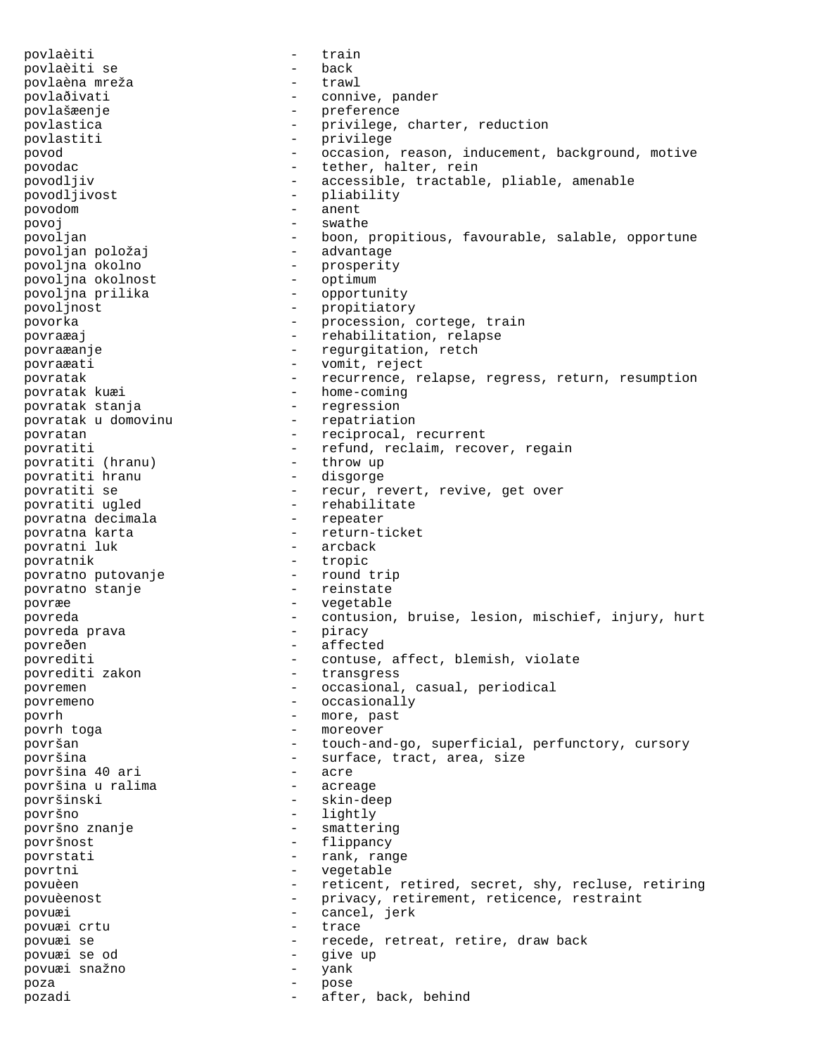povlaèiti - train
povlaèiti se - back
povlaèna mreža - trawl
povlaðivati - connive, pander
povlašæenje - preference
povlastica - privilege, charter, reduction
povlastiti - privilege
povod - occasion, reason, inducement, background, motive
povodac - tether, halter, rein
povodljiv - accessible, tractable, pliable, amenable
povodljivost - pliability
povodom - anent
povoj - swathe
povoljan - boon, propitious, favourable, salable, opportune
povoljan položaj - advantage
povoljna okolno - prosperity
povoljna okolnost - optimum
povoljna prilika - opportunity
povoljnost - propitiatory
povorka - procession, cortege, train
povraæaj - rehabilitation, relapse
povraæanje - regurgitation, retch
povraæati - vomit, reject
povratak - recurrence, relapse, regress, return, resumption
povratak kuæi - home-coming
povratak stanja - regression
povratak u domovinu - repatriation
povratan - reciprocal, recurrent
povratiti - refund, reclaim, recover, regain
povratiti (hranu) - throw up
povratiti hranu - disgorge
povratiti se - recur, revert, revive, get over
povratiti ugled - rehabilitate
povratna decimala - repeater
povratna karta - return-ticket
povratni luk - arcback
povratnik - tropic
povratno putovanje - round trip
povratno stanje - reinstate
povræe - vegetable
povreda - contusion, bruise, lesion, mischief, injury, hurt
povreda prava - piracy
povreðen - affected
povrediti - contuse, affect, blemish, violate
povrediti zakon - transgress
povremen - occasional, casual, periodical
povremeno - occasionally
povrh - more, past
povrh toga - moreover
površan - touch-and-go, superficial, perfunctory, cursory
površina - surface, tract, area, size
površina 40 ari - acre
površina u ralima - acreage
površinski - skin-deep
površno - lightly
površno znanje - smattering
površnost - flippancy
povrstati - rank, range
povrtni - vegetable
povuèen - reticent, retired, secret, shy, recluse, retiring
povuèenost - privacy, retirement, reticence, restraint
povuæi - cancel, jerk
povuæi crtu - trace
povuæi se - recede, retreat, retire, draw back
povuæi se od - give up
povuæi snažno - yank
poza - pose
pozadi - after, back, behind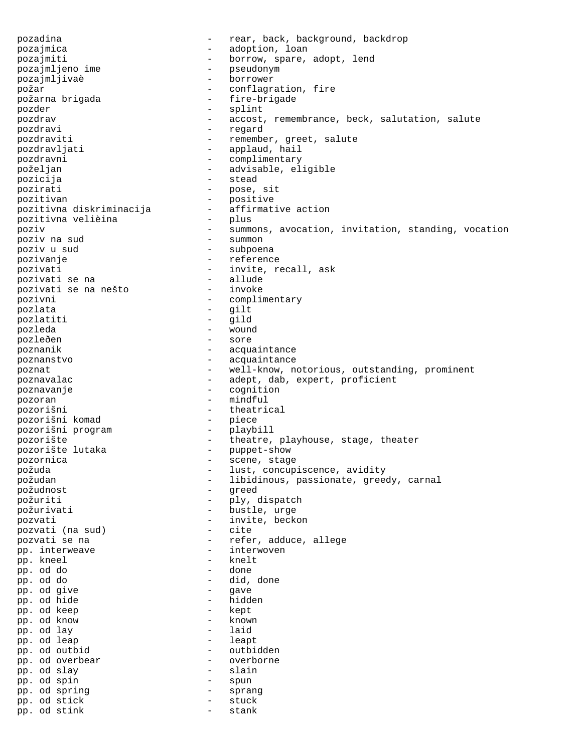pozadina - rear, back, background, backdrop
pozajmica - adoption, loan
pozajmiti - borrow, spare, adopt, lend
pozajmljeno ime - pseudonym
pozajmljivaè - borrower
požar - conflagration, fire
požarna brigada - fire-brigade
pozder - splint
pozdrav - accost, remembrance, beck, salutation, salute
pozdravi - regard
pozdraviti - remember, greet, salute
pozdravljati - applaud, hail
pozdravni - complimentary
poželjan - advisable, eligible
pozicija - stead
pozirati - pose, sit
pozitivan - positive
pozitivna diskriminacija - affirmative action
pozitivna velièina - plus
poziv - summons, avocation, invitation, standing, vocation
poziv na sud - summon
poziv u sud - subpoena
pozivanje - reference
pozivati - invite, recall, ask
pozivati se na - allude
pozivati se na nešto - invoke
pozivni - complimentary
pozlata - gilt
pozlatiti - gild
pozleda - wound
pozleđen - sore
poznanik - acquaintance
poznanstvo - acquaintance
poznat - well-know, notorious, outstanding, prominent
poznavalac - adept, dab, expert, proficient
poznavanje - cognition
pozoran - mindful
pozorišni - theatrical
pozorišni komad - piece
pozorišni program - playbill
pozorište - theatre, playhouse, stage, theater
pozorište lutaka - puppet-show
pozornica - scene, stage
požuda - lust, concupiscence, avidity
požudan - libidinous, passionate, greedy, carnal
požudnost - greed
požuriti - ply, dispatch
požurivati - bustle, urge
pozvati - invite, beckon
pozvati (na sud) - cite
pozvati se na - refer, adduce, allege
pp. interweave - interwoven
pp. kneel - knelt
pp. od do - done
pp. od do - did, done
pp. od give - gave
pp. od hide - hidden
pp. od keep - kept
pp. od know - known
pp. od lay - laid
pp. od leap - leapt
pp. od outbid - outbidden
pp. od overbear - overborne
pp. od slay - slain
pp. od spin - spun
pp. od spring - sprang
pp. od stick - stuck
pp. od stink - stank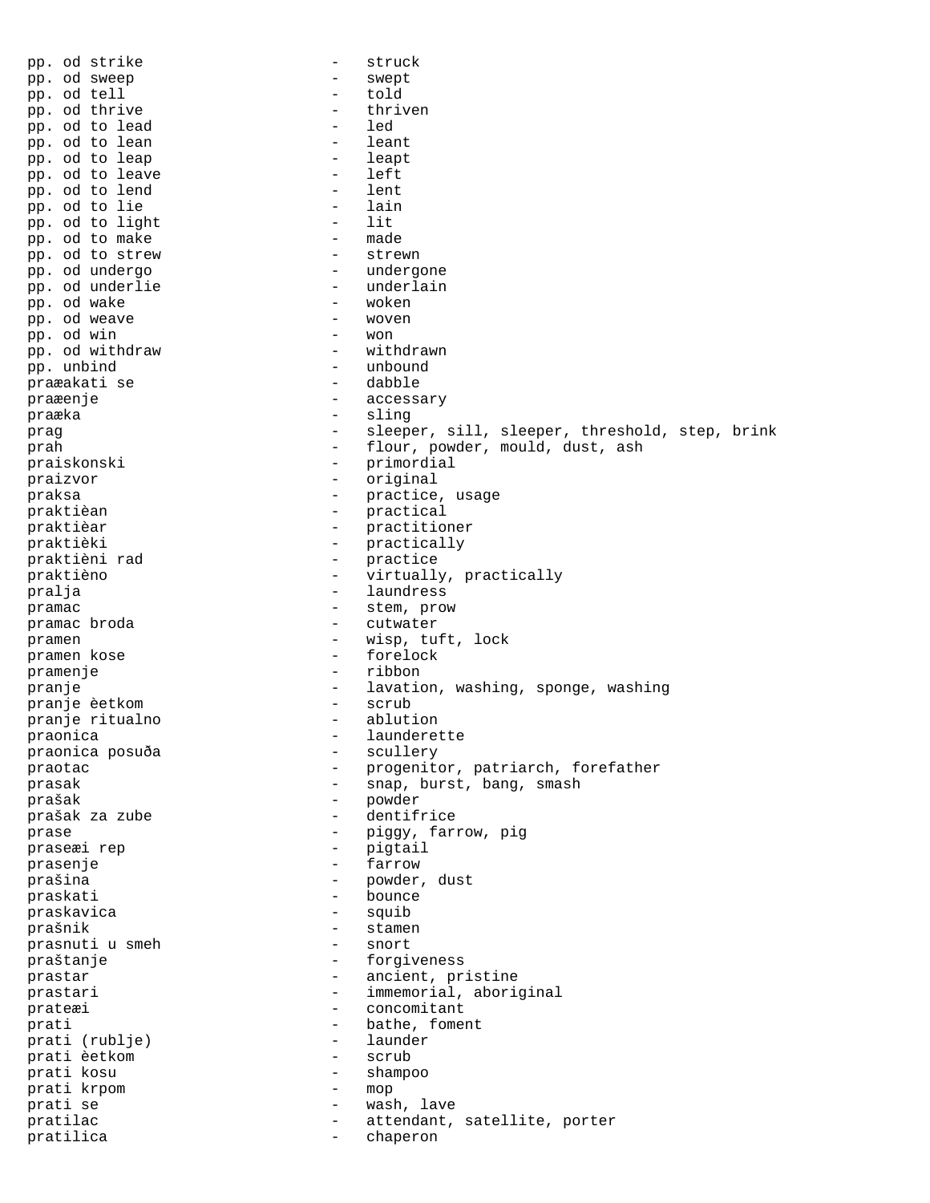pp. od strike - struck
pp. od sweep - swept
pp. od tell - told
pp. od thrive - thriven
pp. od to lead - led
pp. od to lean - leant
pp. od to leap - leapt
pp. od to leave - left
pp. od to lend - lent
pp. od to lie - lain
pp. od to light - lit
pp. od to make - made
pp. od to strew - strewn
pp. od undergo - undergone
pp. od underlie - underlain
pp. od wake - woken
pp. od weave - woven
pp. od win - won
pp. od withdraw - withdrawn
pp. unbind - unbound
praæakati se - dabble
praæenje - accessary
praæka - sling
prag - sleeper, sill, sleeper, threshold, step, brink
prah - flour, powder, mould, dust, ash
praiskonski - primordial
praizvor - original
praksa - practice, usage
praktièan - practical
praktièar - practitioner
praktièki - practically
praktièni rad - practice
praktièno - virtually, practically
pralja - laundress
pramac - stem, prow
pramac broda - cutwater
pramen - wisp, tuft, lock
pramen kose - forelock
pramenje - ribbon
pranje - lavation, washing, sponge, washing
pranje èetkom - scrub
pranje ritualno - ablution
praonica - launderette
praonica posuða - scullery
praotac - progenitor, patriarch, forefather
prasak - snap, burst, bang, smash
prašak - powder
prašak za zube - dentifrice
prase - piggy, farrow, pig
praseæi rep - pigtail
prasenje - farrow
prašina - powder, dust
praskati - bounce
praskavica - squib
prašnik - stamen
prasnuti u smeh - snort
praštanje - forgiveness
prastar - ancient, pristine
prastari - immemorial, aboriginal
prateæi - concomitant
prati - bathe, foment
prati (rublje) - launder
prati èetkom - scrub
prati kosu - shampoo
prati krpom - mop
prati se - wash, lave
pratilac - attendant, satellite, porter
pratilica - chaperon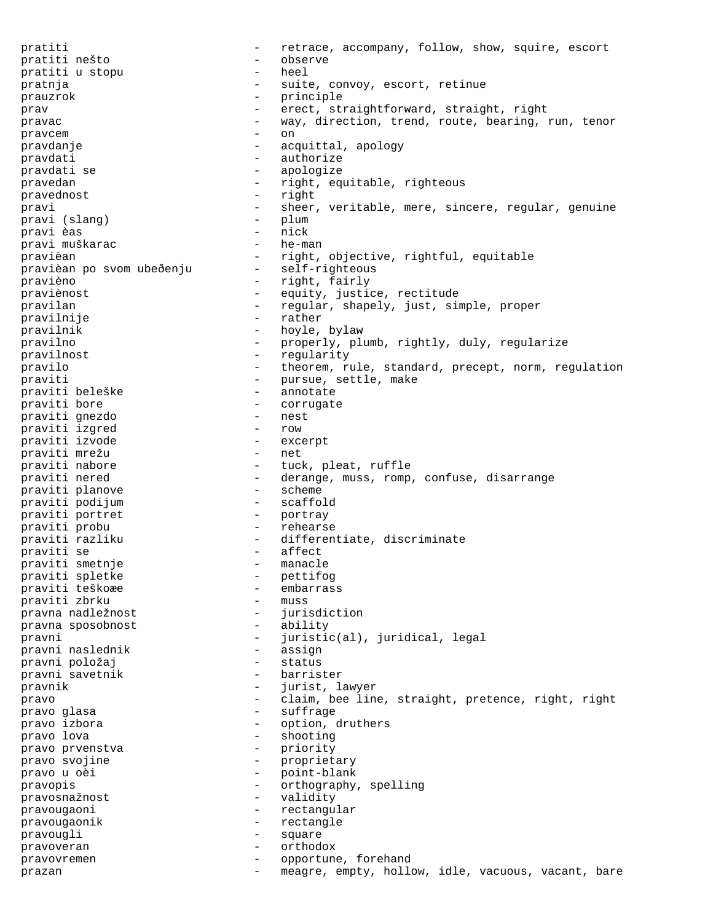pratiti - retrace, accompany, follow, show, squire, escort
pratiti nešto - observe
pratiti u stopu - heel
pratnja - suite, convoy, escort, retinue
prauzrok - principle
prav - erect, straightforward, straight, right
pravac - way, direction, trend, route, bearing, run, tenor
pravcem - on
pravdanje - acquittal, apology
pravdati - authorize
pravdati se - apologize
pravedan - right, equitable, righteous
pravednost - right
pravi - sheer, veritable, mere, sincere, regular, genuine
pravi (slang) - plum
pravi èas - nick
pravi muškarac - he-man
pravièan - right, objective, rightful, equitable
pravièan po svom ubeđenju - self-righteous
pravièno - right, fairly
praviènost - equity, justice, rectitude
pravilan - regular, shapely, just, simple, proper
pravilnije - rather
pravilnik - hoyle, bylaw
pravilno - properly, plumb, rightly, duly, regularize
pravilnost - regularity
pravilo - theorem, rule, standard, precept, norm, regulation
praviti - pursue, settle, make
praviti beleške - annotate
praviti bore - corrugate
praviti gnezdo - nest
praviti izgred - row
praviti izvode - excerpt
praviti mrežu - net
praviti nabore - tuck, pleat, ruffle
praviti nered - derange, muss, romp, confuse, disarrange
praviti planove - scheme
praviti podijum - scaffold
praviti portret - portray
praviti probu - rehearse
praviti razliku - differentiate, discriminate
praviti se - affect
praviti smetnje - manacle
praviti spletke - pettifog
praviti teškoæe - embarrass
praviti zbrku - muss
pravna nadležnost - jurisdiction
pravna sposobnost - ability
pravni - juristic(al), juridical, legal
pravni naslednik - assign
pravni položaj - status
pravni savetnik - barrister
pravnik - jurist, lawyer
pravo - claim, bee line, straight, pretence, right, right
pravo glasa - suffrage
pravo izbora - option, druthers
pravo lova - shooting
pravo prvenstva - priority
pravo svojine - proprietary
pravo u oèi - point-blank
pravopis - orthography, spelling
pravosnažnost - validity
pravougaoni - rectangular
pravougaonik - rectangle
pravougli - square
pravoveran - orthodox
pravovremen - opportune, forehand
prazan - meagre, empty, hollow, idle, vacuous, vacant, bare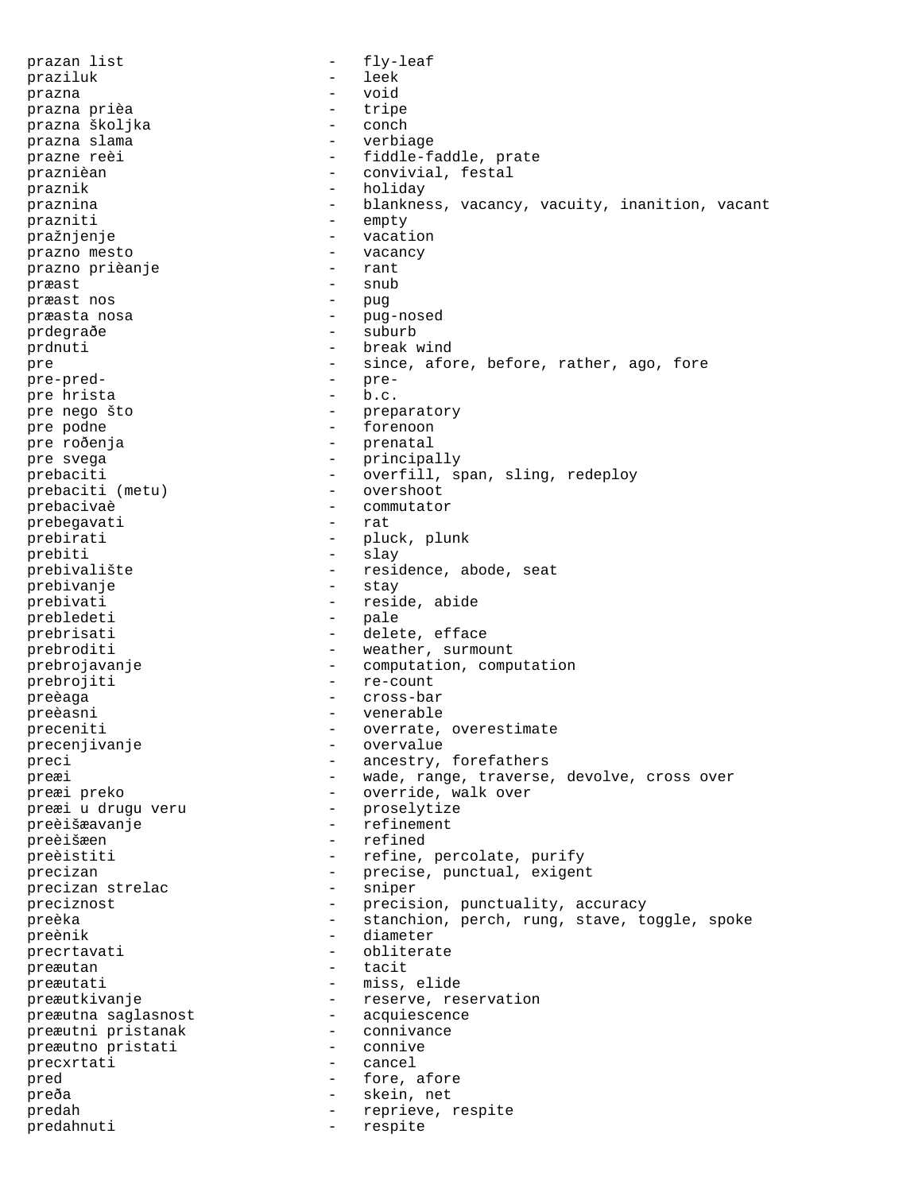prazan list - fly-leaf
praziluk - leek
prazna - void
prazna prièa - tripe
prazna školjka - conch
prazna slama - verbiage
prazne reèi - fiddle-faddle, prate
praznièan - convivial, festal
praznik - holiday
praznina - blankness, vacancy, vacuity, inanition, vacant
prazniti - empty
pražnjenje - vacation
prazno mesto - vacancy
prazno prièanje - rant
præast - snub
præast nos - pug
præasta nosa - pug-nosed
prdegraðe - suburb
prdnuti - break wind
pre - since, afore, before, rather, ago, fore
pre-pred- - pre-
pre hrista - b.c.
pre nego što - preparatory
pre podne - forenoon
pre roðenja - prenatal
pre svega - principally
prebaciti - overfill, span, sling, redeploy
prebaciti (metu) - overshoot
prebacivaè - commutator
prebegavati - rat
prebirati - pluck, plunk
prebiti - slay
prebivalište - residence, abode, seat
prebivanje - stay
prebivati - reside, abide
prebledeti - pale
prebrisati - delete, efface
prebroditi - weather, surmount
prebrojavanje - computation, computation
prebrojiti - re-count
preèaga - cross-bar
preèasni - venerable
preceniti - overrate, overestimate
precenjivanje - overvalue
preci - ancestry, forefathers
preæi - wade, range, traverse, devolve, cross over
preæi preko - override, walk over
preæi u drugu veru - proselytize
preèišæavanje - refinement
preèišæen - refined
preèistiti - refine, percolate, purify
precizan - precise, punctual, exigent
precizan strelac - sniper
preciznost - precision, punctuality, accuracy
preèka - stanchion, perch, rung, stave, toggle, spoke
preènik - diameter
precrtavati - obliterate
preæutan - tacit
preæutati - miss, elide
preæutkivanje - reserve, reservation
preæutna saglasnost - acquiescence
preæutni pristanak - connivance
preæutno pristati - connive
precxrtati - cancel
pred - fore, afore
preða - skein, net
predah - reprieve, respite
predahnuti - respite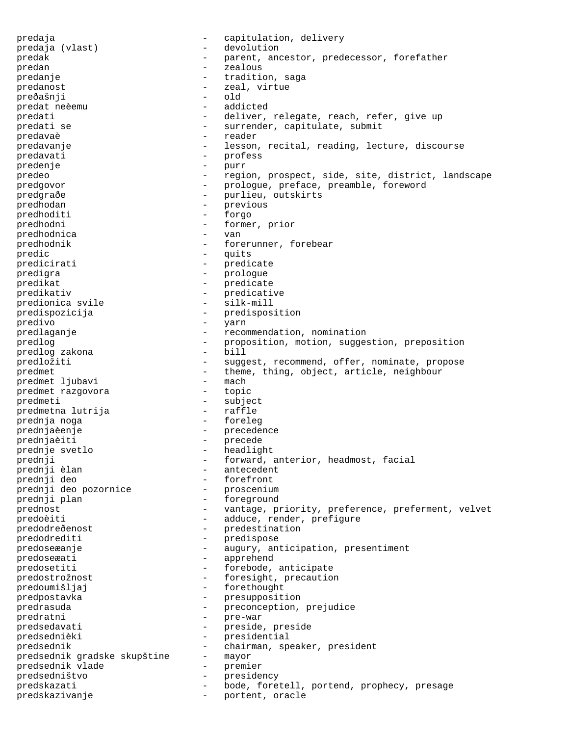predaja - capitulation, delivery
predaja (vlast) - devolution
predak - parent, ancestor, predecessor, forefather
predan - zealous
predanje - tradition, saga
predanost - zeal, virtue
preðašnji - old
predat neèemu - addicted
predati - deliver, relegate, reach, refer, give up
predati se - surrender, capitulate, submit
predavaè - reader
predavanje - lesson, recital, reading, lecture, discourse
predavati - profess
predenje - purr
predeo - region, prospect, side, site, district, landscape
predgovor - prologue, preface, preamble, foreword
predgraðe - purlieu, outskirts
predhodan - previous
predhoditi - forgo
predhodni - former, prior
predhodnica - van
predhodnik - forerunner, forebear
predic - quits
predicirati - predicate
predigra - prologue
predikat - predicate
predikativ - predicative
predionica svile - silk-mill
predispozicija - predisposition
predivo - yarn
predlaganje - recommendation, nomination
predlog - proposition, motion, suggestion, preposition
predlog zakona - bill
predložiti - suggest, recommend, offer, nominate, propose
predmet - theme, thing, object, article, neighbour
predmet ljubavi - mach
predmet razgovora - topic
predmeti - subject
predmetna lutrija - raffle
prednja noga - foreleg
prednjaèenje - precedence
prednjaèiti - precede
prednje svetlo - headlight
prednji - forward, anterior, headmost, facial
prednji èlan - antecedent
prednji deo - forefront
prednji deo pozornice - proscenium
prednji plan - foreground
prednost - vantage, priority, preference, preferment, velvet
predoèiti - adduce, render, prefigure
predodreðenost - predestination
predodrediti - predispose
predoseæanje - augury, anticipation, presentiment
predoseæati - apprehend
predosetiti - forebode, anticipate
predostrožnost - foresight, precaution
predoumišljaj - forethought
predpostavka - presupposition
predrasuda - preconception, prejudice
predratni - pre-war
predsedavati - preside, preside
predsednièki - presidential
predsednik - chairman, speaker, president
predsednik gradske skupštine - mayor
predsednik vlade - premier
predsedništvo - presidency
predskazati - bode, foretell, portend, prophecy, presage
predskazivanje - portent, oracle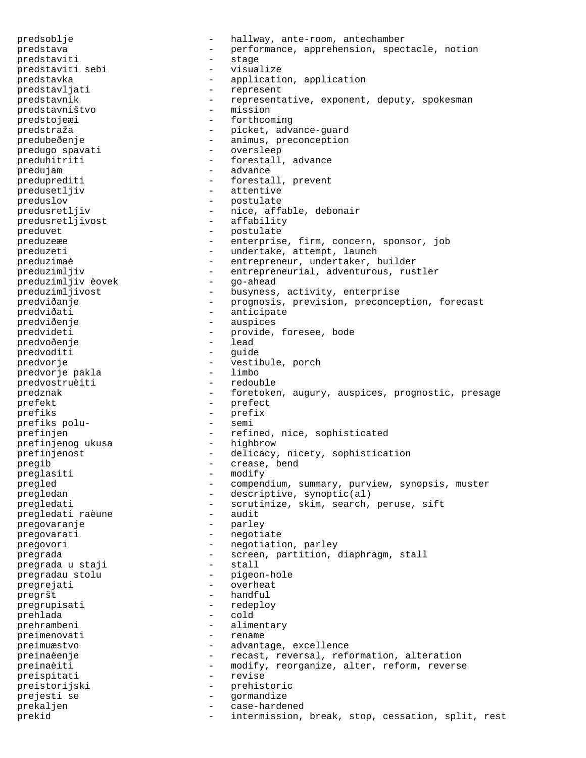predsoblje - hallway, ante-room, antechamber
predstava - performance, apprehension, spectacle, notion
predstaviti - stage
predstaviti sebi - visualize
predstavka - application, application
predstavljati - represent
predstavnik - representative, exponent, deputy, spokesman
predstavništvo - mission
predstojeæi - forthcoming
predstraža - picket, advance-guard
predubeðenje - animus, preconception
predugo spavati - oversleep
preduhitriti - forestall, advance
predujam - advance
predupredititi - forestall, prevent
predusetljiv - attentive
preduslov - postulate
predusretljiv - nice, affable, debonair
predusretljivost - affability
preduvet - postulate
preduzeæe - enterprise, firm, concern, sponsor, job
preduzeti - undertake, attempt, launch
preduzimaè - entrepreneur, undertaker, builder
preduzimljiv - entrepreneurial, adventurous, rustler
preduzimljiv èovek - go-ahead
preduzimljivost - busyness, activity, enterprise
predviðanje - prognosis, prevision, preconception, forecast
predviðati - anticipate
predviðenje - auspices
predvideti - provide, foresee, bode
predvoðenje - lead
predvoditi - guide
predvorje - vestibule, porch
predvorje pakla - limbo
predvostruèiti - redouble
predznak - foretoken, augury, auspices, prognostic, presage
prefekt - prefect
prefiks - prefix
prefiks polu- - semi
prefinjen - refined, nice, sophisticated
prefinjenog ukusa - highbrow
prefinjenost - delicacy, nicety, sophistication
pregib - crease, bend
preglasiti - modify
pregled - compendium, summary, purview, synopsis, muster
pregledan - descriptive, synoptic(al)
pregledati - scrutinize, skim, search, peruse, sift
pregledati raèune - audit
pregovaranje - parley
pregovarati - negotiate
pregovori - negotiation, parley
pregrada - screen, partition, diaphragm, stall
pregrada u staji - stall
pregradau stolu - pigeon-hole
pregrejati - overheat
pregršt - handful
pregrupisati - redeploy
prehlada - cold
prehrambeni - alimentary
preimenovati - rename
preimuæstvo - advantage, excellence
preinaèenje - recast, reversal, reformation, alteration
preinaèiti - modify, reorganize, alter, reform, reverse
preispitati - revise
preistorijski - prehistoric
prejesti se - gormandize
prekaljen - case-hardened
prekid - intermission, break, stop, cessation, split, rest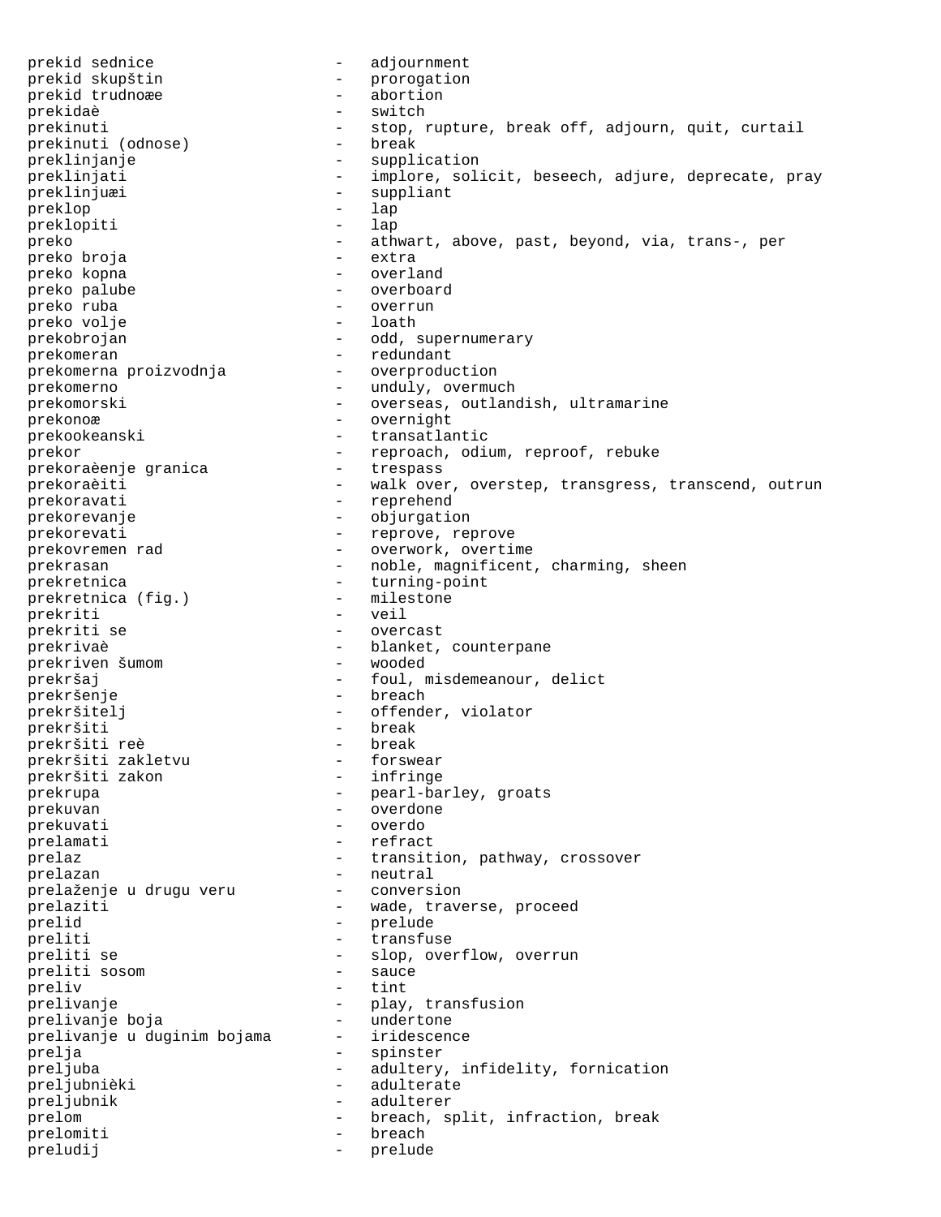prekid sednice - adjournment
prekid skupštin - prorogation
prekid trudnoæe - abortion
prekidaè - switch
prekinuti - stop, rupture, break off, adjourn, quit, curtail
prekinuti (odnose) - break
preklinjanje - supplication
preklinjati - implore, solicit, beseech, adjure, deprecate, pray
preklinjuæi - suppliant
preklop - lap
preklopiti - lap
preko - athwart, above, past, beyond, via, trans-, per
preko broja - extra
preko kopna - overland
preko palube - overboard
preko ruba - overrun
preko volje - loath
prekobrojan - odd, supernumerary
prekomeran - redundant
prekomerna proizvodnja - overproduction
prekomerno - unduly, overmuch
prekomorski - overseas, outlandish, ultramarine
prekonoæ - overnight
prekookeanski - transatlantic
prekor - reproach, odium, reproof, rebuke
prekoraèenje granica - trespass
prekoraèiti - walk over, overstep, transgress, transcend, outrun
prekoravati - reprehend
prekorevanje - objurgation
prekorevati - reprove, reprove
prekovremen rad - overwork, overtime
prekrasan - noble, magnificent, charming, sheen
prekretnica - turning-point
prekretnica (fig.) - milestone
prekriti - veil
prekriti se - overcast
prekrivaè - blanket, counterpane
prekriven šumom - wooded
prekršaj - foul, misdemeanour, delict
prekršenje - breach
prekršitelj - offender, violator
prekršiti - break
prekršiti reè - break
prekršiti zakletvu - forswear
prekršiti zakon - infringe
prekrupa - pearl-barley, groats
prekuvan - overdone
prekuvati - overdo
prelamati - refract
prelaz - transition, pathway, crossover
prelazan - neutral
prelaženje u drugu veru - conversion
prelaziti - wade, traverse, proceed
prelid - prelude
preliti - transfuse
preliti se - slop, overflow, overrun
preliti sosom - sauce
preliv - tint
prelivanje - play, transfusion
prelivanje boja - undertone
prelivanje u duginim bojama - iridescence
prelja - spinster
preljuba - adultery, infidelity, fornication
preljubnièki - adulterate
preljubnik - adulterer
prelom - breach, split, infraction, break
prelomiti - breach
preludij - prelude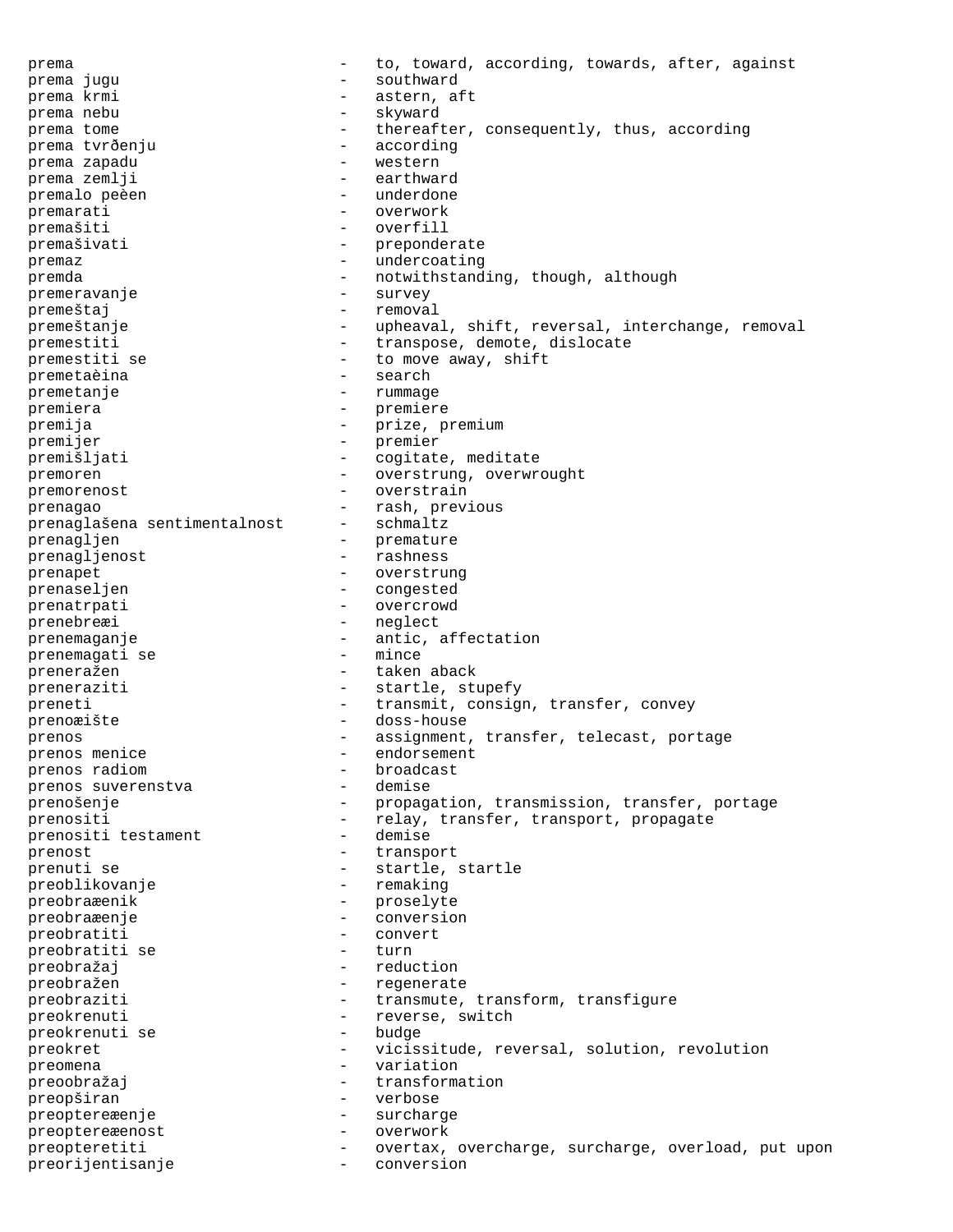prema - to, toward, according, towards, after, against
prema jugu - southward
prema krmi - astern, aft
prema nebu - skyward
prema tome - thereafter, consequently, thus, according
prema tvrđenju - according
prema zapadu - western
prema zemlji - earthward
premalo peèen - underdone
premarati - overwork
premašiti - overfill
premašivati - preponderate
premaz - undercoating
premda - notwithstanding, though, although
premeravanje - survey
premeštaj - removal
premeštanje - upheaval, shift, reversal, interchange, removal
premestiti - transpose, demote, dislocate
premestiti se - to move away, shift
premetaèina - search
premetanje - rummage
premiera - premiere
premija - prize, premium
premijer - premier
premišljati - cogitate, meditate
premoren - overstrung, overwrought
premorenost - overstrain
prenagao - rash, previous
prenaglašena sentimentalnost - schmaltz
prenagljen - premature
prenagljenost - rashness
prenapet - overstrung
prenaseljen - congested
prenatrpati - overcrowd
prenebreæi - neglect
prenemaganje - antic, affectation
prenemagati se - mince
preneražen - taken aback
preneraziti - startle, stupefy
preneti - transmit, consign, transfer, convey
prenoæište - doss-house
prenos - assignment, transfer, telecast, portage
prenos menice - endorsement
prenos radiom - broadcast
prenos suverenstva - demise
prenošenje - propagation, transmission, transfer, portage
prenositi - relay, transfer, transport, propagate
prenositi testament - demise
prenost - transport
prenuti se - startle, startle
preoblikovanje - remaking
preobraæenik - proselyte
preobraæenje - conversion
preobratiti - convert
preobratiti se - turn
preobražaj - reduction
preobražen - regenerate
preobraziti - transmute, transform, transfigure
preokrenuti - reverse, switch
preokrenuti se - budge
preokret - vicissitude, reversal, solution, revolution
preomena - variation
preoobražaj - transformation
preopširan - verbose
preoptereæenje - surcharge
preoptereæenost - overwork
preopteretiti - overtax, overcharge, surcharge, overload, put upon
preorijentisanje - conversion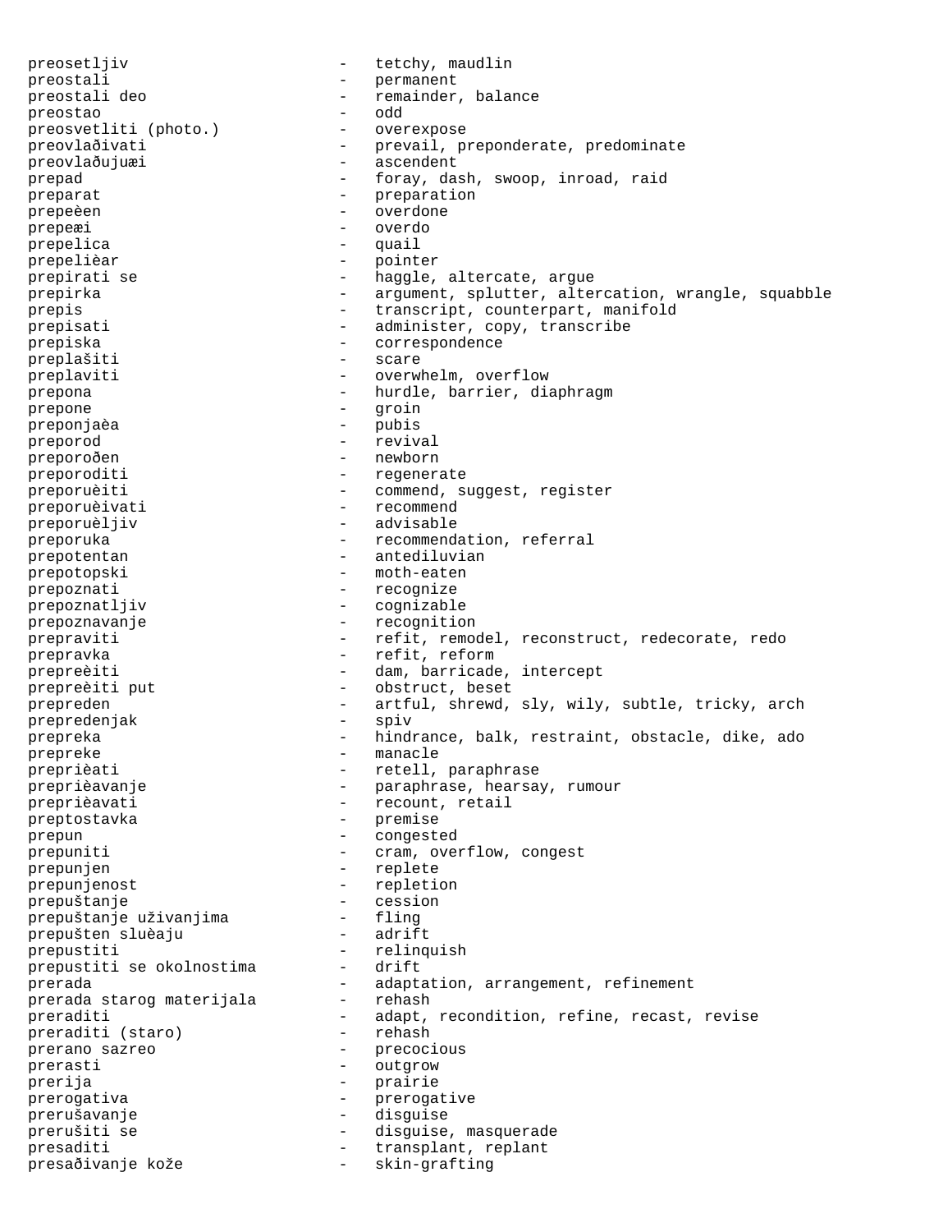preosetljiv - tetchy, maudlin
preostali - permanent
preostali deo - remainder, balance
preostao - odd
preosvetliti (photo.) - overexpose
preovlaðivati - prevail, preponderate, predominate
preovlaðujuæi - ascendent
prepad - foray, dash, swoop, inroad, raid
preparat - preparation
prepeèen - overdone
prepeæi - overdo
prepelica - quail
prepelièar - pointer
prepirati se - haggle, altercate, argue
prepirka - argument, splutter, altercation, wrangle, squabble
prepis - transcript, counterpart, manifold
prepisati - administer, copy, transcribe
prepiska - correspondence
preplašiti - scare
preplaviti - overwhelm, overflow
prepona - hurdle, barrier, diaphragm
prepone - groin
preponjaèa - pubis
preporod - revival
preporoðen - newborn
preporoditi - regenerate
preporuèiti - commend, suggest, register
preporuèivati - recommend
preporuèljiv - advisable
preporuka - recommendation, referral
prepotentan - antediluvian
prepotopski - moth-eaten
prepoznati - recognize
prepoznatljiv - cognizable
prepoznavanje - recognition
prepraviti - refit, remodel, reconstruct, redecorate, redo
prepravka - refit, reform
prepreèiti - dam, barricade, intercept
prepreèiti put - obstruct, beset
prepreden - artful, shrewd, sly, wily, subtle, tricky, arch
prepredenjak - spiv
prepreka - hindrance, balk, restraint, obstacle, dike, ado
prepreke - manacle
preprièati - retell, paraphrase
preprièavanje - paraphrase, hearsay, rumour
preprièavati - recount, retail
preptostavka - premise
prepun - congested
prepuniti - cram, overflow, congest
prepunjen - replete
prepunjenost - repletion
prepuštanje - cession
prepuštanje uživanjima - fling
prepušten sluèaju - adrift
prepustiti - relinquish
prepustiti se okolnostima - drift
prerada - adaptation, arrangement, refinement
prerada starog materijala - rehash
preraditi - adapt, recondition, refine, recast, revise
preraditi (staro) - rehash
prerano sazreo - precocious
prerasti - outgrow
prerija - prairie
prerogativa - prerogative
prerušavanje - disguise
prerušiti se - disguise, masquerade
presaditi - transplant, replant
presaðivanje kože - skin-grafting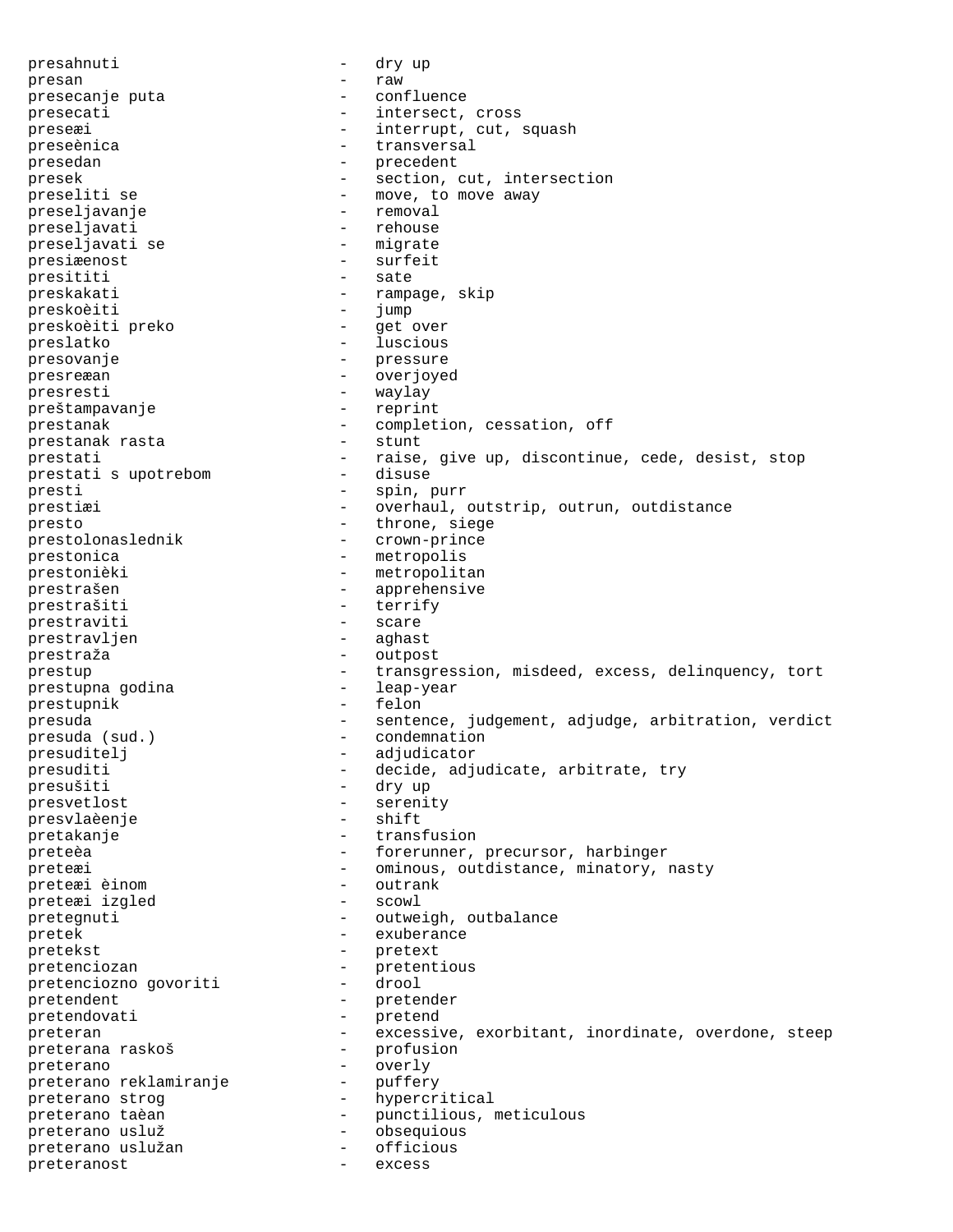presahnuti - dry up
presan - raw
presecanje puta - confluence
presecati - intersect, cross
preseæi - interrupt, cut, squash
preseènica - transversal
presedan - precedent
presek - section, cut, intersection
preseliti se - move, to move away
preseljavanje - removal
preseljavati - rehouse
preseljavati se - migrate
presiæenost - surfeit
presititi - sate
preskakati - rampage, skip
preskoèiti - jump
preskoèiti preko - get over
preslatko - luscious
presovanje - pressure
presreæan - overjoyed
presresti - waylay
preštampavanje - reprint
prestanak - completion, cessation, off
prestanak rasta - stunt
prestati - raise, give up, discontinue, cede, desist, stop
prestati s upotrebom - disuse
presti - spin, purr
prestiæi - overhaul, outstrip, outrun, outdistance
presto - throne, siege
prestolonaslednik - crown-prince
prestonica - metropolis
prestonièki - metropolitan
prestrašen - apprehensive
prestrašiti - terrify
prestraviti - scare
prestravljen - aghast
prestraža - outpost
prestup - transgression, misdeed, excess, delinquency, tort
prestupna godina - leap-year
prestupnik - felon
presuda - sentence, judgement, adjudge, arbitration, verdict
presuda (sud.) - condemnation
presuditelj - adjudicator
presuditi - decide, adjudicate, arbitrate, try
presušiti - dry up
presvetlost - serenity
presvlaèenje - shift
pretakanje - transfusion
preteèa - forerunner, precursor, harbinger
preteæi - ominous, outdistance, minatory, nasty
preteæi èinom - outrank
preteæi izgled - scowl
pretegnuti - outweigh, outbalance
pretek - exuberance
pretekst - pretext
pretenciozan - pretentious
pretenciozno govoriti - drool
pretendent - pretender
pretendovati - pretend
preteran - excessive, exorbitant, inordinate, overdone, steep
preterana raskoš - profusion
preterano - overly
preterano reklamiranje - puffery
preterano strog - hypercritical
preterano taèan - punctilious, meticulous
preterano usluž - obsequious
preterano uslužan - officious
preteranost - excess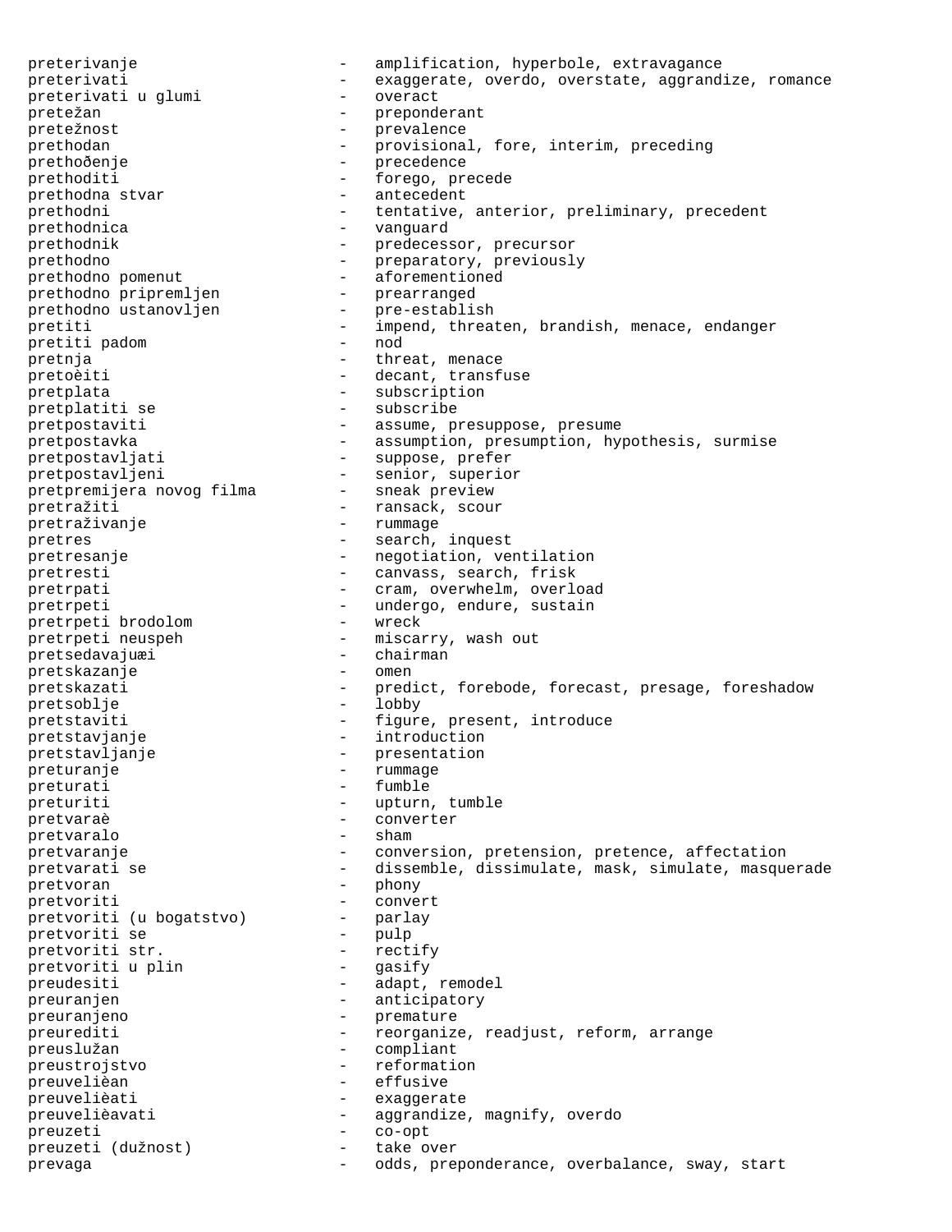preterivanje - amplification, hyperbole, extravagance
preterivati - exaggerate, overdo, overstate, aggrandize, romance
preterivati u glumi - overact
pretežan - preponderant
pretežnost - prevalence
prethodan - provisional, fore, interim, preceding
prethođenje - precedence
prethoditi - forego, precede
prethodna stvar - antecedent
prethodni - tentative, anterior, preliminary, precedent
prethodnica - vanguard
prethodnik - predecessor, precursor
prethodno - preparatory, previously
prethodno pomenut - aforementioned
prethodno pripremljen - prearranged
prethodno ustanovljen - pre-establish
pretiti - impend, threaten, brandish, menace, endanger
pretiti padom - nod
pretnja - threat, menace
pretoèiti - decant, transfuse
pretplata - subscription
pretplatiti se - subscribe
pretpostaviti - assume, presuppose, presume
pretpostavka - assumption, presumption, hypothesis, surmise
pretpostavljati - suppose, prefer
pretpostavljeni - senior, superior
pretpremijera novog filma - sneak preview
pretražiti - ransack, scour
pretraživanje - rummage
pretres - search, inquest
pretresanje - negotiation, ventilation
pretresti - canvass, search, frisk
pretrpati - cram, overwhelm, overload
pretrpeti - undergo, endure, sustain
pretrpeti brodolom - wreck
pretrpeti neuspeh - miscarry, wash out
pretsedavajuæi - chairman
pretskazanje - omen
pretskazati - predict, forebode, forecast, presage, foreshadow
pretsoblje - lobby
pretstaviti - figure, present, introduce
pretstavjanje - introduction
pretstavljanje - presentation
preturanje - rummage
preturati - fumble
preturiti - upturn, tumble
pretvaraè - converter
pretvaralo - sham
pretvaranje - conversion, pretension, pretence, affectation
pretvarati se - dissemble, dissimulate, mask, simulate, masquerade
pretvoran - phony
pretvoriti - convert
pretvoriti (u bogatstvo) - parlay
pretvoriti se - pulp
pretvoriti str. - rectify
pretvoriti u plin - gasify
preudesiti - adapt, remodel
preuranjen - anticipatory
preuranjeno - premature
preurediti - reorganize, readjust, reform, arrange
preuslužan - compliant
preustrojstvo - reformation
preuvelièan - effusive
preuvelièati - exaggerate
preuvelièavati - aggrandize, magnify, overdo
preuzeti - co-opt
preuzeti (dužnost) - take over
prevaga - odds, preponderance, overbalance, sway, start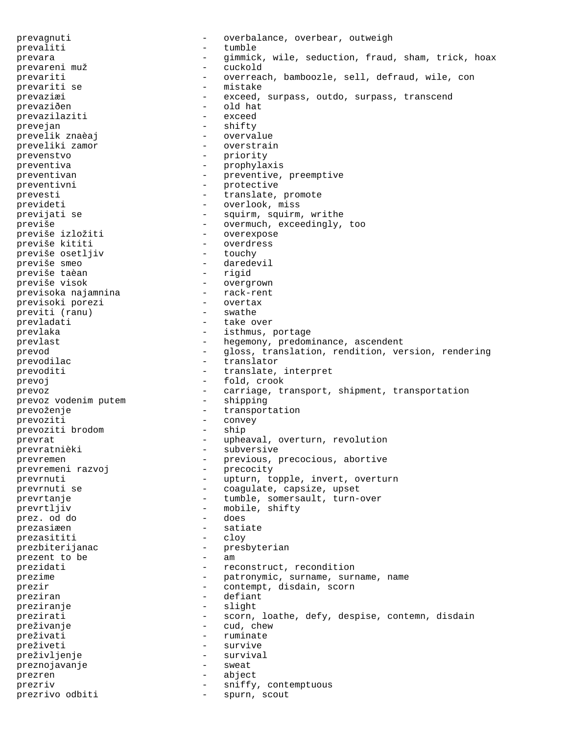prevagnuti - overbalance, overbear, outweigh
prevaliti - tumble
prevara - gimmick, wile, seduction, fraud, sham, trick, hoax
prevareni muž - cuckold
prevariti - overreach, bamboozle, sell, defraud, wile, con
prevariti se - mistake
prevaziæi - exceed, surpass, outdo, surpass, transcend
prevaziðen - old hat
prevazilaziti - exceed
prevejan - shifty
prevelik znaèaj - overvalue
preveliki zamor - overstrain
prevenstvo - priority
preventiva - prophylaxis
preventivan - preventive, preemptive
preventivni - protective
prevesti - translate, promote
prevideti - overlook, miss
previjati se - squirm, squirm, writhe
previše - overmuch, exceedingly, too
previše izložiti - overexpose
previše kititi - overdress
previše osetljiv - touchy
previše smeo - daredevil
previše taèan - rigid
previše visok - overgrown
previsoka najamnina - rack-rent
previsoki porezi - overtax
previti (ranu) - swathe
prevladati - take over
prevlaka - isthmus, portage
prevlast - hegemony, predominance, ascendent
prevod - gloss, translation, rendition, version, rendering
prevodilac - translator
prevoditi - translate, interpret
prevoj - fold, crook
prevoz - carriage, transport, shipment, transportation
prevoz vodenim putem - shipping
prevoženje - transportation
prevoziti - convey
prevoziti brodom - ship
prevrat - upheaval, overturn, revolution
prevratnièki - subversive
prevremen - previous, precocious, abortive
prevremeni razvoj - precocity
prevrnuti - upturn, topple, invert, overturn
prevrnuti se - coagulate, capsize, upset
prevrtanje - tumble, somersault, turn-over
prevrtljiv - mobile, shifty
prez. od do - does
prezasiæen - satiate
prezasititi - cloy
prezbiterijanac - presbyterian
prezent to be - am
prezidati - reconstruct, recondition
prezime - patronymic, surname, surname, name
prezir - contempt, disdain, scorn
preziran - defiant
preziranje - slight
prezirati - scorn, loathe, defy, despise, contemn, disdain
preživanje - cud, chew
preživati - ruminate
preživeti - survive
preživljenje - survival
preznojavanje - sweat
prezren - abject
prezriv - sniffy, contemptuous
prezrivo odbiti - spurn, scout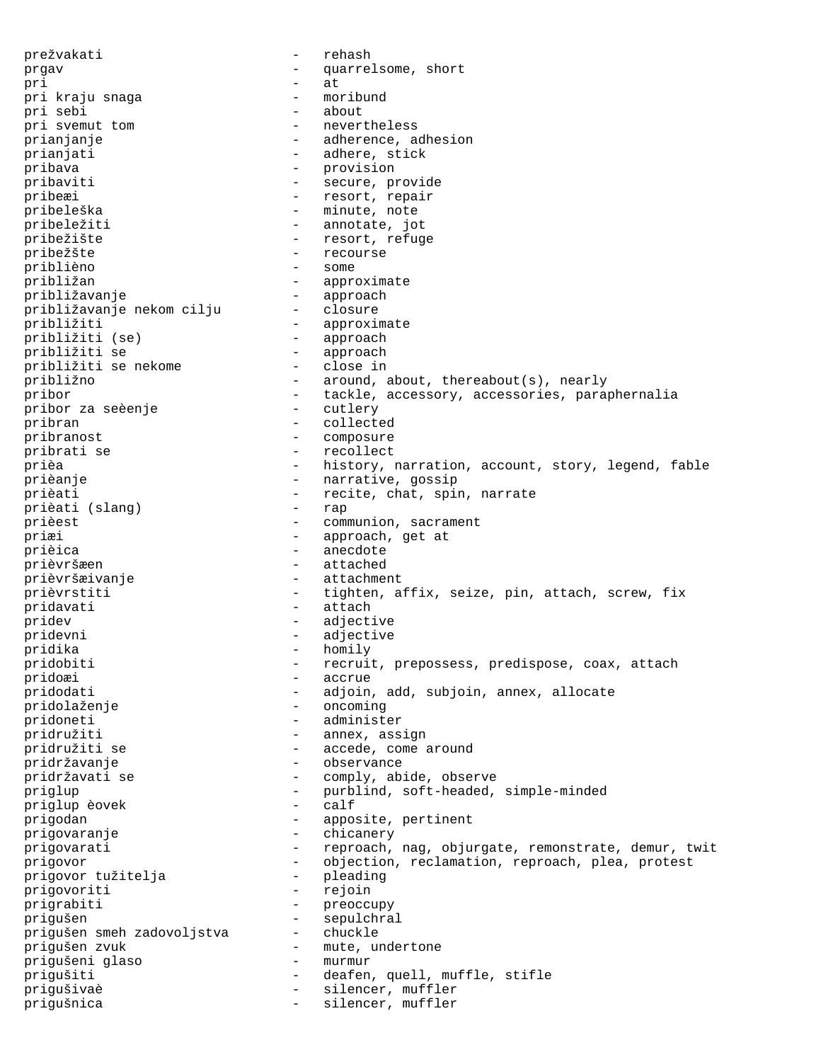prežvakati - rehash
prgav - quarrelsome, short
pri - at
pri kraju snaga - moribund
pri sebi - about
pri svemut tom - nevertheless
prianjanje - adherence, adhesion
prianjati - adhere, stick
pribava - provision
pribaviti - secure, provide
pribeæi - resort, repair
pribeleška - minute, note
pribeležiti - annotate, jot
pribežište - resort, refuge
pribežšte - recourse
približno - some
približan - approximate
približavanje - approach
približavanje nekom cilju - closure
približiti - approximate
približiti (se) - approach
približiti se - approach
približiti se nekome - close in
približno - around, about, thereabout(s), nearly
pribor - tackle, accessory, accessories, paraphernalia
pribor za seèenje - cutlery
pribran - collected
pribranost - composure
pribrati se - recollect
prièa - history, narration, account, story, legend, fable
prièanje - narrative, gossip
prièati - recite, chat, spin, narrate
prièati (slang) - rap
prièest - communion, sacrament
priæi - approach, get at
prièica - anecdote
prièvršæen - attached
prièvršæivanje - attachment
prièvrstiti - tighten, affix, seize, pin, attach, screw, fix
pridavati - attach
pridev - adjective
pridevni - adjective
pridika - homily
pridobiti - recruit, prepossess, predispose, coax, attach
pridoæi - accrue
pridodati - adjoin, add, subjoin, annex, allocate
pridolaženje - oncoming
pridoneti - administer
pridružiti - annex, assign
pridružiti se - accede, come around
pridržavanje - observance
pridržavati se - comply, abide, observe
priglup - purblind, soft-headed, simple-minded
priglup èovek - calf
prigodan - apposite, pertinent
prigovaranje - chicanery
prigovarati - reproach, nag, objurgate, remonstrate, demur, twit
prigovor - objection, reclamation, reproach, plea, protest
prigovor tužitelja - pleading
prigovoriti - rejoin
prigrabiti - preoccupy
prigušen - sepulchral
prigušen smeh zadovoljstva - chuckle
prigušen zvuk - mute, undertone
prigušeni glaso - murmur
prigušiti - deafen, quell, muffle, stifle
prigušivaè - silencer, muffler
prigušnica - silencer, muffler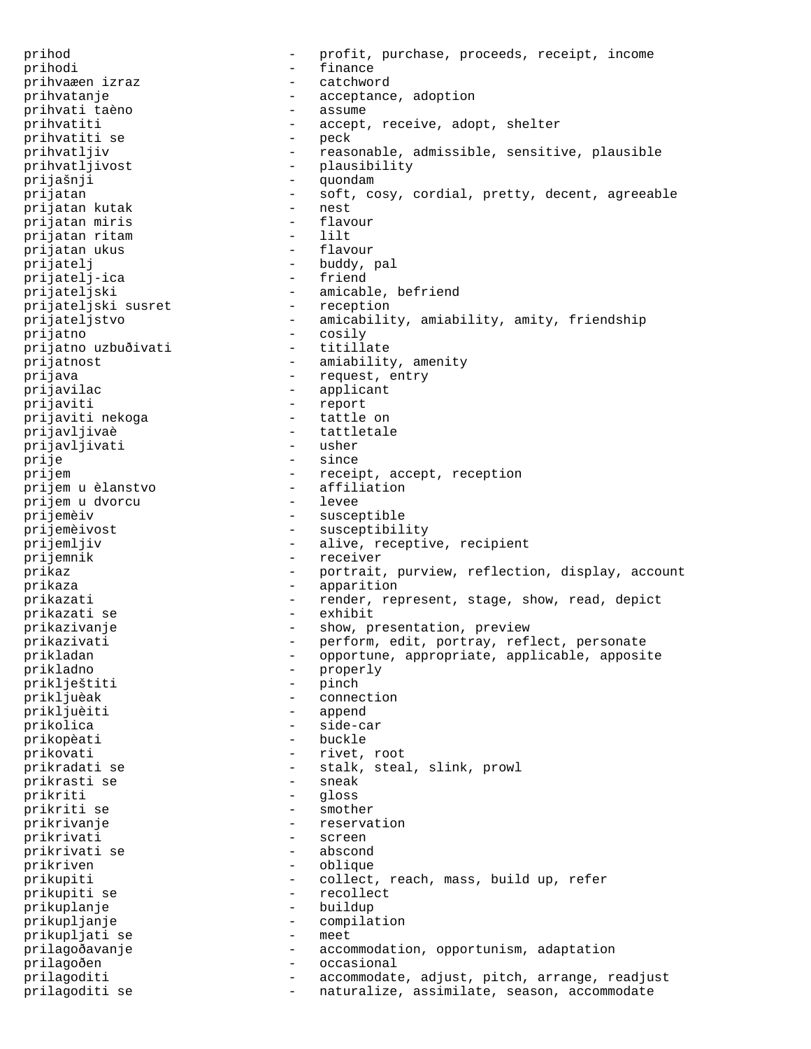prihod - profit, purchase, proceeds, receipt, income
prihodi - finance
prihvaæen izraz - catchword
prihvatanje - acceptance, adoption
prihvati taèno - assume
prihvatiti - accept, receive, adopt, shelter
prihvatiti se - peck
prihvatljiv - reasonable, admissible, sensitive, plausible
prihvatljivost - plausibility
prijašnji - quondam
prijatan - soft, cosy, cordial, pretty, decent, agreeable
prijatan kutak - nest
prijatan miris - flavour
prijatan ritam - lilt
prijatan ukus - flavour
prijatelj - buddy, pal
prijatelj-ica - friend
prijateljski - amicable, befriend
prijateljski susret - reception
prijateljstvo - amicability, amiability, amity, friendship
prijatno - cosily
prijatno uzbuðivati - titillate
prijatnost - amiability, amenity
prijava - request, entry
prijavilac - applicant
prijaviti - report
prijaviti nekoga - tattle on
prijavljivaè - tattletale
prijavljivati - usher
prije - since
prijem - receipt, accept, reception
prijem u èlanstvo - affiliation
prijem u dvorcu - levee
prijemèiv - susceptible
prijemèivost - susceptibility
prijemljiv - alive, receptive, recipient
prijemnik - receiver
prikaz - portrait, purview, reflection, display, account
prikaza - apparition
prikazati - render, represent, stage, show, read, depict
prikazati se - exhibit
prikazivanje - show, presentation, preview
prikazivati - perform, edit, portray, reflect, personate
prikladan - opportune, appropriate, applicable, apposite
prikladno - properly
priklještiti - pinch
prikljuèak - connection
prikljuèiti - append
prikolica - side-car
prikopèati - buckle
prikovati - rivet, root
prikradati se - stalk, steal, slink, prowl
prikrasti se - sneak
prikriti - gloss
prikriti se - smother
prikrivanje - reservation
prikrivati - screen
prikrivati se - abscond
prikriven - oblique
prikupiti - collect, reach, mass, build up, refer
prikupiti se - recollect
prikuplanje - buildup
prikupljanje - compilation
prikupljati se - meet
prilagoðavanje - accommodation, opportunism, adaptation
prilagoðen - occasional
prilagoditi - accommodate, adjust, pitch, arrange, readjust
prilagoditi se - naturalize, assimilate, season, accommodate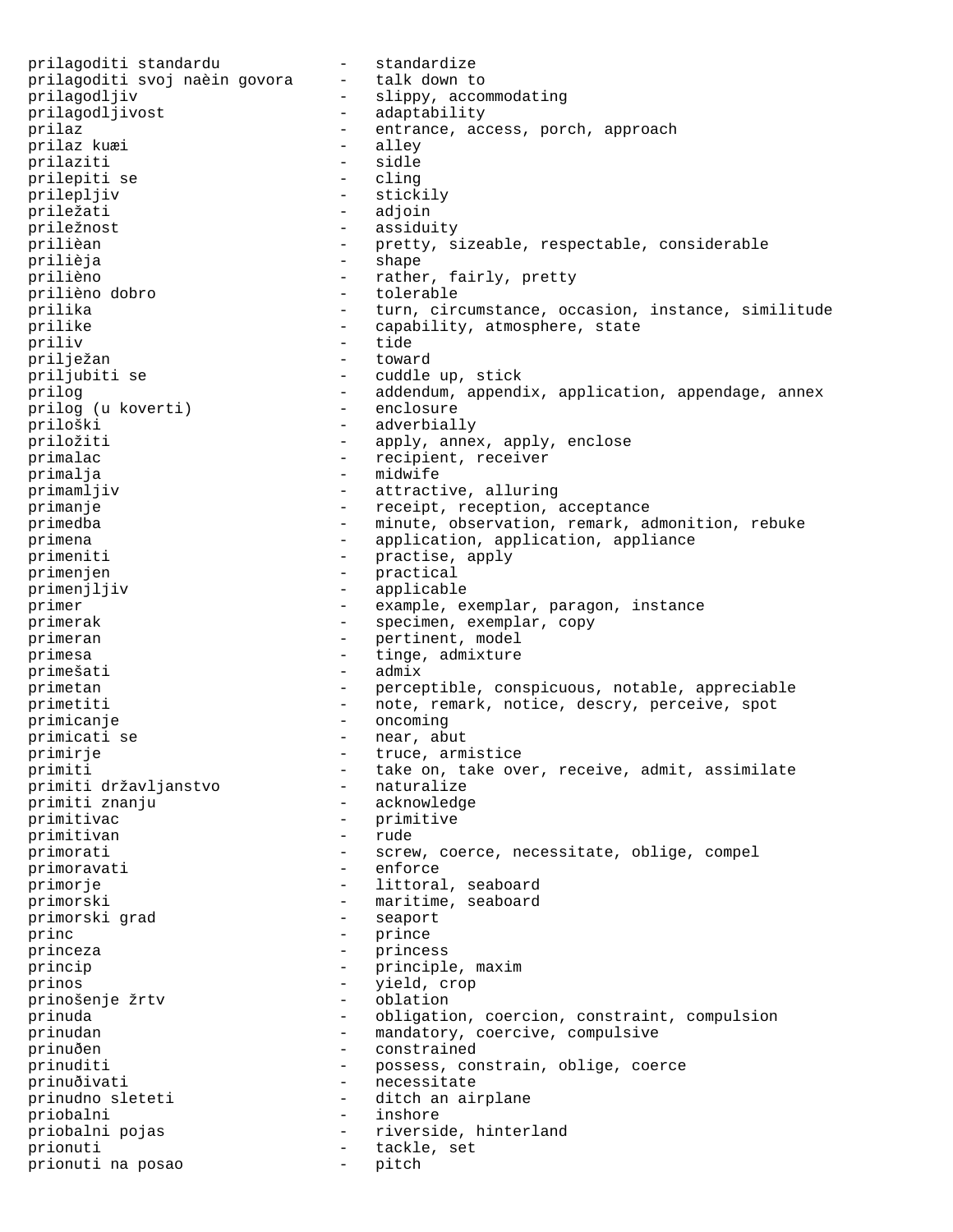```
prilagoditi standardu           -   standardize
prilagoditi svoj naèin govora   -   talk down to
prilagodljiv                    -   slippy, accommodating
prilagodljivost                 -   adaptability
prilaz                          -   entrance, access, porch, approach
prilaz kuæi                     -   alley
prilaziti                       -   sidle
prilepiti se                    -   cling
prilepljiv                      -   stickily
priležati                       -   adjoin
priležnost                      -   assiduity
prilièan                        -   pretty, sizeable, respectable, considerable
prilièja                        -   shape
prilièno                        -   rather, fairly, pretty
prilièno dobro                  -   tolerable
prilika                         -   turn, circumstance, occasion, instance, similitude
prilike                         -   capability, atmosphere, state
priliv                          -   tide
prilježan                       -   toward
priljubiti se                   -   cuddle up, stick
prilog                          -   addendum, appendix, application, appendage, annex
prilog (u koverti)              -   enclosure
priloški                        -   adverbially
priložiti                       -   apply, annex, apply, enclose
primalac                        -   recipient, receiver
primalja                        -   midwife
primamljiv                      -   attractive, alluring
primanje                        -   receipt, reception, acceptance
primedba                        -   minute, observation, remark, admonition, rebuke
primena                         -   application, application, appliance
primeniti                       -   practise, apply
primenjen                       -   practical
primenjljiv                     -   applicable
primer                          -   example, exemplar, paragon, instance
primerak                        -   specimen, exemplar, copy
primeran                        -   pertinent, model
primesa                         -   tinge, admixture
primešati                       -   admix
primetan                        -   perceptible, conspicuous, notable, appreciable
primetiti                       -   note, remark, notice, descry, perceive, spot
primicanje                      -   oncoming
primicati se                    -   near, abut
primirje                        -   truce, armistice
primiti                         -   take on, take over, receive, admit, assimilate
primiti državljanstvo           -   naturalize
primiti znanju                  -   acknowledge
primitivac                      -   primitive
primitivan                      -   rude
primorati                       -   screw, coerce, necessitate, oblige, compel
primoravati                     -   enforce
primorje                        -   littoral, seaboard
primorski                       -   maritime, seaboard
primorski grad                  -   seaport
princ                           -   prince
princeza                        -   princess
princip                         -   principle, maxim
prinos                          -   yield, crop
prinošenje žrtv                 -   oblation
prinuda                         -   obligation, coercion, constraint, compulsion
prinudan                        -   mandatory, coercive, compulsive
prinuðen                        -   constrained
prinuditi                       -   possess, constrain, oblige, coerce
prinuðivati                     -   necessitate
prinudno sleteti                -   ditch an airplane
priobalni                       -   inshore
priobalni pojas                 -   riverside, hinterland
prionuti                        -   tackle, set
prionuti na posao               -   pitch
```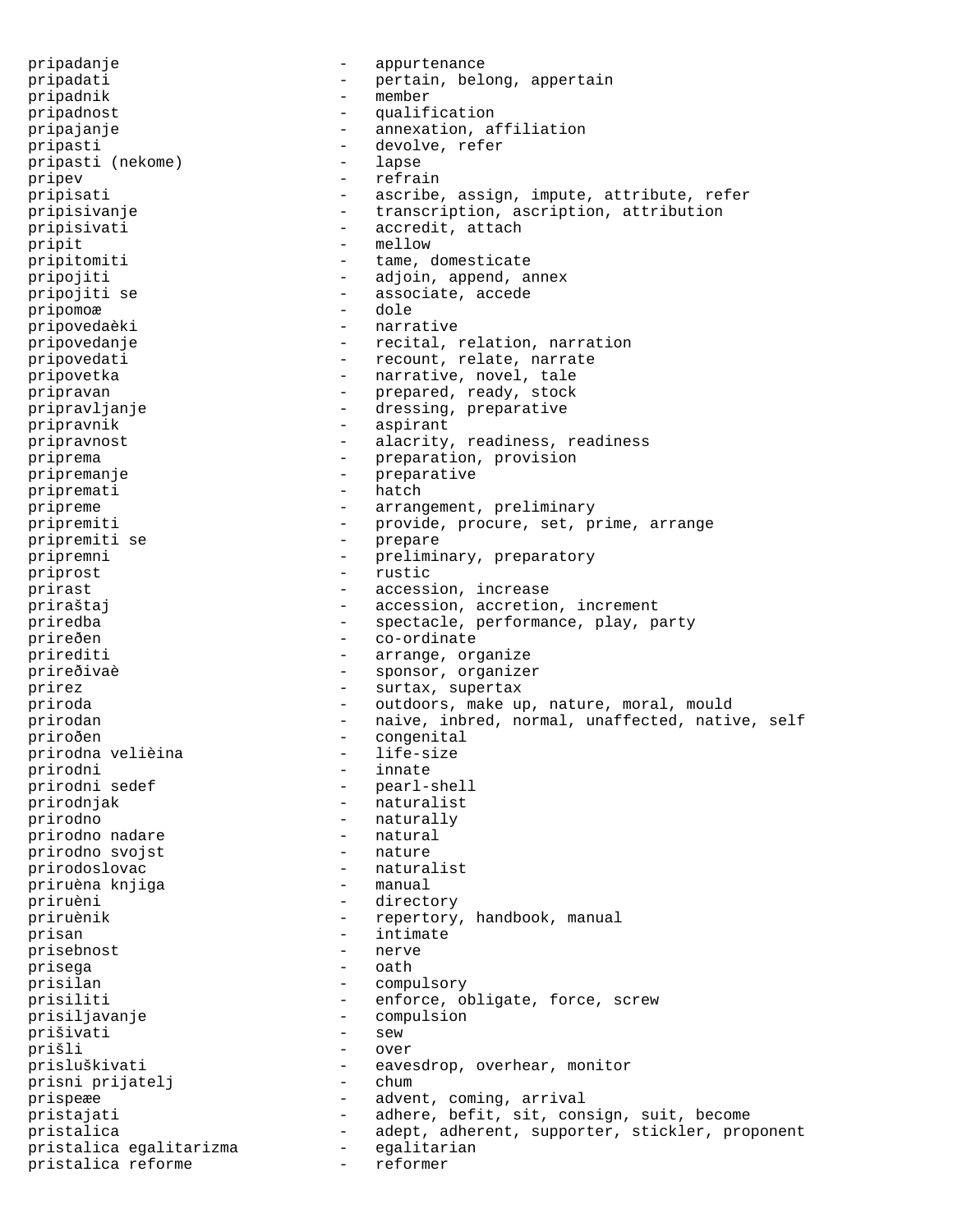pripadanje - appurtenance
pripadati - pertain, belong, appertain
pripadnik - member
pripadnost - qualification
pripajanje - annexation, affiliation
pripasti - devolve, refer
pripasti (nekome) - lapse
pripev - refrain
pripisati - ascribe, assign, impute, attribute, refer
pripisivanje - transcription, ascription, attribution
pripisivati - accredit, attach
pripit - mellow
pripitomiti - tame, domesticate
pripojiti - adjoin, append, annex
pripojiti se - associate, accede
pripomoæ - dole
pripovedaèki - narrative
pripovedanje - recital, relation, narration
pripovedati - recount, relate, narrate
pripovetka - narrative, novel, tale
pripravan - prepared, ready, stock
pripravljanje - dressing, preparative
pripravnik - aspirant
pripravnost - alacrity, readiness, readiness
priprema - preparation, provision
pripremanje - preparative
pripremati - hatch
pripreme - arrangement, preliminary
pripremiti - provide, procure, set, prime, arrange
pripremiti se - prepare
pripremni - preliminary, preparatory
priprost - rustic
prirast - accession, increase
priraštaj - accession, accretion, increment
priredba - spectacle, performance, play, party
prireðen - co-ordinate
prirediti - arrange, organize
prireðivaè - sponsor, organizer
prirez - surtax, supertax
priroda - outdoors, make up, nature, moral, mould
prirodan - naive, inbred, normal, unaffected, native, self
priroðen - congenital
prirodna velièina - life-size
prirodni - innate
prirodni sedef - pearl-shell
prirodnjak - naturalist
prirodno - naturally
prirodno nadare - natural
prirodno svojst - nature
prirodoslovac - naturalist
priruèna knjiga - manual
priruèni - directory
priruènik - repertory, handbook, manual
prisan - intimate
prisebnost - nerve
prisega - oath
prisilan - compulsory
prisiliti - enforce, obligate, force, screw
prisiljavanje - compulsion
prišivati - sew
prišli - over
prisluškivati - eavesdrop, overhear, monitor
prisni prijatelj - chum
prispeæe - advent, coming, arrival
pristajati - adhere, befit, sit, consign, suit, become
pristalica - adept, adherent, supporter, stickler, proponent
pristalica egalitarizma - egalitarian
pristalica reforme - reformer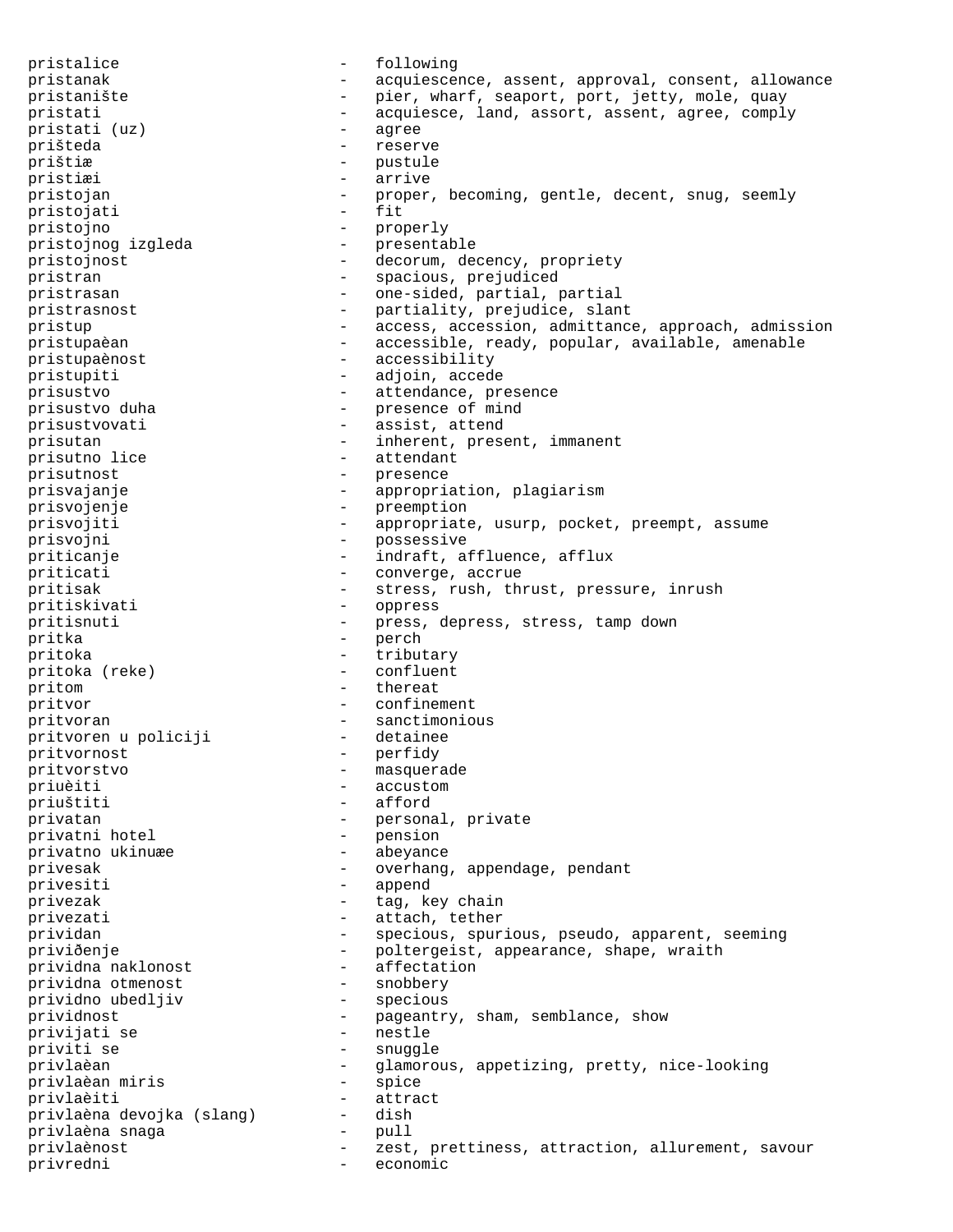pristalice - following
pristanak - acquiescence, assent, approval, consent, allowance
pristanište - pier, wharf, seaport, port, jetty, mole, quay
pristati - acquiesce, land, assort, assent, agree, comply
pristati (uz) - agree
prišteda - reserve
prištiæ - pustule
pristiæi - arrive
pristojan - proper, becoming, gentle, decent, snug, seemly
pristojati - fit
pristojno - properly
pristojnog izgleda - presentable
pristojnost - decorum, decency, propriety
pristran - spacious, prejudiced
pristrasan - one-sided, partial, partial
pristrasnost - partiality, prejudice, slant
pristup - access, accession, admittance, approach, admission
pristupaèan - accessible, ready, popular, available, amenable
pristupaènost - accessibility
pristupiti - adjoin, accede
prisustvo - attendance, presence
prisustvo duha - presence of mind
prisustvovati - assist, attend
prisutan - inherent, present, immanent
prisutno lice - attendant
prisutnost - presence
prisvajanje - appropriation, plagiarism
prisvojenje - preemption
prisvojiti - appropriate, usurp, pocket, preempt, assume
prisvojni - possessive
priticanje - indraft, affluence, afflux
priticati - converge, accrue
pritisak - stress, rush, thrust, pressure, inrush
pritiskivati - oppress
pritisnuti - press, depress, stress, tamp down
pritka - perch
pritoka - tributary
pritoka (reke) - confluent
pritom - thereat
pritvor - confinement
pritvoran - sanctimonious
pritvoren u policiji - detainee
pritvornost - perfidy
pritvorstvo - masquerade
priuèiti - accustom
priuštiti - afford
privatan - personal, private
privatni hotel - pension
privatno ukinuæe - abeyance
privesak - overhang, appendage, pendant
privesiti - append
privezak - tag, key chain
privezati - attach, tether
prividan - specious, spurious, pseudo, apparent, seeming
priviðenje - poltergeist, appearance, shape, wraith
prividna naklonost - affectation
prividna otmenost - snobbery
prividno ubedljiv - specious
prividnost - pageantry, sham, semblance, show
privijati se - nestle
priviti se - snuggle
privlaèan - glamorous, appetizing, pretty, nice-looking
privlaèan miris - spice
privlaèiti - attract
privlaèna devojka (slang) - dish
privlaèna snaga - pull
privlaènost - zest, prettiness, attraction, allurement, savour
privredni - economic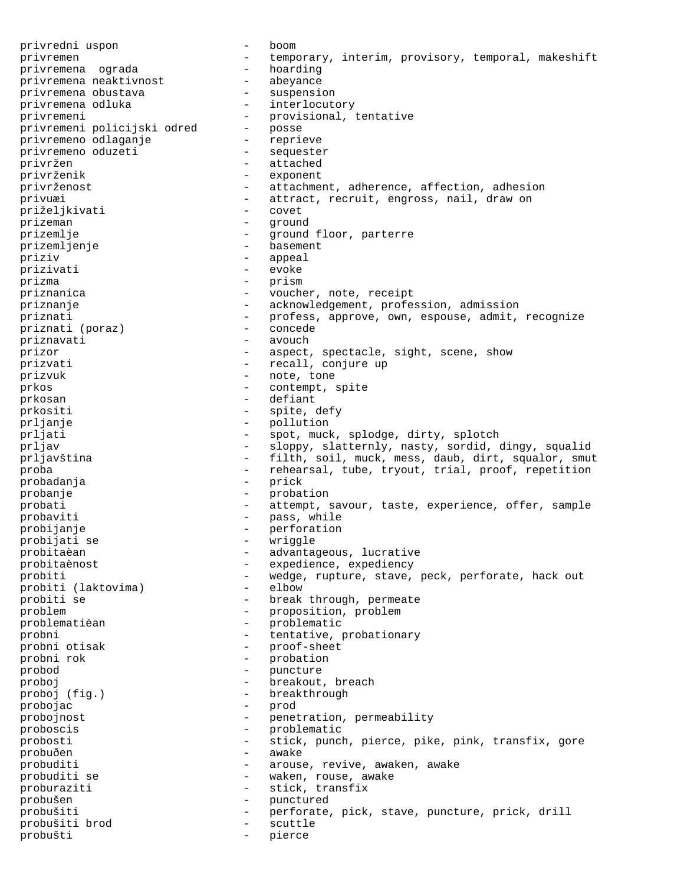privredni uspon - boom
privremen - temporary, interim, provisory, temporal, makeshift
privremena ograda - hoarding
privremena neaktivnost - abeyance
privremena obustava - suspension
privremena odluka - interlocutory
privremeni - provisional, tentative
privremeni policijski odred - posse
privremeno odlaganje - reprieve
privremeno oduzeti - sequester
privržen - attached
privrženik - exponent
privrženost - attachment, adherence, affection, adhesion
privuæi - attract, recruit, engross, nail, draw on
priželjkivati - covet
prizeman - ground
prizemlje - ground floor, parterre
prizemljenje - basement
priziv - appeal
prizivati - evoke
prizma - prism
priznanica - voucher, note, receipt
priznanje - acknowledgement, profession, admission
priznati - profess, approve, own, espouse, admit, recognize
priznati (poraz) - concede
priznavati - avouch
prizor - aspect, spectacle, sight, scene, show
prizvati - recall, conjure up
prizvuk - note, tone
prkos - contempt, spite
prkosan - defiant
prkositi - spite, defy
prljanje - pollution
prljati - spot, muck, splodge, dirty, splotch
prljav - sloppy, slatternly, nasty, sordid, dingy, squalid
prljavština - filth, soil, muck, mess, daub, dirt, squalor, smut
proba - rehearsal, tube, tryout, trial, proof, repetition
probadanja - prick
probanje - probation
probati - attempt, savour, taste, experience, offer, sample
probaviti - pass, while
probijanje - perforation
probijati se - wriggle
probitaèan - advantageous, lucrative
probitaènost - expedience, expediency
probiti - wedge, rupture, stave, peck, perforate, hack out
probiti (laktovima) - elbow
probiti se - break through, permeate
problem - proposition, problem
problematièan - problematic
probni - tentative, probationary
probni otisak - proof-sheet
probni rok - probation
probod - puncture
proboj - breakout, breach
proboj (fig.) - breakthrough
probojac - prod
probojnost - penetration, permeability
proboscis - problematic
probosti - stick, punch, pierce, pike, pink, transfix, gore
probuđen - awake
probuditi - arouse, revive, awaken, awake
probuditi se - waken, rouse, awake
proburaziti - stick, transfix
probušen - punctured
probušiti - perforate, pick, stave, puncture, prick, drill
probušiti brod - scuttle
probušti - pierce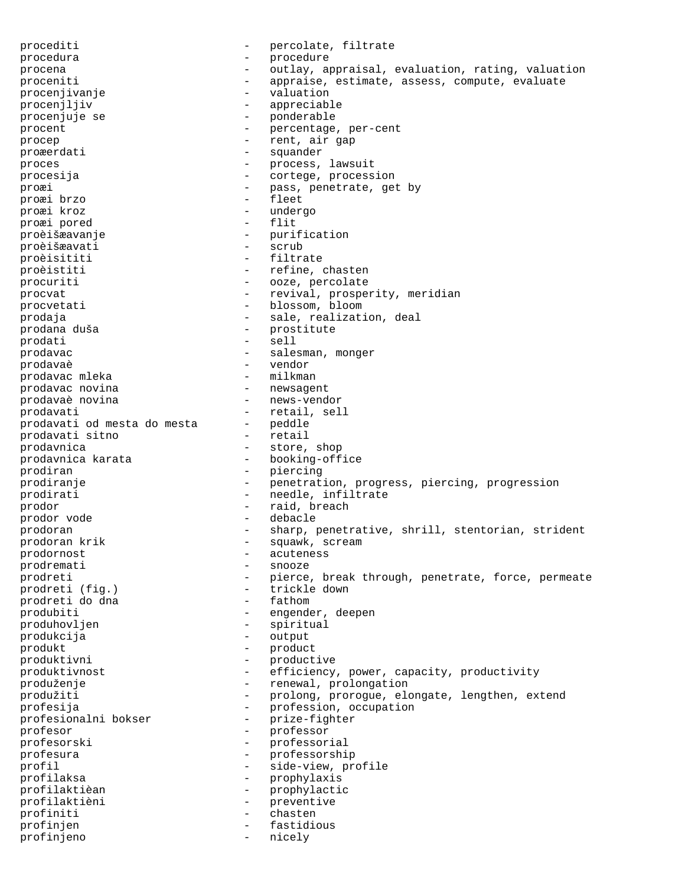procediti - percolate, filtrate
procedura - procedure
procena - outlay, appraisal, evaluation, rating, valuation
proceniti - appraise, estimate, assess, compute, evaluate
procenjivanje - valuation
procenjljiv - appreciable
procenjuje se - ponderable
procent - percentage, per-cent
procep - rent, air gap
proæerdati - squander
proces - process, lawsuit
procesija - cortege, procession
proæi - pass, penetrate, get by
proæi brzo - fleet
proæi kroz - undergo
proæi pored - flit
proèišæavanje - purification
proèišæavati - scrub
proèisititi - filtrate
proèistiti - refine, chasten
procuriti - ooze, percolate
procvat - revival, prosperity, meridian
procvetati - blossom, bloom
prodaja - sale, realization, deal
prodana duša - prostitute
prodati - sell
prodavac - salesman, monger
prodavaè - vendor
prodavac mleka - milkman
prodavac novina - newsagent
prodavaè novina - news-vendor
prodavati - retail, sell
prodavati od mesta do mesta - peddle
prodavati sitno - retail
prodavnica - store, shop
prodavnica karata - booking-office
prodiran - piercing
prodiranje - penetration, progress, piercing, progression
prodirati - needle, infiltrate
prodor - raid, breach
prodor vode - debacle
prodoran - sharp, penetrative, shrill, stentorian, strident
prodoran krik - squawk, scream
prodornost - acuteness
prodremati - snooze
prodreti - pierce, break through, penetrate, force, permeate
prodreti (fig.) - trickle down
prodreti do dna - fathom
produbiti - engender, deepen
produhovljen - spiritual
produkcija - output
produkt - product
produktivni - productive
produktivnost - efficiency, power, capacity, productivity
produženje - renewal, prolongation
produžiti - prolong, prorogue, elongate, lengthen, extend
profesija - profession, occupation
profesionalni bokser - prize-fighter
profesor - professor
profesorski - professorial
profesura - professorship
profil - side-view, profile
profilaksa - prophylaxis
profilaktièan - prophylactic
profilaktièni - preventive
profiniti - chasten
profinjen - fastidious
profinjeno - nicely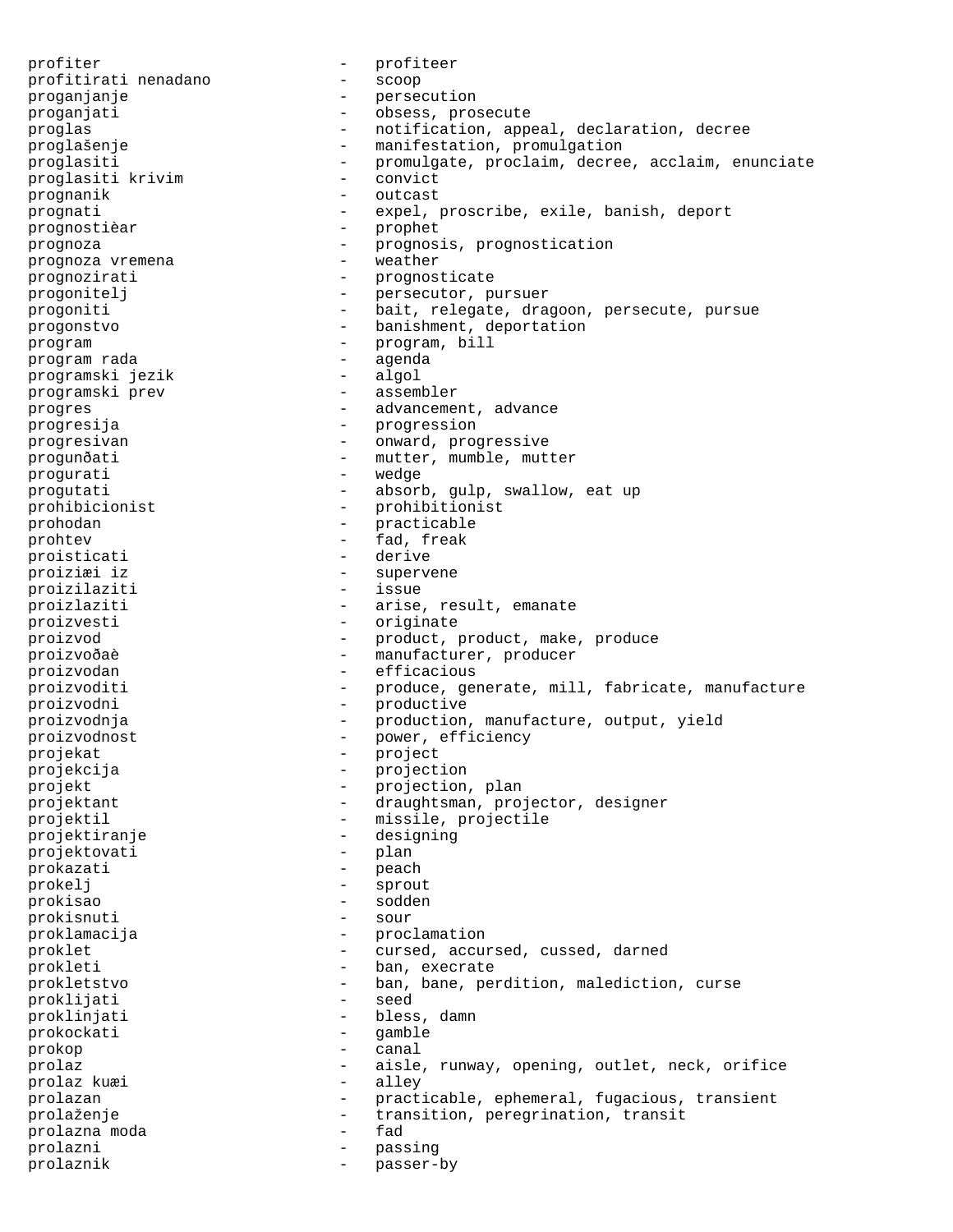profiter - profiteer
profitirati nenadano - scoop
proganjanje - persecution
proganjati - obsess, prosecute
proglas - notification, appeal, declaration, decree
proglašenje - manifestation, promulgation
proglasiti - promulgate, proclaim, decree, acclaim, enunciate
proglasiti krivim - convict
prognanik - outcast
prognati - expel, proscribe, exile, banish, deport
prognostièar - prophet
prognoza - prognosis, prognostication
prognoza vremena - weather
prognozirati - prognosticate
progonitelj - persecutor, pursuer
progoniti - bait, relegate, dragoon, persecute, pursue
progonstvo - banishment, deportation
program - program, bill
program rada - agenda
programski jezik - algol
programski prev - assembler
progres - advancement, advance
progresija - progression
progresivan - onward, progressive
progunðati - mutter, mumble, mutter
progurati - wedge
progutati - absorb, gulp, swallow, eat up
prohibicionist - prohibitionist
prohodan - practicable
prohtev - fad, freak
proisticati - derive
proiziæi iz - supervene
proizilaziti - issue
proizlaziti - arise, result, emanate
proizvesti - originate
proizvod - product, product, make, produce
proizvoðaè - manufacturer, producer
proizvodan - efficacious
proizvoditi - produce, generate, mill, fabricate, manufacture
proizvodni - productive
proizvodnja - production, manufacture, output, yield
proizvodnost - power, efficiency
projekat - project
projekcija - projection
projekt - projection, plan
projektant - draughtsman, projector, designer
projektil - missile, projectile
projektiranje - designing
projektovati - plan
prokazati - peach
prokelj - sprout
prokisao - sodden
prokisnuti - sour
proklamacija - proclamation
proklet - cursed, accursed, cussed, darned
prokleti - ban, execrate
prokletstvo - ban, bane, perdition, malediction, curse
proklijati - seed
proklinjati - bless, damn
prokockati - gamble
prokop - canal
prolaz - aisle, runway, opening, outlet, neck, orifice
prolaz kuæi - alley
prolazan - practicable, ephemeral, fugacious, transient
prolaženje - transition, peregrination, transit
prolazna moda - fad
prolazni - passing
prolaznik - passer-by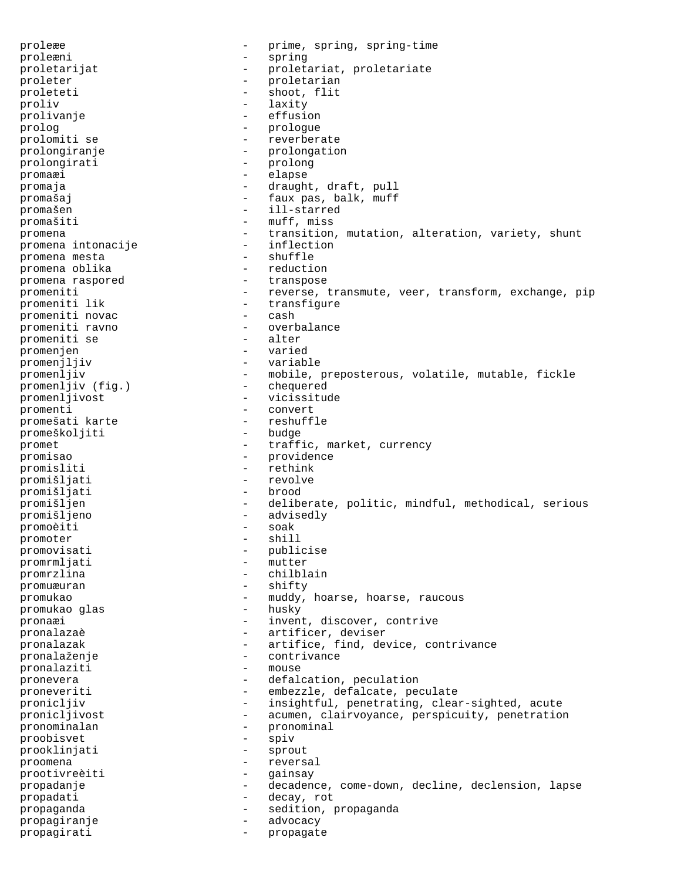proleæe - prime, spring, spring-time
proleæni - spring
proletarijat - proletariat, proletariate
proleter - proletarian
proleteti - shoot, flit
proliv - laxity
prolivanje - effusion
prolog - prologue
prolomiti se - reverberate
prolongiranje - prolongation
prolongirati - prolong
promaæi - elapse
promaja - draught, draft, pull
promašaj - faux pas, balk, muff
promašen - ill-starred
promašiti - muff, miss
promena - transition, mutation, alteration, variety, shunt
promena intonacije - inflection
promena mesta - shuffle
promena oblika - reduction
promena raspored - transpose
promeniti - reverse, transmute, veer, transform, exchange, pip
promeniti lik - transfigure
promeniti novac - cash
promeniti ravno - overbalance
promeniti se - alter
promenjen - varied
promenjljiv - variable
promenljiv - mobile, preposterous, volatile, mutable, fickle
promenljiv (fig.) - chequered
promenljivost - vicissitude
promenti - convert
promešati karte - reshuffle
promeškoljiti - budge
promet - traffic, market, currency
promisao - providence
promisliti - rethink
promišljati - revolve
promišljati - brood
promišljen - deliberate, politic, mindful, methodical, serious
promišljeno - advisedly
promoèiti - soak
promoter - shill
promovisati - publicise
promrmljati - mutter
promrzlina - chilblain
promuæuran - shifty
promukao - muddy, hoarse, hoarse, raucous
promukao glas - husky
pronaæi - invent, discover, contrive
pronalazaè - artificer, deviser
pronalazak - artifice, find, device, contrivance
pronalaženje - contrivance
pronalaziti - mouse
pronevera - defalcation, peculation
proneveriti - embezzle, defalcate, peculate
pronicljiv - insightful, penetrating, clear-sighted, acute
pronicljivost - acumen, clairvoyance, perspicuity, penetration
pronominalan - pronominal
proobisvet - spiv
prooklinjati - sprout
proomena - reversal
prootivreèiti - gainsay
propadanje - decadence, come-down, decline, declension, lapse
propadati - decay, rot
propaganda - sedition, propaganda
propagiranje - advocacy
propagirati - propagate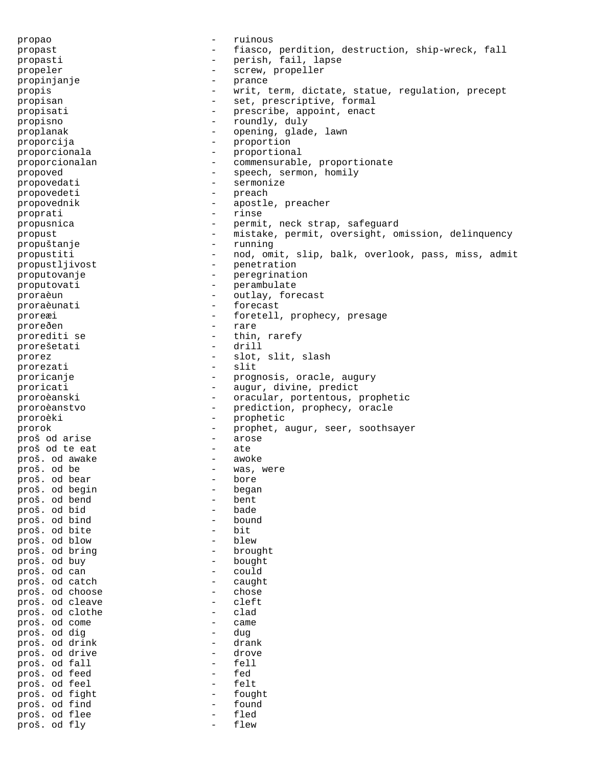propao - ruinous
propast - fiasco, perdition, destruction, ship-wreck, fall
propasti - perish, fail, lapse
propeler - screw, propeller
propinjanje - prance
propis - writ, term, dictate, statue, regulation, precept
propisan - set, prescriptive, formal
propisati - prescribe, appoint, enact
propisno - roundly, duly
proplanak - opening, glade, lawn
proporcija - proportion
proporcionala - proportional
proporcionalan - commensurable, proportionate
propoved - speech, sermon, homily
propovedati - sermonize
propovedeti - preach
propovednik - apostle, preacher
proprati - rinse
propusnica - permit, neck strap, safeguard
propust - mistake, permit, oversight, omission, delinquency
propuštanje - running
propustiti - nod, omit, slip, balk, overlook, pass, miss, admit
propustljivost - penetration
proputovanje - peregrination
proputovati - perambulate
proraèun - outlay, forecast
proraèunati - forecast
proreæi - foretell, prophecy, presage
proređen - rare
prorediti se - thin, rarefy
prorešetati - drill
prorez - slot, slit, slash
prorezati - slit
proricanje - prognosis, oracle, augury
proricati - augur, divine, predict
proroèanski - oracular, portentous, prophetic
proroèanstvo - prediction, prophecy, oracle
proroèki - prophetic
prorok - prophet, augur, seer, soothsayer
proš od arise - arose
proš od te eat - ate
proš. od awake - awoke
proš. od be - was, were
proš. od bear - bore
proš. od begin - began
proš. od bend - bent
proš. od bid - bade
proš. od bind - bound
proš. od bite - bit
proš. od blow - blew
proš. od bring - brought
proš. od buy - bought
proš. od can - could
proš. od catch - caught
proš. od choose - chose
proš. od cleave - cleft
proš. od clothe - clad
proš. od come - came
proš. od dig - dug
proš. od drink - drank
proš. od drive - drove
proš. od fall - fell
proš. od feed - fed
proš. od feel - felt
proš. od fight - fought
proš. od find - found
proš. od flee - fled
proš. od fly - flew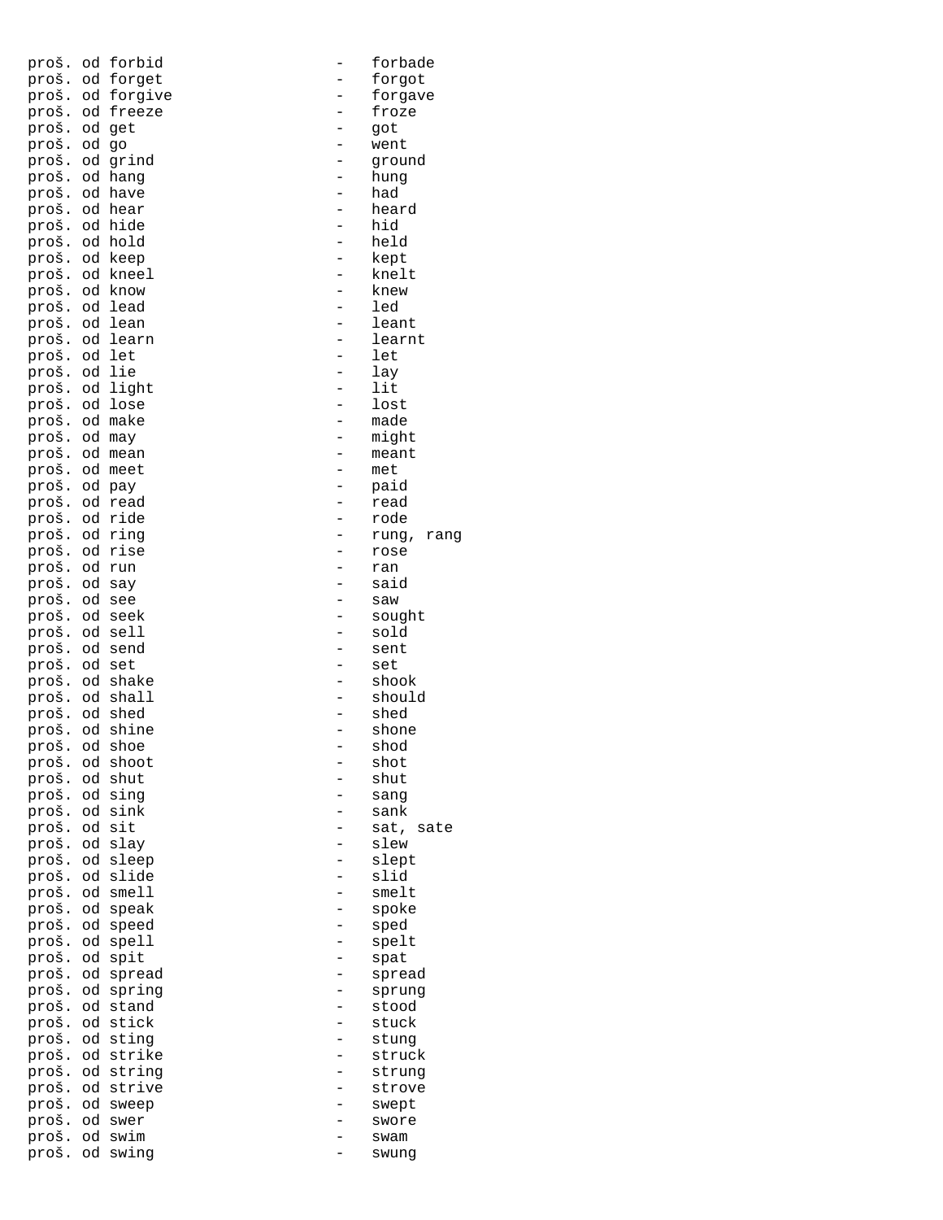proš. od forbid - forbade
proš. od forget - forgot
proš. od forgive - forgave
proš. od freeze - froze
proš. od get - got
proš. od go - went
proš. od grind - ground
proš. od hang - hung
proš. od have - had
proš. od hear - heard
proš. od hide - hid
proš. od hold - held
proš. od keep - kept
proš. od kneel - knelt
proš. od know - knew
proš. od lead - led
proš. od lean - leant
proš. od learn - learnt
proš. od let - let
proš. od lie - lay
proš. od light - lit
proš. od lose - lost
proš. od make - made
proš. od may - might
proš. od mean - meant
proš. od meet - met
proš. od pay - paid
proš. od read - read
proš. od ride - rode
proš. od ring - rung, rang
proš. od rise - rose
proš. od run - ran
proš. od say - said
proš. od see - saw
proš. od seek - sought
proš. od sell - sold
proš. od send - sent
proš. od set - set
proš. od shake - shook
proš. od shall - should
proš. od shed - shed
proš. od shine - shone
proš. od shoe - shod
proš. od shoot - shot
proš. od shut - shut
proš. od sing - sang
proš. od sink - sank
proš. od sit - sat, sate
proš. od slay - slew
proš. od sleep - slept
proš. od slide - slid
proš. od smell - smelt
proš. od speak - spoke
proš. od speed - sped
proš. od spell - spelt
proš. od spit - spat
proš. od spread - spread
proš. od spring - sprung
proš. od stand - stood
proš. od stick - stuck
proš. od sting - stung
proš. od strike - struck
proš. od string - strung
proš. od strive - strove
proš. od sweep - swept
proš. od swer - swore
proš. od swim - swam
proš. od swing - swung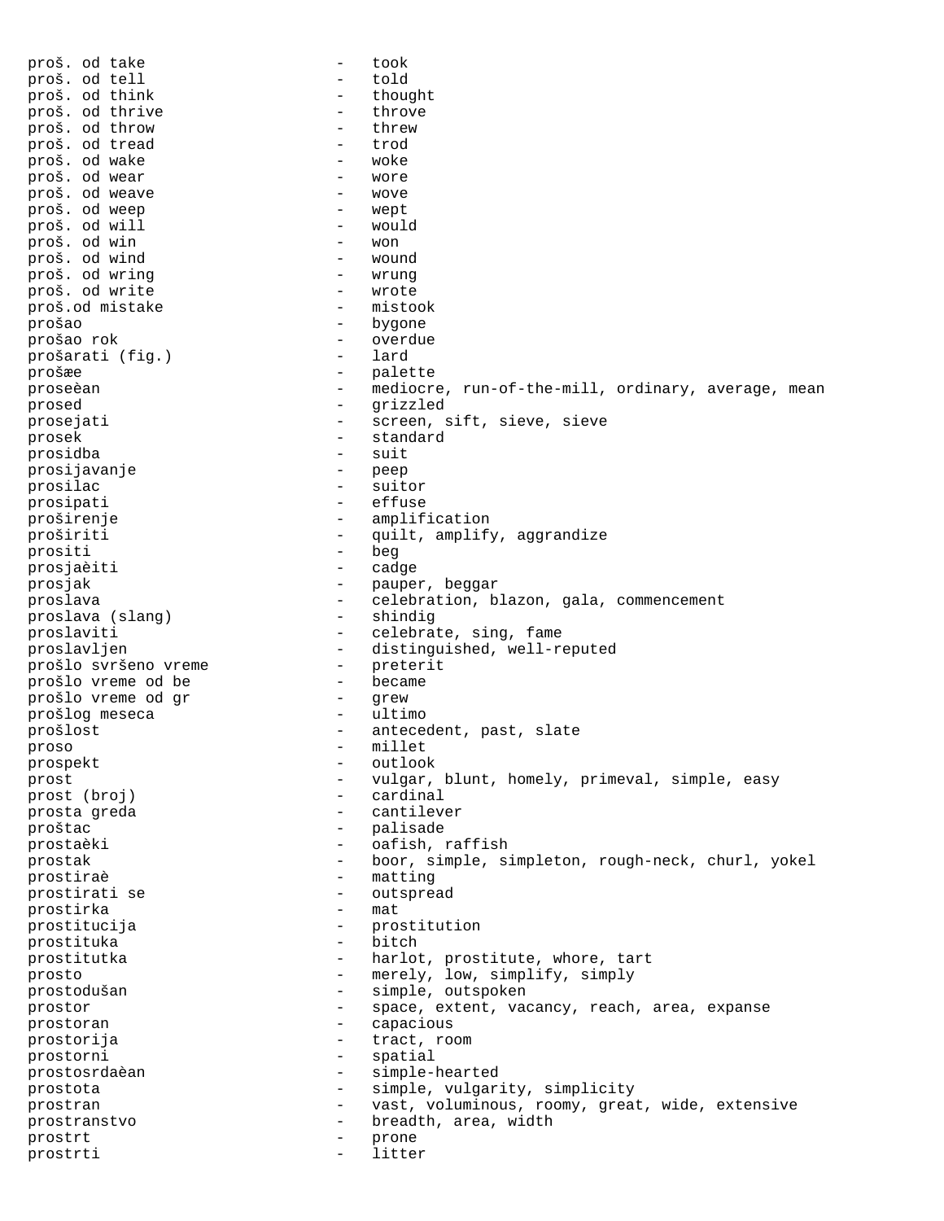```
proš. od take               -   took
proš. od tell               -   told
proš. od think              -   thought
proš. od thrive             -   throve
proš. od throw              -   threw
proš. od tread              -   trod
proš. od wake               -   woke
proš. od wear               -   wore
proš. od weave              -   wove
proš. od weep               -   wept
proš. od will               -   would
proš. od win                -   won
proš. od wind               -   wound
proš. od wring              -   wrung
proš. od write              -   wrote
proš.od mistake             -   mistook
prošao                      -   bygone
prošao rok                  -   overdue
prošarati (fig.)            -   lard
prošæe                      -   palette
proseèan                    -   mediocre, run-of-the-mill, ordinary, average, mean
prosed                      -   grizzled
prosejati                   -   screen, sift, sieve, sieve
prosek                      -   standard
prosidba                    -   suit
prosijavanje                -   peep
prosilac                    -   suitor
prosipati                   -   effuse
proširenje                  -   amplification
proširiti                   -   quilt, amplify, aggrandize
prositi                     -   beg
prosjaèiti                  -   cadge
prosjak                     -   pauper, beggar
proslava                    -   celebration, blazon, gala, commencement
proslava (slang)            -   shindig
proslaviti                  -   celebrate, sing, fame
proslavljen                 -   distinguished, well-reputed
prošlo svršeno vreme        -   preterit
prošlo vreme od be          -   became
prošlo vreme od gr          -   grew
prošlog meseca              -   ultimo
prošlost                    -   antecedent, past, slate
proso                       -   millet
prospekt                    -   outlook
prost                       -   vulgar, blunt, homely, primeval, simple, easy
prost (broj)                -   cardinal
prosta greda                -   cantilever
proštac                     -   palisade
prostaèki                   -   oafish, raffish
prostak                     -   boor, simple, simpleton, rough-neck, churl, yokel
prostiraè                   -   matting
prostirati se               -   outspread
prostirka                   -   mat
prostitucija                -   prostitution
prostituka                  -   bitch
prostitutka                 -   harlot, prostitute, whore, tart
prosto                      -   merely, low, simplify, simply
prostodušan                 -   simple, outspoken
prostor                     -   space, extent, vacancy, reach, area, expanse
prostoran                   -   capacious
prostorija                  -   tract, room
prostorni                   -   spatial
prostosrdaèan               -   simple-hearted
prostota                    -   simple, vulgarity, simplicity
prostran                    -   vast, voluminous, roomy, great, wide, extensive
prostranstvo                -   breadth, area, width
prostrt                     -   prone
prostrti                    -   litter
```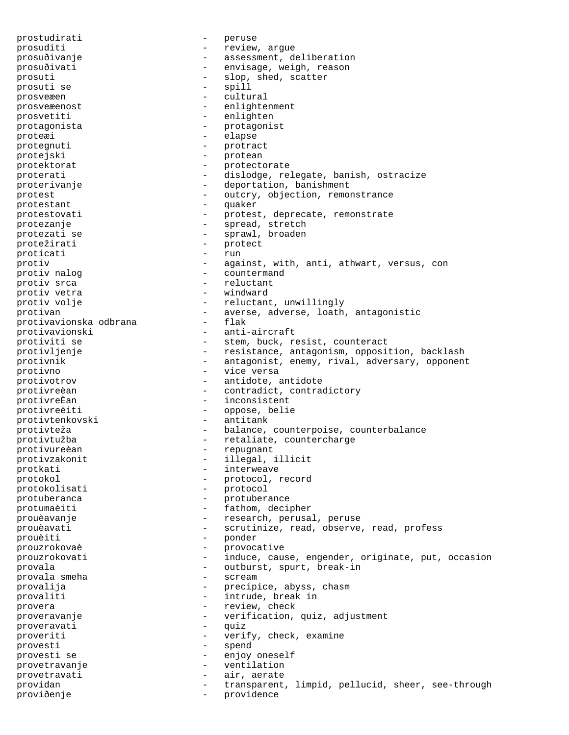prostudirati - peruse
prosuditi - review, argue
prosuđivanje - assessment, deliberation
prosuđivati - envisage, weigh, reason
prosuti - slop, shed, scatter
prosuti se - spill
prosveæen - cultural
prosveæenost - enlightenment
prosvetiti - enlighten
protagonista - protagonist
proteæi - elapse
protegnuti - protract
protejski - protean
protektorat - protectorate
proterati - dislodge, relegate, banish, ostracize
proterivanje - deportation, banishment
protest - outcry, objection, remonstrance
protestant - quaker
protestovati - protest, deprecate, remonstrate
protezanje - spread, stretch
protezati se - sprawl, broaden
protežirati - protect
proticati - run
protiv - against, with, anti, athwart, versus, con
protiv nalog - countermand
protiv srca - reluctant
protiv vetra - windward
protiv volje - reluctant, unwillingly
protivan - averse, adverse, loath, antagonistic
protivavionska odbrana - flak
protivavionski - anti-aircraft
protiviti se - stem, buck, resist, counteract
protivljenje - resistance, antagonism, opposition, backlash
protivnik - antagonist, enemy, rival, adversary, opponent
protivno - vice versa
protivotrov - antidote, antidote
protivreèan - contradict, contradictory
protivreÈan - inconsistent
protivreèiti - oppose, belie
protivtenkovski - antitank
protivteža - balance, counterpoise, counterbalance
protivtužba - retaliate, countercharge
protivureèan - repugnant
protivzakonit - illegal, illicit
protkati - interweave
protokol - protocol, record
protokolisati - protocol
protuberanca - protuberance
protumaèiti - fathom, decipher
prouèavanje - research, perusal, peruse
prouèavati - scrutinize, read, observe, read, profess
prouèiti - ponder
prouzrokovaè - provocative
prouzrokovati - induce, cause, engender, originate, put, occasion
provala - outburst, spurt, break-in
provala smeha - scream
provalija - precipice, abyss, chasm
provaliti - intrude, break in
provera - review, check
proveravanje - verification, quiz, adjustment
proveravati - quiz
proveriti - verify, check, examine
provesti - spend
provesti se - enjoy oneself
provetravanje - ventilation
provetravati - air, aerate
providan - transparent, limpid, pellucid, sheer, see-through
proviđenje - providence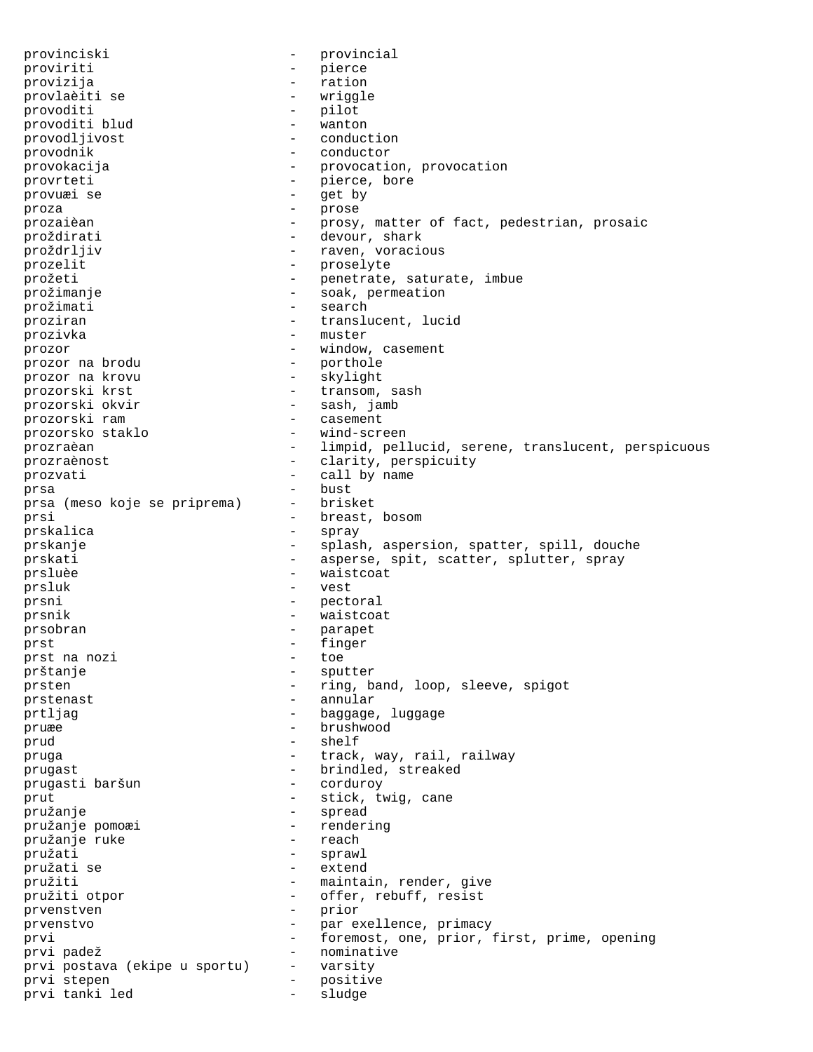provinciski - provincial
proviriti - pierce
provizija - ration
provlaèiti se - wriggle
provoditi - pilot
provoditi blud - wanton
provodljivost - conduction
provodnik - conductor
provokacija - provocation, provocation
provrteti - pierce, bore
provuæi se - get by
proza - prose
prozaièan - prosy, matter of fact, pedestrian, prosaic
proždirati - devour, shark
proždrljiv - raven, voracious
prozelit - proselyte
prožeti - penetrate, saturate, imbue
prožimanje - soak, permeation
prožimati - search
proziran - translucent, lucid
prozivka - muster
prozor - window, casement
prozor na brodu - porthole
prozor na krovu - skylight
prozorski krst - transom, sash
prozorski okvir - sash, jamb
prozorski ram - casement
prozorsko staklo - wind-screen
prozraèan - limpid, pellucid, serene, translucent, perspicuous
prozraènost - clarity, perspicuity
prozvati - call by name
prsa - bust
prsa (meso koje se priprema) - brisket
prsi - breast, bosom
prskalica - spray
prskanje - splash, aspersion, spatter, spill, douche
prskati - asperse, spit, scatter, splutter, spray
prsluèe - waistcoat
prsluk - vest
prsni - pectoral
prsnik - waistcoat
prsobran - parapet
prst - finger
prst na nozi - toe
prštanje - sputter
prsten - ring, band, loop, sleeve, spigot
prstenast - annular
prtljag - baggage, luggage
pruæe - brushwood
prud - shelf
pruga - track, way, rail, railway
prugast - brindled, streaked
prugasti baršun - corduroy
prut - stick, twig, cane
pružanje - spread
pružanje pomoæi - rendering
pružanje ruke - reach
pružati - sprawl
pružati se - extend
pružiti - maintain, render, give
pružiti otpor - offer, rebuff, resist
prvenstven - prior
prvenstvo - par exellence, primacy
prvi - foremost, one, prior, first, prime, opening
prvi padež - nominative
prvi postava (ekipe u sportu) - varsity
prvi stepen - positive
prvi tanki led - sludge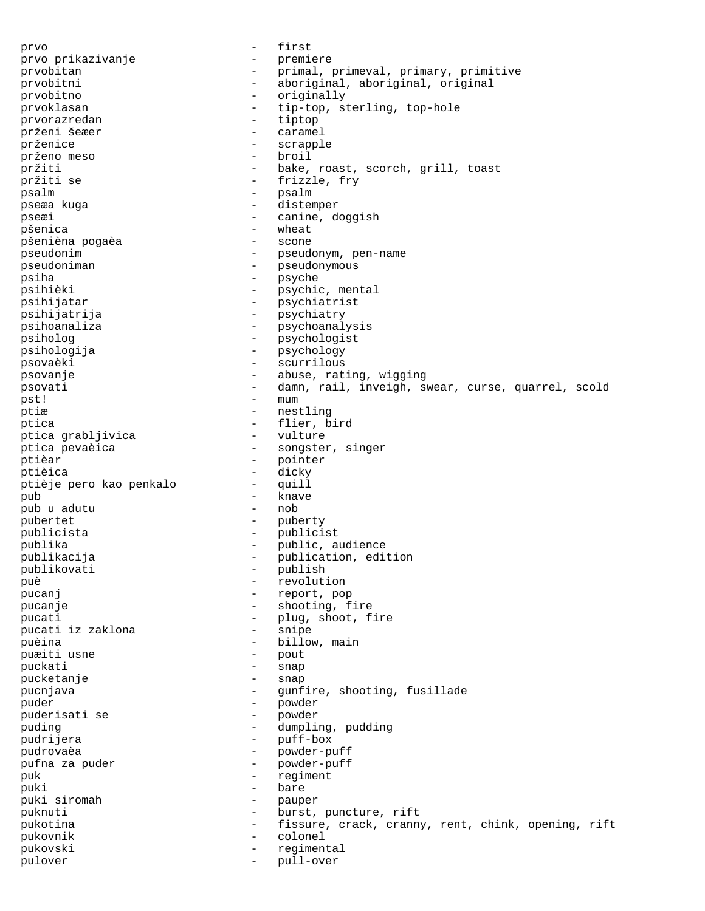prvo - first
prvo prikazivanje - premiere
prvobitan - primal, primeval, primary, primitive
prvobitni - aboriginal, aboriginal, original
prvobitno - originally
prvoklasan - tip-top, sterling, top-hole
prvorazredan - tiptop
prženi šeæer - caramel
prženice - scrapple
prženo meso - broil
pržiti - bake, roast, scorch, grill, toast
pržiti se - frizzle, fry
psalm - psalm
pseæa kuga - distemper
pseæi - canine, doggish
pšenica - wheat
pšenièna pogaèa - scone
pseudonim - pseudonym, pen-name
pseudoniman - pseudonymous
psiha - psyche
psihièki - psychic, mental
psihijatar - psychiatrist
psihijatrija - psychiatry
psihoanaliza - psychoanalysis
psiholog - psychologist
psihologija - psychology
psovaèki - scurrilous
psovanje - abuse, rating, wigging
psovati - damn, rail, inveigh, swear, curse, quarrel, scold
pst! - mum
ptiæ - nestling
ptica - flier, bird
ptica grabljivica - vulture
ptica pevaèica - songster, singer
ptièar - pointer
ptièica - dicky
ptièje pero kao penkalo - quill
pub - knave
pub u adutu - nob
pubertet - puberty
publicista - publicist
publika - public, audience
publikacija - publication, edition
publikovati - publish
puè - revolution
pucanj - report, pop
pucanje - shooting, fire
pucati - plug, shoot, fire
pucati iz zaklona - snipe
puèina - billow, main
puæiti usne - pout
puckati - snap
pucketanje - snap
pucnjava - gunfire, shooting, fusillade
puder - powder
puderisati se - powder
puding - dumpling, pudding
pudrijera - puff-box
pudrovaèa - powder-puff
pufna za puder - powder-puff
puk - regiment
puki - bare
puki siromah - pauper
puknuti - burst, puncture, rift
pukotina - fissure, crack, cranny, rent, chink, opening, rift
pukovnik - colonel
pukovski - regimental
pulover - pull-over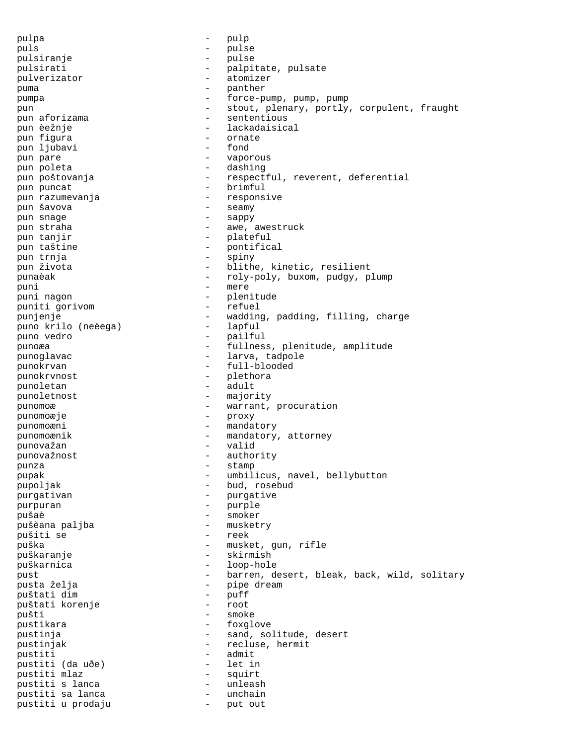pulpa - pulp
puls - pulse
pulsiranje - pulse
pulsirati - palpitate, pulsate
pulverizator - atomizer
puma - panther
pumpa - force-pump, pump, pump
pun - stout, plenary, portly, corpulent, fraught
pun aforizama - sententious
pun èežnje - lackadaisical
pun figura - ornate
pun ljubavi - fond
pun pare - vaporous
pun poleta - dashing
pun poštovanja - respectful, reverent, deferential
pun puncat - brimful
pun razumevanja - responsive
pun šavova - seamy
pun snage - sappy
pun straha - awe, awestruck
pun tanjir - plateful
pun taštine - pontifical
pun trnja - spiny
pun života - blithe, kinetic, resilient
punaèak - roly-poly, buxom, pudgy, plump
puni - mere
puni nagon - plenitude
puniti gorivom - refuel
punjenje - wadding, padding, filling, charge
puno krilo (neèega) - lapful
puno vedro - pailful
punoæa - fullness, plenitude, amplitude
punoglavac - larva, tadpole
punokrvan - full-blooded
punokrvnost - plethora
punoletan - adult
punoletnost - majority
punomoæ - warrant, procuration
punomoæje - proxy
punomoæni - mandatory
punomoænik - mandatory, attorney
punovažan - valid
punovažnost - authority
punza - stamp
pupak - umbilicus, navel, bellybutton
pupoljak - bud, rosebud
purgativan - purgative
purpuran - purple
pušaè - smoker
pušèana paljba - musketry
pušiti se - reek
puška - musket, gun, rifle
puškaranje - skirmish
puškarnica - loop-hole
pust - barren, desert, bleak, back, wild, solitary
pusta želja - pipe dream
puštati dim - puff
puštati korenje - root
pušti - smoke
pustikara - foxglove
pustinja - sand, solitude, desert
pustinjak - recluse, hermit
pustiti - admit
pustiti (da uðe) - let in
pustiti mlaz - squirt
pustiti s lanca - unleash
pustiti sa lanca - unchain
pustiti u prodaju - put out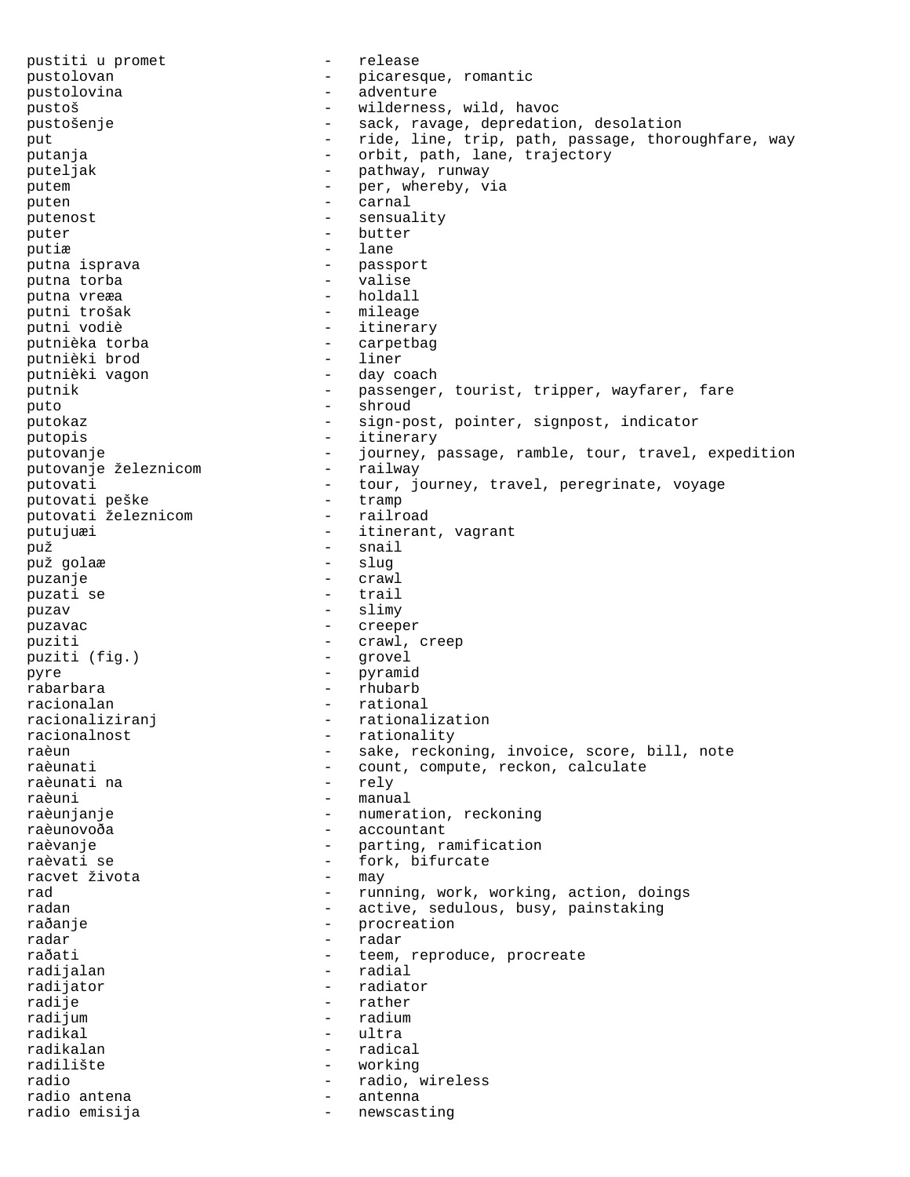pustiti u promet - release
pustolovan - picaresque, romantic
pustolovina - adventure
pustoš - wilderness, wild, havoc
pustošenje - sack, ravage, depredation, desolation
put - ride, line, trip, path, passage, thoroughfare, way
putanja - orbit, path, lane, trajectory
puteljak - pathway, runway
putem - per, whereby, via
puten - carnal
putenost - sensuality
puter - butter
putiæ - lane
putna isprava - passport
putna torba - valise
putna vreæa - holdall
putni trošak - mileage
putni vodiè - itinerary
putnièka torba - carpetbag
putnièki brod - liner
putnièki vagon - day coach
putnik - passenger, tourist, tripper, wayfarer, fare
puto - shroud
putokaz - sign-post, pointer, signpost, indicator
putopis - itinerary
putovanje - journey, passage, ramble, tour, travel, expedition
putovanje železnicom - railway
putovati - tour, journey, travel, peregrinate, voyage
putovati peške - tramp
putovati železnicom - railroad
putujuæi - itinerant, vagrant
puž - snail
puž golaæ - slug
puzanje - crawl
puzati se - trail
puzav - slimy
puzavac - creeper
puziti - crawl, creep
puziti (fig.) - grovel
pyre - pyramid
rabarbara - rhubarb
racionalan - rational
racionaliziranj - rationalization
racionalnost - rationality
raèun - sake, reckoning, invoice, score, bill, note
raèunati - count, compute, reckon, calculate
raèunati na - rely
raèuni - manual
raèunjanje - numeration, reckoning
raèunovoða - accountant
raèvanje - parting, ramification
raèvati se - fork, bifurcate
racvet života - may
rad - running, work, working, action, doings
radan - active, sedulous, busy, painstaking
raðanje - procreation
radar - radar
raðati - teem, reproduce, procreate
radijalan - radial
radijator - radiator
radije - rather
radijum - radium
radikal - ultra
radikalan - radical
radilište - working
radio - radio, wireless
radio antena - antenna
radio emisija - newscasting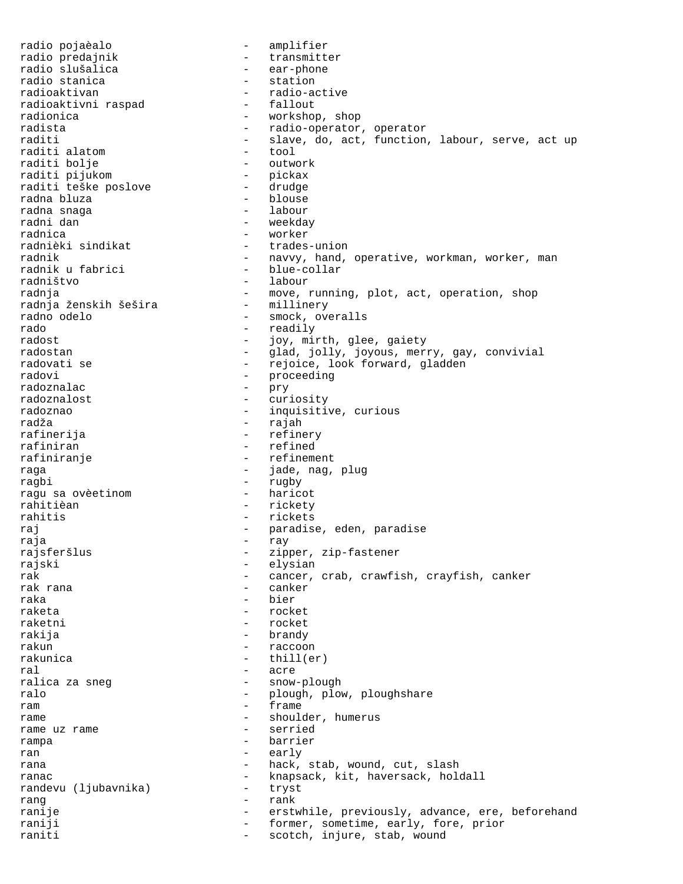radio pojaèalo - amplifier
radio predajnik - transmitter
radio slušalica - ear-phone
radio stanica - station
radioaktivan - radio-active
radioaktivni raspad - fallout
radionica - workshop, shop
radista - radio-operator, operator
raditi - slave, do, act, function, labour, serve, act up
raditi alatom - tool
raditi bolje - outwork
raditi pijukom - pickax
raditi teške poslove - drudge
radna bluza - blouse
radna snaga - labour
radni dan - weekday
radnica - worker
radnièki sindikat - trades-union
radnik - navvy, hand, operative, workman, worker, man
radnik u fabrici - blue-collar
radništvo - labour
radnja - move, running, plot, act, operation, shop
radnja ženskih šešira - millinery
radno odelo - smock, overalls
rado - readily
radost - joy, mirth, glee, gaiety
radostan - glad, jolly, joyous, merry, gay, convivial
radovati se - rejoice, look forward, gladden
radovi - proceeding
radoznalac - pry
radoznalost - curiosity
radoznao - inquisitive, curious
radža - rajah
rafinerija - refinery
rafiniran - refined
rafiniranje - refinement
raga - jade, nag, plug
ragbi - rugby
ragu sa ovèetinom - haricot
rahitièan - rickety
rahitis - rickets
raj - paradise, eden, paradise
raja - ray
rajsferšlus - zipper, zip-fastener
rajski - elysian
rak - cancer, crab, crawfish, crayfish, canker
rak rana - canker
raka - bier
raketa - rocket
raketni - rocket
rakija - brandy
rakun - raccoon
rakunica - thill(er)
ral - acre
ralica za sneg - snow-plough
ralo - plough, plow, ploughshare
ram - frame
rame - shoulder, humerus
rame uz rame - serried
rampa - barrier
ran - early
rana - hack, stab, wound, cut, slash
ranac - knapsack, kit, haversack, holdall
randevu (ljubavnika) - tryst
rang - rank
ranije - erstwhile, previously, advance, ere, beforehand
raniji - former, sometime, early, fore, prior
raniti - scotch, injure, stab, wound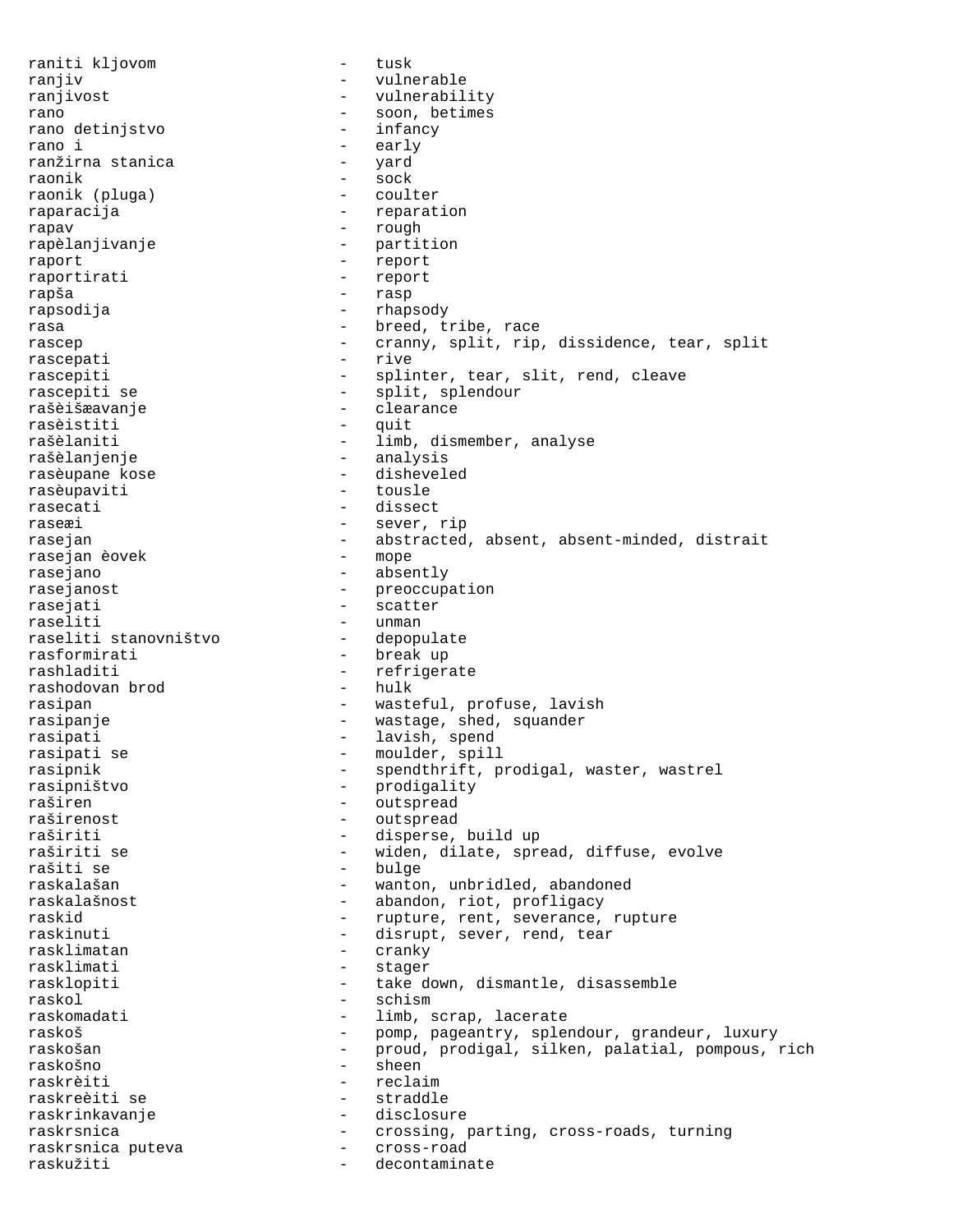raniti kljovom - tusk
ranjiv - vulnerable
ranjivost - vulnerability
rano - soon, betimes
rano detinjstvo - infancy
rano i - early
ranžirna stanica - yard
raonik - sock
raonik (pluga) - coulter
raparacija - reparation
rapav - rough
rapèlanjivanje - partition
raport - report
raportirati - report
rapša - rasp
rapsodija - rhapsody
rasa - breed, tribe, race
rascep - cranny, split, rip, dissidence, tear, split
rascepati - rive
rascepiti - splinter, tear, slit, rend, cleave
rascepiti se - split, splendour
rašèišæavanje - clearance
rasèistiti - quit
rašèlaniti - limb, dismember, analyse
rašèlanjenje - analysis
rasèupane kose - disheveled
rasèupaviti - tousle
rasecati - dissect
raseæi - sever, rip
rasejan - abstracted, absent, absent-minded, distrait
rasejan èovek - mope
rasejano - absently
rasejanost - preoccupation
rasejati - scatter
raseliti - unman
raseliti stanovništvo - depopulate
rasformirati - break up
rashladiti - refrigerate
rashodovan brod - hulk
rasipan - wasteful, profuse, lavish
rasipanje - wastage, shed, squander
rasipati - lavish, spend
rasipati se - moulder, spill
rasipnik - spendthrift, prodigal, waster, wastrel
rasipništvo - prodigality
raširen - outspread
raširenost - outspread
raširiti - disperse, build up
raširiti se - widen, dilate, spread, diffuse, evolve
rašiti se - bulge
raskalašan - wanton, unbridled, abandoned
raskalašnost - abandon, riot, profligacy
raskid - rupture, rent, severance, rupture
raskinuti - disrupt, sever, rend, tear
rasklimatan - cranky
rasklimati - stager
rasklopiti - take down, dismantle, disassemble
raskol - schism
raskomadati - limb, scrap, lacerate
raskoš - pomp, pageantry, splendour, grandeur, luxury
raskošan - proud, prodigal, silken, palatial, pompous, rich
raskošno - sheen
raskrèiti - reclaim
raskreèiti se - straddle
raskrinkavanje - disclosure
raskrsnica - crossing, parting, cross-roads, turning
raskrsnica puteva - cross-road
raskužiti - decontaminate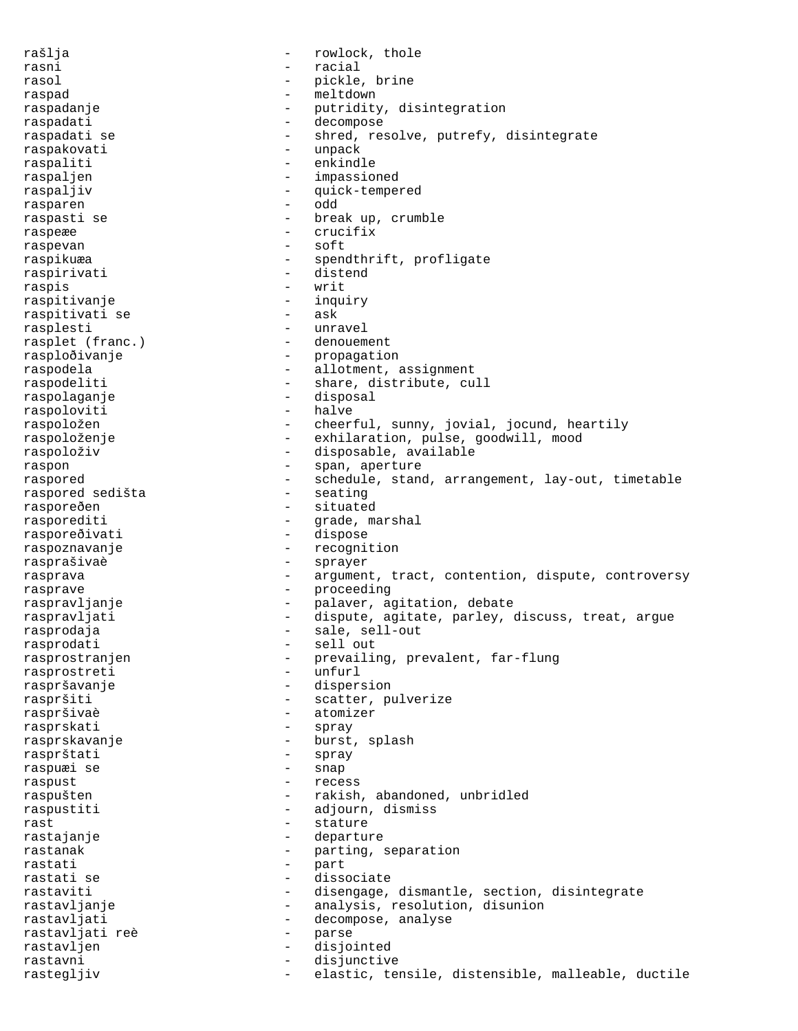rašlja - rowlock, thole
rasni - racial
rasol - pickle, brine
raspad - meltdown
raspadanje - putridity, disintegration
raspadati - decompose
raspadati se - shred, resolve, putrefy, disintegrate
raspakovati - unpack
raspaliti - enkindle
raspaljen - impassioned
raspaljiv - quick-tempered
rasparen - odd
raspasti se - break up, crumble
raspeæe - crucifix
raspevan - soft
raspikuæa - spendthrift, profligate
raspirivati - distend
raspis - writ
raspitivanje - inquiry
raspitivati se - ask
rasplesti - unravel
rasplet (franc.) - denouement
razploðivanje - propagation
raspodela - allotment, assignment
raspodeliti - share, distribute, cull
raspolaganje - disposal
raspoloviti - halve
raspoložen - cheerful, sunny, jovial, jocund, heartily
raspoloženje - exhilaration, pulse, goodwill, mood
raspoloživ - disposable, available
raspon - span, aperture
raspored - schedule, stand, arrangement, lay-out, timetable
raspored sedišta - seating
rasporeðen - situated
rasporediti - grade, marshal
rasporeðivati - dispose
raspoznavanje - recognition
rasprašivaè - sprayer
rasprava - argument, tract, contention, dispute, controversy
rasprave - proceeding
raspravljanje - palaver, agitation, debate
raspravljati - dispute, agitate, parley, discuss, treat, argue
rasprodaja - sale, sell-out
rasprodati - sell out
rasprostranjen - prevailing, prevalent, far-flung
rasprostreti - unfurl
raspršavanje - dispersion
raspršiti - scatter, pulverize
raspršivaè - atomizer
rasprskati - spray
rasprskavanje - burst, splash
rasprštati - spray
raspuæi se - snap
raspust - recess
raspušten - rakish, abandoned, unbridled
raspustiti - adjourn, dismiss
rast - stature
rastajanje - departure
rastanak - parting, separation
rastati - part
rastati se - dissociate
rastaviti - disengage, dismantle, section, disintegrate
rastavljanje - analysis, resolution, disunion
rastavljati - decompose, analyse
rastavljati reè - parse
rastavljen - disjointed
rastavni - disjunctive
rastegljiv - elastic, tensile, distensible, malleable, ductile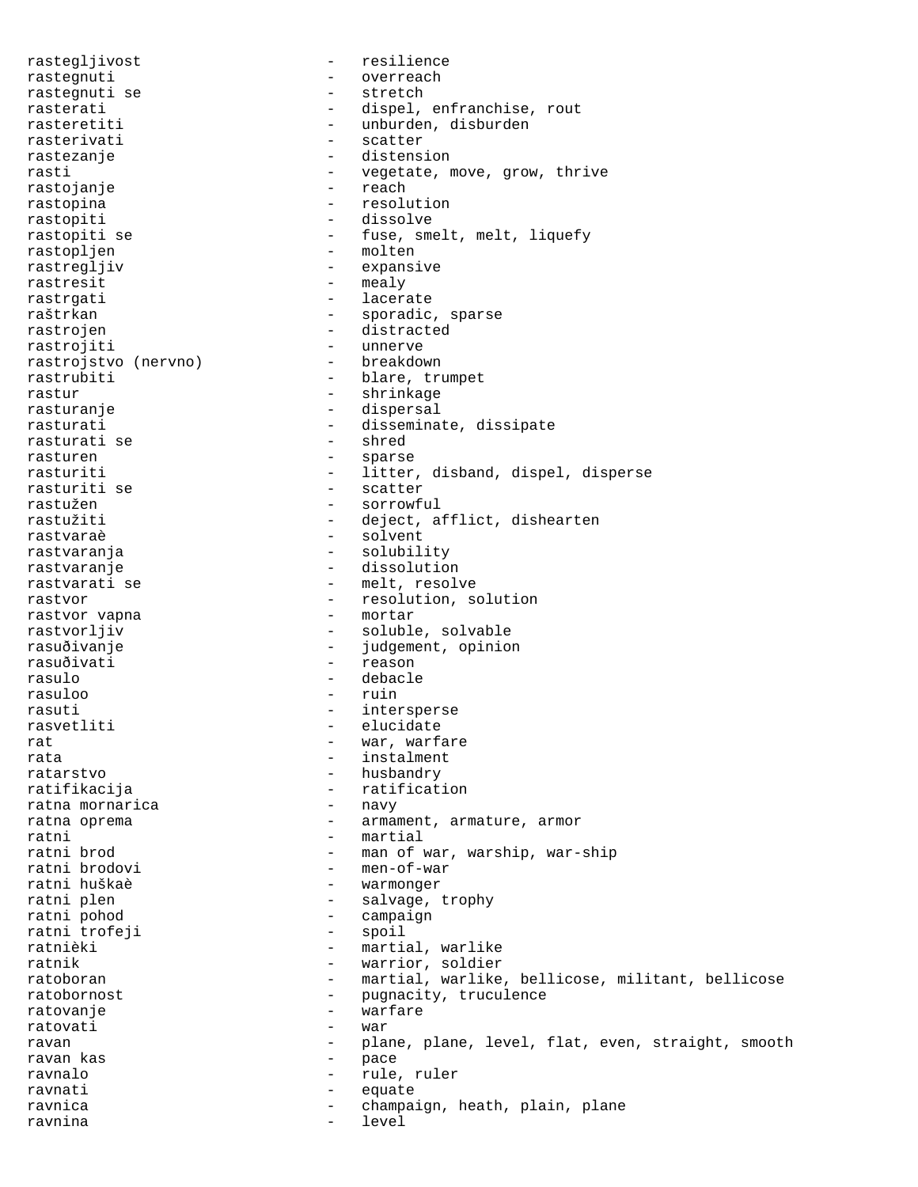rastegljivost - resilience
rastegnuti - overreach
rastegnuti se - stretch
rasterati - dispel, enfranchise, rout
rasteretiti - unburden, disburden
rasterivati - scatter
rastezanje - distension
rasti - vegetate, move, grow, thrive
rastojanje - reach
rastopina - resolution
rastopiti - dissolve
rastopiti se - fuse, smelt, melt, liquefy
rastopljen - molten
rastregljiv - expansive
rastresit - mealy
rastrgati - lacerate
raštrkan - sporadic, sparse
rastrojen - distracted
rastrojiti - unnerve
rastrojstvo (nervno) - breakdown
rastrubiti - blare, trumpet
rastur - shrinkage
rasturanje - dispersal
rasturati - disseminate, dissipate
rasturati se - shred
rasturen - sparse
rasturiti - litter, disband, dispel, disperse
rasturiti se - scatter
rastužen - sorrowful
rastužiti - deject, afflict, dishearten
rastvaraè - solvent
rastvaranja - solubility
rastvaranje - dissolution
rastvarati se - melt, resolve
rastvor - resolution, solution
rastvor vapna - mortar
rastvorljiv - soluble, solvable
rasuðivanje - judgement, opinion
rasuðivati - reason
rasulo - debacle
rasuloo - ruin
rasuti - intersperse
rasvetliti - elucidate
rat - war, warfare
rata - instalment
ratarstvo - husbandry
ratifikacija - ratification
ratna mornarica - navy
ratna oprema - armament, armature, armor
ratni - martial
ratni brod - man of war, warship, war-ship
ratni brodovi - men-of-war
ratni huškaè - warmonger
ratni plen - salvage, trophy
ratni pohod - campaign
ratni trofeji - spoil
ratnièki - martial, warlike
ratnik - warrior, soldier
ratoboran - martial, warlike, bellicose, militant, bellicose
ratobornost - pugnacity, truculence
ratovanje - warfare
ratovati - war
ravan - plane, plane, level, flat, even, straight, smooth
ravan kas - pace
ravnalo - rule, ruler
ravnati - equate
ravnica - champaign, heath, plain, plane
ravnina - level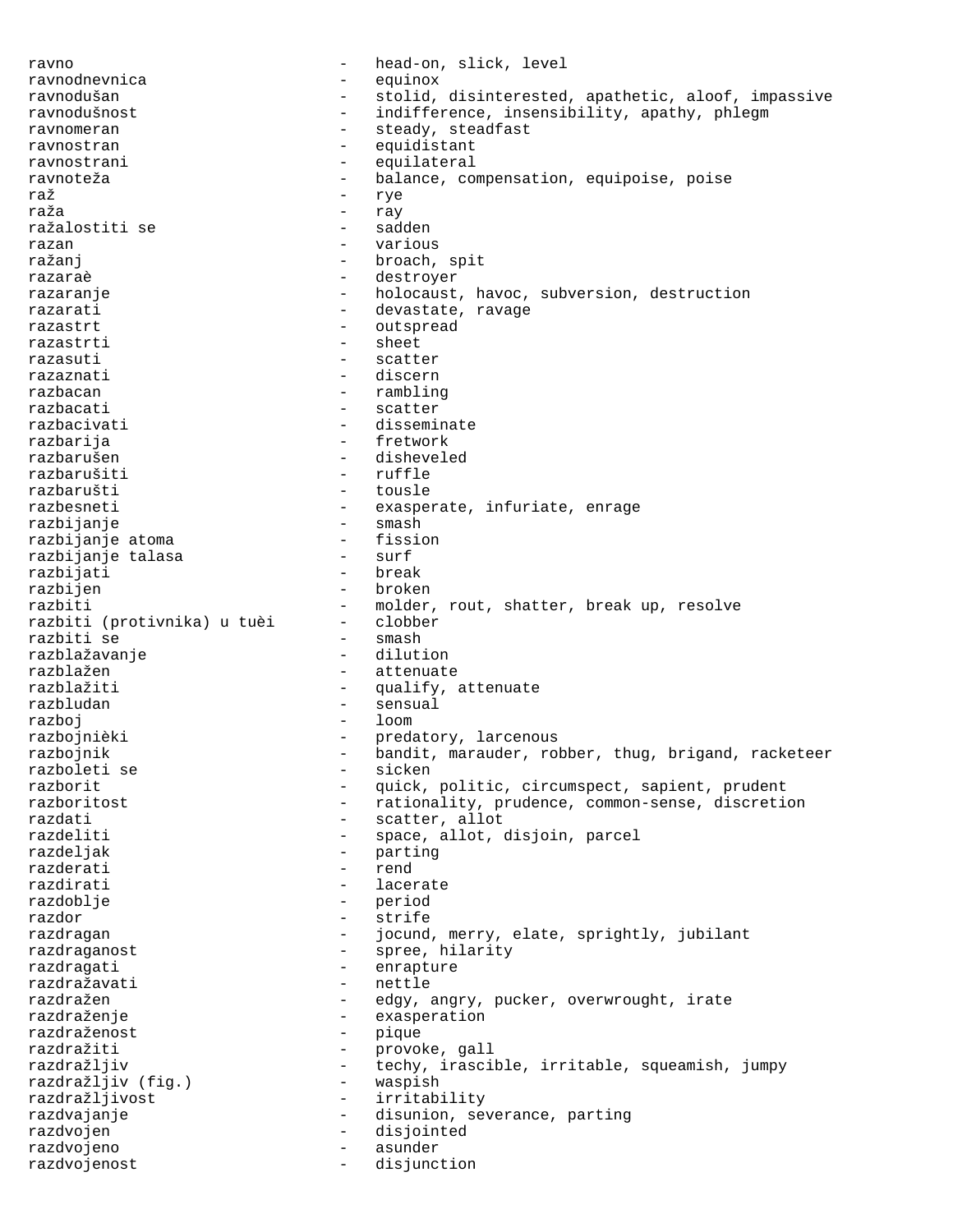ravno - head-on, slick, level
ravnodnevnica - equinox
ravnodušan - stolid, disinterested, apathetic, aloof, impassive
ravnodušnost - indifference, insensibility, apathy, phlegm
ravnomeran - steady, steadfast
ravnostran - equidistant
ravnostrani - equilateral
ravnoteža - balance, compensation, equipoise, poise
raž - rye
raža - ray
ražalostiti se - sadden
razan - various
ražanj - broach, spit
razaraè - destroyer
razaranje - holocaust, havoc, subversion, destruction
razarati - devastate, ravage
razastrt - outspread
razastrti - sheet
razasuti - scatter
razaznati - discern
razbacan - rambling
razbacati - scatter
razbacivati - disseminate
razbarija - fretwork
razbarušen - disheveled
razbarušiti - ruffle
razbarušti - tousle
razbesneti - exasperate, infuriate, enrage
razbijanje - smash
razbijanje atoma - fission
razbijanje talasa - surf
razbijati - break
razbijen - broken
razbiti - molder, rout, shatter, break up, resolve
razbiti (protivnika) u tuèi - clobber
razbiti se - smash
razblažavanje - dilution
razblažen - attenuate
razblažiti - qualify, attenuate
razbludan - sensual
razboj - loom
razbojnièki - predatory, larcenous
razbojnik - bandit, marauder, robber, thug, brigand, racketeer
razboleti se - sicken
razborit - quick, politic, circumspect, sapient, prudent
razboritost - rationality, prudence, common-sense, discretion
razdati - scatter, allot
razdeliti - space, allot, disjoin, parcel
razdeljak - parting
razderati - rend
razdirati - lacerate
razdoblje - period
razdor - strife
razdragan - jocund, merry, elate, sprightly, jubilant
razdraganost - spree, hilarity
razdragati - enrapture
razdražavati - nettle
razdražen - edgy, angry, pucker, overwrought, irate
razdraženje - exasperation
razdraženost - pique
razdražiti - provoke, gall
razdražljiv - techy, irascible, irritable, squeamish, jumpy
razdražljiv (fig.) - waspish
razdražljivost - irritability
razdvajanje - disunion, severance, parting
razdvojen - disjointed
razdvojeno - asunder
razdvojenost - disjunction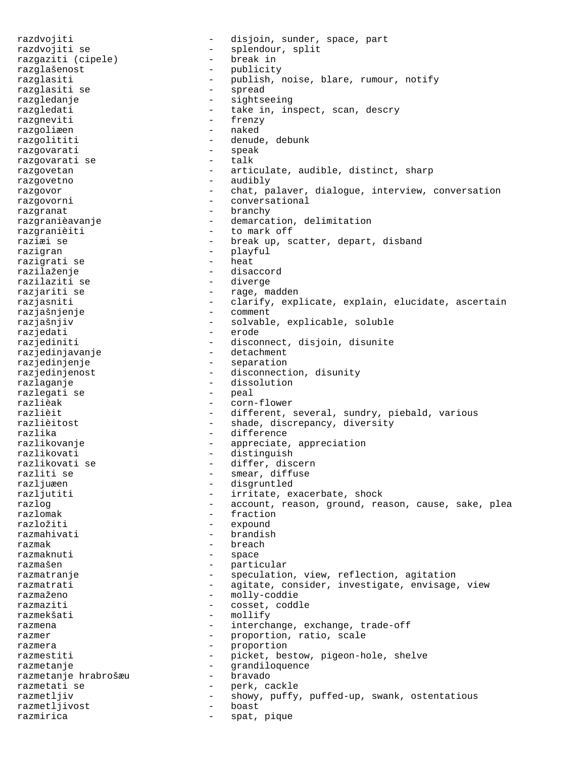razdvojiti - disjoin, sunder, space, part
razdvojiti se - splendour, split
razgaziti (cipele) - break in
razglašenost - publicity
razglasiti - publish, noise, blare, rumour, notify
razglasiti se - spread
razgledanje - sightseeing
razgledati - take in, inspect, scan, descry
razgneviti - frenzy
razgoliæen - naked
razgolititi - denude, debunk
razgovarati - speak
razgovarati se - talk
razgovetan - articulate, audible, distinct, sharp
razgovetno - audibly
razgovor - chat, palaver, dialogue, interview, conversation
razgovorni - conversational
razgranat - branchy
razgranièavanje - demarcation, delimitation
razgranièiti - to mark off
raziæi se - break up, scatter, depart, disband
razigran - playful
razigrati se - heat
razilaženje - disaccord
razilaziti se - diverge
razjariti se - rage, madden
razjasniti - clarify, explicate, explain, elucidate, ascertain
razjašnjenje - comment
razjašnjiv - solvable, explicable, soluble
razjedati - erode
razjediniti - disconnect, disjoin, disunite
razjedinjavanje - detachment
razjedinjenje - separation
razjedinjenost - disconnection, disunity
razlaganje - dissolution
razlegati se - peal
razlièak - corn-flower
razlièit - different, several, sundry, piebald, various
razlièitost - shade, discrepancy, diversity
razlika - difference
razlikovanje - appreciate, appreciation
razlikovati - distinguish
razlikovati se - differ, discern
razliti se - smear, diffuse
razljuæen - disgruntled
razljutiti - irritate, exacerbate, shock
razlog - account, reason, ground, reason, cause, sake, plea
razlomak - fraction
razložiti - expound
razmahivati - brandish
razmak - breach
razmaknuti - space
razmašen - particular
razmatranje - speculation, view, reflection, agitation
razmatrati - agitate, consider, investigate, envisage, view
razmaženo - molly-coddie
razmaziti - cosset, coddle
razmekšati - mollify
razmena - interchange, exchange, trade-off
razmer - proportion, ratio, scale
razmera - proportion
razmestiti - picket, bestow, pigeon-hole, shelve
razmetanje - grandiloquence
razmetanje hrabrošæu - bravado
razmetati se - perk, cackle
razmetljiv - showy, puffy, puffed-up, swank, ostentatious
razmetljivost - boast
razmirica - spat, pique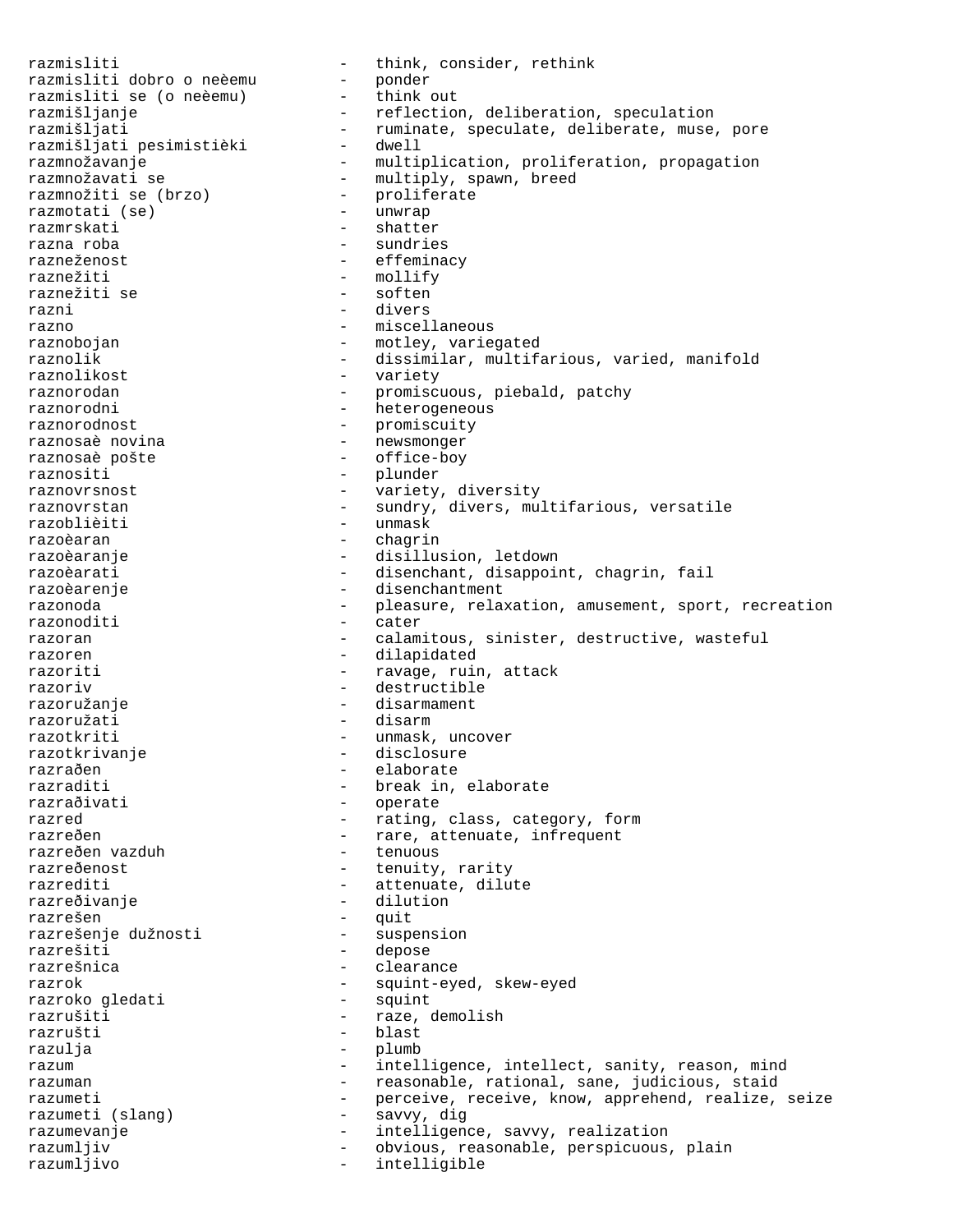razmisliti - think, consider, rethink
razmisliti dobro o neèemu - ponder
razmisliti se (o neèemu) - think out
razmišljanje - reflection, deliberation, speculation
razmišljati - ruminate, speculate, deliberate, muse, pore
razmišljati pesimistièki - dwell
razmnožavanje - multiplication, proliferation, propagation
razmnožavati se - multiply, spawn, breed
razmnožiti se (brzo) - proliferate
razmotati (se) - unwrap
razmrskati - shatter
razna roba - sundries
razneženost - effeminacy
raznežiti - mollify
raznežiti se - soften
razni - divers
razno - miscellaneous
raznobojan - motley, variegated
raznolik - dissimilar, multifarious, varied, manifold
raznolikost - variety
raznorodan - promiscuous, piebald, patchy
raznorodni - heterogeneous
raznorodnost - promiscuity
raznosaè novina - newsmonger
raznosaè pošte - office-boy
raznositi - plunder
raznovrsnost - variety, diversity
raznovrstan - sundry, divers, multifarious, versatile
razoblièiti - unmask
razoèaran - chagrin
razoèaranje - disillusion, letdown
razoèarati - disenchant, disappoint, chagrin, fail
razoèarenje - disenchantment
razonoda - pleasure, relaxation, amusement, sport, recreation
razonoditi - cater
razoran - calamitous, sinister, destructive, wasteful
razoren - dilapidated
razoriti - ravage, ruin, attack
razoriv - destructible
razoružanje - disarmament
razoružati - disarm
razotkriti - unmask, uncover
razotkrivanje - disclosure
razraðen - elaborate
razraditi - break in, elaborate
razraðivati - operate
razred - rating, class, category, form
razreðen - rare, attenuate, infrequent
razreðen vazduh - tenuous
razreðenost - tenuity, rarity
razrediti - attenuate, dilute
razreðivanje - dilution
razrešen - quit
razrešenje dužnosti - suspension
razrešiti - depose
razrešnica - clearance
razrok - squint-eyed, skew-eyed
razroko gledati - squint
razrušiti - raze, demolish
razrušti - blast
razulja - plumb
razum - intelligence, intellect, sanity, reason, mind
razuman - reasonable, rational, sane, judicious, staid
razumeti - perceive, receive, know, apprehend, realize, seize
razumeti (slang) - savvy, dig
razumevanje - intelligence, savvy, realization
razumljiv - obvious, reasonable, perspicuous, plain
razumljivo - intelligible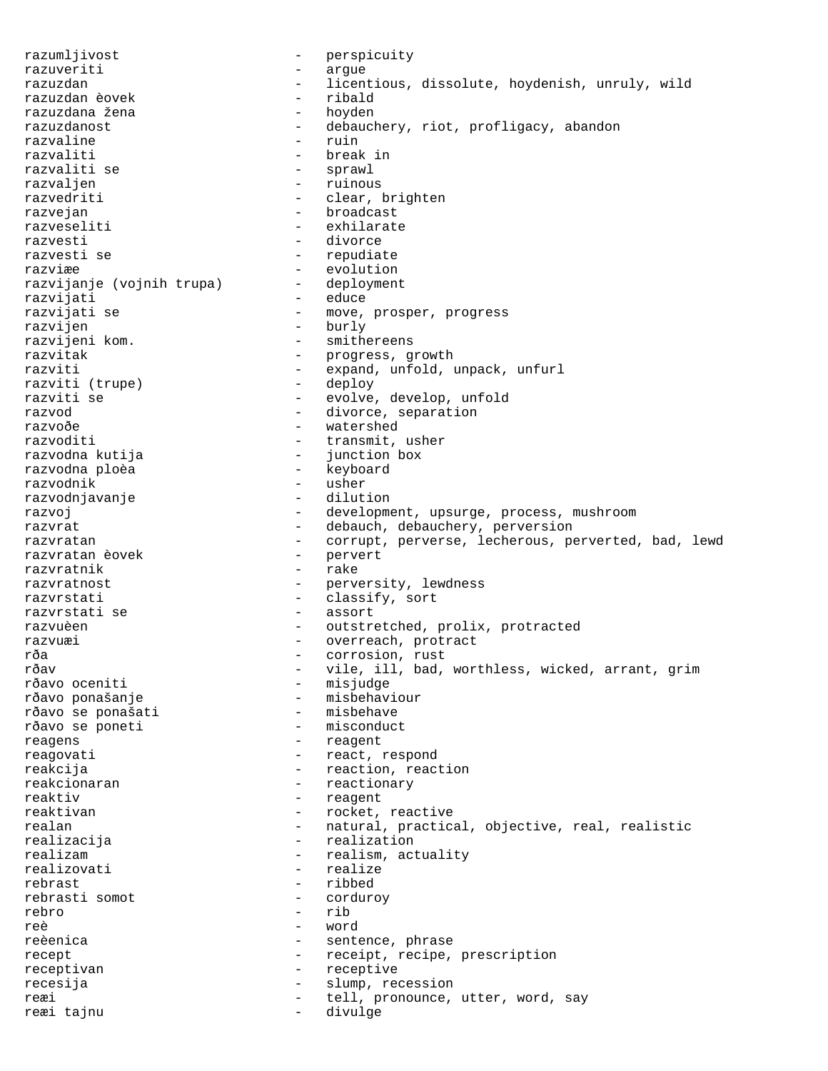razumljivost - perspicuity
razuveriti - argue
razuzdan - licentious, dissolute, hoydenish, unruly, wild
razuzdan èovek - ribald
razuzdana žena - hoyden
razuzdanost - debauchery, riot, profligacy, abandon
razvaline - ruin
razvaliti - break in
razvaliti se - sprawl
razvaljen - ruinous
razvedriti - clear, brighten
razvejan - broadcast
razveseliti - exhilarate
razvesti - divorce
razvesti se - repudiate
razviæe - evolution
razvijanje (vojnih trupa) - deployment
razvijati - educe
razvijati se - move, prosper, progress
razvijen - burly
razvijeni kom. - smithereens
razvitak - progress, growth
razviti - expand, unfold, unpack, unfurl
razviti (trupe) - deploy
razviti se - evolve, develop, unfold
razvod - divorce, separation
razvoðe - watershed
razvoditi - transmit, usher
razvodna kutija - junction box
razvodna ploèa - keyboard
razvodnik - usher
razvodnjavanje - dilution
razvoj - development, upsurge, process, mushroom
razvrat - debauch, debauchery, perversion
razvratan - corrupt, perverse, lecherous, perverted, bad, lewd
razvratan èovek - pervert
razvratnik - rake
razvratnost - perversity, lewdness
razvrstati - classify, sort
razvrstati se - assort
razvuèen - outstretched, prolix, protracted
razvuæi - overreach, protract
rða - corrosion, rust
rðav - vile, ill, bad, worthless, wicked, arrant, grim
rðavo oceniti - misjudge
rðavo ponašanje - misbehaviour
rðavo se ponašati - misbehave
rðavo se poneti - misconduct
reagens - reagent
reagovati - react, respond
reakcija - reaction, reaction
reakcionaran - reactionary
reaktiv - reagent
reaktivan - rocket, reactive
realan - natural, practical, objective, real, realistic
realizacija - realization
realizam - realism, actuality
realizovati - realize
rebrast - ribbed
rebrasti somot - corduroy
rebro - rib
reè - word
reèenica - sentence, phrase
recept - receipt, recipe, prescription
receptivan - receptive
recesija - slump, recession
reæi - tell, pronounce, utter, word, say
reæi tajnu - divulge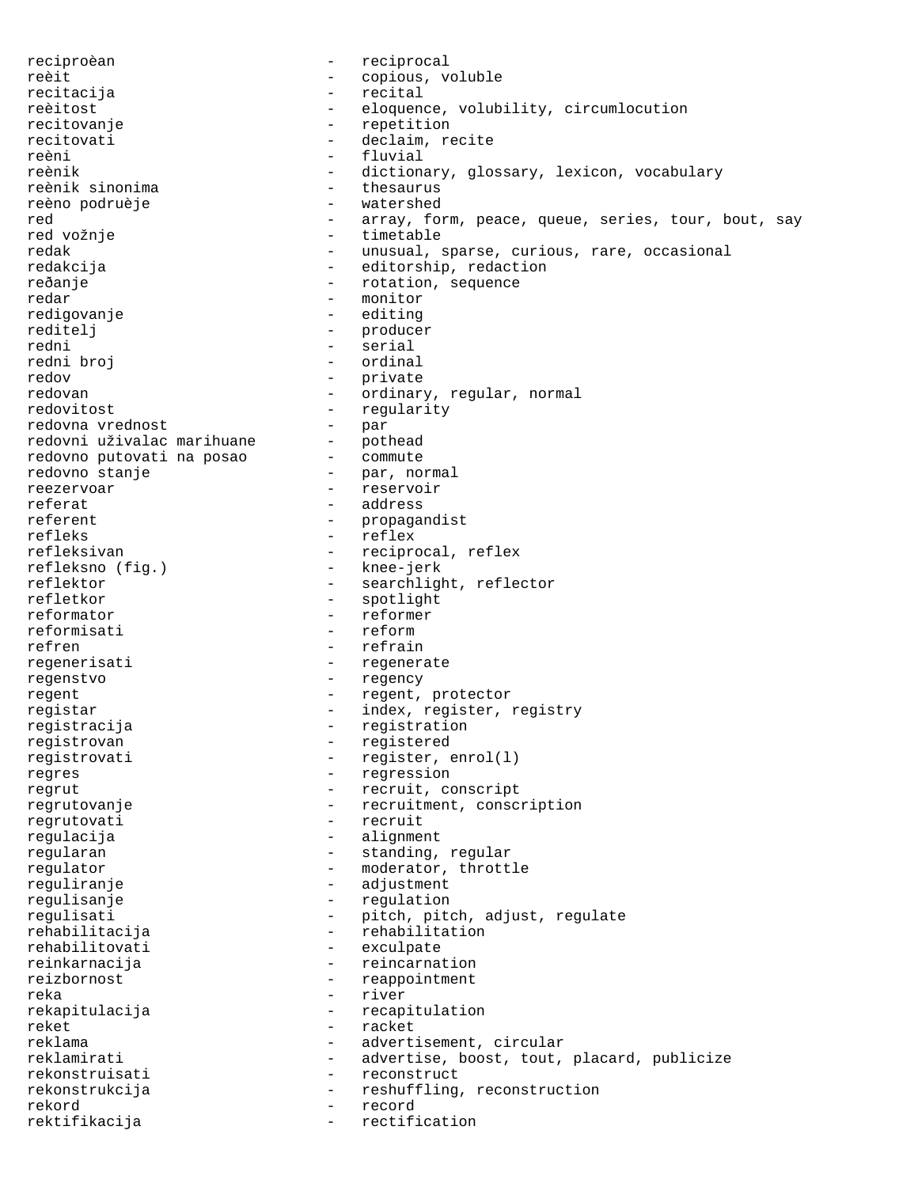reciproèan - reciprocal
reèit - copious, voluble
recitacija - recital
reèitost - eloquence, volubility, circumlocution
recitovanje - repetition
recitovati - declaim, recite
reèni - fluvial
reènik - dictionary, glossary, lexicon, vocabulary
reènik sinonima - thesaurus
reèno podruèje - watershed
red - array, form, peace, queue, series, tour, bout, say
red vožnje - timetable
redak - unusual, sparse, curious, rare, occasional
redakcija - editorship, redaction
ređanje - rotation, sequence
redar - monitor
redigovanje - editing
reditelj - producer
redni - serial
redni broj - ordinal
redov - private
redovan - ordinary, regular, normal
redovitost - regularity
redovna vrednost - par
redovni uživalac marihuane - pothead
redovno putovati na posao - commute
redovno stanje - par, normal
reezervoar - reservoir
referat - address
referent - propagandist
refleks - reflex
refleksivan - reciprocal, reflex
refleksno (fig.) - knee-jerk
reflektor - searchlight, reflector
refletkor - spotlight
reformator - reformer
reformisati - reform
refren - refrain
regenerisati - regenerate
regenstvo - regency
regent - regent, protector
registar - index, register, registry
registracija - registration
registrovan - registered
registrovati - register, enrol(l)
regres - regression
regrut - recruit, conscript
regrutovanje - recruitment, conscription
regrutovati - recruit
regulacija - alignment
regularan - standing, regular
regulator - moderator, throttle
reguliranje - adjustment
regulisanje - regulation
regulisati - pitch, pitch, adjust, regulate
rehabilitacija - rehabilitation
rehabilitovati - exculpate
reinkarnacija - reincarnation
reizbornost - reappointment
reka - river
rekapitulacija - recapitulation
reket - racket
reklama - advertisement, circular
reklamirati - advertise, boost, tout, placard, publicize
rekonstruisati - reconstruct
rekonstrukcija - reshuffling, reconstruction
rekord - record
rektifikacija - rectification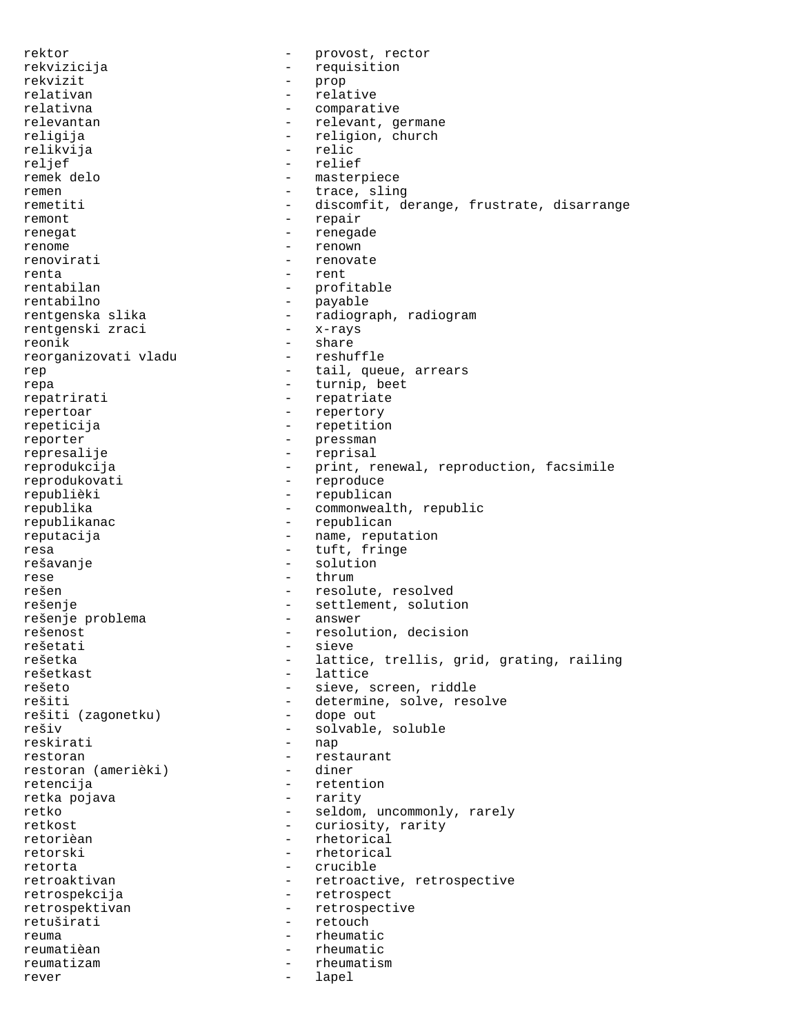rektor - provost, rector
rekvizicija - requisition
rekvizit - prop
relativan - relative
relativna - comparative
relevantan - relevant, germane
religija - religion, church
relikvija - relic
reljef - relief
remek delo - masterpiece
remen - trace, sling
remetiti - discomfit, derange, frustrate, disarrange
remont - repair
renegat - renegade
renome - renown
renovirati - renovate
renta - rent
rentabilan - profitable
rentabilno - payable
rentgenska slika - radiograph, radiogram
rentgenski zraci - x-rays
reonik - share
reorganizovati vladu - reshuffle
rep - tail, queue, arrears
repa - turnip, beet
repatrirati - repatriate
repertoar - repertory
repeticija - repetition
reporter - pressman
represalije - reprisal
reprodukcija - print, renewal, reproduction, facsimile
reprodukovati - reproduce
republièki - republican
republika - commonwealth, republic
republikanac - republican
reputacija - name, reputation
resa - tuft, fringe
rešavanje - solution
rese - thrum
rešen - resolute, resolved
rešenje - settlement, solution
rešenje problema - answer
rešenost - resolution, decision
rešetati - sieve
rešetka - lattice, trellis, grid, grating, railing
rešetkast - lattice
rešeto - sieve, screen, riddle
rešiti - determine, solve, resolve
rešiti (zagonetku) - dope out
rešiv - solvable, soluble
reskirati - nap
restoran - restaurant
restoran (amerièki) - diner
retencija - retention
retka pojava - rarity
retko - seldom, uncommonly, rarely
retkost - curiosity, rarity
retorièan - rhetorical
retorski - rhetorical
retorta - crucible
retroaktivan - retroactive, retrospective
retrospekcija - retrospect
retrospektivan - retrospective
retuširati - retouch
reuma - rheumatic
reumatièan - rheumatic
reumatizam - rheumatism
rever - lapel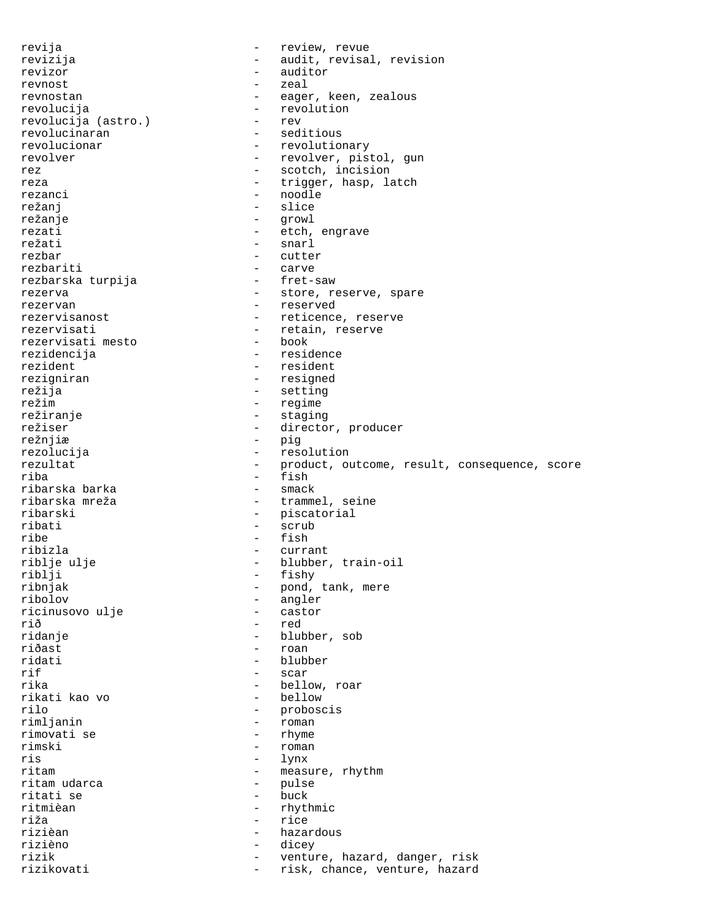revija - review, revue
revizija - audit, revisal, revision
revizor - auditor
revnost - zeal
revnostan - eager, keen, zealous
revolucija - revolution
revolucija (astro.) - rev
revolucinaran - seditious
revolucionar - revolutionary
revolver - revolver, pistol, gun
rez - scotch, incision
reza - trigger, hasp, latch
rezanci - noodle
režanj - slice
režanje - growl
rezati - etch, engrave
režati - snarl
rezbar - cutter
rezbariti - carve
rezbarska turpija - fret-saw
rezerva - store, reserve, spare
rezervan - reserved
rezervisanost - reticence, reserve
rezervisati - retain, reserve
rezervisati mesto - book
rezidencija - residence
rezident - resident
rezigniran - resigned
režija - setting
režim - regime
režiranje - staging
režiser - director, producer
režnjiæ - pig
rezolucija - resolution
rezultat - product, outcome, result, consequence, score
riba - fish
ribarska barka - smack
ribarska mreža - trammel, seine
ribarski - piscatorial
ribati - scrub
ribe - fish
ribizla - currant
riblje ulje - blubber, train-oil
riblji - fishy
ribnjak - pond, tank, mere
ribolov - angler
ricinusovo ulje - castor
riđ - red
ridanje - blubber, sob
riđast - roan
ridati - blubber
rif - scar
rika - bellow, roar
rikati kao vo - bellow
rilo - proboscis
rimljanin - roman
rimovati se - rhyme
rimski - roman
ris - lynx
ritam - measure, rhythm
ritam udarca - pulse
ritati se - buck
ritmièan - rhythmic
riža - rice
rizièan - hazardous
rizièno - dicey
rizik - venture, hazard, danger, risk
rizikovati - risk, chance, venture, hazard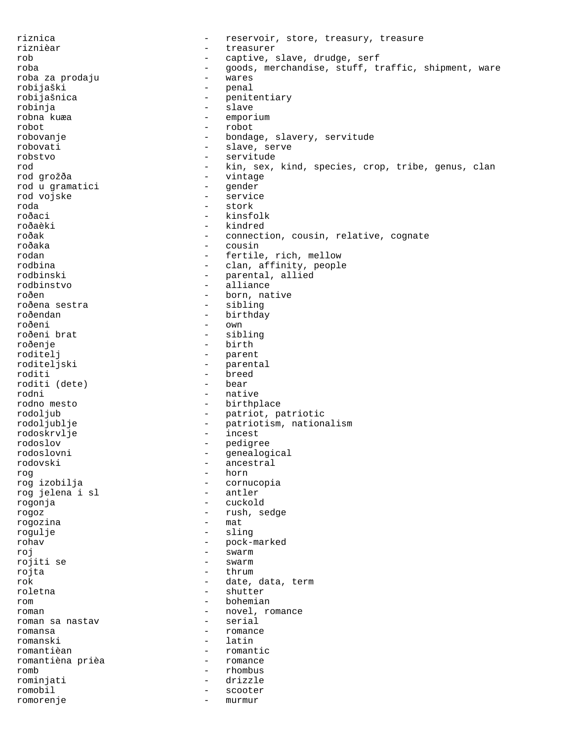riznica - reservoir, store, treasury, treasure
riznièar - treasurer
rob - captive, slave, drudge, serf
roba - goods, merchandise, stuff, traffic, shipment, ware
roba za prodaju - wares
robijaški - penal
robijašnica - penitentiary
robinja - slave
robna kuæa - emporium
robot - robot
robovanje - bondage, slavery, servitude
robovati - slave, serve
robstvo - servitude
rod - kin, sex, kind, species, crop, tribe, genus, clan
rod grožða - vintage
rod u gramatici - gender
rod vojske - service
roda - stork
roðaci - kinsfolk
roðaèki - kindred
roðak - connection, cousin, relative, cognate
roðaka - cousin
rodan - fertile, rich, mellow
rodbina - clan, affinity, people
rodbinski - parental, allied
rodbinstvo - alliance
roðen - born, native
roðena sestra - sibling
roðendan - birthday
roðeni - own
roðeni brat - sibling
roðenje - birth
roditelj - parent
roditeljski - parental
roditi - breed
roditi (dete) - bear
rodni - native
rodno mesto - birthplace
rodoljub - patriot, patriotic
rodoljublje - patriotism, nationalism
rodoskrvlje - incest
rodoslov - pedigree
rodoslovni - genealogical
rodovski - ancestral
rog - horn
rog izobilja - cornucopia
rog jelena i sl - antler
rogonja - cuckold
rogoz - rush, sedge
rogozina - mat
rogulje - sling
rohav - pock-marked
roj - swarm
rojiti se - swarm
rojta - thrum
rok - date, data, term
roletna - shutter
rom - bohemian
roman - novel, romance
roman sa nastav - serial
romansa - romance
romanski - latin
romantièan - romantic
romantièna prièa - romance
romb - rhombus
rominjati - drizzle
romobil - scooter
romorenje - murmur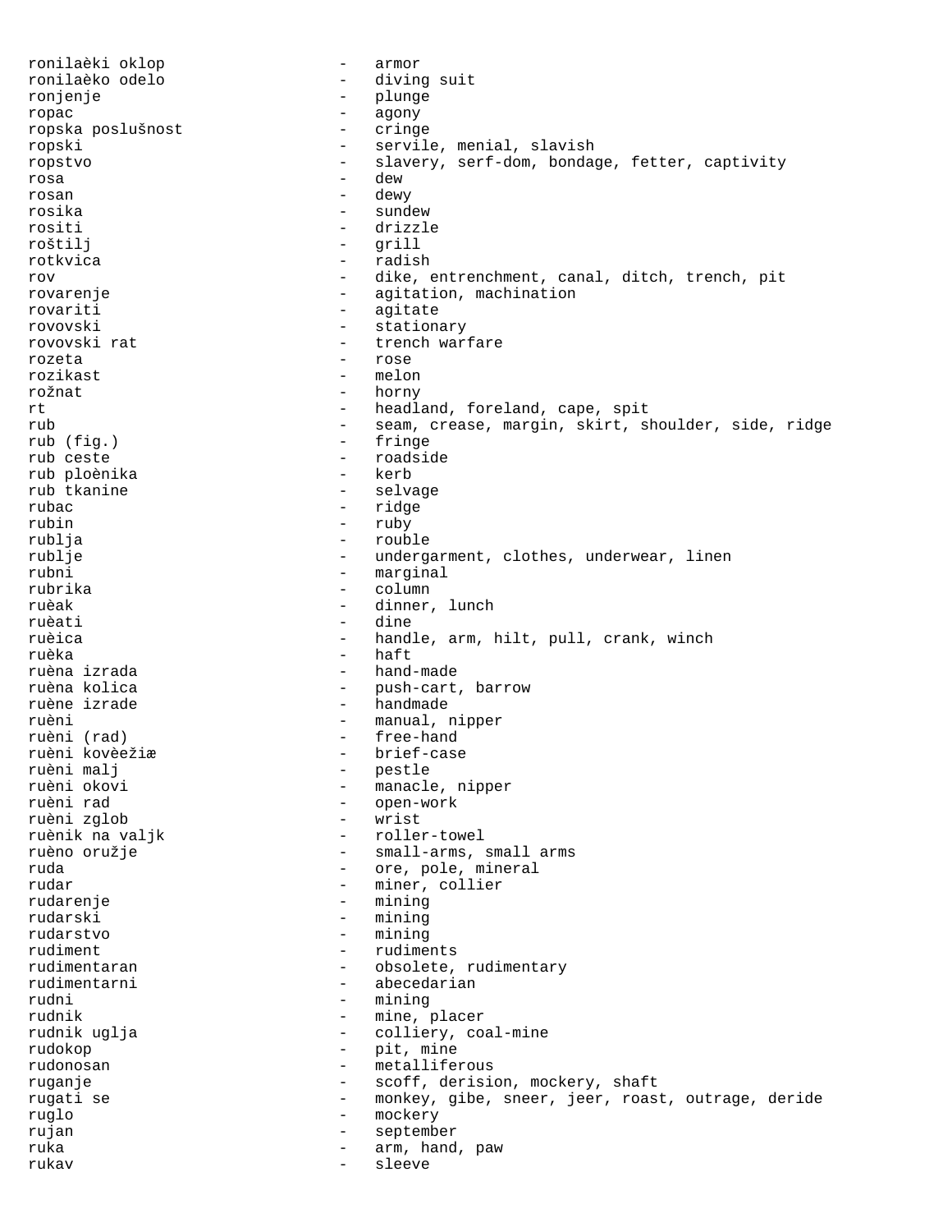ronilaèki oklop - armor
ronilaèko odelo - diving suit
ronjenje - plunge
ropac - agony
ropska poslušnost - cringe
ropski - servile, menial, slavish
ropstvo - slavery, serf-dom, bondage, fetter, captivity
rosa - dew
rosan - dewy
rosika - sundew
rositi - drizzle
roštilj - grill
rotkvica - radish
rov - dike, entrenchment, canal, ditch, trench, pit
rovarenje - agitation, machination
rovariti - agitate
rovovski - stationary
rovovski rat - trench warfare
rozeta - rose
rozikast - melon
rožnat - horny
rt - headland, foreland, cape, spit
rub - seam, crease, margin, skirt, shoulder, side, ridge
rub (fig.) - fringe
rub ceste - roadside
rub ploènika - kerb
rub tkanine - selvage
rubac - ridge
rubin - ruby
rublja - rouble
rublje - undergarment, clothes, underwear, linen
rubni - marginal
rubrika - column
ruèak - dinner, lunch
ruèati - dine
ruèica - handle, arm, hilt, pull, crank, winch
ruèka - haft
ruèna izrada - hand-made
ruèna kolica - push-cart, barrow
ruène izrade - handmade
ruèni - manual, nipper
ruèni (rad) - free-hand
ruèni kovèežiæ - brief-case
ruèni malj - pestle
ruèni okovi - manacle, nipper
ruèni rad - open-work
ruèni zglob - wrist
ruènik na valjk - roller-towel
ruèno oružje - small-arms, small arms
ruda - ore, pole, mineral
rudar - miner, collier
rudarenje - mining
rudarski - mining
rudarstvo - mining
rudiment - rudiments
rudimentaran - obsolete, rudimentary
rudimentarni - abecedarian
rudni - mining
rudnik - mine, placer
rudnik uglja - colliery, coal-mine
rudokop - pit, mine
rudonosan - metalliferous
ruganje - scoff, derision, mockery, shaft
rugati se - monkey, gibe, sneer, jeer, roast, outrage, deride
ruglo - mockery
rujan - september
ruka - arm, hand, paw
rukav - sleeve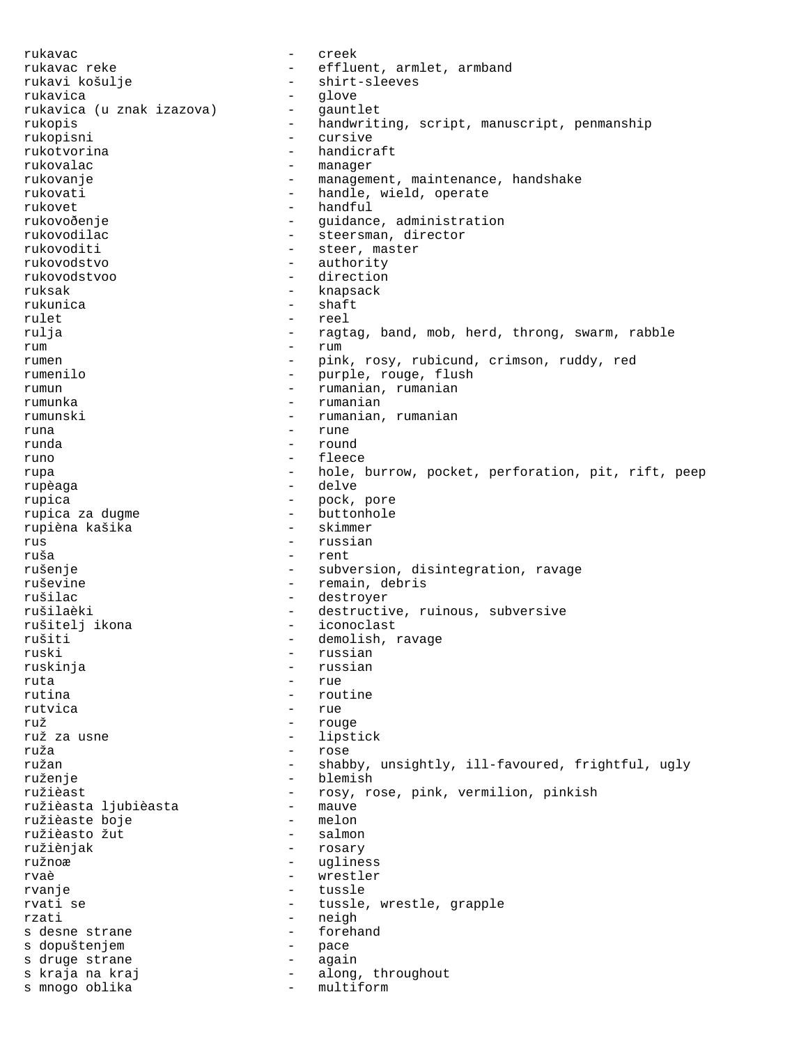rukavac - creek
rukavac reke - effluent, armlet, armband
rukavi košulje - shirt-sleeves
rukavica - glove
rukavica (u znak izazova) - gauntlet
rukopis - handwriting, script, manuscript, penmanship
rukopisni - cursive
rukotvorina - handicraft
rukovalac - manager
rukovanje - management, maintenance, handshake
rukovati - handle, wield, operate
rukovet - handful
rukovođenje - guidance, administration
rukovodilac - steersman, director
rukovoditi - steer, master
rukovodstvo - authority
rukovodstvoo - direction
ruksak - knapsack
rukunica - shaft
rulet - reel
rulja - ragtag, band, mob, herd, throng, swarm, rabble
rum - rum
rumen - pink, rosy, rubicund, crimson, ruddy, red
rumenilo - purple, rouge, flush
rumun - rumanian, rumanian
rumunka - rumanian
rumunski - rumanian, rumanian
runa - rune
runda - round
runo - fleece
rupa - hole, burrow, pocket, perforation, pit, rift, peep
rupèaga - delve
rupica - pock, pore
rupica za dugme - buttonhole
rupièna kašika - skimmer
rus - russian
ruša - rent
rušenje - subversion, disintegration, ravage
ruševine - remain, debris
rušilac - destroyer
rušilaèki - destructive, ruinous, subversive
rušitelj ikona - iconoclast
rušiti - demolish, ravage
ruski - russian
ruskinja - russian
ruta - rue
rutina - routine
rutvica - rue
ruž - rouge
ruž za usne - lipstick
ruža - rose
ružan - shabby, unsightly, ill-favoured, frightful, ugly
ruženje - blemish
ružièast - rosy, rose, pink, vermilion, pinkish
ružièasta ljubièasta - mauve
ružièaste boje - melon
ružièasto žut - salmon
ružiènjak - rosary
ružnoæ - ugliness
rvaè - wrestler
rvanje - tussle
rvati se - tussle, wrestle, grapple
rzati - neigh
s desne strane - forehand
s dopuštenjem - pace
s druge strane - again
s kraja na kraj - along, throughout
s mnogo oblika - multiform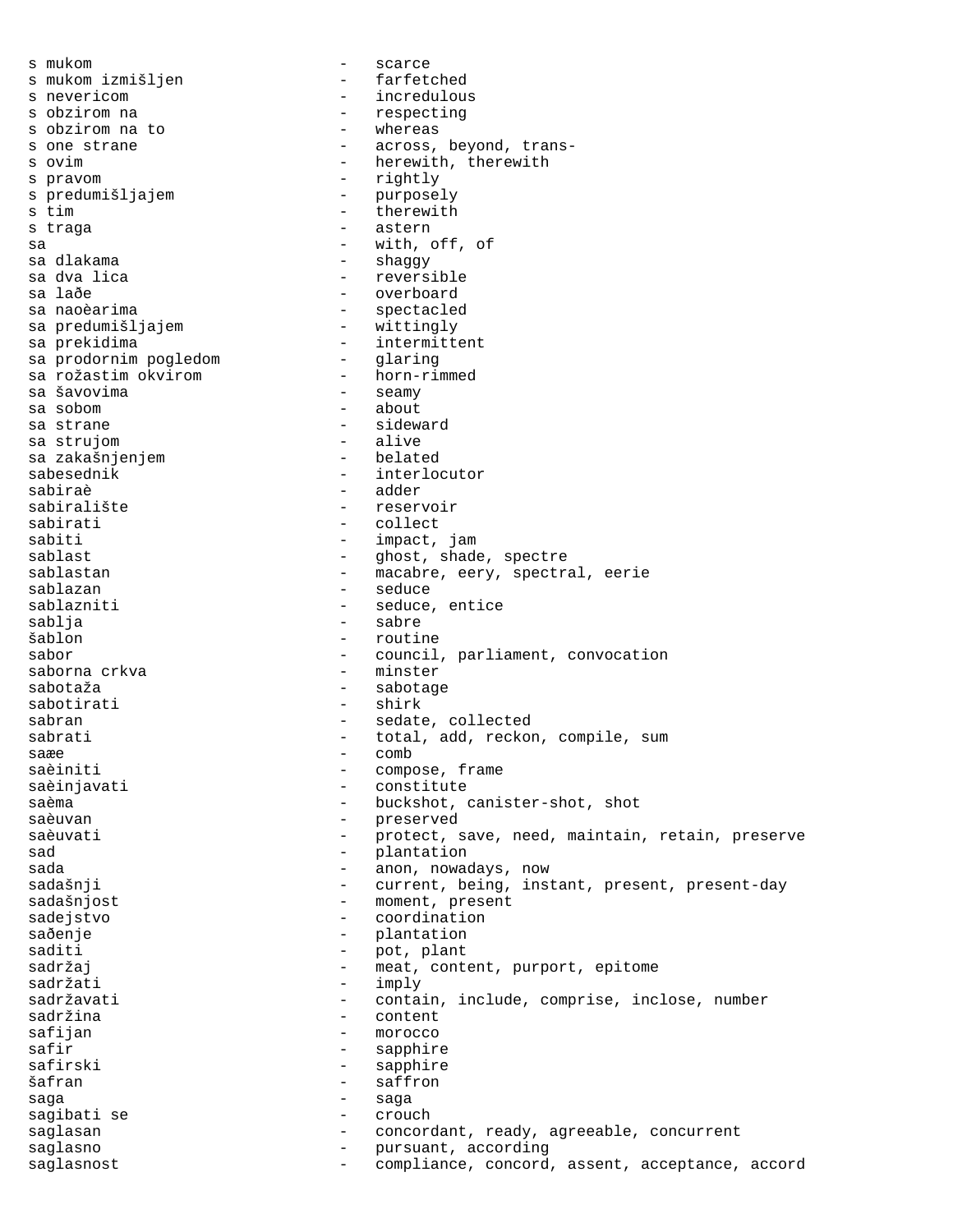s mukom - scarce
s mukom izmišljen - farfetched
s nevericom - incredulous
s obzirom na - respecting
s obzirom na to - whereas
s one strane - across, beyond, trans-
s ovim - herewith, therewith
s pravom - rightly
s predumišljajem - purposely
s tim - therewith
s traga - astern
sa - with, off, of
sa dlakama - shaggy
sa dva lica - reversible
sa lađe - overboard
sa naoèarima - spectacled
sa predumišljajem - wittingly
sa prekidima - intermittent
sa prodornim pogledom - glaring
sa rožastim okvirom - horn-rimmed
sa šavovima - seamy
sa sobom - about
sa strane - sideward
sa strujom - alive
sa zakašnjenjem - belated
sabesednik - interlocutor
sabiraè - adder
sabiralište - reservoir
sabirati - collect
sabiti - impact, jam
sablast - ghost, shade, spectre
sablastan - macabre, eery, spectral, eerie
sablazan - seduce
sablazniti - seduce, entice
sablja - sabre
šablon - routine
sabor - council, parliament, convocation
saborna crkva - minster
sabotaža - sabotage
sabotirati - shirk
sabran - sedate, collected
sabrati - total, add, reckon, compile, sum
saæe - comb
saèiniti - compose, frame
saèinjavati - constitute
saèma - buckshot, canister-shot, shot
saèuvan - preserved
saèuvati - protect, save, need, maintain, retain, preserve
sad - plantation
sada - anon, nowadays, now
sadašnji - current, being, instant, present, present-day
sadašnjost - moment, present
sadejstvo - coordination
sađenje - plantation
saditi - pot, plant
sadržaj - meat, content, purport, epitome
sadržati - imply
sadržavati - contain, include, comprise, inclose, number
sadržina - content
safijan - morocco
safir - sapphire
safirski - sapphire
šafran - saffron
saga - saga
sagibati se - crouch
saglasan - concordant, ready, agreeable, concurrent
saglasno - pursuant, according
saglasnost - compliance, concord, assent, acceptance, accord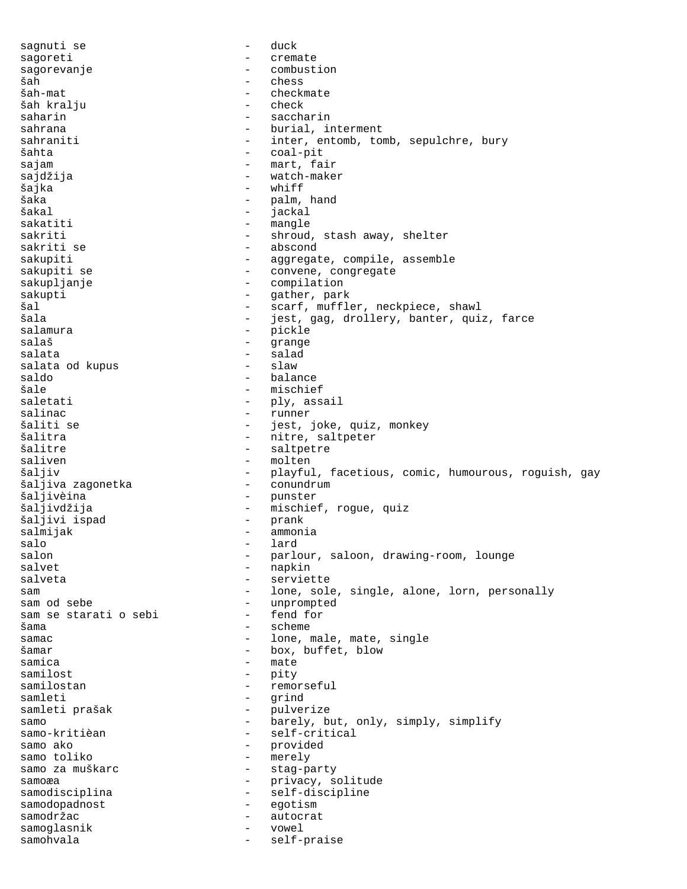sagnuti se - duck
sagoreti - cremate
sagorevanje - combustion
šah - chess
šah-mat - checkmate
šah kralju - check
saharin - saccharin
sahrana - burial, interment
sahraniti - inter, entomb, tomb, sepulchre, bury
šahta - coal-pit
sajam - mart, fair
sajdžija - watch-maker
šajka - whiff
šaka - palm, hand
šakal - jackal
sakatiti - mangle
sakriti - shroud, stash away, shelter
sakriti se - abscond
sakupiti - aggregate, compile, assemble
sakupiti se - convene, congregate
sakupljanje - compilation
sakupti - gather, park
šal - scarf, muffler, neckpiece, shawl
šala - jest, gag, drollery, banter, quiz, farce
salamura - pickle
salaš - grange
salata - salad
salata od kupus - slaw
saldo - balance
šale - mischief
saletati - ply, assail
salinac - runner
šaliti se - jest, joke, quiz, monkey
šalitra - nitre, saltpeter
šalitre - saltpetre
saliven - molten
šaljiv - playful, facetious, comic, humourous, roguish, gay
šaljiva zagonetka - conundrum
šaljivèina - punster
šaljivdžija - mischief, rogue, quiz
šaljivi ispad - prank
salmijak - ammonia
salo - lard
salon - parlour, saloon, drawing-room, lounge
salvet - napkin
salveta - serviette
sam - lone, sole, single, alone, lorn, personally
sam od sebe - unprompted
sam se starati o sebi - fend for
šama - scheme
samac - lone, male, mate, single
šamar - box, buffet, blow
samica - mate
samilost - pity
samilostan - remorseful
samleti - grind
samleti prašak - pulverize
samo - barely, but, only, simply, simplify
samo-kritièan - self-critical
samo ako - provided
samo toliko - merely
samo za muškarc - stag-party
samoæa - privacy, solitude
samodisciplina - self-discipline
samodopadnost - egotism
samodržac - autocrat
samoglasnik - vowel
samohvala - self-praise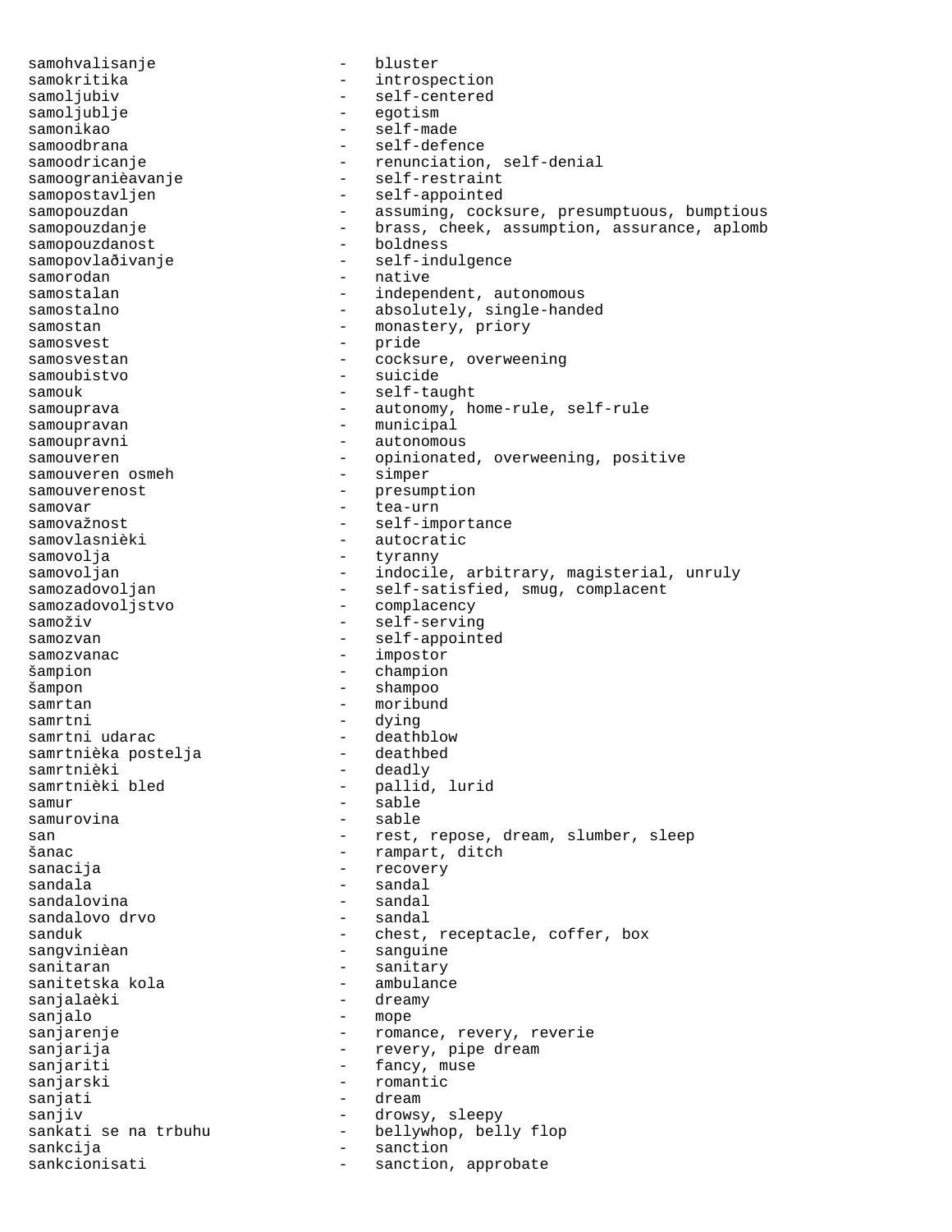samohvalisanje - bluster
samokritika - introspection
samoljubiv - self-centered
samoljublje - egotism
samonikao - self-made
samoodbrana - self-defence
samoodricanje - renunciation, self-denial
samoogranièavanje - self-restraint
samopostavljen - self-appointed
samopouzdan - assuming, cocksure, presumptuous, bumptious
samopouzdanje - brass, cheek, assumption, assurance, aplomb
samopouzdanost - boldness
samopovlaðivanje - self-indulgence
samorodan - native
samostalan - independent, autonomous
samostalno - absolutely, single-handed
samostan - monastery, priory
samosvest - pride
samosvestan - cocksure, overweening
samoubistvo - suicide
samouk - self-taught
samouprava - autonomy, home-rule, self-rule
samoupravan - municipal
samoupravni - autonomous
samouveren - opinionated, overweening, positive
samouveren osmeh - simper
samouverenost - presumption
samovar - tea-urn
samovažnost - self-importance
samovlasnièki - autocratic
samovolja - tyranny
samovoljan - indocile, arbitrary, magisterial, unruly
samozadovoljan - self-satisfied, smug, complacent
samozadovoljstvo - complacency
samoživ - self-serving
samozvan - self-appointed
samozvanac - impostor
šampion - champion
šampon - shampoo
samrtan - moribund
samrtni - dying
samrtni udarac - deathblow
samrtnièka postelja - deathbed
samrtnièki - deadly
samrtnièki bled - pallid, lurid
samur - sable
samurovina - sable
san - rest, repose, dream, slumber, sleep
šanac - rampart, ditch
sanacija - recovery
sandala - sandal
sandalovina - sandal
sandalovo drvo - sandal
sanduk - chest, receptacle, coffer, box
sangvinièan - sanguine
sanitaran - sanitary
sanitetska kola - ambulance
sanjalaèki - dreamy
sanjalo - mope
sanjarenje - romance, revery, reverie
sanjarija - revery, pipe dream
sanjariti - fancy, muse
sanjarski - romantic
sanjati - dream
sanjiv - drowsy, sleepy
sankati se na trbuhu - bellywhop, belly flop
sankcija - sanction
sankcionisati - sanction, approbate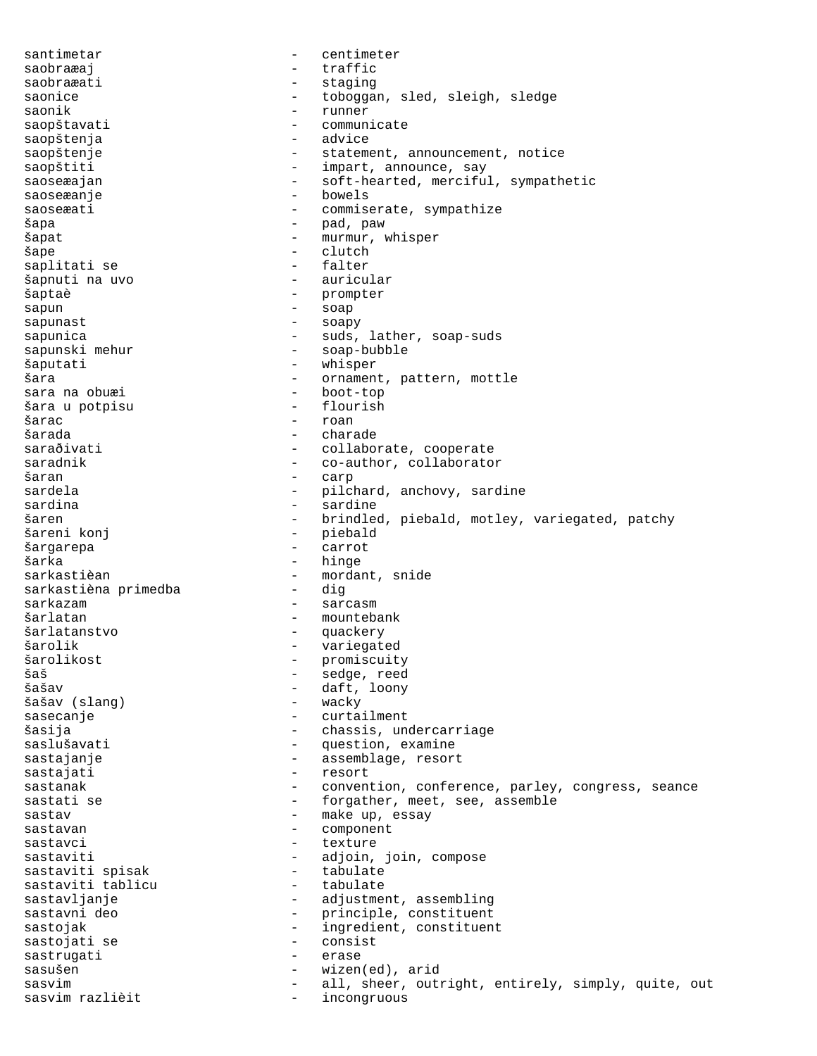santimetar - centimeter
saobraæaj - traffic
saobraæati - staging
saonice - toboggan, sled, sleigh, sledge
saonik - runner
saopštavati - communicate
saopštenja - advice
saopštenje - statement, announcement, notice
saopštiti - impart, announce, say
saoseæajan - soft-hearted, merciful, sympathetic
saoseæanje - bowels
saoseæati - commiserate, sympathize
šapa - pad, paw
šapat - murmur, whisper
šape - clutch
saplitati se - falter
šapnuti na uvo - auricular
šaptaè - prompter
sapun - soap
sapunast - soapy
sapunica - suds, lather, soap-suds
sapunski mehur - soap-bubble
šaputati - whisper
šara - ornament, pattern, mottle
sara na obuæi - boot-top
šara u potpisu - flourish
šarac - roan
šarada - charade
saraðivati - collaborate, cooperate
saradnik - co-author, collaborator
šaran - carp
sardela - pilchard, anchovy, sardine
sardina - sardine
šaren - brindled, piebald, motley, variegated, patchy
šareni konj - piebald
šargarepa - carrot
šarka - hinge
sarkastièan - mordant, snide
sarkastièna primedba - dig
sarkazam - sarcasm
šarlatan - mountebank
šarlatanstvo - quackery
šarolik - variegated
šarolikost - promiscuity
šaš - sedge, reed
šašav - daft, loony
šašav (slang) - wacky
sasecanje - curtailment
šasija - chassis, undercarriage
saslušavati - question, examine
sastajanje - assemblage, resort
sastajati - resort
sastanak - convention, conference, parley, congress, seance
sastati se - forgather, meet, see, assemble
sastav - make up, essay
sastavan - component
sastavci - texture
sastaviti - adjoin, join, compose
sastaviti spisak - tabulate
sastaviti tablicu - tabulate
sastavljanje - adjustment, assembling
sastavni deo - principle, constituent
sastojak - ingredient, constituent
sastojati se - consist
sastrugati - erase
sasušen - wizen(ed), arid
sasvim - all, sheer, outright, entirely, simply, quite, out
sasvim razlièit - incongruous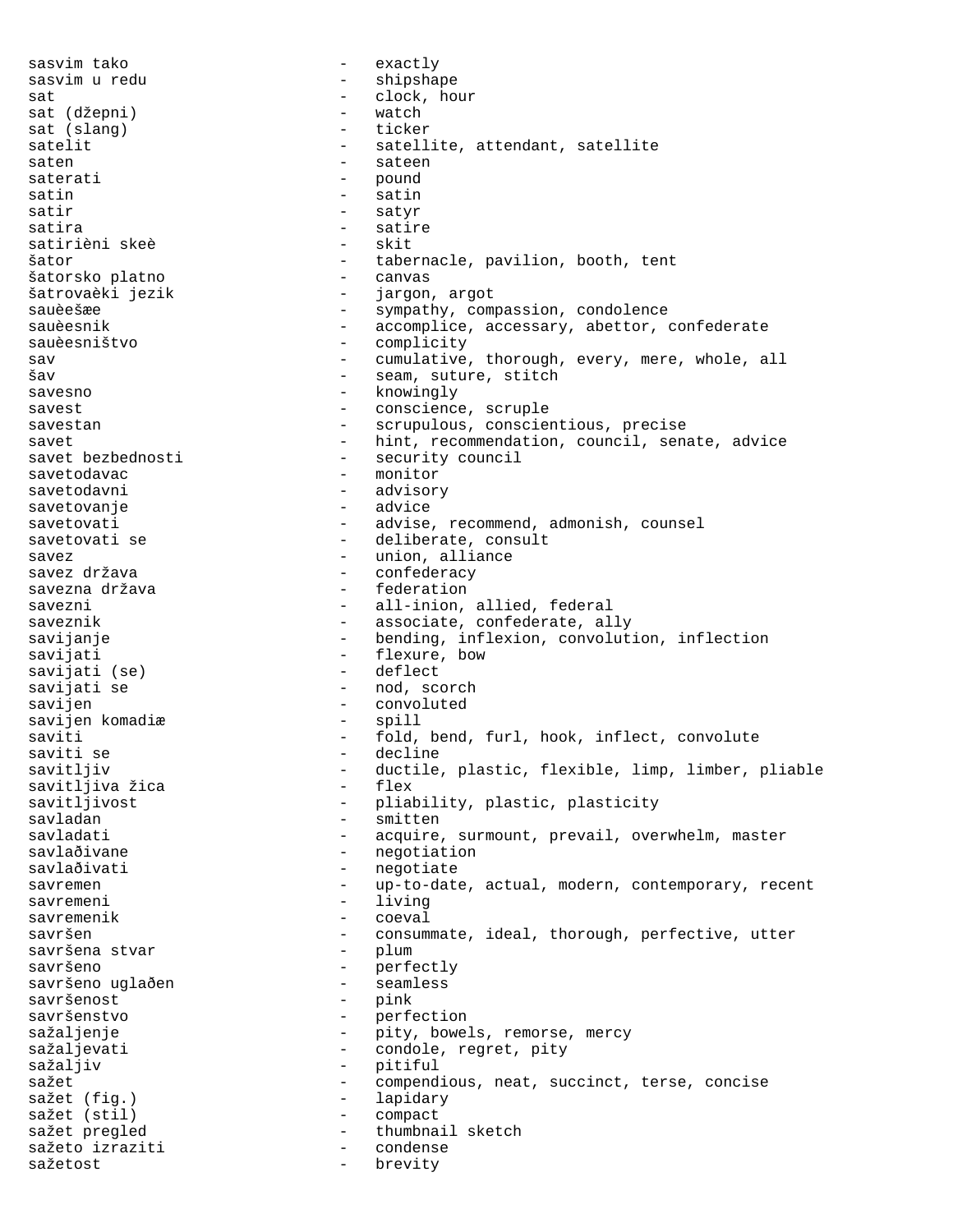sasvim tako - exactly
sasvim u redu - shipshape
sat - clock, hour
sat (džepni) - watch
sat (slang) - ticker
satelit - satellite, attendant, satellite
saten - sateen
saterati - pound
satin - satin
satir - satyr
satira - satire
satirièni skeè - skit
šator - tabernacle, pavilion, booth, tent
šatorsko platno - canvas
šatrovaèki jezik - jargon, argot
sauèešæe - sympathy, compassion, condolence
sauèesnik - accomplice, accessary, abettor, confederate
sauèesništvo - complicity
sav - cumulative, thorough, every, mere, whole, all
šav - seam, suture, stitch
savesno - knowingly
savest - conscience, scruple
savestan - scrupulous, conscientious, precise
savet - hint, recommendation, council, senate, advice
savet bezbednosti - security council
savetodavac - monitor
savetodavni - advisory
savetovanje - advice
savetovati - advise, recommend, admonish, counsel
savetovati se - deliberate, consult
savez - union, alliance
savez država - confederacy
savezna država - federation
savezni - all-inion, allied, federal
saveznik - associate, confederate, ally
savijanje - bending, inflexion, convolution, inflection
savijati - flexure, bow
savijati (se) - deflect
savijati se - nod, scorch
savijen - convoluted
savijen komadiæ - spill
saviti - fold, bend, furl, hook, inflect, convolute
saviti se - decline
savitljiv - ductile, plastic, flexible, limp, limber, pliable
savitljiva žica - flex
savitljivost - pliability, plastic, plasticity
savladan - smitten
savladati - acquire, surmount, prevail, overwhelm, master
savlaðivane - negotiation
savlaðivati - negotiate
savremen - up-to-date, actual, modern, contemporary, recent
savremeni - living
savremenik - coeval
savršen - consummate, ideal, thorough, perfective, utter
savršena stvar - plum
savršeno - perfectly
savršeno uglaðen - seamless
savršenost - pink
savršenstvo - perfection
sažaljenje - pity, bowels, remorse, mercy
sažaljevati - condole, regret, pity
sažaljiv - pitiful
sažet - compendious, neat, succinct, terse, concise
sažet (fig.) - lapidary
sažet (stil) - compact
sažet pregled - thumbnail sketch
sažeto izraziti - condense
sažetost - brevity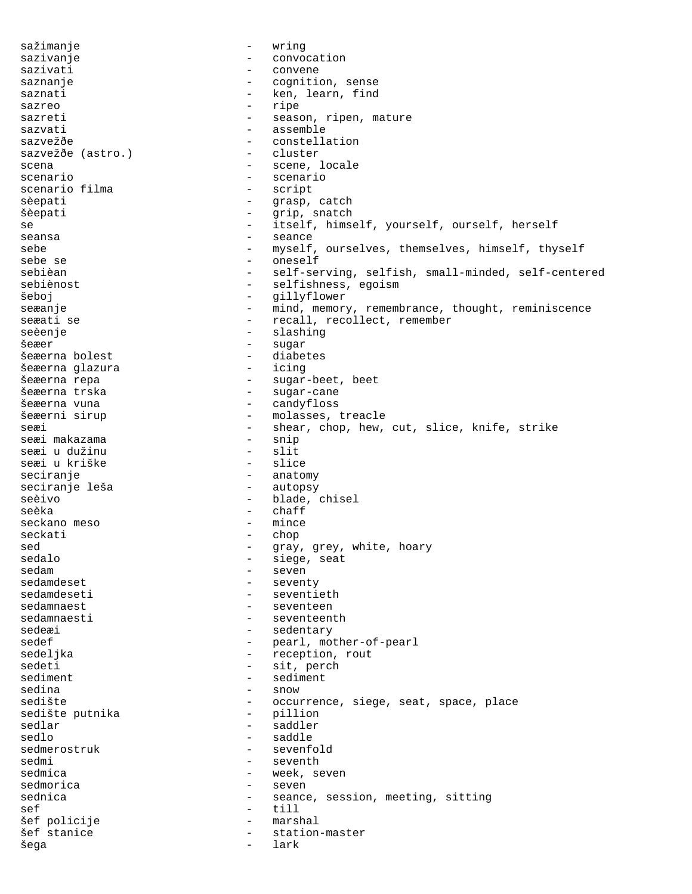sažimanje - wring
sazivanje - convocation
sazivati - convene
saznanje - cognition, sense
saznati - ken, learn, find
sazreo - ripe
sazreti - season, ripen, mature
sazvati - assemble
sazvežðe - constellation
sazvežðe (astro.) - cluster
scena - scene, locale
scenario - scenario
scenario filma - script
sèepati - grasp, catch
šèepati - grip, snatch
se - itself, himself, yourself, ourself, herself
seansa - seance
sebe - myself, ourselves, themselves, himself, thyself
sebe se - oneself
sebièan - self-serving, selfish, small-minded, self-centered
sebiènost - selfishness, egoism
šeboj - gillyflower
seæanje - mind, memory, remembrance, thought, reminiscence
seæati se - recall, recollect, remember
seèenje - slashing
šeæer - sugar
šeæerna bolest - diabetes
šeæerna glazura - icing
šeæerna repa - sugar-beet, beet
šeæerna trska - sugar-cane
šeæerna vuna - candyfloss
šeæerni sirup - molasses, treacle
seæi - shear, chop, hew, cut, slice, knife, strike
seæi makazama - snip
seæi u dužinu - slit
seæi u kriške - slice
seciranje - anatomy
seciranje leša - autopsy
seèivo - blade, chisel
seèka - chaff
seckano meso - mince
seckati - chop
sed - gray, grey, white, hoary
sedalo - siege, seat
sedam - seven
sedamdeset - seventy
sedamdeseti - seventieth
sedamnaest - seventeen
sedamnaesti - seventeenth
sedeæi - sedentary
sedef - pearl, mother-of-pearl
sedeljka - reception, rout
sedeti - sit, perch
sediment - sediment
sedina - snow
sedište - occurrence, siege, seat, space, place
sedište putnika - pillion
sedlar - saddler
sedlo - saddle
sedmerostruk - sevenfold
sedmi - seventh
sedmica - week, seven
sedmorica - seven
sednica - seance, session, meeting, sitting
sef - till
šef policije - marshal
šef stanice - station-master
šega - lark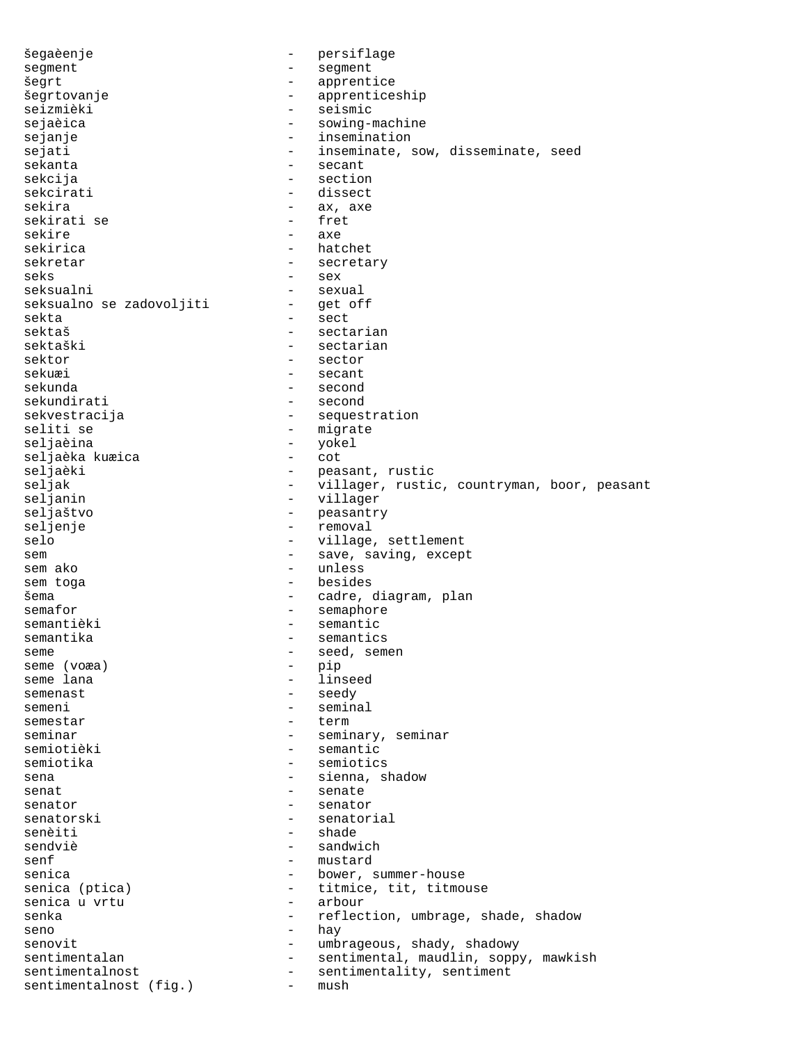šegaèenje - persiflage
segment - segment
šegrt - apprentice
šegrtovanje - apprenticeship
seizmièki - seismic
sejaèica - sowing-machine
sejanje - insemination
sejati - inseminate, sow, disseminate, seed
sekanta - secant
sekcija - section
sekcirati - dissect
sekira - ax, axe
sekirati se - fret
sekire - axe
sekirica - hatchet
sekretar - secretary
seks - sex
seksualni - sexual
seksualno se zadovoljiti - get off
sekta - sect
sektaš - sectarian
sektaški - sectarian
sektor - sector
sekuæi - secant
sekunda - second
sekundirati - second
sekvestracija - sequestration
seliti se - migrate
seljaèina - yokel
seljaèka kuæica - cot
seljaèki - peasant, rustic
seljak - villager, rustic, countryman, boor, peasant
seljanin - villager
seljaštvo - peasantry
seljenje - removal
selo - village, settlement
sem - save, saving, except
sem ako - unless
sem toga - besides
šema - cadre, diagram, plan
semafor - semaphore
semantièki - semantic
semantika - semantics
seme - seed, semen
seme (voæa) - pip
seme lana - linseed
semenast - seedy
semeni - seminal
semestar - term
seminar - seminary, seminar
semiotièki - semantic
semiotika - semiotics
sena - sienna, shadow
senat - senate
senator - senator
senatorski - senatorial
senèiti - shade
sendviè - sandwich
senf - mustard
senica - bower, summer-house
senica (ptica) - titmice, tit, titmouse
senica u vrtu - arbour
senka - reflection, umbrage, shade, shadow
seno - hay
senovit - umbrageous, shady, shadowy
sentimentalan - sentimental, maudlin, soppy, mawkish
sentimentalnost - sentimentality, sentiment
sentimentalnost (fig.) - mush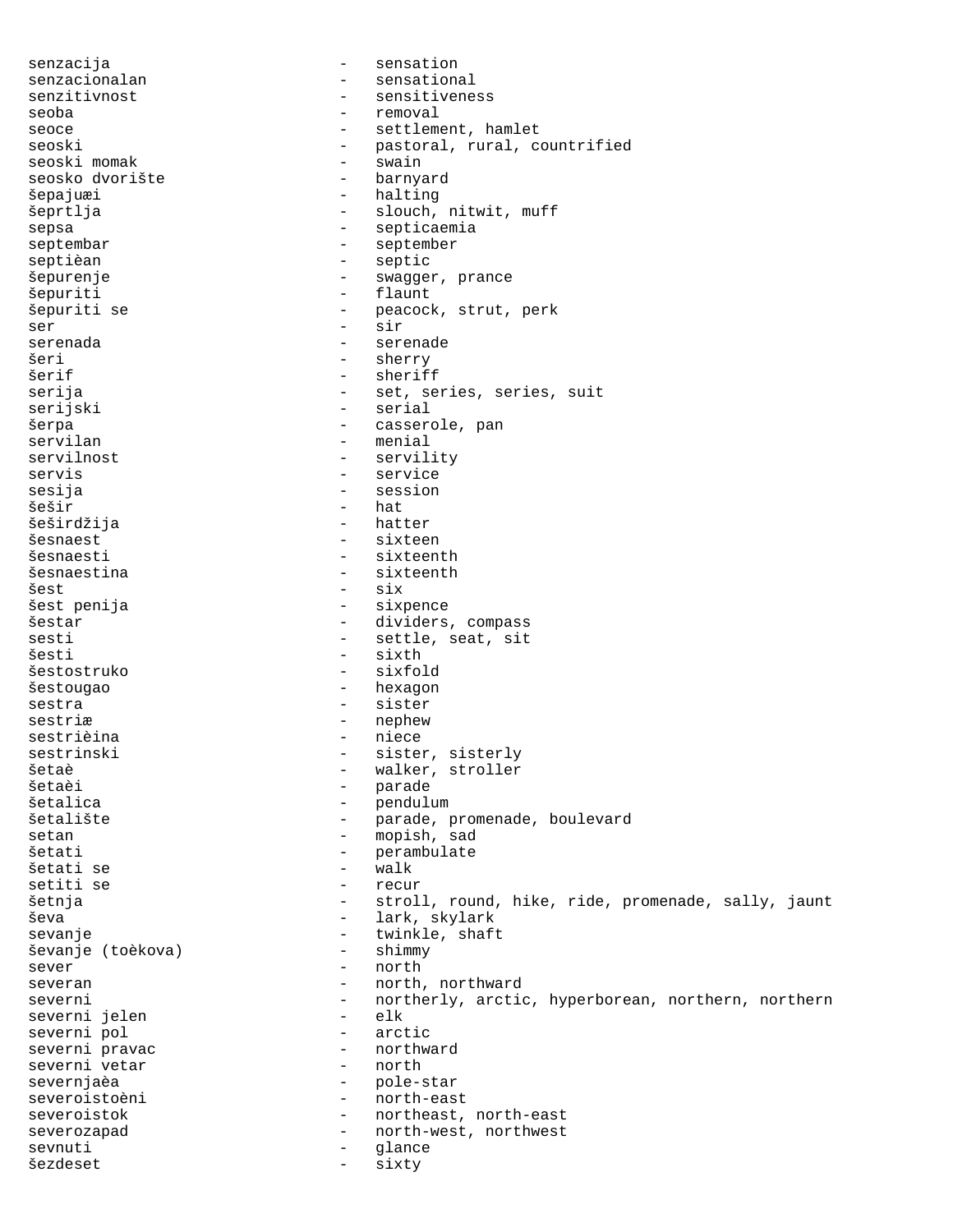senzacija - sensation
senzacionalan - sensational
senzitivnost - sensitiveness
seoba - removal
seoce - settlement, hamlet
seoski - pastoral, rural, countrified
seoski momak - swain
seosko dvorište - barnyard
šepajuæi - halting
šeprtlja - slouch, nitwit, muff
sepsa - septicaemia
septembar - september
septièan - septic
šepurenje - swagger, prance
šepuriti - flaunt
šepuriti se - peacock, strut, perk
ser - sir
serenada - serenade
šeri - sherry
šerif - sheriff
serija - set, series, series, suit
serijski - serial
šerpa - casserole, pan
servilan - menial
servilnost - servility
servis - service
sesija - session
šešir - hat
šeširdžija - hatter
šesnaest - sixteen
šesnaesti - sixteenth
šesnaestina - sixteenth
šest - six
šest penija - sixpence
šestar - dividers, compass
sesti - settle, seat, sit
šesti - sixth
šestostruko - sixfold
šestougao - hexagon
sestra - sister
sestriæ - nephew
sestrièina - niece
sestrinski - sister, sisterly
šetaè - walker, stroller
šetaèi - parade
šetalica - pendulum
šetalište - parade, promenade, boulevard
setan - mopish, sad
šetati - perambulate
šetati se - walk
setiti se - recur
šetnja - stroll, round, hike, ride, promenade, sally, jaunt
ševa - lark, skylark
sevanje - twinkle, shaft
ševanje (toèkova) - shimmy
sever - north
severan - north, northward
severni - northerly, arctic, hyperborean, northern, northern
severni jelen - elk
severni pol - arctic
severni pravac - northward
severni vetar - north
severnjaèa - pole-star
severoistoèni - north-east
severoistok - northeast, north-east
severozapad - north-west, northwest
sevnuti - glance
šezdeset - sixty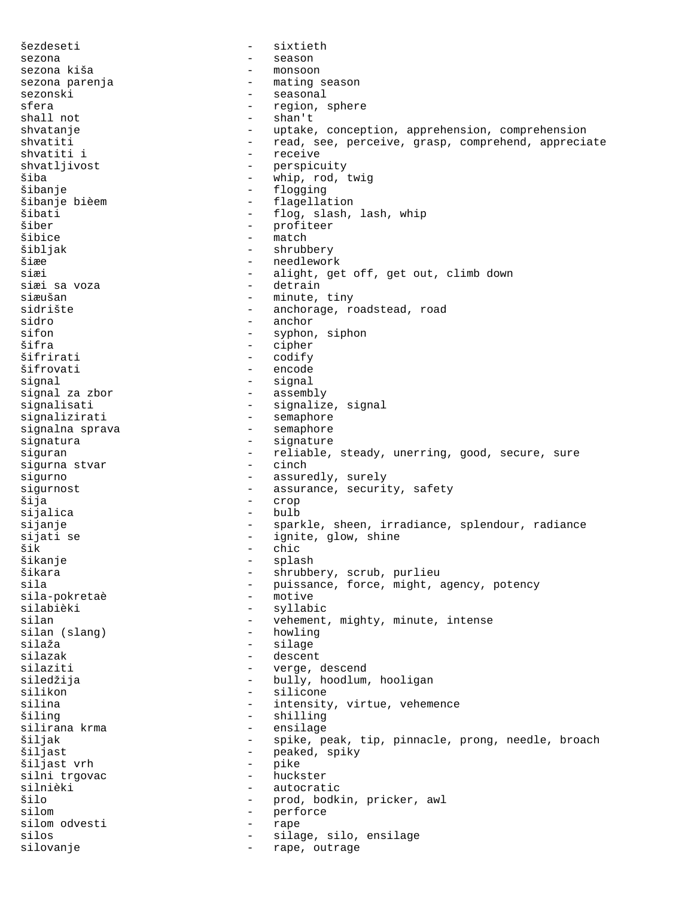šezdeseti - sixtieth
sezona - season
sezona kiša - monsoon
sezona parenja - mating season
sezonski - seasonal
sfera - region, sphere
shall not - shan't
shvatanje - uptake, conception, apprehension, comprehension
shvatiti - read, see, perceive, grasp, comprehend, appreciate
shvatiti i - receive
shvatljivost - perspicuity
šiba - whip, rod, twig
šibanje - flogging
šibanje bièem - flagellation
šibati - flog, slash, lash, whip
šiber - profiteer
šibice - match
šibljak - shrubbery
šiæe - needlework
siæi - alight, get off, get out, climb down
siæi sa voza - detrain
siæušan - minute, tiny
sidrište - anchorage, roadstead, road
sidro - anchor
sifon - syphon, siphon
šifra - cipher
šifrirati - codify
šifrovati - encode
signal - signal
signal za zbor - assembly
signalisati - signalize, signal
signalizirati - semaphore
signalna sprava - semaphore
signatura - signature
siguran - reliable, steady, unerring, good, secure, sure
sigurna stvar - cinch
sigurno - assuredly, surely
sigurnost - assurance, security, safety
šija - crop
sijalica - bulb
sijanje - sparkle, sheen, irradiance, splendour, radiance
sijati se - ignite, glow, shine
šik - chic
šikanje - splash
šikara - shrubbery, scrub, purlieu
sila - puissance, force, might, agency, potency
sila-pokretaè - motive
silabièki - syllabic
silan - vehement, mighty, minute, intense
silan (slang) - howling
silaža - silage
silazak - descent
silaziti - verge, descend
siledžija - bully, hoodlum, hooligan
silikon - silicone
silina - intensity, virtue, vehemence
šiling - shilling
silirana krma - ensilage
šiljak - spike, peak, tip, pinnacle, prong, needle, broach
šiljast - peaked, spiky
šiljast vrh - pike
silni trgovac - huckster
silnièki - autocratic
šilo - prod, bodkin, pricker, awl
silom - perforce
silom odvesti - rape
silos - silage, silo, ensilage
silovanje - rape, outrage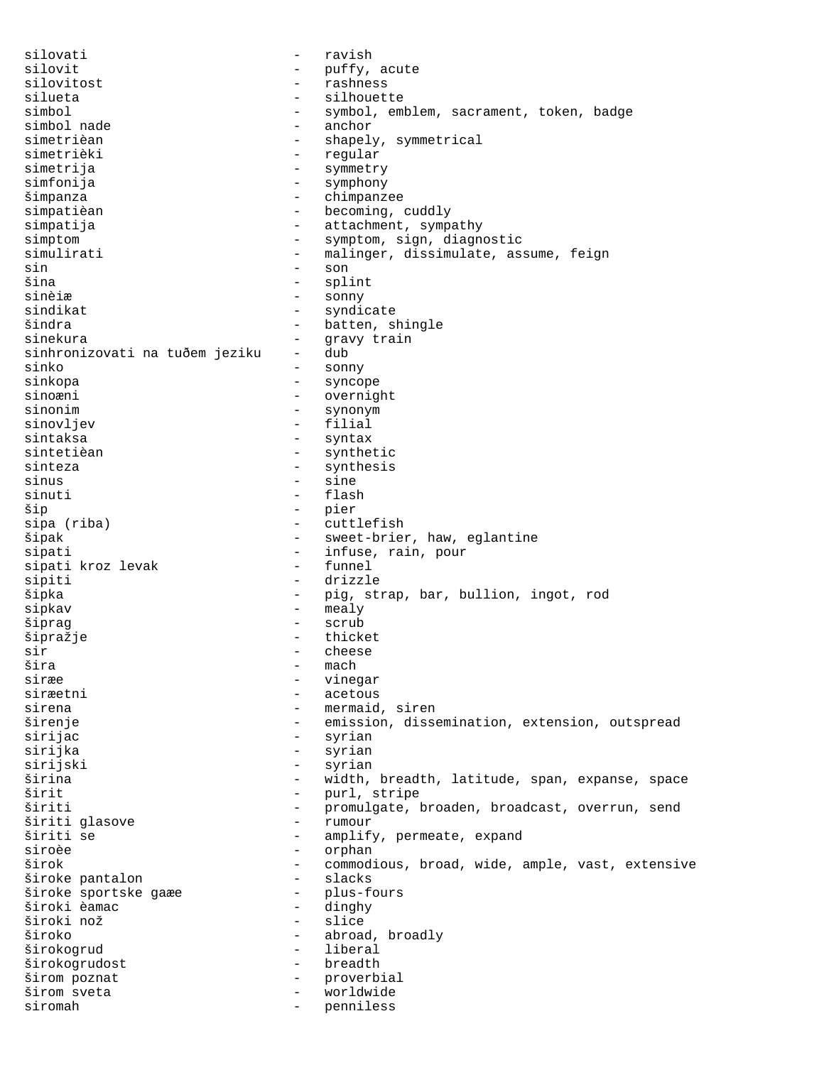silovati - ravish
silovit - puffy, acute
silovitost - rashness
silueta - silhouette
simbol - symbol, emblem, sacrament, token, badge
simbol nade - anchor
simetrièan - shapely, symmetrical
simetrièki - regular
simetrija - symmetry
simfonija - symphony
šimpanza - chimpanzee
simpatièan - becoming, cuddly
simpatija - attachment, sympathy
simptom - symptom, sign, diagnostic
simulirati - malinger, dissimulate, assume, feign
sin - son
šina - splint
sinèiæ - sonny
sindikat - syndicate
šindra - batten, shingle
sinekura - gravy train
sinhronizovati na tuđem jeziku - dub
sinko - sonny
sinkopa - syncope
sinoæni - overnight
sinonim - synonym
sinovljev - filial
sintaksa - syntax
sintetièan - synthetic
sinteza - synthesis
sinus - sine
sinuti - flash
šip - pier
sipa (riba) - cuttlefish
šipak - sweet-brier, haw, eglantine
sipati - infuse, rain, pour
sipati kroz levak - funnel
sipiti - drizzle
šipka - pig, strap, bar, bullion, ingot, rod
sipkav - mealy
šiprag - scrub
šipražje - thicket
sir - cheese
šira - mach
siræe - vinegar
siræetni - acetous
sirena - mermaid, siren
širenje - emission, dissemination, extension, outspread
sirijac - syrian
sirijka - syrian
sirijski - syrian
širina - width, breadth, latitude, span, expanse, space
širit - purl, stripe
širiti - promulgate, broaden, broadcast, overrun, send
širiti glasove - rumour
širiti se - amplify, permeate, expand
siroèe - orphan
širok - commodious, broad, wide, ample, vast, extensive
široke pantalon - slacks
široke sportske gaæe - plus-fours
široki èamac - dinghy
široki nož - slice
široko - abroad, broadly
širokogrud - liberal
širokogrudost - breadth
širom poznat - proverbial
širom sveta - worldwide
siromah - penniless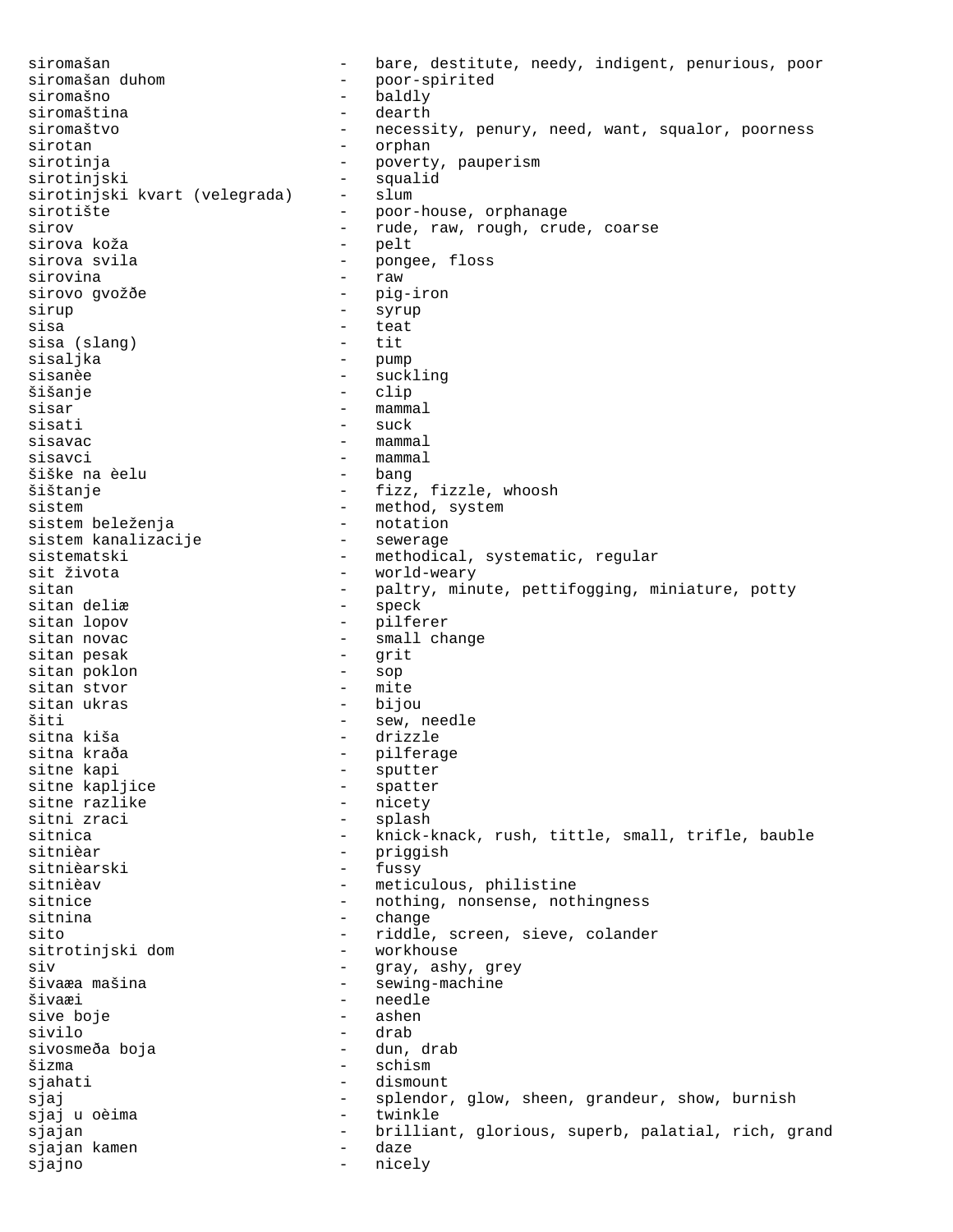siromašan - bare, destitute, needy, indigent, penurious, poor
siromašan duhom - poor-spirited
siromašno - baldly
siromaština - dearth
siromaštvo - necessity, penury, need, want, squalor, poorness
sirotan - orphan
sirotinja - poverty, pauperism
sirotinjski - squalid
sirotinjski kvart (velegrada) - slum
sirotište - poor-house, orphanage
sirov - rude, raw, rough, crude, coarse
sirova koža - pelt
sirova svila - pongee, floss
sirovina - raw
sirovo gvožđe - pig-iron
sirup - syrup
sisa - teat
sisa (slang) - tit
sisaljka - pump
sisanèe - suckling
šišanje - clip
sisar - mammal
sisati - suck
sisavac - mammal
sisavci - mammal
šiške na èelu - bang
šištanje - fizz, fizzle, whoosh
sistem - method, system
sistem beleženja - notation
sistem kanalizacije - sewerage
sistematski - methodical, systematic, regular
sit života - world-weary
sitan - paltry, minute, pettifogging, miniature, potty
sitan deliæ - speck
sitan lopov - pilferer
sitan novac - small change
sitan pesak - grit
sitan poklon - sop
sitan stvor - mite
sitan ukras - bijou
šiti - sew, needle
sitna kiša - drizzle
sitna krađa - pilferage
sitne kapi - sputter
sitne kapljice - spatter
sitne razlike - nicety
sitni zraci - splash
sitnica - knick-knack, rush, tittle, small, trifle, bauble
sitnièar - priggish
sitnièarski - fussy
sitnièav - meticulous, philistine
sitnice - nothing, nonsense, nothingness
sitnina - change
sito - riddle, screen, sieve, colander
sitrotinjski dom - workhouse
siv - gray, ashy, grey
šivaæa mašina - sewing-machine
šivaæi - needle
sive boje - ashen
sivilo - drab
sivosmeđa boja - dun, drab
šizma - schism
sjahati - dismount
sjaj - splendor, glow, sheen, grandeur, show, burnish
sjaj u oèima - twinkle
sjajan - brilliant, glorious, superb, palatial, rich, grand
sjajan kamen - daze
sjajno - nicely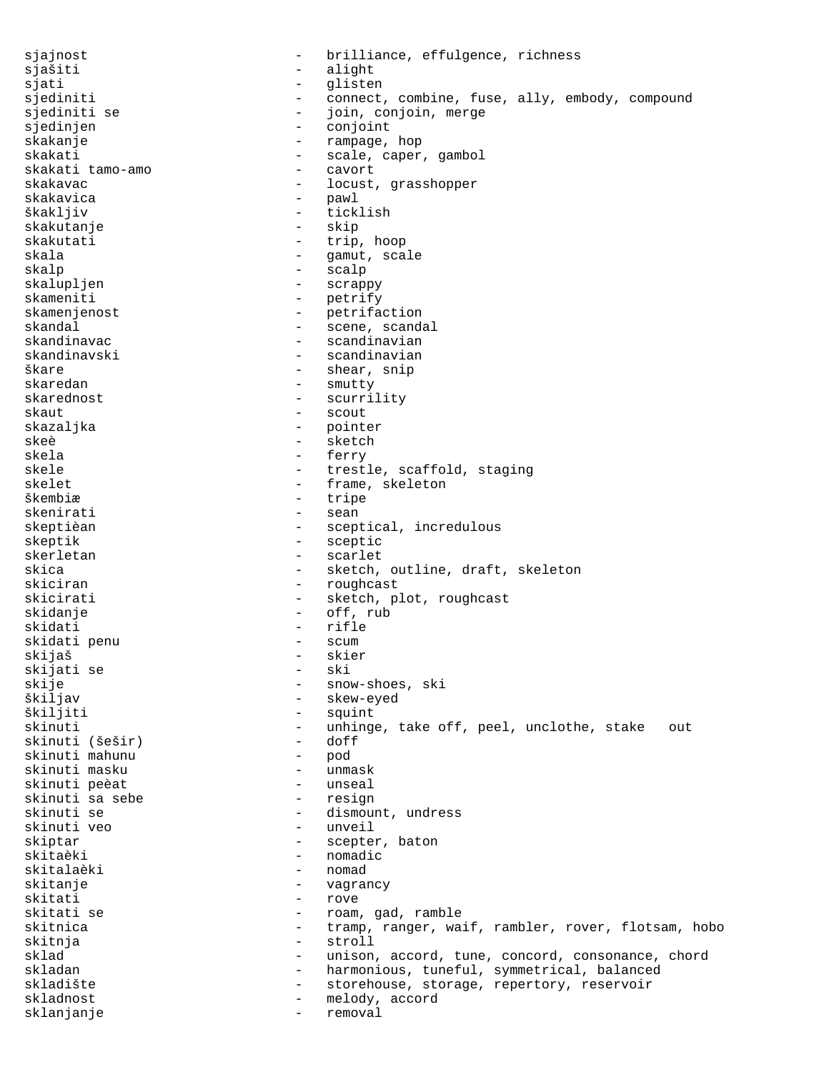sjajnost - brilliance, effulgence, richness
sjašiti - alight
sjati - glisten
sjediniti - connect, combine, fuse, ally, embody, compound
sjediniti se - join, conjoin, merge
sjedinjen - conjoint
skakanje - rampage, hop
skakati - scale, caper, gambol
skakati tamo-amo - cavort
skakavac - locust, grasshopper
skakavica - pawl
škakljiv - ticklish
skakutanje - skip
skakutati - trip, hoop
skala - gamut, scale
skalp - scalp
skalupljen - scrappy
skameniti - petrify
skamenjenost - petrifaction
skandal - scene, scandal
skandinavac - scandinavian
skandinavski - scandinavian
škare - shear, snip
skaredan - smutty
skarednost - scurrility
skaut - scout
skazaljka - pointer
skeè - sketch
skela - ferry
skele - trestle, scaffold, staging
skelet - frame, skeleton
škembiæ - tripe
skenirati - sean
skeptièan - sceptical, incredulous
skeptik - sceptic
skerletan - scarlet
skica - sketch, outline, draft, skeleton
skiciran - roughcast
skicirati - sketch, plot, roughcast
skidanje - off, rub
skidati - rifle
skidati penu - scum
skijaš - skier
skijati se - ski
skije - snow-shoes, ski
škiljav - skew-eyed
škiljiti - squint
skinuti - unhinge, take off, peel, unclothe, stake out
skinuti (šešir) - doff
skinuti mahunu - pod
skinuti masku - unmask
skinuti peèat - unseal
skinuti sa sebe - resign
skinuti se - dismount, undress
skinuti veo - unveil
skiptar - scepter, baton
skitaèki - nomadic
skitalaèki - nomad
skitanje - vagrancy
skitati - rove
skitati se - roam, gad, ramble
skitnica - tramp, ranger, waif, rambler, rover, flotsam, hobo
skitnja - stroll
sklad - unison, accord, tune, concord, consonance, chord
skladan - harmonious, tuneful, symmetrical, balanced
skladište - storehouse, storage, repertory, reservoir
skladnost - melody, accord
sklanjanje - removal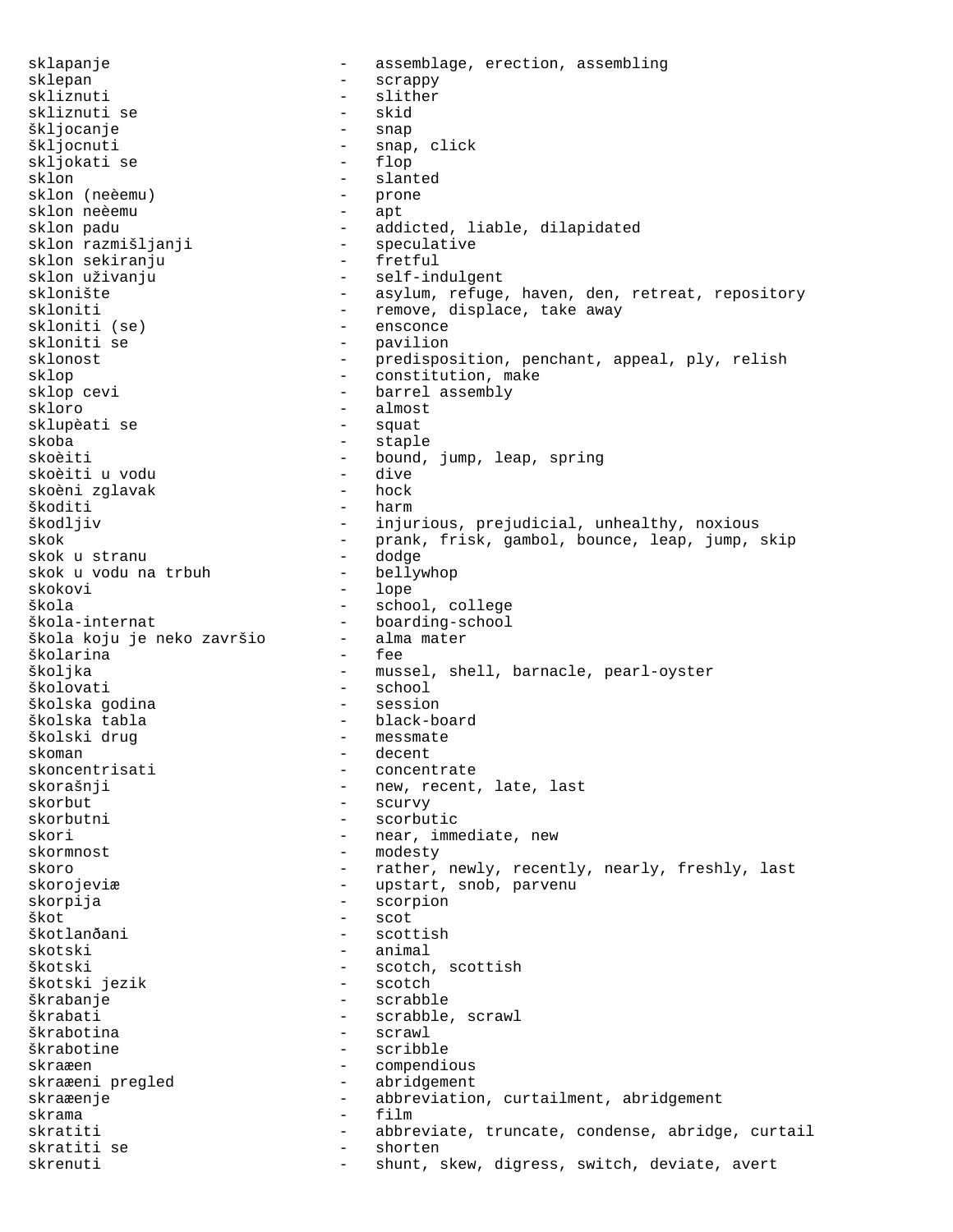sklapanje - assemblage, erection, assembling
sklepan - scrappy
skliznuti - slither
skliznuti se - skid
škljocanje - snap
škljocnuti - snap, click
skljokati se - flop
sklon - slanted
sklon (neèemu) - prone
sklon neèemu - apt
sklon padu - addicted, liable, dilapidated
sklon razmišljanji - speculative
sklon sekiranju - fretful
sklon uživanju - self-indulgent
sklonište - asylum, refuge, haven, den, retreat, repository
skloniti - remove, displace, take away
skloniti (se) - ensconce
skloniti se - pavilion
sklonost - predisposition, penchant, appeal, ply, relish
sklop - constitution, make
sklop cevi - barrel assembly
skloro - almost
sklupèati se - squat
skoba - staple
skoèiti - bound, jump, leap, spring
skoèiti u vodu - dive
skoèni zglavak - hock
škoditi - harm
škodljiv - injurious, prejudicial, unhealthy, noxious
skok - prank, frisk, gambol, bounce, leap, jump, skip
skok u stranu - dodge
skok u vodu na trbuh - bellywhop
skokovi - lope
škola - school, college
škola-internat - boarding-school
škola koju je neko završio - alma mater
školarina - fee
školjka - mussel, shell, barnacle, pearl-oyster
školovati - school
školska godina - session
školska tabla - black-board
školski drug - messmate
skoman - decent
skoncentrisati - concentrate
skorašnji - new, recent, late, last
skorbut - scurvy
skorbutni - scorbutic
skori - near, immediate, new
skormnost - modesty
skoro - rather, newly, recently, nearly, freshly, last
skorojeviæ - upstart, snob, parvenu
skorpija - scorpion
škot - scot
škotlanðani - scottish
skotski - animal
škotski - scotch, scottish
škotski jezik - scotch
škrabanje - scrabble
škrabati - scrabble, scrawl
škrabotina - scrawl
škrabotine - scribble
skraæen - compendious
skraæeni pregled - abridgement
skraæenje - abbreviation, curtailment, abridgement
skrama - film
skratiti - abbreviate, truncate, condense, abridge, curtail
skratiti se - shorten
skrenuti - shunt, skew, digress, switch, deviate, avert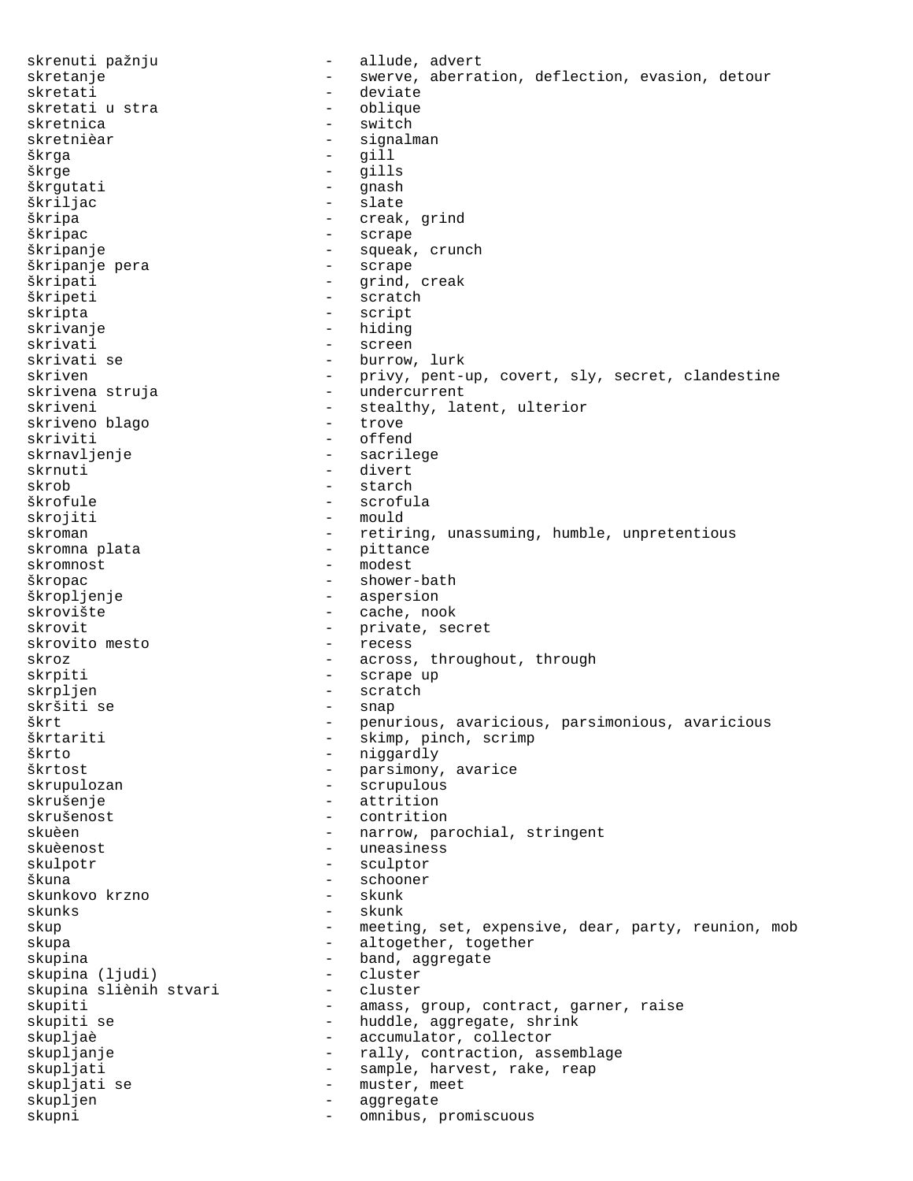skrenuti pažnju - allude, advert
skretanje - swerve, aberration, deflection, evasion, detour
skretati - deviate
skretati u stra - oblique
skretnica - switch
skretnièar - signalman
škrga - gill
škrge - gills
škrgutati - gnash
škriljac - slate
škripa - creak, grind
škripac - scrape
škripanje - squeak, crunch
škripanje pera - scrape
škripati - grind, creak
škripeti - scratch
skripta - script
skrivanje - hiding
skrivati - screen
skrivati se - burrow, lurk
skriven - privy, pent-up, covert, sly, secret, clandestine
skrivena struja - undercurrent
skriveni - stealthy, latent, ulterior
skriveno blago - trove
skriviti - offend
skrnavljenje - sacrilege
skrnuti - divert
skrob - starch
škrofule - scrofula
skrojiti - mould
skroman - retiring, unassuming, humble, unpretentious
skromna plata - pittance
skromnost - modest
škropac - shower-bath
škropljenje - aspersion
skrovište - cache, nook
skrovit - private, secret
skrovito mesto - recess
skroz - across, throughout, through
skrpiti - scrape up
skrpljen - scratch
skršiti se - snap
škrt - penurious, avaricious, parsimonious, avaricious
škrtariti - skimp, pinch, scrimp
škrto - niggardly
škrtost - parsimony, avarice
skrupulozan - scrupulous
skrušenje - attrition
skrušenost - contrition
skuèen - narrow, parochial, stringent
skuèenost - uneasiness
skulpotr - sculptor
škuna - schooner
skunkovo krzno - skunk
skunks - skunk
skup - meeting, set, expensive, dear, party, reunion, mob
skupa - altogether, together
skupina - band, aggregate
skupina (ljudi) - cluster
skupina sliènih stvari - cluster
skupiti - amass, group, contract, garner, raise
skupiti se - huddle, aggregate, shrink
skupljaè - accumulator, collector
skupljanje - rally, contraction, assemblage
skupljati - sample, harvest, rake, reap
skupljati se - muster, meet
skupljen - aggregate
skupni - omnibus, promiscuous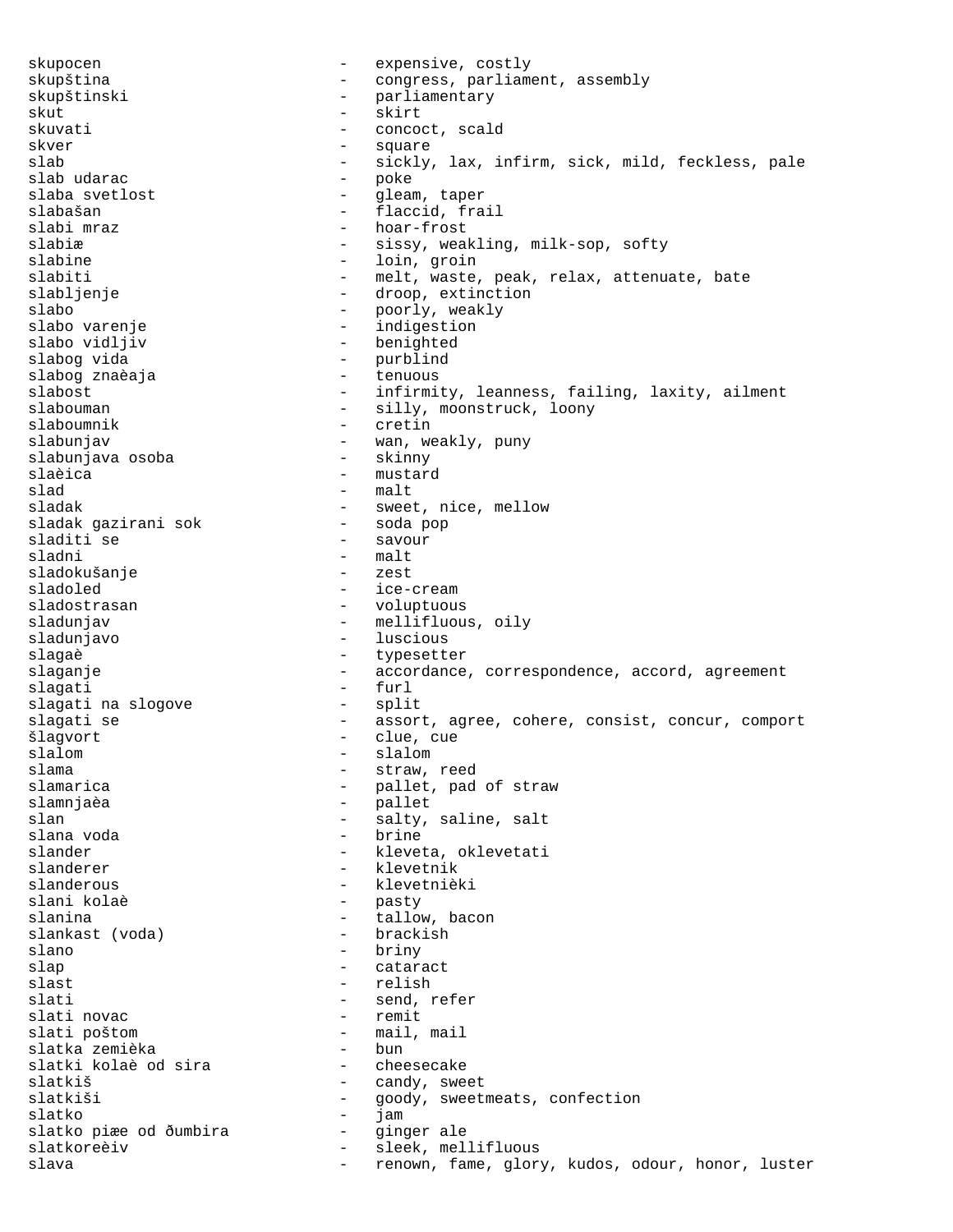skupocen - expensive, costly
skupština - congress, parliament, assembly
skupštinski - parliamentary
skut - skirt
skuvati - concoct, scald
skver - square
slab - sickly, lax, infirm, sick, mild, feckless, pale
slab udarac - poke
slaba svetlost - gleam, taper
slabašan - flaccid, frail
slabi mraz - hoar-frost
slabiæ - sissy, weakling, milk-sop, softy
slabine - loin, groin
slabiti - melt, waste, peak, relax, attenuate, bate
slabljenje - droop, extinction
slabo - poorly, weakly
slabo varenje - indigestion
slabo vidljiv - benighted
slabog vida - purblind
slabog znaèaja - tenuous
slabost - infirmity, leanness, failing, laxity, ailment
slabouman - silly, moonstruck, loony
slaboumnik - cretin
slabunjav - wan, weakly, puny
slabunjava osoba - skinny
slaèica - mustard
slad - malt
sladak - sweet, nice, mellow
sladak gazirani sok - soda pop
sladiti se - savour
sladni - malt
sladokušanje - zest
sladoled - ice-cream
sladostrasan - voluptuous
sladunjav - mellifluous, oily
sladunjavo - luscious
slagaè - typesetter
slaganje - accordance, correspondence, accord, agreement
slagati - furl
slagati na slogove - split
slagati se - assort, agree, cohere, consist, concur, comport
šlagvort - clue, cue
slalom - slalom
slama - straw, reed
slamarica - pallet, pad of straw
slamnjaèa - pallet
slan - salty, saline, salt
slana voda - brine
slander - kleveta, oklevetati
slanderer - klevetnik
slanderous - klevetnièki
slani kolaè - pasty
slanina - tallow, bacon
slankast (voda) - brackish
slano - briny
slap - cataract
slast - relish
slati - send, refer
slati novac - remit
slati poštom - mail, mail
slatka zemièka - bun
slatki kolaè od sira - cheesecake
slatkiš - candy, sweet
slatkiši - goody, sweetmeats, confection
slatko - jam
slatko piæe od ðumbira - ginger ale
slatkoreèiv - sleek, mellifluous
slava - renown, fame, glory, kudos, odour, honor, luster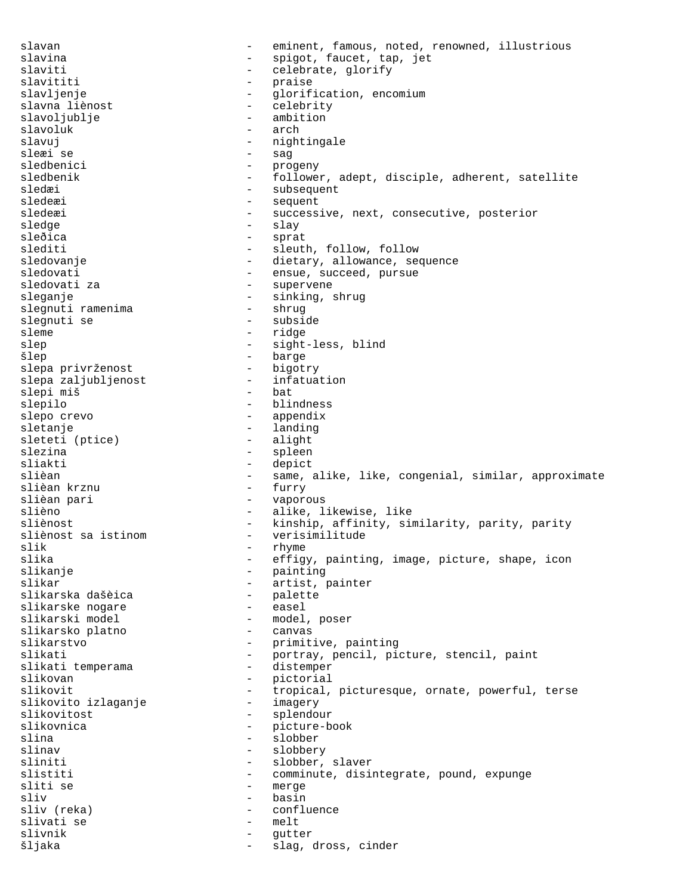slavan - eminent, famous, noted, renowned, illustrious
slavina - spigot, faucet, tap, jet
slaviti - celebrate, glorify
slavititi - praise
slavljenje - glorification, encomium
slavna liènost - celebrity
slavoljublje - ambition
slavoluk - arch
slavuj - nightingale
sleæi se - sag
sledbenici - progeny
sledbenik - follower, adept, disciple, adherent, satellite
sledæi - subsequent
sledeæi - sequent
sledeæi - successive, next, consecutive, posterior
sledge - slay
sleđica - sprat
slediti - sleuth, follow, follow
sledovanje - dietary, allowance, sequence
sledovati - ensue, succeed, pursue
sledovati za - supervene
sleganje - sinking, shrug
slegnuti ramenima - shrug
slegnuti se - subside
sleme - ridge
slep - sight-less, blind
šlep - barge
slepa privrženost - bigotry
slepa zaljubljenost - infatuation
slepi miš - bat
slepilo - blindness
slepo crevo - appendix
sletanje - landing
sleteti (ptice) - alight
slezina - spleen
sliakti - depict
slièan - same, alike, like, congenial, similar, approximate
slièan krznu - furry
slièan pari - vaporous
slièno - alike, likewise, like
sliènost - kinship, affinity, similarity, parity, parity
slièenost sa istinom - verisimilitude
slik - rhyme
slika - effigy, painting, image, picture, shape, icon
slikanje - painting
slikar - artist, painter
slikarska dašèica - palette
slikarske nogare - easel
slikarski model - model, poser
slikarsko platno - canvas
slikarstvo - primitive, painting
slikati - portray, pencil, picture, stencil, paint
slikati temperama - distemper
slikovan - pictorial
slikovit - tropical, picturesque, ornate, powerful, terse
slikovito izlaganje - imagery
slikovitost - splendour
slikovnica - picture-book
slina - slobber
slinav - slobbery
sliniti - slobber, slaver
slistiti - comminute, disintegrate, pound, expunge
sliti se - merge
sliv - basin
sliv (reka) - confluence
slivati se - melt
slivnik - gutter
šljaka - slag, dross, cinder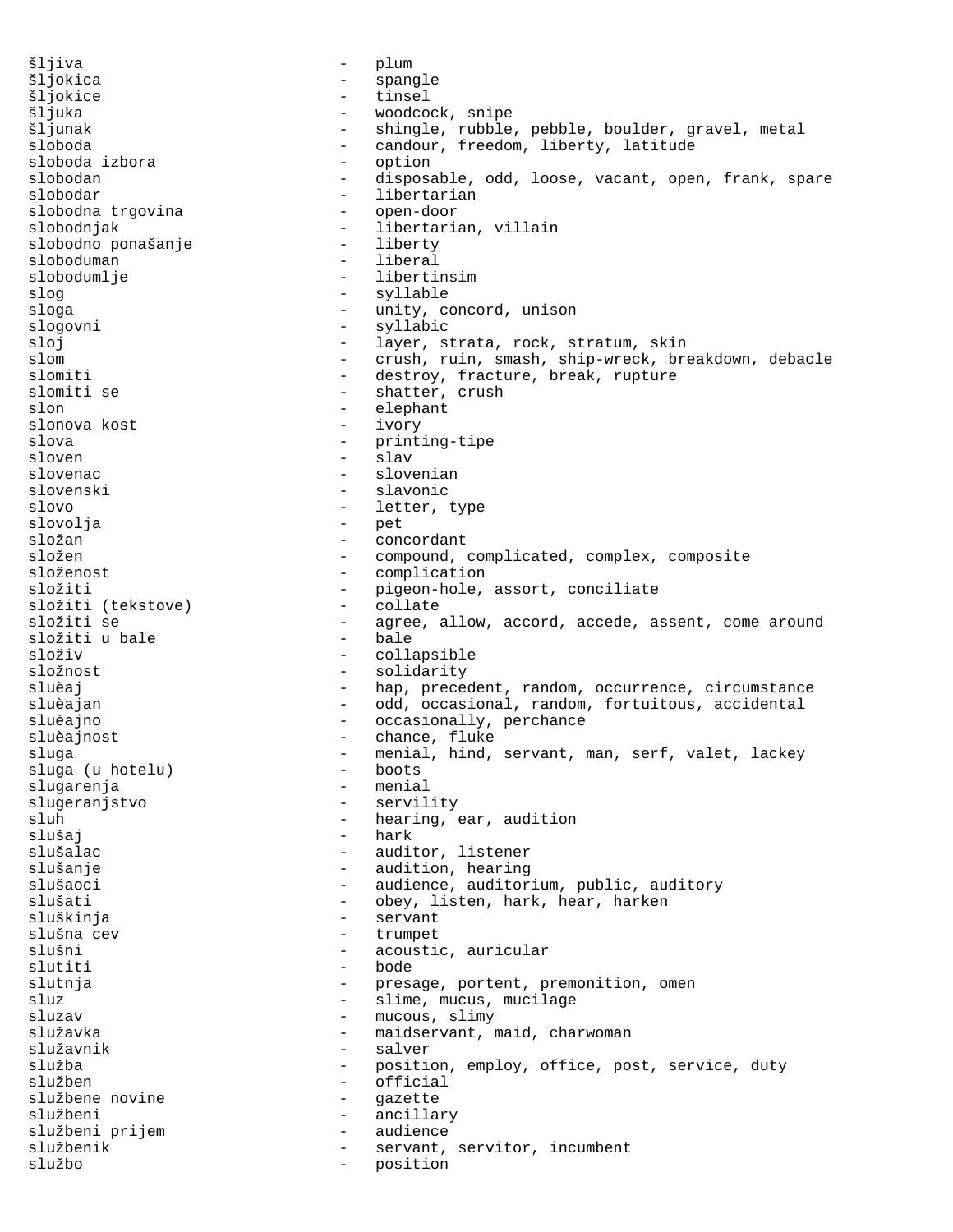šljiva - plum
šljokica - spangle
šljokice - tinsel
šljuka - woodcock, snipe
šljunak - shingle, rubble, pebble, boulder, gravel, metal
sloboda - candour, freedom, liberty, latitude
sloboda izbora - option
slobodan - disposable, odd, loose, vacant, open, frank, spare
slobodar - libertarian
slobodna trgovina - open-door
slobodnjak - libertarian, villain
slobodno ponašanje - liberty
sloboduman - liberal
slobodumlje - libertinsim
slog - syllable
sloga - unity, concord, unison
slogovni - syllabic
sloj - layer, strata, rock, stratum, skin
slom - crush, ruin, smash, ship-wreck, breakdown, debacle
slomiti - destroy, fracture, break, rupture
slomiti se - shatter, crush
slon - elephant
slonova kost - ivory
slova - printing-tipe
sloven - slav
slovenac - slovenian
slovenski - slavonic
slovo - letter, type
slovolja - pet
složan - concordant
složen - compound, complicated, complex, composite
složenost - complication
složiti - pigeon-hole, assort, conciliate
složiti (tekstove) - collate
složiti se - agree, allow, accord, accede, assent, come around
složiti u bale - bale
složiv - collapsible
složnost - solidarity
sluèaj - hap, precedent, random, occurrence, circumstance
sluèajan - odd, occasional, random, fortuitous, accidental
sluèajno - occasionally, perchance
sluèajnost - chance, fluke
sluga - menial, hind, servant, man, serf, valet, lackey
sluga (u hotelu) - boots
slugarenja - menial
slugeranjstvo - servility
sluh - hearing, ear, audition
slušaj - hark
slušalac - auditor, listener
slušanje - audition, hearing
slušaoci - audience, auditorium, public, auditory
slušati - obey, listen, hark, hear, harken
sluškinja - servant
slušna cev - trumpet
slušni - acoustic, auricular
slutiti - bode
slutnja - presage, portent, premonition, omen
sluz - slime, mucus, mucilage
sluzav - mucous, slimy
služavka - maidservant, maid, charwoman
služavnik - salver
služba - position, employ, office, post, service, duty
služben - official
službene novine - gazette
službeni - ancillary
službeni prijem - audience
službenik - servant, servitor, incumbent
službo - position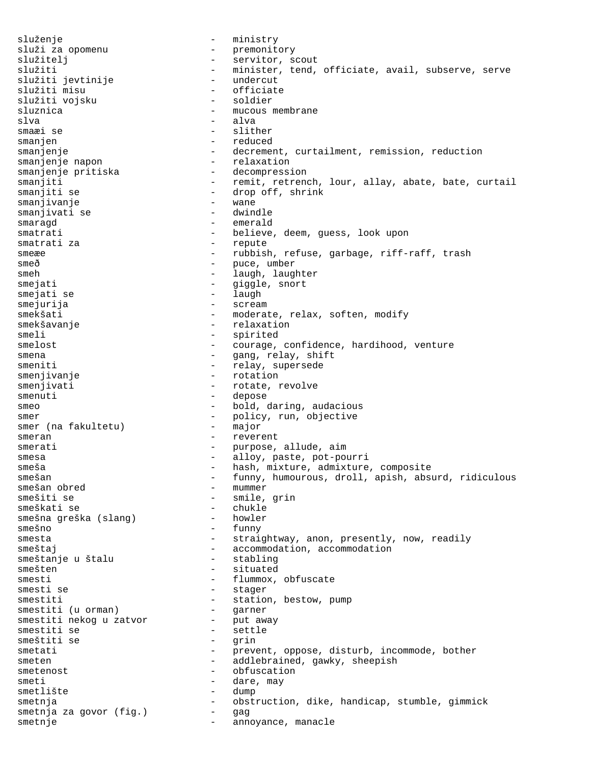služenje - ministry
služi za opomenu - premonitory
služitelj - servitor, scout
služiti - minister, tend, officiate, avail, subserve, serve
služiti jevtinije - undercut
služiti misu - officiate
služiti vojsku - soldier
sluznica - mucous membrane
slva - alva
smaæi se - slither
smanjen - reduced
smanjenje - decrement, curtailment, remission, reduction
smanjenje napon - relaxation
smanjenje pritiska - decompression
smanjiti - remit, retrench, lour, allay, abate, bate, curtail
smanjiti se - drop off, shrink
smanjivanje - wane
smanjivati se - dwindle
smaragd - emerald
smatrati - believe, deem, guess, look upon
smatrati za - repute
smeæe - rubbish, refuse, garbage, riff-raff, trash
smeð - puce, umber
smeh - laugh, laughter
smejati - giggle, snort
smejati se - laugh
smejurija - scream
smekšati - moderate, relax, soften, modify
smekšavanje - relaxation
smeli - spirited
smelost - courage, confidence, hardihood, venture
smena - gang, relay, shift
smeniti - relay, supersede
smenjivanje - rotation
smenjivati - rotate, revolve
smenuti - depose
smeo - bold, daring, audacious
smer - policy, run, objective
smer (na fakultetu) - major
smeran - reverent
smerati - purpose, allude, aim
smesa - alloy, paste, pot-pourri
smeša - hash, mixture, admixture, composite
smešan - funny, humourous, droll, apish, absurd, ridiculous
smešan obred - mummer
smešiti se - smile, grin
smeškati se - chukle
smešna greška (slang) - howler
smešno - funny
smesta - straightway, anon, presently, now, readily
smeštaj - accommodation, accommodation
smeštanje u štalu - stabling
smešten - situated
smesti - flummox, obfuscate
smesti se - stager
smestiti - station, bestow, pump
smestiti (u orman) - garner
smestiti nekog u zatvor - put away
smestiti se - settle
smeštiti se - grin
smetati - prevent, oppose, disturb, incommode, bother
smeten - addlebrained, gawky, sheepish
smetenost - obfuscation
smeti - dare, may
smetlište - dump
smetnja - obstruction, dike, handicap, stumble, gimmick
smetnja za govor (fig.) - gag
smetnje - annoyance, manacle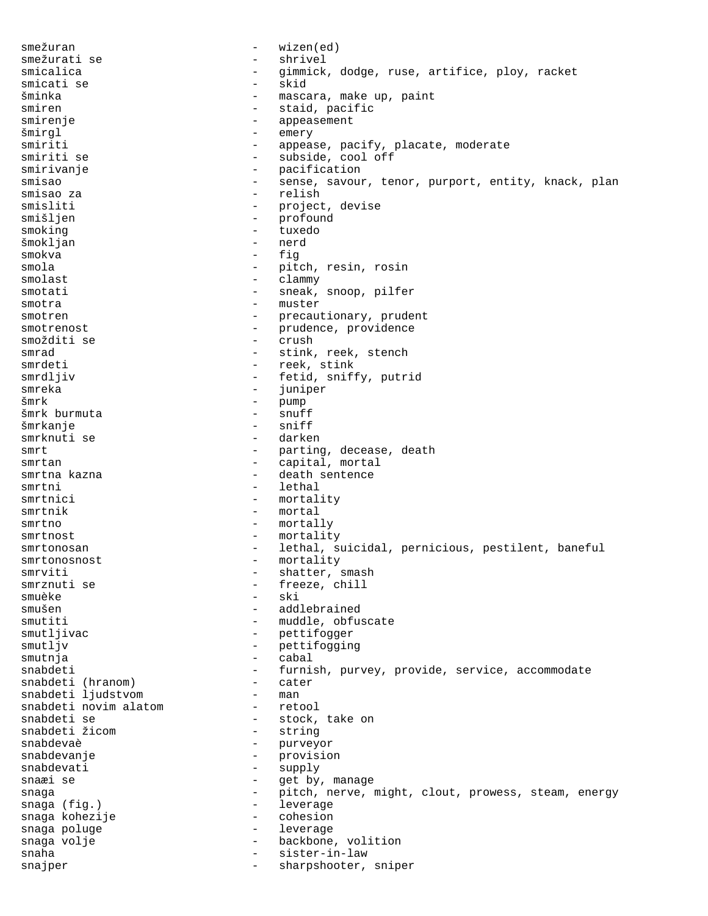smežuran - wizen(ed)
smežurati se - shrivel
smicalica - gimmick, dodge, ruse, artifice, ploy, racket
smicati se - skid
šminka - mascara, make up, paint
smiren - staid, pacific
smirenje - appeasement
šmirgl - emery
smiriti - appease, pacify, placate, moderate
smiriti se - subside, cool off
smirivanje - pacification
smisao - sense, savour, tenor, purport, entity, knack, plan
smisao za - relish
smisliti - project, devise
smišljen - profound
smoking - tuxedo
šmokljan - nerd
smokva - fig
smola - pitch, resin, rosin
smolast - clammy
smotati - sneak, snoop, pilfer
smotra - muster
smotren - precautionary, prudent
smotrenost - prudence, providence
smožditi se - crush
smrad - stink, reek, stench
smrdeti - reek, stink
smrdljiv - fetid, sniffy, putrid
smreka - juniper
šmrk - pump
šmrk burmuta - snuff
šmrkanje - sniff
smrknuti se - darken
smrt - parting, decease, death
smrtan - capital, mortal
smrtna kazna - death sentence
smrtni - lethal
smrtnici - mortality
smrtnik - mortal
smrtno - mortally
smrtnost - mortality
smrtonosan - lethal, suicidal, pernicious, pestilent, baneful
smrtonosnost - mortality
smrviti - shatter, smash
smrznuti se - freeze, chill
smuèke - ski
smušen - addlebrained
smutiti - muddle, obfuscate
smutljivac - pettifogger
smutljv - pettifogging
smutnja - cabal
snabdeti - furnish, purvey, provide, service, accommodate
snabdeti (hranom) - cater
snabdeti ljudstvom - man
snabdeti novim alatom - retool
snabdeti se - stock, take on
snabdeti žicom - string
snabdevaè - purveyor
snabdevanje - provision
snabdevati - supply
snaæi se - get by, manage
snaga - pitch, nerve, might, clout, prowess, steam, energy
snaga (fig.) - leverage
snaga kohezije - cohesion
snaga poluge - leverage
snaga volje - backbone, volition
snaha - sister-in-law
snajper - sharpshooter, sniper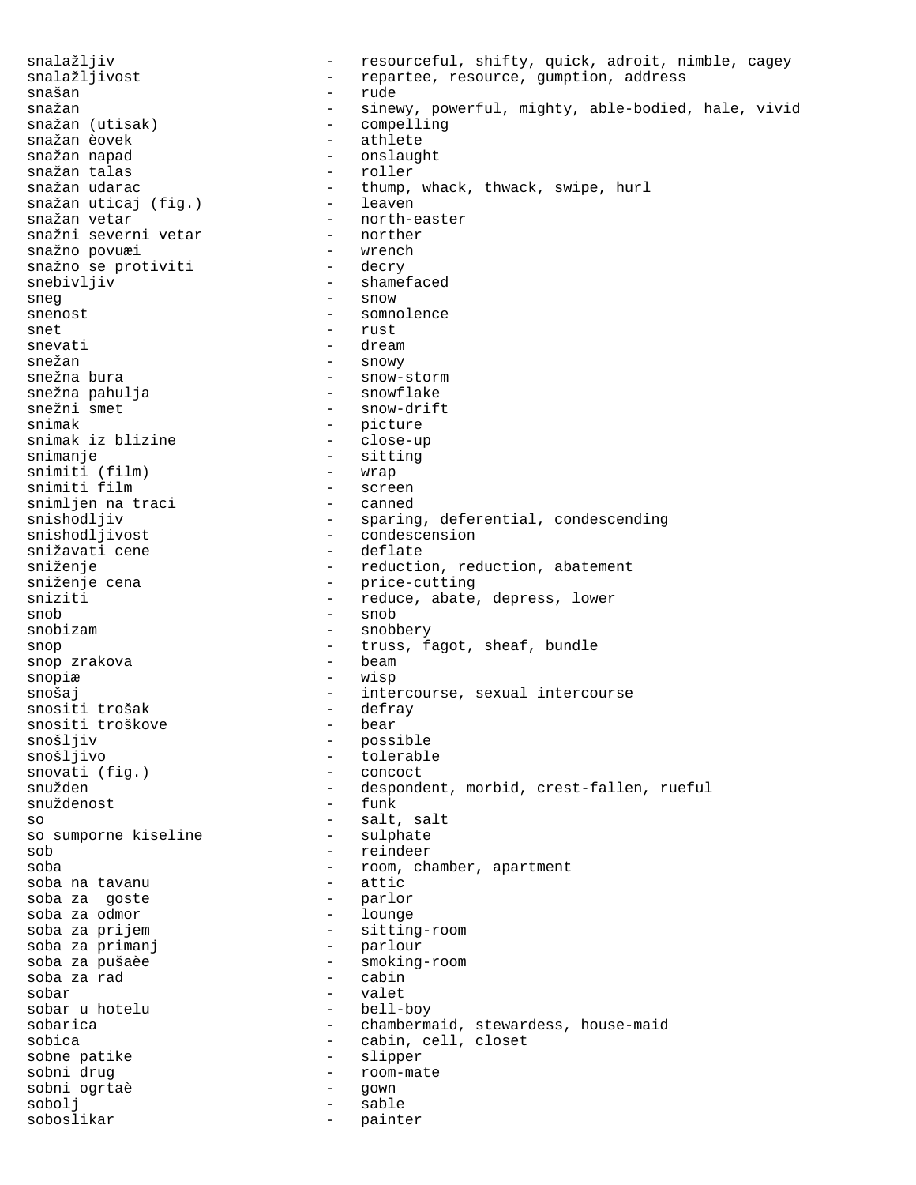snalažljiv - resourceful, shifty, quick, adroit, nimble, cagey
snalažljivost - repartee, resource, gumption, address
snašan - rude
snažan - sinewy, powerful, mighty, able-bodied, hale, vivid
snažan (utisak) - compelling
snažan èovek - athlete
snažan napad - onslaught
snažan talas - roller
snažan udarac - thump, whack, thwack, swipe, hurl
snažan uticaj (fig.) - leaven
snažan vetar - north-easter
snažni severni vetar - norther
snažno povuæi - wrench
snažno se protiviti - decry
snebivljiv - shamefaced
sneg - snow
snenost - somnolence
snet - rust
snevati - dream
snežan - snowy
snežna bura - snow-storm
snežna pahulja - snowflake
snežni smet - snow-drift
snimak - picture
snimak iz blizine - close-up
snimanje - sitting
snimiti (film) - wrap
snimiti film - screen
snimljen na traci - canned
snishodljiv - sparing, deferential, condescending
snishodljivost - condescension
snižavati cene - deflate
sniženje - reduction, reduction, abatement
sniženje cena - price-cutting
sniziti - reduce, abate, depress, lower
snob - snob
snobizam - snobbery
snop - truss, fagot, sheaf, bundle
snop zrakova - beam
snopiæ - wisp
snošaj - intercourse, sexual intercourse
snositi trošak - defray
snositi troškove - bear
snošljiv - possible
snošljivo - tolerable
snovati (fig.) - concoct
snužden - despondent, morbid, crest-fallen, rueful
snuždenost - funk
so - salt, salt
so sumporne kiseline - sulphate
sob - reindeer
soba - room, chamber, apartment
soba na tavanu - attic
soba za  goste - parlor
soba za odmor - lounge
soba za prijem - sitting-room
soba za primanj - parlour
soba za pušaèe - smoking-room
soba za rad - cabin
sobar - valet
sobar u hotelu - bell-boy
sobarica - chambermaid, stewardess, house-maid
sobica - cabin, cell, closet
sobne patike - slipper
sobni drug - room-mate
sobni ogrtaè - gown
sobolj - sable
soboslikar - painter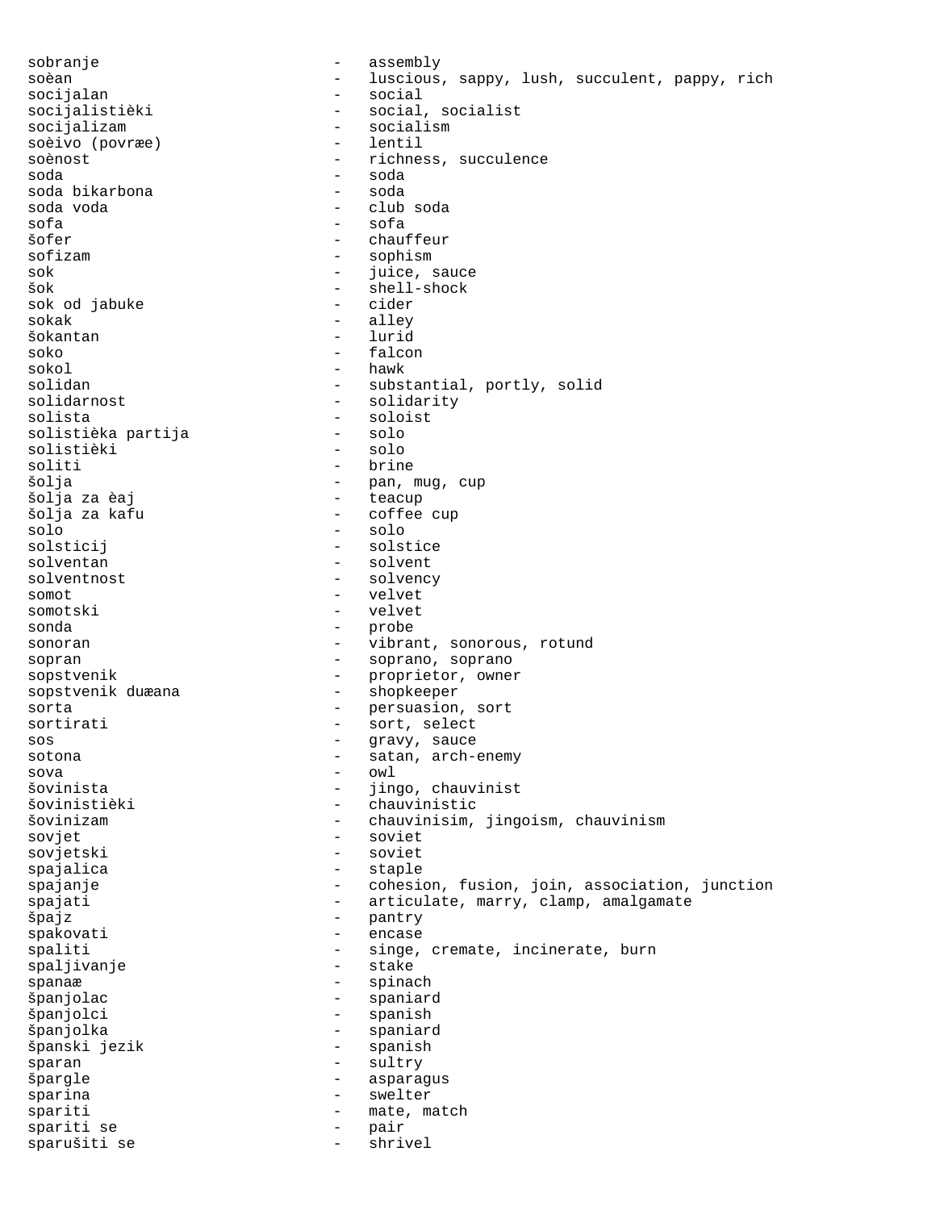sobranje - assembly
soèan - luscious, sappy, lush, succulent, pappy, rich
socijalan - social
socijalistièki - social, socialist
socijalizam - socialism
soèivo (povræe) - lentil
soènost - richness, succulence
soda - soda
soda bikarbona - soda
soda voda - club soda
sofa - sofa
šofer - chauffeur
sofizam - sophism
sok - juice, sauce
šok - shell-shock
sok od jabuke - cider
sokak - alley
šokantan - lurid
soko - falcon
sokol - hawk
solidan - substantial, portly, solid
solidarnost - solidarity
solista - soloist
solistièka partija - solo
solistièki - solo
soliti - brine
šolja - pan, mug, cup
šolja za èaj - teacup
šolja za kafu - coffee cup
solo - solo
solsticij - solstice
solventan - solvent
solventnost - solvency
somot - velvet
somotski - velvet
sonda - probe
sonoran - vibrant, sonorous, rotund
sopran - soprano, soprano
sopstvenik - proprietor, owner
sopstvenik duæana - shopkeeper
sorta - persuasion, sort
sortirati - sort, select
sos - gravy, sauce
sotona - satan, arch-enemy
sova - owl
šovinista - jingo, chauvinist
šovinistièki - chauvinistic
šovinizam - chauvinisim, jingoism, chauvinism
sovjet - soviet
sovjetski - soviet
spajalica - staple
spajanje - cohesion, fusion, join, association, junction
spajati - articulate, marry, clamp, amalgamate
špajz - pantry
spakovati - encase
spaliti - singe, cremate, incinerate, burn
spaljivanje - stake
spanaæ - spinach
španjolac - spaniard
španjolci - spanish
španjolka - spaniard
španski jezik - spanish
sparan - sultry
špargle - asparagus
sparina - swelter
spariti - mate, match
spariti se - pair
sparušiti se - shrivel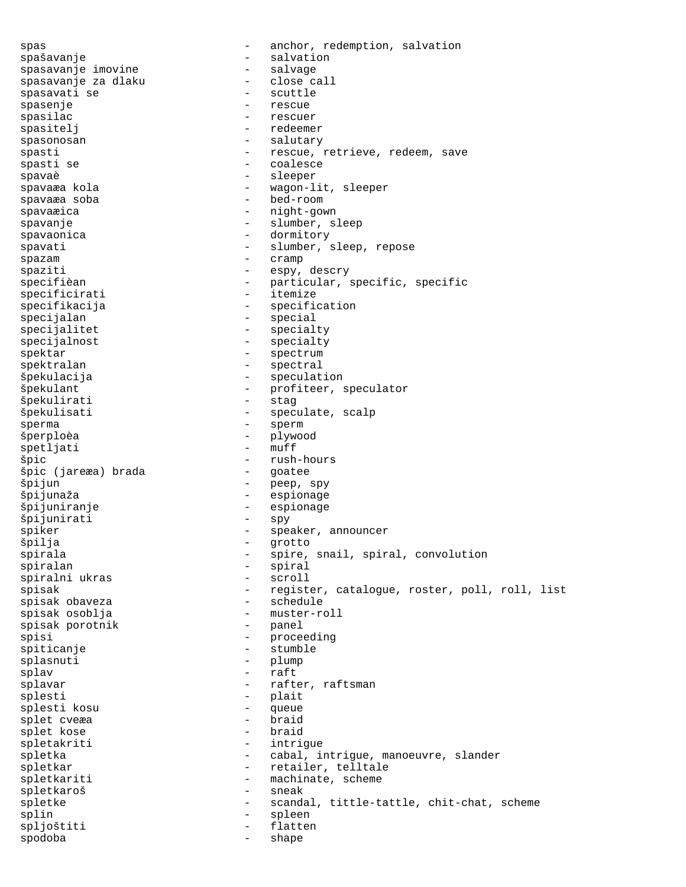spas - anchor, redemption, salvation
spašavanje - salvation
spasavanje imovine - salvage
spasavanje za dlaku - close call
spasavati se - scuttle
spasenje - rescue
spasilac - rescuer
spasitelj - redeemer
spasonosan - salutary
spasti - rescue, retrieve, redeem, save
spasti se - coalesce
spavaè - sleeper
spavaæa kola - wagon-lit, sleeper
spavaæa soba - bed-room
spavaæica - night-gown
spavanje - slumber, sleep
spavaonica - dormitory
spavati - slumber, sleep, repose
spazam - cramp
spaziti - espy, descry
specifièan - particular, specific, specific
specificirati - itemize
specifikacija - specification
specijalan - special
specijalitet - specialty
specijalnost - specialty
spektar - spectrum
spektralan - spectral
špekulacija - speculation
špekulant - profiteer, speculator
špekulirati - stag
špekulisati - speculate, scalp
sperma - sperm
šperploèa - plywood
spetljati - muff
špic - rush-hours
špic (jareæa) brada - goatee
špijun - peep, spy
špijunaža - espionage
špijuniranje - espionage
špijunirati - spy
spiker - speaker, announcer
špilja - grotto
spirala - spire, snail, spiral, convolution
spiralan - spiral
spiralni ukras - scroll
spisak - register, catalogue, roster, poll, roll, list
spisak obaveza - schedule
spisak osoblja - muster-roll
spisak porotnik - panel
spisi - proceeding
spiticanje - stumble
splasnuti - plump
splav - raft
splavar - rafter, raftsman
splesti - plait
splesti kosu - queue
splet cveæa - braid
splet kose - braid
spletakriti - intrigue
spletka - cabal, intrigue, manoeuvre, slander
spletkar - retailer, telltale
spletkariti - machinate, scheme
spletkaroš - sneak
spletke - scandal, tittle-tattle, chit-chat, scheme
splin - spleen
spljoštiti - flatten
spodoba - shape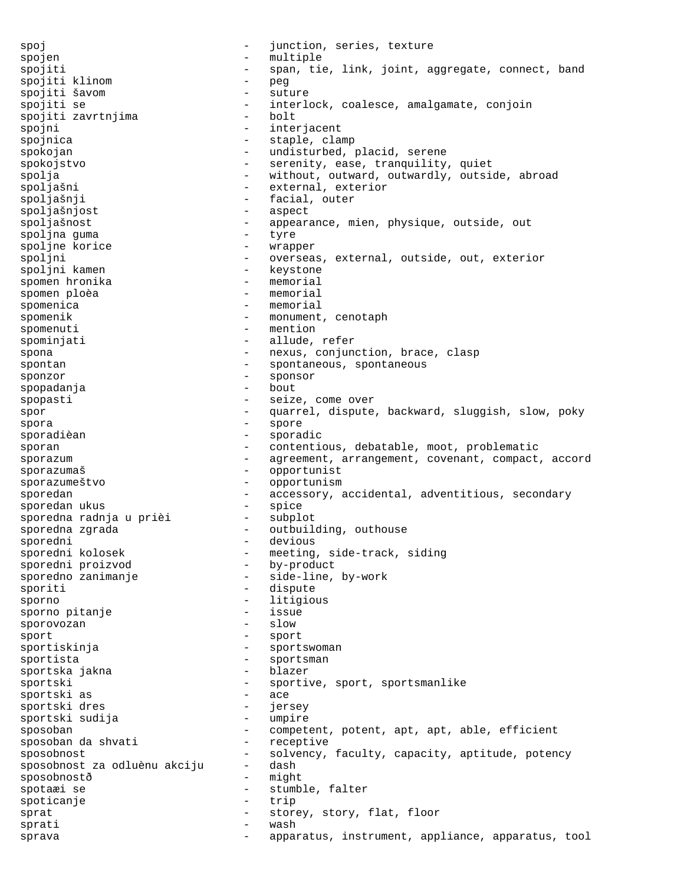spoj - junction, series, texture
spojen - multiple
spojiti - span, tie, link, joint, aggregate, connect, band
spojiti klinom - peg
spojiti šavom - suture
spojiti se - interlock, coalesce, amalgamate, conjoin
spojiti zavrtnjima - bolt
spojni - interjacent
spojnica - staple, clamp
spokojan - undisturbed, placid, serene
spokojstvo - serenity, ease, tranquility, quiet
spolja - without, outward, outwardly, outside, abroad
spoljašni - external, exterior
spoljašnji - facial, outer
spoljašnjost - aspect
spoljašnost - appearance, mien, physique, outside, out
spoljna guma - tyre
spoljne korice - wrapper
spoljni - overseas, external, outside, out, exterior
spoljni kamen - keystone
spomen hronika - memorial
spomen ploèa - memorial
spomenica - memorial
spomenik - monument, cenotaph
spomenuti - mention
spominjati - allude, refer
spona - nexus, conjunction, brace, clasp
spontan - spontaneous, spontaneous
sponzor - sponsor
spopadanja - bout
spopasti - seize, come over
spor - quarrel, dispute, backward, sluggish, slow, poky
spora - spore
sporadièan - sporadic
sporan - contentious, debatable, moot, problematic
sporazum - agreement, arrangement, covenant, compact, accord
sporazumaš - opportunist
sporazumeštvo - opportunism
sporedan - accessory, accidental, adventitious, secondary
sporedan ukus - spice
sporedna radnja u prièi - subplot
sporedna zgrada - outbuilding, outhouse
sporedni - devious
sporedni kolosek - meeting, side-track, siding
sporedni proizvod - by-product
sporedno zanimanje - side-line, by-work
sporiti - dispute
sporno - litigious
sporno pitanje - issue
sporovozan - slow
sport - sport
sportiskinja - sportswoman
sportista - sportsman
sportska jakna - blazer
sportski - sportive, sport, sportsmanlike
sportski as - ace
sportski dres - jersey
sportski sudija - umpire
sposoban - competent, potent, apt, apt, able, efficient
sposoban da shvati - receptive
sposobnost - solvency, faculty, capacity, aptitude, potency
sposobnost za odluènu akciju - dash
sposobnostð - might
spotaæi se - stumble, falter
spoticanje - trip
sprat - storey, story, flat, floor
sprati - wash
sprava - apparatus, instrument, appliance, apparatus, tool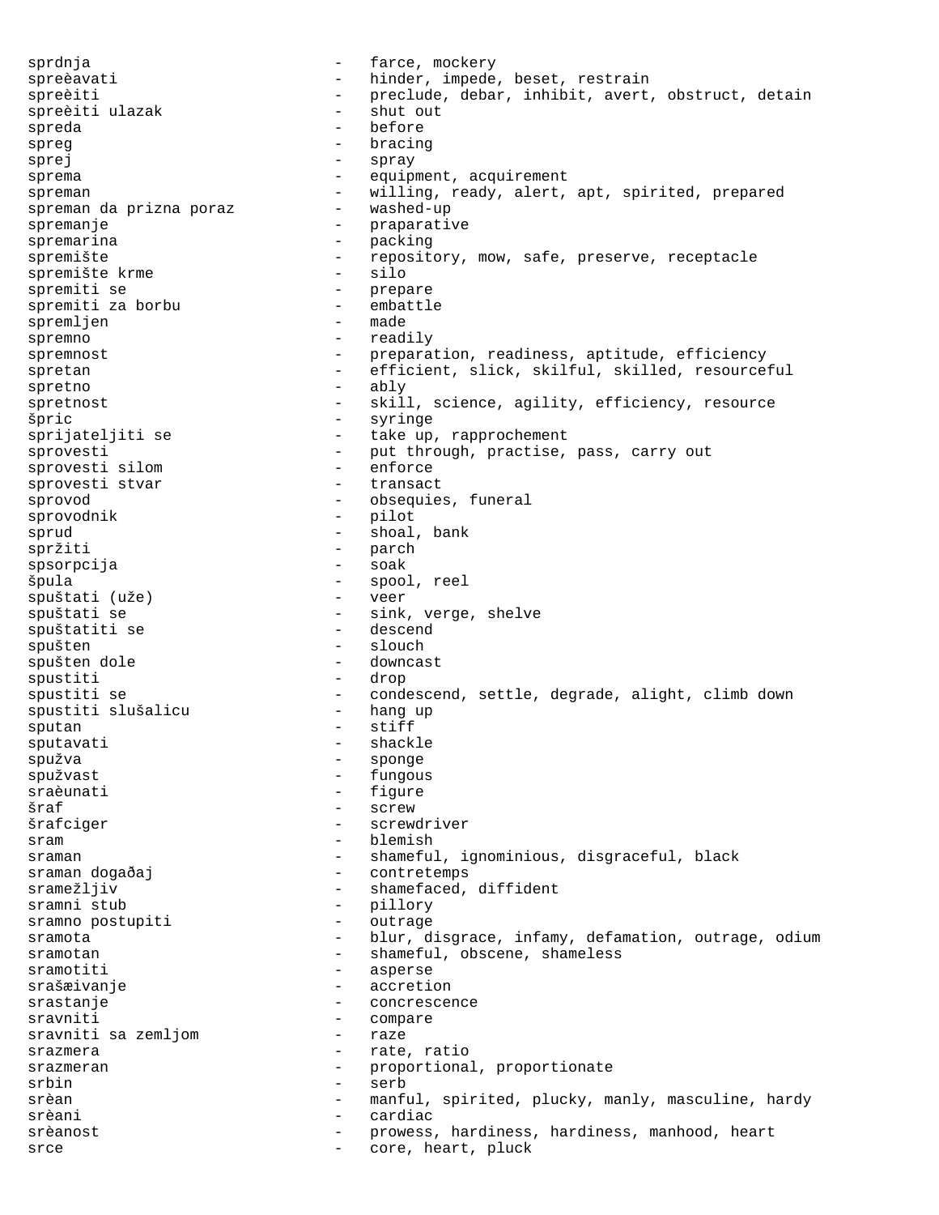sprdnja - farce, mockery
spreèavati - hinder, impede, beset, restrain
spreèiti - preclude, debar, inhibit, avert, obstruct, detain
spreèiti ulazak - shut out
spreda - before
spreg - bracing
sprej - spray
sprema - equipment, acquirement
spreman - willing, ready, alert, apt, spirited, prepared
spreman da prizna poraz - washed-up
spremanje - praparative
spremarina - packing
spremište - repository, mow, safe, preserve, receptacle
spremište krme - silo
spremiti se - prepare
spremiti za borbu - embattle
spremljen - made
spremno - readily
spremnost - preparation, readiness, aptitude, efficiency
spretan - efficient, slick, skilful, skilled, resourceful
spretno - ably
spretnost - skill, science, agility, efficiency, resource
špric - syringe
sprijateljiti se - take up, rapprochement
sprovesti - put through, practise, pass, carry out
sprovesti silom - enforce
sprovesti stvar - transact
sprovod - obsequies, funeral
sprovodnik - pilot
sprud - shoal, bank
spržiti - parch
spsorpcija - soak
špula - spool, reel
spuštati (uže) - veer
spuštati se - sink, verge, shelve
spuštatiti se - descend
spušten - slouch
spušten dole - downcast
spustiti - drop
spustiti se - condescend, settle, degrade, alight, climb down
spustiti slušalicu - hang up
sputan - stiff
sputavati - shackle
spužva - sponge
spužvast - fungous
sraèunati - figure
šraf - screw
šrafciger - screwdriver
sram - blemish
sraman - shameful, ignominious, disgraceful, black
sraman događaj - contretemps
sramežljiv - shamefaced, diffident
sramni stub - pillory
sramno postupiti - outrage
sramota - blur, disgrace, infamy, defamation, outrage, odium
sramotan - shameful, obscene, shameless
sramotiti - asperse
srašæivanje - accretion
srastanje - concrescence
sravniti - compare
sravniti sa zemljom - raze
srazmera - rate, ratio
srazmeran - proportional, proportionate
srbin - serb
srèan - manful, spirited, plucky, manly, masculine, hardy
srèani - cardiac
srèanost - prowess, hardiness, hardiness, manhood, heart
srce - core, heart, pluck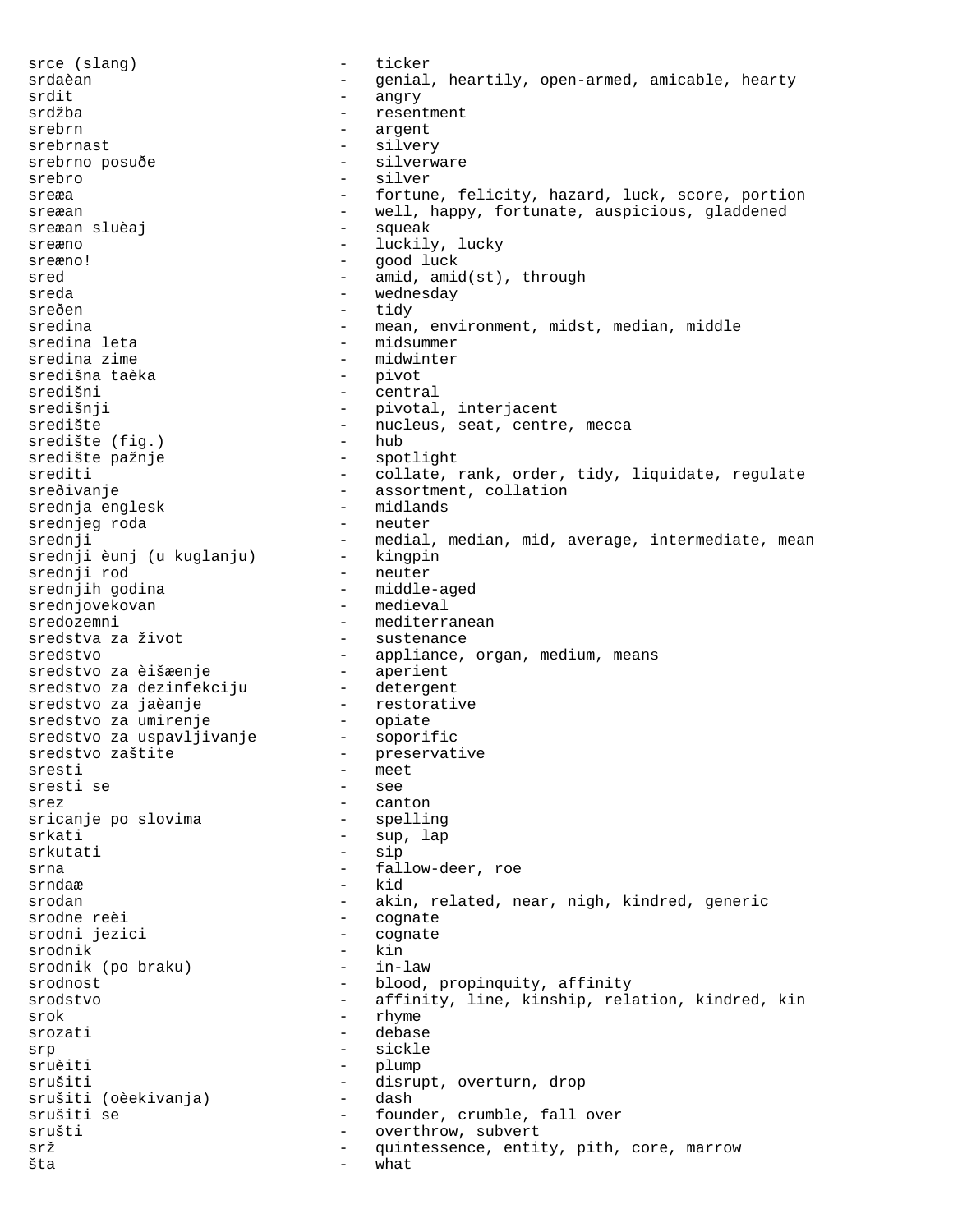srce (slang) - ticker
srdaèan - genial, heartily, open-armed, amicable, hearty
srdit - angry
srdžba - resentment
srebrn - argent
srebrnast - silvery
srebrno posuðe - silverware
srebro - silver
sreæa - fortune, felicity, hazard, luck, score, portion
sreæan - well, happy, fortunate, auspicious, gladdened
sreæan sluèaj - squeak
sreæno - luckily, lucky
sreæno! - good luck
sred - amid, amid(st), through
sreda - wednesday
sreðen - tidy
sredina - mean, environment, midst, median, middle
sredina leta - midsummer
sredina zime - midwinter
središna taèka - pivot
središni - central
središnji - pivotal, interjacent
središte - nucleus, seat, centre, mecca
središte (fig.) - hub
središte pažnje - spotlight
srediti - collate, rank, order, tidy, liquidate, regulate
sreðivanje - assortment, collation
srednja englesk - midlands
srednjeg roda - neuter
srednji - medial, median, mid, average, intermediate, mean
srednji èunj (u kuglanju) - kingpin
srednji rod - neuter
srednjih godina - middle-aged
srednjovekovan - medieval
sredozemni - mediterranean
sredstva za život - sustenance
sredstvo - appliance, organ, medium, means
sredstvo za èišæenje - aperient
sredstvo za dezinfekciju - detergent
sredstvo za jaèanje - restorative
sredstvo za umirenje - opiate
sredstvo za uspavljivanje - soporific
sredstvo zaštite - preservative
sresti - meet
sresti se - see
srez - canton
sricanje po slovima - spelling
srkati - sup, lap
srkutati - sip
srna - fallow-deer, roe
srndaæ - kid
srodan - akin, related, near, nigh, kindred, generic
srodne reèi - cognate
srodni jezici - cognate
srodnik - kin
srodnik (po braku) - in-law
srodnost - blood, propinquity, affinity
srodstvo - affinity, line, kinship, relation, kindred, kin
srok - rhyme
srozati - debase
srp - sickle
sruèiti - plump
srušiti - disrupt, overturn, drop
srušiti (oèekivanja) - dash
srušiti se - founder, crumble, fall over
srušti - overthrow, subvert
srž - quintessence, entity, pith, core, marrow
šta - what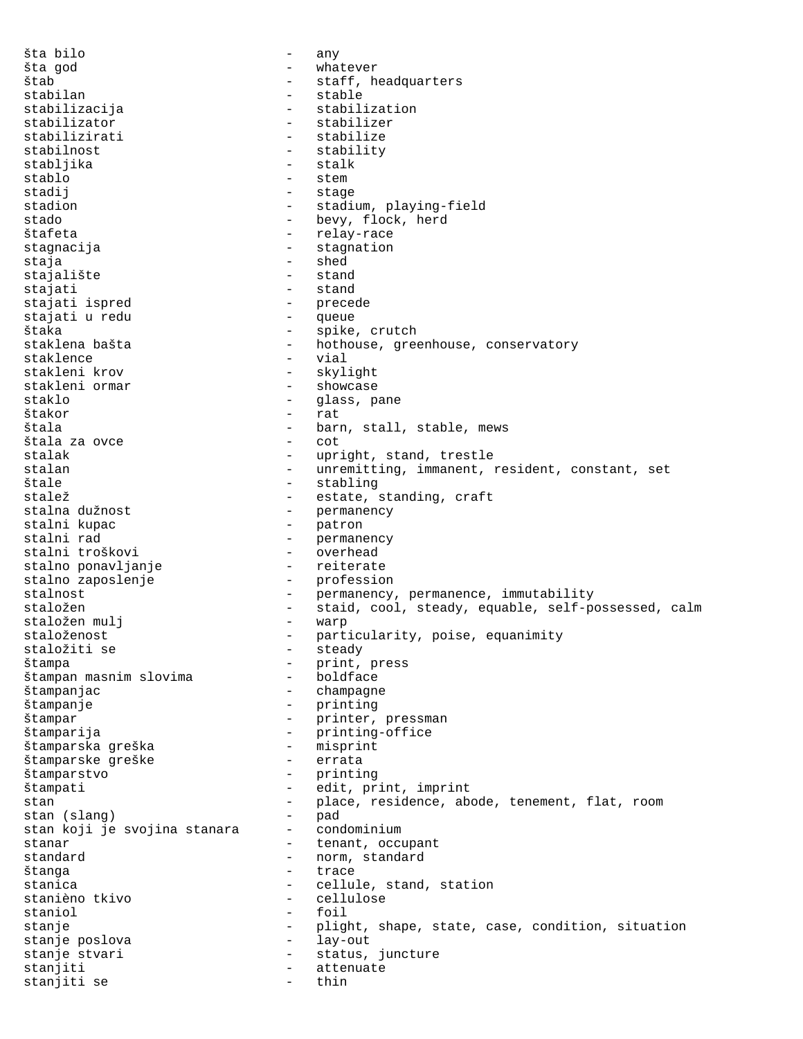šta bilo - any
šta god - whatever
štab - staff, headquarters
stabilan - stable
stabilizacija - stabilization
stabilizator - stabilizer
stabilizirati - stabilize
stabilnost - stability
stabljika - stalk
stablo - stem
stadij - stage
stadion - stadium, playing-field
stado - bevy, flock, herd
štafeta - relay-race
stagnacija - stagnation
staja - shed
stajalište - stand
stajati - stand
stajati ispred - precede
stajati u redu - queue
štaka - spike, crutch
staklena bašta - hothouse, greenhouse, conservatory
staklence - vial
stakleni krov - skylight
stakleni ormar - showcase
staklo - glass, pane
štakor - rat
štala - barn, stall, stable, mews
štala za ovce - cot
stalak - upright, stand, trestle
stalan - unremitting, immanent, resident, constant, set
štale - stabling
stalež - estate, standing, craft
stalna dužnost - permanency
stalni kupac - patron
stalni rad - permanency
stalni troškovi - overhead
stalno ponavljanje - reiterate
stalno zaposlenje - profession
stalnost - permanency, permanence, immutability
staložen - staid, cool, steady, equable, self-possessed, calm
staložen mulj - warp
staloženost - particularity, poise, equanimity
staložiti se - steady
štampa - print, press
štampan masnim slovima - boldface
štampanjac - champagne
štampanje - printing
štampar - printer, pressman
štamparija - printing-office
štamparska greška - misprint
štamparske greške - errata
štamparstvo - printing
štampati - edit, print, imprint
stan - place, residence, abode, tenement, flat, room
stan (slang) - pad
stan koji je svojina stanara - condominium
stanar - tenant, occupant
standard - norm, standard
štanga - trace
stanica - cellule, stand, station
stanièno tkivo - cellulose
staniol - foil
stanje - plight, shape, state, case, condition, situation
stanje poslova - lay-out
stanje stvari - status, juncture
stanjiti - attenuate
stanjiti se - thin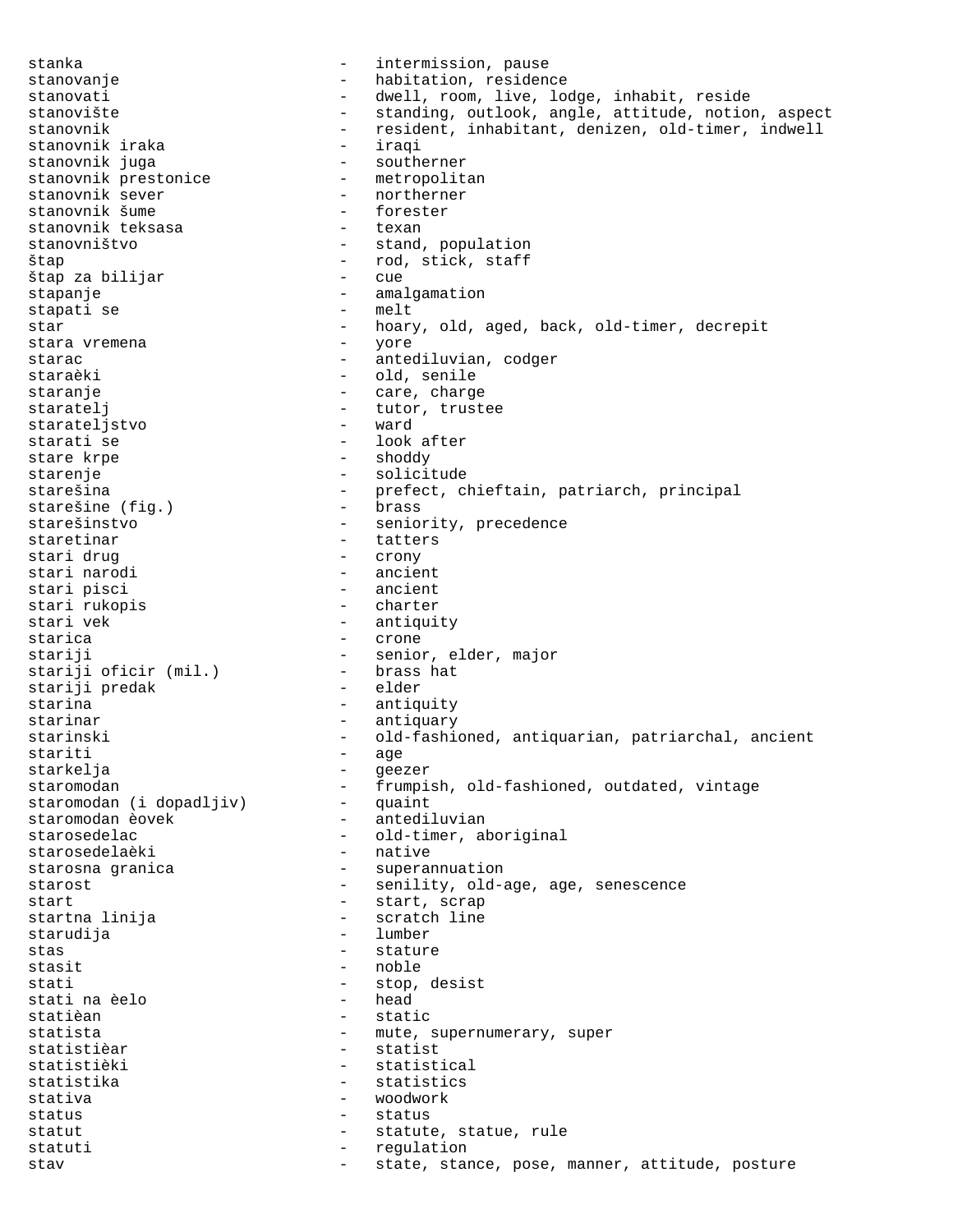stanka - intermission, pause
stanovanje - habitation, residence
stanovati - dwell, room, live, lodge, inhabit, reside
stanovište - standing, outlook, angle, attitude, notion, aspect
stanovnik - resident, inhabitant, denizen, old-timer, indwell
stanovnik iraka - iraqi
stanovnik juga - southerner
stanovnik prestonice - metropolitan
stanovnik sever - northerner
stanovnik šume - forester
stanovnik teksasa - texan
stanovništvo - stand, population
štap - rod, stick, staff
štap za bilijar - cue
stapanje - amalgamation
stapati se - melt
star - hoary, old, aged, back, old-timer, decrepit
stara vremena - yore
starac - antediluvian, codger
staraèki - old, senile
staranje - care, charge
staratelj - tutor, trustee
starateljstvo - ward
starati se - look after
stare krpe - shoddy
starenje - solicitude
starešina - prefect, chieftain, patriarch, principal
starešine (fig.) - brass
starešinstvo - seniority, precedence
staretinar - tatters
stari drug - crony
stari narodi - ancient
stari pisci - ancient
stari rukopis - charter
stari vek - antiquity
starica - crone
stariji - senior, elder, major
stariji oficir (mil.) - brass hat
stariji predak - elder
starina - antiquity
starinar - antiquary
starinski - old-fashioned, antiquarian, patriarchal, ancient
stariti - age
starkelja - geezer
staromodan - frumpish, old-fashioned, outdated, vintage
staromodan (i dopadljiv) - quaint
staromodan èovek - antediluvian
starosedelac - old-timer, aboriginal
starosedelaèki - native
starosna granica - superannuation
starost - senility, old-age, age, senescence
start - start, scrap
startna linija - scratch line
starudija - lumber
stas - stature
stasit - noble
stati - stop, desist
stati na èelo - head
statièan - static
statista - mute, supernumerary, super
statistièar - statist
statistièki - statistical
statistika - statistics
stativa - woodwork
status - status
statut - statute, statue, rule
statuti - regulation
stav - state, stance, pose, manner, attitude, posture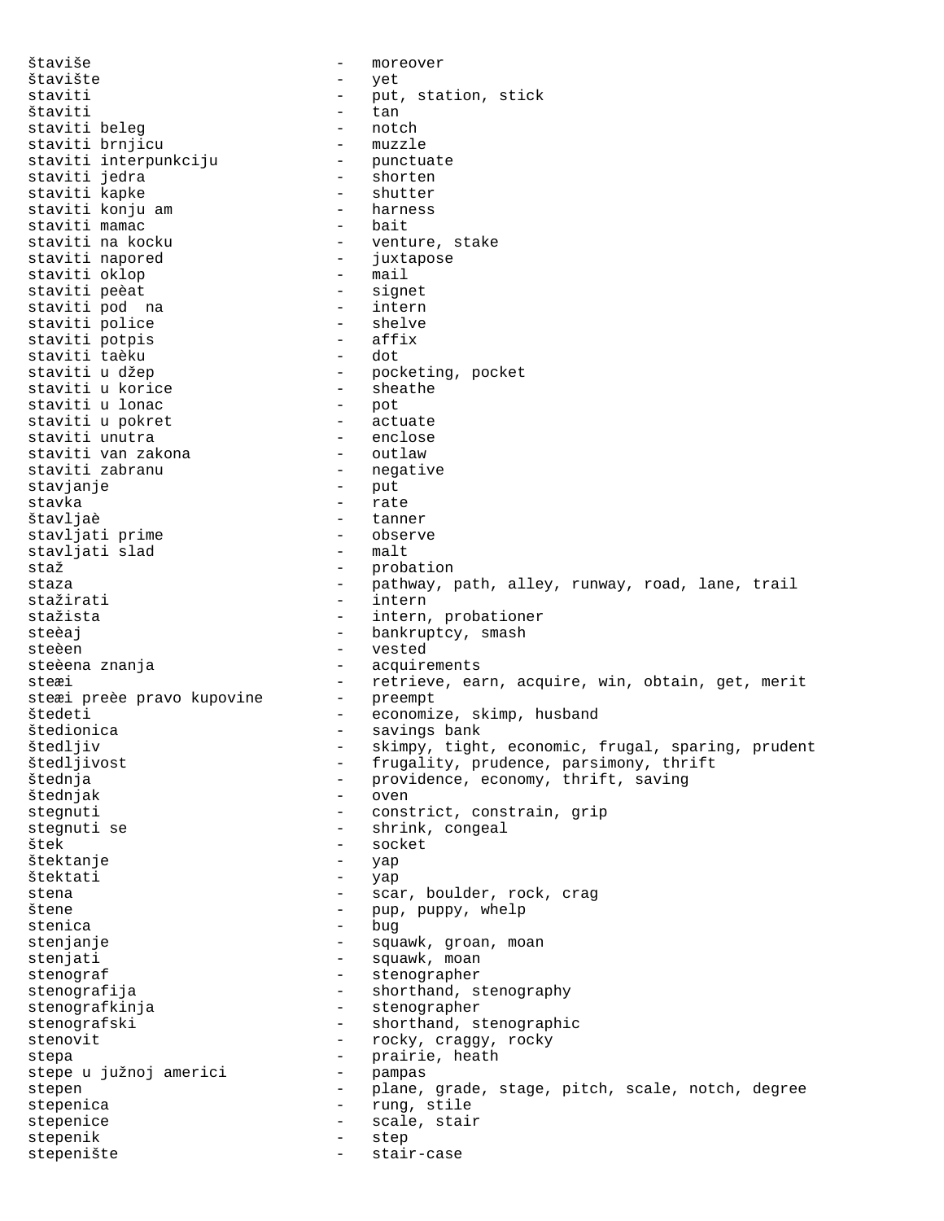štaviše - moreover
štavište - yet
staviti - put, station, stick
štaviti - tan
staviti beleg - notch
staviti brnjicu - muzzle
staviti interpunkciju - punctuate
staviti jedra - shorten
staviti kapke - shutter
staviti konju am - harness
staviti mamac - bait
staviti na kocku - venture, stake
staviti napored - juxtapose
staviti oklop - mail
staviti peèat - signet
staviti pod na - intern
staviti police - shelve
staviti potpis - affix
staviti taèku - dot
staviti u džep - pocketing, pocket
staviti u korice - sheathe
staviti u lonac - pot
staviti u pokret - actuate
staviti unutra - enclose
staviti van zakona - outlaw
staviti zabranu - negative
stavjanje - put
stavka - rate
štavljaè - tanner
stavljati prime - observe
stavljati slad - malt
staž - probation
staza - pathway, path, alley, runway, road, lane, trail
stažirati - intern
stažista - intern, probationer
steèaj - bankruptcy, smash
steèen - vested
steèena znanja - acquirements
steæi - retrieve, earn, acquire, win, obtain, get, merit
steæi preèe pravo kupovine - preempt
štedeti - economize, skimp, husband
štedionica - savings bank
štedljiv - skimpy, tight, economic, frugal, sparing, prudent
štedljivost - frugality, prudence, parsimony, thrift
štednja - providence, economy, thrift, saving
štednjak - oven
stegnuti - constrict, constrain, grip
stegnuti se - shrink, congeal
štek - socket
štektanje - yap
štektati - yap
stena - scar, boulder, rock, crag
štene - pup, puppy, whelp
stenica - bug
stenjanje - squawk, groan, moan
stenjati - squawk, moan
stenograf - stenographer
stenografija - shorthand, stenography
stenografkinja - stenographer
stenografski - shorthand, stenographic
stenovit - rocky, craggy, rocky
stepa - prairie, heath
stepe u južnoj americi - pampas
stepen - plane, grade, stage, pitch, scale, notch, degree
stepenica - rung, stile
stepenice - scale, stair
stepenik - step
stepenište - stair-case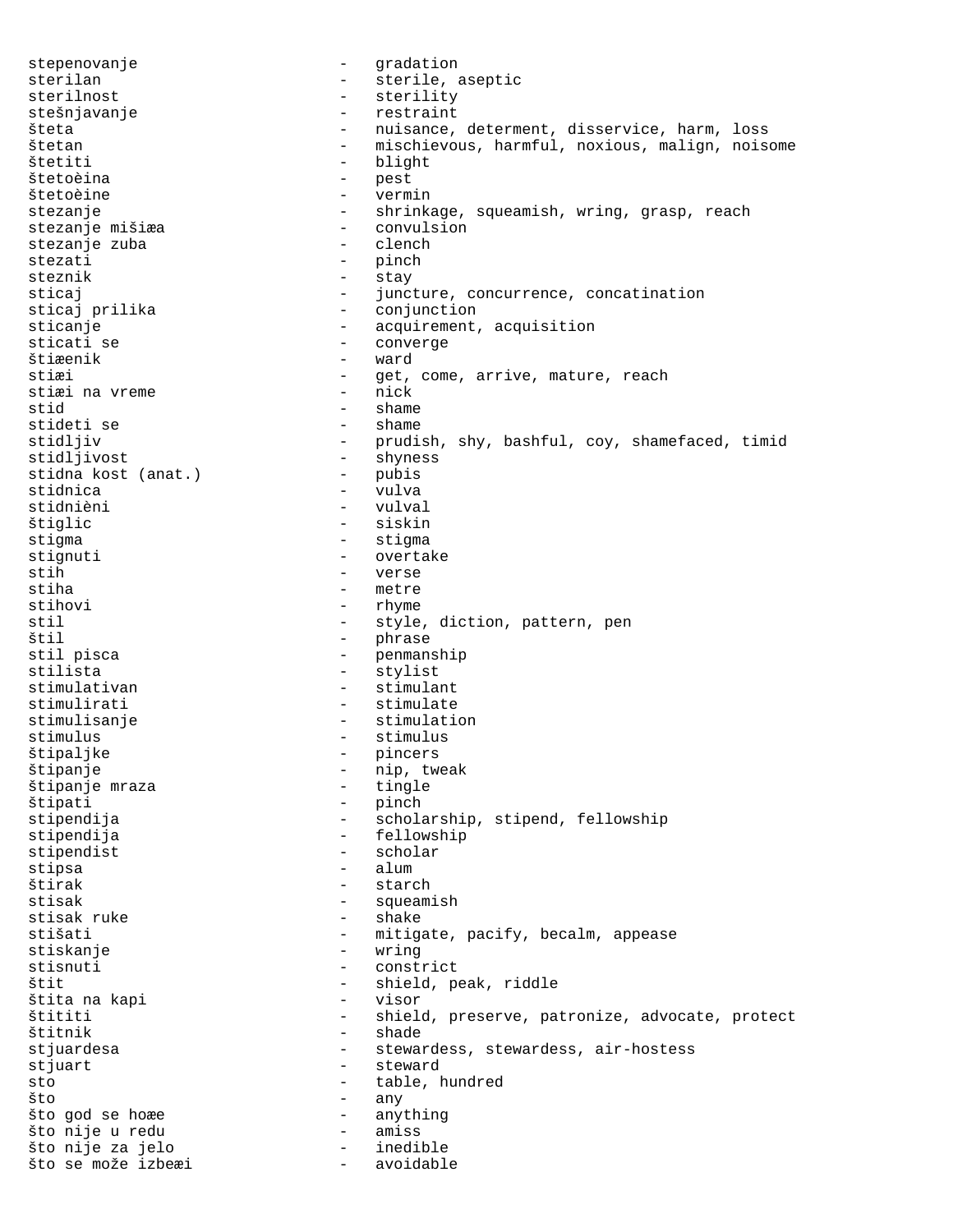stepenovanje - gradation
sterilan - sterile, aseptic
sterilnost - sterility
stešnjavanje - restraint
šteta - nuisance, determent, disservice, harm, loss
štetan - mischievous, harmful, noxious, malign, noisome
štetiti - blight
štetoèina - pest
štetoèine - vermin
stezanje - shrinkage, squeamish, wring, grasp, reach
stezanje mišiæa - convulsion
stezanje zuba - clench
stezati - pinch
steznik - stay
sticaj - juncture, concurrence, concatination
sticaj prilika - conjunction
sticanje - acquirement, acquisition
sticati se - converge
štiæenik - ward
stiæi - get, come, arrive, mature, reach
stiæi na vreme - nick
stid - shame
stideti se - shame
stidljiv - prudish, shy, bashful, coy, shamefaced, timid
stidljivost - shyness
stidna kost (anat.) - pubis
stidnica - vulva
stidnièni - vulval
štiglic - siskin
stigma - stigma
stignuti - overtake
stih - verse
stiha - metre
stihovi - rhyme
stil - style, diction, pattern, pen
štil - phrase
stil pisca - penmanship
stilista - stylist
stimulativan - stimulant
stimulirati - stimulate
stimulisanje - stimulation
stimulus - stimulus
štipaljke - pincers
štipanje - nip, tweak
štipanje mraza - tingle
štipati - pinch
stipendija - scholarship, stipend, fellowship
stipendija - fellowship
stipendist - scholar
stipsa - alum
štirak - starch
stisak - squeamish
stisak ruke - shake
stišati - mitigate, pacify, becalm, appease
stiskanje - wring
stisnuti - constrict
štit - shield, peak, riddle
štita na kapi - visor
štititi - shield, preserve, patronize, advocate, protect
štitnik - shade
stjuardesa - stewardess, stewardess, air-hostess
stjuart - steward
sto - table, hundred
što - any
što god se hoæe - anything
što nije u redu - amiss
što nije za jelo - inedible
što se može izbeæi - avoidable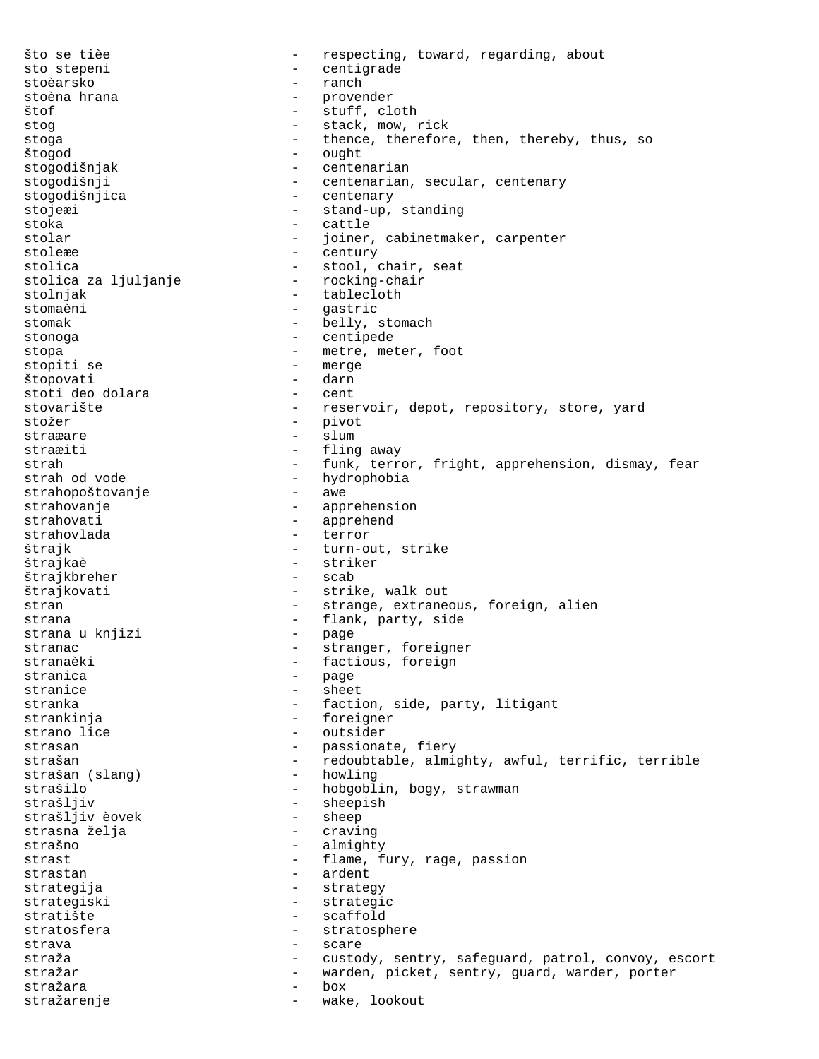što se tièe - respecting, toward, regarding, about
sto stepeni - centigrade
stoèarsko - ranch
stoèna hrana - provender
štof - stuff, cloth
stog - stack, mow, rick
stoga - thence, therefore, then, thereby, thus, so
štogod - ought
stogodišnjak - centenarian
stogodišnji - centenarian, secular, centenary
stogodišnjica - centenary
stojeæi - stand-up, standing
stoka - cattle
stolar - joiner, cabinetmaker, carpenter
stoleæe - century
stolica - stool, chair, seat
stolica za ljuljanje - rocking-chair
stolnjak - tablecloth
stomaèni - gastric
stomak - belly, stomach
stonoga - centipede
stopa - metre, meter, foot
stopiti se - merge
štopovati - darn
stoti deo dolara - cent
stovarište - reservoir, depot, repository, store, yard
stožer - pivot
straæare - slum
straæiti - fling away
strah - funk, terror, fright, apprehension, dismay, fear
strah od vode - hydrophobia
strahopoštovanje - awe
strahovanje - apprehension
strahovati - apprehend
strahovlada - terror
štrajk - turn-out, strike
štrajkaè - striker
štrajkbreher - scab
štrajkovati - strike, walk out
stran - strange, extraneous, foreign, alien
strana - flank, party, side
strana u knjizi - page
stranac - stranger, foreigner
stranaèki - factious, foreign
stranica - page
stranice - sheet
stranka - faction, side, party, litigant
strankinja - foreigner
strano lice - outsider
strasan - passionate, fiery
strašan - redoubtable, almighty, awful, terrific, terrible
strašan (slang) - howling
strašilo - hobgoblin, bogy, strawman
strašljiv - sheepish
strašljiv èovek - sheep
strasna želja - craving
strašno - almighty
strast - flame, fury, rage, passion
strastan - ardent
strategija - strategy
strategiski - strategic
stratište - scaffold
stratosfera - stratosphere
strava - scare
straža - custody, sentry, safeguard, patrol, convoy, escort
stražar - warden, picket, sentry, guard, warder, porter
stražara - box
stražarenje - wake, lookout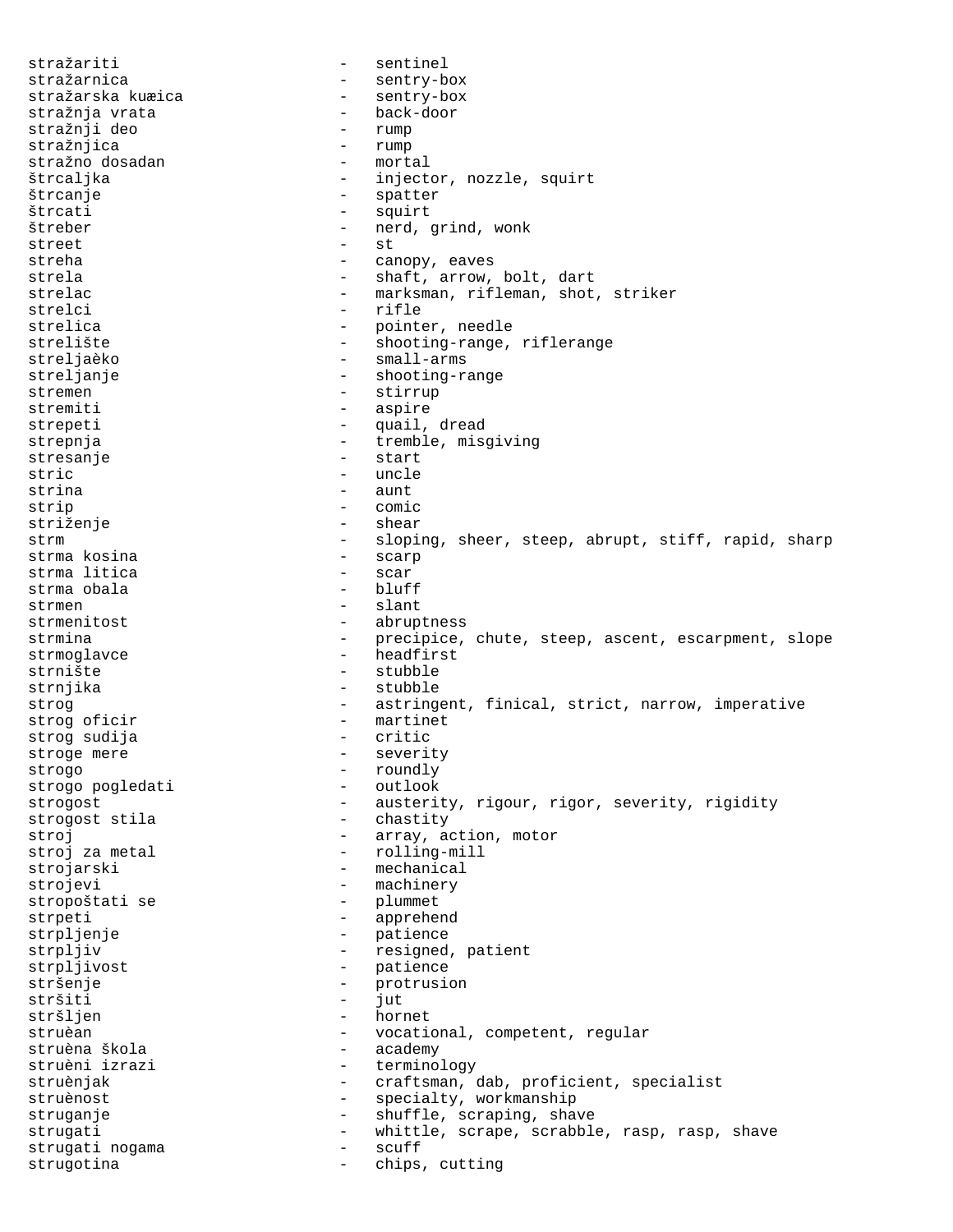stražariti - sentinel
stražarnica - sentry-box
stražarska kuæica - sentry-box
stražnja vrata - back-door
stražnji deo - rump
stražnjica - rump
stražno dosadan - mortal
štrcaljka - injector, nozzle, squirt
štrcanje - spatter
štrcati - squirt
štreber - nerd, grind, wonk
street - st
streha - canopy, eaves
strela - shaft, arrow, bolt, dart
strelac - marksman, rifleman, shot, striker
strelci - rifle
strelica - pointer, needle
strelište - shooting-range, riflerange
streljaèko - small-arms
streljanje - shooting-range
stremen - stirrup
stremiti - aspire
strepeti - quail, dread
strepnja - tremble, misgiving
stresanje - start
stric - uncle
strina - aunt
strip - comic
striženje - shear
strm - sloping, sheer, steep, abrupt, stiff, rapid, sharp
strma kosina - scarp
strma litica - scar
strma obala - bluff
strmen - slant
strmenitost - abruptness
strmina - precipice, chute, steep, ascent, escarpment, slope
strmoglavce - headfirst
strnište - stubble
strnjika - stubble
strog - astringent, finical, strict, narrow, imperative
strog oficir - martinet
strog sudija - critic
stroge mere - severity
strogo - roundly
strogo pogledati - outlook
strogost - austerity, rigour, rigor, severity, rigidity
strogost stila - chastity
stroj - array, action, motor
stroj za metal - rolling-mill
strojarski - mechanical
strojevi - machinery
stropoštati se - plummet
strpeti - apprehend
strpljenje - patience
strpljiv - resigned, patient
strpljivost - patience
stršenje - protrusion
stršiti - jut
stršljen - hornet
struèan - vocational, competent, regular
struèna škola - academy
struèni izrazi - terminology
struènjak - craftsman, dab, proficient, specialist
struènost - specialty, workmanship
struganje - shuffle, scraping, shave
strugati - whittle, scrape, scrabble, rasp, rasp, shave
strugati nogama - scuff
strugotina - chips, cutting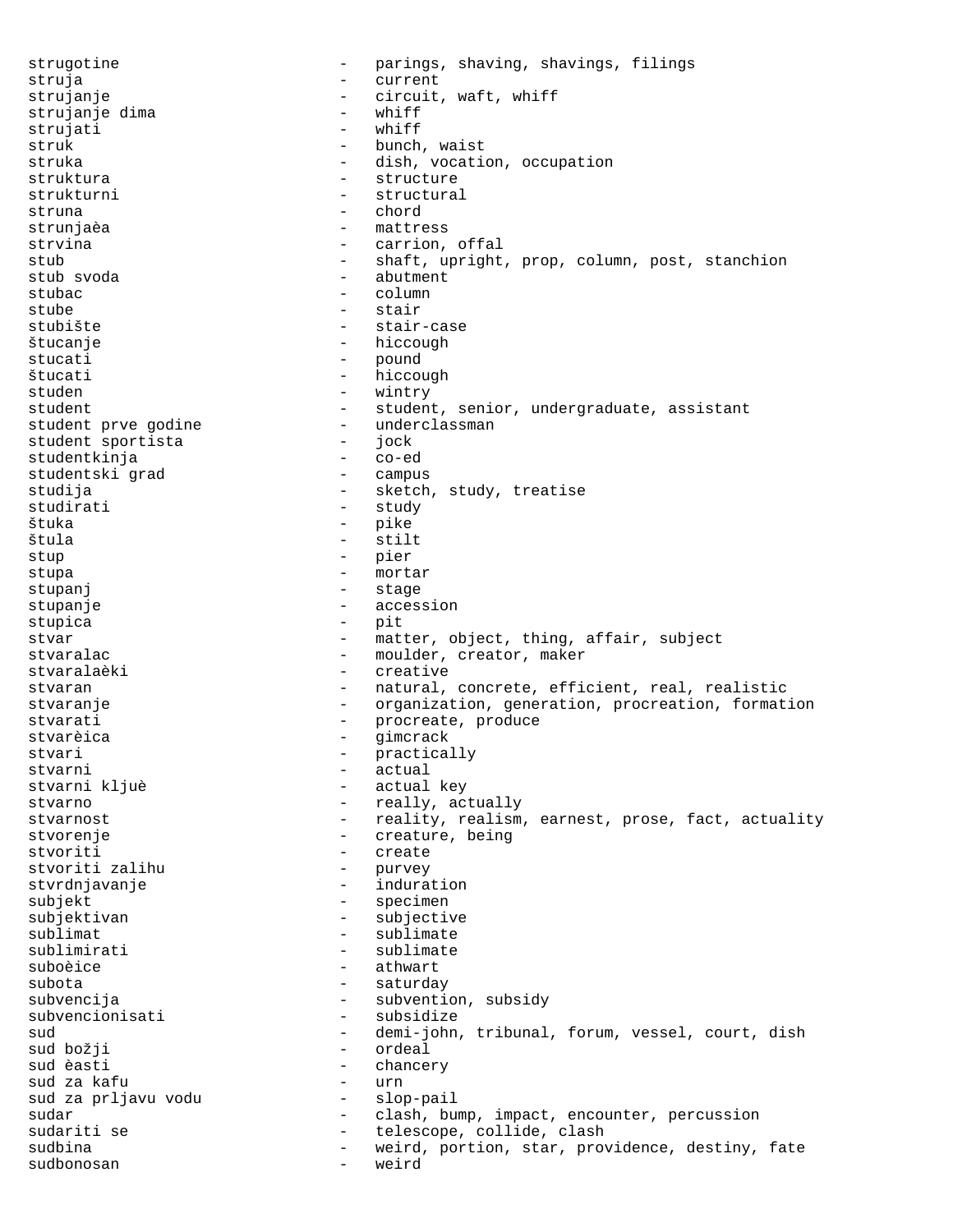strugotine - parings, shaving, shavings, filings
struja - current
strujanje - circuit, waft, whiff
strujanje dima - whiff
strujati - whiff
struk - bunch, waist
struka - dish, vocation, occupation
struktura - structure
strukturni - structural
struna - chord
strunjaèa - mattress
strvina - carrion, offal
stub - shaft, upright, prop, column, post, stanchion
stub svoda - abutment
stubac - column
stube - stair
stubište - stair-case
štucanje - hiccough
stucati - pound
štucati - hiccough
studen - wintry
student - student, senior, undergraduate, assistant
student prve godine - underclassman
student sportista - jock
studentkinja - co-ed
studentski grad - campus
studija - sketch, study, treatise
studirati - study
štuka - pike
štula - stilt
stup - pier
stupa - mortar
stupanj - stage
stupanje - accession
stupica - pit
stvar - matter, object, thing, affair, subject
stvaralac - moulder, creator, maker
stvaralaèki - creative
stvaran - natural, concrete, efficient, real, realistic
stvaranje - organization, generation, procreation, formation
stvarati - procreate, produce
stvarèica - gimcrack
stvari - practically
stvarni - actual
stvarni kljuè - actual key
stvarno - really, actually
stvarnost - reality, realism, earnest, prose, fact, actuality
stvorenje - creature, being
stvoriti - create
stvoriti zalihu - purvey
stvrdnjavanje - induration
subjekt - specimen
subjektivan - subjective
sublimat - sublimate
sublimirati - sublimate
suboèice - athwart
subota - saturday
subvencija - subvention, subsidy
subvencionisati - subsidize
sud - demi-john, tribunal, forum, vessel, court, dish
sud božji - ordeal
sud èasti - chancery
sud za kafu - urn
sud za prljavu vodu - slop-pail
sudar - clash, bump, impact, encounter, percussion
sudariti se - telescope, collide, clash
sudbina - weird, portion, star, providence, destiny, fate
sudbonosan - weird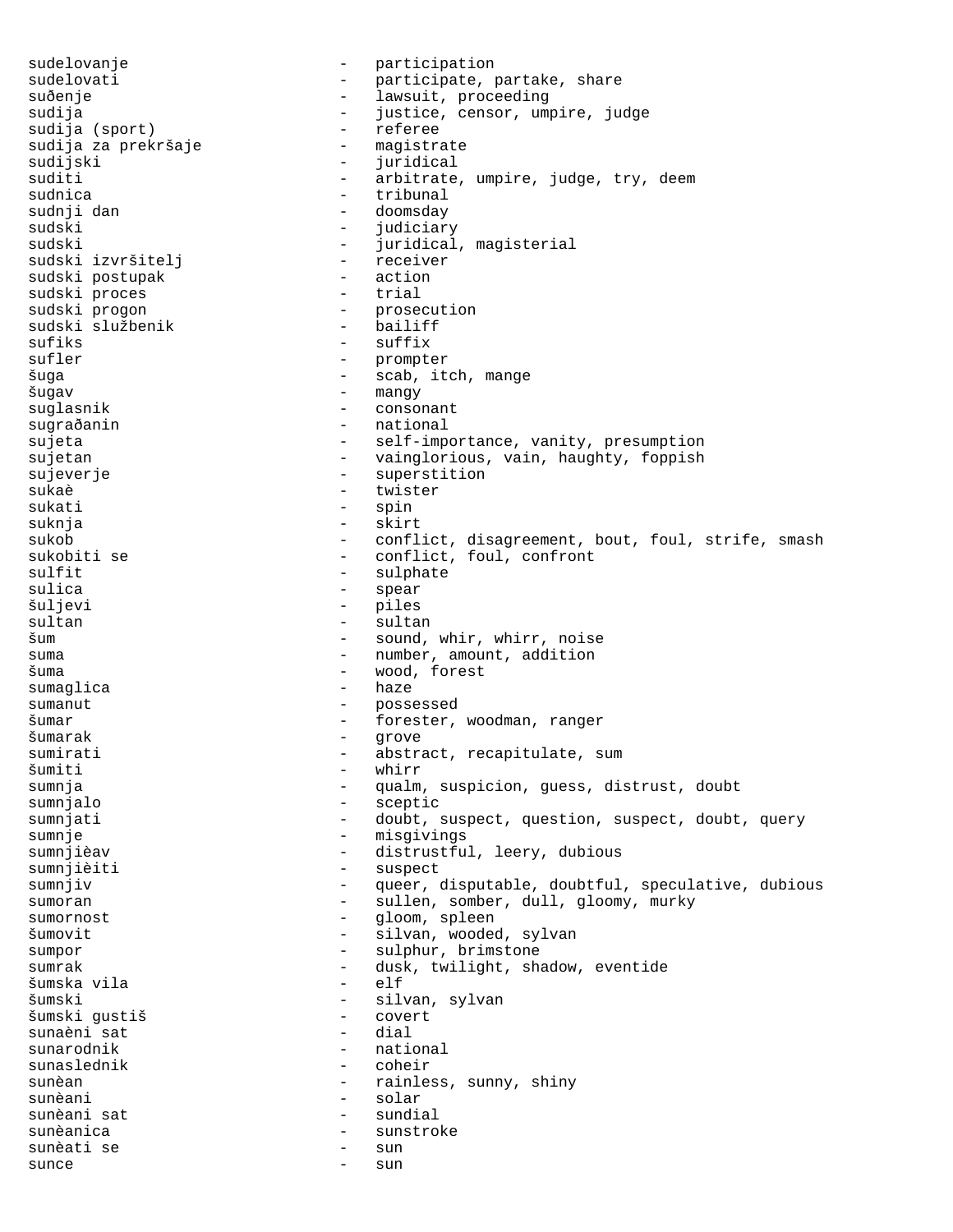sudelovanje - participation
sudelovati - participate, partake, share
suđenje - lawsuit, proceeding
sudija - justice, censor, umpire, judge
sudija (sport) - referee
sudija za prekršaje - magistrate
sudijski - juridical
suditi - arbitrate, umpire, judge, try, deem
sudnica - tribunal
sudnji dan - doomsday
sudski - judiciary
sudski - juridical, magisterial
sudski izvršitelj - receiver
sudski postupak - action
sudski proces - trial
sudski progon - prosecution
sudski službenik - bailiff
sufiks - suffix
sufler - prompter
šuga - scab, itch, mange
šugav - mangy
suglasnik - consonant
sugrađanin - national
sujeta - self-importance, vanity, presumption
sujetan - vainglorious, vain, haughty, foppish
sujeverje - superstition
sukaè - twister
sukati - spin
suknja - skirt
sukob - conflict, disagreement, bout, foul, strife, smash
sukobiti se - conflict, foul, confront
sulfit - sulphate
sulica - spear
šuljevi - piles
sultan - sultan
šum - sound, whir, whirr, noise
suma - number, amount, addition
šuma - wood, forest
sumaglica - haze
sumanut - possessed
šumar - forester, woodman, ranger
šumarak - grove
sumirati - abstract, recapitulate, sum
šumiti - whirr
sumnja - qualm, suspicion, guess, distrust, doubt
sumnjalo - sceptic
sumnjati - doubt, suspect, question, suspect, doubt, query
sumnje - misgivings
sumnjièav - distrustful, leery, dubious
sumnjièiti - suspect
sumnjiv - queer, disputable, doubtful, speculative, dubious
sumoran - sullen, somber, dull, gloomy, murky
sumornost - gloom, spleen
šumovit - silvan, wooded, sylvan
sumpor - sulphur, brimstone
sumrak - dusk, twilight, shadow, eventide
šumska vila - elf
šumski - silvan, sylvan
šumski gustiš - covert
sunaèni sat - dial
sunarodnik - national
sunaslednik - coheir
sunèan - rainless, sunny, shiny
sunèani - solar
sunèani sat - sundial
sunèanica - sunstroke
sunèati se - sun
sunce - sun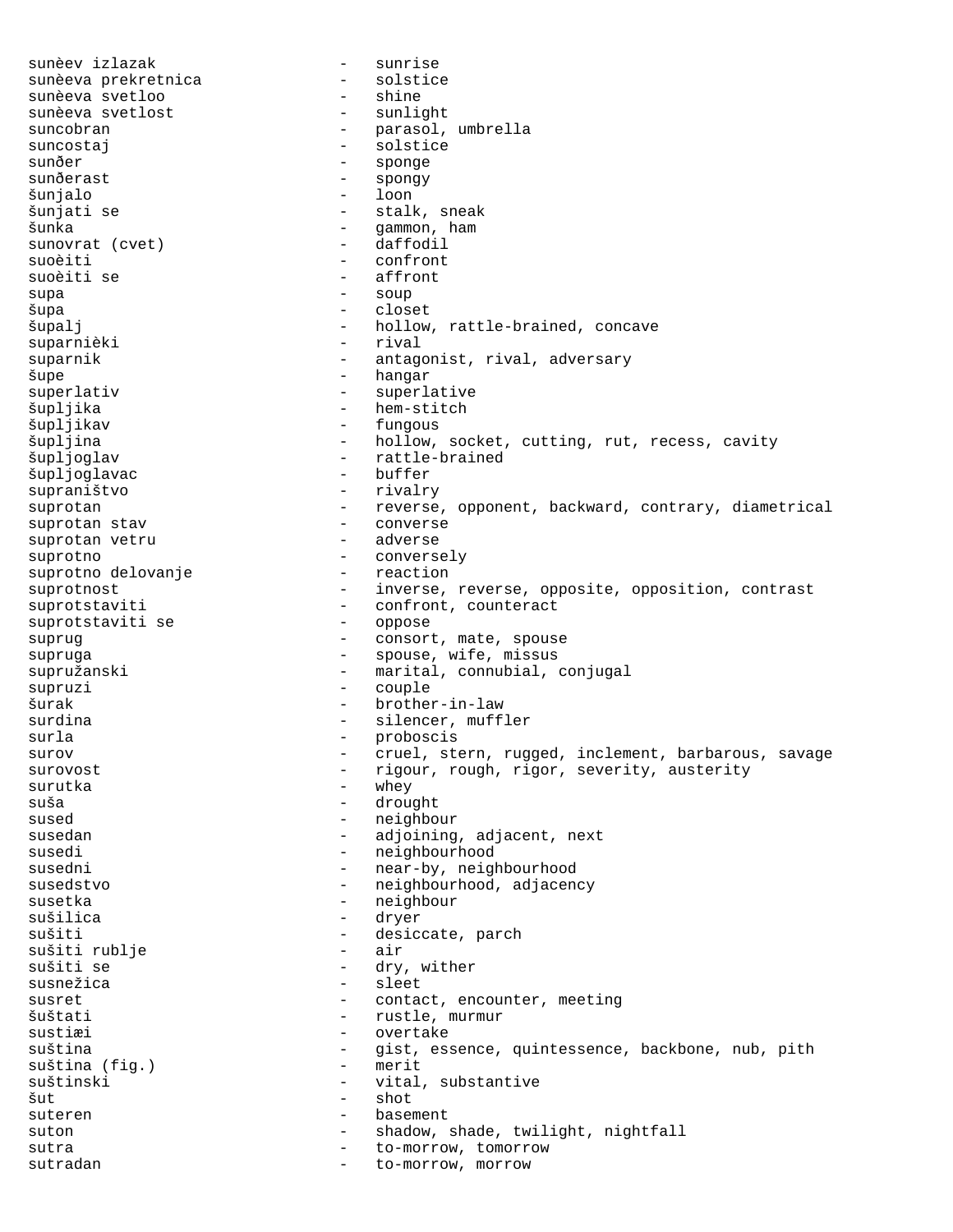sunèev izlazak - sunrise
sunèeva prekretnica - solstice
sunèeva svetloo - shine
sunèeva svetlost - sunlight
suncobran - parasol, umbrella
suncostaj - solstice
sunđer - sponge
sunđerast - spongy
šunjalo - loon
šunjati se - stalk, sneak
šunka - gammon, ham
sunovrat (cvet) - daffodil
suoèiti - confront
suoèiti se - affront
supa - soup
šupa - closet
šupalj - hollow, rattle-brained, concave
suparnièki - rival
suparnik - antagonist, rival, adversary
šupe - hangar
superlativ - superlative
šupljika - hem-stitch
šupljikav - fungous
šupljina - hollow, socket, cutting, rut, recess, cavity
šupljoglav - rattle-brained
šupljoglavac - buffer
supraništvo - rivalry
suprotan - reverse, opponent, backward, contrary, diametrical
suprotan stav - converse
suprotan vetru - adverse
suprotno - conversely
suprotno delovanje - reaction
suprotnost - inverse, reverse, opposite, opposition, contrast
suprotstaviti - confront, counteract
suprotstaviti se - oppose
suprug - consort, mate, spouse
supruga - spouse, wife, missus
supružanski - marital, connubial, conjugal
supruzi - couple
šurak - brother-in-law
surdina - silencer, muffler
surla - proboscis
surov - cruel, stern, rugged, inclement, barbarous, savage
surovost - rigour, rough, rigor, severity, austerity
surutka - whey
suša - drought
sused - neighbour
susedan - adjoining, adjacent, next
susedi - neighbourhood
susedni - near-by, neighbourhood
susedstvo - neighbourhood, adjacency
susetka - neighbour
sušilica - dryer
sušiti - desiccate, parch
sušiti rublje - air
sušiti se - dry, wither
susnežica - sleet
susret - contact, encounter, meeting
šuštati - rustle, murmur
sustiæi - overtake
suština - gist, essence, quintessence, backbone, nub, pith
suština (fig.) - merit
suštinski - vital, substantive
šut - shot
suteren - basement
suton - shadow, shade, twilight, nightfall
sutra - to-morrow, tomorrow
sutradan - to-morrow, morrow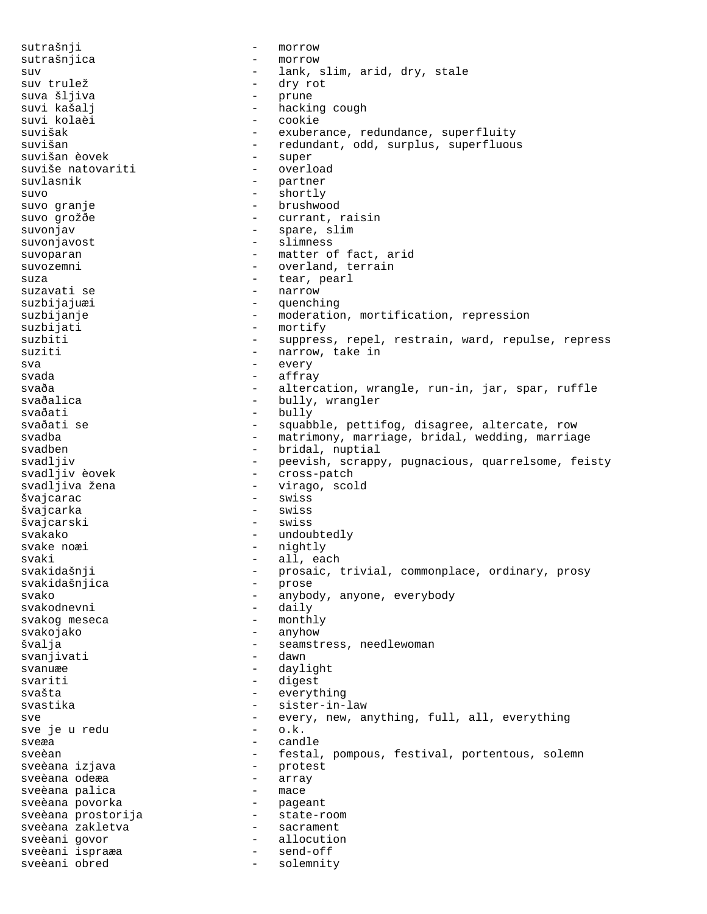sutrašnji - morrow
sutrašnjica - morrow
suv - lank, slim, arid, dry, stale
suv trulež - dry rot
suva šljiva - prune
suvi kašalj - hacking cough
suvi kolaèi - cookie
suvišak - exuberance, redundance, superfluity
suvišan - redundant, odd, surplus, superfluous
suvišan èovek - super
suviše natovariti - overload
suvlasnik - partner
suvo - shortly
suvo granje - brushwood
suvo grožðe - currant, raisin
suvonjav - spare, slim
suvonjavost - slimness
suvoparan - matter of fact, arid
suvozemni - overland, terrain
suza - tear, pearl
suzavati se - narrow
suzbijajuæi - quenching
suzbijanje - moderation, mortification, repression
suzbijati - mortify
suzbiti - suppress, repel, restrain, ward, repulse, repress
suziti - narrow, take in
sva - every
svada - affray
svaða - altercation, wrangle, run-in, jar, spar, ruffle
svaðalica - bully, wrangler
svaðati - bully
svaðati se - squabble, pettifog, disagree, altercate, row
svadba - matrimony, marriage, bridal, wedding, marriage
svadben - bridal, nuptial
svadljiv - peevish, scrappy, pugnacious, quarrelsome, feisty
svadljiv èovek - cross-patch
svadljiva žena - virago, scold
švajcarac - swiss
švajcarka - swiss
švajcarski - swiss
svakako - undoubtedly
svake noæi - nightly
svaki - all, each
svakidašnji - prosaic, trivial, commonplace, ordinary, prosy
svakidašnjica - prose
svako - anybody, anyone, everybody
svakodnevni - daily
svakog meseca - monthly
svakojako - anyhow
švalja - seamstress, needlewoman
svanjivati - dawn
svanuæe - daylight
svariti - digest
svašta - everything
svastika - sister-in-law
sve - every, new, anything, full, all, everything
sve je u redu - o.k.
sveæa - candle
sveèan - festal, pompous, festival, portentous, solemn
sveèana izjava - protest
sveèana odeæa - array
sveèana palica - mace
sveèana povorka - pageant
sveèana prostorija - state-room
sveèana zakletva - sacrament
sveèani govor - allocution
sveèani ispraæa - send-off
sveèani obred - solemnity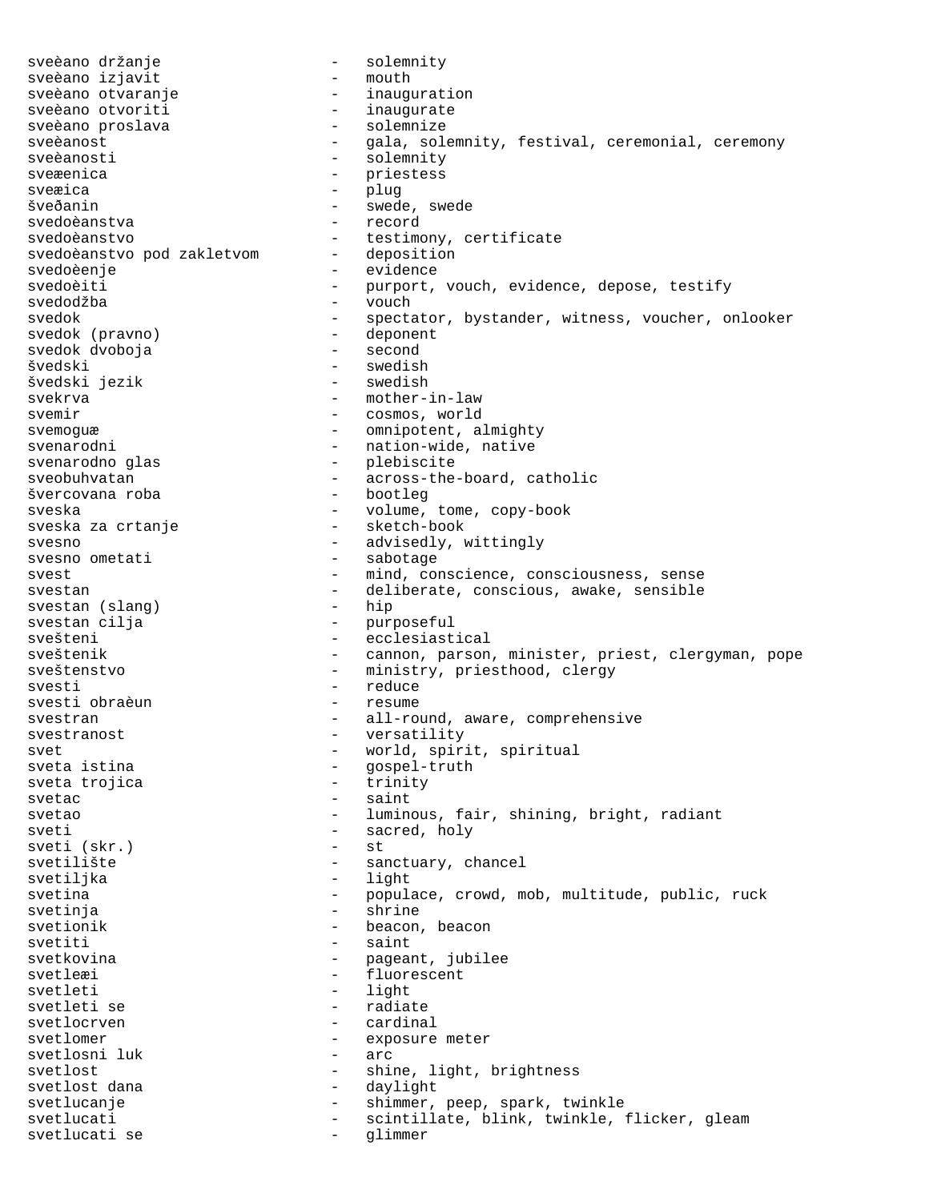svečano držanje - solemnity
svečano izjavit - mouth
svečano otvaranje - inauguration
svečano otvoriti - inaugurate
svečano proslava - solemnize
svečanost - gala, solemnity, festival, ceremonial, ceremony
svečanosti - solemnity
svećenica - priestess
svećica - plug
švеđanin - swede, swede
svedočanstva - record
svedočanstvo - testimony, certificate
svedočanstvo pod zakletvom - deposition
svedočenje - evidence
svedočiti - purport, vouch, evidence, depose, testify
svedodžba - vouch
svedok - spectator, bystander, witness, voucher, onlooker
svedok (pravno) - deponent
svedok dvoboja - second
švedski - swedish
švedski jezik - swedish
svekrva - mother-in-law
svemir - cosmos, world
svemoguć - omnipotent, almighty
svenarodni - nation-wide, native
svenarodno glas - plebiscite
sveobuhvatan - across-the-board, catholic
švercovana roba - bootleg
sveska - volume, tome, copy-book
sveska za crtanje - sketch-book
svesno - advisedly, wittingly
svesno ometati - sabotage
svest - mind, conscience, consciousness, sense
svestan - deliberate, conscious, awake, sensible
svestan (slang) - hip
svestan cilja - purposeful
svešteni - ecclesiastical
sveštenik - cannon, parson, minister, priest, clergyman, pope
sveštenstvo - ministry, priesthood, clergy
svesti - reduce
svesti obračun - resume
svestran - all-round, aware, comprehensive
svestranost - versatility
svet - world, spirit, spiritual
sveta istina - gospel-truth
sveta trojica - trinity
svetac - saint
svetao - luminous, fair, shining, bright, radiant
sveti - sacred, holy
sveti (skr.) - st
svetilište - sanctuary, chancel
svetiljka - light
svetina - populace, crowd, mob, multitude, public, ruck
svetinja - shrine
svetionik - beacon, beacon
svetiti - saint
svetkovina - pageant, jubilee
svetleći - fluorescent
svetleti - light
svetleti se - radiate
svetlocrven - cardinal
svetlomer - exposure meter
svetlosni luk - arc
svetlost - shine, light, brightness
svetlost dana - daylight
svetlucanje - shimmer, peep, spark, twinkle
svetlucati - scintillate, blink, twinkle, flicker, gleam
svetlucati se - glimmer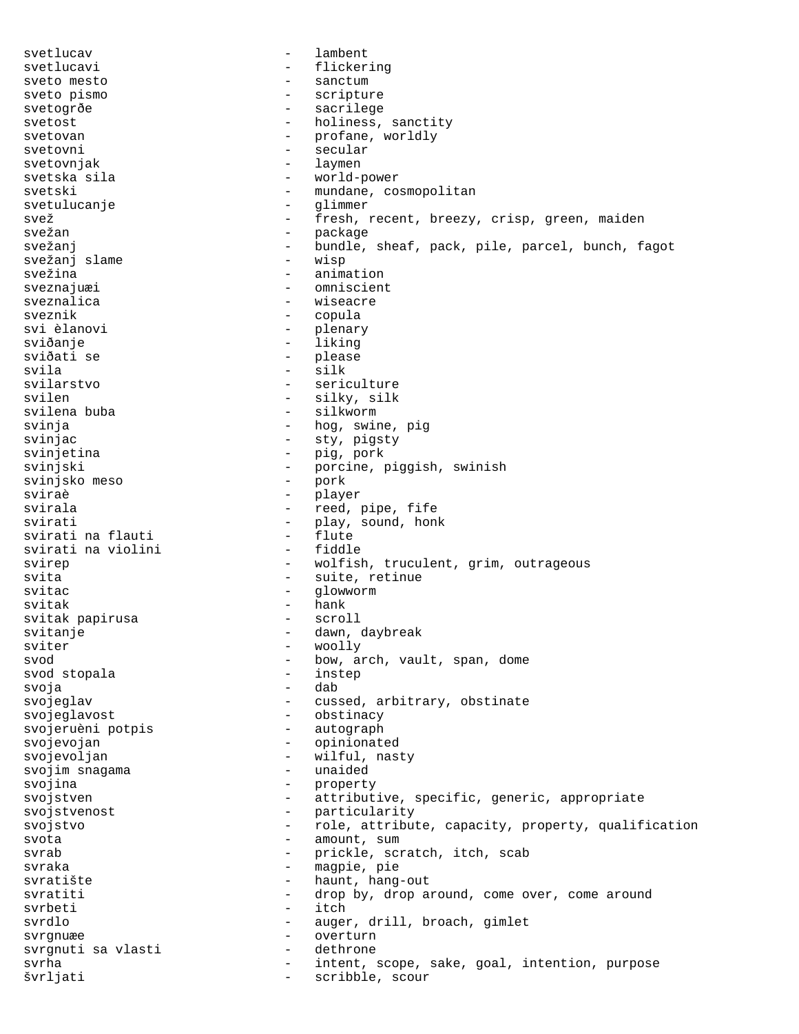svetlucav - lambent
svetlucavi - flickering
sveto mesto - sanctum
sveto pismo - scripture
svetogrđe - sacrilege
svetost - holiness, sanctity
svetovan - profane, worldly
svetovni - secular
svetovnjak - laymen
svetska sila - world-power
svetski - mundane, cosmopolitan
svetulucanje - glimmer
svež - fresh, recent, breezy, crisp, green, maiden
svežan - package
svežanj - bundle, sheaf, pack, pile, parcel, bunch, fagot
svežanj slame - wisp
svežina - animation
sveznajuæi - omniscient
sveznalica - wiseacre
sveznik - copula
svi èlanovi - plenary
sviđanje - liking
sviđati se - please
svila - silk
svilarstvo - sericulture
svilen - silky, silk
svilena buba - silkworm
svinja - hog, swine, pig
svinjac - sty, pigsty
svinjetina - pig, pork
svinjski - porcine, piggish, swinish
svinjsko meso - pork
sviraè - player
svirala - reed, pipe, fife
svirati - play, sound, honk
svirati na flauti - flute
svirati na violini - fiddle
svirep - wolfish, truculent, grim, outrageous
svita - suite, retinue
svitac - glowworm
svitak - hank
svitak papirusa - scroll
svitanje - dawn, daybreak
sviter - woolly
svod - bow, arch, vault, span, dome
svod stopala - instep
svoja - dab
svojeglav - cussed, arbitrary, obstinate
svojeglavost - obstinacy
svojeruèni potpis - autograph
svojevojan - opinionated
svojevoljan - wilful, nasty
svojim snagama - unaided
svojina - property
svojstven - attributive, specific, generic, appropriate
svojstvenost - particularity
svojstvo - role, attribute, capacity, property, qualification
svota - amount, sum
svrab - prickle, scratch, itch, scab
svraka - magpie, pie
svratište - haunt, hang-out
svratiti - drop by, drop around, come over, come around
svrbeti - itch
svrdlo - auger, drill, broach, gimlet
svrgnuæe - overturn
svrgnuti sa vlasti - dethrone
svrha - intent, scope, sake, goal, intention, purpose
švrljati - scribble, scour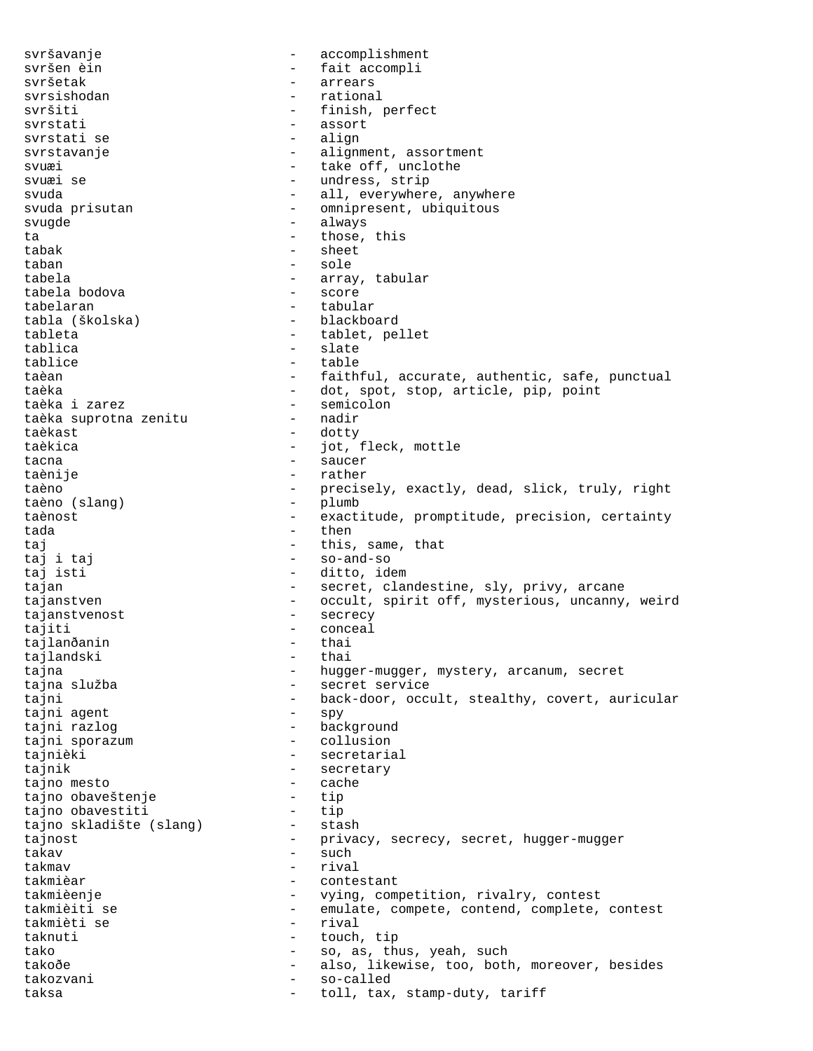svršavanje - accomplishment
svršen èin - fait accompli
svršetak - arrears
svrsishodan - rational
svršiti - finish, perfect
svrstati - assort
svrstati se - align
svrstavanje - alignment, assortment
svuæi - take off, unclothe
svuæi se - undress, strip
svuda - all, everywhere, anywhere
svuda prisutan - omnipresent, ubiquitous
svugde - always
ta - those, this
tabak - sheet
taban - sole
tabela - array, tabular
tabela bodova - score
tabelaran - tabular
tabla (školska) - blackboard
tableta - tablet, pellet
tablica - slate
tablice - table
taèan - faithful, accurate, authentic, safe, punctual
taèka - dot, spot, stop, article, pip, point
taèka i zarez - semicolon
taèka suprotna zenitu - nadir
taèkast - dotty
taèkica - jot, fleck, mottle
tacna - saucer
taènije - rather
taèno - precisely, exactly, dead, slick, truly, right
taèno (slang) - plumb
taènost - exactitude, promptitude, precision, certainty
tada - then
taj - this, same, that
taj i taj - so-and-so
taj isti - ditto, idem
tajan - secret, clandestine, sly, privy, arcane
tajanstven - occult, spirit off, mysterious, uncanny, weird
tajanstvenost - secrecy
tajiti - conceal
tajlanðanin - thai
tajlandski - thai
tajna - hugger-mugger, mystery, arcanum, secret
tajna služba - secret service
tajni - back-door, occult, stealthy, covert, auricular
tajni agent - spy
tajni razlog - background
tajni sporazum - collusion
tajnièki - secretarial
tajnik - secretary
tajno mesto - cache
tajno obaveštenje - tip
tajno obavestiti - tip
tajno skladište (slang) - stash
tajnost - privacy, secrecy, secret, hugger-mugger
takav - such
takmav - rival
takmièar - contestant
takmièenje - vying, competition, rivalry, contest
takmièiti se - emulate, compete, contend, complete, contest
takmièti se - rival
taknuti - touch, tip
tako - so, as, thus, yeah, such
takoðe - also, likewise, too, both, moreover, besides
takozvani - so-called
taksa - toll, tax, stamp-duty, tariff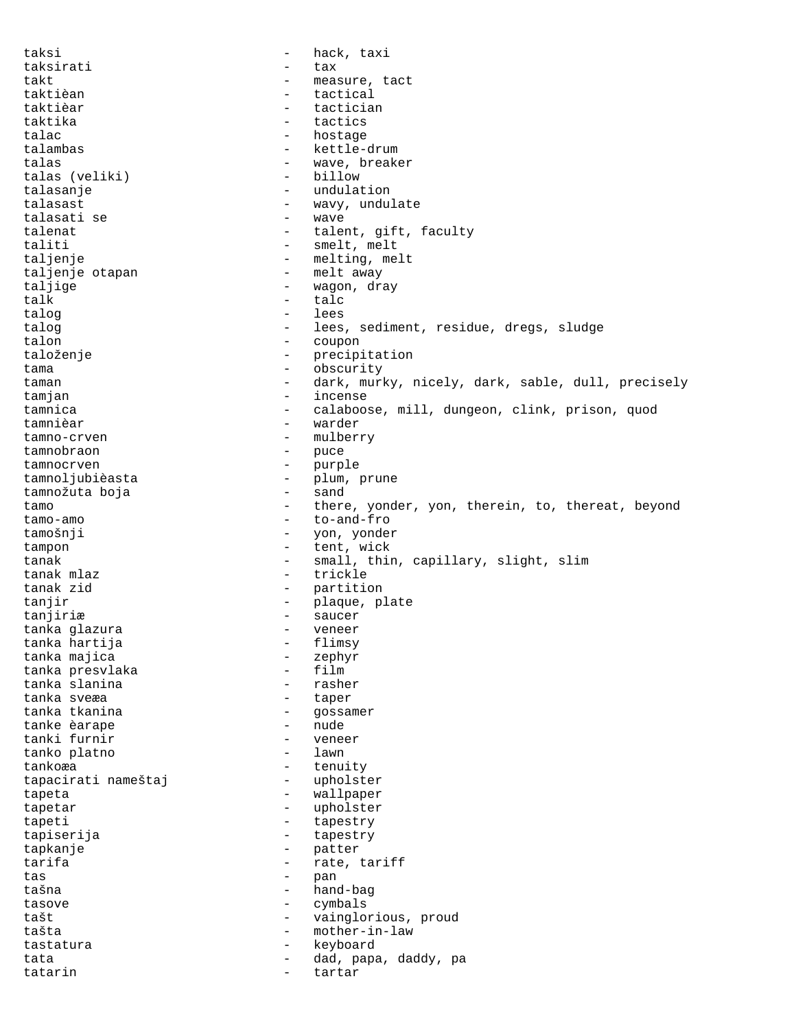taksi - hack, taxi
taksirati - tax
takt - measure, tact
taktièan - tactical
taktièar - tactician
taktika - tactics
talac - hostage
talambas - kettle-drum
talas - wave, breaker
talas (veliki) - billow
talasanje - undulation
talasast - wavy, undulate
talasati se - wave
talenat - talent, gift, faculty
taliti - smelt, melt
taljenje - melting, melt
taljenje otapan - melt away
taljige - wagon, dray
talk - talc
talog - lees
talog - lees, sediment, residue, dregs, sludge
talon - coupon
taloženje - precipitation
tama - obscurity
taman - dark, murky, nicely, dark, sable, dull, precisely
tamjan - incense
tamnica - calaboose, mill, dungeon, clink, prison, quod
tamnièar - warder
tamno-crven - mulberry
tamnobraon - puce
tamnocrven - purple
tamnoljubièasta - plum, prune
tamnožuta boja - sand
tamo - there, yonder, yon, therein, to, thereat, beyond
tamo-amo - to-and-fro
tamošnji - yon, yonder
tampon - tent, wick
tanak - small, thin, capillary, slight, slim
tanak mlaz - trickle
tanak zid - partition
tanjir - plaque, plate
tanjiriæ - saucer
tanka glazura - veneer
tanka hartija - flimsy
tanka majica - zephyr
tanka presvlaka - film
tanka slanina - rasher
tanka sveæa - taper
tanka tkanina - gossamer
tanke èarape - nude
tanki furnir - veneer
tanko platno - lawn
tankoæa - tenuity
tapacirati nameštaj - upholster
tapeta - wallpaper
tapetar - upholster
tapeti - tapestry
tapiserija - tapestry
tapkanje - patter
tarifa - rate, tariff
tas - pan
tašna - hand-bag
tasove - cymbals
tašt - vainglorious, proud
tašta - mother-in-law
tastatura - keyboard
tata - dad, papa, daddy, pa
tatarin - tartar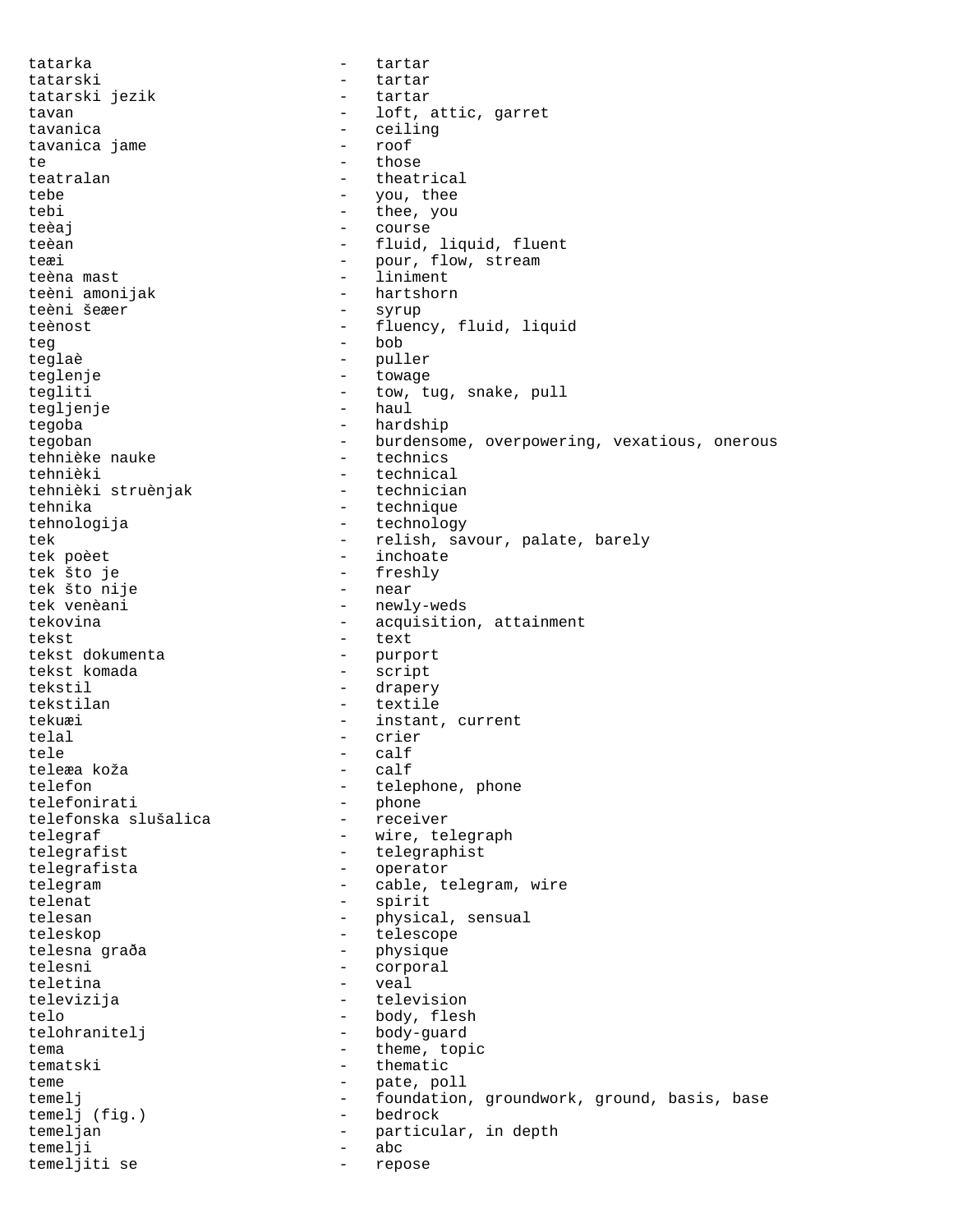tatarka - tartar
tatarski - tartar
tatarski jezik - tartar
tavan - loft, attic, garret
tavanica - ceiling
tavanica jame - roof
te - those
teatralan - theatrical
tebe - you, thee
tebi - thee, you
teèaj - course
teèan - fluid, liquid, fluent
teæi - pour, flow, stream
teèna mast - liniment
teèni amonijak - hartshorn
teèni šeæer - syrup
teènost - fluency, fluid, liquid
teg - bob
teglaè - puller
teglenje - towage
tegliti - tow, tug, snake, pull
tegljenje - haul
tegoba - hardship
tegoban - burdensome, overpowering, vexatious, onerous
tehnièke nauke - technics
tehnièki - technical
tehnièki struènjak - technician
tehnika - technique
tehnologija - technology
tek - relish, savour, palate, barely
tek poèet - inchoate
tek što je - freshly
tek što nije - near
tek venèani - newly-weds
tekovina - acquisition, attainment
tekst - text
tekst dokumenta - purport
tekst komada - script
tekstil - drapery
tekstilan - textile
tekuæi - instant, current
telal - crier
tele - calf
teleæa koža - calf
telefon - telephone, phone
telefonirati - phone
telefonska slušalica - receiver
telegraf - wire, telegraph
telegrafist - telegraphist
telegrafista - operator
telegram - cable, telegram, wire
telenat - spirit
telesan - physical, sensual
teleskop - telescope
telesna graða - physique
telesni - corporal
teletina - veal
televizija - television
telo - body, flesh
telohranitelj - body-guard
tema - theme, topic
tematski - thematic
teme - pate, poll
temelj - foundation, groundwork, ground, basis, base
temelj (fig.) - bedrock
temeljan - particular, in depth
temelji - abc
temeljiti se - repose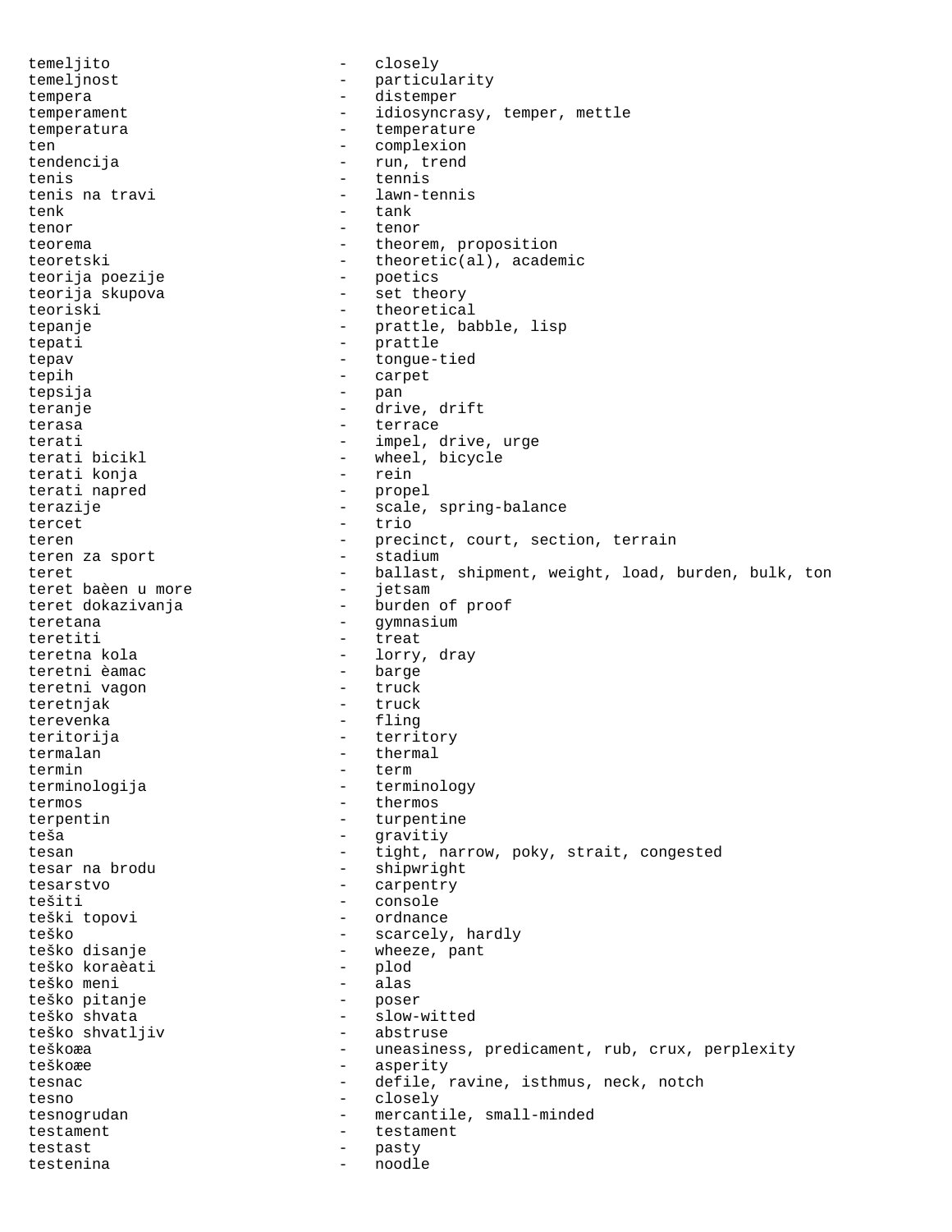temeljito - closely
temeljnost - particularity
tempera - distemper
temperament - idiosyncrasy, temper, mettle
temperatura - temperature
ten - complexion
tendencija - run, trend
tenis - tennis
tenis na travi - lawn-tennis
tenk - tank
tenor - tenor
teorema - theorem, proposition
teoretski - theoretic(al), academic
teorija poezije - poetics
teorija skupova - set theory
teoriski - theoretical
tepanje - prattle, babble, lisp
tepati - prattle
tepav - tongue-tied
tepih - carpet
tepsija - pan
teranje - drive, drift
terasa - terrace
terati - impel, drive, urge
terati bicikl - wheel, bicycle
terati konja - rein
terati napred - propel
terazije - scale, spring-balance
tercet - trio
teren - precinct, court, section, terrain
teren za sport - stadium
teret - ballast, shipment, weight, load, burden, bulk, ton
teret baèen u more - jetsam
teret dokazivanja - burden of proof
teretana - gymnasium
teretiti - treat
teretna kola - lorry, dray
teretni èamac - barge
teretni vagon - truck
teretnjak - truck
terevenka - fling
teritorija - territory
termalan - thermal
termin - term
terminologija - terminology
termos - thermos
terpentin - turpentine
teša - gravitiy
tesan - tight, narrow, poky, strait, congested
tesar na brodu - shipwright
tesarstvo - carpentry
tešiti - console
teški topovi - ordnance
teško - scarcely, hardly
teško disanje - wheeze, pant
teško koraèati - plod
teško meni - alas
teško pitanje - poser
teško shvata - slow-witted
teško shvatljiv - abstruse
teškoæa - uneasiness, predicament, rub, crux, perplexity
teškoæe - asperity
tesnac - defile, ravine, isthmus, neck, notch
tesno - closely
tesnogrudan - mercantile, small-minded
testament - testament
testast - pasty
testenina - noodle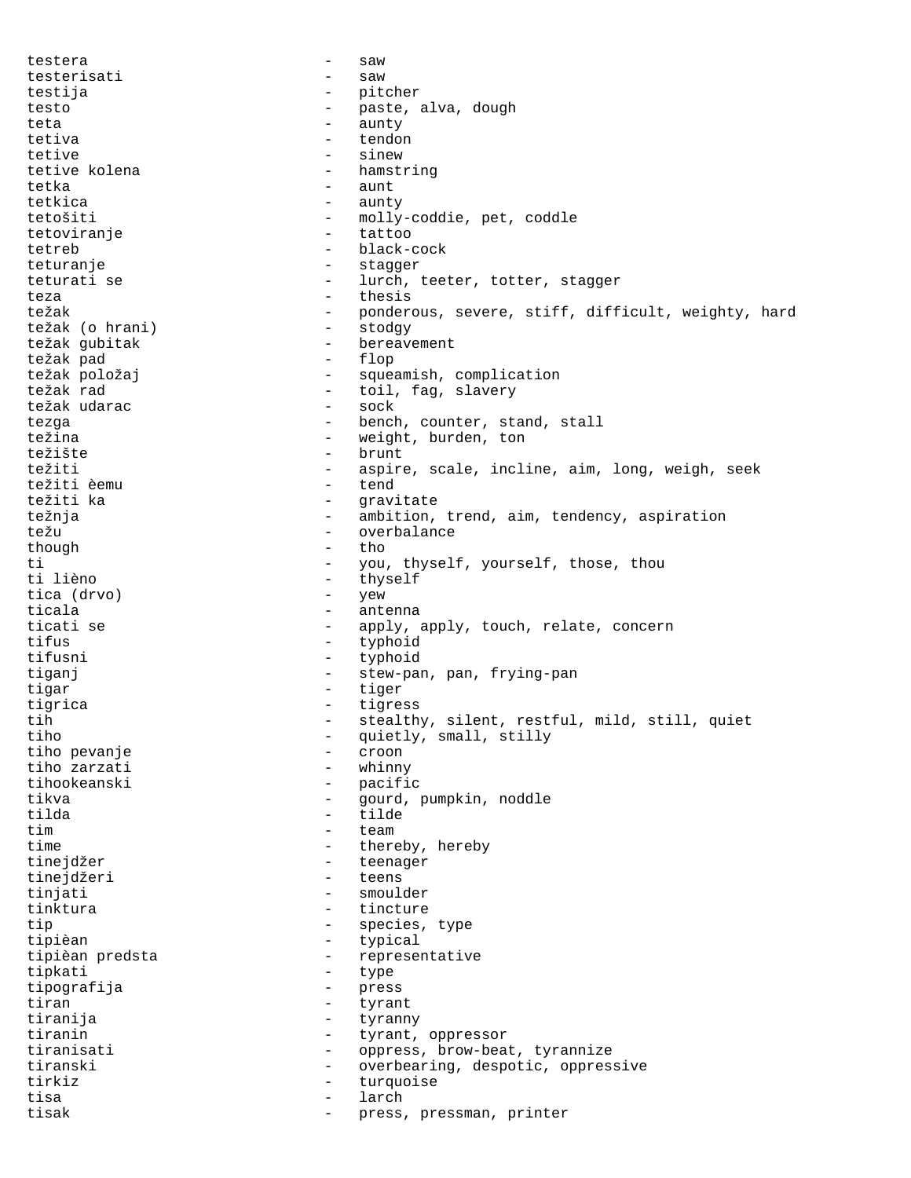testera - saw
testerisati - saw
testija - pitcher
testo - paste, alva, dough
teta - aunty
tetiva - tendon
tetive - sinew
tetive kolena - hamstring
tetka - aunt
tetkica - aunty
tetošiti - molly-coddie, pet, coddle
tetoviranje - tattoo
tetreb - black-cock
teturanje - stagger
teturati se - lurch, teeter, totter, stagger
teza - thesis
težak - ponderous, severe, stiff, difficult, weighty, hard
težak (o hrani) - stodgy
težak gubitak - bereavement
težak pad - flop
težak položaj - squeamish, complication
težak rad - toil, fag, slavery
težak udarac - sock
tezga - bench, counter, stand, stall
težina - weight, burden, ton
težište - brunt
težiti - aspire, scale, incline, aim, long, weigh, seek
težiti èemu - tend
težiti ka - gravitate
težnja - ambition, trend, aim, tendency, aspiration
težu - overbalance
though - tho
ti - you, thyself, yourself, those, thou
ti lièno - thyself
tica (drvo) - yew
ticala - antenna
ticati se - apply, apply, touch, relate, concern
tifus - typhoid
tifusni - typhoid
tiganj - stew-pan, pan, frying-pan
tigar - tiger
tigrica - tigress
tih - stealthy, silent, restful, mild, still, quiet
tiho - quietly, small, stilly
tiho pevanje - croon
tiho zarzati - whinny
tihookeanski - pacific
tikva - gourd, pumpkin, noddle
tilda - tilde
tim - team
time - thereby, hereby
tinejdžer - teenager
tinejdžeri - teens
tinjati - smoulder
tinktura - tincture
tip - species, type
tipièan - typical
tipièan predsta - representative
tipkati - type
tipografija - press
tiran - tyrant
tiranija - tyranny
tiranin - tyrant, oppressor
tiranisati - oppress, brow-beat, tyrannize
tiranski - overbearing, despotic, oppressive
tirkiz - turquoise
tisa - larch
tisak - press, pressman, printer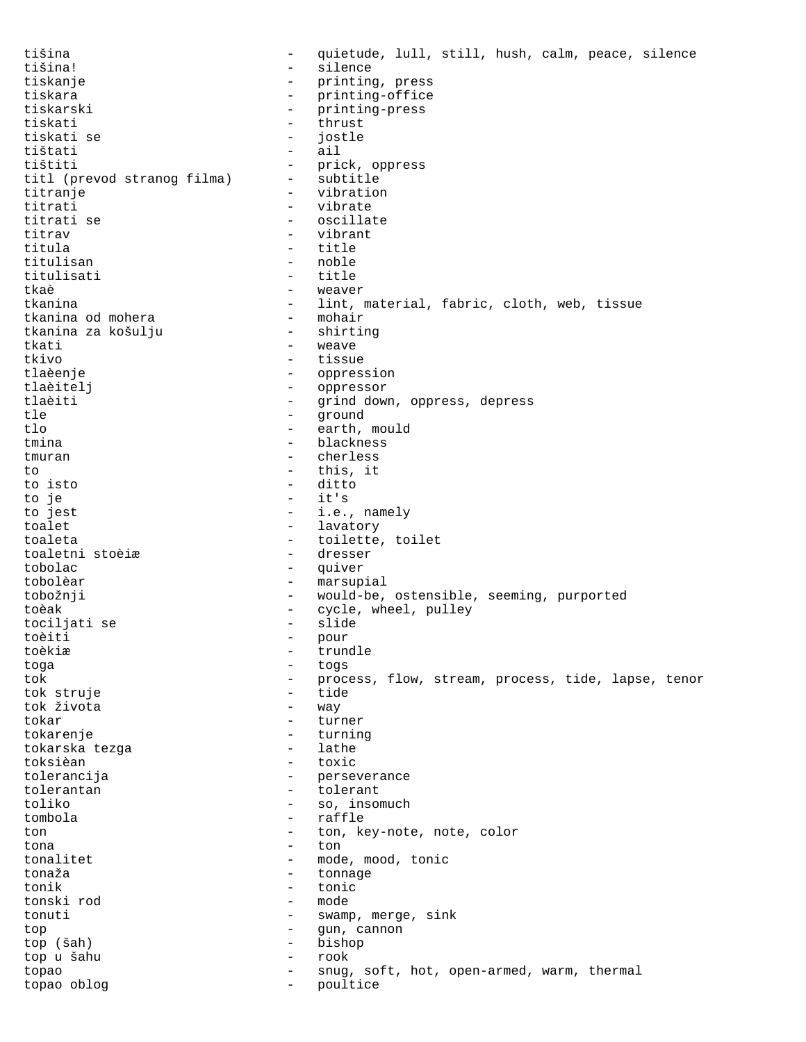tišina - quietude, lull, still, hush, calm, peace, silence
tišina! - silence
tiskanje - printing, press
tiskara - printing-office
tiskarski - printing-press
tiskati - thrust
tiskati se - jostle
tištati - ail
tištiti - prick, oppress
titl (prevod stranog filma) - subtitle
titranje - vibration
titrati - vibrate
titrati se - oscillate
titrav - vibrant
titula - title
titulisan - noble
titulisati - title
tkaè - weaver
tkanina - lint, material, fabric, cloth, web, tissue
tkanina od mohera - mohair
tkanina za košulju - shirting
tkati - weave
tkivo - tissue
tlaèenje - oppression
tlaèitelj - oppressor
tlaèiti - grind down, oppress, depress
tle - ground
tlo - earth, mould
tmina - blackness
tmuran - cherless
to - this, it
to isto - ditto
to je - it's
to jest - i.e., namely
toalet - lavatory
toaleta - toilette, toilet
toaletni stoèiæ - dresser
tobolac - quiver
tobolèar - marsupial
tobožnji - would-be, ostensible, seeming, purported
toèak - cycle, wheel, pulley
tociljati se - slide
toèiti - pour
toèkiæ - trundle
toga - togs
tok - process, flow, stream, process, tide, lapse, tenor
tok struje - tide
tok života - way
tokar - turner
tokarenje - turning
tokarska tezga - lathe
toksièan - toxic
tolerancija - perseverance
tolerantan - tolerant
toliko - so, insomuch
tombola - raffle
ton - ton, key-note, note, color
tona - ton
tonalitet - mode, mood, tonic
tonaža - tonnage
tonik - tonic
tonski rod - mode
tonuti - swamp, merge, sink
top - gun, cannon
top (šah) - bishop
top u šahu - rook
topao - snug, soft, hot, open-armed, warm, thermal
topao oblog - poultice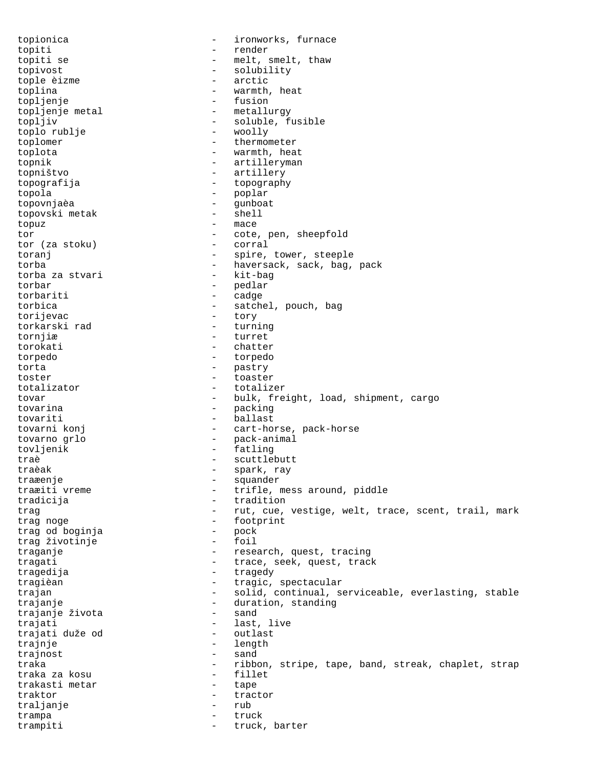topionica - ironworks, furnace
topiti - render
topiti se - melt, smelt, thaw
topivost - solubility
tople èizme - arctic
toplina - warmth, heat
topljenje - fusion
topljenje metal - metallurgy
topljiv - soluble, fusible
toplo rublje - woolly
toplomer - thermometer
toplota - warmth, heat
topnik - artilleryman
topništvo - artillery
topografija - topography
topola - poplar
topovnjaèa - gunboat
topovski metak - shell
topuz - mace
tor - cote, pen, sheepfold
tor (za stoku) - corral
toranj - spire, tower, steeple
torba - haversack, sack, bag, pack
torba za stvari - kit-bag
torbar - pedlar
torbariti - cadge
torbica - satchel, pouch, bag
torijevac - tory
torkarski rad - turning
tornjiæ - turret
torokati - chatter
torpedo - torpedo
torta - pastry
toster - toaster
totalizator - totalizer
tovar - bulk, freight, load, shipment, cargo
tovarina - packing
tovariti - ballast
tovarni konj - cart-horse, pack-horse
tovarno grlo - pack-animal
tovljenik - fatling
traè - scuttlebutt
traèak - spark, ray
traæenje - squander
traæiti vreme - trifle, mess around, piddle
tradicija - tradition
trag - rut, cue, vestige, welt, trace, scent, trail, mark
trag noge - footprint
trag od boginja - pock
trag životinje - foil
traganje - research, quest, tracing
tragati - trace, seek, quest, track
tragedija - tragedy
tragièan - tragic, spectacular
trajan - solid, continual, serviceable, everlasting, stable
trajanje - duration, standing
trajanje života - sand
trajati - last, live
trajati duže od - outlast
trajnje - length
trajnost - sand
traka - ribbon, stripe, tape, band, streak, chaplet, strap
traka za kosu - fillet
trakasti metar - tape
traktor - tractor
traljanje - rub
trampa - truck
trampiti - truck, barter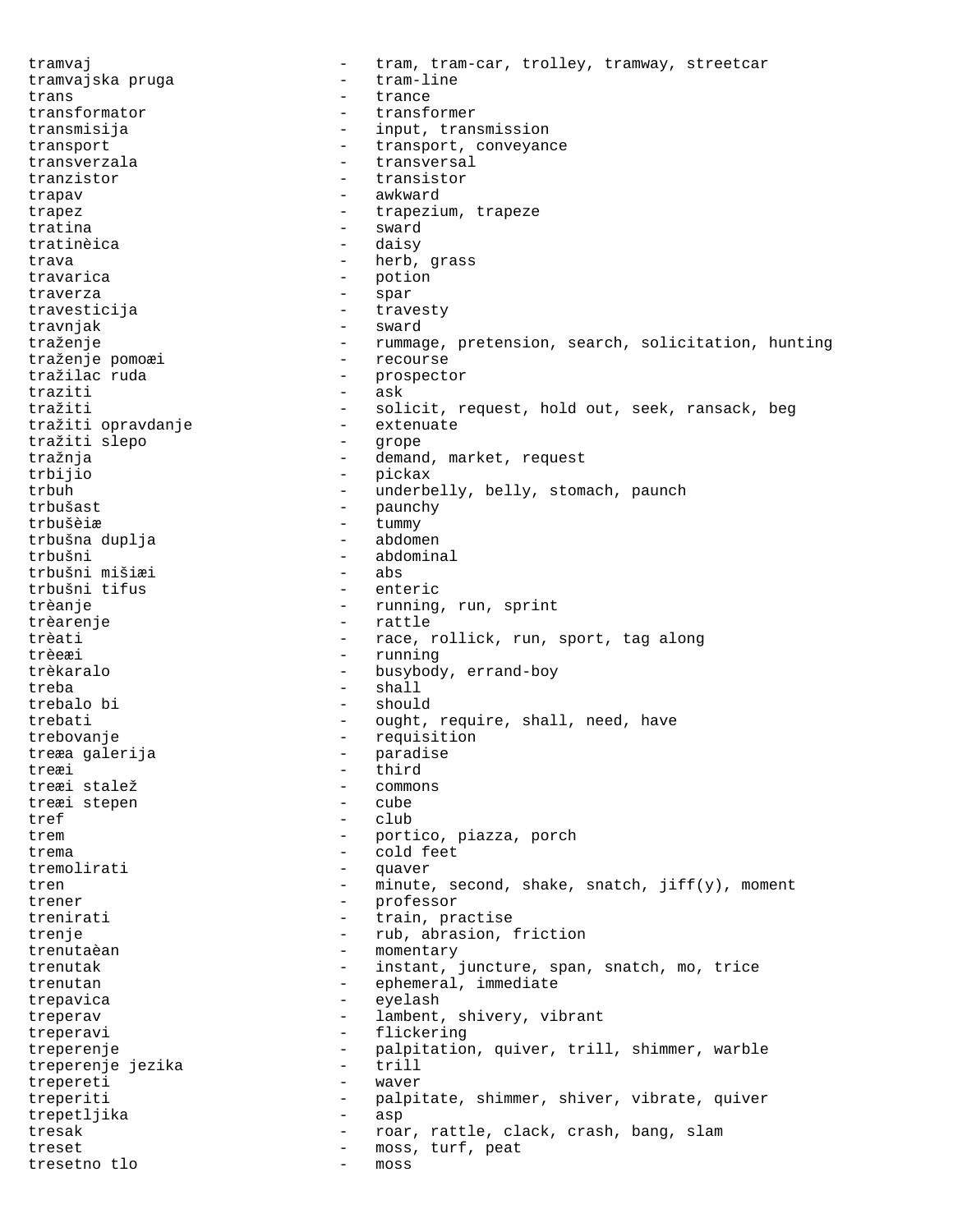tramvaj - tram, tram-car, trolley, tramway, streetcar
tramvajska pruga - tram-line
trans - trance
transformator - transformer
transmisija - input, transmission
transport - transport, conveyance
transverzala - transversal
tranzistor - transistor
trapav - awkward
trapez - trapezium, trapeze
tratina - sward
tratinèica - daisy
trava - herb, grass
travarica - potion
traverza - spar
travesticija - travesty
travnjak - sward
traženje - rummage, pretension, search, solicitation, hunting
traženje pomoæi - recourse
tražilac ruda - prospector
traziti - ask
tražiti - solicit, request, hold out, seek, ransack, beg
tražiti opravdanje - extenuate
tražiti slepo - grope
tražnja - demand, market, request
trbijio - pickax
trbuh - underbelly, belly, stomach, paunch
trbušast - paunchy
trbušèiæ - tummy
trbušna duplja - abdomen
trbušni - abdominal
trbušni mišiæi - abs
trbušni tifus - enteric
trèanje - running, run, sprint
trèarenje - rattle
trèati - race, rollick, run, sport, tag along
trèeæi - running
trèkaralo - busybody, errand-boy
treba - shall
trebalo bi - should
trebati - ought, require, shall, need, have
trebovanje - requisition
treæa galerija - paradise
treæi - third
treæi stalež - commons
treæi stepen - cube
tref - club
trem - portico, piazza, porch
trema - cold feet
tremolirati - quaver
tren - minute, second, shake, snatch, jiff(y), moment
trener - professor
trenirati - train, practise
trenje - rub, abrasion, friction
trenutaèan - momentary
trenutak - instant, juncture, span, snatch, mo, trice
trenutan - ephemeral, immediate
trepavica - eyelash
treperav - lambent, shivery, vibrant
treperavi - flickering
treperenje - palpitation, quiver, trill, shimmer, warble
treperenje jezika - trill
trepereti - waver
treperiti - palpitate, shimmer, shiver, vibrate, quiver
trepetljika - asp
tresak - roar, rattle, clack, crash, bang, slam
treset - moss, turf, peat
tresetno tlo - moss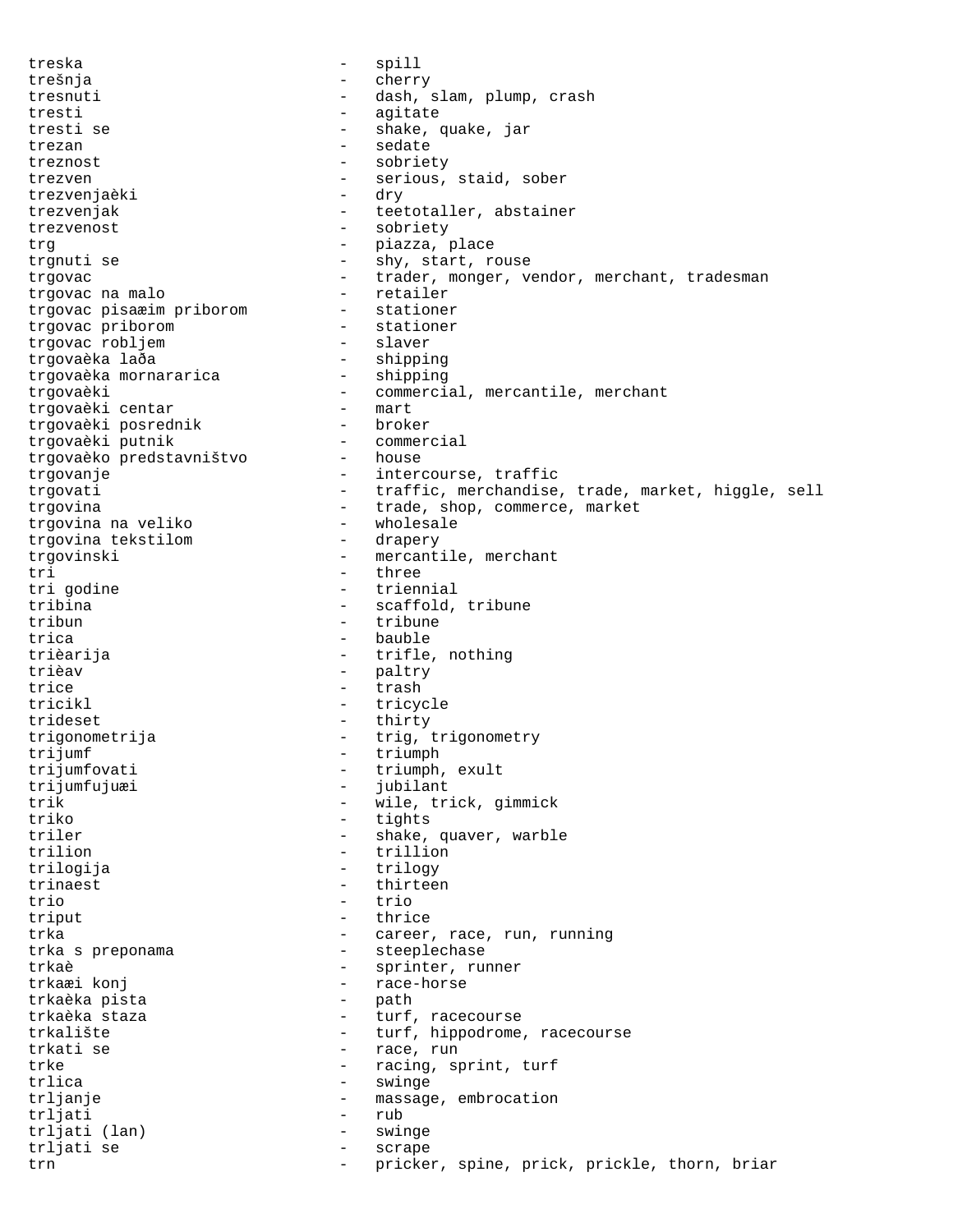treska - spill
trešnja - cherry
tresnuti - dash, slam, plump, crash
tresti - agitate
tresti se - shake, quake, jar
trezan - sedate
treznost - sobriety
trezven - serious, staid, sober
trezvenjaèki - dry
trezvenjak - teetotaller, abstainer
trezvenost - sobriety
trg - piazza, place
trgnuti se - shy, start, rouse
trgovac - trader, monger, vendor, merchant, tradesman
trgovac na malo - retailer
trgovac pisaæim priborom - stationer
trgovac priborom - stationer
trgovac robljem - slaver
trgovaèka laða - shipping
trgovaèka mornararica - shipping
trgovaèki - commercial, mercantile, merchant
trgovaèki centar - mart
trgovaèki posrednik - broker
trgovaèki putnik - commercial
trgovaèko predstavništvo - house
trgovanje - intercourse, traffic
trgovati - traffic, merchandise, trade, market, higgle, sell
trgovina - trade, shop, commerce, market
trgovina na veliko - wholesale
trgovina tekstilom - drapery
trgovinski - mercantile, merchant
tri - three
tri godine - triennial
tribina - scaffold, tribune
tribun - tribune
trica - bauble
trièarija - trifle, nothing
trièav - paltry
trice - trash
tricikl - tricycle
trideset - thirty
trigonometrija - trig, trigonometry
trijumf - triumph
trijumfovati - triumph, exult
trijumfujuæi - jubilant
trik - wile, trick, gimmick
triko - tights
triler - shake, quaver, warble
trilion - trillion
trilogija - trilogy
trinaest - thirteen
trio - trio
triput - thrice
trka - career, race, run, running
trka s preponama - steeplechase
trkaè - sprinter, runner
trkaæi konj - race-horse
trkaèka pista - path
trkaèka staza - turf, racecourse
trkalište - turf, hippodrome, racecourse
trkati se - race, run
trke - racing, sprint, turf
trlica - swinge
trljanje - massage, embrocation
trljati - rub
trljati (lan) - swinge
trljati se - scrape
trn - pricker, spine, prick, prickle, thorn, briar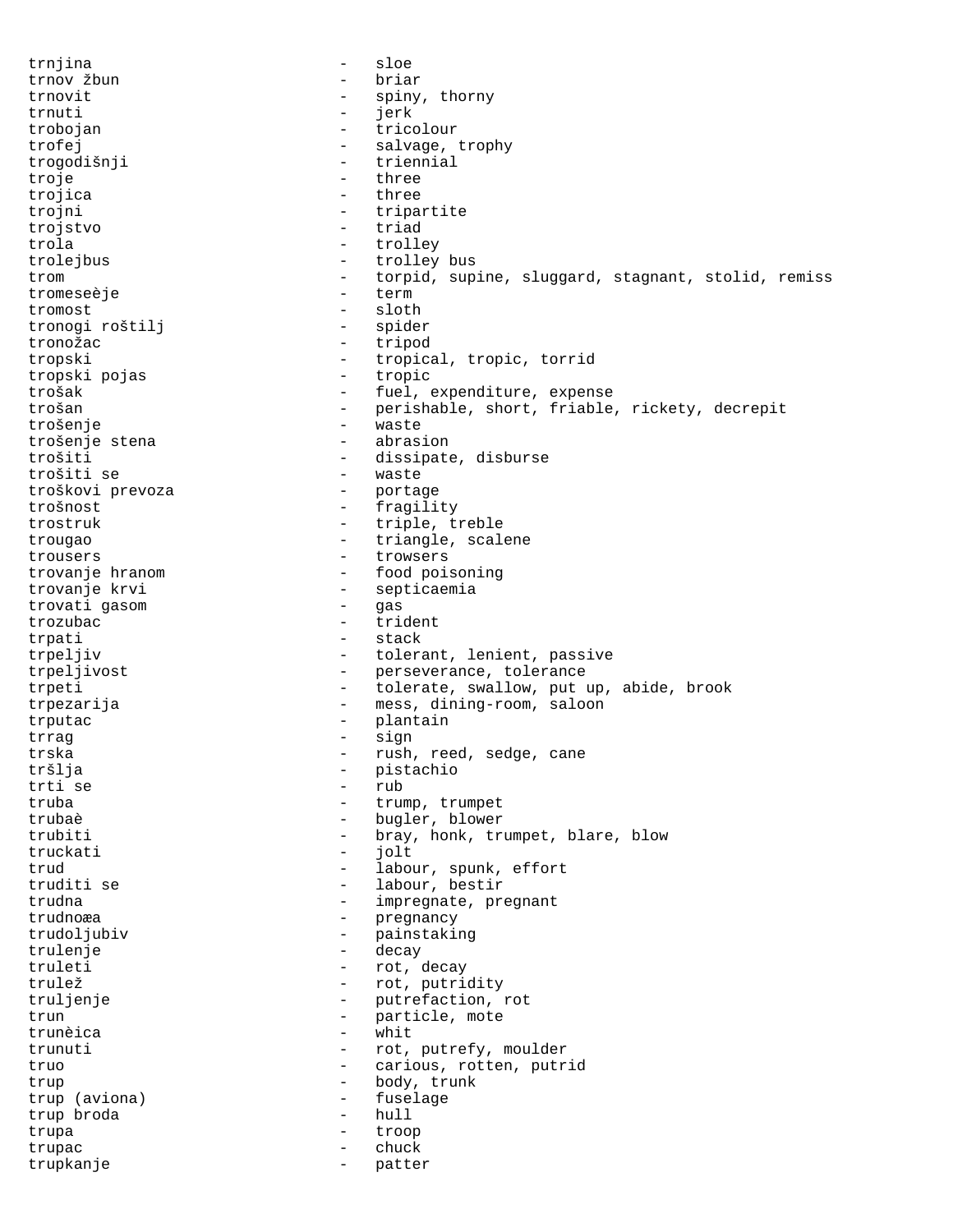trnjina - sloe
trnov žbun - briar
trnovit - spiny, thorny
trnuti - jerk
trobojan - tricolour
trofej - salvage, trophy
trogodišnji - triennial
troje - three
trojica - three
trojni - tripartite
trojstvo - triad
trola - trolley
trolejbus - trolley bus
trom - torpid, supine, sluggard, stagnant, stolid, remiss
tromeseèje - term
tromost - sloth
tronogi roštilj - spider
tronožac - tripod
tropski - tropical, tropic, torrid
tropski pojas - tropic
trošak - fuel, expenditure, expense
trošan - perishable, short, friable, rickety, decrepit
trošenje - waste
trošenje stena - abrasion
trošiti - dissipate, disburse
trošiti se - waste
troškovi prevoza - portage
trošnost - fragility
trostruk - triple, treble
trougao - triangle, scalene
trousers - trowsers
trovanje hranom - food poisoning
trovanje krvi - septicaemia
trovati gasom - gas
trozubac - trident
trpati - stack
trpeljiv - tolerant, lenient, passive
trpeljivost - perseverance, tolerance
trpeti - tolerate, swallow, put up, abide, brook
trpezarija - mess, dining-room, saloon
trputac - plantain
trrag - sign
trska - rush, reed, sedge, cane
tršlja - pistachio
trti se - rub
truba - trump, trumpet
trubaè - bugler, blower
trubiti - bray, honk, trumpet, blare, blow
truckati - jolt
trud - labour, spunk, effort
truditi se - labour, bestir
trudna - impregnate, pregnant
trudnoæa - pregnancy
trudoljubiv - painstaking
trulenje - decay
truleti - rot, decay
trulež - rot, putridity
truljenje - putrefaction, rot
trun - particle, mote
trunèica - whit
trunuti - rot, putrefy, moulder
truo - carious, rotten, putrid
trup - body, trunk
trup (aviona) - fuselage
trup broda - hull
trupa - troop
trupac - chuck
trupkanje - patter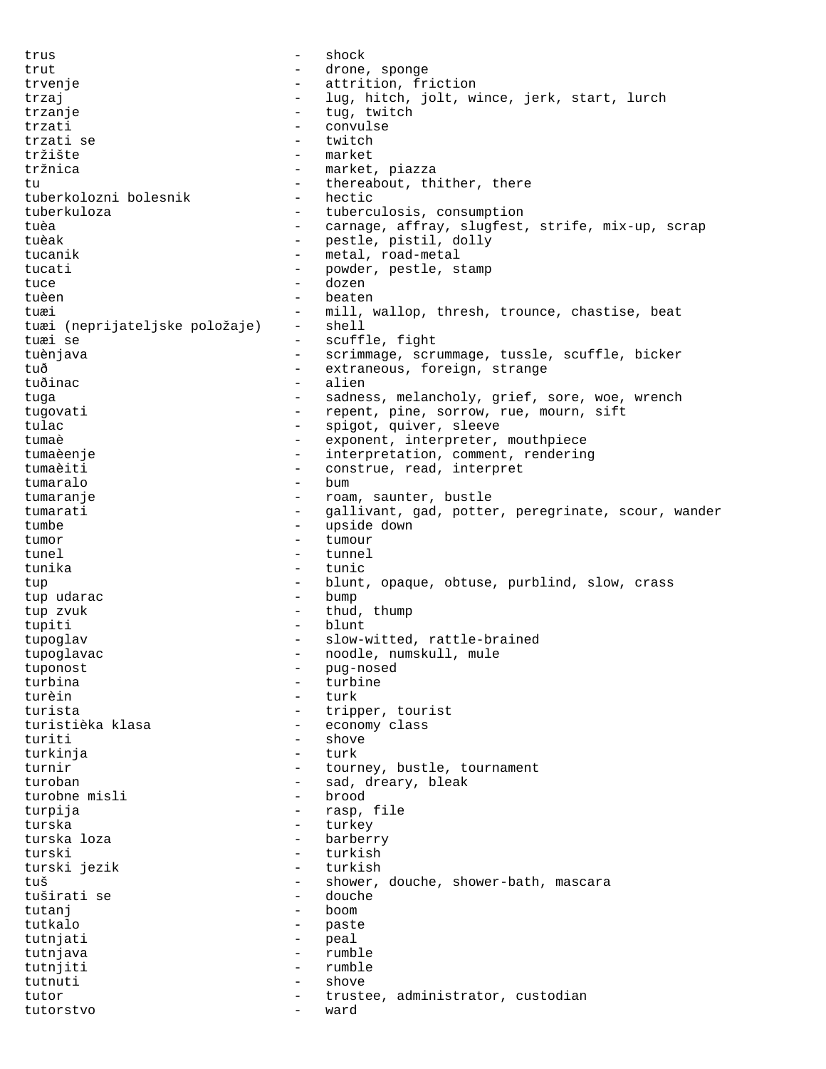```
trus                          -   shock
trut                          -   drone, sponge
trvenje                       -   attrition, friction
trzaj                         -   lug, hitch, jolt, wince, jerk, start, lurch
trzanje                       -   tug, twitch
trzati                        -   convulse
trzati se                     -   twitch
tržište                       -   market
tržnica                       -   market, piazza
tu                            -   thereabout, thither, there
tuberkolozni bolesnik         -   hectic
tuberkuloza                   -   tuberculosis, consumption
tuèa                          -   carnage, affray, slugfest, strife, mix-up, scrap
tuèak                         -   pestle, pistil, dolly
tucanik                       -   metal, road-metal
tucati                        -   powder, pestle, stamp
tuce                          -   dozen
tuèen                         -   beaten
tuæi                          -   mill, wallop, thresh, trounce, chastise, beat
tuæi (neprijateljske položaje)    -   shell
tuæi se                       -   scuffle, fight
tuènjava                      -   scrimmage, scrummage, tussle, scuffle, bicker
tuð                           -   extraneous, foreign, strange
tuðinac                       -   alien
tuga                          -   sadness, melancholy, grief, sore, woe, wrench
tugovati                      -   repent, pine, sorrow, rue, mourn, sift
tulac                         -   spigot, quiver, sleeve
tumaè                         -   exponent, interpreter, mouthpiece
tumaèenje                     -   interpretation, comment, rendering
tumaèiti                      -   construe, read, interpret
tumaralo                      -   bum
tumaranje                     -   roam, saunter, bustle
tumarati                      -   gallivant, gad, potter, peregrinate, scour, wander
tumbe                         -   upside down
tumor                         -   tumour
tunel                         -   tunnel
tunika                        -   tunic
tup                           -   blunt, opaque, obtuse, purblind, slow, crass
tup udarac                    -   bump
tup zvuk                      -   thud, thump
tupiti                        -   blunt
tupoglav                      -   slow-witted, rattle-brained
tupoglavac                    -   noodle, numskull, mule
tuponost                      -   pug-nosed
turbina                       -   turbine
turèin                        -   turk
turista                       -   tripper, tourist
turistièka klasa              -   economy class
turiti                        -   shove
turkinja                      -   turk
turnir                        -   tourney, bustle, tournament
turoban                       -   sad, dreary, bleak
turobne misli                 -   brood
turpija                       -   rasp, file
turska                        -   turkey
turska loza                   -   barberry
turski                        -   turkish
turski jezik                  -   turkish
tuš                           -   shower, douche, shower-bath, mascara
tuširati se                   -   douche
tutanj                        -   boom
tutkalo                       -   paste
tutnjati                      -   peal
tutnjava                      -   rumble
tutnjiti                      -   rumble
tutnuti                       -   shove
tutor                         -   trustee, administrator, custodian
tutorstvo                     -   ward
```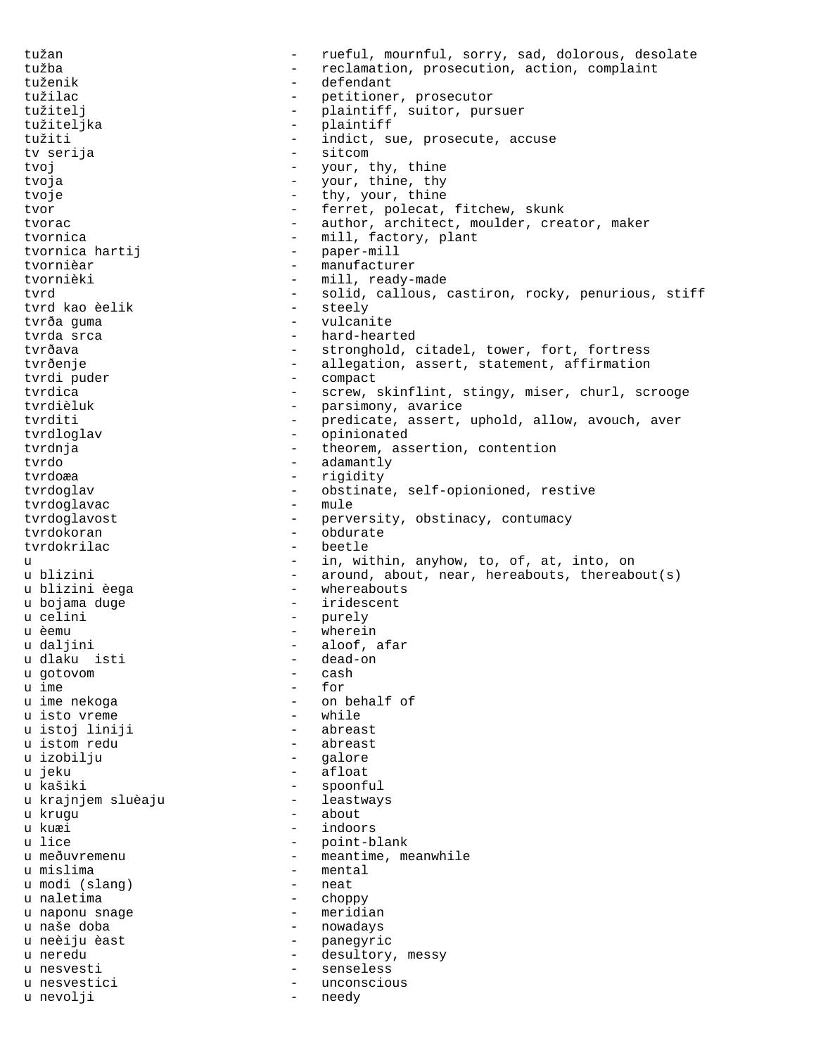tužan - rueful, mournful, sorry, sad, dolorous, desolate
tužba - reclamation, prosecution, action, complaint
tuženik - defendant
tužilac - petitioner, prosecutor
tužitelj - plaintiff, suitor, pursuer
tužiteljka - plaintiff
tužiti - indict, sue, prosecute, accuse
tv serija - sitcom
tvoj - your, thy, thine
tvoja - your, thine, thy
tvoje - thy, your, thine
tvor - ferret, polecat, fitchew, skunk
tvorac - author, architect, moulder, creator, maker
tvornica - mill, factory, plant
tvornica hartij - paper-mill
tvornièar - manufacturer
tvornièki - mill, ready-made
tvrd - solid, callous, castiron, rocky, penurious, stiff
tvrd kao èelik - steely
tvrða guma - vulcanite
tvrda srca - hard-hearted
tvrðava - stronghold, citadel, tower, fort, fortress
tvrðenje - allegation, assert, statement, affirmation
tvrdi puder - compact
tvrdica - screw, skinflint, stingy, miser, churl, scrooge
tvrdièluk - parsimony, avarice
tvrditi - predicate, assert, uphold, allow, avouch, aver
tvrdloglav - opinionated
tvrdnja - theorem, assertion, contention
tvrdo - adamantly
tvrdoæa - rigidity
tvrdoglav - obstinate, self-opionioned, restive
tvrdoglavac - mule
tvrdoglavost - perversity, obstinacy, contumacy
tvrdokoran - obdurate
tvrdokrilac - beetle
u - in, within, anyhow, to, of, at, into, on
u blizini - around, about, near, hereabouts, thereabout(s)
u blizini èega - whereabouts
u bojama duge - iridescent
u celini - purely
u èemu - wherein
u daljini - aloof, afar
u dlaku isti - dead-on
u gotovom - cash
u ime - for
u ime nekoga - on behalf of
u isto vreme - while
u istoj liniji - abreast
u istom redu - abreast
u izobilju - galore
u jeku - afloat
u kašiki - spoonful
u krajnjem sluèaju - leastways
u krugu - about
u kuæi - indoors
u lice - point-blank
u meðuvremenu - meantime, meanwhile
u mislima - mental
u modi (slang) - neat
u naletima - choppy
u naponu snage - meridian
u naše doba - nowadays
u neèiju èast - panegyric
u neredu - desultory, messy
u nesvesti - senseless
u nesvestici - unconscious
u nevolji - needy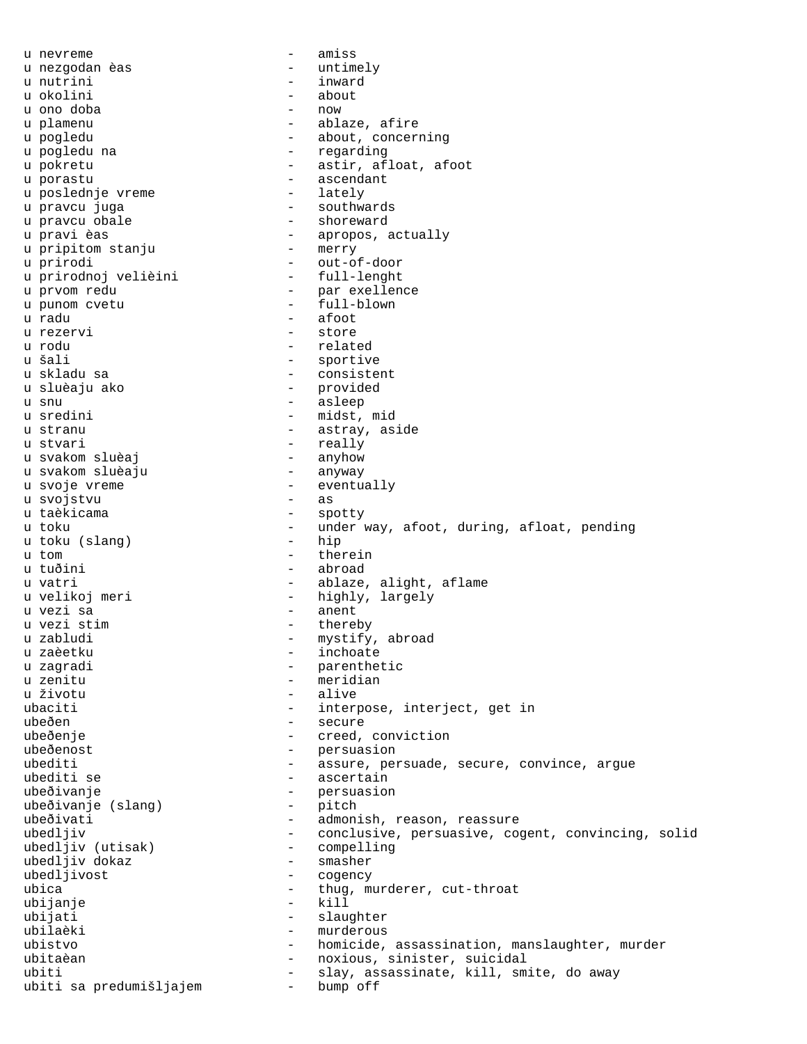u nevreme - amiss
u nezgodan èas - untimely
u nutrini - inward
u okolini - about
u ono doba - now
u plamenu - ablaze, afire
u pogledu - about, concerning
u pogledu na - regarding
u pokretu - astir, afloat, afoot
u porastu - ascendant
u poslednje vreme - lately
u pravcu juga - southwards
u pravcu obale - shoreward
u pravi èas - apropos, actually
u pripitom stanju - merry
u prirodi - out-of-door
u prirodnoj velièini - full-lenght
u prvom redu - par exellence
u punom cvetu - full-blown
u radu - afoot
u rezervi - store
u rodu - related
u šali - sportive
u skladu sa - consistent
u sluèaju ako - provided
u snu - asleep
u sredini - midst, mid
u stranu - astray, aside
u stvari - really
u svakom sluèaj - anyhow
u svakom sluèaju - anyway
u svoje vreme - eventually
u svojstvu - as
u taèkicama - spotty
u toku - under way, afoot, during, afloat, pending
u toku (slang) - hip
u tom - therein
u tuðini - abroad
u vatri - ablaze, alight, aflame
u velikoj meri - highly, largely
u vezi sa - anent
u vezi stim - thereby
u zabludi - mystify, abroad
u zaèetku - inchoate
u zagradi - parenthetic
u zenitu - meridian
u životu - alive
ubaciti - interpose, interject, get in
ubeðen - secure
ubeðenje - creed, conviction
ubeðenost - persuasion
ubediti - assure, persuade, secure, convince, argue
ubediti se - ascertain
ubeðivanje - persuasion
ubeðivanje (slang) - pitch
ubeðivati - admonish, reason, reassure
ubedljiv - conclusive, persuasive, cogent, convincing, solid
ubedljiv (utisak) - compelling
ubedljiv dokaz - smasher
ubedljivost - cogency
ubica - thug, murderer, cut-throat
ubijanje - kill
ubijati - slaughter
ubilaèki - murderous
ubistvo - homicide, assassination, manslaughter, murder
ubitaèan - noxious, sinister, suicidal
ubiti - slay, assassinate, kill, smite, do away
ubiti sa predumišljajem - bump off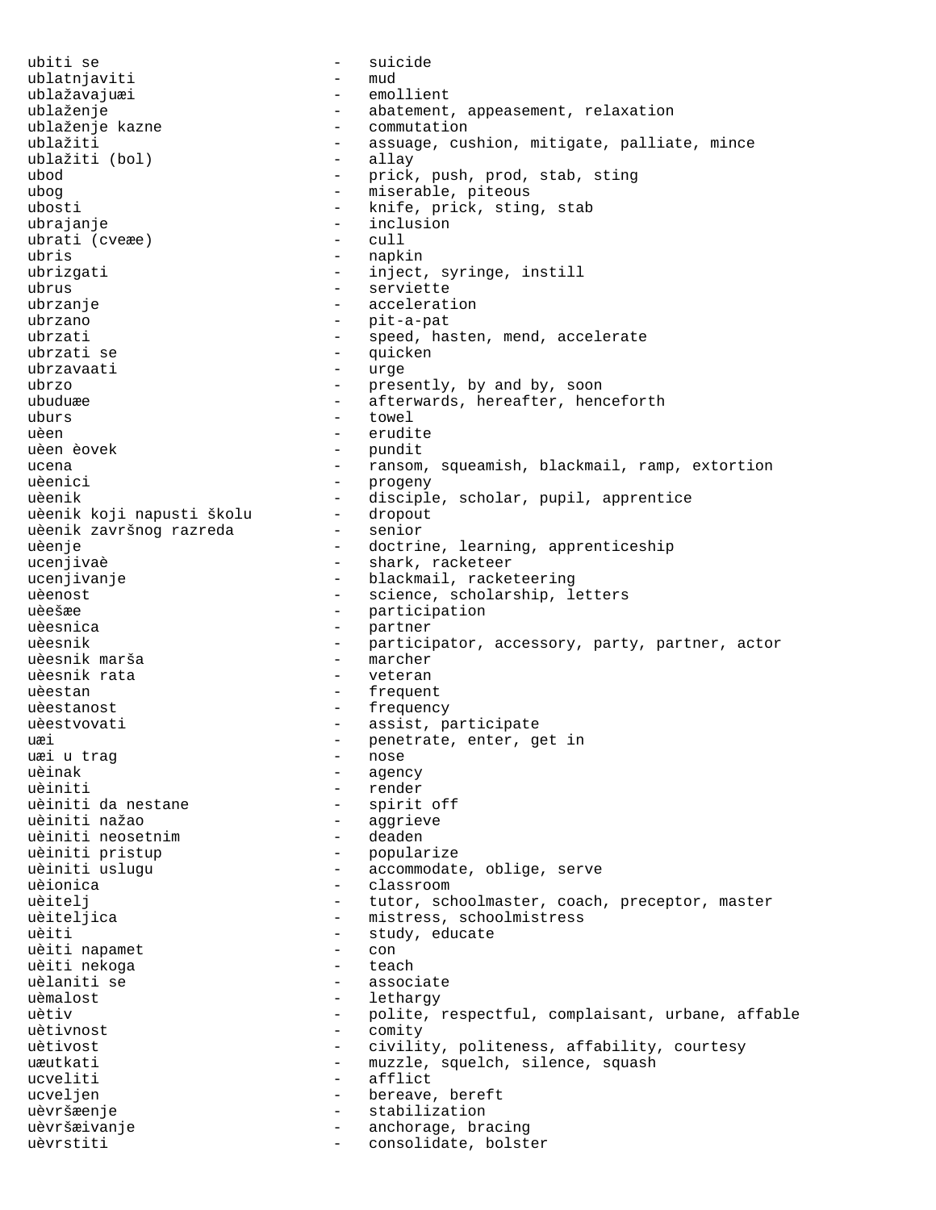ubiti se - suicide
ublatnjaviti - mud
ublažavajuæi - emollient
ublaženje - abatement, appeasement, relaxation
ublaženje kazne - commutation
ublažiti - assuage, cushion, mitigate, palliate, mince
ublažiti (bol) - allay
ubod - prick, push, prod, stab, sting
ubog - miserable, piteous
ubosti - knife, prick, sting, stab
ubrajanje - inclusion
ubrati (cveæe) - cull
ubris - napkin
ubrizgati - inject, syringe, instill
ubrus - serviette
ubrzanje - acceleration
ubrzano - pit-a-pat
ubrzati - speed, hasten, mend, accelerate
ubrzati se - quicken
ubrzavaati - urge
ubrzo - presently, by and by, soon
ubuduæe - afterwards, hereafter, henceforth
uburs - towel
uèen - erudite
uèen èovek - pundit
ucena - ransom, squeamish, blackmail, ramp, extortion
uèenici - progeny
uèenik - disciple, scholar, pupil, apprentice
uèenik koji napusti školu - dropout
uèenik završnog razreda - senior
uèenje - doctrine, learning, apprenticeship
ucenjivaè - shark, racketeer
ucenjivanje - blackmail, racketeering
uèenost - science, scholarship, letters
uèešæe - participation
uèesnica - partner
uèesnik - participator, accessory, party, partner, actor
uèesnik marša - marcher
uèesnik rata - veteran
uèestan - frequent
uèestanost - frequency
uèestvovati - assist, participate
uæi - penetrate, enter, get in
uæi u trag - nose
uèinak - agency
uèiniti - render
uèiniti da nestane - spirit off
uèiniti nažao - aggrieve
uèiniti neosetnim - deaden
uèiniti pristup - popularize
uèiniti uslugu - accommodate, oblige, serve
uèionica - classroom
uèitelj - tutor, schoolmaster, coach, preceptor, master
uèiteljica - mistress, schoolmistress
uèiti - study, educate
uèiti napamet - con
uèiti nekoga - teach
uèlaniti se - associate
uèmalost - lethargy
uètiv - polite, respectful, complaisant, urbane, affable
uètivnost - comity
uètivost - civility, politeness, affability, courtesy
uæutkati - muzzle, squelch, silence, squash
ucveliti - afflict
ucveljen - bereave, bereft
uèvršæenje - stabilization
uèvršæivanje - anchorage, bracing
uèvrstiti - consolidate, bolster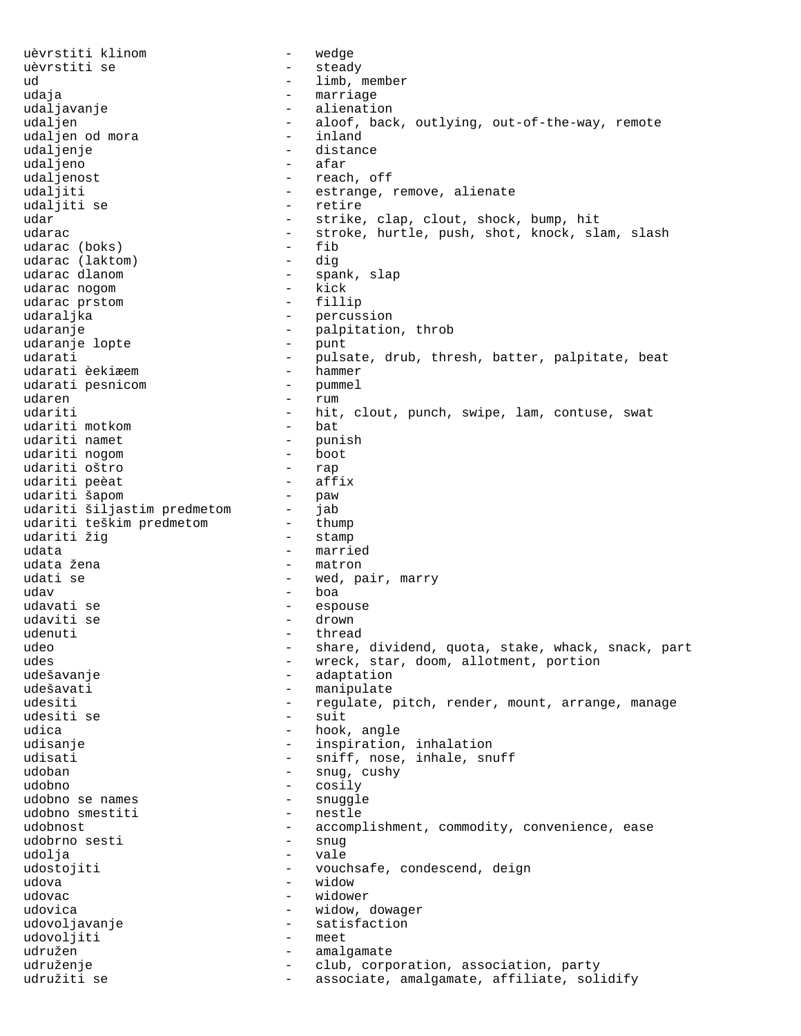uèvrstiti klinom - wedge
uèvrstiti se - steady
ud - limb, member
udaja - marriage
udaljavanje - alienation
udaljen - aloof, back, outlying, out-of-the-way, remote
udaljen od mora - inland
udaljenje - distance
udaljeno - afar
udaljenost - reach, off
udaljiti - estrange, remove, alienate
udaljiti se - retire
udar - strike, clap, clout, shock, bump, hit
udarac - stroke, hurtle, push, shot, knock, slam, slash
udarac (boks) - fib
udarac (laktom) - dig
udarac dlanom - spank, slap
udarac nogom - kick
udarac prstom - fillip
udaraljka - percussion
udaranje - palpitation, throb
udaranje lopte - punt
udarati - pulsate, drub, thresh, batter, palpitate, beat
udarati èekiæem - hammer
udarati pesnicom - pummel
udaren - rum
udariti - hit, clout, punch, swipe, lam, contuse, swat
udariti motkom - bat
udariti namet - punish
udariti nogom - boot
udariti oštro - rap
udariti peèat - affix
udariti šapom - paw
udariti šiljastim predmetom - jab
udariti teškim predmetom - thump
udariti žig - stamp
udata - married
udata žena - matron
udati se - wed, pair, marry
udav - boa
udavati se - espouse
udaviti se - drown
udenuti - thread
udeo - share, dividend, quota, stake, whack, snack, part
udes - wreck, star, doom, allotment, portion
udešavanje - adaptation
udešavati - manipulate
udesiti - regulate, pitch, render, mount, arrange, manage
udesiti se - suit
udica - hook, angle
udisanje - inspiration, inhalation
udisati - sniff, nose, inhale, snuff
udoban - snug, cushy
udobno - cosily
udobno se names - snuggle
udobno smestiti - nestle
udobnost - accomplishment, commodity, convenience, ease
udobrno sesti - snug
udolja - vale
udostojiti - vouchsafe, condescend, deign
udova - widow
udovac - widower
udovica - widow, dowager
udovoljavanje - satisfaction
udovoljiti - meet
udružen - amalgamate
udruženje - club, corporation, association, party
udružiti se - associate, amalgamate, affiliate, solidify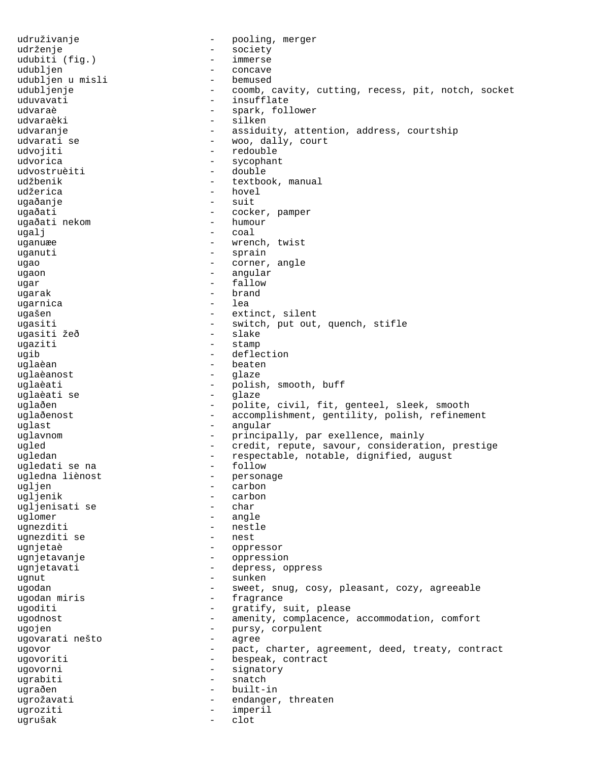udruživanje - pooling, merger
udrženje - society
udubiti (fig.) - immerse
udubljen - concave
udubljen u misli - bemused
udubljenje - coomb, cavity, cutting, recess, pit, notch, socket
uduvavati - insufflate
udvaraè - spark, follower
udvaraèki - silken
udvaranje - assiduity, attention, address, courtship
udvarati se - woo, dally, court
udvojiti - redouble
udvorica - sycophant
udvostruèiti - double
udžbenik - textbook, manual
udžerica - hovel
ugaðanje - suit
ugaðati - cocker, pamper
ugaðati nekom - humour
ugalj - coal
uganuæe - wrench, twist
uganuti - sprain
ugao - corner, angle
ugaon - angular
ugar - fallow
ugarak - brand
ugarnica - lea
ugašen - extinct, silent
ugasiti - switch, put out, quench, stifle
ugasiti žeð - slake
ugaziti - stamp
ugib - deflection
uglaèan - beaten
uglaèanost - glaze
uglaèati - polish, smooth, buff
uglaèati se - glaze
uglaðen - polite, civil, fit, genteel, sleek, smooth
uglaðenost - accomplishment, gentility, polish, refinement
uglast - angular
uglavnom - principally, par exellence, mainly
ugled - credit, repute, savour, consideration, prestige
ugledan - respectable, notable, dignified, august
ugledati se na - follow
ugledna liènost - personage
ugljen - carbon
ugljenik - carbon
ugljenisati se - char
uglomer - angle
ugnezditi - nestle
ugnezditi se - nest
ugnjetaè - oppressor
ugnjetavanje - oppression
ugnjetavati - depress, oppress
ugnut - sunken
ugodan - sweet, snug, cosy, pleasant, cozy, agreeable
ugodan miris - fragrance
ugoditi - gratify, suit, please
ugodnost - amenity, complacence, accommodation, comfort
ugojen - pursy, corpulent
ugovarati nešto - agree
ugovor - pact, charter, agreement, deed, treaty, contract
ugovoriti - bespeak, contract
ugovorni - signatory
ugrabiti - snatch
ugraðen - built-in
ugrožavati - endanger, threaten
ugroziti - imperil
ugrušak - clot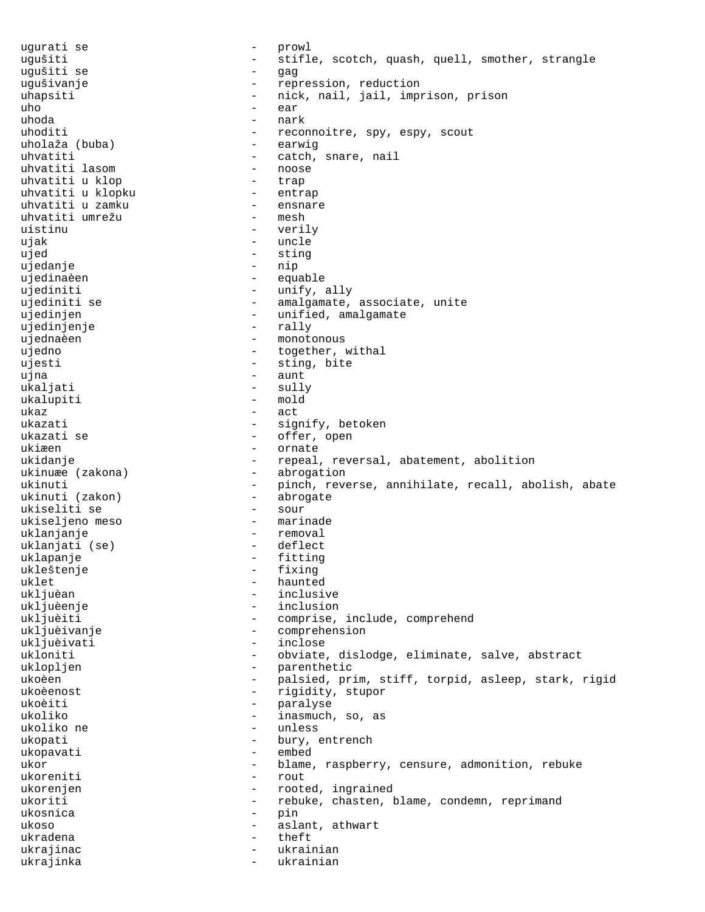ugurati se - prowl
ugušiti - stifle, scotch, quash, quell, smother, strangle
ugušiti se - gag
ugušivanje - repression, reduction
uhapsiti - nick, nail, jail, imprison, prison
uho - ear
uhoda - nark
uhoditi - reconnoitre, spy, espy, scout
uholaža (buba) - earwig
uhvatiti - catch, snare, nail
uhvatiti lasom - noose
uhvatiti u klop - trap
uhvatiti u klopku - entrap
uhvatiti u zamku - ensnare
uhvatiti umrežu - mesh
uistinu - verily
ujak - uncle
ujed - sting
ujedanje - nip
ujedinaèen - equable
ujediniti - unify, ally
ujediniti se - amalgamate, associate, unite
ujedinjen - unified, amalgamate
ujedinjenje - rally
ujednaèen - monotonous
ujedno - together, withal
ujesti - sting, bite
ujna - aunt
ukaljati - sully
ukalupiti - mold
ukaz - act
ukazati - signify, betoken
ukazati se - offer, open
ukiæen - ornate
ukidanje - repeal, reversal, abatement, abolition
ukinuæe (zakona) - abrogation
ukinuti - pinch, reverse, annihilate, recall, abolish, abate
ukinuti (zakon) - abrogate
ukiseliti se - sour
ukiseljeno meso - marinade
uklanjanje - removal
uklanjati (se) - deflect
uklapanje - fitting
ukleštenje - fixing
uklet - haunted
ukljuèan - inclusive
ukljuèenje - inclusion
ukljuèiti - comprise, include, comprehend
ukljuèivanje - comprehension
ukljuèivati - inclose
ukloniti - obviate, dislodge, eliminate, salve, abstract
uklopljen - parenthetic
ukoèen - palsied, prim, stiff, torpid, asleep, stark, rigid
ukoèenost - rigidity, stupor
ukoèiti - paralyse
ukoliko - inasmuch, so, as
ukoliko ne - unless
ukopati - bury, entrench
ukopavati - embed
ukor - blame, raspberry, censure, admonition, rebuke
ukoreniti - rout
ukorenjen - rooted, ingrained
ukoriti - rebuke, chasten, blame, condemn, reprimand
ukosnica - pin
ukoso - aslant, athwart
ukradena - theft
ukrajinac - ukrainian
ukrajinka - ukrainian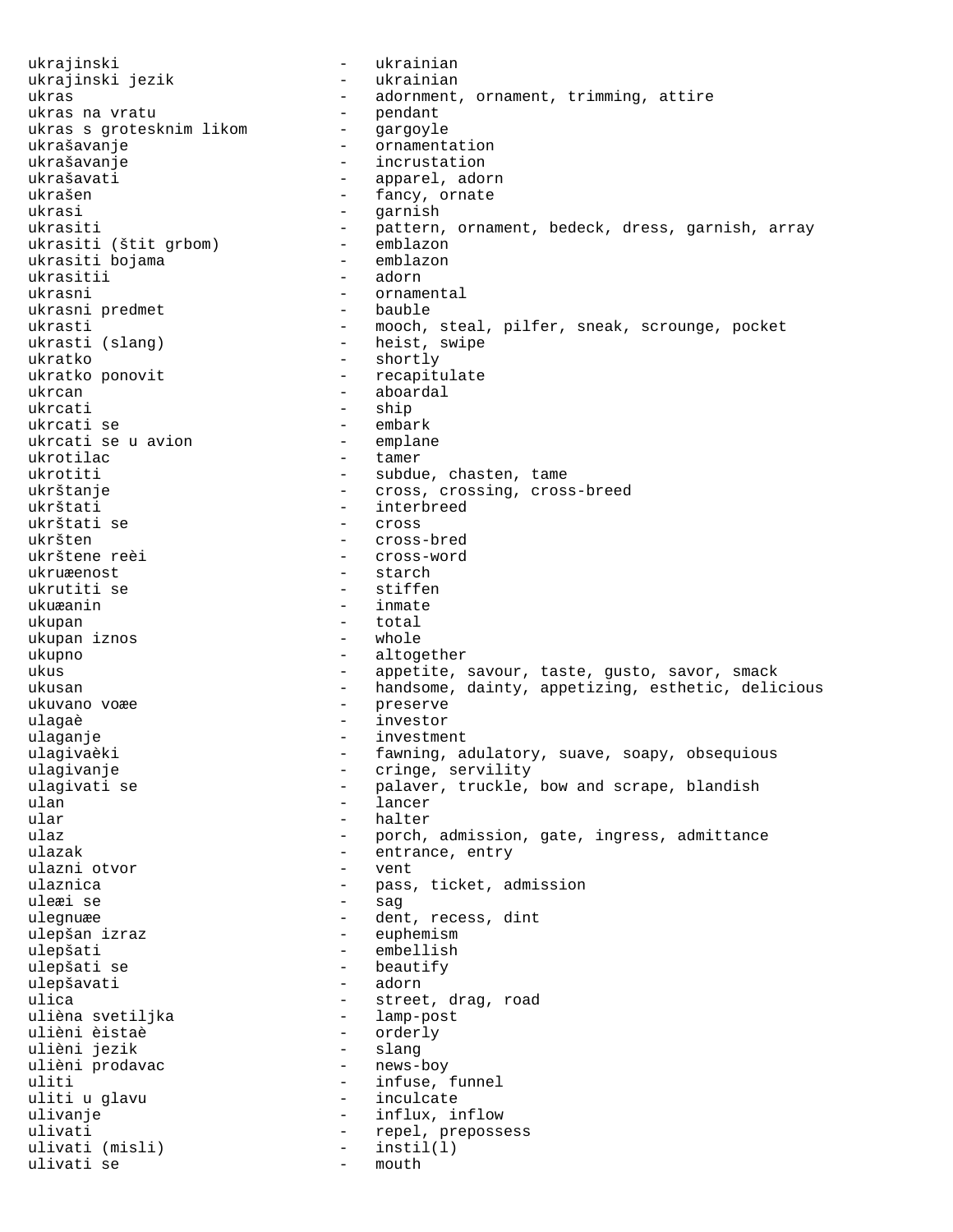ukrajinski - ukrainian
ukrajinski jezik - ukrainian
ukras - adornment, ornament, trimming, attire
ukras na vratu - pendant
ukras s grotesknim likom - gargoyle
ukrašavanje - ornamentation
ukrašavanje - incrustation
ukrašavati - apparel, adorn
ukrašen - fancy, ornate
ukrasi - garnish
ukrasiti - pattern, ornament, bedeck, dress, garnish, array
ukrasiti (štit grbom) - emblazon
ukrasiti bojama - emblazon
ukrasitii - adorn
ukrasni - ornamental
ukrasni predmet - bauble
ukrasti - mooch, steal, pilfer, sneak, scrounge, pocket
ukrasti (slang) - heist, swipe
ukratko - shortly
ukratko ponovit - recapitulate
ukrcan - aboardal
ukrcati - ship
ukrcati se - embark
ukrcati se u avion - emplane
ukrotilac - tamer
ukrotiti - subdue, chasten, tame
ukrštanje - cross, crossing, cross-breed
ukrštati - interbreed
ukrštati se - cross
ukršten - cross-bred
ukrštene reèi - cross-word
ukruæenost - starch
ukrutiti se - stiffen
ukuæanin - inmate
ukupan - total
ukupan iznos - whole
ukupno - altogether
ukus - appetite, savour, taste, gusto, savor, smack
ukusan - handsome, dainty, appetizing, esthetic, delicious
ukuvano voæe - preserve
ulagaè - investor
ulaganje - investment
ulagivaèki - fawning, adulatory, suave, soapy, obsequious
ulagivanje - cringe, servility
ulagivati se - palaver, truckle, bow and scrape, blandish
ulan - lancer
ular - halter
ulaz - porch, admission, gate, ingress, admittance
ulazak - entrance, entry
ulazni otvor - vent
ulaznica - pass, ticket, admission
uleæi se - sag
ulegnuæe - dent, recess, dint
ulepšan izraz - euphemism
ulepšati - embellish
ulepšati se - beautify
ulepšavati - adorn
ulica - street, drag, road
ulièna svetiljka - lamp-post
ulièni èistaè - orderly
ulièni jezik - slang
ulièni prodavac - news-boy
uliti - infuse, funnel
uliti u glavu - inculcate
ulivanje - influx, inflow
ulivati - repel, prepossess
ulivati (misli) - instil(l)
ulivati se - mouth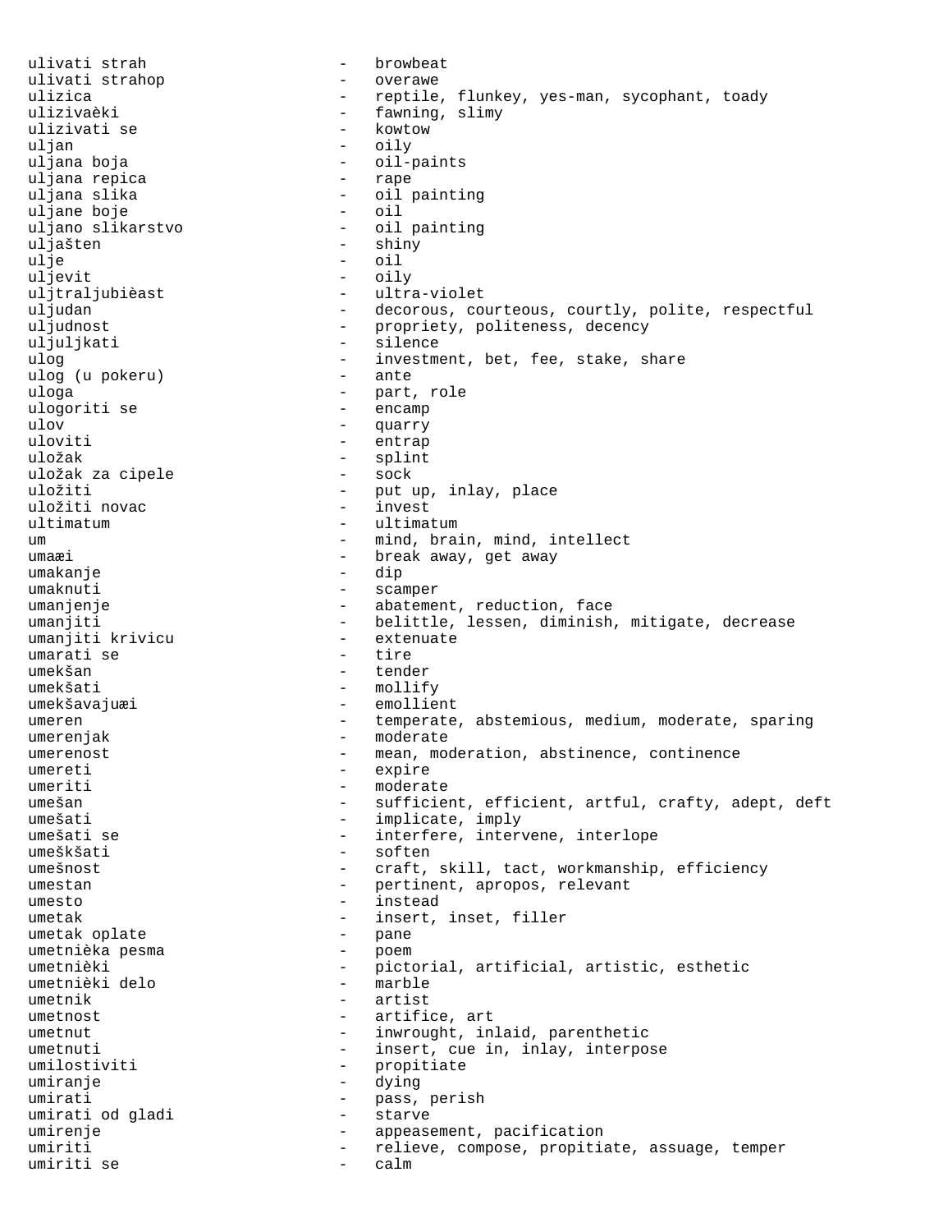ulivati strah - browbeat
ulivati strahop - overawe
ulizica - reptile, flunkey, yes-man, sycophant, toady
ulizivaèki - fawning, slimy
ulizivati se - kowtow
uljan - oily
uljana boja - oil-paints
uljana repica - rape
uljana slika - oil painting
uljane boje - oil
uljano slikarstvo - oil painting
uljašten - shiny
ulje - oil
uljevit - oily
uljtraljubièast - ultra-violet
uljudan - decorous, courteous, courtly, polite, respectful
uljudnost - propriety, politeness, decency
uljuljkati - silence
ulog - investment, bet, fee, stake, share
ulog (u pokeru) - ante
uloga - part, role
ulogoriti se - encamp
ulov - quarry
uloviti - entrap
uložak - splint
uložak za cipele - sock
uložiti - put up, inlay, place
uložiti novac - invest
ultimatum - ultimatum
um - mind, brain, mind, intellect
umaæi - break away, get away
umakanje - dip
umaknuti - scamper
umanjenje - abatement, reduction, face
umanjiti - belittle, lessen, diminish, mitigate, decrease
umanjiti krivicu - extenuate
umarati se - tire
umekšan - tender
umekšati - mollify
umekšavajuæi - emollient
umeren - temperate, abstemious, medium, moderate, sparing
umerenjak - moderate
umerenost - mean, moderation, abstinence, continence
umereti - expire
umeriti - moderate
umešan - sufficient, efficient, artful, crafty, adept, deft
umešati - implicate, imply
umešati se - interfere, intervene, interlope
umeškšati - soften
umešnost - craft, skill, tact, workmanship, efficiency
umestan - pertinent, apropos, relevant
umesto - instead
umetak - insert, inset, filler
umetak oplate - pane
umetnièka pesma - poem
umetnièki - pictorial, artificial, artistic, esthetic
umetnièki delo - marble
umetnik - artist
umetnost - artifice, art
umetnut - inwrought, inlaid, parenthetic
umetnuti - insert, cue in, inlay, interpose
umilostiviti - propitiate
umiranje - dying
umirati - pass, perish
umirati od gladi - starve
umirenje - appeasement, pacification
umiriti - relieve, compose, propitiate, assuage, temper
umiriti se - calm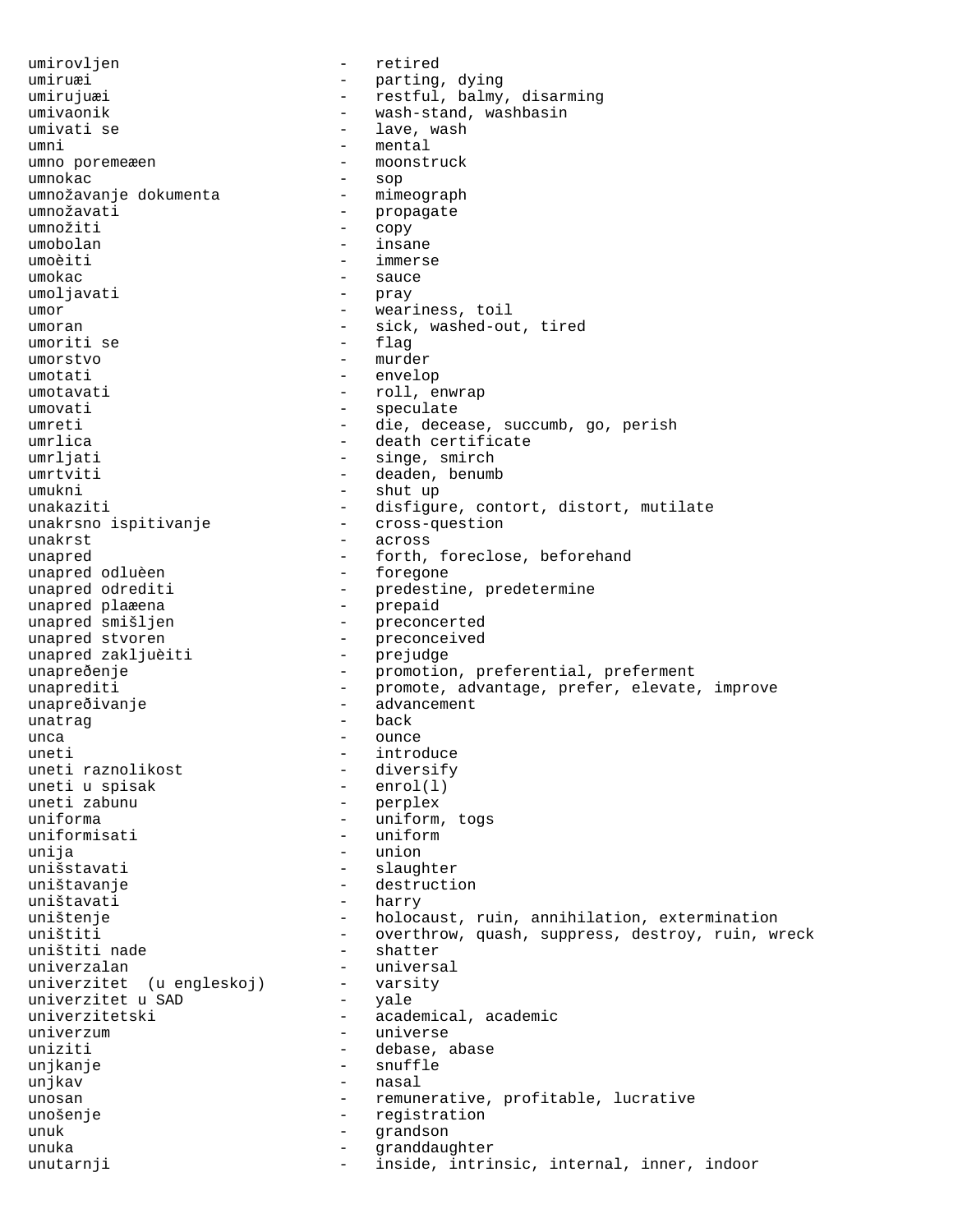umirovljen - retired
umiruæi - parting, dying
umirujuæi - restful, balmy, disarming
umivaonik - wash-stand, washbasin
umivati se - lave, wash
umni - mental
umno poremeæen - moonstruck
umnokac - sop
umnožavanje dokumenta - mimeograph
umnožavati - propagate
umnožiti - copy
umobolan - insane
umoèiti - immerse
umokac - sauce
umoljavati - pray
umor - weariness, toil
umoran - sick, washed-out, tired
umoriti se - flag
umorstvo - murder
umotati - envelop
umotavati - roll, enwrap
umovati - speculate
umreti - die, decease, succumb, go, perish
umrlica - death certificate
umrljati - singe, smirch
umrtviti - deaden, benumb
umukni - shut up
unakaziti - disfigure, contort, distort, mutilate
unakrsno ispitivanje - cross-question
unakrst - across
unapred - forth, foreclose, beforehand
unapred odluèen - foregone
unapred odrediti - predestine, predetermine
unapred plaæena - prepaid
unapred smišljen - preconcerted
unapred stvoren - preconceived
unapred zakljuèiti - prejudge
unapreðenje - promotion, preferential, preferment
unaprediti - promote, advantage, prefer, elevate, improve
unapreðivanje - advancement
unatrag - back
unca - ounce
uneti - introduce
uneti raznolikost - diversify
uneti u spisak - enrol(l)
uneti zabunu - perplex
uniforma - uniform, togs
uniformisati - uniform
unija - union
uniššstavati - slaughter
uništavanje - destruction
uništavati - harry
uništenje - holocaust, ruin, annihilation, extermination
uništiti - overthrow, quash, suppress, destroy, ruin, wreck
uništiti nade - shatter
univerzalan - universal
univerzitet (u engleskoj) - varsity
univerzitet u SAD - yale
univerzitetski - academical, academic
univerzum - universe
uniziti - debase, abase
unjkanje - snuffle
unjkav - nasal
unosan - remunerative, profitable, lucrative
unošenje - registration
unuk - grandson
unuka - granddaughter
unutarnji - inside, intrinsic, internal, inner, indoor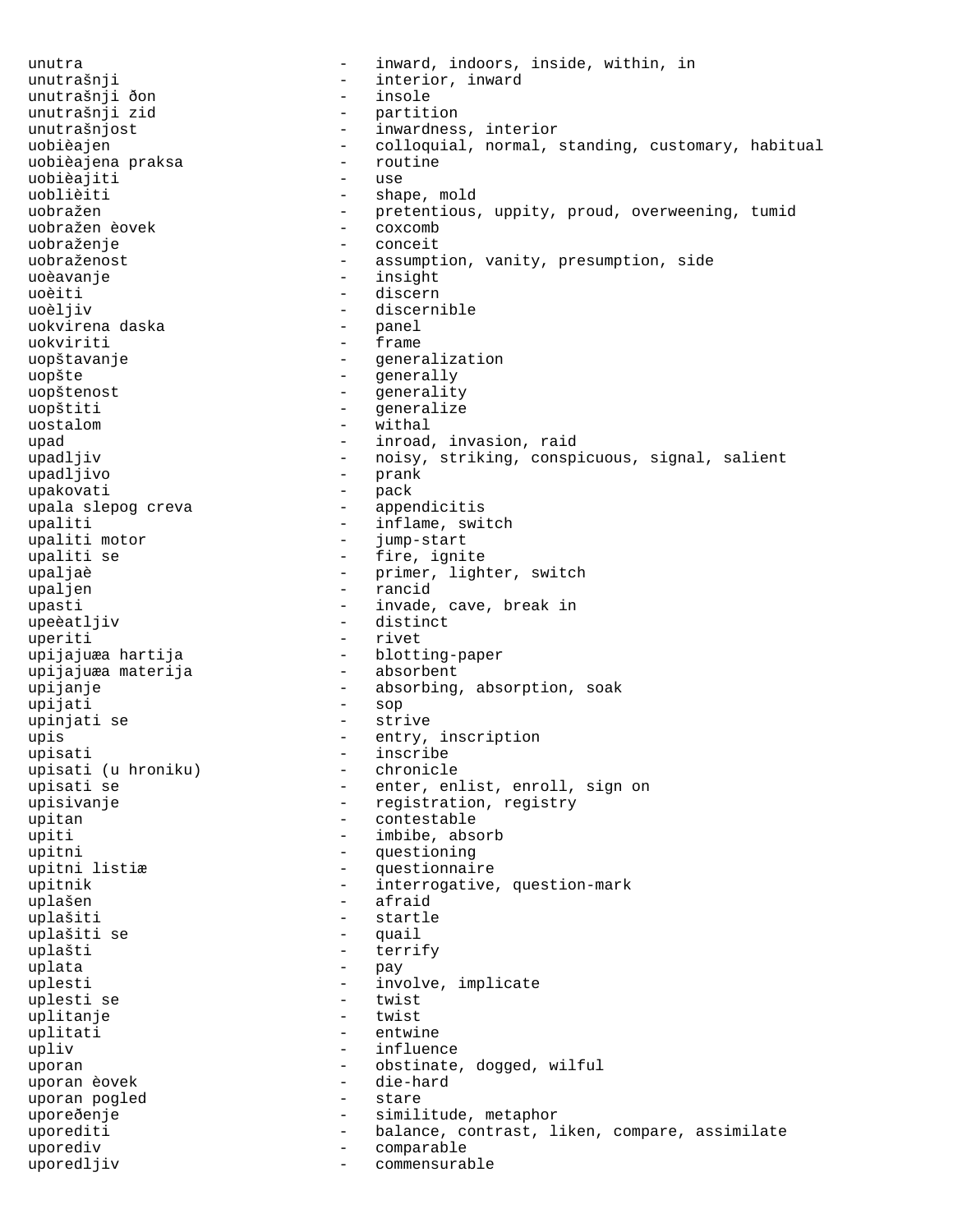unutra - inward, indoors, inside, within, in
unutrašnji - interior, inward
unutrašnji ðon - insole
unutrašnji zid - partition
unutrašnjost - inwardness, interior
uobièajen - colloquial, normal, standing, customary, habitual
uobièajena praksa - routine
uobièajiti - use
uoblièiti - shape, mold
uobražen - pretentious, uppity, proud, overweening, tumid
uobražen èovek - coxcomb
uobraženje - conceit
uobraženost - assumption, vanity, presumption, side
uoèavanje - insight
uoèiti - discern
uoèljiv - discernible
uokvirena daska - panel
uokviriti - frame
uopštavanje - generalization
uopšte - generally
uopštenost - generality
uopštiti - generalize
uostalom - withal
upad - inroad, invasion, raid
upadljiv - noisy, striking, conspicuous, signal, salient
upadljivo - prank
upakovati - pack
upala slepog creva - appendicitis
upaliti - inflame, switch
upaliti motor - jump-start
upaliti se - fire, ignite
upaljaè - primer, lighter, switch
upaljen - rancid
upasti - invade, cave, break in
upeèatljiv - distinct
uperiti - rivet
upijajuæa hartija - blotting-paper
upijajuæa materija - absorbent
upijanje - absorbing, absorption, soak
upijati - sop
upinjati se - strive
upis - entry, inscription
upisati - inscribe
upisati (u hroniku) - chronicle
upisati se - enter, enlist, enroll, sign on
upisivanje - registration, registry
upitan - contestable
upiti - imbibe, absorb
upitni - questioning
upitni listiæ - questionnaire
upitnik - interrogative, question-mark
uplašen - afraid
uplašiti - startle
uplašiti se - quail
uplašti - terrify
uplata - pay
uplesti - involve, implicate
uplesti se - twist
uplitanje - twist
uplitati - entwine
upliv - influence
uporan - obstinate, dogged, wilful
uporan èovek - die-hard
uporan pogled - stare
uporeðenje - similitude, metaphor
uporediti - balance, contrast, liken, compare, assimilate
uporediv - comparable
uporedljiv - commensurable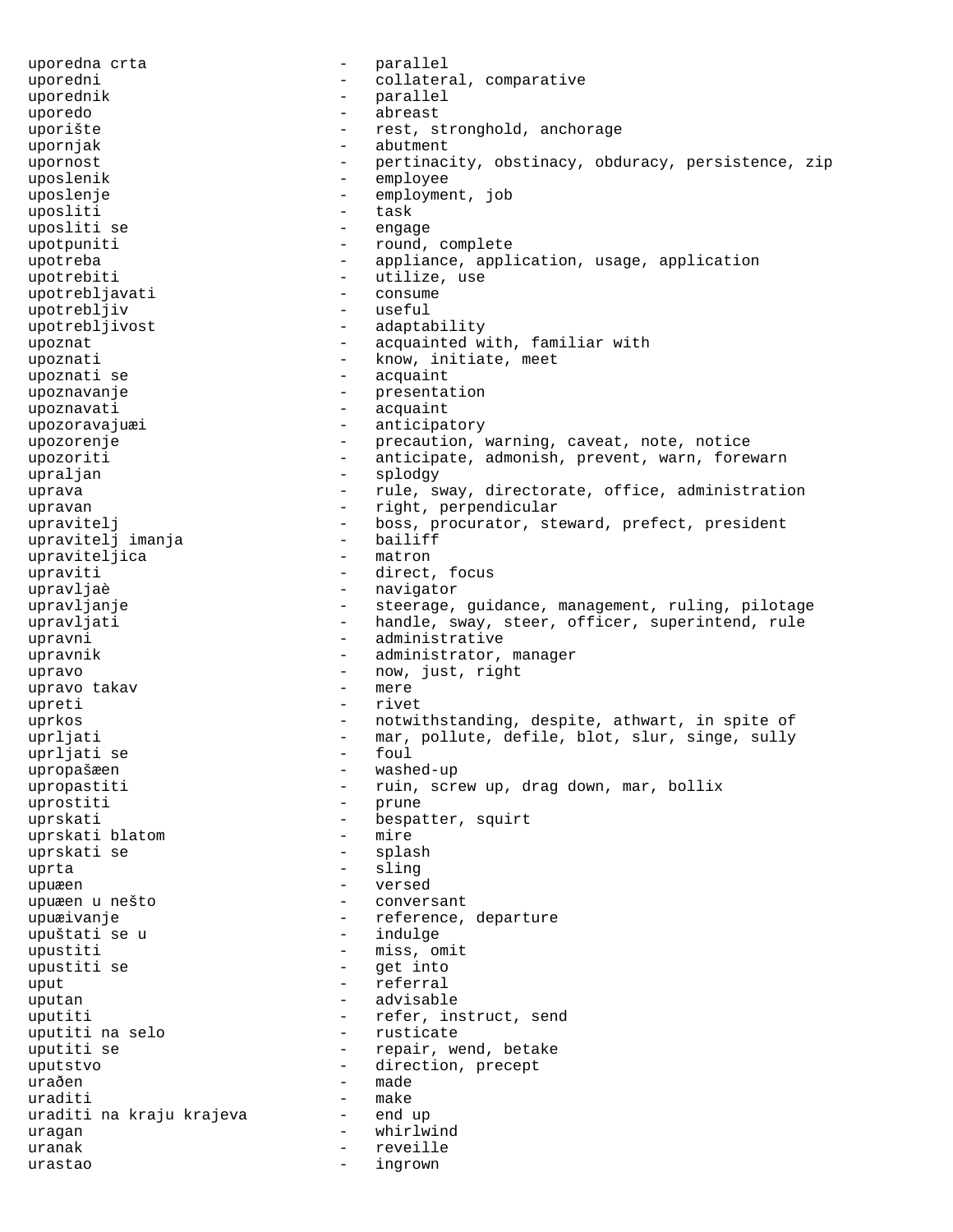uporedna crta - parallel
uporedni - collateral, comparative
uporednik - parallel
uporedo - abreast
uporište - rest, stronghold, anchorage
upornjak - abutment
upornost - pertinacity, obstinacy, obduracy, persistence, zip
uposlenik - employee
uposlenje - employment, job
uposliti - task
uposliti se - engage
upotpuniti - round, complete
upotreba - appliance, application, usage, application
upotrebiti - utilize, use
upotrebljavati - consume
upotrebljiv - useful
upotrebljivost - adaptability
upoznat - acquainted with, familiar with
upoznati - know, initiate, meet
upoznati se - acquaint
upoznavanje - presentation
upoznavati - acquaint
upozoravajuæi - anticipatory
upozorenje - precaution, warning, caveat, note, notice
upozoriti - anticipate, admonish, prevent, warn, forewarn
upraljan - splodgy
uprava - rule, sway, directorate, office, administration
upravan - right, perpendicular
upravitelj - boss, procurator, steward, prefect, president
upravitelj imanja - bailiff
upraviteljica - matron
upraviti - direct, focus
upravljaè - navigator
upravljanje - steerage, guidance, management, ruling, pilotage
upravljati - handle, sway, steer, officer, superintend, rule
upravni - administrative
upravnik - administrator, manager
upravo - now, just, right
upravo takav - mere
upreti - rivet
uprkos - notwithstanding, despite, athwart, in spite of
uprljati - mar, pollute, defile, blot, slur, singe, sully
uprljati se - foul
upropašæen - washed-up
upropastiti - ruin, screw up, drag down, mar, bollix
uprostiti - prune
uprskati - bespatter, squirt
uprskati blatom - mire
uprskati se - splash
uprta - sling
upuæen - versed
upuæen u nešto - conversant
upuæivanje - reference, departure
upuštati se u - indulge
upustiti - miss, omit
upustiti se - get into
uput - referral
uputan - advisable
uputiti - refer, instruct, send
uputiti na selo - rusticate
uputiti se - repair, wend, betake
uputstvo - direction, precept
urađen - made
uraditi - make
uraditi na kraju krajeva - end up
uragan - whirlwind
uranak - reveille
urastao - ingrown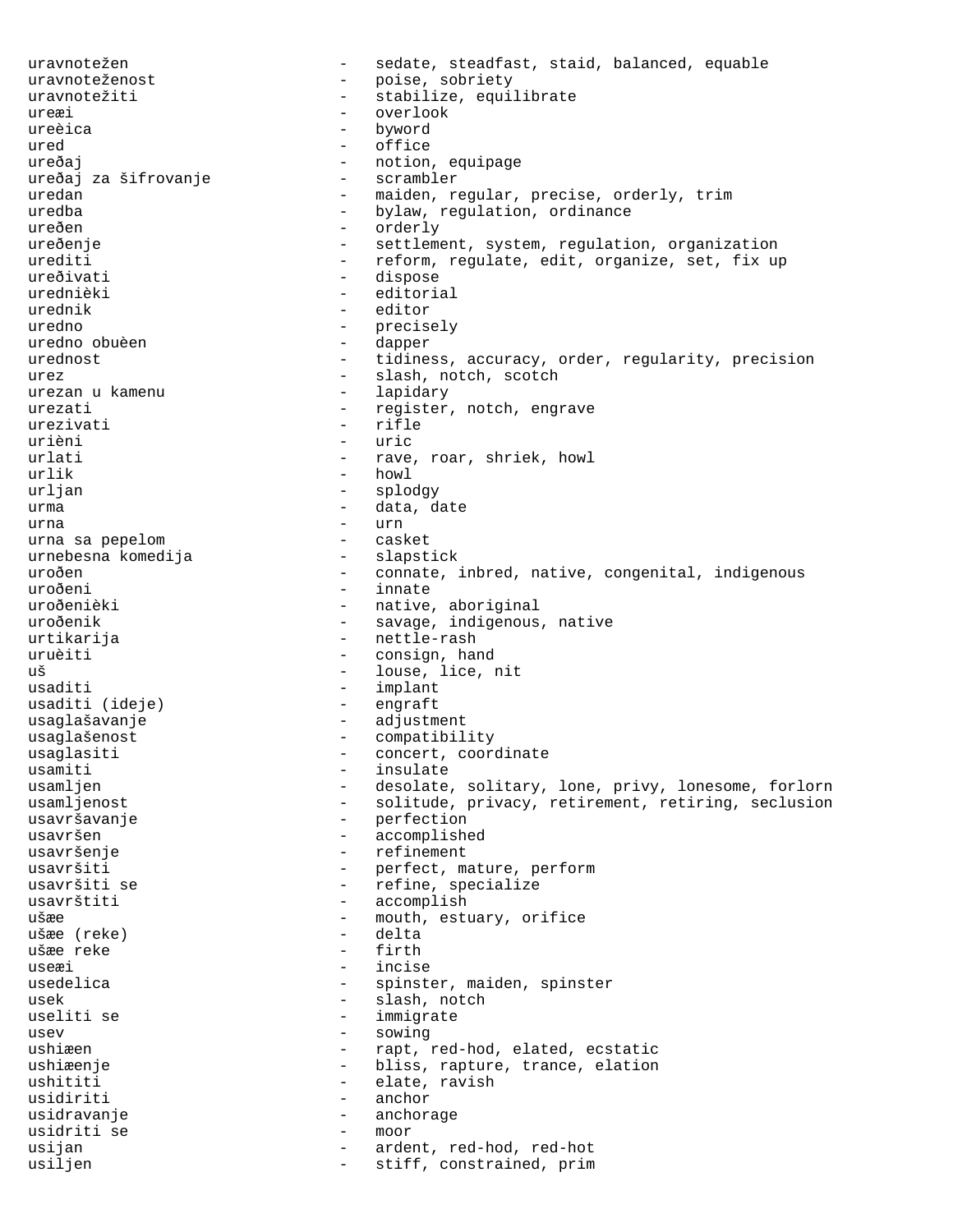uravnotežen - sedate, steadfast, staid, balanced, equable
uravnoteženost - poise, sobriety
uravnotežiti - stabilize, equilibrate
ureæi - overlook
ureèica - byword
ured - office
ureðaj - notion, equipage
ureðaj za šifrovanje - scrambler
uredan - maiden, regular, precise, orderly, trim
uredba - bylaw, regulation, ordinance
ureðen - orderly
ureðenje - settlement, system, regulation, organization
urediti - reform, regulate, edit, organize, set, fix up
ureðivati - dispose
urednièki - editorial
urednik - editor
uredno - precisely
uredno obuèen - dapper
urednost - tidiness, accuracy, order, regularity, precision
urez - slash, notch, scotch
urezan u kamenu - lapidary
urezati - register, notch, engrave
urezivati - rifle
urièni - uric
urlati - rave, roar, shriek, howl
urlik - howl
urljan - splodgy
urma - data, date
urna - urn
urna sa pepelom - casket
urnebesna komedija - slapstick
uroðen - connate, inbred, native, congenital, indigenous
uroðeni - innate
uroðenièki - native, aboriginal
uroðenik - savage, indigenous, native
urtikarija - nettle-rash
uruèiti - consign, hand
uš - louse, lice, nit
usaditi - implant
usaditi (ideje) - engraft
usaglašavanje - adjustment
usaglašenost - compatibility
usaglasiti - concert, coordinate
usamiti - insulate
usamljen - desolate, solitary, lone, privy, lonesome, forlorn
usamljenost - solitude, privacy, retirement, retiring, seclusion
usavršavanje - perfection
usavršen - accomplished
usavršenje - refinement
usavršiti - perfect, mature, perform
usavršiti se - refine, specialize
usavrštiti - accomplish
ušæe - mouth, estuary, orifice
ušæe (reke) - delta
ušæe reke - firth
useæi - incise
usedelica - spinster, maiden, spinster
usek - slash, notch
useliti se - immigrate
usev - sowing
ushiæen - rapt, red-hod, elated, ecstatic
ushiæenje - bliss, rapture, trance, elation
ushititi - elate, ravish
usidiriti - anchor
usidravanje - anchorage
usidriti se - moor
usijan - ardent, red-hod, red-hot
usiljen - stiff, constrained, prim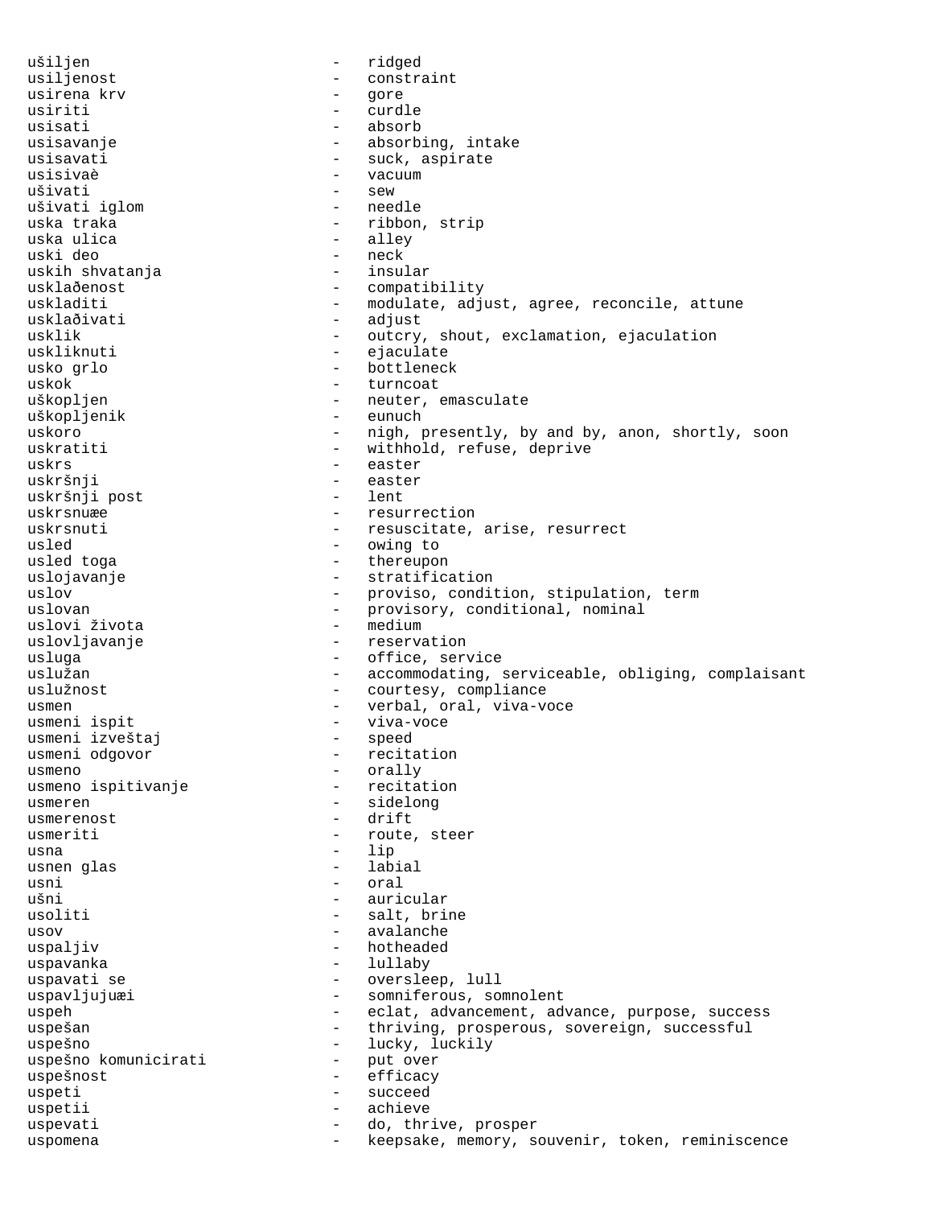ušiljen - ridged
usiljenost - constraint
usirena krv - gore
usiriti - curdle
usisati - absorb
usisavanje - absorbing, intake
usisavati - suck, aspirate
usisivaè - vacuum
ušivati - sew
ušivati iglom - needle
uska traka - ribbon, strip
uska ulica - alley
uski deo - neck
uskih shvatanja - insular
usklaðenost - compatibility
uskladiti - modulate, adjust, agree, reconcile, attune
usklaðivati - adjust
usklik - outcry, shout, exclamation, ejaculation
uskliknuti - ejaculate
usko grlo - bottleneck
uskok - turncoat
uškopljen - neuter, emasculate
uškopljenik - eunuch
uskoro - nigh, presently, by and by, anon, shortly, soon
uskratiti - withhold, refuse, deprive
uskrs - easter
uskršnji - easter
uskršnji post - lent
uskrsnuæe - resurrection
uskrsnuti - resuscitate, arise, resurrect
usled - owing to
usled toga - thereupon
uslojavanje - stratification
uslov - proviso, condition, stipulation, term
uslovan - provisory, conditional, nominal
uslovi života - medium
uslovljavanje - reservation
usluga - office, service
uslužan - accommodating, serviceable, obliging, complaisant
uslužnost - courtesy, compliance
usmen - verbal, oral, viva-voce
usmeni ispit - viva-voce
usmeni izveštaj - speed
usmeni odgovor - recitation
usmeno - orally
usmeno ispitivanje - recitation
usmeren - sidelong
usmerenost - drift
usmeriti - route, steer
usna - lip
usnen glas - labial
usni - oral
ušni - auricular
usoliti - salt, brine
usov - avalanche
uspaljiv - hotheaded
uspavanka - lullaby
uspavati se - oversleep, lull
uspavljujuæi - somniferous, somnolent
uspeh - eclat, advancement, advance, purpose, success
uspešan - thriving, prosperous, sovereign, successful
uspešno - lucky, luckily
uspešno komunicirati - put over
uspešnost - efficacy
uspeti - succeed
uspetii - achieve
uspevati - do, thrive, prosper
uspomena - keepsake, memory, souvenir, token, reminiscence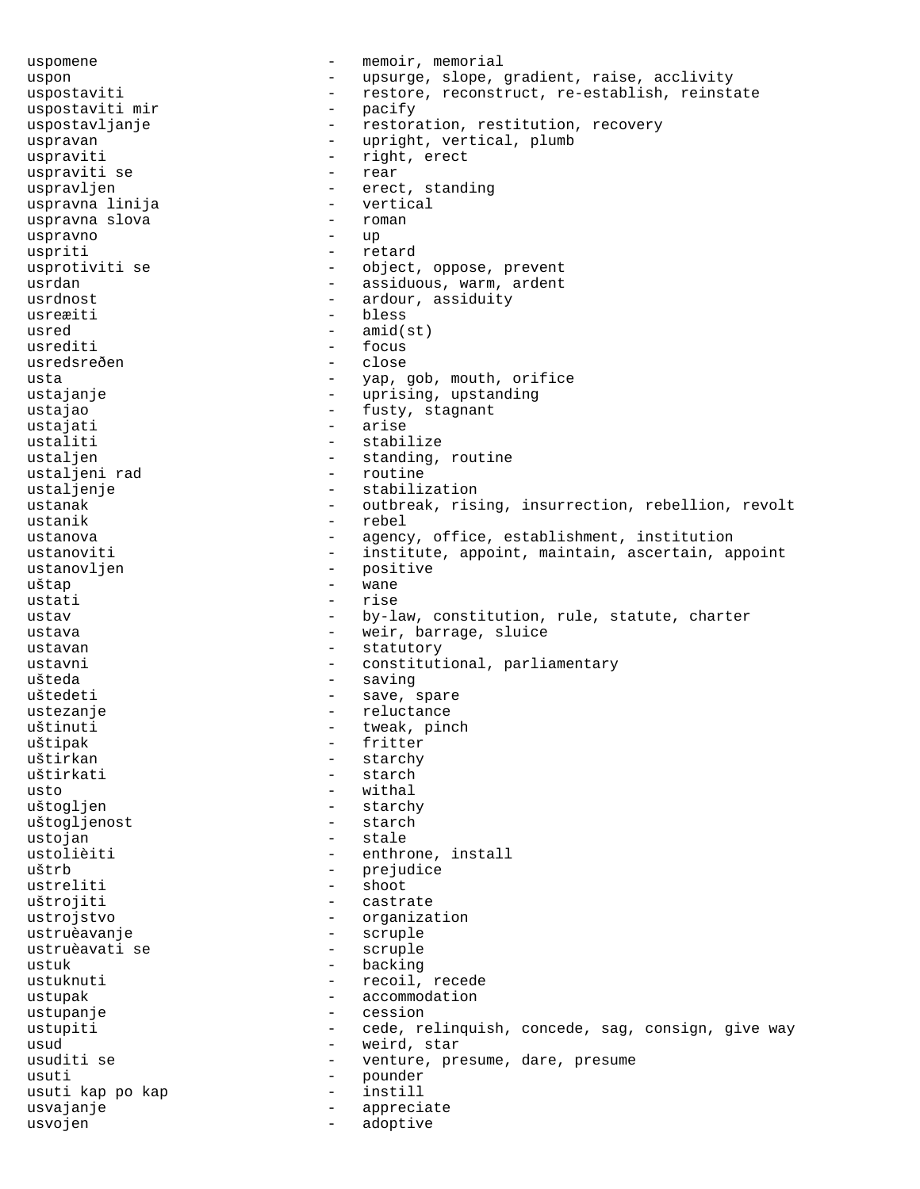uspomene - memoir, memorial
uspon - upsurge, slope, gradient, raise, acclivity
uspostaviti - restore, reconstruct, re-establish, reinstate
uspostaviti mir - pacify
uspostavljanje - restoration, restitution, recovery
uspravan - upright, vertical, plumb
uspraviti - right, erect
uspraviti se - rear
uspravljen - erect, standing
uspravna linija - vertical
uspravna slova - roman
uspravno - up
uspriti - retard
usprotiviti se - object, oppose, prevent
usrdan - assiduous, warm, ardent
usrdnost - ardour, assiduity
usreæiti - bless
usred - amid(st)
usrediti - focus
usredsreðen - close
usta - yap, gob, mouth, orifice
ustajanje - uprising, upstanding
ustajao - fusty, stagnant
ustajati - arise
ustaliti - stabilize
ustaljen - standing, routine
ustaljeni rad - routine
ustaljenje - stabilization
ustanak - outbreak, rising, insurrection, rebellion, revolt
ustanik - rebel
ustanova - agency, office, establishment, institution
ustanoviti - institute, appoint, maintain, ascertain, appoint
ustanovljen - positive
uštap - wane
ustati - rise
ustav - by-law, constitution, rule, statute, charter
ustava - weir, barrage, sluice
ustavan - statutory
ustavni - constitutional, parliamentary
ušteda - saving
uštedeti - save, spare
ustezanje - reluctance
uštinuti - tweak, pinch
uštipak - fritter
uštirkan - starchy
uštirkati - starch
usto - withal
uštogljen - starchy
uštogljenost - starch
ustojan - stale
ustolièiti - enthrone, install
uštrb - prejudice
ustreliti - shoot
uštrojiti - castrate
ustrojstvo - organization
ustruèavanje - scruple
ustruèavati se - scruple
ustuk - backing
ustuknuti - recoil, recede
ustupak - accommodation
ustupanje - cession
ustupiti - cede, relinquish, concede, sag, consign, give way
usud - weird, star
usuditi se - venture, presume, dare, presume
usuti - pounder
usuti kap po kap - instill
usvajanje - appreciate
usvojen - adoptive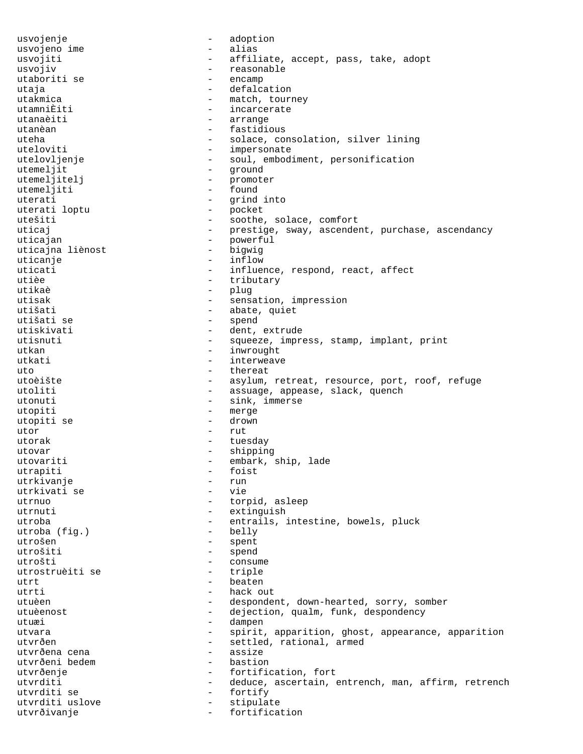usvojenje - adoption
usvojeno ime - alias
usvojiti - affiliate, accept, pass, take, adopt
usvojiv - reasonable
utaboriti se - encamp
utaja - defalcation
utakmica - match, tourney
utamniÈiti - incarcerate
utanaèiti - arrange
utanèan - fastidious
uteha - solace, consolation, silver lining
uteloviti - impersonate
utelovljenje - soul, embodiment, personification
utemeljit - ground
utemeljitelj - promoter
utemeljiti - found
uterati - grind into
uterati loptu - pocket
utešiti - soothe, solace, comfort
uticaj - prestige, sway, ascendent, purchase, ascendancy
uticajan - powerful
uticajna liènost - bigwig
uticanje - inflow
uticati - influence, respond, react, affect
utièe - tributary
utikaè - plug
utisak - sensation, impression
utišati - abate, quiet
utišati se - spend
utiskivati - dent, extrude
utisnuti - squeeze, impress, stamp, implant, print
utkan - inwrought
utkati - interweave
uto - thereat
utoèište - asylum, retreat, resource, port, roof, refuge
utoliti - assuage, appease, slack, quench
utonuti - sink, immerse
utopiti - merge
utopiti se - drown
utor - rut
utorak - tuesday
utovar - shipping
utovariti - embark, ship, lade
utrapiti - foist
utrkivanje - run
utrkivati se - vie
utrnuo - torpid, asleep
utrnuti - extinguish
utroba - entrails, intestine, bowels, pluck
utroba (fig.) - belly
utrošen - spent
utrošiti - spend
utrošti - consume
utrostruèiti se - triple
utrt - beaten
utrti - hack out
utuèen - despondent, down-hearted, sorry, somber
utuèenost - dejection, qualm, funk, despondency
utuæi - dampen
utvara - spirit, apparition, ghost, appearance, apparition
utvrðen - settled, rational, armed
utvrðena cena - assize
utvrðeni bedem - bastion
utvrðenje - fortification, fort
utvrditi - deduce, ascertain, entrench, man, affirm, retrench
utvrditi se - fortify
utvrditi uslove - stipulate
utvrðivanje - fortification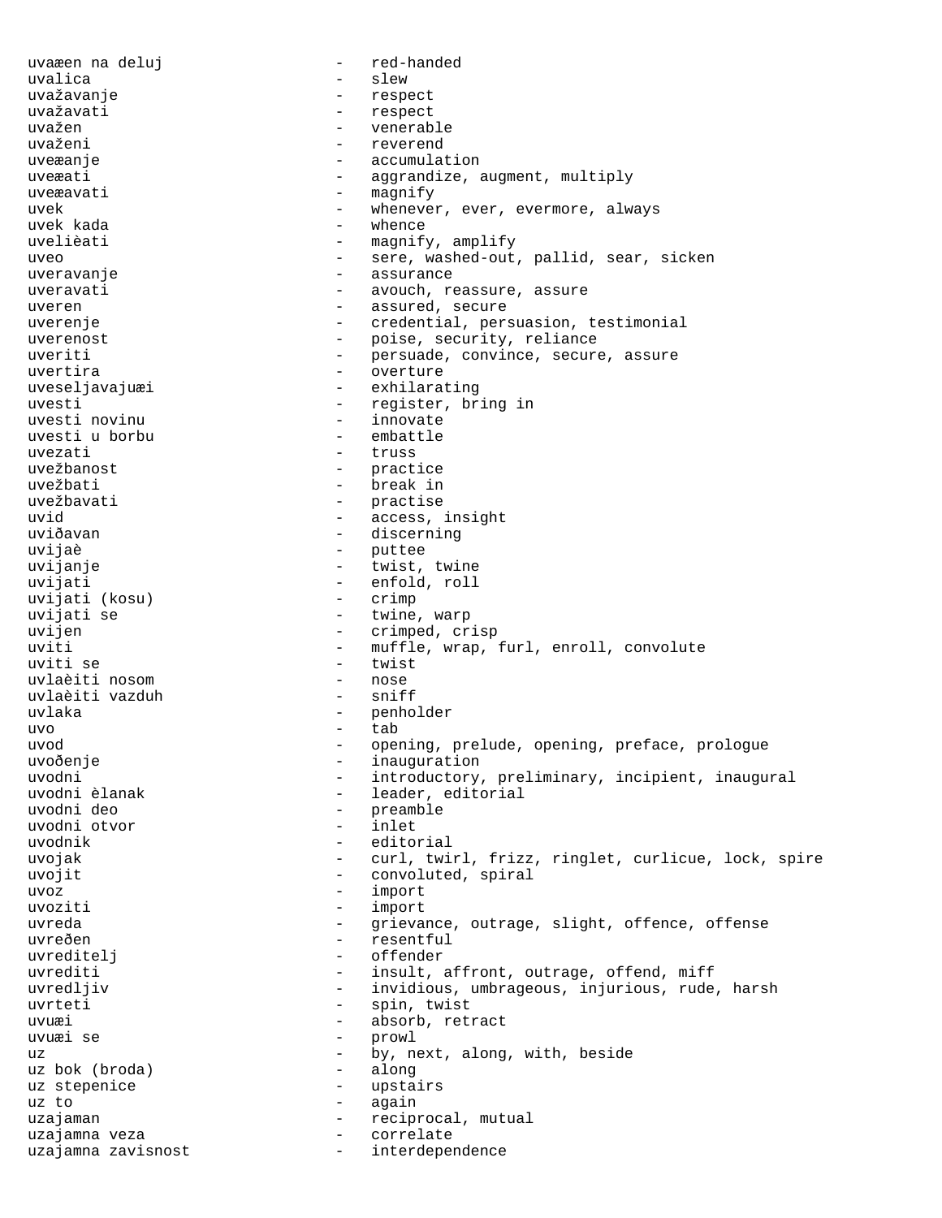uvaæen na deluj - red-handed
uvalica - slew
uvažavanje - respect
uvažavati - respect
uvažen - venerable
uvaženi - reverend
uveæanje - accumulation
uveæati - aggrandize, augment, multiply
uveæavati - magnify
uvek - whenever, ever, evermore, always
uvek kada - whence
uvelièati - magnify, amplify
uveo - sere, washed-out, pallid, sear, sicken
uveravanje - assurance
uveravati - avouch, reassure, assure
uveren - assured, secure
uverenje - credential, persuasion, testimonial
uverenost - poise, security, reliance
uveriti - persuade, convince, secure, assure
uvertira - overture
uveseljavajuæi - exhilarating
uvesti - register, bring in
uvesti novinu - innovate
uvesti u borbu - embattle
uvezati - truss
uvežbanost - practice
uvežbati - break in
uvežbavati - practise
uvid - access, insight
uviðavan - discerning
uvijaè - puttee
uvijanje - twist, twine
uvijati - enfold, roll
uvijati (kosu) - crimp
uvijati se - twine, warp
uvijen - crimped, crisp
uviti - muffle, wrap, furl, enroll, convolute
uviti se - twist
uvlaèiti nosom - nose
uvlaèiti vazduh - sniff
uvlaka - penholder
uvo - tab
uvod - opening, prelude, opening, preface, prologue
uvoðenje - inauguration
uvodni - introductory, preliminary, incipient, inaugural
uvodni èlanak - leader, editorial
uvodni deo - preamble
uvodni otvor - inlet
uvodnik - editorial
uvojak - curl, twirl, frizz, ringlet, curlicue, lock, spire
uvojit - convoluted, spiral
uvoz - import
uvoziti - import
uvreda - grievance, outrage, slight, offence, offense
uvreðen - resentful
uvreditelj - offender
uvrediti - insult, affront, outrage, offend, miff
uvredljiv - invidious, umbrageous, injurious, rude, harsh
uvrteti - spin, twist
uvuæi - absorb, retract
uvuæi se - prowl
uz - by, next, along, with, beside
uz bok (broda) - along
uz stepenice - upstairs
uz to - again
uzajaman - reciprocal, mutual
uzajamna veza - correlate
uzajamna zavisnost - interdependence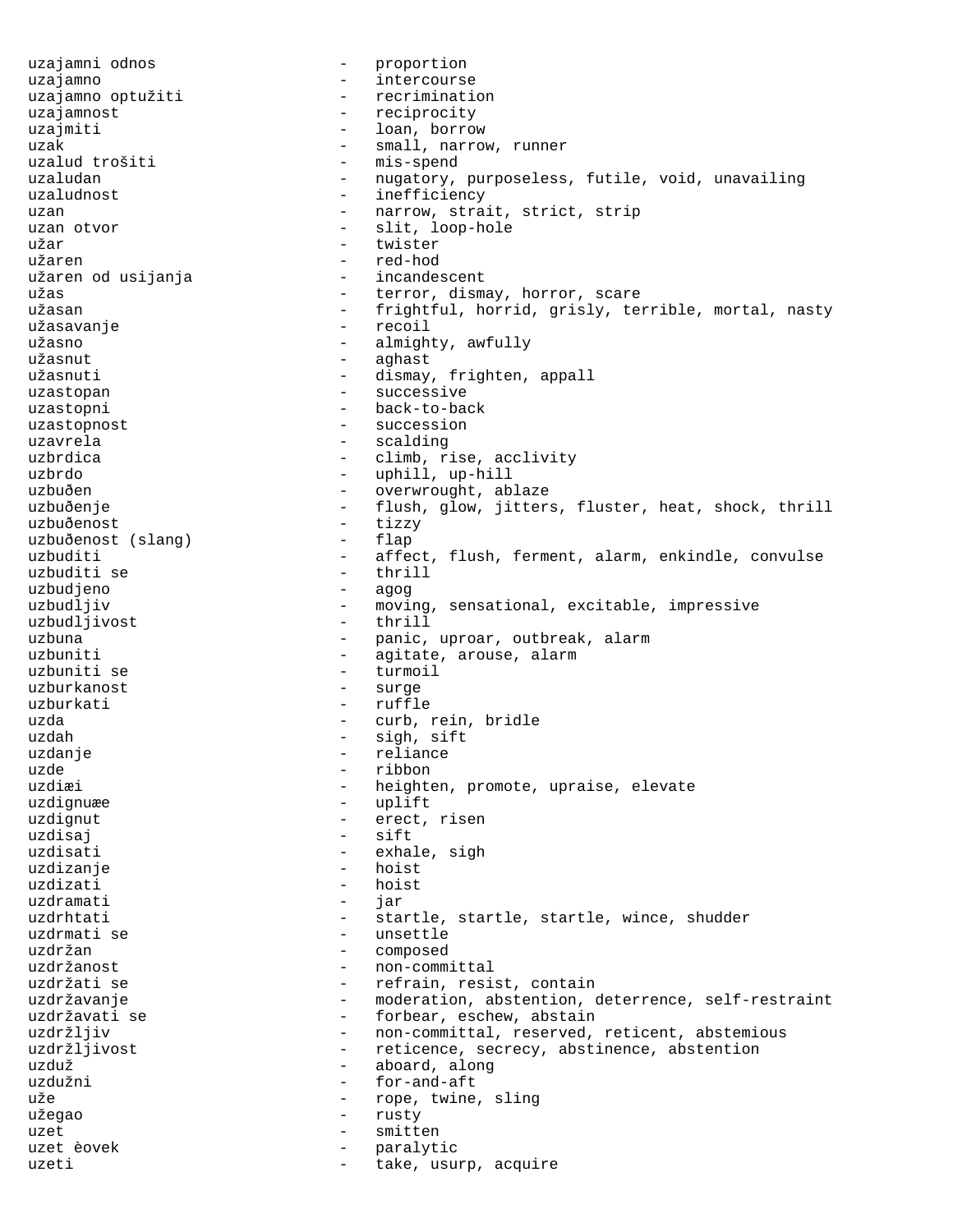uzajamni odnos - proportion
uzajamno - intercourse
uzajamno optužiti - recrimination
uzajamnost - reciprocity
uzajmiti - loan, borrow
uzak - small, narrow, runner
uzalud trošiti - mis-spend
uzaludan - nugatory, purposeless, futile, void, unavailing
uzaludnost - inefficiency
uzan - narrow, strait, strict, strip
uzan otvor - slit, loop-hole
užar - twister
užaren - red-hod
užaren od usijanja - incandescent
užas - terror, dismay, horror, scare
užasan - frightful, horrid, grisly, terrible, mortal, nasty
užasavanje - recoil
užasno - almighty, awfully
užasnut - aghast
užasnuti - dismay, frighten, appall
uzastopan - successive
uzastopni - back-to-back
uzastopnost - succession
uzavrela - scalding
uzbrdica - climb, rise, acclivity
uzbrdo - uphill, up-hill
uzbuđen - overwrought, ablaze
uzbuđenje - flush, glow, jitters, fluster, heat, shock, thrill
uzbuđenost - tizzy
uzbuđenost (slang) - flap
uzbuditi - affect, flush, ferment, alarm, enkindle, convulse
uzbuditi se - thrill
uzbudjeno - agog
uzbudljiv - moving, sensational, excitable, impressive
uzbudljivost - thrill
uzbuna - panic, uproar, outbreak, alarm
uzbuniti - agitate, arouse, alarm
uzbuniti se - turmoil
uzburkanost - surge
uzburkati - ruffle
uzda - curb, rein, bridle
uzdah - sigh, sift
uzdanje - reliance
uzde - ribbon
uzdiæi - heighten, promote, upraise, elevate
uzdignuæe - uplift
uzdignut - erect, risen
uzdisaj - sift
uzdisati - exhale, sigh
uzdizanje - hoist
uzdizati - hoist
uzdramati - jar
uzdrhtati - startle, startle, startle, wince, shudder
uzdrmati se - unsettle
uzdržan - composed
uzdržanost - non-committal
uzdržati se - refrain, resist, contain
uzdržavanje - moderation, abstention, deterrence, self-restraint
uzdržavati se - forbear, eschew, abstain
uzdržljiv - non-committal, reserved, reticent, abstemious
uzdržljivost - reticence, secrecy, abstinence, abstention
uzduž - aboard, along
uzdužni - for-and-aft
uže - rope, twine, sling
užegao - rusty
uzet - smitten
uzet èovek - paralytic
uzeti - take, usurp, acquire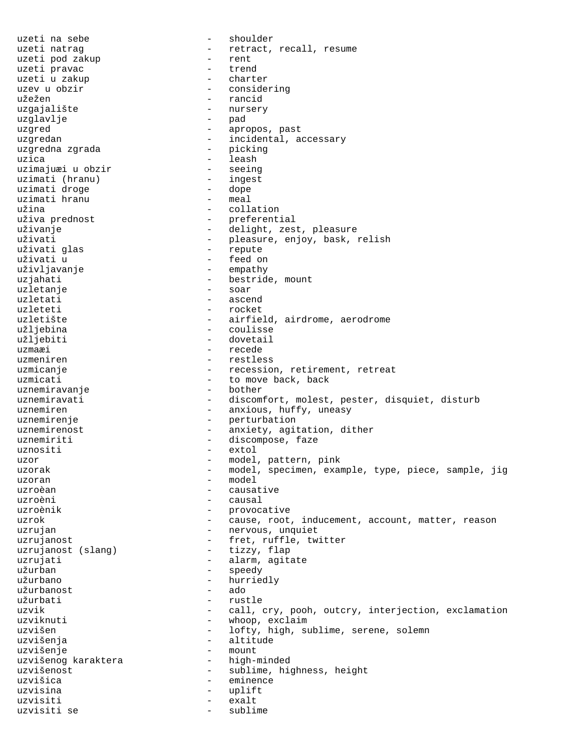uzeti na sebe - shoulder
uzeti natrag - retract, recall, resume
uzeti pod zakup - rent
uzeti pravac - trend
uzeti u zakup - charter
uzev u obzir - considering
užežen - rancid
uzgajalište - nursery
uzglavlje - pad
uzgred - apropos, past
uzgredan - incidental, accessary
uzgredna zgrada - picking
uzica - leash
uzimajuæi u obzir - seeing
uzimati (hranu) - ingest
uzimati droge - dope
uzimati hranu - meal
užina - collation
uživa prednost - preferential
uživanje - delight, zest, pleasure
uživati - pleasure, enjoy, bask, relish
uživati glas - repute
uživati u - feed on
uživljavanje - empathy
uzjahati - bestride, mount
uzletanje - soar
uzletati - ascend
uzleteti - rocket
uzletište - airfield, airdrome, aerodrome
užljebina - coulisse
užljebiti - dovetail
uzmaæi - recede
uzmeniren - restless
uzmicanje - recession, retirement, retreat
uzmicati - to move back, back
uznemiravanje - bother
uznemiravati - discomfort, molest, pester, disquiet, disturb
uznemiren - anxious, huffy, uneasy
uznemirenje - perturbation
uznemirenost - anxiety, agitation, dither
uznemiriti - discompose, faze
uznositi - extol
uzor - model, pattern, pink
uzorak - model, specimen, example, type, piece, sample, jig
uzoran - model
uzroèan - causative
uzroèni - causal
uzroènik - provocative
uzrok - cause, root, inducement, account, matter, reason
uzrujan - nervous, unquiet
uzrujanost - fret, ruffle, twitter
uzrujanost (slang) - tizzy, flap
uzrujati - alarm, agitate
užurban - speedy
užurbano - hurriedly
užurbanost - ado
užurbati - rustle
uzvik - call, cry, pooh, outcry, interjection, exclamation
uzviknuti - whoop, exclaim
uzvišen - lofty, high, sublime, serene, solemn
uzvišenja - altitude
uzvišenje - mount
uzvišenog karaktera - high-minded
uzvišenost - sublime, highness, height
uzvišica - eminence
uzvisina - uplift
uzvisiti - exalt
uzvisiti se - sublime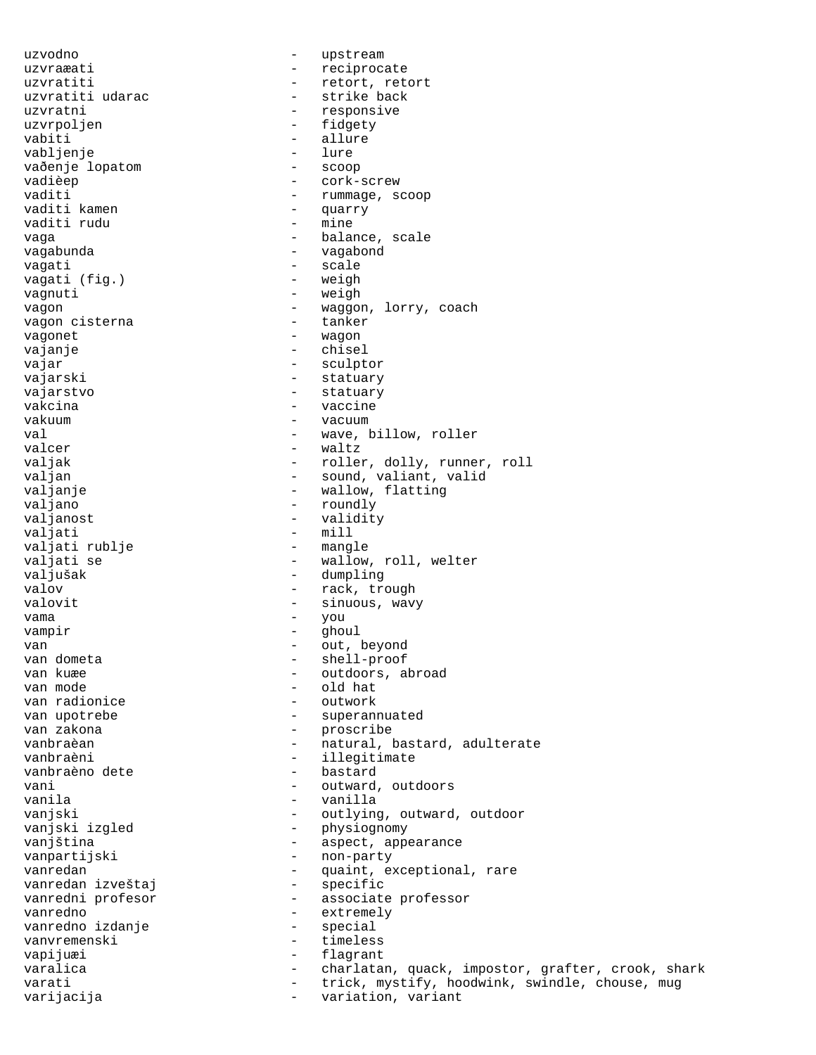uzvodno - upstream
uzvraæati - reciprocate
uzvratiti - retort, retort
uzvratiti udarac - strike back
uzvratni - responsive
uzvrpoljen - fidgety
vabiti - allure
vabljenje - lure
vađenje lopatom - scoop
vadièep - cork-screw
vaditi - rummage, scoop
vaditi kamen - quarry
vaditi rudu - mine
vaga - balance, scale
vagabunda - vagabond
vagati - scale
vagati (fig.) - weigh
vagnuti - weigh
vagon - waggon, lorry, coach
vagon cisterna - tanker
vagonet - wagon
vajanje - chisel
vajar - sculptor
vajarski - statuary
vajarstvo - statuary
vakcina - vaccine
vakuum - vacuum
val - wave, billow, roller
valcer - waltz
valjak - roller, dolly, runner, roll
valjan - sound, valiant, valid
valjanje - wallow, flatting
valjano - roundly
valjanost - validity
valjati - mill
valjati rublje - mangle
valjati se - wallow, roll, welter
valjušak - dumpling
valov - rack, trough
valovit - sinuous, wavy
vama - you
vampir - ghoul
van - out, beyond
van dometa - shell-proof
van kuæe - outdoors, abroad
van mode - old hat
van radionice - outwork
van upotrebe - superannuated
van zakona - proscribe
vanbraèan - natural, bastard, adulterate
vanbraèni - illegitimate
vanbraèno dete - bastard
vani - outward, outdoors
vanila - vanilla
vanjski - outlying, outward, outdoor
vanjski izgled - physiognomy
vanjština - aspect, appearance
vanpartijski - non-party
vanredan - quaint, exceptional, rare
vanredan izveštaj - specific
vanredni profesor - associate professor
vanredno - extremely
vanredno izdanje - special
vanvremenski - timeless
vapijuæi - flagrant
varalica - charlatan, quack, impostor, grafter, crook, shark
varati - trick, mystify, hoodwink, swindle, chouse, mug
varijacija - variation, variant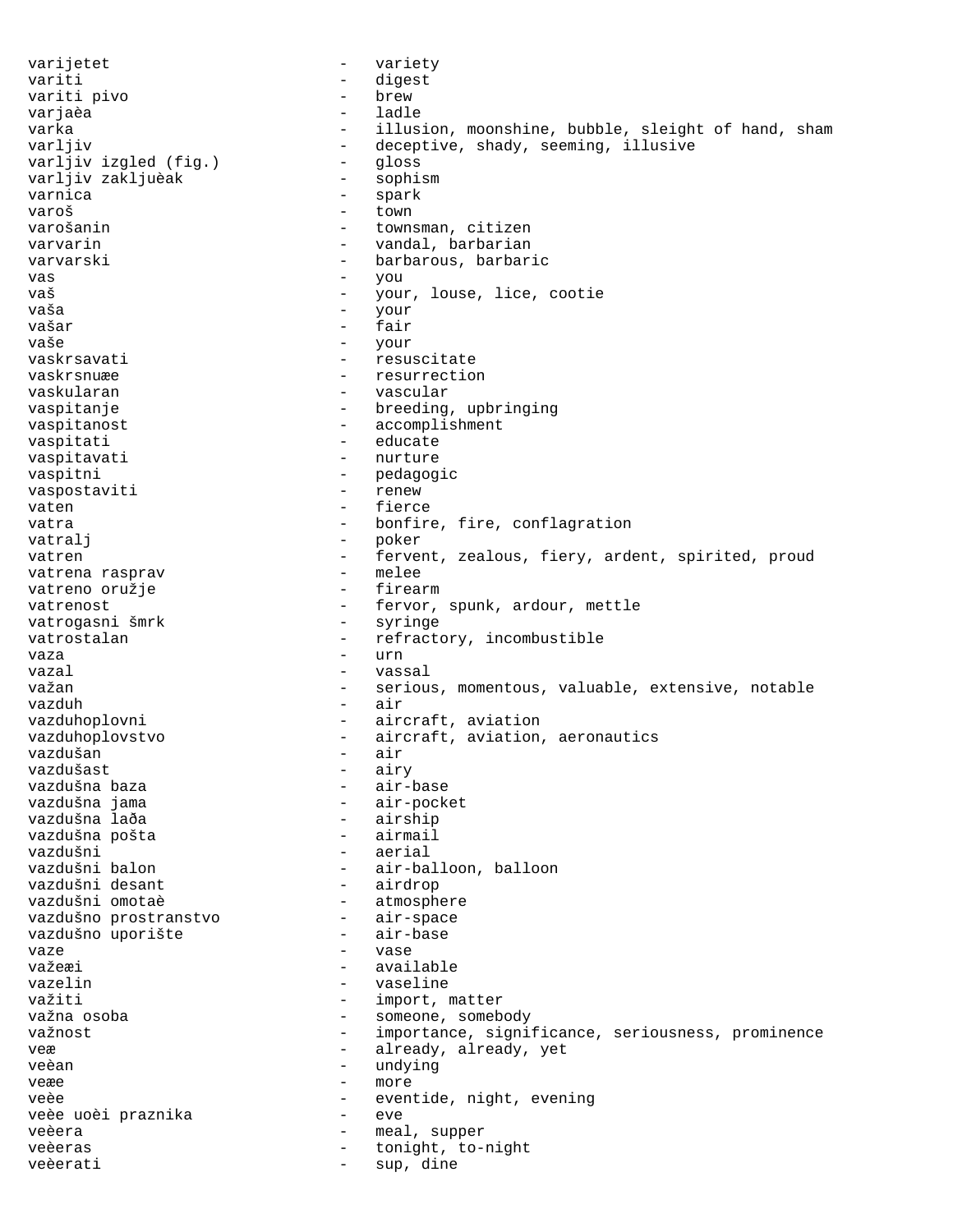varijetet - variety
variti - digest
variti pivo - brew
varjaèa - ladle
varka - illusion, moonshine, bubble, sleight of hand, sham
varljiv - deceptive, shady, seeming, illusive
varljiv izgled (fig.) - gloss
varljiv zakljuèak - sophism
varnica - spark
varoš - town
varošanin - townsman, citizen
varvarin - vandal, barbarian
varvarski - barbarous, barbaric
vas - you
vaš - your, louse, lice, cootie
vaša - your
vašar - fair
vaše - your
vaskrsavati - resuscitate
vaskrsnuæe - resurrection
vaskularan - vascular
vaspitanje - breeding, upbringing
vaspitanost - accomplishment
vaspitati - educate
vaspitavati - nurture
vaspitni - pedagogic
vaspostaviti - renew
vaten - fierce
vatra - bonfire, fire, conflagration
vatralj - poker
vatren - fervent, zealous, fiery, ardent, spirited, proud
vatrena rasprav - melee
vatreno oružje - firearm
vatrenost - fervor, spunk, ardour, mettle
vatrogasni šmrk - syringe
vatrostalan - refractory, incombustible
vaza - urn
vazal - vassal
važan - serious, momentous, valuable, extensive, notable
vazduh - air
vazduhoplovni - aircraft, aviation
vazduhoplovstvo - aircraft, aviation, aeronautics
vazdušan - air
vazdušast - airy
vazdušna baza - air-base
vazdušna jama - air-pocket
vazdušna laða - airship
vazdušna pošta - airmail
vazdušni - aerial
vazdušni balon - air-balloon, balloon
vazdušni desant - airdrop
vazdušni omotaè - atmosphere
vazdušno prostranstvo - air-space
vazdušno uporište - air-base
vaze - vase
važeæi - available
vazelin - vaseline
važiti - import, matter
važna osoba - someone, somebody
važnost - importance, significance, seriousness, prominence
veæ - already, already, yet
veèan - undying
veæe - more
veèe - eventide, night, evening
veèe uoèi praznika - eve
veèera - meal, supper
veèeras - tonight, to-night
veèerati - sup, dine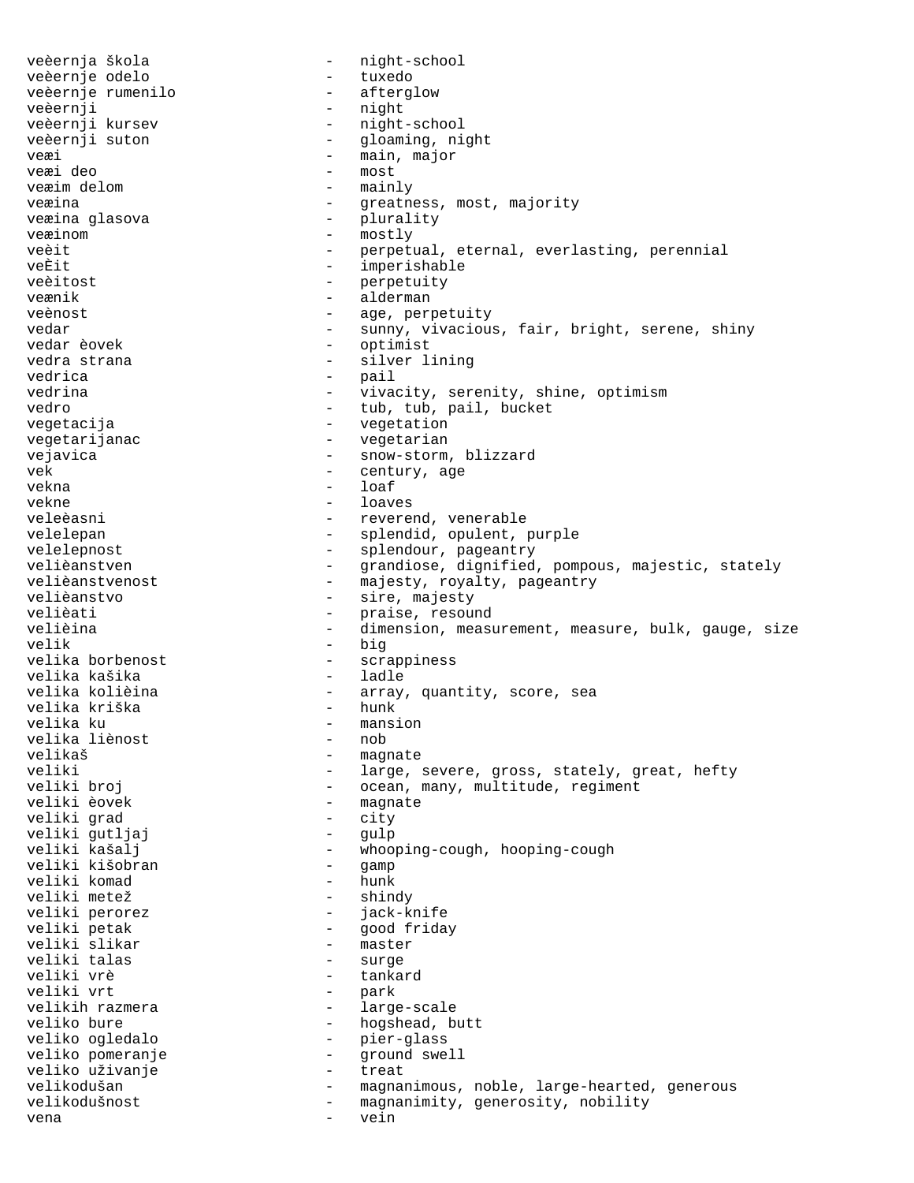veèernja škola - night-school
veèernje odelo - tuxedo
veèernje rumenilo - afterglow
veèernji - night
veèernji kursev - night-school
veèernji suton - gloaming, night
veæi - main, major
veæi deo - most
veæim delom - mainly
veæina - greatness, most, majority
veæina glasova - plurality
veæinom - mostly
veèit - perpetual, eternal, everlasting, perennial
veÈit - imperishable
veèitost - perpetuity
veænik - alderman
veènost - age, perpetuity
vedar - sunny, vivacious, fair, bright, serene, shiny
vedar èovek - optimist
vedra strana - silver lining
vedrica - pail
vedrina - vivacity, serenity, shine, optimism
vedro - tub, tub, pail, bucket
vegetacija - vegetation
vegetarijanac - vegetarian
vejavica - snow-storm, blizzard
vek - century, age
vekna - loaf
vekne - loaves
veleèasni - reverend, venerable
velelepan - splendid, opulent, purple
velelepnost - splendour, pageantry
velièanstven - grandiose, dignified, pompous, majestic, stately
velièanstvenost - majesty, royalty, pageantry
velièanstvo - sire, majesty
velièati - praise, resound
velièina - dimension, measurement, measure, bulk, gauge, size
velik - big
velika borbenost - scrappiness
velika kašika - ladle
velika kolièina - array, quantity, score, sea
velika kriška - hunk
velika ku - mansion
velika liènost - nob
velikaš - magnate
veliki - large, severe, gross, stately, great, hefty
veliki broj - ocean, many, multitude, regiment
veliki èovek - magnate
veliki grad - city
veliki gutljaj - gulp
veliki kašalj - whooping-cough, hooping-cough
veliki kišobran - gamp
veliki komad - hunk
veliki metež - shindy
veliki perorez - jack-knife
veliki petak - good friday
veliki slikar - master
veliki talas - surge
veliki vrè - tankard
veliki vrt - park
velikih razmera - large-scale
veliko bure - hogshead, butt
veliko ogledalo - pier-glass
veliko pomeranje - ground swell
veliko uživanje - treat
velikodušan - magnanimous, noble, large-hearted, generous
velikodušnost - magnanimity, generosity, nobility
vena - vein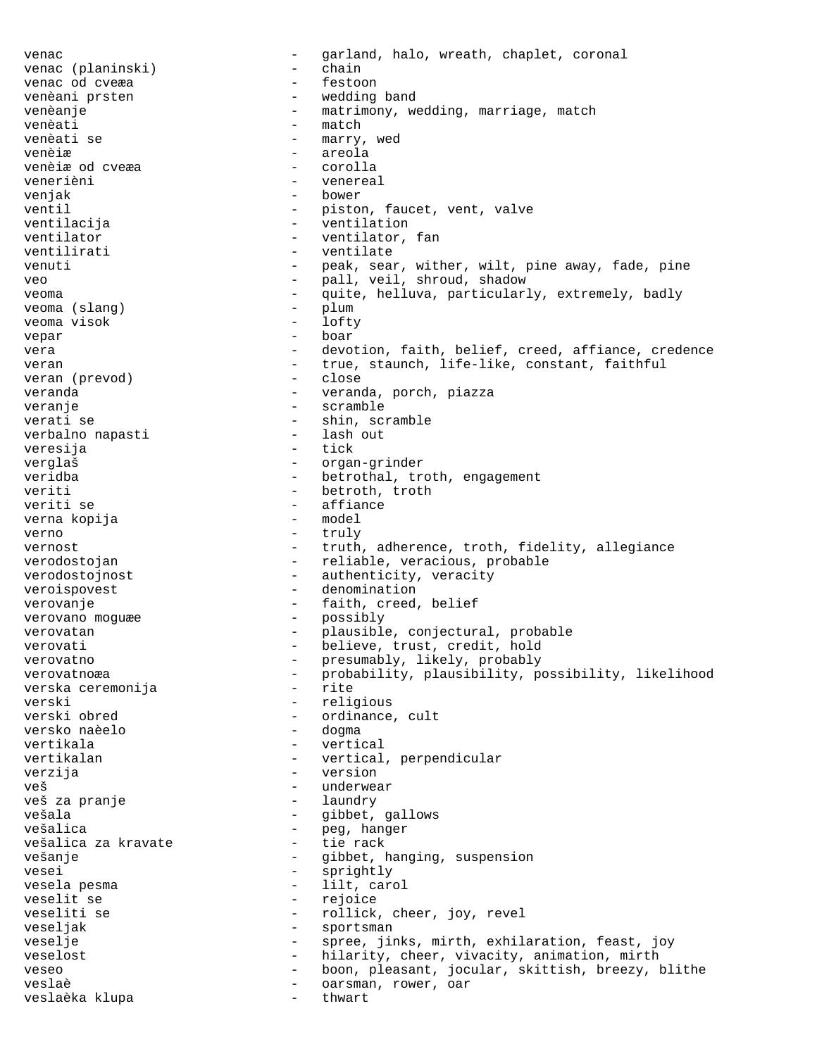venac - garland, halo, wreath, chaplet, coronal
venac (planinski) - chain
venac od cveæa - festoon
venèani prsten - wedding band
venèanje - matrimony, wedding, marriage, match
venèati - match
venèati se - marry, wed
venèiæ - areola
venèiæ od cveæa - corolla
venerièni - venereal
venjak - bower
ventil - piston, faucet, vent, valve
ventilacija - ventilation
ventilator - ventilator, fan
ventilirati - ventilate
venuti - peak, sear, wither, wilt, pine away, fade, pine
veo - pall, veil, shroud, shadow
veoma - quite, helluva, particularly, extremely, badly
veoma (slang) - plum
veoma visok - lofty
vepar - boar
vera - devotion, faith, belief, creed, affiance, credence
veran - true, staunch, life-like, constant, faithful
veran (prevod) - close
veranda - veranda, porch, piazza
veranje - scramble
verati se - shin, scramble
verbalno napasti - lash out
veresija - tick
verglaš - organ-grinder
veridba - betrothal, troth, engagement
veriti - betroth, troth
veriti se - affiance
verna kopija - model
verno - truly
vernost - truth, adherence, troth, fidelity, allegiance
verodostojan - reliable, veracious, probable
verodostojnost - authenticity, veracity
veroispovest - denomination
verovanje - faith, creed, belief
verovano moguæe - possibly
verovatan - plausible, conjectural, probable
verovati - believe, trust, credit, hold
verovatno - presumably, likely, probably
verovatnoæa - probability, plausibility, possibility, likelihood
verska ceremonija - rite
verski - religious
verski obred - ordinance, cult
versko naèelo - dogma
vertikala - vertical
vertikalan - vertical, perpendicular
verzija - version
veš - underwear
veš za pranje - laundry
vešala - gibbet, gallows
vešalica - peg, hanger
vešalica za kravate - tie rack
vešanje - gibbet, hanging, suspension
vesei - sprightly
vesela pesma - lilt, carol
veselit se - rejoice
veseliti se - rollick, cheer, joy, revel
veseljak - sportsman
veselje - spree, jinks, mirth, exhilaration, feast, joy
veselost - hilarity, cheer, vivacity, animation, mirth
veseo - boon, pleasant, jocular, skittish, breezy, blithe
veslaè - oarsman, rower, oar
veslaèka klupa - thwart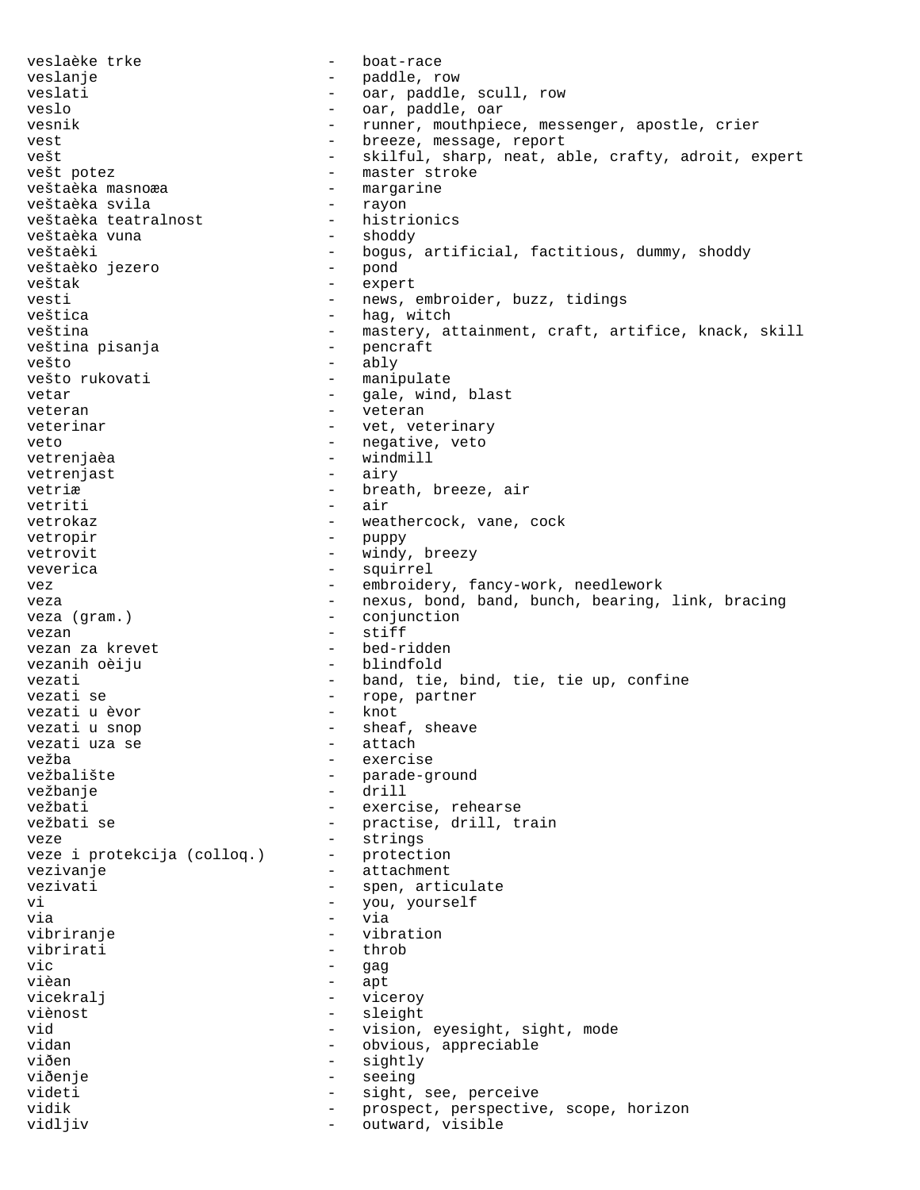veslaèke trke - boat-race
veslanje - paddle, row
veslati - oar, paddle, scull, row
veslo - oar, paddle, oar
vesnik - runner, mouthpiece, messenger, apostle, crier
vest - breeze, message, report
vešt - skilful, sharp, neat, able, crafty, adroit, expert
vešt potez - master stroke
veštaèka masnoæa - margarine
veštaèka svila - rayon
veštaèka teatralnost - histrionics
veštaèka vuna - shoddy
veštaèki - bogus, artificial, factitious, dummy, shoddy
veštaèko jezero - pond
veštak - expert
vesti - news, embroider, buzz, tidings
veštica - hag, witch
veština - mastery, attainment, craft, artifice, knack, skill
veština pisanja - pencraft
vešto - ably
vešto rukovati - manipulate
vetar - gale, wind, blast
veteran - veteran
veterinar - vet, veterinary
veto - negative, veto
vetrenjaèa - windmill
vetrenjast - airy
vetriæ - breath, breeze, air
vetriti - air
vetrokaz - weathercock, vane, cock
vetropir - puppy
vetrovit - windy, breezy
veverica - squirrel
vez - embroidery, fancy-work, needlework
veza - nexus, bond, band, bunch, bearing, link, bracing
veza (gram.) - conjunction
vezan - stiff
vezan za krevet - bed-ridden
vezanih oèiju - blindfold
vezati - band, tie, bind, tie, tie up, confine
vezati se - rope, partner
vezati u èvor - knot
vezati u snop - sheaf, sheave
vezati uza se - attach
vežba - exercise
vežbalište - parade-ground
vežbanje - drill
vežbati - exercise, rehearse
vežbati se - practise, drill, train
veze - strings
veze i protekcija (colloq.) - protection
vezivanje - attachment
vezivati - spen, articulate
vi - you, yourself
via - via
vibriranje - vibration
vibrirati - throb
vic - gag
vièan - apt
vicekralj - viceroy
vičnost - sleight
vid - vision, eyesight, sight, mode
vidan - obvious, appreciable
viđen - sightly
viđenje - seeing
videti - sight, see, perceive
vidik - prospect, perspective, scope, horizon
vidljiv - outward, visible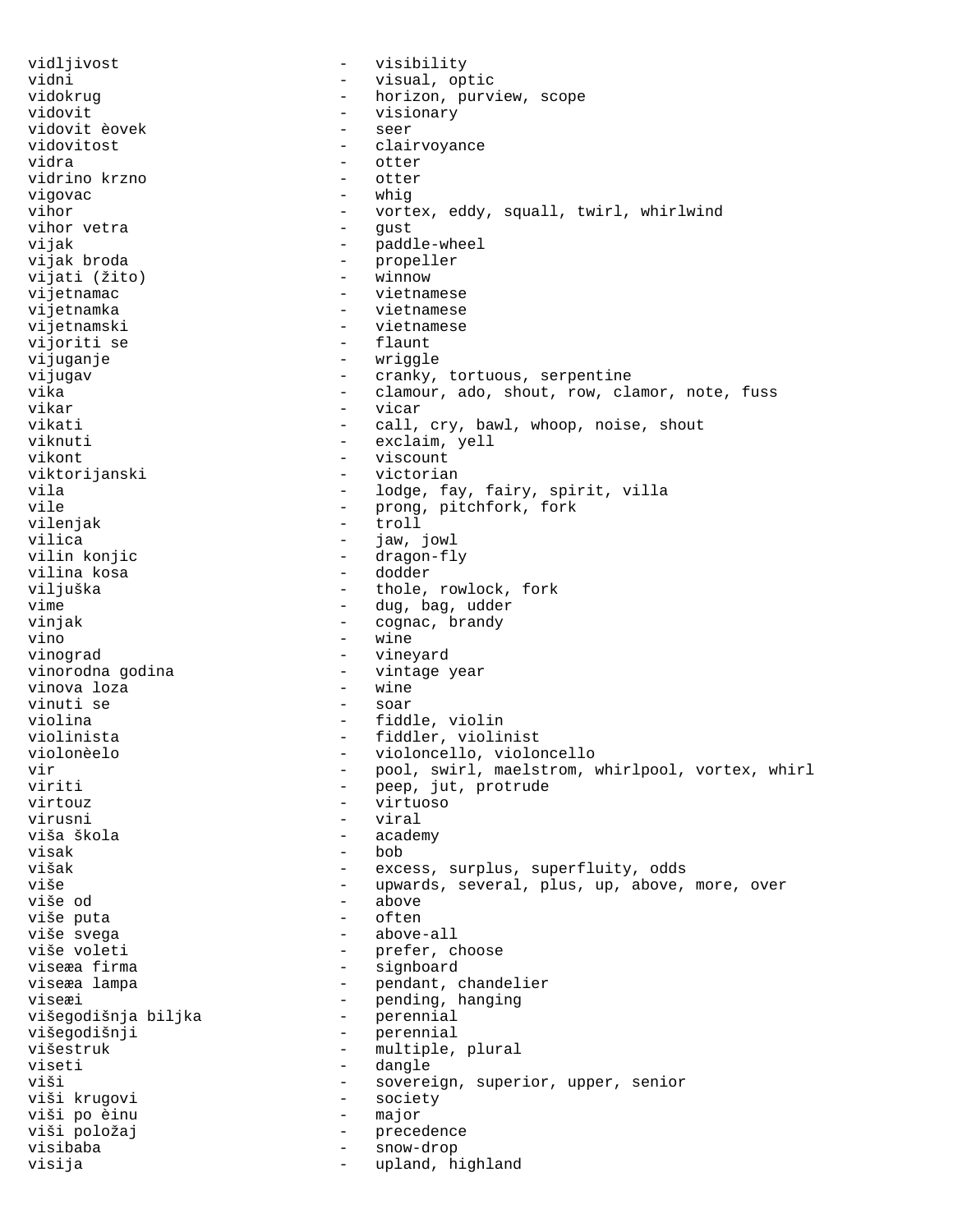vidljivost - visibility
vidni - visual, optic
vidokrug - horizon, purview, scope
vidovit - visionary
vidovit èovek - seer
vidovitost - clairvoyance
vidra - otter
vidrino krzno - otter
vigovac - whig
vihor - vortex, eddy, squall, twirl, whirlwind
vihor vetra - gust
vijak - paddle-wheel
vijak broda - propeller
vijati (žito) - winnow
vijetnamac - vietnamese
vijetnamka - vietnamese
vijetnamski - vietnamese
vijoriti se - flaunt
vijuganje - wriggle
vijugav - cranky, tortuous, serpentine
vika - clamour, ado, shout, row, clamor, note, fuss
vikar - vicar
vikati - call, cry, bawl, whoop, noise, shout
viknuti - exclaim, yell
vikont - viscount
viktorijanski - victorian
vila - lodge, fay, fairy, spirit, villa
vile - prong, pitchfork, fork
vilenjak - troll
vilica - jaw, jowl
vilin konjic - dragon-fly
vilina kosa - dodder
viljuška - thole, rowlock, fork
vime - dug, bag, udder
vinjak - cognac, brandy
vino - wine
vinograd - vineyard
vinorodna godina - vintage year
vinova loza - wine
vinuti se - soar
violina - fiddle, violin
violinista - fiddler, violinist
violonèelo - violoncello, violoncello
vir - pool, swirl, maelstrom, whirlpool, vortex, whirl
viriti - peep, jut, protrude
virtouz - virtuoso
virusni - viral
viša škola - academy
visak - bob
višak - excess, surplus, superfluity, odds
više - upwards, several, plus, up, above, more, over
više od - above
više puta - often
više svega - above-all
više voleti - prefer, choose
viseæa firma - signboard
viseæa lampa - pendant, chandelier
viseæi - pending, hanging
višegodišnja biljka - perennial
višegodišnji - perennial
višestruk - multiple, plural
viseti - dangle
viši - sovereign, superior, upper, senior
viši krugovi - society
viši po èinu - major
viši položaj - precedence
visibaba - snow-drop
visija - upland, highland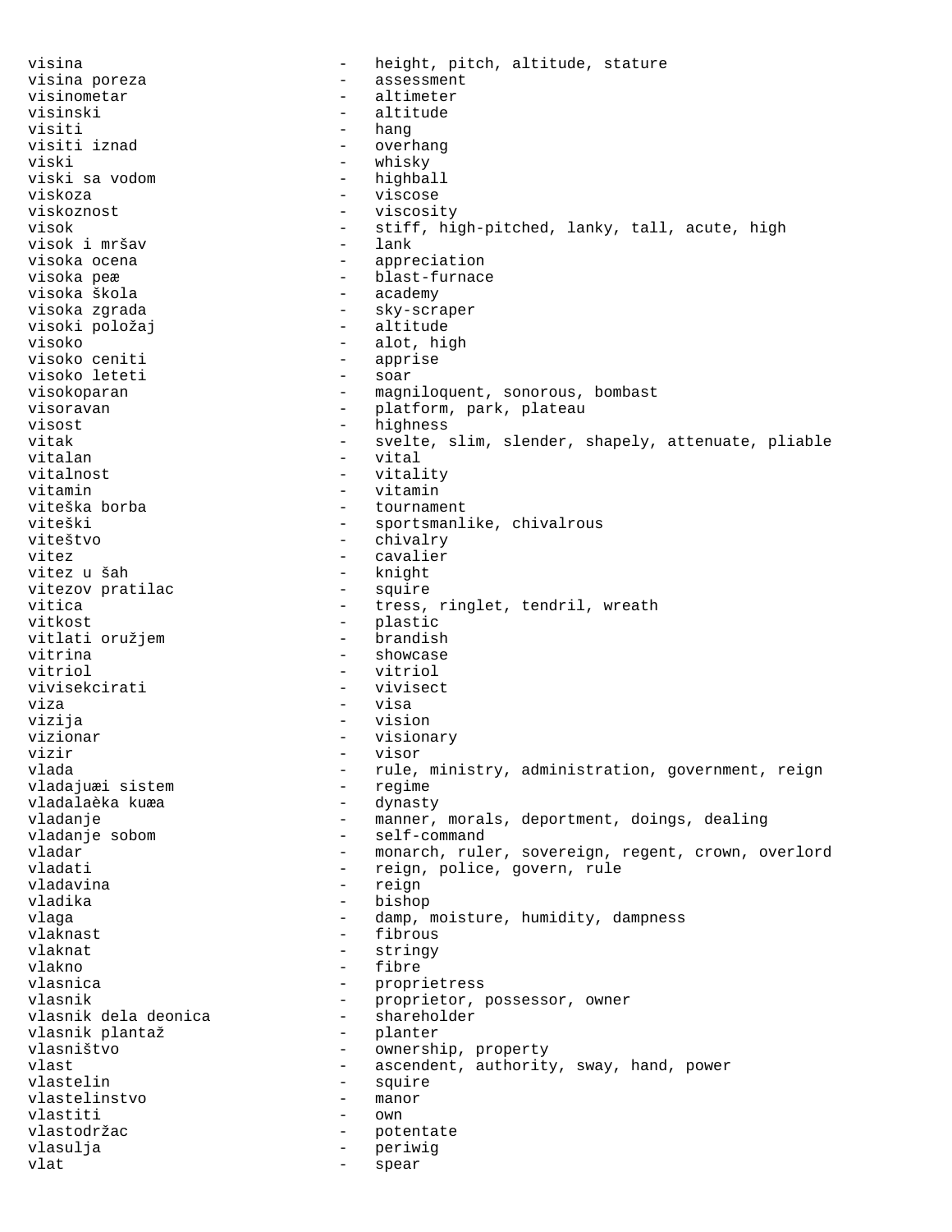visina - height, pitch, altitude, stature
visina poreza - assessment
visinometar - altimeter
visinski - altitude
visiti - hang
visiti iznad - overhang
viski - whisky
viski sa vodom - highball
viskoza - viscose
viskoznost - viscosity
visok - stiff, high-pitched, lanky, tall, acute, high
visok i mršav - lank
visoka ocena - appreciation
visoka peæ - blast-furnace
visoka škola - academy
visoka zgrada - sky-scraper
visoki položaj - altitude
visoko - alot, high
visoko ceniti - apprise
visoko leteti - soar
visokoparan - magniloquent, sonorous, bombast
visoravan - platform, park, plateau
visost - highness
vitak - svelte, slim, slender, shapely, attenuate, pliable
vitalan - vital
vitalnost - vitality
vitamin - vitamin
viteška borba - tournament
viteški - sportsmanlike, chivalrous
viteštvo - chivalry
vitez - cavalier
vitez u šah - knight
vitezov pratilac - squire
vitica - tress, ringlet, tendril, wreath
vitkost - plastic
vitlati oružjem - brandish
vitrina - showcase
vitriol - vitriol
vivisekcirati - vivisect
viza - visa
vizija - vision
vizionar - visionary
vizir - visor
vlada - rule, ministry, administration, government, reign
vladajuæi sistem - regime
vladalaèka kuæa - dynasty
vladanje - manner, morals, deportment, doings, dealing
vladanje sobom - self-command
vladar - monarch, ruler, sovereign, regent, crown, overlord
vladati - reign, police, govern, rule
vladavina - reign
vladika - bishop
vlaga - damp, moisture, humidity, dampness
vlaknast - fibrous
vlaknat - stringy
vlakno - fibre
vlasnica - proprietress
vlasnik - proprietor, possessor, owner
vlasnik dela deonica - shareholder
vlasnik plantaž - planter
vlasništvo - ownership, property
vlast - ascendent, authority, sway, hand, power
vlastelin - squire
vlastelinstvo - manor
vlastiti - own
vlastodržac - potentate
vlasulja - periwig
vlat - spear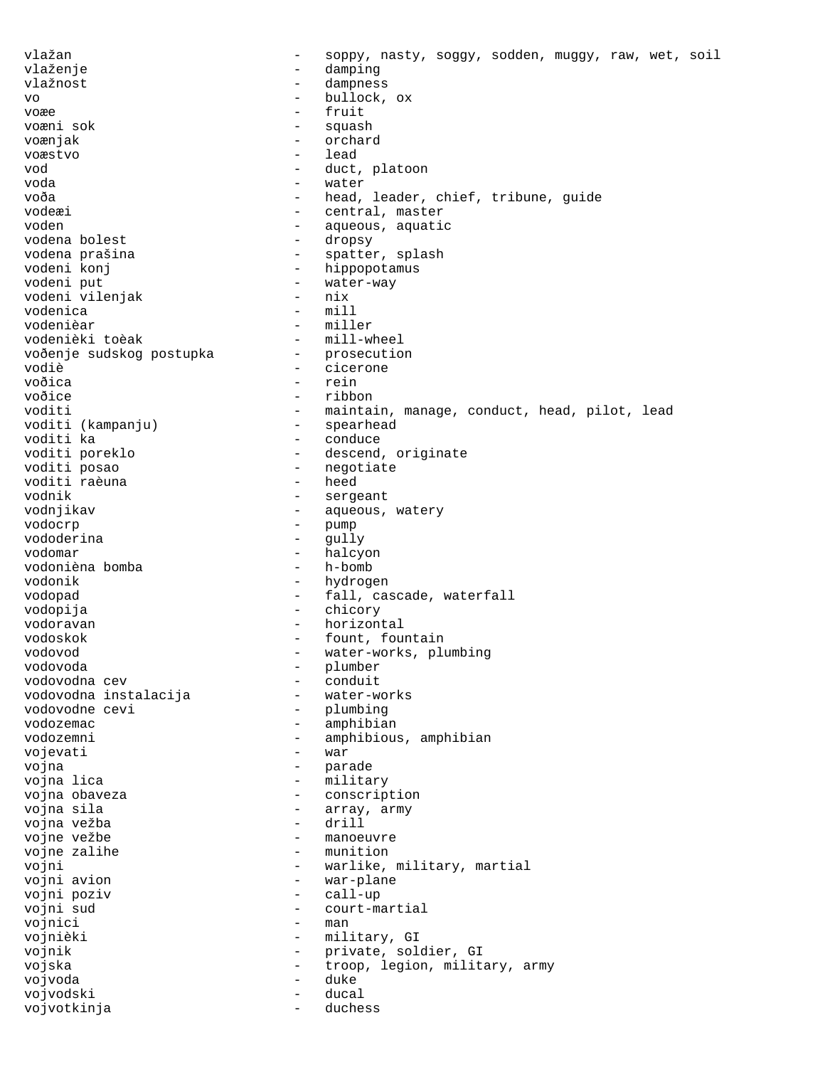vlažan - soppy, nasty, soggy, sodden, muggy, raw, wet, soil
vlaženje - damping
vlažnost - dampness
vo - bullock, ox
voæe - fruit
voæni sok - squash
voænjak - orchard
voæstvo - lead
vod - duct, platoon
voda - water
voða - head, leader, chief, tribune, guide
vodeæi - central, master
voden - aqueous, aquatic
vodena bolest - dropsy
vodena prašina - spatter, splash
vodeni konj - hippopotamus
vodeni put - water-way
vodeni vilenjak - nix
vodenica - mill
vodenièar - miller
vodenièki toèak - mill-wheel
voðenje sudskog postupka - prosecution
vodiè - cicerone
voðica - rein
voðice - ribbon
voditi - maintain, manage, conduct, head, pilot, lead
voditi (kampanju) - spearhead
voditi ka - conduce
voditi poreklo - descend, originate
voditi posao - negotiate
voditi raèuna - heed
vodnik - sergeant
vodnjikav - aqueous, watery
vodocrp - pump
vododerina - gully
vodomar - halcyon
vodonièna bomba - h-bomb
vodonik - hydrogen
vodopad - fall, cascade, waterfall
vodopija - chicory
vodoravan - horizontal
vodoskok - fount, fountain
vodovod - water-works, plumbing
vodovoda - plumber
vodovodna cev - conduit
vodovodna instalacija - water-works
vodovodne cevi - plumbing
vodozemac - amphibian
vodozemni - amphibious, amphibian
vojevati - war
vojna - parade
vojna lica - military
vojna obaveza - conscription
vojna sila - array, army
vojna vežba - drill
vojne vežbe - manoeuvre
vojne zalihe - munition
vojni - warlike, military, martial
vojni avion - war-plane
vojni poziv - call-up
vojni sud - court-martial
vojnici - man
vojnièki - military, GI
vojnik - private, soldier, GI
vojska - troop, legion, military, army
vojvoda - duke
vojvodski - ducal
vojvotkinja - duchess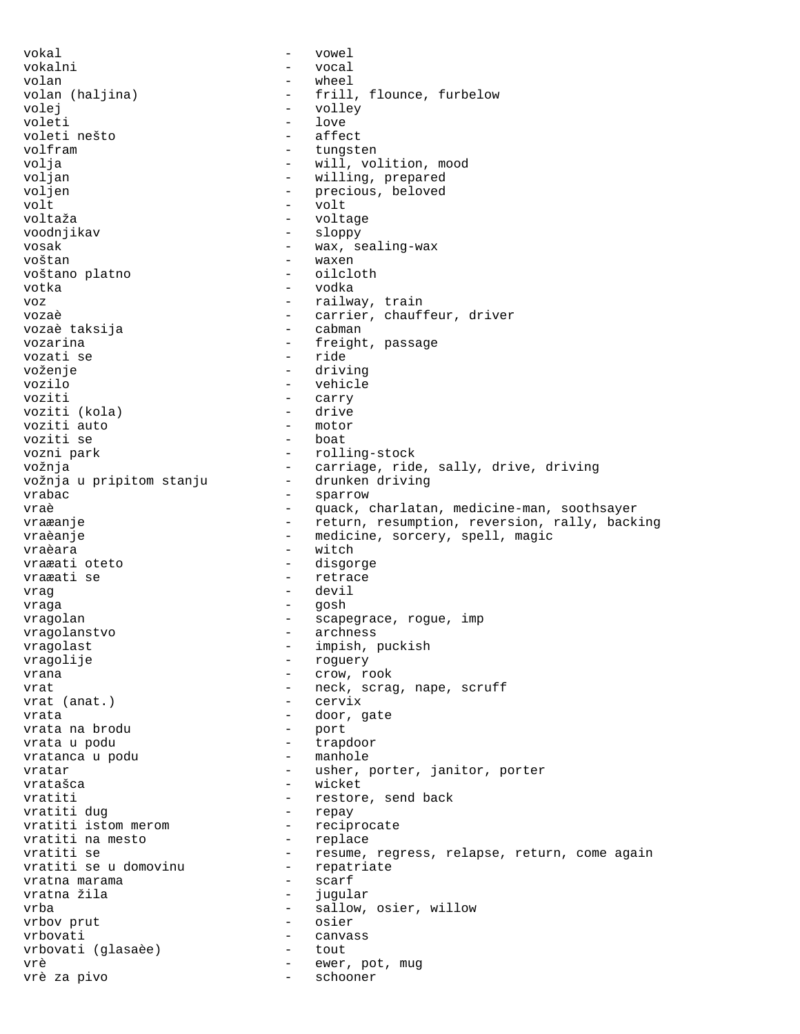vokal - vowel
vokalni - vocal
volan - wheel
volan (haljina) - frill, flounce, furbelow
volej - volley
voleti - love
voleti nešto - affect
volfram - tungsten
volja - will, volition, mood
voljan - willing, prepared
voljen - precious, beloved
volt - volt
voltaža - voltage
voodnjikav - sloppy
vosak - wax, sealing-wax
voštan - waxen
voštano platno - oilcloth
votka - vodka
voz - railway, train
vozaè - carrier, chauffeur, driver
vozaè taksija - cabman
vozarina - freight, passage
vozati se - ride
voženje - driving
vozilo - vehicle
voziti - carry
voziti (kola) - drive
voziti auto - motor
voziti se - boat
vozni park - rolling-stock
vožnja - carriage, ride, sally, drive, driving
vožnja u pripitom stanju - drunken driving
vrabac - sparrow
vraè - quack, charlatan, medicine-man, soothsayer
vraæanje - return, resumption, reversion, rally, backing
vraèanje - medicine, sorcery, spell, magic
vraèara - witch
vraæati oteto - disgorge
vraæati se - retrace
vrag - devil
vraga - gosh
vragolan - scapegrace, rogue, imp
vragolanstvo - archness
vragolast - impish, puckish
vragolije - roguery
vrana - crow, rook
vrat - neck, scrag, nape, scruff
vrat (anat.) - cervix
vrata - door, gate
vrata na brodu - port
vrata u podu - trapdoor
vratanca u podu - manhole
vratar - usher, porter, janitor, porter
vratašca - wicket
vratiti - restore, send back
vratiti dug - repay
vratiti istom merom - reciprocate
vratiti na mesto - replace
vratiti se - resume, regress, relapse, return, come again
vratiti se u domovinu - repatriate
vratna marama - scarf
vratna žila - jugular
vrba - sallow, osier, willow
vrbov prut - osier
vrbovati - canvass
vrbovati (glasaèe) - tout
vrè - ewer, pot, mug
vrè za pivo - schooner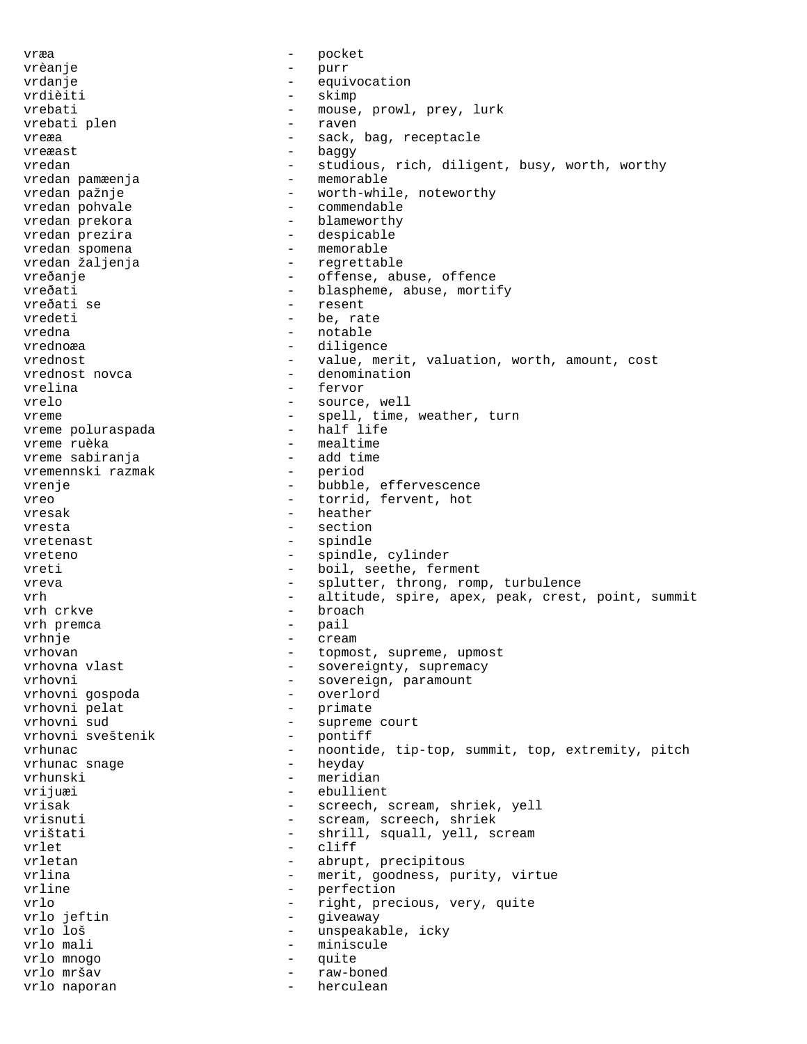vræa - pocket
vrèanje - purr
vrdanje - equivocation
vrdièiti - skimp
vrebati - mouse, prowl, prey, lurk
vrebati plen - raven
vreæa - sack, bag, receptacle
vreæast - baggy
vredan - studious, rich, diligent, busy, worth, worthy
vredan pamæenja - memorable
vredan pažnje - worth-while, noteworthy
vredan pohvale - commendable
vredan prekora - blameworthy
vredan prezira - despicable
vredan spomena - memorable
vredan žaljenja - regrettable
vređanje - offense, abuse, offence
vređati - blaspheme, abuse, mortify
vređati se - resent
vredeti - be, rate
vredna - notable
vrednoæa - diligence
vrednost - value, merit, valuation, worth, amount, cost
vrednost novca - denomination
vrelina - fervor
vrelo - source, well
vreme - spell, time, weather, turn
vreme poluraspada - half life
vreme ruèka - mealtime
vreme sabiranja - add time
vremennski razmak - period
vrenje - bubble, effervescence
vreo - torrid, fervent, hot
vresak - heather
vresta - section
vretenast - spindle
vreteno - spindle, cylinder
vreti - boil, seethe, ferment
vreva - splutter, throng, romp, turbulence
vrh - altitude, spire, apex, peak, crest, point, summit
vrh crkve - broach
vrh premca - pail
vrhnje - cream
vrhovan - topmost, supreme, upmost
vrhovna vlast - sovereignty, supremacy
vrhovni - sovereign, paramount
vrhovni gospoda - overlord
vrhovni pelat - primate
vrhovni sud - supreme court
vrhovni sveštenik - pontiff
vrhunac - noontide, tip-top, summit, top, extremity, pitch
vrhunac snage - heyday
vrhunski - meridian
vrijuæi - ebullient
vrisak - screech, scream, shriek, yell
vrisnuti - scream, screech, shriek
vrištati - shrill, squall, yell, scream
vrlet - cliff
vrletan - abrupt, precipitous
vrlina - merit, goodness, purity, virtue
vrline - perfection
vrlo - right, precious, very, quite
vrlo jeftin - giveaway
vrlo loš - unspeakable, icky
vrlo mali - miniscule
vrlo mnogo - quite
vrlo mršav - raw-boned
vrlo naporan - herculean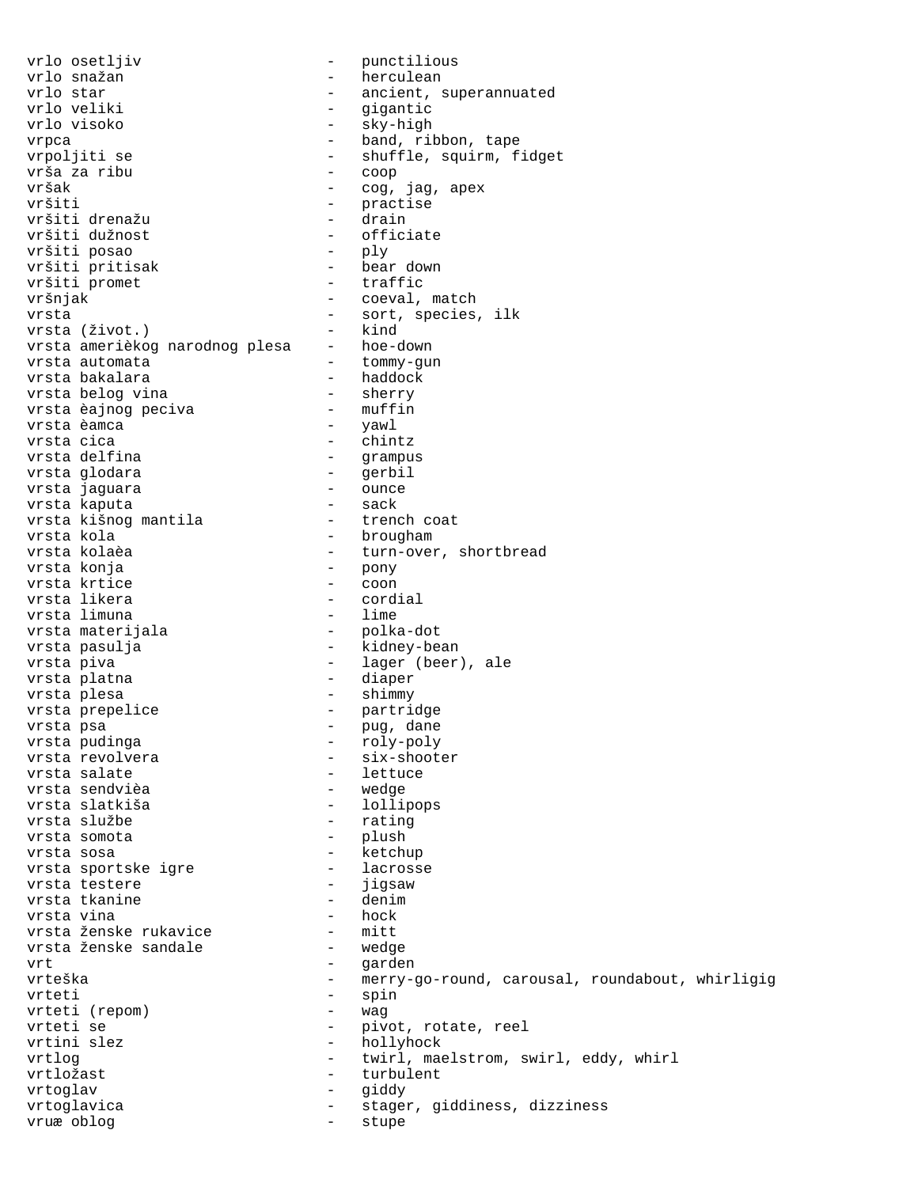```
vrlo osetljiv                  -   punctilious
vrlo snažan                    -   herculean
vrlo star                      -   ancient, superannuated
vrlo veliki                    -   gigantic
vrlo visoko                    -   sky-high
vrpca                          -   band, ribbon, tape
vrpoljiti se                   -   shuffle, squirm, fidget
vrša za ribu                   -   coop
vršak                          -   cog, jag, apex
vršiti                         -   practise
vršiti drenažu                 -   drain
vršiti dužnost                 -   officiate
vršiti posao                   -   ply
vršiti pritisak                -   bear down
vršiti promet                  -   traffic
vršnjak                        -   coeval, match
vrsta                          -   sort, species, ilk
vrsta (život.)                 -   kind
vrsta amerièkog narodnog plesa -   hoe-down
vrsta automata                 -   tommy-gun
vrsta bakalara                 -   haddock
vrsta belog vina               -   sherry
vrsta èajnog peciva            -   muffin
vrsta èamca                    -   yawl
vrsta cica                     -   chintz
vrsta delfina                  -   grampus
vrsta glodara                  -   gerbil
vrsta jaguara                  -   ounce
vrsta kaputa                   -   sack
vrsta kišnog mantila           -   trench coat
vrsta kola                     -   brougham
vrsta kolaèa                   -   turn-over, shortbread
vrsta konja                    -   pony
vrsta krtice                   -   coon
vrsta likera                   -   cordial
vrsta limuna                   -   lime
vrsta materijala               -   polka-dot
vrsta pasulja                  -   kidney-bean
vrsta piva                     -   lager (beer), ale
vrsta platna                   -   diaper
vrsta plesa                    -   shimmy
vrsta prepelice                -   partridge
vrsta psa                      -   pug, dane
vrsta pudinga                  -   roly-poly
vrsta revolvera                -   six-shooter
vrsta salate                   -   lettuce
vrsta sendvièa                 -   wedge
vrsta slatkiša                 -   lollipops
vrsta službe                   -   rating
vrsta somota                   -   plush
vrsta sosa                     -   ketchup
vrsta sportske igre            -   lacrosse
vrsta testere                  -   jigsaw
vrsta tkanine                  -   denim
vrsta vina                     -   hock
vrsta ženske rukavice          -   mitt
vrsta ženske sandale           -   wedge
vrt                            -   garden
vrteška                        -   merry-go-round, carousal, roundabout, whirligig
vrteti                         -   spin
vrteti (repom)                 -   wag
vrteti se                      -   pivot, rotate, reel
vrtini slez                    -   hollyhock
vrtlog                         -   twirl, maelstrom, swirl, eddy, whirl
vrtložast                      -   turbulent
vrtoglav                       -   giddy
vrtoglavica                    -   stager, giddiness, dizziness
vruæ oblog                     -   stupe
```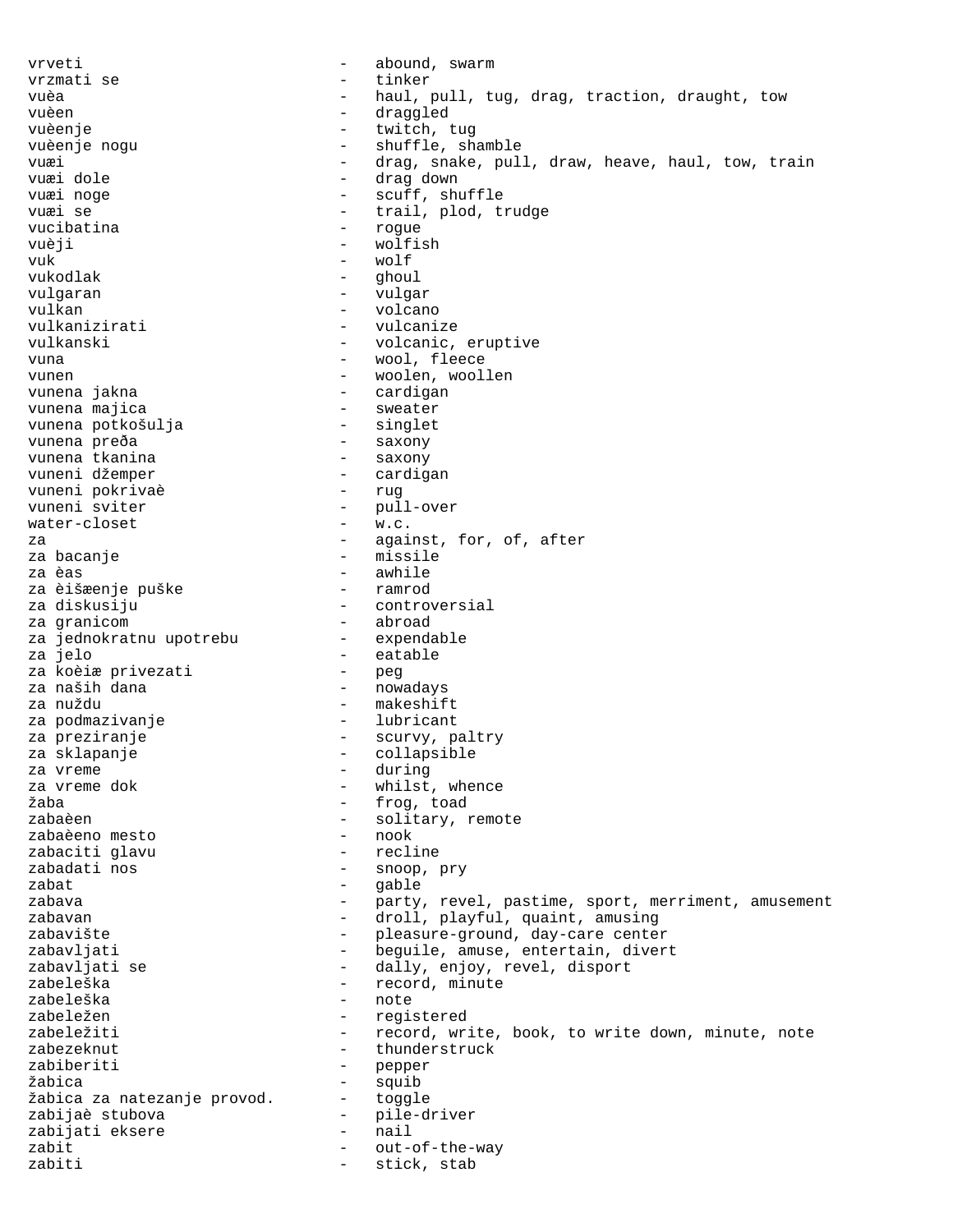vrveti - abound, swarm
vrzmati se - tinker
vuèa - haul, pull, tug, drag, traction, draught, tow
vuèen - draggled
vuèenje - twitch, tug
vuèenje nogu - shuffle, shamble
vuæi - drag, snake, pull, draw, heave, haul, tow, train
vuæi dole - drag down
vuæi noge - scuff, shuffle
vuæi se - trail, plod, trudge
vucibatina - rogue
vuèji - wolfish
vuk - wolf
vukodlak - ghoul
vulgaran - vulgar
vulkan - volcano
vulkanizirati - vulcanize
vulkanski - volcanic, eruptive
vuna - wool, fleece
vunen - woolen, woollen
vunena jakna - cardigan
vunena majica - sweater
vunena potkošulja - singlet
vunena preða - saxony
vunena tkanina - saxony
vuneni džemper - cardigan
vuneni pokrivaè - rug
vuneni sviter - pull-over
water-closet - w.c.
za - against, for, of, after
za bacanje - missile
za èas - awhile
za èišæenje puške - ramrod
za diskusiju - controversial
za granicom - abroad
za jednokratnu upotrebu - expendable
za jelo - eatable
za koèiæ privezati - peg
za naših dana - nowadays
za nuždu - makeshift
za podmazivanje - lubricant
za preziranje - scurvy, paltry
za sklapanje - collapsible
za vreme - during
za vreme dok - whilst, whence
žaba - frog, toad
zabaèen - solitary, remote
zabaèeno mesto - nook
zabaciti glavu - recline
zabadati nos - snoop, pry
zabat - gable
zabava - party, revel, pastime, sport, merriment, amusement
zabavan - droll, playful, quaint, amusing
zabavište - pleasure-ground, day-care center
zabavljati - beguile, amuse, entertain, divert
zabavljati se - dally, enjoy, revel, disport
zabeleška - record, minute
zabeleška - note
zabeležen - registered
zabeležiti - record, write, book, to write down, minute, note
zabezeknut - thunderstruck
zabiberiti - pepper
žabica - squib
žabica za natezanje provod. - toggle
zabijaè stubova - pile-driver
zabijati eksere - nail
zabit - out-of-the-way
zabiti - stick, stab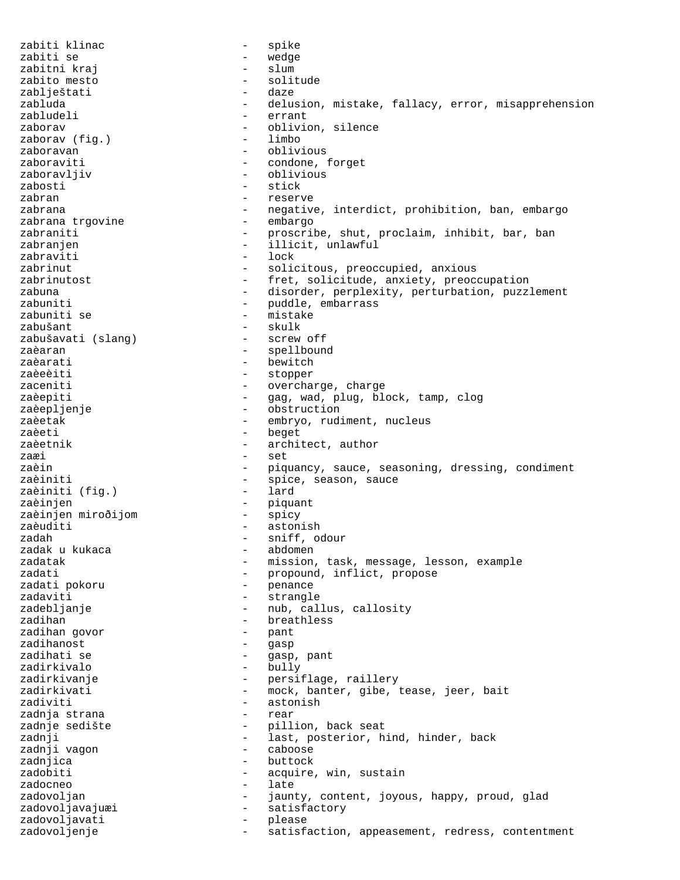zabiti klinac - spike
zabiti se - wedge
zabitni kraj - slum
zabito mesto - solitude
zablještati - daze
zabluda - delusion, mistake, fallacy, error, misapprehension
zabludeli - errant
zaborav - oblivion, silence
zaborav (fig.) - limbo
zaboravan - oblivious
zaboraviti - condone, forget
zaboravljiv - oblivious
zabosti - stick
zabran - reserve
zabrana - negative, interdict, prohibition, ban, embargo
zabrana trgovine - embargo
zabraniti - proscribe, shut, proclaim, inhibit, bar, ban
zabranjen - illicit, unlawful
zabraviti - lock
zabrinut - solicitous, preoccupied, anxious
zabrinutost - fret, solicitude, anxiety, preoccupation
zabuna - disorder, perplexity, perturbation, puzzlement
zabuniti - puddle, embarrass
zabuniti se - mistake
zabušant - skulk
zabušavati (slang) - screw off
zaèaran - spellbound
zaèarati - bewitch
zaèeèiti - stopper
zaceniti - overcharge, charge
zaèepiti - gag, wad, plug, block, tamp, clog
zaèepljenje - obstruction
zaèetak - embryo, rudiment, nucleus
zaèeti - beget
zaèetnik - architect, author
zaæi - set
zaèin - piquancy, sauce, seasoning, dressing, condiment
zaèiniti - spice, season, sauce
zaèiniti (fig.) - lard
zaèinjen - piquant
zaèinjen miroðijom - spicy
zaèuditi - astonish
zadah - sniff, odour
zadak u kukaca - abdomen
zadatak - mission, task, message, lesson, example
zadati - propound, inflict, propose
zadati pokoru - penance
zadaviti - strangle
zadebljanje - nub, callus, callosity
zadihan - breathless
zadihan govor - pant
zadihanost - gasp
zadihati se - gasp, pant
zadirkivalo - bully
zadirkivanje - persiflage, raillery
zadirkivati - mock, banter, gibe, tease, jeer, bait
zadiviti - astonish
zadnja strana - rear
zadnje sedište - pillion, back seat
zadnji - last, posterior, hind, hinder, back
zadnji vagon - caboose
zadnjica - buttock
zadobiti - acquire, win, sustain
zadocneo - late
zadovoljan - jaunty, content, joyous, happy, proud, glad
zadovoljavajuæi - satisfactory
zadovoljavati - please
zadovoljenje - satisfaction, appeasement, redress, contentment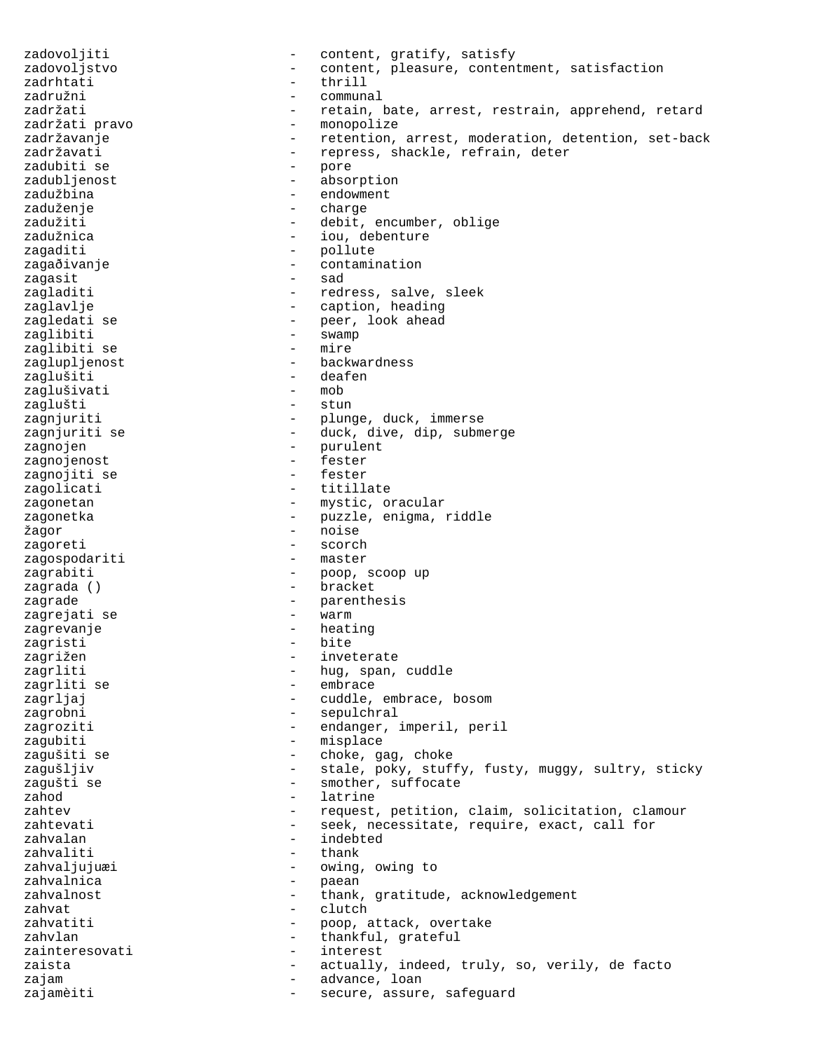zadovoljiti - content, gratify, satisfy
zadovoljstvo - content, pleasure, contentment, satisfaction
zadrhtati - thrill
zadružni - communal
zadržati - retain, bate, arrest, restrain, apprehend, retard
zadržati pravo - monopolize
zadržavanje - retention, arrest, moderation, detention, set-back
zadržavati - repress, shackle, refrain, deter
zadubiti se - pore
zadubljenost - absorption
zadužbina - endowment
zaduženje - charge
zadužiti - debit, encumber, oblige
zadužnica - iou, debenture
zagaditi - pollute
zagađivanje - contamination
zagasit - sad
zagladiti - redress, salve, sleek
zaglavlje - caption, heading
zagledati se - peer, look ahead
zaglibiti - swamp
zaglibiti se - mire
zaglupljenost - backwardness
zaglušiti - deafen
zaglušivati - mob
zaglušti - stun
zagnjuriti - plunge, duck, immerse
zagnjuriti se - duck, dive, dip, submerge
zagnojen - purulent
zagnojenost - fester
zagnojiti se - fester
zagolicati - titillate
zagonetan - mystic, oracular
zagonetka - puzzle, enigma, riddle
žagor - noise
zagoreti - scorch
zagospodariti - master
zagrabiti - poop, scoop up
zagrada () - bracket
zagrade - parenthesis
zagrejati se - warm
zagrevanje - heating
zagristi - bite
zagrižen - inveterate
zagrliti - hug, span, cuddle
zagrliti se - embrace
zagrljaj - cuddle, embrace, bosom
zagrobni - sepulchral
zagroziti - endanger, imperil, peril
zagubiti - misplace
zagušiti se - choke, gag, choke
zagušljiv - stale, poky, stuffy, fusty, muggy, sultry, sticky
zagušti se - smother, suffocate
zahod - latrine
zahtev - request, petition, claim, solicitation, clamour
zahtevati - seek, necessitate, require, exact, call for
zahvalan - indebted
zahvaliti - thank
zahvaljujuæi - owing, owing to
zahvalnica - paean
zahvalnost - thank, gratitude, acknowledgement
zahvat - clutch
zahvatiti - poop, attack, overtake
zahvlan - thankful, grateful
zainteresovati - interest
zaista - actually, indeed, truly, so, verily, de facto
zajam - advance, loan
zajamèiti - secure, assure, safeguard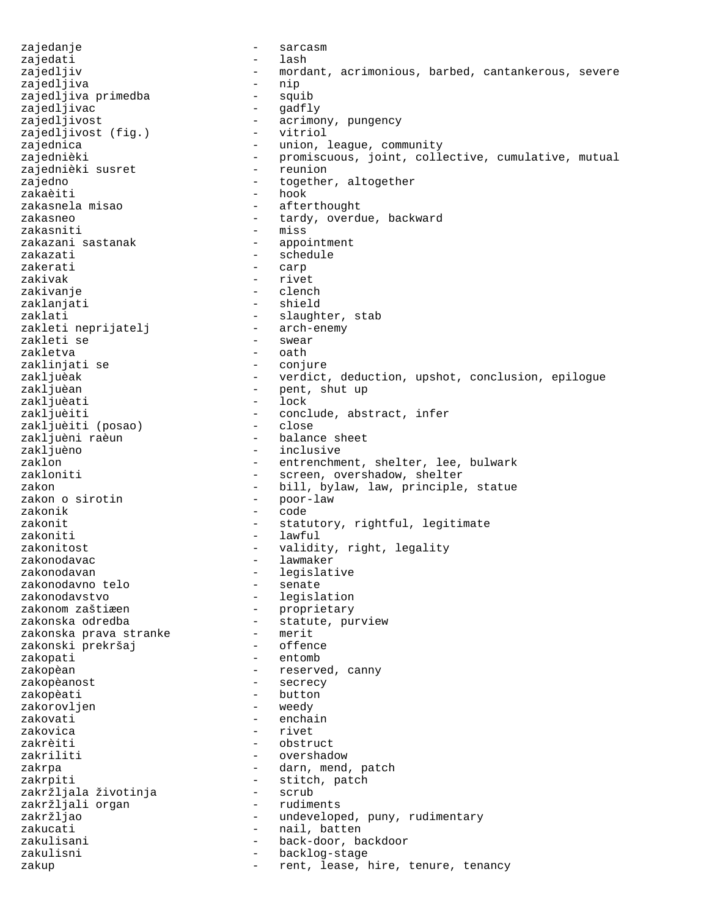zajedanje - sarcasm
zajedati - lash
zajedljiv - mordant, acrimonious, barbed, cantankerous, severe
zajedljiva - nip
zajedljiva primedba - squib
zajedljivac - gadfly
zajedljivost - acrimony, pungency
zajedljivost (fig.) - vitriol
zajednica - union, league, community
zajednièki - promiscuous, joint, collective, cumulative, mutual
zajednièki susret - reunion
zajedno - together, altogether
zakaèiti - hook
zakasnela misao - afterthought
zakasneo - tardy, overdue, backward
zakasniti - miss
zakazani sastanak - appointment
zakazati - schedule
zakerati - carp
zakivak - rivet
zakivanje - clench
zaklanjati - shield
zaklati - slaughter, stab
zakleti neprijatelj - arch-enemy
zakleti se - swear
zakletva - oath
zaklinjati se - conjure
zakljuèak - verdict, deduction, upshot, conclusion, epilogue
zakljuèan - pent, shut up
zakljuèati - lock
zakljuèiti - conclude, abstract, infer
zakljuèiti (posao) - close
zakljuèni raèun - balance sheet
zakljuèno - inclusive
zaklon - entrenchment, shelter, lee, bulwark
zakloniti - screen, overshadow, shelter
zakon - bill, bylaw, law, principle, statue
zakon o sirotin - poor-law
zakonik - code
zakonit - statutory, rightful, legitimate
zakoniti - lawful
zakonitost - validity, right, legality
zakonodavac - lawmaker
zakonodavan - legislative
zakonodavno telo - senate
zakonodavstvo - legislation
zakonom zaštiæen - proprietary
zakonska odredba - statute, purview
zakonska prava stranke - merit
zakonski prekršaj - offence
zakopati - entomb
zakopèan - reserved, canny
zakopèanost - secrecy
zakopèati - button
zakorovljen - weedy
zakovati - enchain
zakovica - rivet
zakrèiti - obstruct
zakriliti - overshadow
zakrpa - darn, mend, patch
zakrpiti - stitch, patch
zakržljala životinja - scrub
zakržljali organ - rudiments
zakržljao - undeveloped, puny, rudimentary
zakucati - nail, batten
zakulisani - back-door, backdoor
zakulisni - backlog-stage
zakup - rent, lease, hire, tenure, tenancy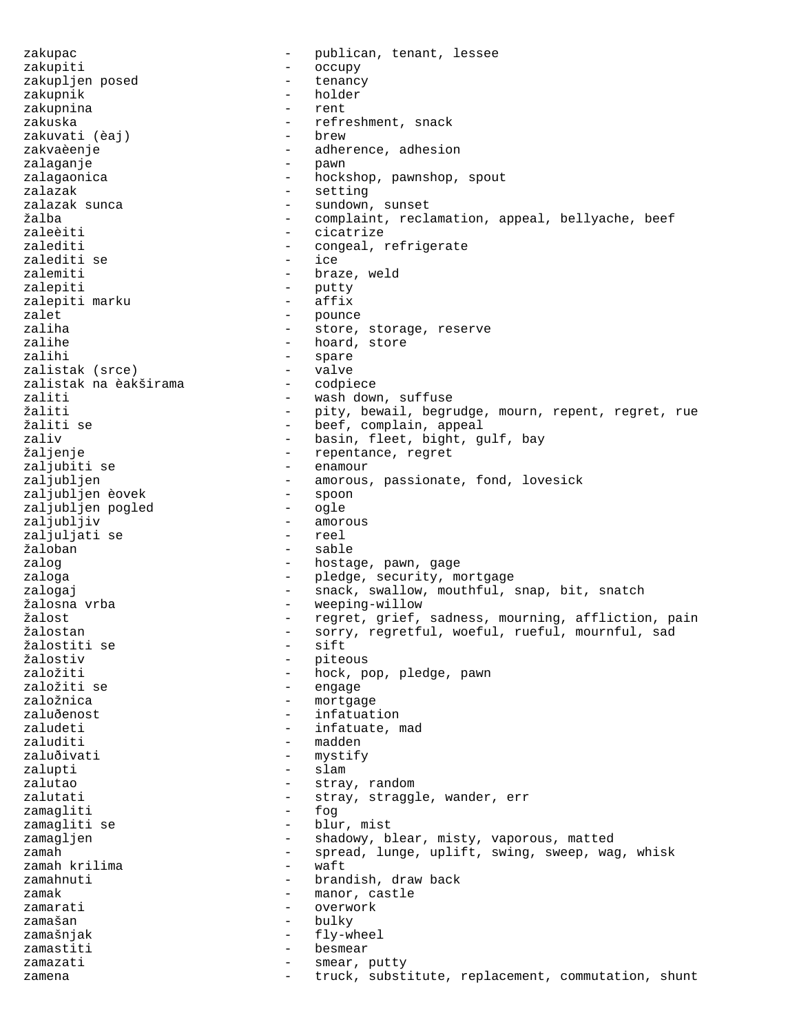zakupac - publican, tenant, lessee
zakupiti - occupy
zakupljen posed - tenancy
zakupnik - holder
zakupnina - rent
zakuska - refreshment, snack
zakuvati (èaj) - brew
zakvaèenje - adherence, adhesion
zalaganje - pawn
zalagaonica - hockshop, pawnshop, spout
zalazak - setting
zalazak sunca - sundown, sunset
žalba - complaint, reclamation, appeal, bellyache, beef
zaleèiti - cicatrize
zalediti - congeal, refrigerate
zalediti se - ice
zalemiti - braze, weld
zalepiti - putty
zalepiti marku - affix
zalet - pounce
zaliha - store, storage, reserve
zalihe - hoard, store
zalihi - spare
zalistak (srce) - valve
zalistak na èakširama - codpiece
zaliti - wash down, suffuse
žaliti - pity, bewail, begrudge, mourn, repent, regret, rue
žaliti se - beef, complain, appeal
zaliv - basin, fleet, bight, gulf, bay
žaljenje - repentance, regret
zaljubiti se - enamour
zaljubljen - amorous, passionate, fond, lovesick
zaljubljen èovek - spoon
zaljubljen pogled - ogle
zaljubljiv - amorous
zaljuljati se - reel
žaloban - sable
zalog - hostage, pawn, gage
zaloga - pledge, security, mortgage
zalogaj - snack, swallow, mouthful, snap, bit, snatch
žalosna vrba - weeping-willow
žalost - regret, grief, sadness, mourning, affliction, pain
žalostan - sorry, regretful, woeful, rueful, mournful, sad
žalostiti se - sift
žalostiv - piteous
založiti - hock, pop, pledge, pawn
založiti se - engage
založnica - mortgage
zaluðenost - infatuation
zaludeti - infatuate, mad
zaluditi - madden
zaluðivati - mystify
zalupti - slam
zalutao - stray, random
zalutati - stray, straggle, wander, err
zamagliti - fog
zamagliti se - blur, mist
zamagljen - shadowy, blear, misty, vaporous, matted
zamah - spread, lunge, uplift, swing, sweep, wag, whisk
zamah krilima - waft
zamahnuti - brandish, draw back
zamak - manor, castle
zamarati - overwork
zamašan - bulky
zamašnjak - fly-wheel
zamastiti - besmear
zamazati - smear, putty
zamena - truck, substitute, replacement, commutation, shunt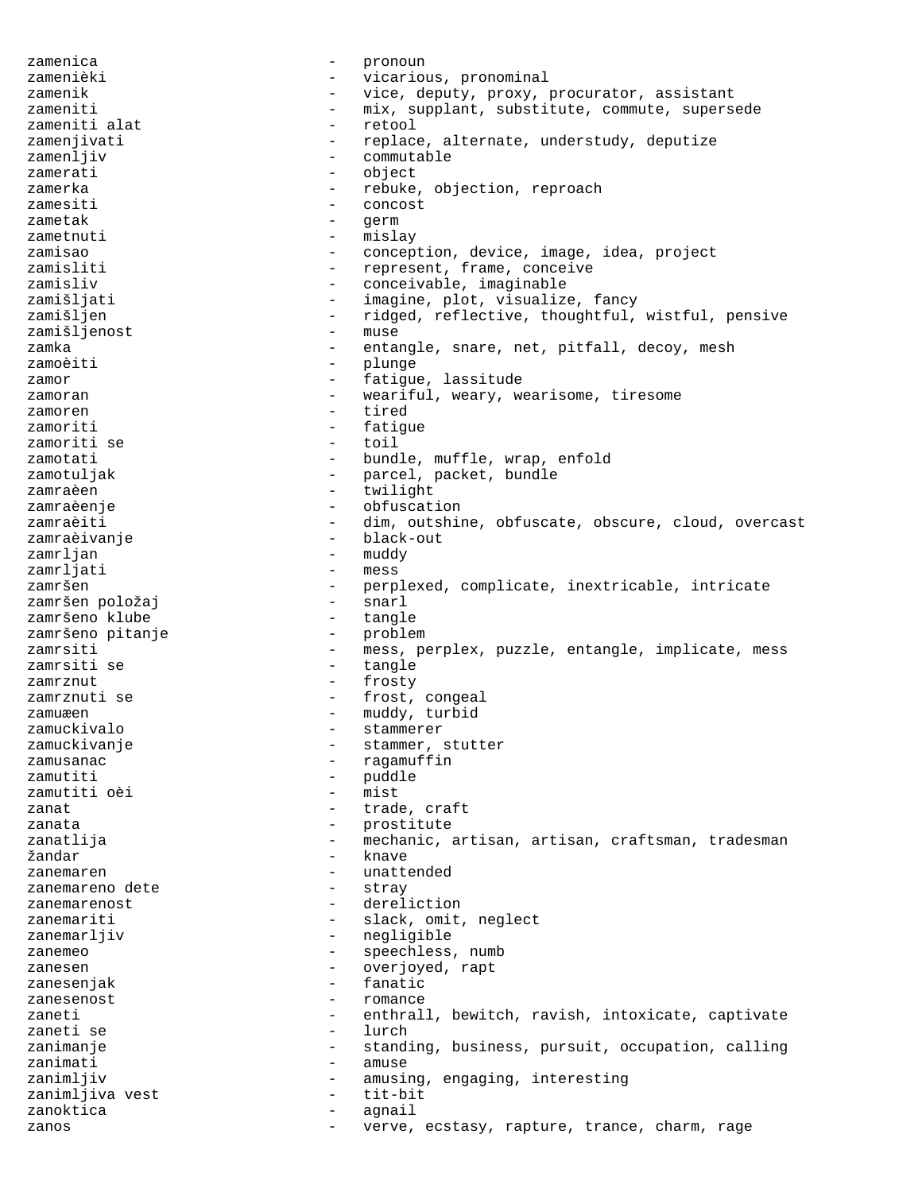zamenica - pronoun
zamenièki - vicarious, pronominal
zamenik - vice, deputy, proxy, procurator, assistant
zameniti - mix, supplant, substitute, commute, supersede
zameniti alat - retool
zamenjivati - replace, alternate, understudy, deputize
zamenljiv - commutable
zamerati - object
zamerka - rebuke, objection, reproach
zamesiti - concost
zametak - germ
zametnuti - mislay
zamisao - conception, device, image, idea, project
zamisliti - represent, frame, conceive
zamisliv - conceivable, imaginable
zamišljati - imagine, plot, visualize, fancy
zamišljen - ridged, reflective, thoughtful, wistful, pensive
zamišljenost - muse
zamka - entangle, snare, net, pitfall, decoy, mesh
zamoèiti - plunge
zamor - fatigue, lassitude
zamoran - weariful, weary, wearisome, tiresome
zamoren - tired
zamoriti - fatigue
zamoriti se - toil
zamotati - bundle, muffle, wrap, enfold
zamotuljak - parcel, packet, bundle
zamraèen - twilight
zamraèenje - obfuscation
zamraèiti - dim, outshine, obfuscate, obscure, cloud, overcast
zamraèivanje - black-out
zamrljan - muddy
zamrljati - mess
zamršen - perplexed, complicate, inextricable, intricate
zamršen položaj - snarl
zamršeno klube - tangle
zamršeno pitanje - problem
zamrsiti - mess, perplex, puzzle, entangle, implicate, mess
zamrsiti se - tangle
zamrznut - frosty
zamrznuti se - frost, congeal
zamuæen - muddy, turbid
zamuckivalo - stammerer
zamuckivanje - stammer, stutter
zamusanac - ragamuffin
zamutiti - puddle
zamutiti oèi - mist
zanat - trade, craft
zanata - prostitute
zanatlija - mechanic, artisan, artisan, craftsman, tradesman
žandar - knave
zanemaren - unattended
zanemareno dete - stray
zanemarenost - dereliction
zanemariti - slack, omit, neglect
zanemarljiv - negligible
zanemeo - speechless, numb
zanesen - overjoyed, rapt
zanesenjak - fanatic
zanesenost - romance
zaneti - enthrall, bewitch, ravish, intoxicate, captivate
zaneti se - lurch
zanimanje - standing, business, pursuit, occupation, calling
zanimati - amuse
zanimljiv - amusing, engaging, interesting
zanimljiva vest - tit-bit
zanoktica - agnail
zanos - verve, ecstasy, rapture, trance, charm, rage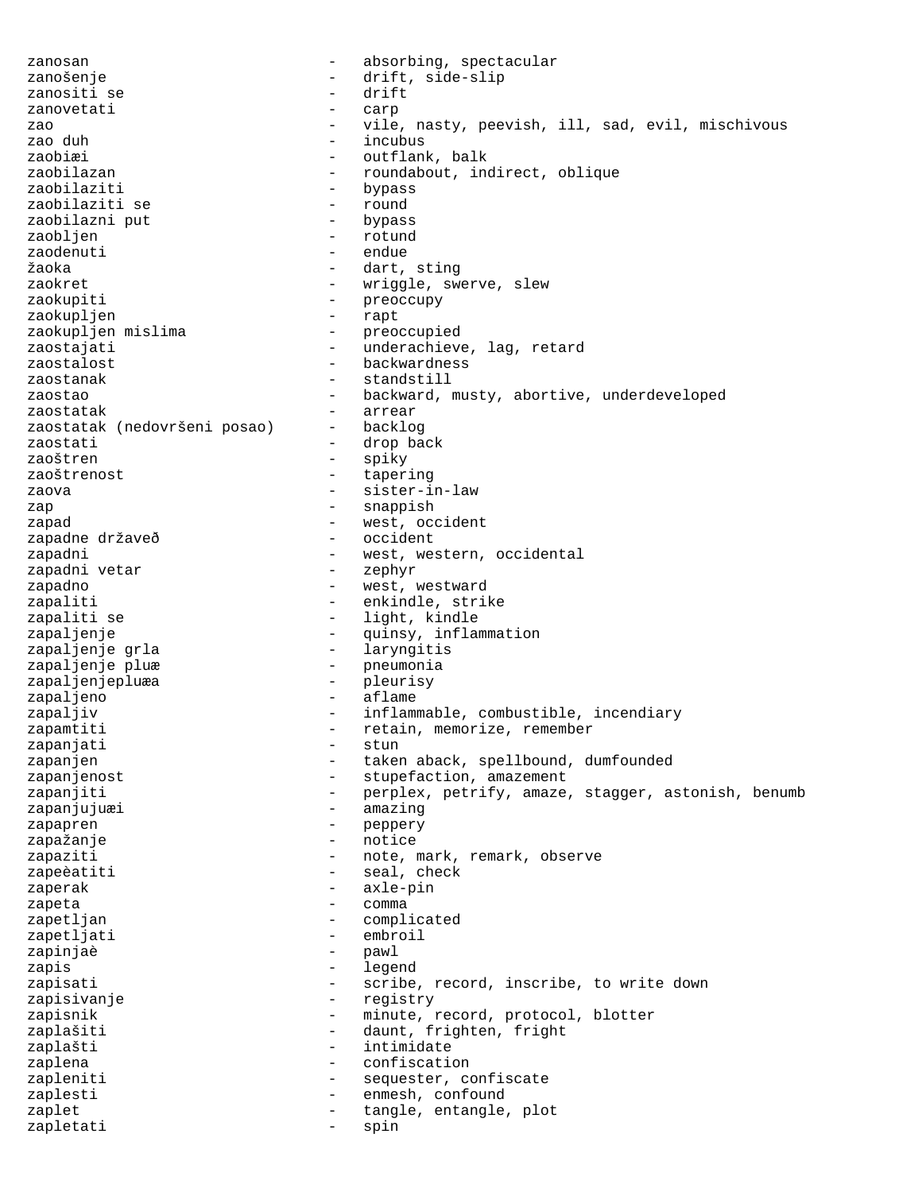zanosan - absorbing, spectacular
zanošenje - drift, side-slip
zanositi se - drift
zanovetati - carp
zao - vile, nasty, peevish, ill, sad, evil, mischivous
zao duh - incubus
zaobiæi - outflank, balk
zaobilazan - roundabout, indirect, oblique
zaobilaziti - bypass
zaobilaziti se - round
zaobilazni put - bypass
zaobljen - rotund
zaodenuti - endue
žaoka - dart, sting
zaokret - wriggle, swerve, slew
zaokupiti - preoccupy
zaokupljen - rapt
zaokupljen mislima - preoccupied
zaostajati - underachieve, lag, retard
zaostalost - backwardness
zaostanak - standstill
zaostao - backward, musty, abortive, underdeveloped
zaostatak - arrear
zaostatak (nedovršeni posao) - backlog
zaostati - drop back
zaoštren - spiky
zaoštrenost - tapering
zaova - sister-in-law
zap - snappish
zapad - west, occident
zapadne državeð - occident
zapadni - west, western, occidental
zapadni vetar - zephyr
zapadno - west, westward
zapaliti - enkindle, strike
zapaliti se - light, kindle
zapaljenje - quinsy, inflammation
zapaljenje grla - laryngitis
zapaljenje pluæ - pneumonia
zapaljenjepluæa - pleurisy
zapaljeno - aflame
zapaljiv - inflammable, combustible, incendiary
zapamtiti - retain, memorize, remember
zapanjati - stun
zapanjen - taken aback, spellbound, dumfounded
zapanjenost - stupefaction, amazement
zapanjiti - perplex, petrify, amaze, stagger, astonish, benumb
zapanjujuæi - amazing
zapapren - peppery
zapažanje - notice
zapaziti - note, mark, remark, observe
zapeèatiti - seal, check
zaperak - axle-pin
zapeta - comma
zapetljan - complicated
zapetljati - embroil
zapinjaè - pawl
zapis - legend
zapisati - scribe, record, inscribe, to write down
zapisivanje - registry
zapisnik - minute, record, protocol, blotter
zaplašiti - daunt, frighten, fright
zaplašti - intimidate
zaplena - confiscation
zapleniti - sequester, confiscate
zaplesti - enmesh, confound
zaplet - tangle, entangle, plot
zapletati - spin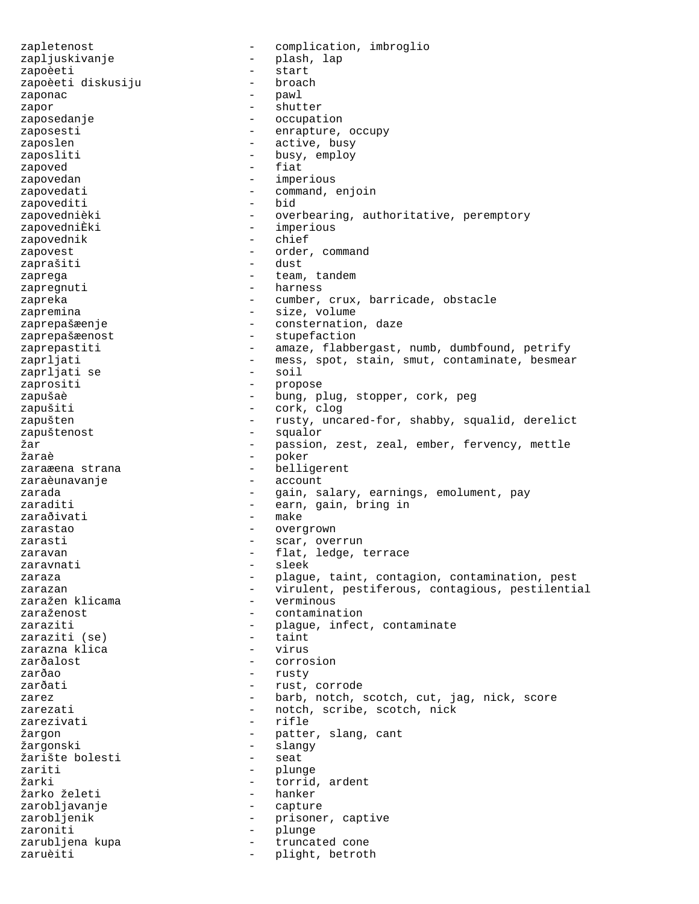zapletenost - complication, imbroglio
zapljuskivanje - plash, lap
zapoèeti - start
zapoèeti diskusiju - broach
zaponac - pawl
zapor - shutter
zaposedanje - occupation
zaposesti - enrapture, occupy
zaposlen - active, busy
zaposliti - busy, employ
zapoved - fiat
zapovedan - imperious
zapovedati - command, enjoin
zapovediti - bid
zapovednièki - overbearing, authoritative, peremptory
zapovedniÈki - imperious
zapovednik - chief
zapovest - order, command
zaprašiti - dust
zaprega - team, tandem
zapregnuti - harness
zapreka - cumber, crux, barricade, obstacle
zapremina - size, volume
zaprepašæenje - consternation, daze
zaprepašæenost - stupefaction
zaprepastiti - amaze, flabbergast, numb, dumbfound, petrify
zaprljati - mess, spot, stain, smut, contaminate, besmear
zaprljati se - soil
zaprositi - propose
zapušaè - bung, plug, stopper, cork, peg
zapušiti - cork, clog
zapušten - rusty, uncared-for, shabby, squalid, derelict
zapuštenost - squalor
žar - passion, zest, zeal, ember, fervency, mettle
žaraè - poker
zaraæena strana - belligerent
zaraèunavanje - account
zarada - gain, salary, earnings, emolument, pay
zaraditi - earn, gain, bring in
zarađivati - make
zarastao - overgrown
zarasti - scar, overrun
zaravan - flat, ledge, terrace
zaravnati - sleek
zaraza - plague, taint, contagion, contamination, pest
zarazan - virulent, pestiferous, contagious, pestilential
zaražen klicama - verminous
zaraženost - contamination
zaraziti - plague, infect, contaminate
zaraziti (se) - taint
zarazna klica - virus
zarđalost - corrosion
zarđao - rusty
zarđati - rust, corrode
zarez - barb, notch, scotch, cut, jag, nick, score
zarezati - notch, scribe, scotch, nick
zarezivati - rifle
žargon - patter, slang, cant
žargonski - slangy
žarište bolesti - seat
zariti - plunge
žarki - torrid, ardent
žarko želeti - hanker
zarobljavanje - capture
zarobljenik - prisoner, captive
zaroniti - plunge
zarubljena kupa - truncated cone
zaruèiti - plight, betroth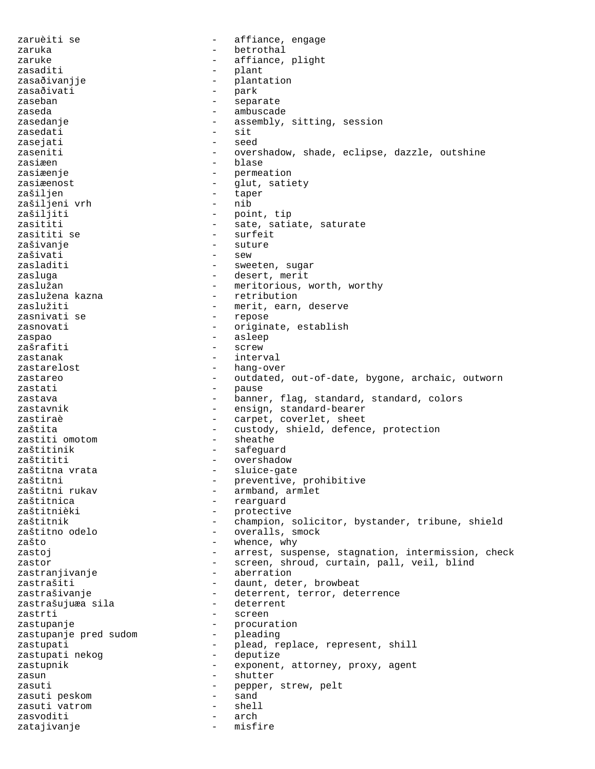zaruèiti se - affiance, engage
zaruka - betrothal
zaruke - affiance, plight
zasaditi - plant
zasaðivanjje - plantation
zasaðivati - park
zaseban - separate
zaseda - ambuscade
zasedanje - assembly, sitting, session
zasedati - sit
zasejati - seed
zaseniti - overshadow, shade, eclipse, dazzle, outshine
zasiæen - blase
zasiæenje - permeation
zasiæenost - glut, satiety
zašiljen - taper
zašiljeni vrh - nib
zašiljiti - point, tip
zasititi - sate, satiate, saturate
zasititi se - surfeit
zašivanje - suture
zašivati - sew
zasladiti - sweeten, sugar
zasluga - desert, merit
zaslužan - meritorious, worth, worthy
zaslužena kazna - retribution
zaslužiti - merit, earn, deserve
zasnivati se - repose
zasnovati - originate, establish
zaspao - asleep
zašrafiti - screw
zastanak - interval
zastarelost - hang-over
zastareo - outdated, out-of-date, bygone, archaic, outworn
zastati - pause
zastava - banner, flag, standard, standard, colors
zastavnik - ensign, standard-bearer
zastiraè - carpet, coverlet, sheet
zaštita - custody, shield, defence, protection
zastiti omotom - sheathe
zaštitinik - safeguard
zaštititi - overshadow
zaštitna vrata - sluice-gate
zaštitni - preventive, prohibitive
zaštitni rukav - armband, armlet
zaštitnica - rearguard
zaštitnièki - protective
zaštitnik - champion, solicitor, bystander, tribune, shield
zaštitno odelo - overalls, smock
zašto - whence, why
zastoj - arrest, suspense, stagnation, intermission, check
zastor - screen, shroud, curtain, pall, veil, blind
zastranjivanje - aberration
zastrašiti - daunt, deter, browbeat
zastrašivanje - deterrent, terror, deterrence
zastrašujuæa sila - deterrent
zastrti - screen
zastupanje - procuration
zastupanje pred sudom - pleading
zastupati - plead, replace, represent, shill
zastupati nekog - deputize
zastupnik - exponent, attorney, proxy, agent
zasun - shutter
zasuti - pepper, strew, pelt
zasuti peskom - sand
zasuti vatrom - shell
zasvoditi - arch
zatajivanje - misfire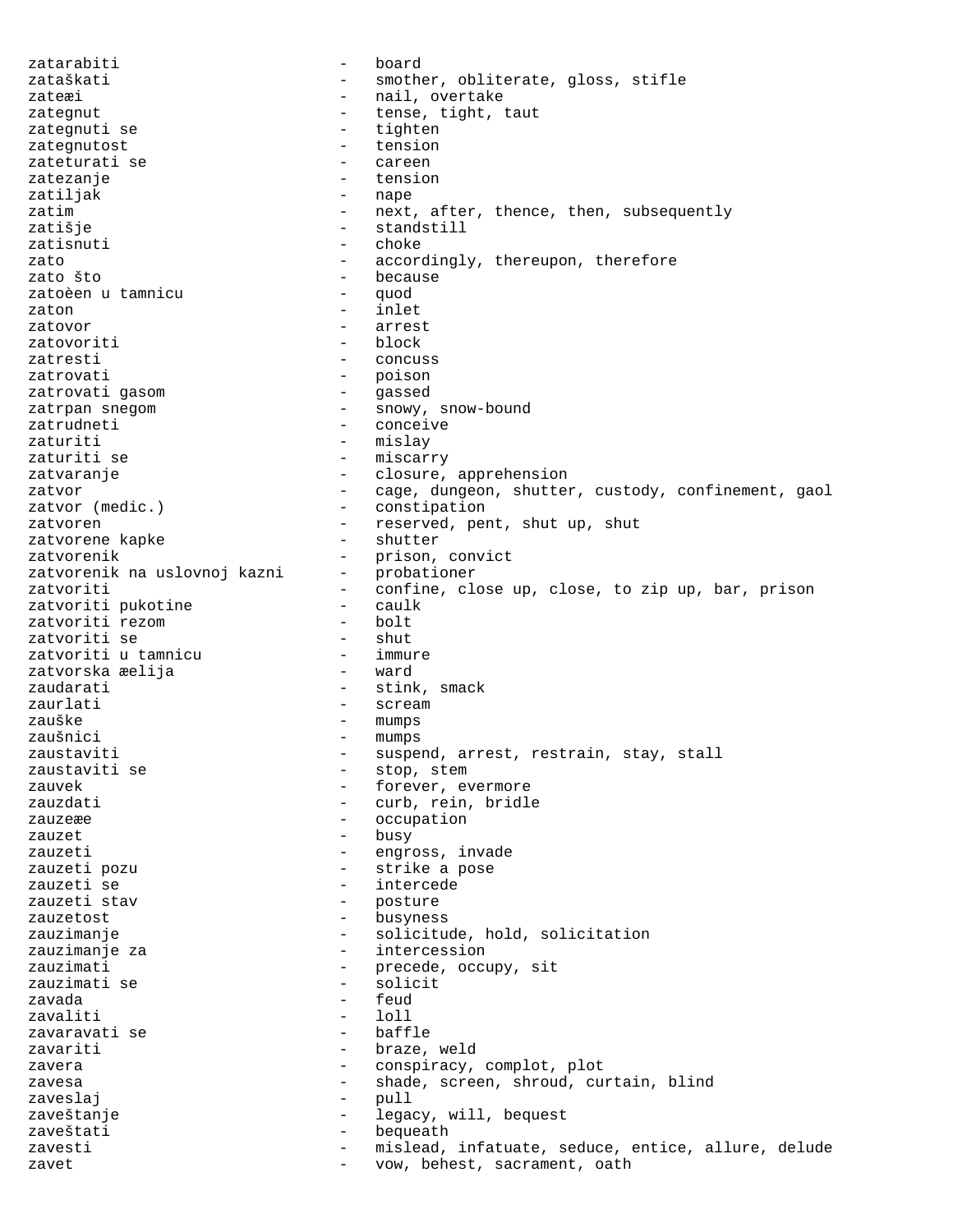zatarabiti - board
zataškati - smother, obliterate, gloss, stifle
zateæi - nail, overtake
zategnut - tense, tight, taut
zategnuti se - tighten
zategnutost - tension
zateturati se - careen
zatezanje - tension
zatiljak - nape
zatim - next, after, thence, then, subsequently
zatišje - standstill
zatisnuti - choke
zato - accordingly, thereupon, therefore
zato što - because
zatoèen u tamnicu - quod
zaton - inlet
zatovor - arrest
zatovoriti - block
zatresti - concuss
zatrovati - poison
zatrovati gasom - gassed
zatrpan snegom - snowy, snow-bound
zatrudneti - conceive
zaturiti - mislay
zaturiti se - miscarry
zatvaranje - closure, apprehension
zatvor - cage, dungeon, shutter, custody, confinement, gaol
zatvor (medic.) - constipation
zatvoren - reserved, pent, shut up, shut
zatvorene kapke - shutter
zatvorenik - prison, convict
zatvorenik na uslovnoj kazni - probationer
zatvoriti - confine, close up, close, to zip up, bar, prison
zatvoriti pukotine - caulk
zatvoriti rezom - bolt
zatvoriti se - shut
zatvoriti u tamnicu - immure
zatvorska æelija - ward
zaudarati - stink, smack
zaurlati - scream
zauške - mumps
zaušnici - mumps
zaustaviti - suspend, arrest, restrain, stay, stall
zaustaviti se - stop, stem
zauvek - forever, evermore
zauzdati - curb, rein, bridle
zauzeæe - occupation
zauzet - busy
zauzeti - engross, invade
zauzeti pozu - strike a pose
zauzeti se - intercede
zauzeti stav - posture
zauzetost - busyness
zauzimanje - solicitude, hold, solicitation
zauzimanje za - intercession
zauzimati - precede, occupy, sit
zauzimati se - solicit
zavada - feud
zavaliti - loll
zavaravati se - baffle
zavariti - braze, weld
zavera - conspiracy, complot, plot
zavesa - shade, screen, shroud, curtain, blind
zaveslaj - pull
zaveštanje - legacy, will, bequest
zaveštati - bequeath
zavesti - mislead, infatuate, seduce, entice, allure, delude
zavet - vow, behest, sacrament, oath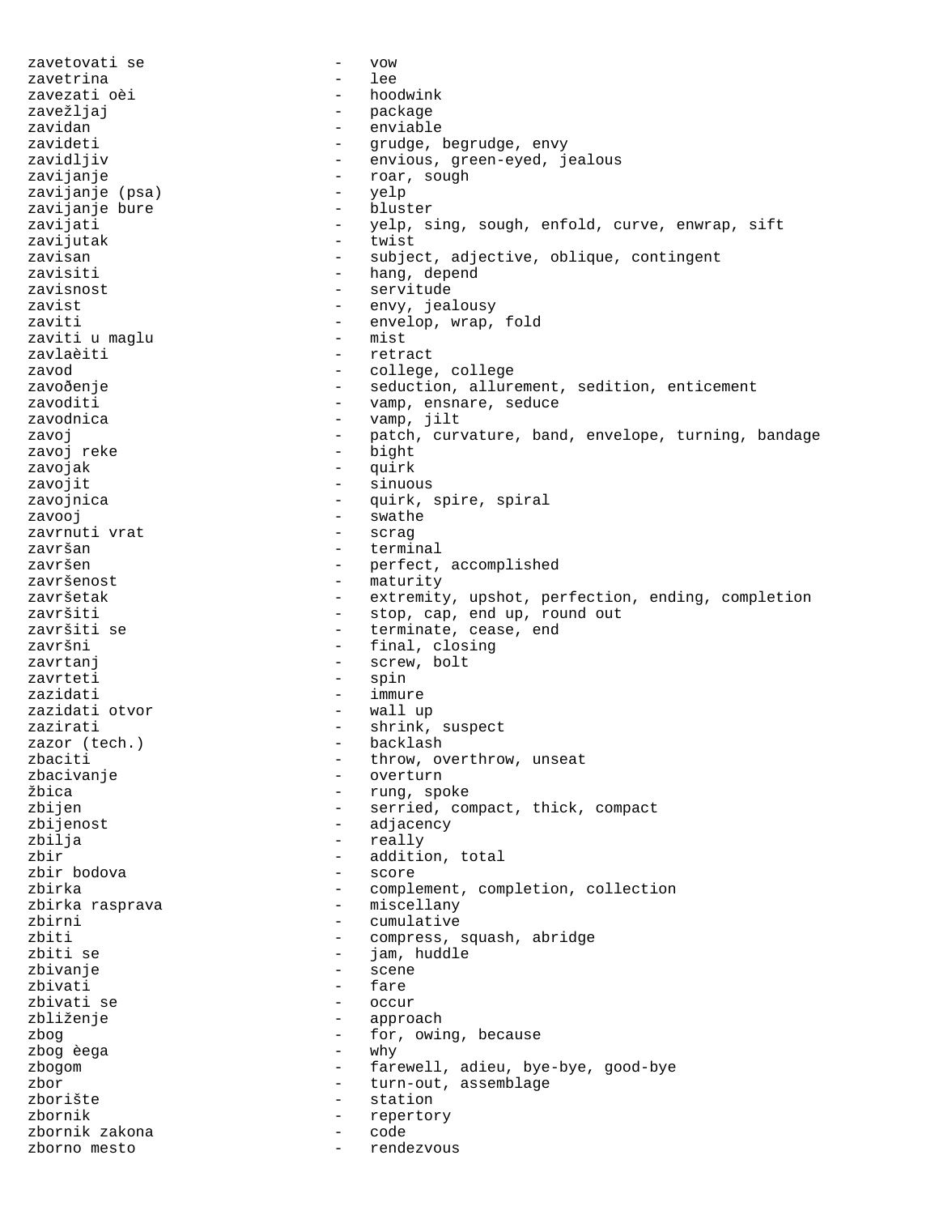zavetovati se - vow
zavetrina - lee
zavezati oèi - hoodwink
zavežljaj - package
zavidan - enviable
zavideti - grudge, begrudge, envy
zavidljiv - envious, green-eyed, jealous
zavijanje - roar, sough
zavijanje (psa) - yelp
zavijanje bure - bluster
zavijati - yelp, sing, sough, enfold, curve, enwrap, sift
zavijutak - twist
zavisan - subject, adjective, oblique, contingent
zavisiti - hang, depend
zavisnost - servitude
zavist - envy, jealousy
zaviti - envelop, wrap, fold
zaviti u maglu - mist
zavlaèiti - retract
zavod - college, college
zavoðenje - seduction, allurement, sedition, enticement
zavoditi - vamp, ensnare, seduce
zavodnica - vamp, jilt
zavoj - patch, curvature, band, envelope, turning, bandage
zavoj reke - bight
zavojak - quirk
zavojit - sinuous
zavojnica - quirk, spire, spiral
zavooj - swathe
zavrnuti vrat - scrag
završan - terminal
završen - perfect, accomplished
završenost - maturity
završetak - extremity, upshot, perfection, ending, completion
završiti - stop, cap, end up, round out
završiti se - terminate, cease, end
završni - final, closing
zavrtanj - screw, bolt
zavrteti - spin
zazidati - immure
zazidati otvor - wall up
zazirati - shrink, suspect
zazor (tech.) - backlash
zbaciti - throw, overthrow, unseat
zbacivanje - overturn
žbica - rung, spoke
zbijen - serried, compact, thick, compact
zbijenost - adjacency
zbilja - really
zbir - addition, total
zbir bodova - score
zbirka - complement, completion, collection
zbirka rasprava - miscellany
zbirni - cumulative
zbiti - compress, squash, abridge
zbiti se - jam, huddle
zbivanje - scene
zbivati - fare
zbivati se - occur
zbliženje - approach
zbog - for, owing, because
zbog èega - why
zbogom - farewell, adieu, bye-bye, good-bye
zbor - turn-out, assemblage
zborište - station
zbornik - repertory
zbornik zakona - code
zborno mesto - rendezvous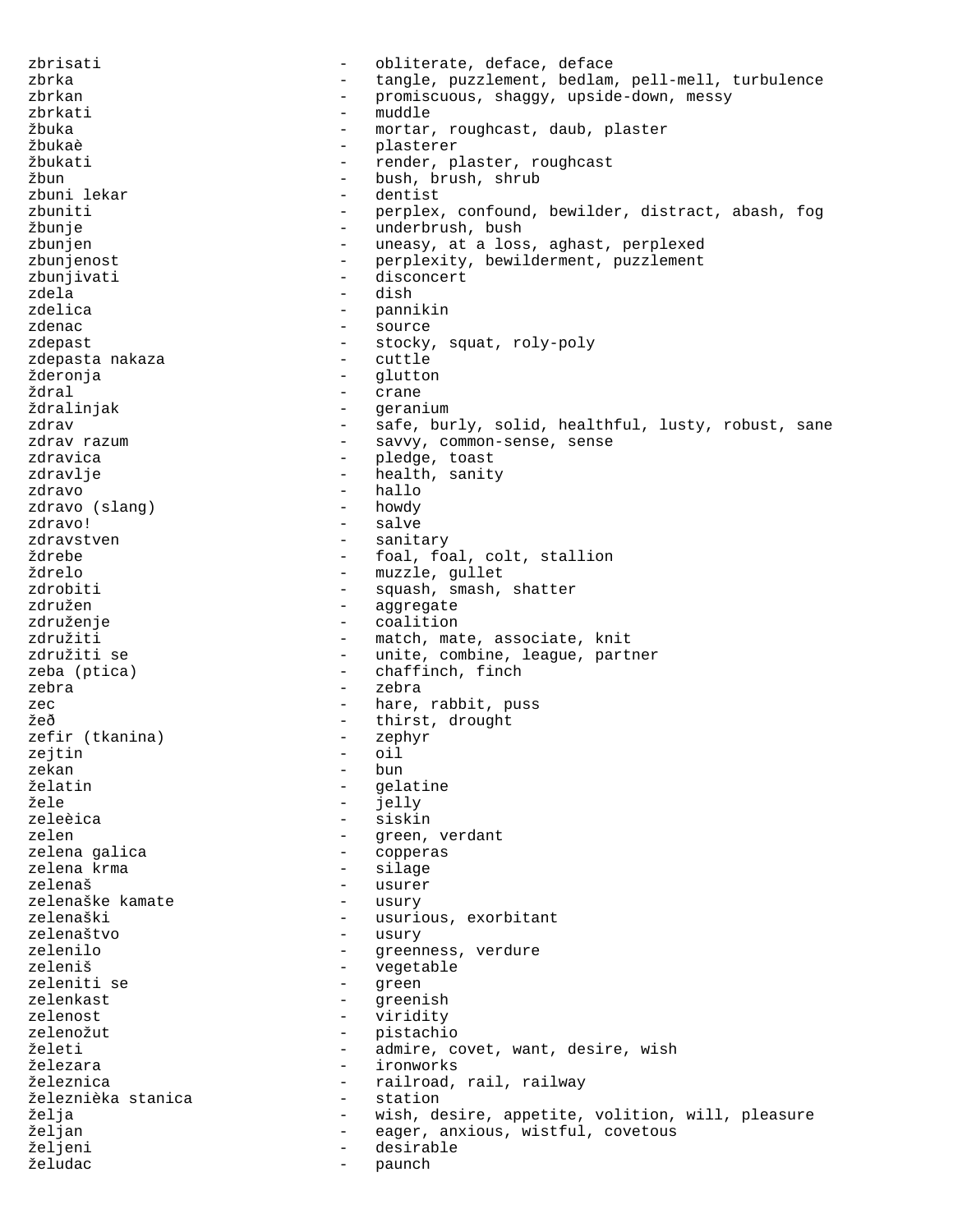zbrisati - obliterate, deface, deface
zbrka - tangle, puzzlement, bedlam, pell-mell, turbulence
zbrkan - promiscuous, shaggy, upside-down, messy
zbrkati - muddle
žbuka - mortar, roughcast, daub, plaster
žbukaè - plasterer
žbukati - render, plaster, roughcast
žbun - bush, brush, shrub
zbuni lekar - dentist
zbuniti - perplex, confound, bewilder, distract, abash, fog
žbunje - underbrush, bush
zbunjen - uneasy, at a loss, aghast, perplexed
zbunjenost - perplexity, bewilderment, puzzlement
zbunjivati - disconcert
zdela - dish
zdelica - pannikin
zdenac - source
zdepast - stocky, squat, roly-poly
zdepasta nakaza - cuttle
žderonja - glutton
ždral - crane
ždralinjak - geranium
zdrav - safe, burly, solid, healthful, lusty, robust, sane
zdrav razum - savvy, common-sense, sense
zdravica - pledge, toast
zdravlje - health, sanity
zdravo - hallo
zdravo (slang) - howdy
zdravo! - salve
zdravstven - sanitary
ždrebe - foal, foal, colt, stallion
ždrelo - muzzle, gullet
zdrobiti - squash, smash, shatter
združen - aggregate
udruženje - coalition
združiti - match, mate, associate, knit
združiti se - unite, combine, league, partner
zeba (ptica) - chaffinch, finch
zebra - zebra
zec - hare, rabbit, puss
žeð - thirst, drought
zefir (tkanina) - zephyr
zejtin - oil
zekan - bun
želatin - gelatine
žele - jelly
zeleèica - siskin
zelen - green, verdant
zelena galica - copperas
zelena krma - silage
zelenaš - usurer
zelenaške kamate - usury
zelenaški - usurious, exorbitant
zelenaštvo - usury
zelenilo - greenness, verdure
zeleniš - vegetable
zeleniti se - green
zelenkast - greenish
zelenost - viridity
zelenožut - pistachio
želeti - admire, covet, want, desire, wish
železara - ironworks
železnica - railroad, rail, railway
železnièka stanica - station
želja - wish, desire, appetite, volition, will, pleasure
željan - eager, anxious, wistful, covetous
željeni - desirable
želudac - paunch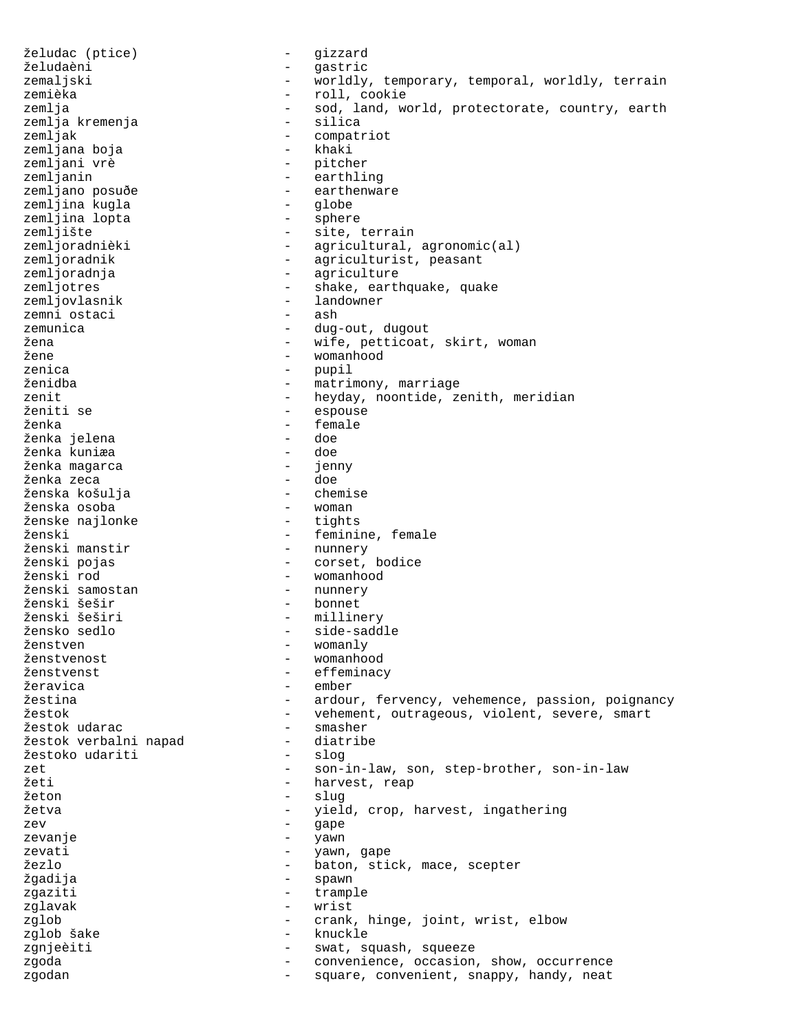želudac (ptice) - gizzard
želudaèni - gastric
zemaljski - worldly, temporary, temporal, worldly, terrain
zemièka - roll, cookie
zemlja - sod, land, world, protectorate, country, earth
zemlja kremenja - silica
zemljak - compatriot
zemljana boja - khaki
zemljani vrè - pitcher
zemljanin - earthling
zemljano posuðe - earthenware
zemljina kugla - globe
zemljina lopta - sphere
zemljište - site, terrain
zemljoradnièki - agricultural, agronomic(al)
zemljoradnik - agriculturist, peasant
zemljoradnja - agriculture
zemljotres - shake, earthquake, quake
zemljovlasnik - landowner
zemni ostaci - ash
zemunica - dug-out, dugout
žena - wife, petticoat, skirt, woman
žene - womanhood
zenica - pupil
ženidba - matrimony, marriage
zenit - heyday, noontide, zenith, meridian
ženiti se - espouse
ženka - female
ženka jelena - doe
ženka kuniæa - doe
ženka magarca - jenny
ženka zeca - doe
ženska košulja - chemise
ženska osoba - woman
ženske najlonke - tights
ženski - feminine, female
ženski manstir - nunnery
ženski pojas - corset, bodice
ženski rod - womanhood
ženski samostan - nunnery
ženski šešir - bonnet
ženski šeširi - millinery
žensko sedlo - side-saddle
ženstven - womanly
ženstvenost - womanhood
ženstvenst - effeminacy
žeravica - ember
žestina - ardour, fervency, vehemence, passion, poignancy
žestok - vehement, outrageous, violent, severe, smart
žestok udarac - smasher
žestok verbalni napad - diatribe
žestoko udariti - slog
zet - son-in-law, son, step-brother, son-in-law
žeti - harvest, reap
žeton - slug
žetva - yield, crop, harvest, ingathering
zev - gape
zevanje - yawn
zevati - yawn, gape
žezlo - baton, stick, mace, scepter
žgadija - spawn
zgaziti - trample
zglavak - wrist
zglob - crank, hinge, joint, wrist, elbow
zglob šake - knuckle
zgnjeèiti - swat, squash, squeeze
zgoda - convenience, occasion, show, occurrence
zgodan - square, convenient, snappy, handy, neat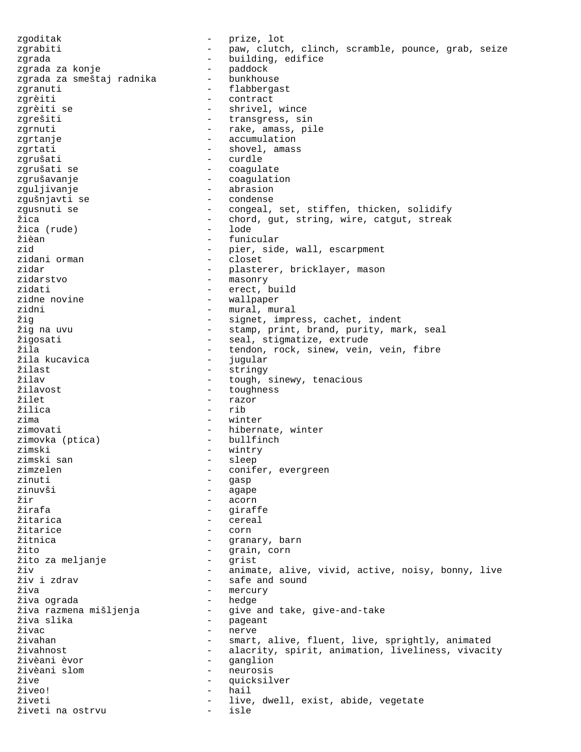zgoditak - prize, lot
zgrabiti - paw, clutch, clinch, scramble, pounce, grab, seize
zgrada - building, edifice
zgrada za konje - paddock
zgrada za smeštaj radnika - bunkhouse
zgranuti - flabbergast
zgrèiti - contract
zgrèiti se - shrivel, wince
zgrešiti - transgress, sin
zgrnuti - rake, amass, pile
zgrtanje - accumulation
zgrtati - shovel, amass
zgrušati - curdle
zgrušati se - coagulate
zgrušavanje - coagulation
zguljivanje - abrasion
zgušnjavti se - condense
zgusnuti se - congeal, set, stiffen, thicken, solidify
žica - chord, gut, string, wire, catgut, streak
žica (rude) - lode
žièan - funicular
zid - pier, side, wall, escarpment
zidani orman - closet
zidar - plasterer, bricklayer, mason
zidarstvo - masonry
zidati - erect, build
zidne novine - wallpaper
zidni - mural, mural
žig - signet, impress, cachet, indent
žig na uvu - stamp, print, brand, purity, mark, seal
žigosati - seal, stigmatize, extrude
žila - tendon, rock, sinew, vein, vein, fibre
žila kucavica - jugular
žilast - stringy
žilav - tough, sinewy, tenacious
žilavost - toughness
žilet - razor
žilica - rib
zima - winter
zimovati - hibernate, winter
zimovka (ptica) - bullfinch
zimski - wintry
zimski san - sleep
zimzelen - conifer, evergreen
zinuti - gasp
zinuvši - agape
žir - acorn
žirafa - giraffe
žitarica - cereal
žitarice - corn
žitnica - granary, barn
žito - grain, corn
žito za meljanje - grist
živ - animate, alive, vivid, active, noisy, bonny, live
živ i zdrav - safe and sound
živa - mercury
živa ograda - hedge
živa razmena mišljenja - give and take, give-and-take
živa slika - pageant
živac - nerve
živahan - smart, alive, fluent, live, sprightly, animated
živahnost - alacrity, spirit, animation, liveliness, vivacity
živèani èvor - ganglion
živèani slom - neurosis
žive - quicksilver
živeo! - hail
živeti - live, dwell, exist, abide, vegetate
živeti na ostrvu - isle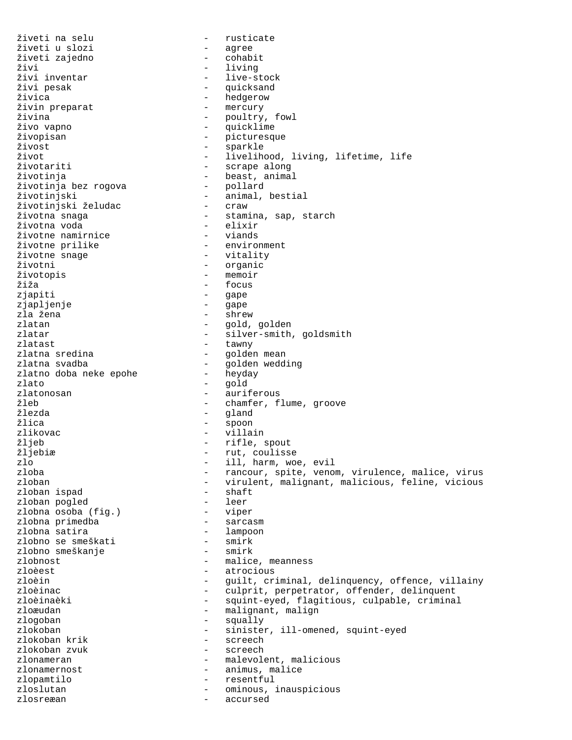živeti na selu - rusticate
živeti u slozi - agree
živeti zajedno - cohabit
živi - living
živi inventar - live-stock
živi pesak - quicksand
živica - hedgerow
živin preparat - mercury
živina - poultry, fowl
živo vapno - quicklime
živopisan - picturesque
živost - sparkle
život - livelihood, living, lifetime, life
životariti - scrape along
životinja - beast, animal
životinja bez rogova - pollard
životinjski - animal, bestial
životinjski želudac - craw
životna snaga - stamina, sap, starch
životna voda - elixir
životne namirnice - viands
životne prilike - environment
životne snage - vitality
životni - organic
životopis - memoir
žiža - focus
zjapiti - gape
zjapljenje - gape
zla žena - shrew
zlatan - gold, golden
zlatar - silver-smith, goldsmith
zlatast - tawny
zlatna sredina - golden mean
zlatna svadba - golden wedding
zlatno doba neke epohe - heyday
zlato - gold
zlatonosan - auriferous
žleb - chamfer, flume, groove
žlezda - gland
žlica - spoon
zlikovac - villain
žljeb - rifle, spout
žljebiæ - rut, coulisse
zlo - ill, harm, woe, evil
zloba - rancour, spite, venom, virulence, malice, virus
zloban - virulent, malignant, malicious, feline, vicious
zloban ispad - shaft
zloban pogled - leer
zlobna osoba (fig.) - viper
zlobna primedba - sarcasm
zlobna satira - lampoon
zlobno se smeškati - smirk
zlobno smeškanje - smirk
zlobnost - malice, meanness
zloèest - atrocious
zloèin - guilt, criminal, delinquency, offence, villainy
zloèinac - culprit, perpetrator, offender, delinquent
zloèinaèki - squint-eyed, flagitious, culpable, criminal
zloæudan - malignant, malign
zlogoban - squally
zlokoban - sinister, ill-omened, squint-eyed
zlokoban krik - screech
zlokoban zvuk - screech
zlonameran - malevolent, malicious
zlonamernost - animus, malice
zlopamtilo - resentful
zloslutan - ominous, inauspicious
zlosreæan - accursed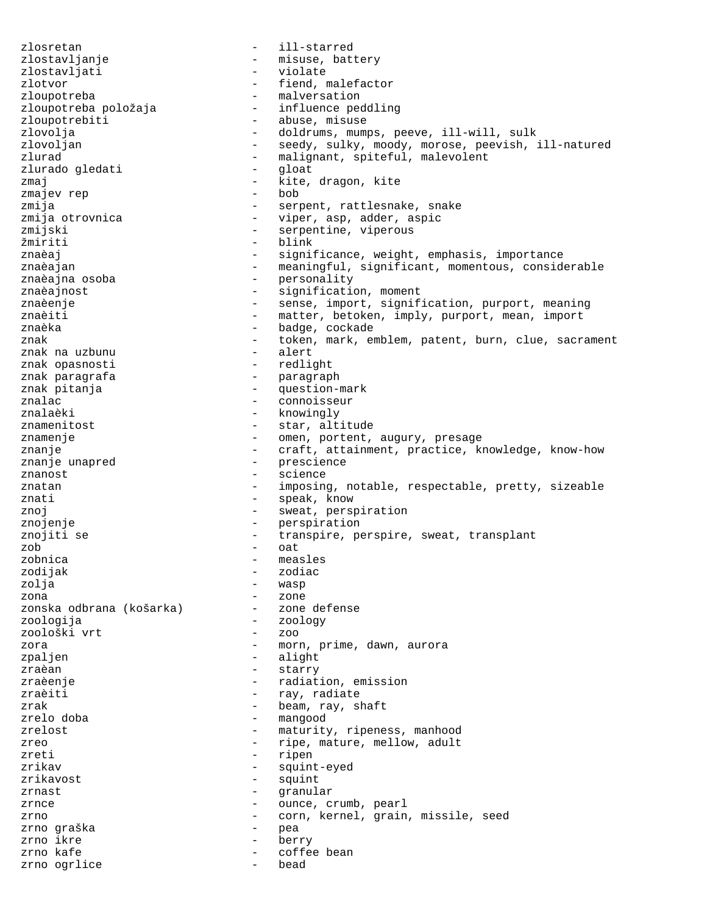zlosretan - ill-starred
zlostavljanje - misuse, battery
zlostavljati - violate
zlotvor - fiend, malefactor
zloupotreba - malversation
zloupotreba položaja - influence peddling
zloupotrebiti - abuse, misuse
zlovolja - doldrums, mumps, peeve, ill-will, sulk
zlovoljan - seedy, sulky, moody, morose, peevish, ill-natured
zlurad - malignant, spiteful, malevolent
zlurado gledati - gloat
zmaj - kite, dragon, kite
zmajev rep - bob
zmija - serpent, rattlesnake, snake
zmija otrovnica - viper, asp, adder, aspic
zmijski - serpentine, viperous
žmiriti - blink
znaèaj - significance, weight, emphasis, importance
znaèajan - meaningful, significant, momentous, considerable
znaèajna osoba - personality
znaèajnost - signification, moment
znaèenje - sense, import, signification, purport, meaning
znaèiti - matter, betoken, imply, purport, mean, import
znaèka - badge, cockade
znak - token, mark, emblem, patent, burn, clue, sacrament
znak na uzbunu - alert
znak opasnosti - redlight
znak paragrafa - paragraph
znak pitanja - question-mark
znalac - connoisseur
znalaèki - knowingly
znamenitost - star, altitude
znamenje - omen, portent, augury, presage
znanje - craft, attainment, practice, knowledge, know-how
znanje unapred - prescience
znanost - science
znatan - imposing, notable, respectable, pretty, sizeable
znati - speak, know
znoj - sweat, perspiration
znojenje - perspiration
znojiti se - transpire, perspire, sweat, transplant
zob - oat
zobnica - measles
zodijak - zodiac
zolja - wasp
zona - zone
zonska odbrana (košarka) - zone defense
zoologija - zoology
zoološki vrt - zoo
zora - morn, prime, dawn, aurora
zpaljen - alight
zraèan - starry
zraèenje - radiation, emission
zraèiti - ray, radiate
zrak - beam, ray, shaft
zrelo doba - mangood
zrelost - maturity, ripeness, manhood
zreo - ripe, mature, mellow, adult
zreti - ripen
zrikav - squint-eyed
zrikavost - squint
zrnast - granular
zrnce - ounce, crumb, pearl
zrno - corn, kernel, grain, missile, seed
zrno graška - pea
zrno ikre - berry
zrno kafe - coffee bean
zrno ogrlice - bead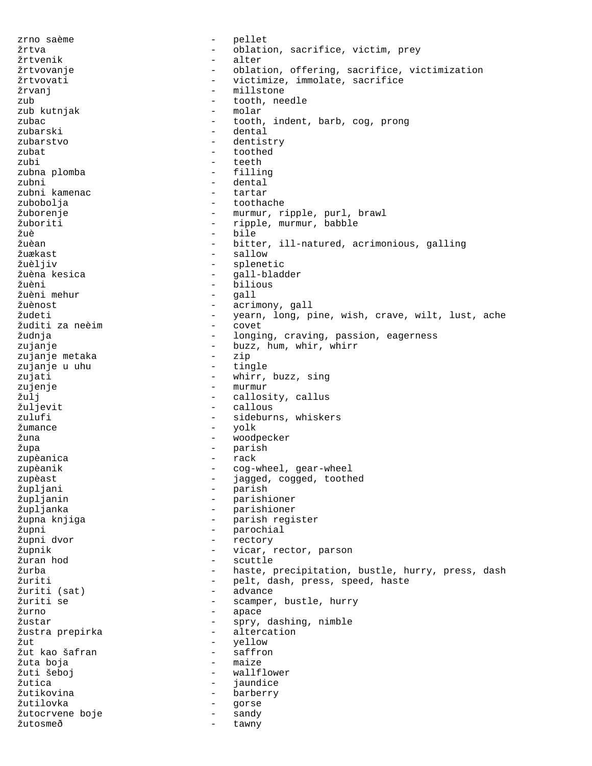zrno saème - pellet
žrtva - oblation, sacrifice, victim, prey
žrtvenik - alter
žrtvovanje - oblation, offering, sacrifice, victimization
žrtvovati - victimize, immolate, sacrifice
žrvanj - millstone
zub - tooth, needle
zub kutnjak - molar
zubac - tooth, indent, barb, cog, prong
zubarski - dental
zubarstvo - dentistry
zubat - toothed
zubi - teeth
zubna plomba - filling
zubni - dental
zubni kamenac - tartar
zubobolja - toothache
žuborenje - murmur, ripple, purl, brawl
žuboriti - ripple, murmur, babble
žuè - bile
žuèan - bitter, ill-natured, acrimonious, galling
žuækast - sallow
žuèljiv - splenetic
žuèna kesica - gall-bladder
žuèni - bilious
žuèni mehur - gall
žuènost - acrimony, gall
žudeti - yearn, long, pine, wish, crave, wilt, lust, ache
žuditi za neèim - covet
žudnja - longing, craving, passion, eagerness
zujanje - buzz, hum, whir, whirr
zujanje metaka - zip
zujanje u uhu - tingle
zujati - whirr, buzz, sing
zujenje - murmur
žulj - callosity, callus
žuljevit - callous
zulufi - sideburns, whiskers
žumance - yolk
žuna - woodpecker
župa - parish
zupèanica - rack
zupèanik - cog-wheel, gear-wheel
zupèast - jagged, cogged, toothed
župljani - parish
župljanin - parishioner
župljanka - parishioner
župna knjiga - parish register
župni - parochial
župni dvor - rectory
župnik - vicar, rector, parson
žuran hod - scuttle
žurba - haste, precipitation, bustle, hurry, press, dash
žuriti - pelt, dash, press, speed, haste
žuriti (sat) - advance
žuriti se - scamper, bustle, hurry
žurno - apace
žustar - spry, dashing, nimble
žustra prepirka - altercation
žut - yellow
žut kao šafran - saffron
žuta boja - maize
žuti šeboj - wallflower
žutica - jaundice
žutikovina - barberry
žutilovka - gorse
žutocrvene boje - sandy
žutosmeð - tawny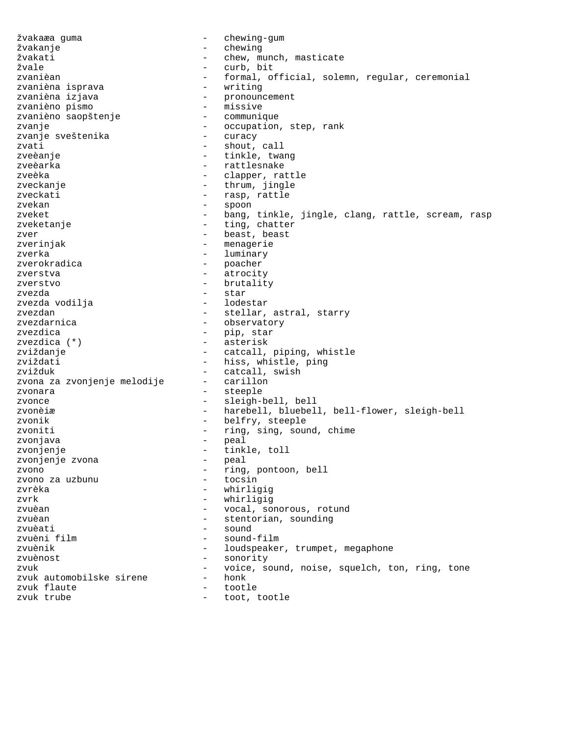žvakaæa guma - chewing-gum
žvakanje - chewing
žvakati - chew, munch, masticate
žvale - curb, bit
zvanièan - formal, official, solemn, regular, ceremonial
zvanièna isprava - writing
zvanièna izjava - pronouncement
zvanièno pismo - missive
zvanièno saopštenje - communique
zvanje - occupation, step, rank
zvanje sveštenika - curacy
zvati - shout, call
zveèanje - tinkle, twang
zveèarka - rattlesnake
zveèka - clapper, rattle
zveckanje - thrum, jingle
zveckati - rasp, rattle
zvekan - spoon
zveket - bang, tinkle, jingle, clang, rattle, scream, rasp
zveketanje - ting, chatter
zver - beast, beast
zverinjak - menagerie
zverka - luminary
zverokradica - poacher
zverstva - atrocity
zverstvo - brutality
zvezda - star
zvezda vodilja - lodestar
zvezdan - stellar, astral, starry
zvezdarnica - observatory
zvezdica - pip, star
zvezdica (*) - asterisk
zviždanje - catcall, piping, whistle
zviždati - hiss, whistle, ping
zvižduk - catcall, swish
zvona za zvonjenje melodije - carillon
zvonara - steeple
zvonce - sleigh-bell, bell
zvonèiæ - harebell, bluebell, bell-flower, sleigh-bell
zvonik - belfry, steeple
zvoniti - ring, sing, sound, chime
zvonjava - peal
zvonjenje - tinkle, toll
zvonjenje zvona - peal
zvono - ring, pontoon, bell
zvono za uzbunu - tocsin
zvrèka - whirligig
zvrk - whirligig
zvuèan - vocal, sonorous, rotund
zvuèan - stentorian, sounding
zvuèati - sound
zvuèni film - sound-film
zvuènik - loudspeaker, trumpet, megaphone
zvuènost - sonority
zvuk - voice, sound, noise, squelch, ton, ring, tone
zvuk automobilske sirene - honk
zvuk flaute - tootle
zvuk trube - toot, tootle